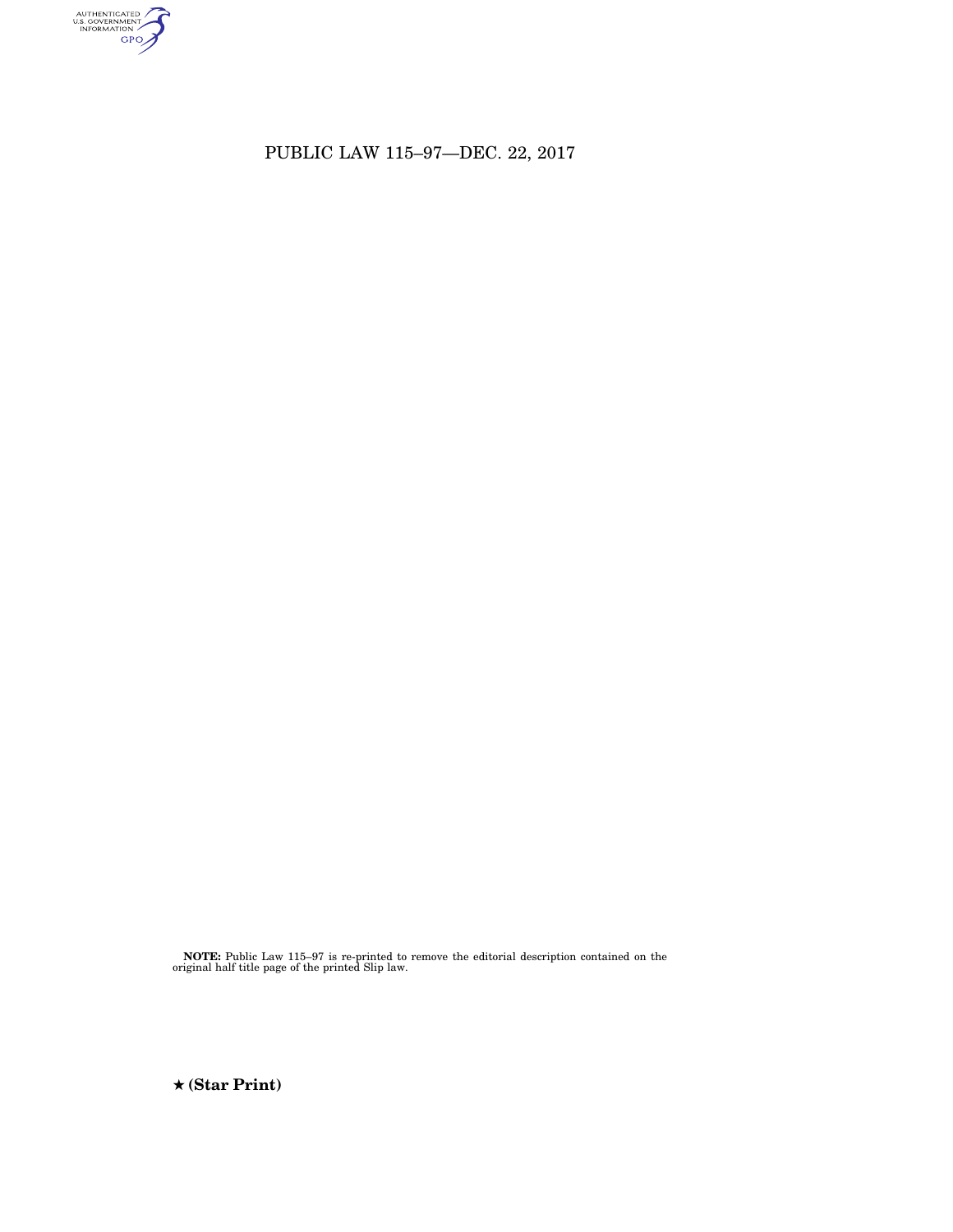# PUBLIC LAW 115–97—DEC. 22, 2017

**NOTE:** Public Law 115–97 is re-printed to remove the editorial description contained on the original half title page of the printed Slip law.

**★ (Star Print)**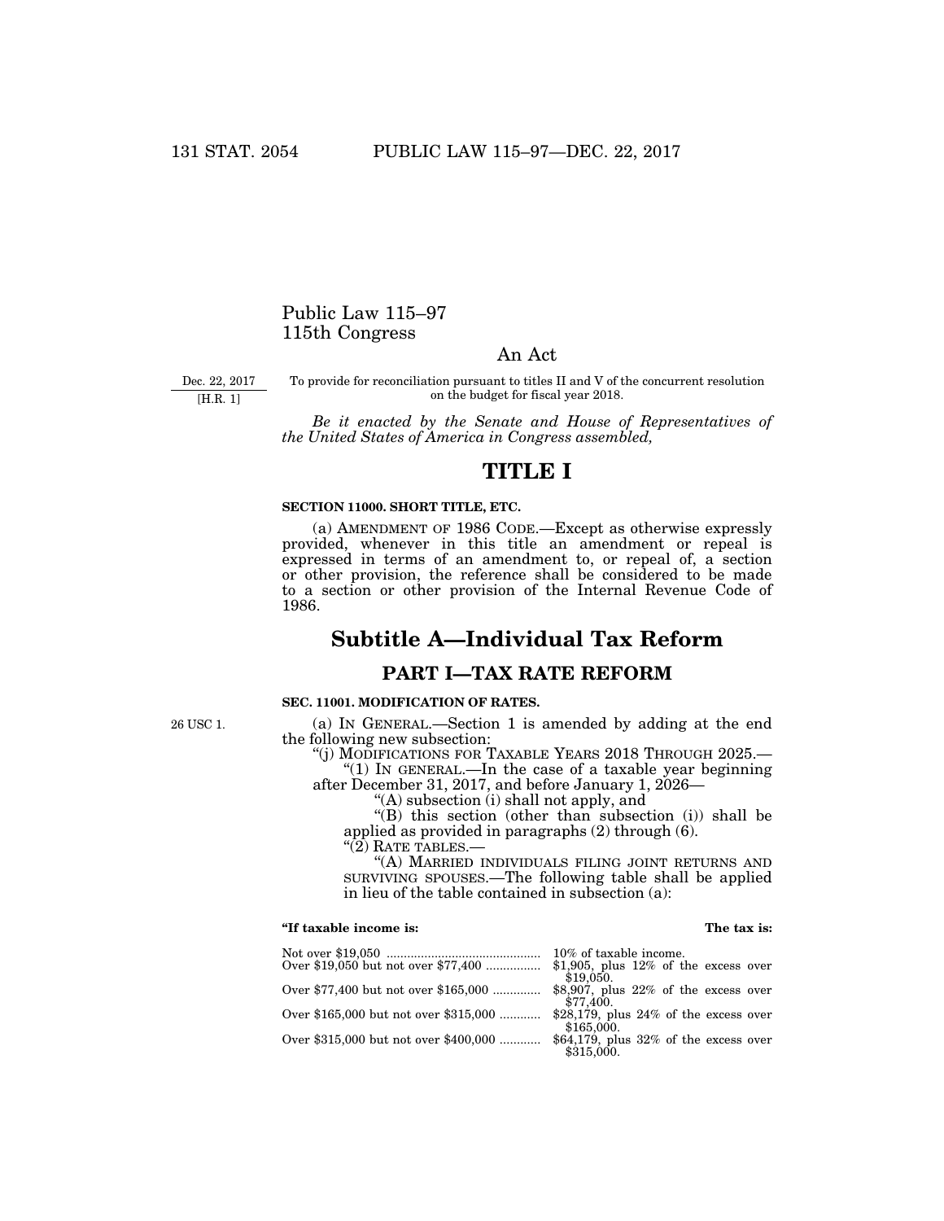# Public Law 115–97
# 115th Congress

## An Act

Dec. 22, 2017
[H.R. 1]

To provide for reconciliation pursuant to titles II and V of the concurrent resolution on the budget for fiscal year 2018.

*Be it enacted by the Senate and House of Representatives of the United States of America in Congress assembled,*

# TITLE I

### SECTION 11000. SHORT TITLE, ETC.

(a) AMENDMENT OF 1986 CODE.—Except as otherwise expressly provided, whenever in this title an amendment or repeal is expressed in terms of an amendment to, or repeal of, a section or other provision, the reference shall be considered to be made to a section or other provision of the Internal Revenue Code of 1986.

# Subtitle A—Individual Tax Reform

## PART I—TAX RATE REFORM

### SEC. 11001. MODIFICATION OF RATES.

26 USC 1.

(a) IN GENERAL.—Section 1 is amended by adding at the end the following new subsection:

"(j) MODIFICATIONS FOR TAXABLE YEARS 2018 THROUGH 2025.—

"(1) IN GENERAL.—In the case of a taxable year beginning after December 31, 2017, and before January 1, 2026—

"(A) subsection (i) shall not apply, and

"(B) this section (other than subsection (i)) shall be applied as provided in paragraphs (2) through (6).

"(2) RATE TABLES.—

"(A) MARRIED INDIVIDUALS FILING JOINT RETURNS AND SURVIVING SPOUSES.—The following table shall be applied in lieu of the table contained in subsection (a):

| "If taxable income is: | The tax is: |
| --- | --- |
| Not over $19,050 | 10% of taxable income. |
| Over $19,050 but not over $77,400 | $1,905, plus 12% of the excess over $19,050. |
| Over $77,400 but not over $165,000 | $8,907, plus 22% of the excess over $77,400. |
| Over $165,000 but not over $315,000 | $28,179, plus 24% of the excess over $165,000. |
| Over $315,000 but not over $400,000 | $64,179, plus 32% of the excess over $315,000. |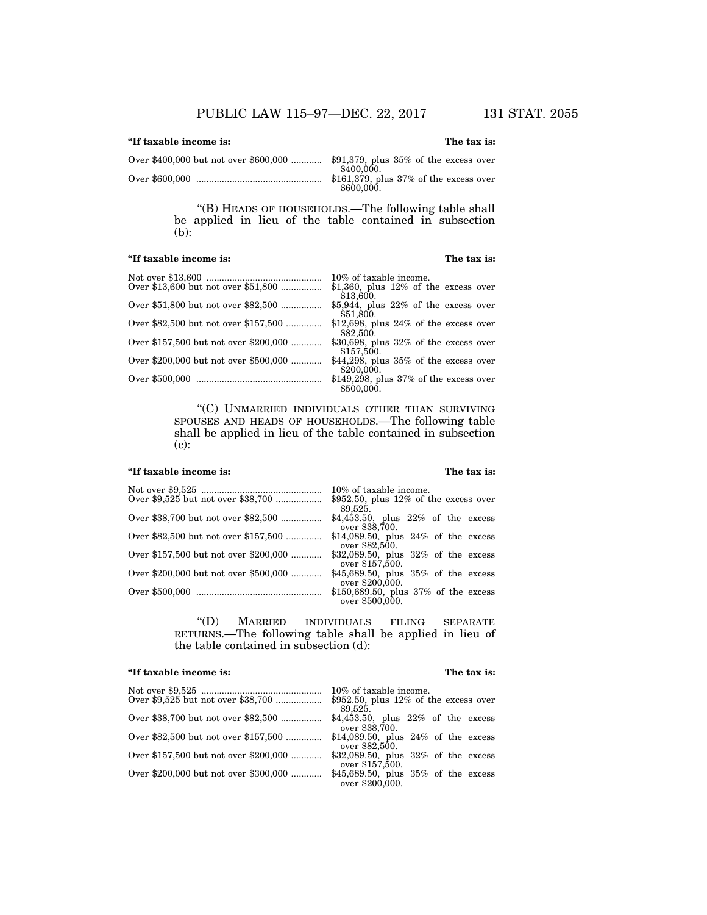| "If taxable income is: | The tax is: |
| --- | --- |
| Over $400,000 but not over $600,000 | $91,379, plus 35% of the excess over $400,000. |
| Over $600,000 | $161,379, plus 37% of the excess over $600,000. |

"(B) HEADS OF HOUSEHOLDS.—The following table shall be applied in lieu of the table contained in subsection (b):

| "If taxable income is: | The tax is: |
| --- | --- |
| Not over $13,600 | 10% of taxable income. |
| Over $13,600 but not over $51,800 | $1,360, plus 12% of the excess over $13,600. |
| Over $51,800 but not over $82,500 | $5,944, plus 22% of the excess over $51,800. |
| Over $82,500 but not over $157,500 | $12,698, plus 24% of the excess over $82,500. |
| Over $157,500 but not over $200,000 | $30,698, plus 32% of the excess over $157,500. |
| Over $200,000 but not over $500,000 | $44,298, plus 35% of the excess over $200,000. |
| Over $500,000 | $149,298, plus 37% of the excess over $500,000. |

"(C) UNMARRIED INDIVIDUALS OTHER THAN SURVIVING SPOUSES AND HEADS OF HOUSEHOLDS.—The following table shall be applied in lieu of the table contained in subsection (c):

| "If taxable income is: | The tax is: |
| --- | --- |
| Not over $9,525 | 10% of taxable income. |
| Over $9,525 but not over $38,700 | $952.50, plus 12% of the excess over $9,525. |
| Over $38,700 but not over $82,500 | $4,453.50, plus 22% of the excess over $38,700. |
| Over $82,500 but not over $157,500 | $14,089.50, plus 24% of the excess over $82,500. |
| Over $157,500 but not over $200,000 | $32,089.50, plus 32% of the excess over $157,500. |
| Over $200,000 but not over $500,000 | $45,689.50, plus 35% of the excess over $200,000. |
| Over $500,000 | $150,689.50, plus 37% of the excess over $500,000. |

"(D) MARRIED INDIVIDUALS FILING SEPARATE RETURNS.—The following table shall be applied in lieu of the table contained in subsection (d):

| "If taxable income is: | The tax is: |
| --- | --- |
| Not over $9,525 | 10% of taxable income. |
| Over $9,525 but not over $38,700 | $952.50, plus 12% of the excess over $9,525. |
| Over $38,700 but not over $82,500 | $4,453.50, plus 22% of the excess over $38,700. |
| Over $82,500 but not over $157,500 | $14,089.50, plus 24% of the excess over $82,500. |
| Over $157,500 but not over $200,000 | $32,089.50, plus 32% of the excess over $157,500. |
| Over $200,000 but not over $300,000 | $45,689.50, plus 35% of the excess over $200,000. |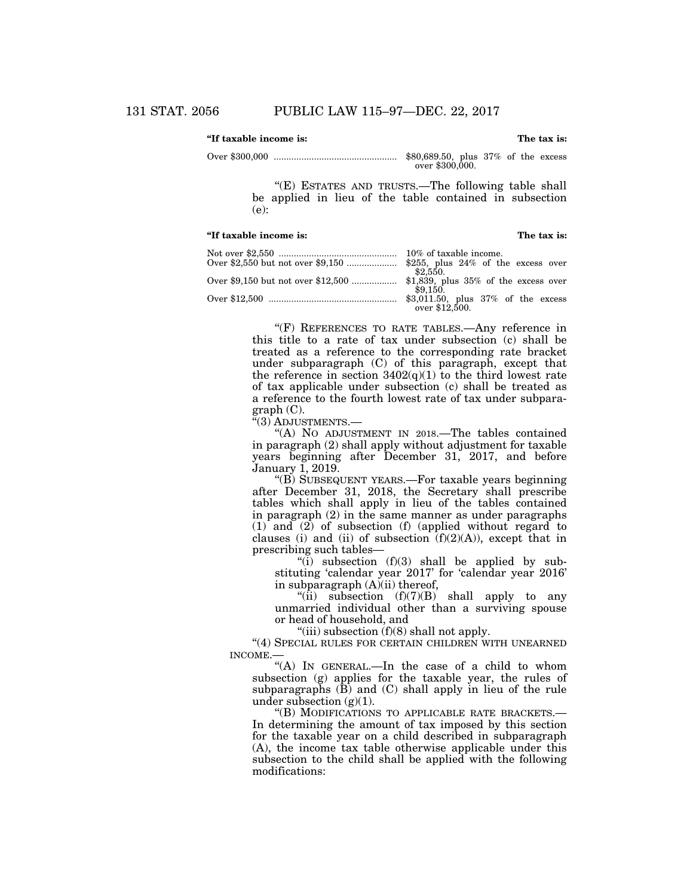| "If taxable income is: | The tax is: |
| --- | --- |
| Over $300,000 | $80,689.50, plus 37% of the excess over $300,000. |

"(E) ESTATES AND TRUSTS.—The following table shall be applied in lieu of the table contained in subsection (e):

| "If taxable income is: | The tax is: |
| --- | --- |
| Not over $2,550 | 10% of taxable income. |
| Over $2,550 but not over $9,150 | $255, plus 24% of the excess over $2,550. |
| Over $9,150 but not over $12,500 | $1,839, plus 35% of the excess over $9,150. |
| Over $12,500 | $3,011.50, plus 37% of the excess over $12,500. |

"(F) REFERENCES TO RATE TABLES.—Any reference in this title to a rate of tax under subsection (c) shall be treated as a reference to the corresponding rate bracket under subparagraph (C) of this paragraph, except that the reference in section 3402(q)(1) to the third lowest rate of tax applicable under subsection (c) shall be treated as a reference to the fourth lowest rate of tax under subparagraph (C).

"(3) ADJUSTMENTS.—

"(A) NO ADJUSTMENT IN 2018.—The tables contained in paragraph (2) shall apply without adjustment for taxable years beginning after December 31, 2017, and before January 1, 2019.

"(B) SUBSEQUENT YEARS.—For taxable years beginning after December 31, 2018, the Secretary shall prescribe tables which shall apply in lieu of the tables contained in paragraph (2) in the same manner as under paragraphs (1) and (2) of subsection (f) (applied without regard to clauses (i) and (ii) of subsection (f)(2)(A)), except that in prescribing such tables—

"(i) subsection (f)(3) shall be applied by substituting 'calendar year 2017' for 'calendar year 2016' in subparagraph (A)(ii) thereof,

"(ii) subsection (f)(7)(B) shall apply to any unmarried individual other than a surviving spouse or head of household, and

"(iii) subsection (f)(8) shall not apply.

"(4) SPECIAL RULES FOR CERTAIN CHILDREN WITH UNEARNED INCOME.—

"(A) IN GENERAL.—In the case of a child to whom subsection (g) applies for the taxable year, the rules of subparagraphs (B) and (C) shall apply in lieu of the rule under subsection (g)(1).

"(B) MODIFICATIONS TO APPLICABLE RATE BRACKETS.—In determining the amount of tax imposed by this section for the taxable year on a child described in subparagraph (A), the income tax table otherwise applicable under this subsection to the child shall be applied with the following modifications: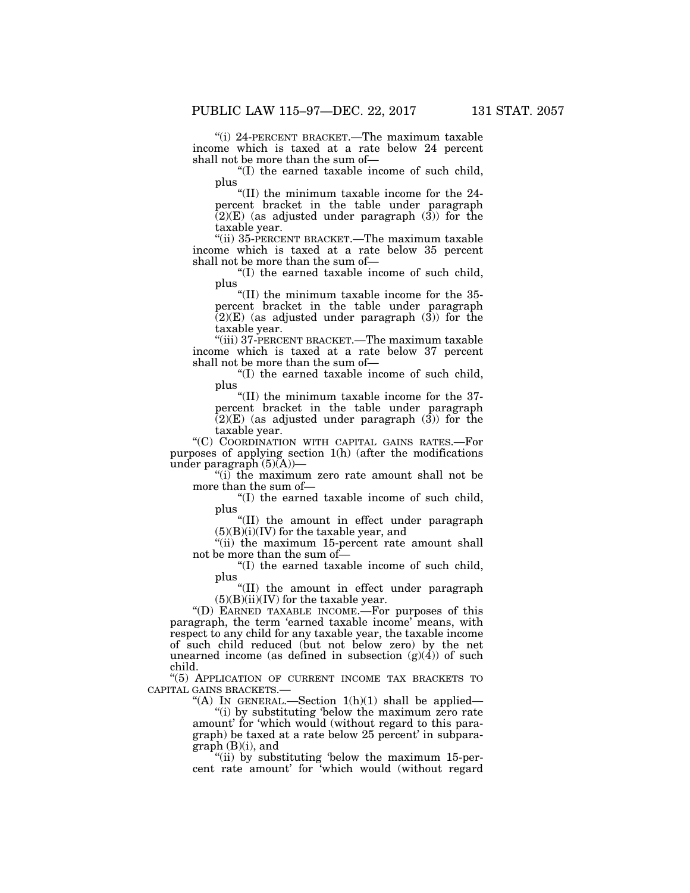"(i) 24-PERCENT BRACKET.—The maximum taxable income which is taxed at a rate below 24 percent shall not be more than the sum of—

"(I) the earned taxable income of such child, plus

"(II) the minimum taxable income for the 24-percent bracket in the table under paragraph (2)(E) (as adjusted under paragraph (3)) for the taxable year.

"(ii) 35-PERCENT BRACKET.—The maximum taxable income which is taxed at a rate below 35 percent shall not be more than the sum of—

"(I) the earned taxable income of such child, plus

"(II) the minimum taxable income for the 35-percent bracket in the table under paragraph (2)(E) (as adjusted under paragraph (3)) for the taxable year.

"(iii) 37-PERCENT BRACKET.—The maximum taxable income which is taxed at a rate below 37 percent shall not be more than the sum of—

"(I) the earned taxable income of such child, plus

"(II) the minimum taxable income for the 37-percent bracket in the table under paragraph (2)(E) (as adjusted under paragraph (3)) for the taxable year.

"(C) COORDINATION WITH CAPITAL GAINS RATES.—For purposes of applying section 1(h) (after the modifications under paragraph (5)(A))—

"(i) the maximum zero rate amount shall not be more than the sum of—

"(I) the earned taxable income of such child, plus

"(II) the amount in effect under paragraph (5)(B)(i)(IV) for the taxable year, and

"(ii) the maximum 15-percent rate amount shall not be more than the sum of—

"(I) the earned taxable income of such child, plus

"(II) the amount in effect under paragraph (5)(B)(ii)(IV) for the taxable year.

"(D) EARNED TAXABLE INCOME.—For purposes of this paragraph, the term 'earned taxable income' means, with respect to any child for any taxable year, the taxable income of such child reduced (but not below zero) by the net unearned income (as defined in subsection (g)(4)) of such child.

"(5) APPLICATION OF CURRENT INCOME TAX BRACKETS TO CAPITAL GAINS BRACKETS.—

"(A) IN GENERAL.—Section 1(h)(1) shall be applied—

"(i) by substituting 'below the maximum zero rate amount' for 'which would (without regard to this paragraph) be taxed at a rate below 25 percent' in subparagraph (B)(i), and

"(ii) by substituting 'below the maximum 15-percent rate amount' for 'which would (without regard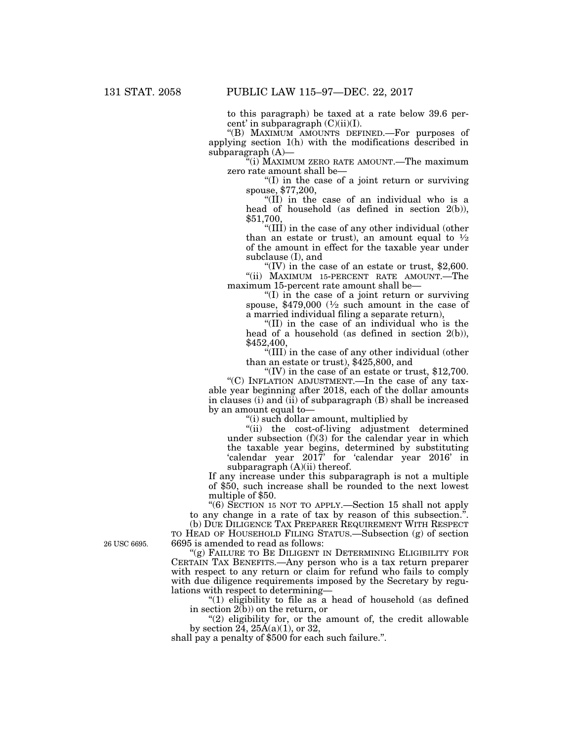to this paragraph) be taxed at a rate below 39.6 percent' in subparagraph (C)(ii)(I).

"(B) MAXIMUM AMOUNTS DEFINED.—For purposes of applying section 1(h) with the modifications described in subparagraph (A)—

"(i) MAXIMUM ZERO RATE AMOUNT.—The maximum zero rate amount shall be—

"(I) in the case of a joint return or surviving spouse, $77,200,

"(II) in the case of an individual who is a head of household (as defined in section 2(b)), $51,700,

"(III) in the case of any other individual (other than an estate or trust), an amount equal to ½ of the amount in effect for the taxable year under subclause (I), and

"(IV) in the case of an estate or trust, $2,600.

"(ii) MAXIMUM 15-PERCENT RATE AMOUNT.—The maximum 15-percent rate amount shall be—

"(I) in the case of a joint return or surviving spouse, $479,000 (½ such amount in the case of a married individual filing a separate return),

"(II) in the case of an individual who is the head of a household (as defined in section 2(b)), $452,400,

"(III) in the case of any other individual (other than an estate or trust), $425,800, and

"(IV) in the case of an estate or trust, $12,700.

"(C) INFLATION ADJUSTMENT.—In the case of any taxable year beginning after 2018, each of the dollar amounts in clauses (i) and (ii) of subparagraph (B) shall be increased by an amount equal to—

"(i) such dollar amount, multiplied by

"(ii) the cost-of-living adjustment determined under subsection (f)(3) for the calendar year in which the taxable year begins, determined by substituting 'calendar year 2017' for 'calendar year 2016' in subparagraph (A)(ii) thereof.

If any increase under this subparagraph is not a multiple of $50, such increase shall be rounded to the next lowest multiple of $50.

"(6) SECTION 15 NOT TO APPLY.—Section 15 shall not apply to any change in a rate of tax by reason of this subsection.".

(b) DUE DILIGENCE TAX PREPARER REQUIREMENT WITH RESPECT TO HEAD OF HOUSEHOLD FILING STATUS.—Subsection (g) of section 6695 is amended to read as follows:

26 USC 6695.

"(g) FAILURE TO BE DILIGENT IN DETERMINING ELIGIBILITY FOR CERTAIN TAX BENEFITS.—Any person who is a tax return preparer with respect to any return or claim for refund who fails to comply with due diligence requirements imposed by the Secretary by regulations with respect to determining—

"(1) eligibility to file as a head of household (as defined in section 2(b)) on the return, or

"(2) eligibility for, or the amount of, the credit allowable by section 24, 25A(a)(1), or 32,

shall pay a penalty of $500 for each such failure.".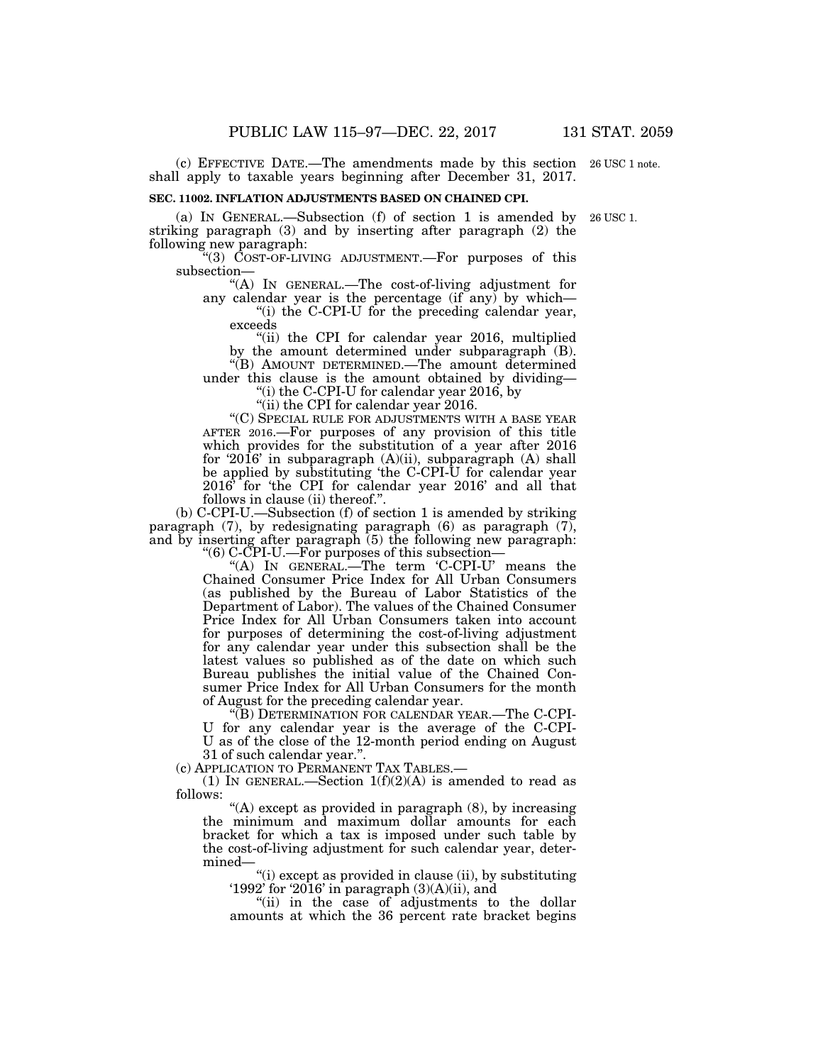(c) EFFECTIVE DATE.—The amendments made by this section shall apply to taxable years beginning after December 31, 2017.

26 USC 1 note.

**SEC. 11002. INFLATION ADJUSTMENTS BASED ON CHAINED CPI.**

26 USC 1.

(a) IN GENERAL.—Subsection (f) of section 1 is amended by striking paragraph (3) and by inserting after paragraph (2) the following new paragraph:

"(3) COST-OF-LIVING ADJUSTMENT.—For purposes of this subsection—

"(A) IN GENERAL.—The cost-of-living adjustment for any calendar year is the percentage (if any) by which—

"(i) the C-CPI-U for the preceding calendar year, exceeds

"(ii) the CPI for calendar year 2016, multiplied by the amount determined under subparagraph (B).

"(B) AMOUNT DETERMINED.—The amount determined under this clause is the amount obtained by dividing—

"(i) the C-CPI-U for calendar year 2016, by

"(ii) the CPI for calendar year 2016.

"(C) SPECIAL RULE FOR ADJUSTMENTS WITH A BASE YEAR AFTER 2016.—For purposes of any provision of this title which provides for the substitution of a year after 2016 for '2016' in subparagraph (A)(ii), subparagraph (A) shall be applied by substituting 'the C-CPI-U for calendar year 2016' for 'the CPI for calendar year 2016' and all that follows in clause (ii) thereof.".

(b) C-CPI-U.—Subsection (f) of section 1 is amended by striking paragraph (7), by redesignating paragraph (6) as paragraph (7), and by inserting after paragraph (5) the following new paragraph:

"(6) C-CPI-U.—For purposes of this subsection—

"(A) IN GENERAL.—The term 'C-CPI-U' means the Chained Consumer Price Index for All Urban Consumers (as published by the Bureau of Labor Statistics of the Department of Labor). The values of the Chained Consumer Price Index for All Urban Consumers taken into account for purposes of determining the cost-of-living adjustment for any calendar year under this subsection shall be the latest values so published as of the date on which such Bureau publishes the initial value of the Chained Consumer Price Index for All Urban Consumers for the month of August for the preceding calendar year.

"(B) DETERMINATION FOR CALENDAR YEAR.—The C-CPI-U for any calendar year is the average of the C-CPI-U as of the close of the 12-month period ending on August 31 of such calendar year.".

(c) APPLICATION TO PERMANENT TAX TABLES.—

(1) IN GENERAL.—Section 1(f)(2)(A) is amended to read as follows:

"(A) except as provided in paragraph (8), by increasing the minimum and maximum dollar amounts for each bracket for which a tax is imposed under such table by the cost-of-living adjustment for such calendar year, determined—

"(i) except as provided in clause (ii), by substituting '1992' for '2016' in paragraph (3)(A)(ii), and

"(ii) in the case of adjustments to the dollar amounts at which the 36 percent rate bracket begins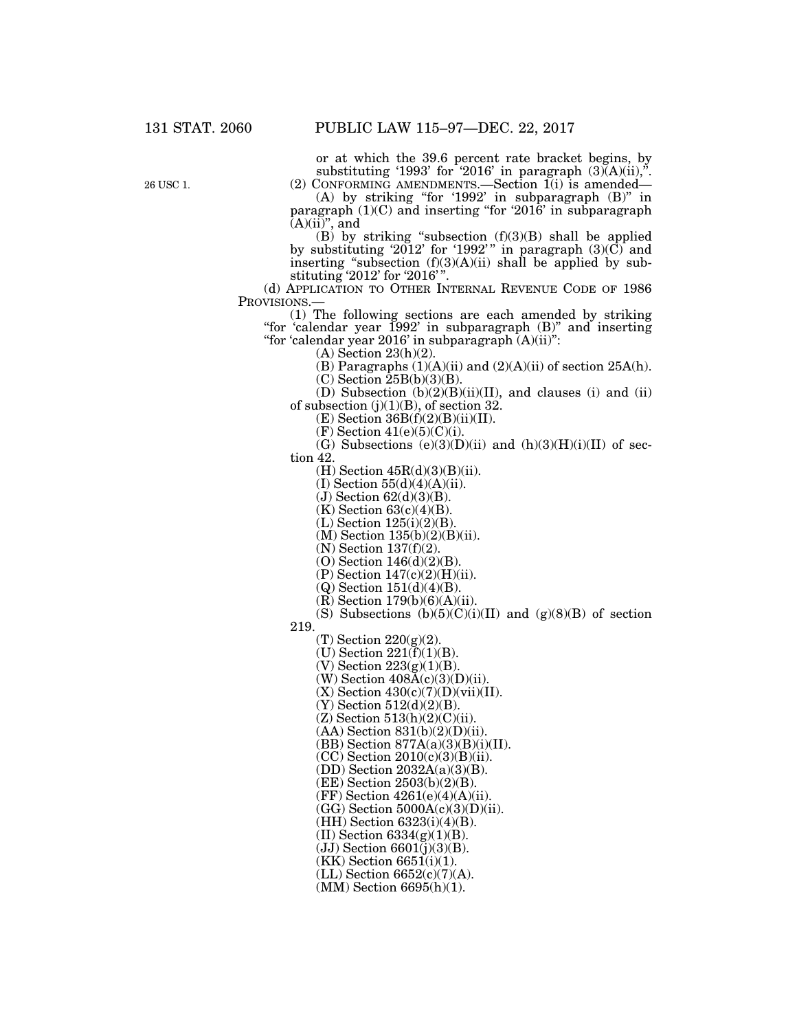or at which the 39.6 percent rate bracket begins, by substituting '1993' for '2016' in paragraph (3)(A)(ii),".

26 USC 1.

(2) CONFORMING AMENDMENTS.—Section 1(i) is amended—

(A) by striking "for '1992' in subparagraph (B)" in paragraph (1)(C) and inserting "for '2016' in subparagraph (A)(ii)", and

(B) by striking "subsection (f)(3)(B) shall be applied by substituting '2012' for '1992'" in paragraph (3)(C) and inserting "subsection (f)(3)(A)(ii) shall be applied by substituting '2012' for '2016'".

(d) APPLICATION TO OTHER INTERNAL REVENUE CODE OF 1986 PROVISIONS.—

(1) The following sections are each amended by striking "for 'calendar year 1992' in subparagraph (B)" and inserting "for 'calendar year 2016' in subparagraph (A)(ii)":

(A) Section 23(h)(2).

(B) Paragraphs (1)(A)(ii) and (2)(A)(ii) of section 25A(h).

(C) Section 25B(b)(3)(B).

(D) Subsection (b)(2)(B)(ii)(II), and clauses (i) and (ii) of subsection (j)(1)(B), of section 32.

(E) Section 36B(f)(2)(B)(ii)(II).

(F) Section 41(e)(5)(C)(i).

(G) Subsections (e)(3)(D)(ii) and (h)(3)(H)(i)(II) of section 42.

(H) Section 45R(d)(3)(B)(ii).

(I) Section 55(d)(4)(A)(ii).

(J) Section 62(d)(3)(B).

(K) Section 63(c)(4)(B).

(L) Section 125(i)(2)(B).

(M) Section 135(b)(2)(B)(ii).

(N) Section 137(f)(2).

(O) Section 146(d)(2)(B).

(P) Section 147(c)(2)(H)(ii).

(Q) Section 151(d)(4)(B).

(R) Section 179(b)(6)(A)(ii).

(S) Subsections (b)(5)(C)(i)(II) and (g)(8)(B) of section 219.

(T) Section 220(g)(2).

(U) Section 221(f)(1)(B).

(V) Section 223(g)(1)(B).

(W) Section 408A(c)(3)(D)(ii).

(X) Section 430(c)(7)(D)(vii)(II).

(Y) Section 512(d)(2)(B).

(Z) Section 513(h)(2)(C)(ii).

(AA) Section 831(b)(2)(D)(ii).

(BB) Section 877A(a)(3)(B)(i)(II).

(CC) Section 2010(c)(3)(B)(ii).

(DD) Section 2032A(a)(3)(B).

(EE) Section 2503(b)(2)(B).

(FF) Section 4261(e)(4)(A)(ii).

(GG) Section 5000A(c)(3)(D)(ii).

(HH) Section 6323(i)(4)(B).

(II) Section 6334(g)(1)(B).

(JJ) Section 6601(j)(3)(B).

(KK) Section 6651(i)(1).

(LL) Section 6652(c)(7)(A).

(MM) Section 6695(h)(1).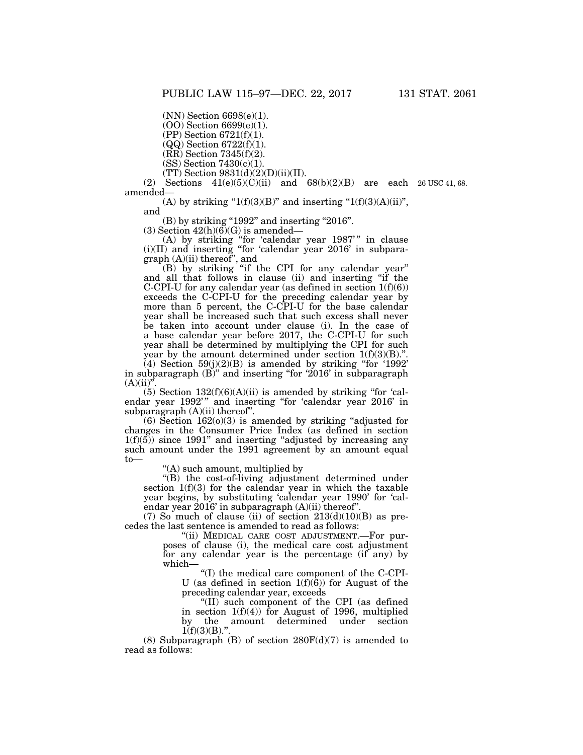(NN) Section 6698(e)(1).

(OO) Section 6699(e)(1).

(PP) Section 6721(f)(1).

(QQ) Section 6722(f)(1).

(RR) Section 7345(f)(2).

(SS) Section 7430(c)(1).

(TT) Section 9831(d)(2)(D)(ii)(II).

(2) Sections 41(e)(5)(C)(ii) and 68(b)(2)(B) are each amended—

26 USC 41, 68.

(A) by striking "1(f)(3)(B)" and inserting "1(f)(3)(A)(ii)", and

(B) by striking "1992" and inserting "2016".

(3) Section 42(h)(6)(G) is amended—

(A) by striking "for 'calendar year 1987'" in clause (i)(II) and inserting "for 'calendar year 2016' in subparagraph (A)(ii) thereof", and

(B) by striking "if the CPI for any calendar year" and all that follows in clause (ii) and inserting "if the C-CPI-U for any calendar year (as defined in section 1(f)(6)) exceeds the C-CPI-U for the preceding calendar year by more than 5 percent, the C-CPI-U for the base calendar year shall be increased such that such excess shall never be taken into account under clause (i). In the case of a base calendar year before 2017, the C-CPI-U for such year shall be determined by multiplying the CPI for such year by the amount determined under section 1(f)(3)(B).".

(4) Section 59(j)(2)(B) is amended by striking "for '1992' in subparagraph (B)" and inserting "for '2016' in subparagraph (A)(ii)".

(5) Section 132(f)(6)(A)(ii) is amended by striking "for 'calendar year 1992'" and inserting "for 'calendar year 2016' in subparagraph (A)(ii) thereof".

(6) Section 162(o)(3) is amended by striking "adjusted for changes in the Consumer Price Index (as defined in section 1(f)(5)) since 1991" and inserting "adjusted by increasing any such amount under the 1991 agreement by an amount equal to—

"(A) such amount, multiplied by

"(B) the cost-of-living adjustment determined under section 1(f)(3) for the calendar year in which the taxable year begins, by substituting 'calendar year 1990' for 'calendar year 2016' in subparagraph (A)(ii) thereof".

(7) So much of clause (ii) of section 213(d)(10)(B) as precedes the last sentence is amended to read as follows:

"(ii) MEDICAL CARE COST ADJUSTMENT.—For purposes of clause (i), the medical care cost adjustment for any calendar year is the percentage (if any) by which—

"(I) the medical care component of the C-CPI-U (as defined in section 1(f)(6)) for August of the preceding calendar year, exceeds

"(II) such component of the CPI (as defined in section 1(f)(4)) for August of 1996, multiplied by the amount determined under section 1(f)(3)(B).".

(8) Subparagraph (B) of section 280F(d)(7) is amended to read as follows: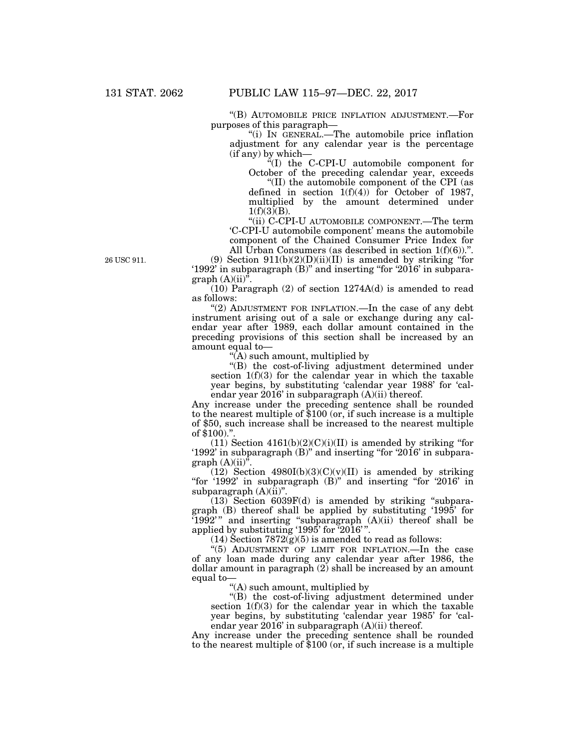"(B) AUTOMOBILE PRICE INFLATION ADJUSTMENT.—For purposes of this paragraph—

"(i) IN GENERAL.—The automobile price inflation adjustment for any calendar year is the percentage (if any) by which—

"(I) the C-CPI-U automobile component for October of the preceding calendar year, exceeds

"(II) the automobile component of the CPI (as defined in section 1(f)(4)) for October of 1987, multiplied by the amount determined under 1(f)(3)(B).

"(ii) C-CPI-U AUTOMOBILE COMPONENT.—The term 'C-CPI-U automobile component' means the automobile component of the Chained Consumer Price Index for All Urban Consumers (as described in section 1(f)(6)).".

26 USC 911.

(9) Section 911(b)(2)(D)(ii)(II) is amended by striking "for '1992' in subparagraph (B)" and inserting "for '2016' in subparagraph (A)(ii)".

(10) Paragraph (2) of section 1274A(d) is amended to read as follows:

"(2) ADJUSTMENT FOR INFLATION.—In the case of any debt instrument arising out of a sale or exchange during any calendar year after 1989, each dollar amount contained in the preceding provisions of this section shall be increased by an amount equal to—

"(A) such amount, multiplied by

"(B) the cost-of-living adjustment determined under section 1(f)(3) for the calendar year in which the taxable year begins, by substituting 'calendar year 1988' for 'calendar year 2016' in subparagraph (A)(ii) thereof.

Any increase under the preceding sentence shall be rounded to the nearest multiple of $100 (or, if such increase is a multiple of $50, such increase shall be increased to the nearest multiple of $100).".

(11) Section 4161(b)(2)(C)(i)(II) is amended by striking "for '1992' in subparagraph (B)" and inserting "for '2016' in subparagraph (A)(ii)".

(12) Section 4980I(b)(3)(C)(v)(II) is amended by striking "for '1992' in subparagraph (B)" and inserting "for '2016' in subparagraph (A)(ii)".

(13) Section 6039F(d) is amended by striking "subparagraph (B) thereof shall be applied by substituting '1995' for '1992'" and inserting "subparagraph (A)(ii) thereof shall be applied by substituting '1995' for '2016'".

(14) Section 7872(g)(5) is amended to read as follows:

"(5) ADJUSTMENT OF LIMIT FOR INFLATION.—In the case of any loan made during any calendar year after 1986, the dollar amount in paragraph (2) shall be increased by an amount equal to—

"(A) such amount, multiplied by

"(B) the cost-of-living adjustment determined under section 1(f)(3) for the calendar year in which the taxable year begins, by substituting 'calendar year 1985' for 'calendar year 2016' in subparagraph (A)(ii) thereof.

Any increase under the preceding sentence shall be rounded to the nearest multiple of $100 (or, if such increase is a multiple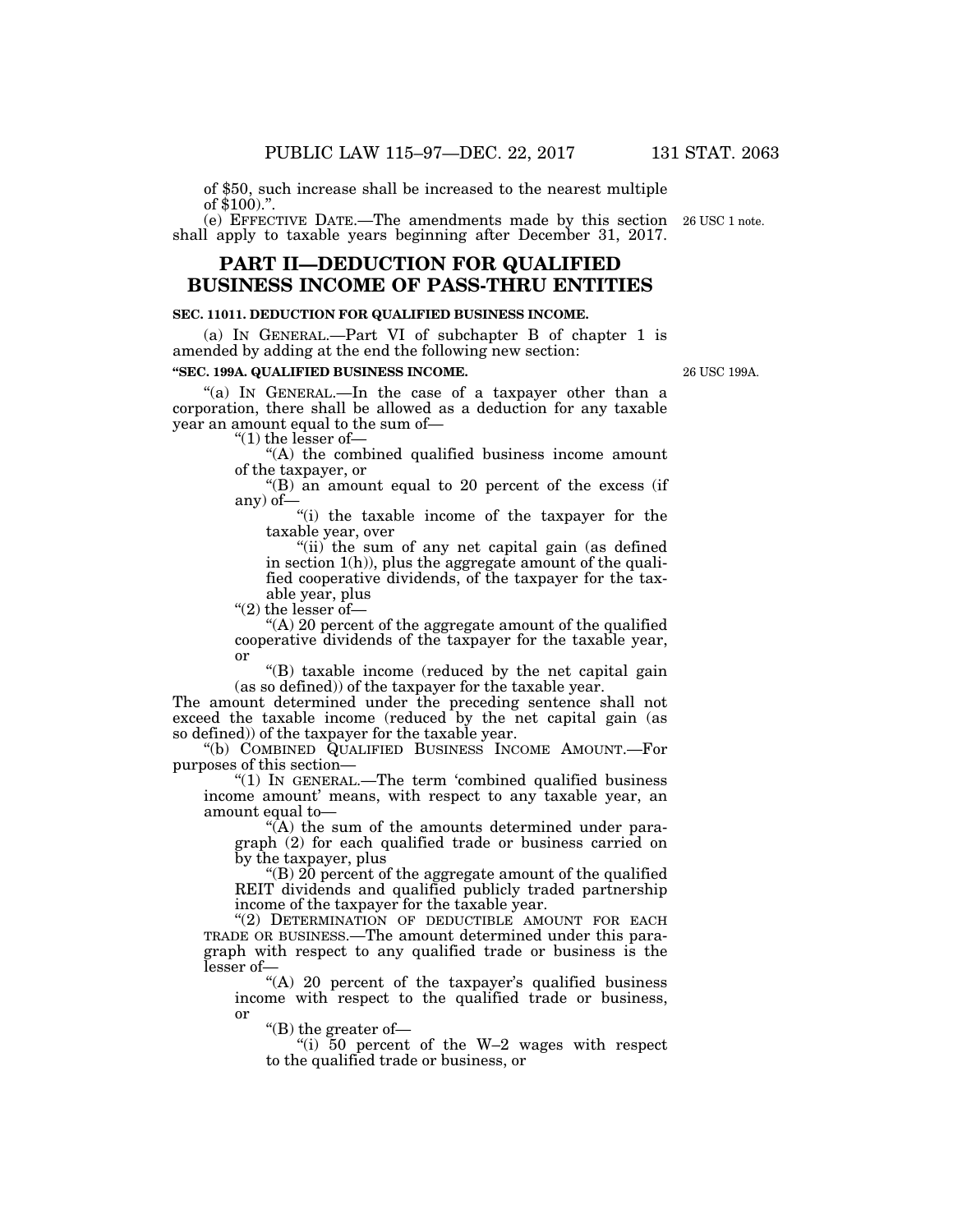of $50, such increase shall be increased to the nearest multiple of $100).".

(e) EFFECTIVE DATE.—The amendments made by this section shall apply to taxable years beginning after December 31, 2017.

26 USC 1 note.

# PART II—DEDUCTION FOR QUALIFIED BUSINESS INCOME OF PASS-THRU ENTITIES

### SEC. 11011. DEDUCTION FOR QUALIFIED BUSINESS INCOME.

(a) IN GENERAL.—Part VI of subchapter B of chapter 1 is amended by adding at the end the following new section:

### "SEC. 199A. QUALIFIED BUSINESS INCOME.

26 USC 199A.

"(a) IN GENERAL.—In the case of a taxpayer other than a corporation, there shall be allowed as a deduction for any taxable year an amount equal to the sum of—

"(1) the lesser of—

"(A) the combined qualified business income amount of the taxpayer, or

"(B) an amount equal to 20 percent of the excess (if any) of—

"(i) the taxable income of the taxpayer for the taxable year, over

"(ii) the sum of any net capital gain (as defined in section 1(h)), plus the aggregate amount of the qualified cooperative dividends, of the taxpayer for the taxable year, plus

"(2) the lesser of—

"(A) 20 percent of the aggregate amount of the qualified cooperative dividends of the taxpayer for the taxable year, or

"(B) taxable income (reduced by the net capital gain (as so defined)) of the taxpayer for the taxable year.

The amount determined under the preceding sentence shall not exceed the taxable income (reduced by the net capital gain (as so defined)) of the taxpayer for the taxable year.

"(b) COMBINED QUALIFIED BUSINESS INCOME AMOUNT.—For purposes of this section—

"(1) IN GENERAL.—The term 'combined qualified business income amount' means, with respect to any taxable year, an amount equal to—

"(A) the sum of the amounts determined under paragraph (2) for each qualified trade or business carried on by the taxpayer, plus

"(B) 20 percent of the aggregate amount of the qualified REIT dividends and qualified publicly traded partnership income of the taxpayer for the taxable year.

"(2) DETERMINATION OF DEDUCTIBLE AMOUNT FOR EACH TRADE OR BUSINESS.—The amount determined under this paragraph with respect to any qualified trade or business is the lesser of—

"(A) 20 percent of the taxpayer's qualified business income with respect to the qualified trade or business, or

"(B) the greater of—

"(i) 50 percent of the W–2 wages with respect to the qualified trade or business, or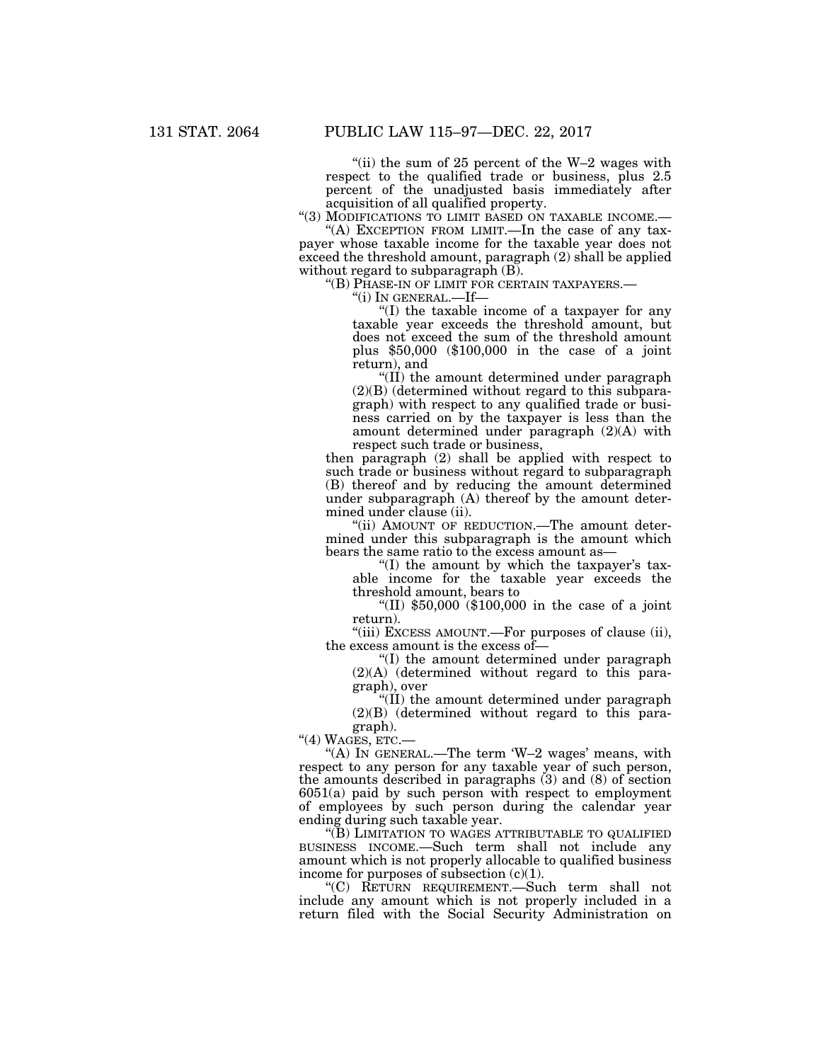"(ii) the sum of 25 percent of the W–2 wages with respect to the qualified trade or business, plus 2.5 percent of the unadjusted basis immediately after acquisition of all qualified property.

"(3) MODIFICATIONS TO LIMIT BASED ON TAXABLE INCOME.—

"(A) EXCEPTION FROM LIMIT.—In the case of any taxpayer whose taxable income for the taxable year does not exceed the threshold amount, paragraph (2) shall be applied without regard to subparagraph (B).

"(B) PHASE-IN OF LIMIT FOR CERTAIN TAXPAYERS.—

"(i) IN GENERAL.—If—

"(I) the taxable income of a taxpayer for any taxable year exceeds the threshold amount, but does not exceed the sum of the threshold amount plus $50,000 ($100,000 in the case of a joint return), and

"(II) the amount determined under paragraph (2)(B) (determined without regard to this subparagraph) with respect to any qualified trade or business carried on by the taxpayer is less than the amount determined under paragraph (2)(A) with respect such trade or business,

then paragraph (2) shall be applied with respect to such trade or business without regard to subparagraph (B) thereof and by reducing the amount determined under subparagraph (A) thereof by the amount determined under clause (ii).

"(ii) AMOUNT OF REDUCTION.—The amount determined under this subparagraph is the amount which bears the same ratio to the excess amount as—

"(I) the amount by which the taxpayer's taxable income for the taxable year exceeds the threshold amount, bears to

"(II) $50,000 ($100,000 in the case of a joint return).

"(iii) EXCESS AMOUNT.—For purposes of clause (ii), the excess amount is the excess of—

"(I) the amount determined under paragraph (2)(A) (determined without regard to this paragraph), over

"(II) the amount determined under paragraph (2)(B) (determined without regard to this paragraph).

"(4) WAGES, ETC.—

"(A) IN GENERAL.—The term 'W–2 wages' means, with respect to any person for any taxable year of such person, the amounts described in paragraphs (3) and (8) of section 6051(a) paid by such person with respect to employment of employees by such person during the calendar year ending during such taxable year.

"(B) LIMITATION TO WAGES ATTRIBUTABLE TO QUALIFIED BUSINESS INCOME.—Such term shall not include any amount which is not properly allocable to qualified business income for purposes of subsection (c)(1).

"(C) RETURN REQUIREMENT.—Such term shall not include any amount which is not properly included in a return filed with the Social Security Administration on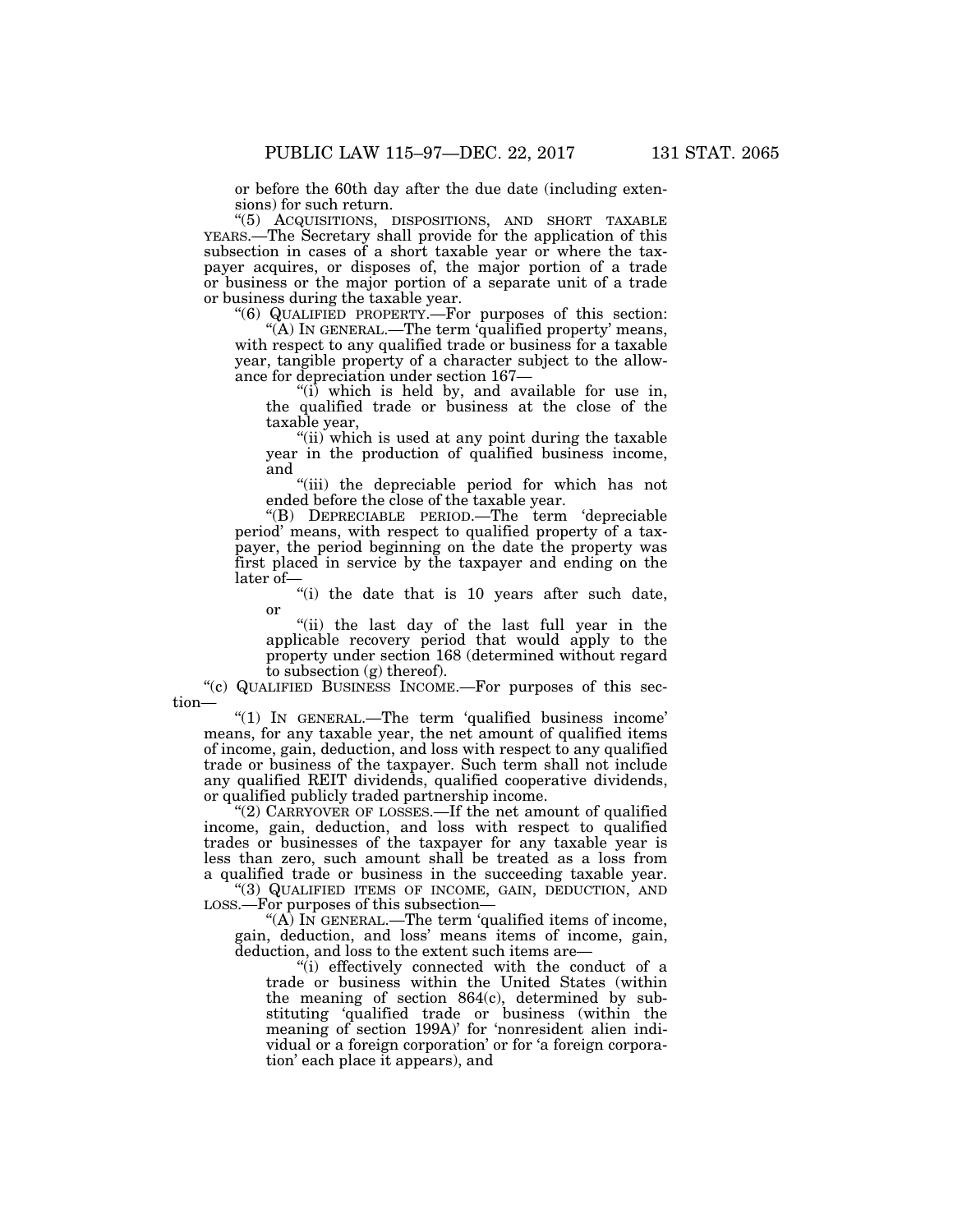or before the 60th day after the due date (including extensions) for such return.

"(5) ACQUISITIONS, DISPOSITIONS, AND SHORT TAXABLE YEARS.—The Secretary shall provide for the application of this subsection in cases of a short taxable year or where the taxpayer acquires, or disposes of, the major portion of a trade or business or the major portion of a separate unit of a trade or business during the taxable year.

"(6) QUALIFIED PROPERTY.—For purposes of this section:

"(A) IN GENERAL.—The term 'qualified property' means, with respect to any qualified trade or business for a taxable year, tangible property of a character subject to the allowance for depreciation under section 167—

"(i) which is held by, and available for use in, the qualified trade or business at the close of the taxable year,

"(ii) which is used at any point during the taxable year in the production of qualified business income, and

"(iii) the depreciable period for which has not ended before the close of the taxable year.

"(B) DEPRECIABLE PERIOD.—The term 'depreciable period' means, with respect to qualified property of a taxpayer, the period beginning on the date the property was first placed in service by the taxpayer and ending on the later of—

"(i) the date that is 10 years after such date, or

"(ii) the last day of the last full year in the applicable recovery period that would apply to the property under section 168 (determined without regard to subsection (g) thereof).

"(c) QUALIFIED BUSINESS INCOME.—For purposes of this section—

"(1) IN GENERAL.—The term 'qualified business income' means, for any taxable year, the net amount of qualified items of income, gain, deduction, and loss with respect to any qualified trade or business of the taxpayer. Such term shall not include any qualified REIT dividends, qualified cooperative dividends, or qualified publicly traded partnership income.

"(2) CARRYOVER OF LOSSES.—If the net amount of qualified income, gain, deduction, and loss with respect to qualified trades or businesses of the taxpayer for any taxable year is less than zero, such amount shall be treated as a loss from a qualified trade or business in the succeeding taxable year.

"(3) QUALIFIED ITEMS OF INCOME, GAIN, DEDUCTION, AND LOSS.—For purposes of this subsection—

"(A) IN GENERAL.—The term 'qualified items of income, gain, deduction, and loss' means items of income, gain, deduction, and loss to the extent such items are—

"(i) effectively connected with the conduct of a trade or business within the United States (within the meaning of section 864(c), determined by substituting 'qualified trade or business (within the meaning of section 199A)' for 'nonresident alien individual or a foreign corporation' or for 'a foreign corporation' each place it appears), and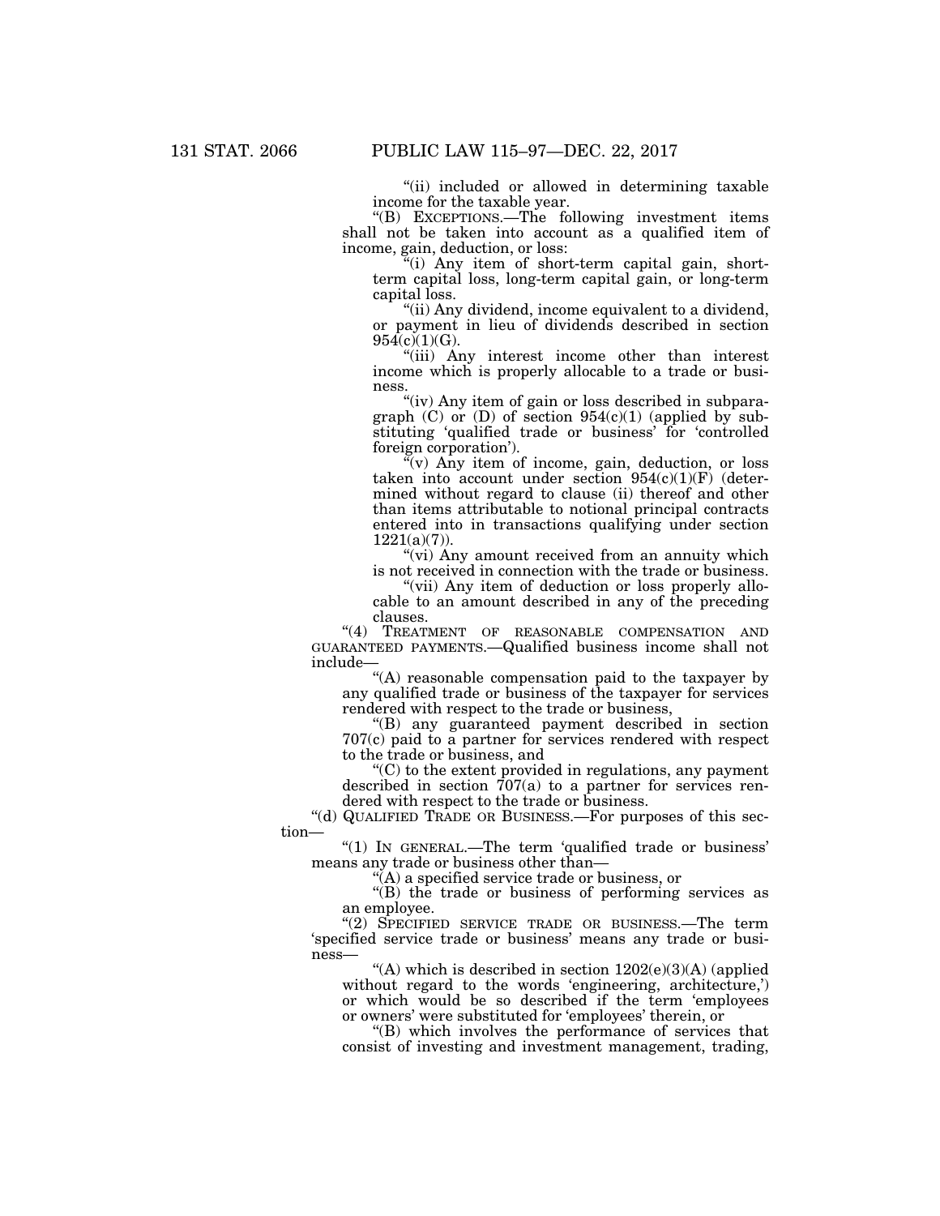"(ii) included or allowed in determining taxable income for the taxable year.

"(B) EXCEPTIONS.—The following investment items shall not be taken into account as a qualified item of income, gain, deduction, or loss:

"(i) Any item of short-term capital gain, short-term capital loss, long-term capital gain, or long-term capital loss.

"(ii) Any dividend, income equivalent to a dividend, or payment in lieu of dividends described in section 954(c)(1)(G).

"(iii) Any interest income other than interest income which is properly allocable to a trade or business.

"(iv) Any item of gain or loss described in subparagraph (C) or (D) of section 954(c)(1) (applied by substituting 'qualified trade or business' for 'controlled foreign corporation').

"(v) Any item of income, gain, deduction, or loss taken into account under section 954(c)(1)(F) (determined without regard to clause (ii) thereof and other than items attributable to notional principal contracts entered into in transactions qualifying under section 1221(a)(7)).

"(vi) Any amount received from an annuity which is not received in connection with the trade or business.

"(vii) Any item of deduction or loss properly allocable to an amount described in any of the preceding clauses.

"(4) TREATMENT OF REASONABLE COMPENSATION AND GUARANTEED PAYMENTS.—Qualified business income shall not include—

"(A) reasonable compensation paid to the taxpayer by any qualified trade or business of the taxpayer for services rendered with respect to the trade or business,

"(B) any guaranteed payment described in section 707(c) paid to a partner for services rendered with respect to the trade or business, and

"(C) to the extent provided in regulations, any payment described in section 707(a) to a partner for services rendered with respect to the trade or business.

"(d) QUALIFIED TRADE OR BUSINESS.—For purposes of this section—

"(1) IN GENERAL.—The term 'qualified trade or business' means any trade or business other than—

"(A) a specified service trade or business, or

"(B) the trade or business of performing services as an employee.

"(2) SPECIFIED SERVICE TRADE OR BUSINESS.—The term 'specified service trade or business' means any trade or business—

"(A) which is described in section 1202(e)(3)(A) (applied without regard to the words 'engineering, architecture,') or which would be so described if the term 'employees or owners' were substituted for 'employees' therein, or

"(B) which involves the performance of services that consist of investing and investment management, trading,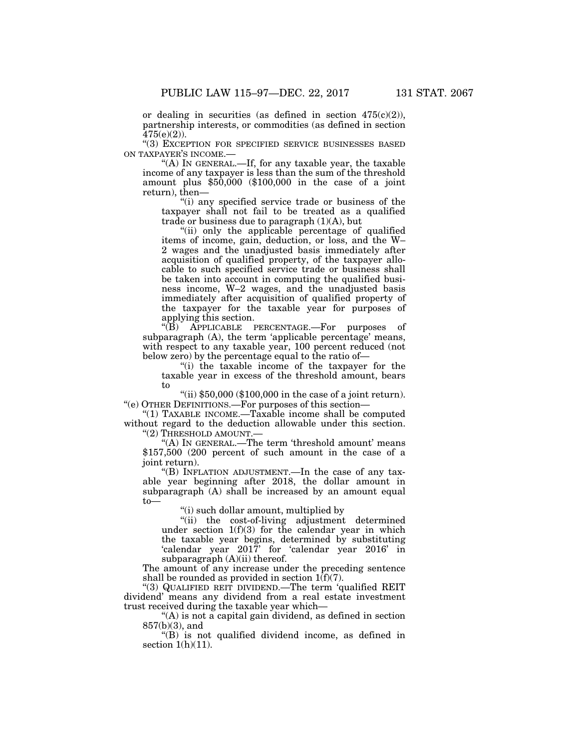or dealing in securities (as defined in section 475(c)(2)), partnership interests, or commodities (as defined in section 475(e)(2)).

"(3) EXCEPTION FOR SPECIFIED SERVICE BUSINESSES BASED ON TAXPAYER'S INCOME.—

"(A) IN GENERAL.—If, for any taxable year, the taxable income of any taxpayer is less than the sum of the threshold amount plus $50,000 ($100,000 in the case of a joint return), then—

"(i) any specified service trade or business of the taxpayer shall not fail to be treated as a qualified trade or business due to paragraph (1)(A), but

"(ii) only the applicable percentage of qualified items of income, gain, deduction, or loss, and the W–2 wages and the unadjusted basis immediately after acquisition of qualified property, of the taxpayer allocable to such specified service trade or business shall be taken into account in computing the qualified business income, W–2 wages, and the unadjusted basis immediately after acquisition of qualified property of the taxpayer for the taxable year for purposes of applying this section.

"(B) APPLICABLE PERCENTAGE.—For purposes of subparagraph (A), the term 'applicable percentage' means, with respect to any taxable year, 100 percent reduced (not below zero) by the percentage equal to the ratio of—

"(i) the taxable income of the taxpayer for the taxable year in excess of the threshold amount, bears to

"(ii) $50,000 ($100,000 in the case of a joint return).

"(e) OTHER DEFINITIONS.—For purposes of this section—

"(1) TAXABLE INCOME.—Taxable income shall be computed without regard to the deduction allowable under this section.

"(2) THRESHOLD AMOUNT.—

"(A) IN GENERAL.—The term 'threshold amount' means $157,500 (200 percent of such amount in the case of a joint return).

"(B) INFLATION ADJUSTMENT.—In the case of any taxable year beginning after 2018, the dollar amount in subparagraph (A) shall be increased by an amount equal to—

"(i) such dollar amount, multiplied by

"(ii) the cost-of-living adjustment determined under section 1(f)(3) for the calendar year in which the taxable year begins, determined by substituting 'calendar year 2017' for 'calendar year 2016' in subparagraph (A)(ii) thereof.

The amount of any increase under the preceding sentence shall be rounded as provided in section 1(f)(7).

"(3) QUALIFIED REIT DIVIDEND.—The term 'qualified REIT dividend' means any dividend from a real estate investment trust received during the taxable year which—

"(A) is not a capital gain dividend, as defined in section 857(b)(3), and

"(B) is not qualified dividend income, as defined in section 1(h)(11).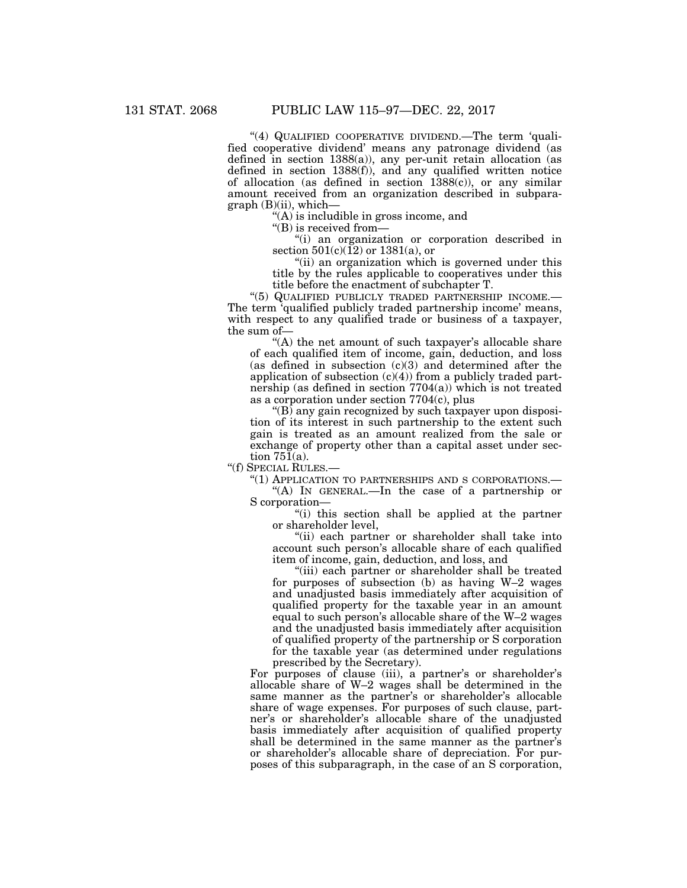"(4) QUALIFIED COOPERATIVE DIVIDEND.—The term 'qualified cooperative dividend' means any patronage dividend (as defined in section 1388(a)), any per-unit retain allocation (as defined in section 1388(f)), and any qualified written notice of allocation (as defined in section 1388(c)), or any similar amount received from an organization described in subparagraph (B)(ii), which—

"(A) is includible in gross income, and

"(B) is received from—

"(i) an organization or corporation described in section 501(c)(12) or 1381(a), or

"(ii) an organization which is governed under this title by the rules applicable to cooperatives under this title before the enactment of subchapter T.

"(5) QUALIFIED PUBLICLY TRADED PARTNERSHIP INCOME.—The term 'qualified publicly traded partnership income' means, with respect to any qualified trade or business of a taxpayer, the sum of—

"(A) the net amount of such taxpayer's allocable share of each qualified item of income, gain, deduction, and loss (as defined in subsection (c)(3) and determined after the application of subsection (c)(4)) from a publicly traded partnership (as defined in section 7704(a)) which is not treated as a corporation under section 7704(c), plus

"(B) any gain recognized by such taxpayer upon disposition of its interest in such partnership to the extent such gain is treated as an amount realized from the sale or exchange of property other than a capital asset under section 751(a).

"(f) SPECIAL RULES.—

"(1) APPLICATION TO PARTNERSHIPS AND S CORPORATIONS.—

"(A) IN GENERAL.—In the case of a partnership or S corporation—

"(i) this section shall be applied at the partner or shareholder level,

"(ii) each partner or shareholder shall take into account such person's allocable share of each qualified item of income, gain, deduction, and loss, and

"(iii) each partner or shareholder shall be treated for purposes of subsection (b) as having W–2 wages and unadjusted basis immediately after acquisition of qualified property for the taxable year in an amount equal to such person's allocable share of the W–2 wages and the unadjusted basis immediately after acquisition of qualified property of the partnership or S corporation for the taxable year (as determined under regulations prescribed by the Secretary).

For purposes of clause (iii), a partner's or shareholder's allocable share of W–2 wages shall be determined in the same manner as the partner's or shareholder's allocable share of wage expenses. For purposes of such clause, partner's or shareholder's allocable share of the unadjusted basis immediately after acquisition of qualified property shall be determined in the same manner as the partner's or shareholder's allocable share of depreciation. For purposes of this subparagraph, in the case of an S corporation,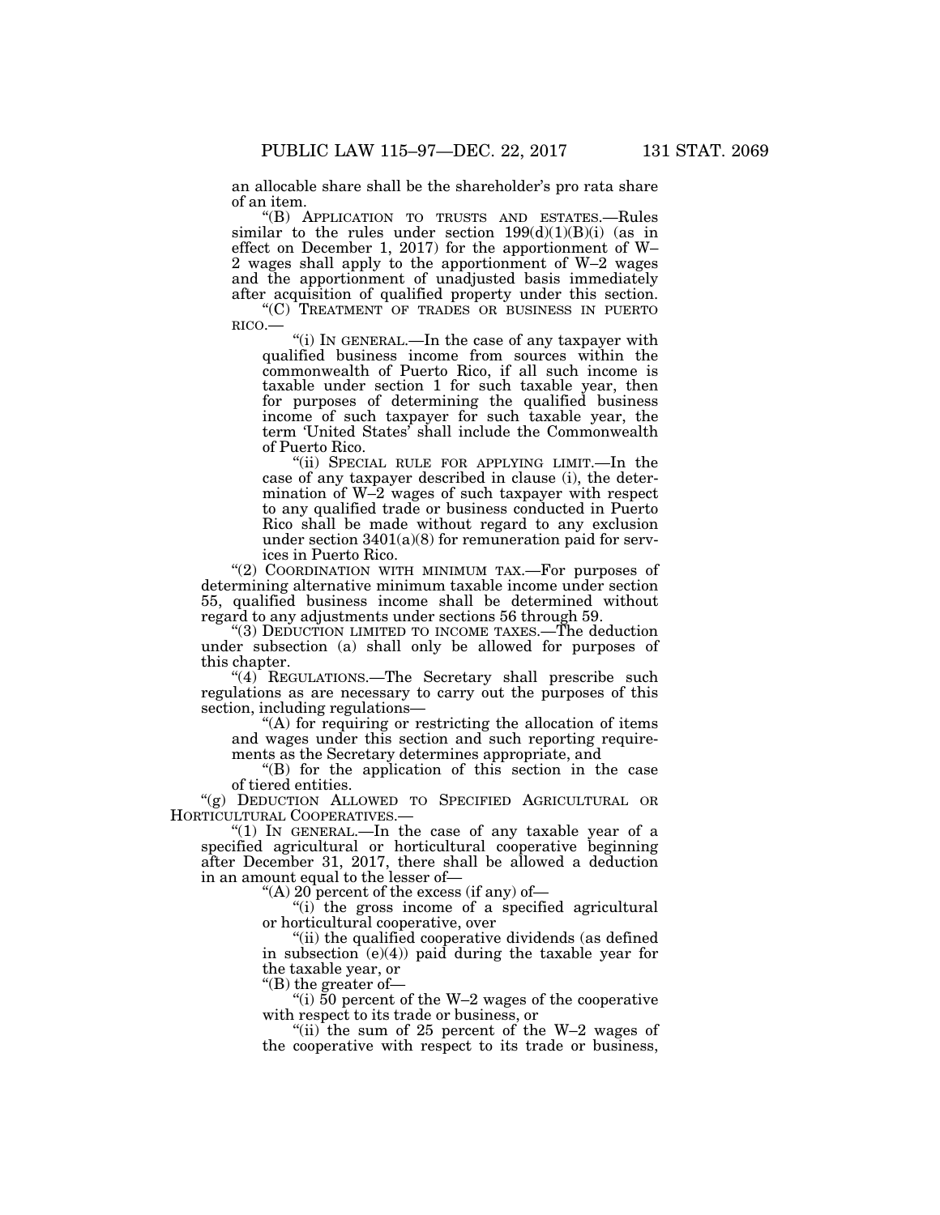an allocable share shall be the shareholder's pro rata share of an item.

"(B) APPLICATION TO TRUSTS AND ESTATES.—Rules similar to the rules under section 199(d)(1)(B)(i) (as in effect on December 1, 2017) for the apportionment of W–2 wages shall apply to the apportionment of W–2 wages and the apportionment of unadjusted basis immediately after acquisition of qualified property under this section.

"(C) TREATMENT OF TRADES OR BUSINESS IN PUERTO RICO.—

"(i) IN GENERAL.—In the case of any taxpayer with qualified business income from sources within the commonwealth of Puerto Rico, if all such income is taxable under section 1 for such taxable year, then for purposes of determining the qualified business income of such taxpayer for such taxable year, the term 'United States' shall include the Commonwealth of Puerto Rico.

"(ii) SPECIAL RULE FOR APPLYING LIMIT.—In the case of any taxpayer described in clause (i), the determination of W–2 wages of such taxpayer with respect to any qualified trade or business conducted in Puerto Rico shall be made without regard to any exclusion under section 3401(a)(8) for remuneration paid for services in Puerto Rico.

"(2) COORDINATION WITH MINIMUM TAX.—For purposes of determining alternative minimum taxable income under section 55, qualified business income shall be determined without regard to any adjustments under sections 56 through 59.

"(3) DEDUCTION LIMITED TO INCOME TAXES.—The deduction under subsection (a) shall only be allowed for purposes of this chapter.

"(4) REGULATIONS.—The Secretary shall prescribe such regulations as are necessary to carry out the purposes of this section, including regulations—

"(A) for requiring or restricting the allocation of items and wages under this section and such reporting requirements as the Secretary determines appropriate, and

"(B) for the application of this section in the case of tiered entities.

"(g) DEDUCTION ALLOWED TO SPECIFIED AGRICULTURAL OR HORTICULTURAL COOPERATIVES.—

"(1) IN GENERAL.—In the case of any taxable year of a specified agricultural or horticultural cooperative beginning after December 31, 2017, there shall be allowed a deduction in an amount equal to the lesser of—

"(A) 20 percent of the excess (if any) of—

"(i) the gross income of a specified agricultural or horticultural cooperative, over

"(ii) the qualified cooperative dividends (as defined in subsection (e)(4)) paid during the taxable year for the taxable year, or

"(B) the greater of—

"(i) 50 percent of the W–2 wages of the cooperative with respect to its trade or business, or

"(ii) the sum of 25 percent of the W–2 wages of the cooperative with respect to its trade or business,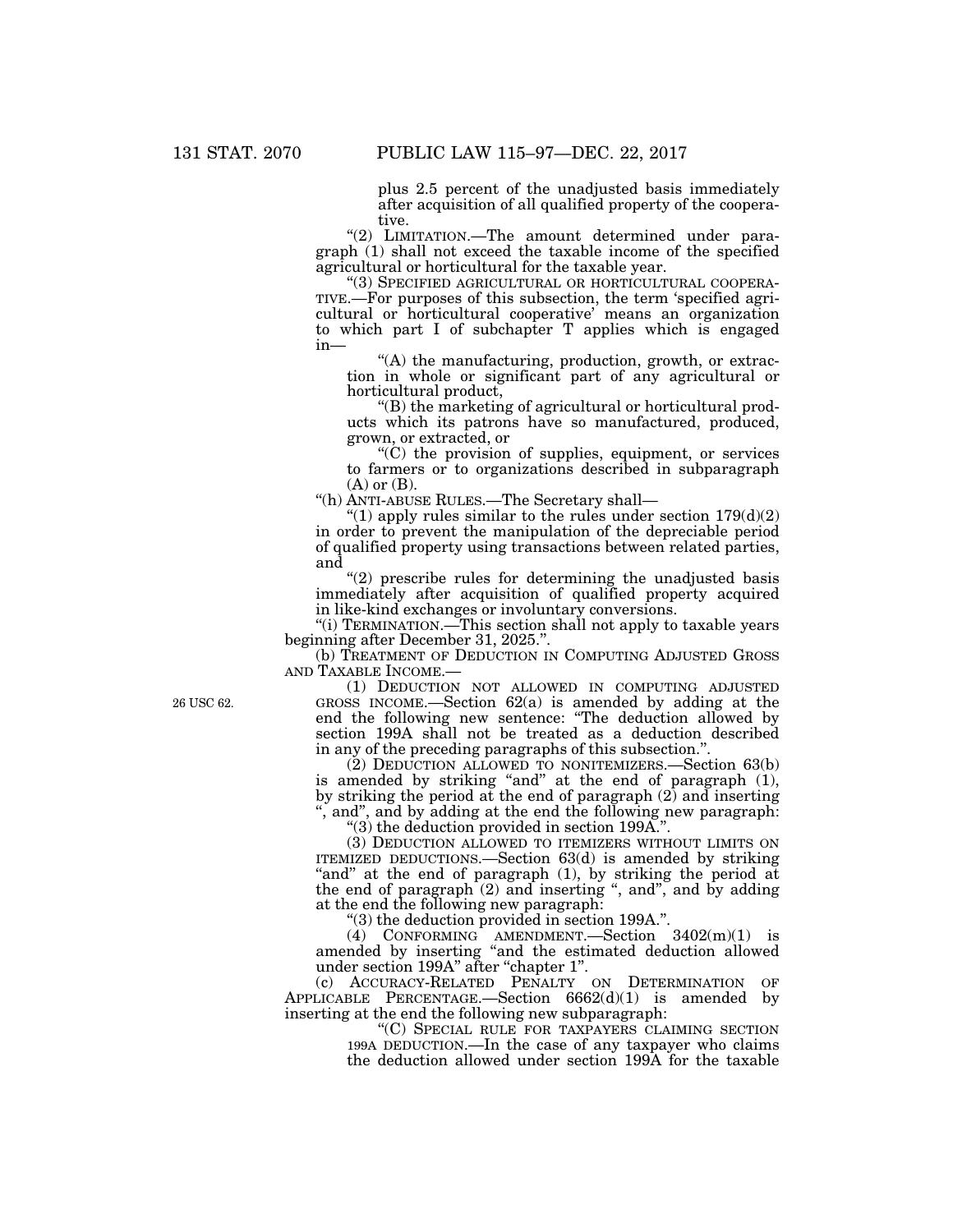plus 2.5 percent of the unadjusted basis immediately after acquisition of all qualified property of the cooperative.

"(2) LIMITATION.—The amount determined under paragraph (1) shall not exceed the taxable income of the specified agricultural or horticultural for the taxable year.

"(3) SPECIFIED AGRICULTURAL OR HORTICULTURAL COOPERATIVE.—For purposes of this subsection, the term 'specified agricultural or horticultural cooperative' means an organization to which part I of subchapter T applies which is engaged in—

"(A) the manufacturing, production, growth, or extraction in whole or significant part of any agricultural or horticultural product,

"(B) the marketing of agricultural or horticultural products which its patrons have so manufactured, produced, grown, or extracted, or

"(C) the provision of supplies, equipment, or services to farmers or to organizations described in subparagraph (A) or (B).

"(h) ANTI-ABUSE RULES.—The Secretary shall—

"(1) apply rules similar to the rules under section 179(d)(2) in order to prevent the manipulation of the depreciable period of qualified property using transactions between related parties, and

"(2) prescribe rules for determining the unadjusted basis immediately after acquisition of qualified property acquired in like-kind exchanges or involuntary conversions.

"(i) TERMINATION.—This section shall not apply to taxable years beginning after December 31, 2025.".

(b) TREATMENT OF DEDUCTION IN COMPUTING ADJUSTED GROSS AND TAXABLE INCOME.—

26 USC 62.

(1) DEDUCTION NOT ALLOWED IN COMPUTING ADJUSTED GROSS INCOME.—Section 62(a) is amended by adding at the end the following new sentence: "The deduction allowed by section 199A shall not be treated as a deduction described in any of the preceding paragraphs of this subsection.".

(2) DEDUCTION ALLOWED TO NONITEMIZERS.—Section 63(b) is amended by striking "and" at the end of paragraph (1), by striking the period at the end of paragraph (2) and inserting ", and", and by adding at the end the following new paragraph:

"(3) the deduction provided in section 199A.".

(3) DEDUCTION ALLOWED TO ITEMIZERS WITHOUT LIMITS ON ITEMIZED DEDUCTIONS.—Section 63(d) is amended by striking "and" at the end of paragraph (1), by striking the period at the end of paragraph (2) and inserting ", and", and by adding at the end the following new paragraph:

"(3) the deduction provided in section 199A.".

(4) CONFORMING AMENDMENT.—Section 3402(m)(1) is amended by inserting "and the estimated deduction allowed under section 199A" after "chapter 1".

(c) ACCURACY-RELATED PENALTY ON DETERMINATION OF APPLICABLE PERCENTAGE.—Section 6662(d)(1) is amended by inserting at the end the following new subparagraph:

"(C) SPECIAL RULE FOR TAXPAYERS CLAIMING SECTION 199A DEDUCTION.—In the case of any taxpayer who claims the deduction allowed under section 199A for the taxable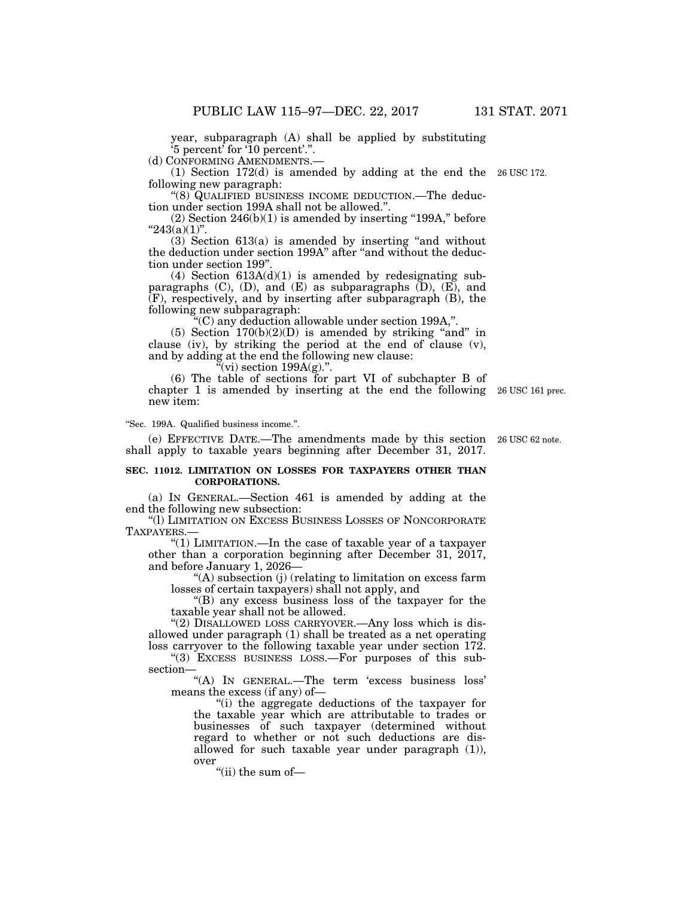year, subparagraph (A) shall be applied by substituting '5 percent' for '10 percent'.".

(d) CONFORMING AMENDMENTS.—

(1) Section 172(d) is amended by adding at the end the following new paragraph: 26 USC 172.

"(8) QUALIFIED BUSINESS INCOME DEDUCTION.—The deduction under section 199A shall not be allowed.".

(2) Section 246(b)(1) is amended by inserting "199A," before "243(a)(1)".

(3) Section 613(a) is amended by inserting "and without the deduction under section 199A" after "and without the deduction under section 199".

(4) Section 613A(d)(1) is amended by redesignating subparagraphs (C), (D), and (E) as subparagraphs (D), (E), and (F), respectively, and by inserting after subparagraph (B), the following new subparagraph:

"(C) any deduction allowable under section 199A,".

(5) Section 170(b)(2)(D) is amended by striking "and" in clause (iv), by striking the period at the end of clause (v), and by adding at the end the following new clause:

"(vi) section 199A(g).".

(6) The table of sections for part VI of subchapter B of chapter 1 is amended by inserting at the end the following new item: 26 USC 161 prec.

"Sec. 199A. Qualified business income.".

(e) EFFECTIVE DATE.—The amendments made by this section shall apply to taxable years beginning after December 31, 2017. 26 USC 62 note.

**SEC. 11012. LIMITATION ON LOSSES FOR TAXPAYERS OTHER THAN CORPORATIONS.**

(a) IN GENERAL.—Section 461 is amended by adding at the end the following new subsection:

"(l) LIMITATION ON EXCESS BUSINESS LOSSES OF NONCORPORATE TAXPAYERS.—

"(1) LIMITATION.—In the case of taxable year of a taxpayer other than a corporation beginning after December 31, 2017, and before January 1, 2026—

"(A) subsection (j) (relating to limitation on excess farm losses of certain taxpayers) shall not apply, and

"(B) any excess business loss of the taxpayer for the taxable year shall not be allowed.

"(2) DISALLOWED LOSS CARRYOVER.—Any loss which is disallowed under paragraph (1) shall be treated as a net operating loss carryover to the following taxable year under section 172.

"(3) EXCESS BUSINESS LOSS.—For purposes of this subsection—

"(A) IN GENERAL.—The term 'excess business loss' means the excess (if any) of—

"(i) the aggregate deductions of the taxpayer for the taxable year which are attributable to trades or businesses of such taxpayer (determined without regard to whether or not such deductions are disallowed for such taxable year under paragraph (1)), over

"(ii) the sum of—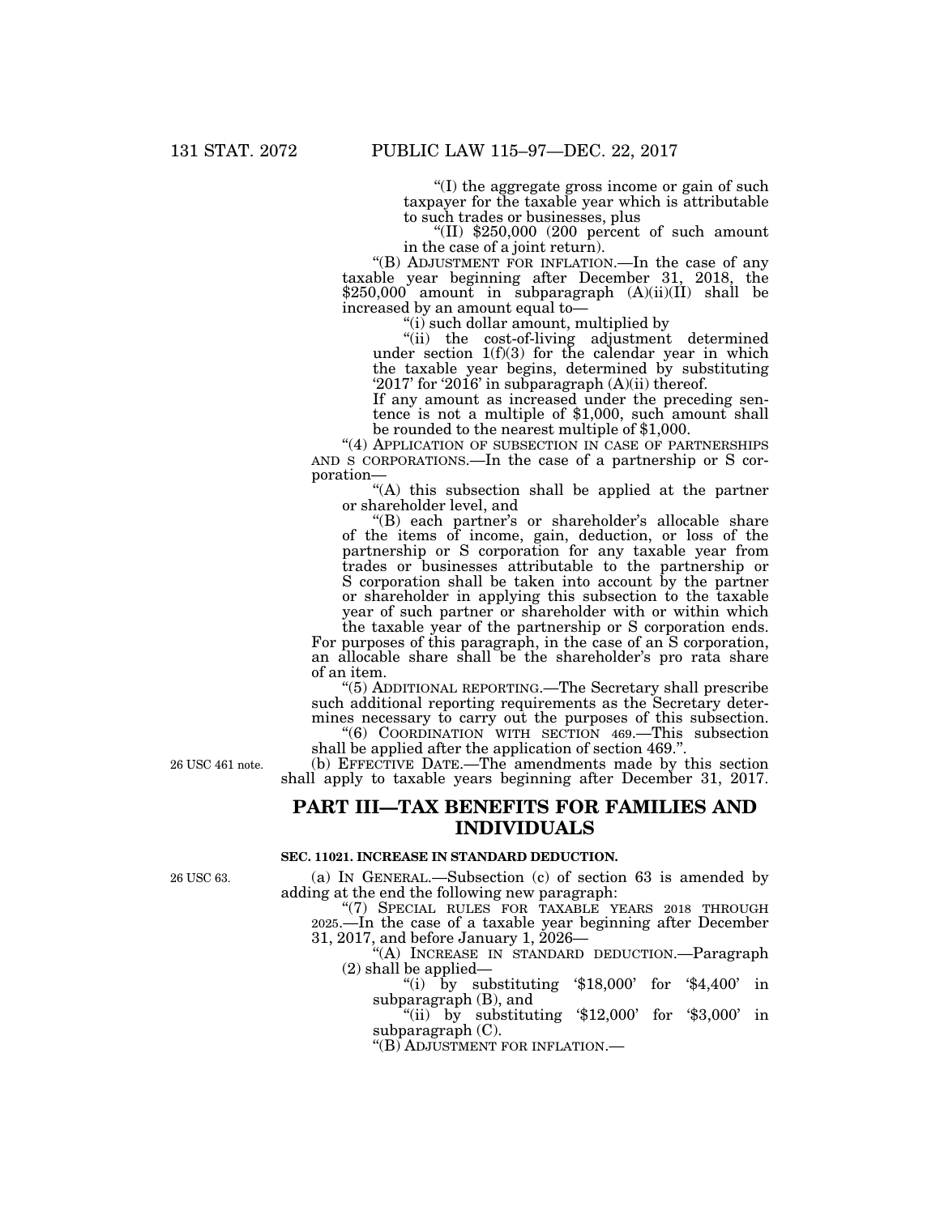"(I) the aggregate gross income or gain of such taxpayer for the taxable year which is attributable to such trades or businesses, plus

"(II) $250,000 (200 percent of such amount in the case of a joint return).

"(B) ADJUSTMENT FOR INFLATION.—In the case of any taxable year beginning after December 31, 2018, the $250,000 amount in subparagraph (A)(ii)(II) shall be increased by an amount equal to—

"(i) such dollar amount, multiplied by

"(ii) the cost-of-living adjustment determined under section 1(f)(3) for the calendar year in which the taxable year begins, determined by substituting '2017' for '2016' in subparagraph (A)(ii) thereof.

If any amount as increased under the preceding sentence is not a multiple of $1,000, such amount shall be rounded to the nearest multiple of $1,000.

"(4) APPLICATION OF SUBSECTION IN CASE OF PARTNERSHIPS AND S CORPORATIONS.—In the case of a partnership or S corporation—

"(A) this subsection shall be applied at the partner or shareholder level, and

"(B) each partner's or shareholder's allocable share of the items of income, gain, deduction, or loss of the partnership or S corporation for any taxable year from trades or businesses attributable to the partnership or S corporation shall be taken into account by the partner or shareholder in applying this subsection to the taxable year of such partner or shareholder with or within which the taxable year of the partnership or S corporation ends.

For purposes of this paragraph, in the case of an S corporation, an allocable share shall be the shareholder's pro rata share of an item.

"(5) ADDITIONAL REPORTING.—The Secretary shall prescribe such additional reporting requirements as the Secretary determines necessary to carry out the purposes of this subsection.

"(6) COORDINATION WITH SECTION 469.—This subsection shall be applied after the application of section 469.".

26 USC 461 note.

(b) EFFECTIVE DATE.—The amendments made by this section shall apply to taxable years beginning after December 31, 2017.

## PART III—TAX BENEFITS FOR FAMILIES AND INDIVIDUALS

### SEC. 11021. INCREASE IN STANDARD DEDUCTION.

26 USC 63.

(a) IN GENERAL.—Subsection (c) of section 63 is amended by adding at the end the following new paragraph:

"(7) SPECIAL RULES FOR TAXABLE YEARS 2018 THROUGH 2025.—In the case of a taxable year beginning after December 31, 2017, and before January 1, 2026—

"(A) INCREASE IN STANDARD DEDUCTION.—Paragraph (2) shall be applied—

"(i) by substituting '$18,000' for '$4,400' in subparagraph (B), and

"(ii) by substituting '$12,000' for '$3,000' in subparagraph (C).

"(B) ADJUSTMENT FOR INFLATION.—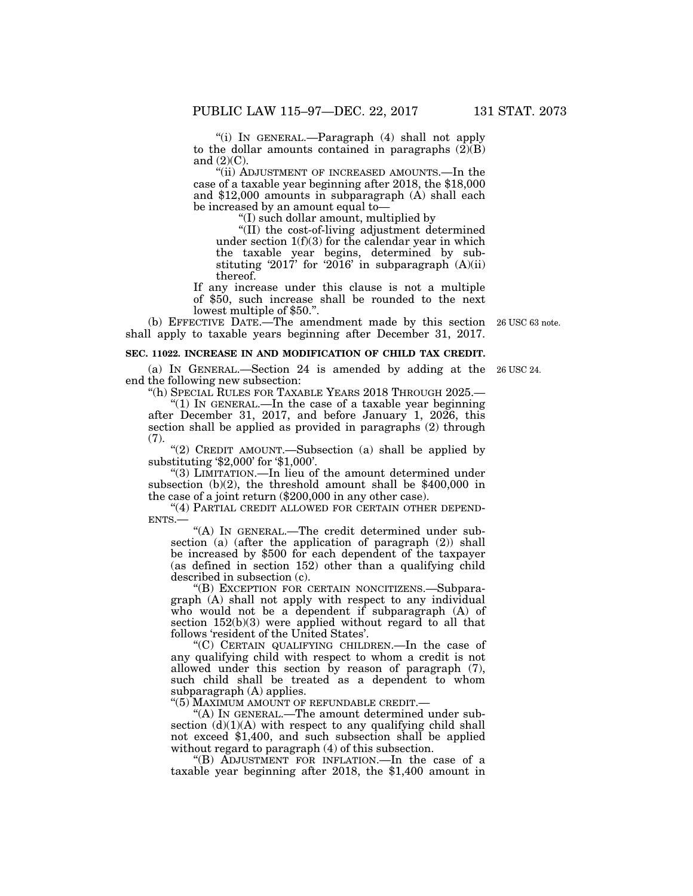"(i) IN GENERAL.—Paragraph (4) shall not apply to the dollar amounts contained in paragraphs (2)(B) and (2)(C).

"(ii) ADJUSTMENT OF INCREASED AMOUNTS.—In the case of a taxable year beginning after 2018, the $18,000 and $12,000 amounts in subparagraph (A) shall each be increased by an amount equal to—

"(I) such dollar amount, multiplied by

"(II) the cost-of-living adjustment determined under section 1(f)(3) for the calendar year in which the taxable year begins, determined by substituting '2017' for '2016' in subparagraph (A)(ii) thereof.

If any increase under this clause is not a multiple of $50, such increase shall be rounded to the next lowest multiple of $50.".

(b) EFFECTIVE DATE.—The amendment made by this section shall apply to taxable years beginning after December 31, 2017. 26 USC 63 note.

**SEC. 11022. INCREASE IN AND MODIFICATION OF CHILD TAX CREDIT.**

(a) IN GENERAL.—Section 24 is amended by adding at the end the following new subsection: 26 USC 24.

"(h) SPECIAL RULES FOR TAXABLE YEARS 2018 THROUGH 2025.—

"(1) IN GENERAL.—In the case of a taxable year beginning after December 31, 2017, and before January 1, 2026, this section shall be applied as provided in paragraphs (2) through (7).

"(2) CREDIT AMOUNT.—Subsection (a) shall be applied by substituting '$2,000' for '$1,000'.

"(3) LIMITATION.—In lieu of the amount determined under subsection (b)(2), the threshold amount shall be $400,000 in the case of a joint return ($200,000 in any other case).

"(4) PARTIAL CREDIT ALLOWED FOR CERTAIN OTHER DEPENDENTS.—

"(A) IN GENERAL.—The credit determined under subsection (a) (after the application of paragraph (2)) shall be increased by $500 for each dependent of the taxpayer (as defined in section 152) other than a qualifying child described in subsection (c).

"(B) EXCEPTION FOR CERTAIN NONCITIZENS.—Subparagraph (A) shall not apply with respect to any individual who would not be a dependent if subparagraph (A) of section 152(b)(3) were applied without regard to all that follows 'resident of the United States'.

"(C) CERTAIN QUALIFYING CHILDREN.—In the case of any qualifying child with respect to whom a credit is not allowed under this section by reason of paragraph (7), such child shall be treated as a dependent to whom subparagraph (A) applies.

"(5) MAXIMUM AMOUNT OF REFUNDABLE CREDIT.—

"(A) IN GENERAL.—The amount determined under subsection (d)(1)(A) with respect to any qualifying child shall not exceed $1,400, and such subsection shall be applied without regard to paragraph (4) of this subsection.

"(B) ADJUSTMENT FOR INFLATION.—In the case of a taxable year beginning after 2018, the $1,400 amount in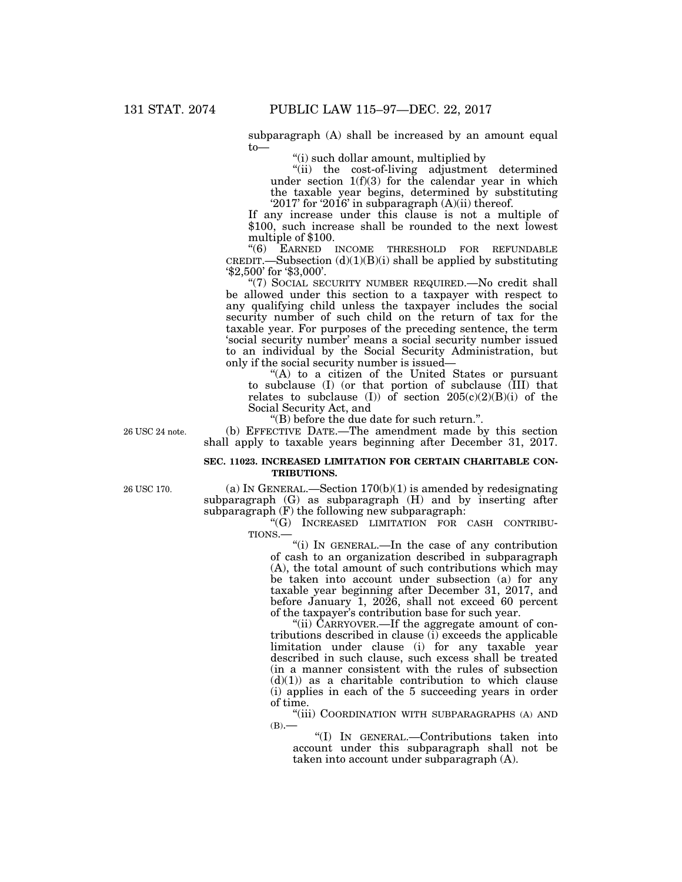subparagraph (A) shall be increased by an amount equal to—

"(i) such dollar amount, multiplied by

"(ii) the cost-of-living adjustment determined under section 1(f)(3) for the calendar year in which the taxable year begins, determined by substituting '2017' for '2016' in subparagraph (A)(ii) thereof.

If any increase under this clause is not a multiple of $100, such increase shall be rounded to the next lowest multiple of $100.

"(6) EARNED INCOME THRESHOLD FOR REFUNDABLE CREDIT.—Subsection (d)(1)(B)(i) shall be applied by substituting '$2,500' for '$3,000'.

"(7) SOCIAL SECURITY NUMBER REQUIRED.—No credit shall be allowed under this section to a taxpayer with respect to any qualifying child unless the taxpayer includes the social security number of such child on the return of tax for the taxable year. For purposes of the preceding sentence, the term 'social security number' means a social security number issued to an individual by the Social Security Administration, but only if the social security number is issued—

"(A) to a citizen of the United States or pursuant to subclause (I) (or that portion of subclause (III) that relates to subclause (I)) of section 205(c)(2)(B)(i) of the Social Security Act, and

"(B) before the due date for such return.".

26 USC 24 note.

(b) EFFECTIVE DATE.—The amendment made by this section shall apply to taxable years beginning after December 31, 2017.

**SEC. 11023. INCREASED LIMITATION FOR CERTAIN CHARITABLE CONTRIBUTIONS.**

26 USC 170.

(a) IN GENERAL.—Section 170(b)(1) is amended by redesignating subparagraph (G) as subparagraph (H) and by inserting after subparagraph (F) the following new subparagraph:

"(G) INCREASED LIMITATION FOR CASH CONTRIBUTIONS.—

"(i) IN GENERAL.—In the case of any contribution of cash to an organization described in subparagraph (A), the total amount of such contributions which may be taken into account under subsection (a) for any taxable year beginning after December 31, 2017, and before January 1, 2026, shall not exceed 60 percent of the taxpayer's contribution base for such year.

"(ii) CARRYOVER.—If the aggregate amount of contributions described in clause (i) exceeds the applicable limitation under clause (i) for any taxable year described in such clause, such excess shall be treated (in a manner consistent with the rules of subsection (d)(1)) as a charitable contribution to which clause (i) applies in each of the 5 succeeding years in order of time.

"(iii) COORDINATION WITH SUBPARAGRAPHS (A) AND (B).—

"(I) IN GENERAL.—Contributions taken into account under this subparagraph shall not be taken into account under subparagraph (A).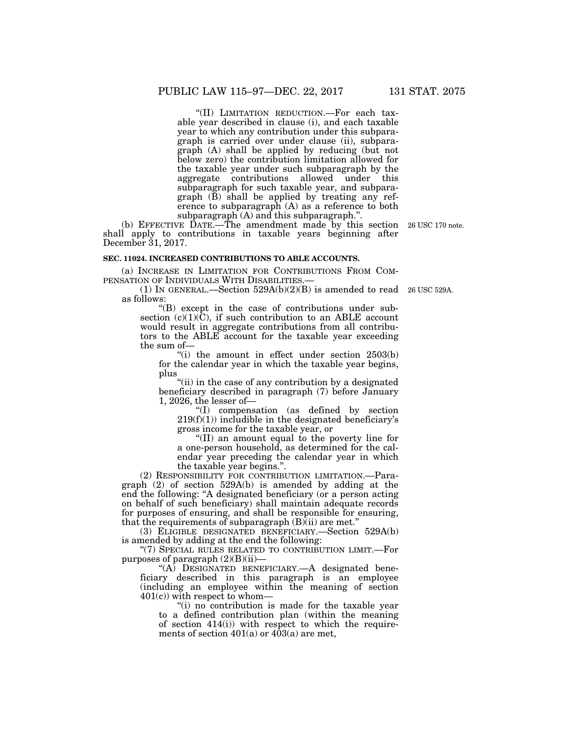"(II) LIMITATION REDUCTION.—For each taxable year described in clause (i), and each taxable year to which any contribution under this subparagraph is carried over under clause (ii), subparagraph (A) shall be applied by reducing (but not below zero) the contribution limitation allowed for the taxable year under such subparagraph by the aggregate contributions allowed under this subparagraph for such taxable year, and subparagraph (B) shall be applied by treating any reference to subparagraph (A) as a reference to both subparagraph (A) and this subparagraph.".

(b) EFFECTIVE DATE.—The amendment made by this section shall apply to contributions in taxable years beginning after December 31, 2017.

26 USC 170 note.

**SEC. 11024. INCREASED CONTRIBUTIONS TO ABLE ACCOUNTS.**

(a) INCREASE IN LIMITATION FOR CONTRIBUTIONS FROM COMPENSATION OF INDIVIDUALS WITH DISABILITIES.—

(1) IN GENERAL.—Section 529A(b)(2)(B) is amended to read as follows:

26 USC 529A.

"(B) except in the case of contributions under subsection (c)(1)(C), if such contribution to an ABLE account would result in aggregate contributions from all contributors to the ABLE account for the taxable year exceeding the sum of—

"(i) the amount in effect under section 2503(b) for the calendar year in which the taxable year begins, plus

"(ii) in the case of any contribution by a designated beneficiary described in paragraph (7) before January 1, 2026, the lesser of—

"(I) compensation (as defined by section 219(f)(1)) includible in the designated beneficiary's gross income for the taxable year, or

"(II) an amount equal to the poverty line for a one-person household, as determined for the calendar year preceding the calendar year in which the taxable year begins.".

(2) RESPONSIBILITY FOR CONTRIBUTION LIMITATION.—Paragraph (2) of section 529A(b) is amended by adding at the end the following: "A designated beneficiary (or a person acting on behalf of such beneficiary) shall maintain adequate records for purposes of ensuring, and shall be responsible for ensuring, that the requirements of subparagraph (B)(ii) are met."

(3) ELIGIBLE DESIGNATED BENEFICIARY.—Section 529A(b) is amended by adding at the end the following:

"(7) SPECIAL RULES RELATED TO CONTRIBUTION LIMIT.—For purposes of paragraph (2)(B)(ii)—

"(A) DESIGNATED BENEFICIARY.—A designated beneficiary described in this paragraph is an employee (including an employee within the meaning of section 401(c)) with respect to whom—

"(i) no contribution is made for the taxable year to a defined contribution plan (within the meaning of section 414(i)) with respect to which the requirements of section 401(a) or 403(a) are met,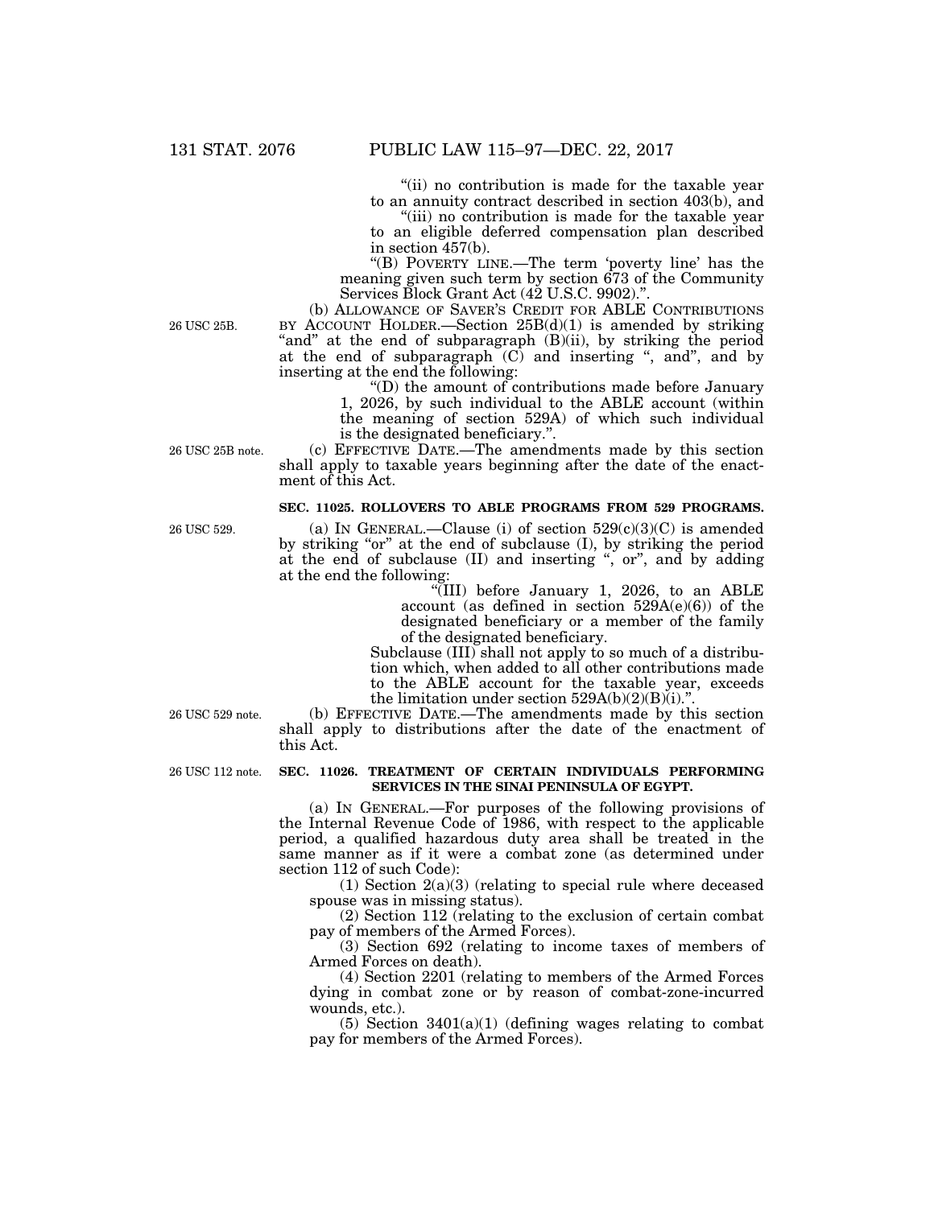"(ii) no contribution is made for the taxable year to an annuity contract described in section 403(b), and

"(iii) no contribution is made for the taxable year to an eligible deferred compensation plan described in section 457(b).

"(B) POVERTY LINE.—The term 'poverty line' has the meaning given such term by section 673 of the Community Services Block Grant Act (42 U.S.C. 9902).".

26 USC 25B.

(b) ALLOWANCE OF SAVER'S CREDIT FOR ABLE CONTRIBUTIONS BY ACCOUNT HOLDER.—Section 25B(d)(1) is amended by striking "and" at the end of subparagraph (B)(ii), by striking the period at the end of subparagraph (C) and inserting ", and", and by inserting at the end the following:

"(D) the amount of contributions made before January 1, 2026, by such individual to the ABLE account (within the meaning of section 529A) of which such individual is the designated beneficiary.".

26 USC 25B note.

(c) EFFECTIVE DATE.—The amendments made by this section shall apply to taxable years beginning after the date of the enactment of this Act.

**SEC. 11025. ROLLOVERS TO ABLE PROGRAMS FROM 529 PROGRAMS.**

26 USC 529.

(a) IN GENERAL.—Clause (i) of section 529(c)(3)(C) is amended by striking "or" at the end of subclause (I), by striking the period at the end of subclause (II) and inserting ", or", and by adding at the end the following:

"(III) before January 1, 2026, to an ABLE account (as defined in section 529A(e)(6)) of the designated beneficiary or a member of the family of the designated beneficiary.

Subclause (III) shall not apply to so much of a distribution which, when added to all other contributions made to the ABLE account for the taxable year, exceeds the limitation under section 529A(b)(2)(B)(i).".

26 USC 529 note.

(b) EFFECTIVE DATE.—The amendments made by this section shall apply to distributions after the date of the enactment of this Act.

26 USC 112 note.

**SEC. 11026. TREATMENT OF CERTAIN INDIVIDUALS PERFORMING SERVICES IN THE SINAI PENINSULA OF EGYPT.**

(a) IN GENERAL.—For purposes of the following provisions of the Internal Revenue Code of 1986, with respect to the applicable period, a qualified hazardous duty area shall be treated in the same manner as if it were a combat zone (as determined under section 112 of such Code):

(1) Section 2(a)(3) (relating to special rule where deceased spouse was in missing status).

(2) Section 112 (relating to the exclusion of certain combat pay of members of the Armed Forces).

(3) Section 692 (relating to income taxes of members of Armed Forces on death).

(4) Section 2201 (relating to members of the Armed Forces dying in combat zone or by reason of combat-zone-incurred wounds, etc.).

(5) Section 3401(a)(1) (defining wages relating to combat pay for members of the Armed Forces).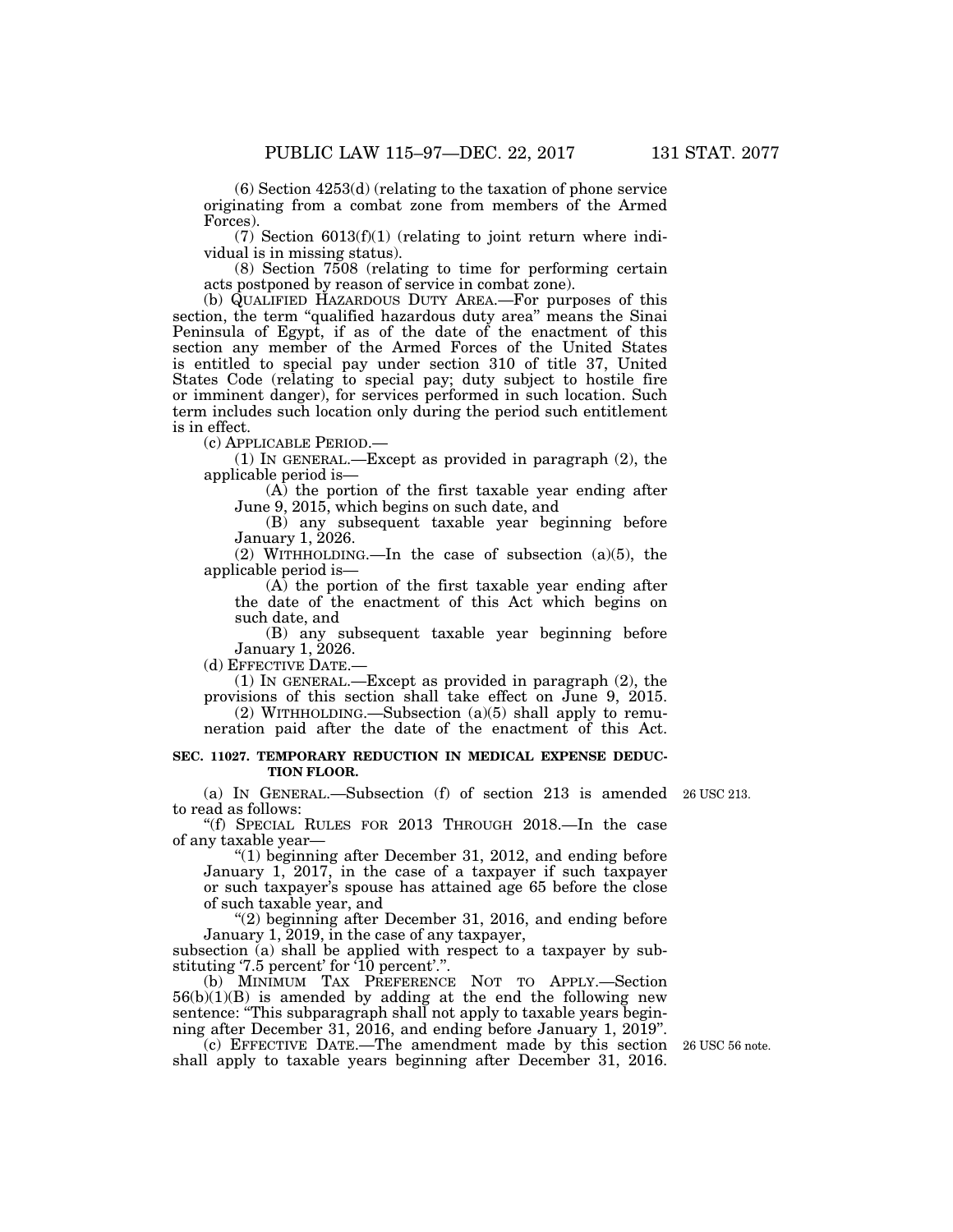(6) Section 4253(d) (relating to the taxation of phone service originating from a combat zone from members of the Armed Forces).

(7) Section 6013(f)(1) (relating to joint return where individual is in missing status).

(8) Section 7508 (relating to time for performing certain acts postponed by reason of service in combat zone).

(b) QUALIFIED HAZARDOUS DUTY AREA.—For purposes of this section, the term "qualified hazardous duty area" means the Sinai Peninsula of Egypt, if as of the date of the enactment of this section any member of the Armed Forces of the United States is entitled to special pay under section 310 of title 37, United States Code (relating to special pay; duty subject to hostile fire or imminent danger), for services performed in such location. Such term includes such location only during the period such entitlement is in effect.

(c) APPLICABLE PERIOD.—

(1) IN GENERAL.—Except as provided in paragraph (2), the applicable period is—

(A) the portion of the first taxable year ending after June 9, 2015, which begins on such date, and

(B) any subsequent taxable year beginning before January 1, 2026.

(2) WITHHOLDING.—In the case of subsection (a)(5), the applicable period is—

(A) the portion of the first taxable year ending after the date of the enactment of this Act which begins on such date, and

(B) any subsequent taxable year beginning before January 1, 2026.

(d) EFFECTIVE DATE.—

(1) IN GENERAL.—Except as provided in paragraph (2), the provisions of this section shall take effect on June 9, 2015.

(2) WITHHOLDING.—Subsection (a)(5) shall apply to remuneration paid after the date of the enactment of this Act.

**SEC. 11027. TEMPORARY REDUCTION IN MEDICAL EXPENSE DEDUCTION FLOOR.**

(a) IN GENERAL.—Subsection (f) of section 213 is amended to read as follows: 26 USC 213.

"(f) SPECIAL RULES FOR 2013 THROUGH 2018.—In the case of any taxable year—

"(1) beginning after December 31, 2012, and ending before January 1, 2017, in the case of a taxpayer if such taxpayer or such taxpayer's spouse has attained age 65 before the close of such taxable year, and

"(2) beginning after December 31, 2016, and ending before January 1, 2019, in the case of any taxpayer,

subsection (a) shall be applied with respect to a taxpayer by substituting '7.5 percent' for '10 percent'.".

(b) MINIMUM TAX PREFERENCE NOT TO APPLY.—Section 56(b)(1)(B) is amended by adding at the end the following new sentence: "This subparagraph shall not apply to taxable years beginning after December 31, 2016, and ending before January 1, 2019".

(c) EFFECTIVE DATE.—The amendment made by this section shall apply to taxable years beginning after December 31, 2016. 26 USC 56 note.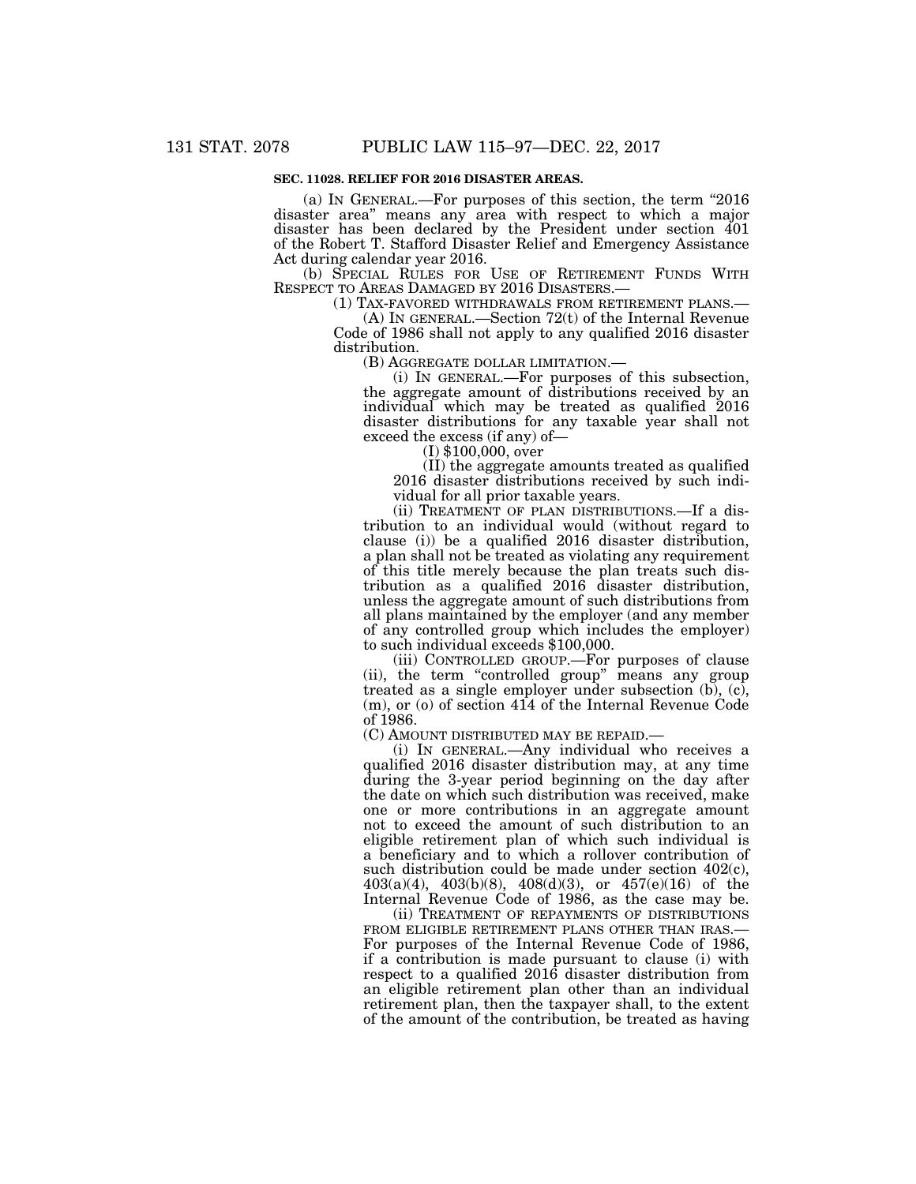### SEC. 11028. RELIEF FOR 2016 DISASTER AREAS.

(a) IN GENERAL.—For purposes of this section, the term "2016 disaster area" means any area with respect to which a major disaster has been declared by the President under section 401 of the Robert T. Stafford Disaster Relief and Emergency Assistance Act during calendar year 2016.

(b) SPECIAL RULES FOR USE OF RETIREMENT FUNDS WITH RESPECT TO AREAS DAMAGED BY 2016 DISASTERS.—

(1) TAX-FAVORED WITHDRAWALS FROM RETIREMENT PLANS.—

(A) IN GENERAL.—Section 72(t) of the Internal Revenue Code of 1986 shall not apply to any qualified 2016 disaster distribution.

(B) AGGREGATE DOLLAR LIMITATION.—

(i) IN GENERAL.—For purposes of this subsection, the aggregate amount of distributions received by an individual which may be treated as qualified 2016 disaster distributions for any taxable year shall not exceed the excess (if any) of—

(I) $100,000, over

(II) the aggregate amounts treated as qualified 2016 disaster distributions received by such individual for all prior taxable years.

(ii) TREATMENT OF PLAN DISTRIBUTIONS.—If a distribution to an individual would (without regard to clause (i)) be a qualified 2016 disaster distribution, a plan shall not be treated as violating any requirement of this title merely because the plan treats such distribution as a qualified 2016 disaster distribution, unless the aggregate amount of such distributions from all plans maintained by the employer (and any member of any controlled group which includes the employer) to such individual exceeds $100,000.

(iii) CONTROLLED GROUP.—For purposes of clause (ii), the term "controlled group" means any group treated as a single employer under subsection (b), (c), (m), or (o) of section 414 of the Internal Revenue Code of 1986.

(C) AMOUNT DISTRIBUTED MAY BE REPAID.—

(i) IN GENERAL.—Any individual who receives a qualified 2016 disaster distribution may, at any time during the 3-year period beginning on the day after the date on which such distribution was received, make one or more contributions in an aggregate amount not to exceed the amount of such distribution to an eligible retirement plan of which such individual is a beneficiary and to which a rollover contribution of such distribution could be made under section 402(c), 403(a)(4), 403(b)(8), 408(d)(3), or 457(e)(16) of the Internal Revenue Code of 1986, as the case may be.

(ii) TREATMENT OF REPAYMENTS OF DISTRIBUTIONS FROM ELIGIBLE RETIREMENT PLANS OTHER THAN IRAS.—For purposes of the Internal Revenue Code of 1986, if a contribution is made pursuant to clause (i) with respect to a qualified 2016 disaster distribution from an eligible retirement plan other than an individual retirement plan, then the taxpayer shall, to the extent of the amount of the contribution, be treated as having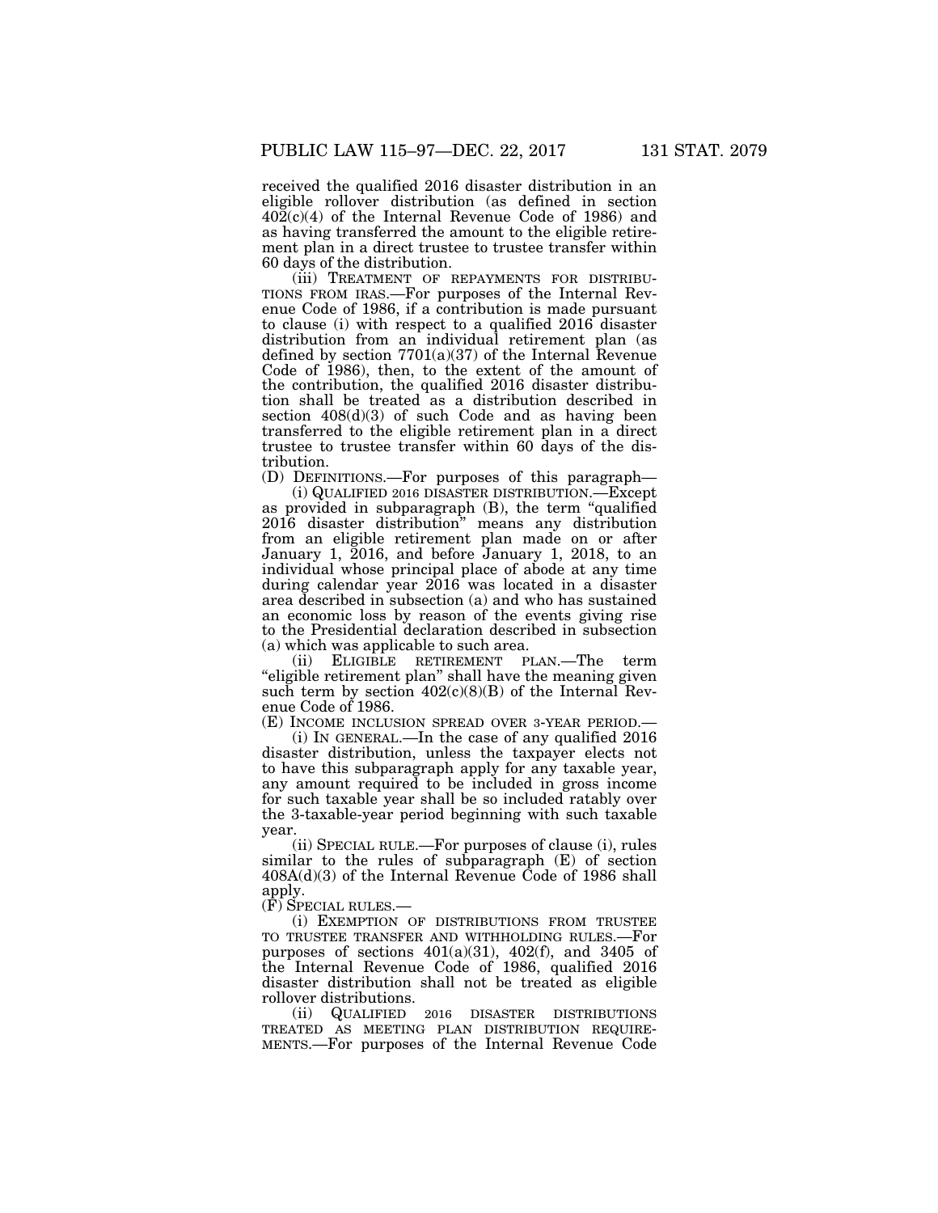received the qualified 2016 disaster distribution in an eligible rollover distribution (as defined in section 402(c)(4) of the Internal Revenue Code of 1986) and as having transferred the amount to the eligible retirement plan in a direct trustee to trustee transfer within 60 days of the distribution.

(iii) TREATMENT OF REPAYMENTS FOR DISTRIBUTIONS FROM IRAS.—For purposes of the Internal Revenue Code of 1986, if a contribution is made pursuant to clause (i) with respect to a qualified 2016 disaster distribution from an individual retirement plan (as defined by section 7701(a)(37) of the Internal Revenue Code of 1986), then, to the extent of the amount of the contribution, the qualified 2016 disaster distribution shall be treated as a distribution described in section 408(d)(3) of such Code and as having been transferred to the eligible retirement plan in a direct trustee to trustee transfer within 60 days of the distribution.

(D) DEFINITIONS.—For purposes of this paragraph—

(i) QUALIFIED 2016 DISASTER DISTRIBUTION.—Except as provided in subparagraph (B), the term "qualified 2016 disaster distribution" means any distribution from an eligible retirement plan made on or after January 1, 2016, and before January 1, 2018, to an individual whose principal place of abode at any time during calendar year 2016 was located in a disaster area described in subsection (a) and who has sustained an economic loss by reason of the events giving rise to the Presidential declaration described in subsection (a) which was applicable to such area.

(ii) ELIGIBLE RETIREMENT PLAN.—The term "eligible retirement plan" shall have the meaning given such term by section 402(c)(8)(B) of the Internal Revenue Code of 1986.

(E) INCOME INCLUSION SPREAD OVER 3-YEAR PERIOD.—

(i) IN GENERAL.—In the case of any qualified 2016 disaster distribution, unless the taxpayer elects not to have this subparagraph apply for any taxable year, any amount required to be included in gross income for such taxable year shall be so included ratably over the 3-taxable-year period beginning with such taxable year.

(ii) SPECIAL RULE.—For purposes of clause (i), rules similar to the rules of subparagraph (E) of section 408A(d)(3) of the Internal Revenue Code of 1986 shall apply.

(F) SPECIAL RULES.—

(i) EXEMPTION OF DISTRIBUTIONS FROM TRUSTEE TO TRUSTEE TRANSFER AND WITHHOLDING RULES.—For purposes of sections 401(a)(31), 402(f), and 3405 of the Internal Revenue Code of 1986, qualified 2016 disaster distribution shall not be treated as eligible rollover distributions.

(ii) QUALIFIED 2016 DISASTER DISTRIBUTIONS TREATED AS MEETING PLAN DISTRIBUTION REQUIREMENTS.—For purposes of the Internal Revenue Code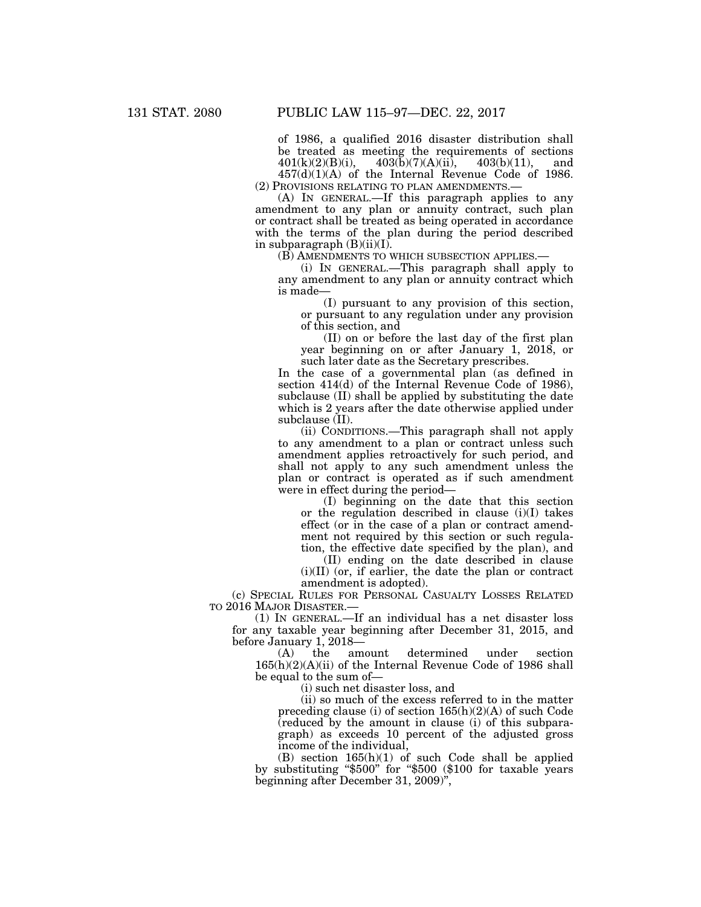of 1986, a qualified 2016 disaster distribution shall be treated as meeting the requirements of sections 401(k)(2)(B)(i), 403(b)(7)(A)(ii), 403(b)(11), and 457(d)(1)(A) of the Internal Revenue Code of 1986.

(2) PROVISIONS RELATING TO PLAN AMENDMENTS.—

(A) IN GENERAL.—If this paragraph applies to any amendment to any plan or annuity contract, such plan or contract shall be treated as being operated in accordance with the terms of the plan during the period described in subparagraph (B)(ii)(I).

(B) AMENDMENTS TO WHICH SUBSECTION APPLIES.—

(i) IN GENERAL.—This paragraph shall apply to any amendment to any plan or annuity contract which is made—

(I) pursuant to any provision of this section, or pursuant to any regulation under any provision of this section, and

(II) on or before the last day of the first plan year beginning on or after January 1, 2018, or such later date as the Secretary prescribes.

In the case of a governmental plan (as defined in section 414(d) of the Internal Revenue Code of 1986), subclause (II) shall be applied by substituting the date which is 2 years after the date otherwise applied under subclause (II).

(ii) CONDITIONS.—This paragraph shall not apply to any amendment to a plan or contract unless such amendment applies retroactively for such period, and shall not apply to any such amendment unless the plan or contract is operated as if such amendment were in effect during the period—

(I) beginning on the date that this section or the regulation described in clause (i)(I) takes effect (or in the case of a plan or contract amendment not required by this section or such regulation, the effective date specified by the plan), and

(II) ending on the date described in clause (i)(II) (or, if earlier, the date the plan or contract amendment is adopted).

(c) SPECIAL RULES FOR PERSONAL CASUALTY LOSSES RELATED TO 2016 MAJOR DISASTER.—

(1) IN GENERAL.—If an individual has a net disaster loss for any taxable year beginning after December 31, 2015, and before January 1, 2018—

(A) the amount determined under section 165(h)(2)(A)(ii) of the Internal Revenue Code of 1986 shall be equal to the sum of—

(i) such net disaster loss, and

(ii) so much of the excess referred to in the matter preceding clause (i) of section 165(h)(2)(A) of such Code (reduced by the amount in clause (i) of this subparagraph) as exceeds 10 percent of the adjusted gross income of the individual,

(B) section 165(h)(1) of such Code shall be applied by substituting "$500" for "$500 ($100 for taxable years beginning after December 31, 2009)",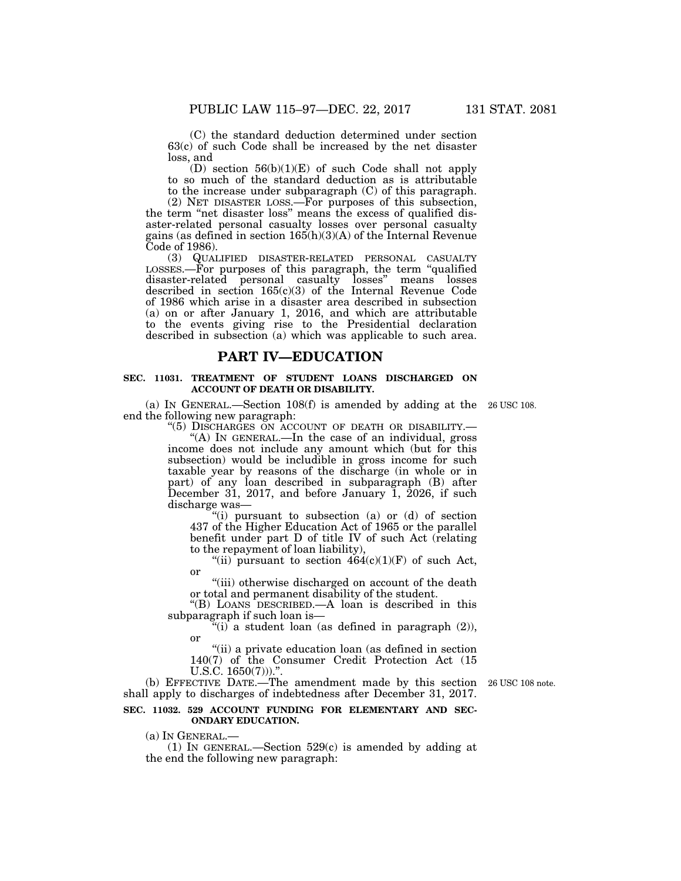(C) the standard deduction determined under section 63(c) of such Code shall be increased by the net disaster loss, and

(D) section 56(b)(1)(E) of such Code shall not apply to so much of the standard deduction as is attributable to the increase under subparagraph (C) of this paragraph.

(2) NET DISASTER LOSS.—For purposes of this subsection, the term "net disaster loss" means the excess of qualified disaster-related personal casualty losses over personal casualty gains (as defined in section 165(h)(3)(A) of the Internal Revenue Code of 1986).

(3) QUALIFIED DISASTER-RELATED PERSONAL CASUALTY LOSSES.—For purposes of this paragraph, the term "qualified disaster-related personal casualty losses" means losses described in section 165(c)(3) of the Internal Revenue Code of 1986 which arise in a disaster area described in subsection (a) on or after January 1, 2016, and which are attributable to the events giving rise to the Presidential declaration described in subsection (a) which was applicable to such area.

## PART IV—EDUCATION

### SEC. 11031. TREATMENT OF STUDENT LOANS DISCHARGED ON ACCOUNT OF DEATH OR DISABILITY.

(a) IN GENERAL.—Section 108(f) is amended by adding at the end the following new paragraph: 26 USC 108.

"(5) DISCHARGES ON ACCOUNT OF DEATH OR DISABILITY.—

"(A) IN GENERAL.—In the case of an individual, gross income does not include any amount which (but for this subsection) would be includible in gross income for such taxable year by reasons of the discharge (in whole or in part) of any loan described in subparagraph (B) after December 31, 2017, and before January 1, 2026, if such discharge was—

"(i) pursuant to subsection (a) or (d) of section 437 of the Higher Education Act of 1965 or the parallel benefit under part D of title IV of such Act (relating to the repayment of loan liability),

"(ii) pursuant to section 464(c)(1)(F) of such Act, or

"(iii) otherwise discharged on account of the death or total and permanent disability of the student.

"(B) LOANS DESCRIBED.—A loan is described in this subparagraph if such loan is—

"(i) a student loan (as defined in paragraph (2)), or

"(ii) a private education loan (as defined in section 140(7) of the Consumer Credit Protection Act (15 U.S.C. 1650(7)))."

(b) EFFECTIVE DATE.—The amendment made by this section shall apply to discharges of indebtedness after December 31, 2017. 26 USC 108 note.

### SEC. 11032. 529 ACCOUNT FUNDING FOR ELEMENTARY AND SECONDARY EDUCATION.

(a) IN GENERAL.—

(1) IN GENERAL.—Section 529(c) is amended by adding at the end the following new paragraph: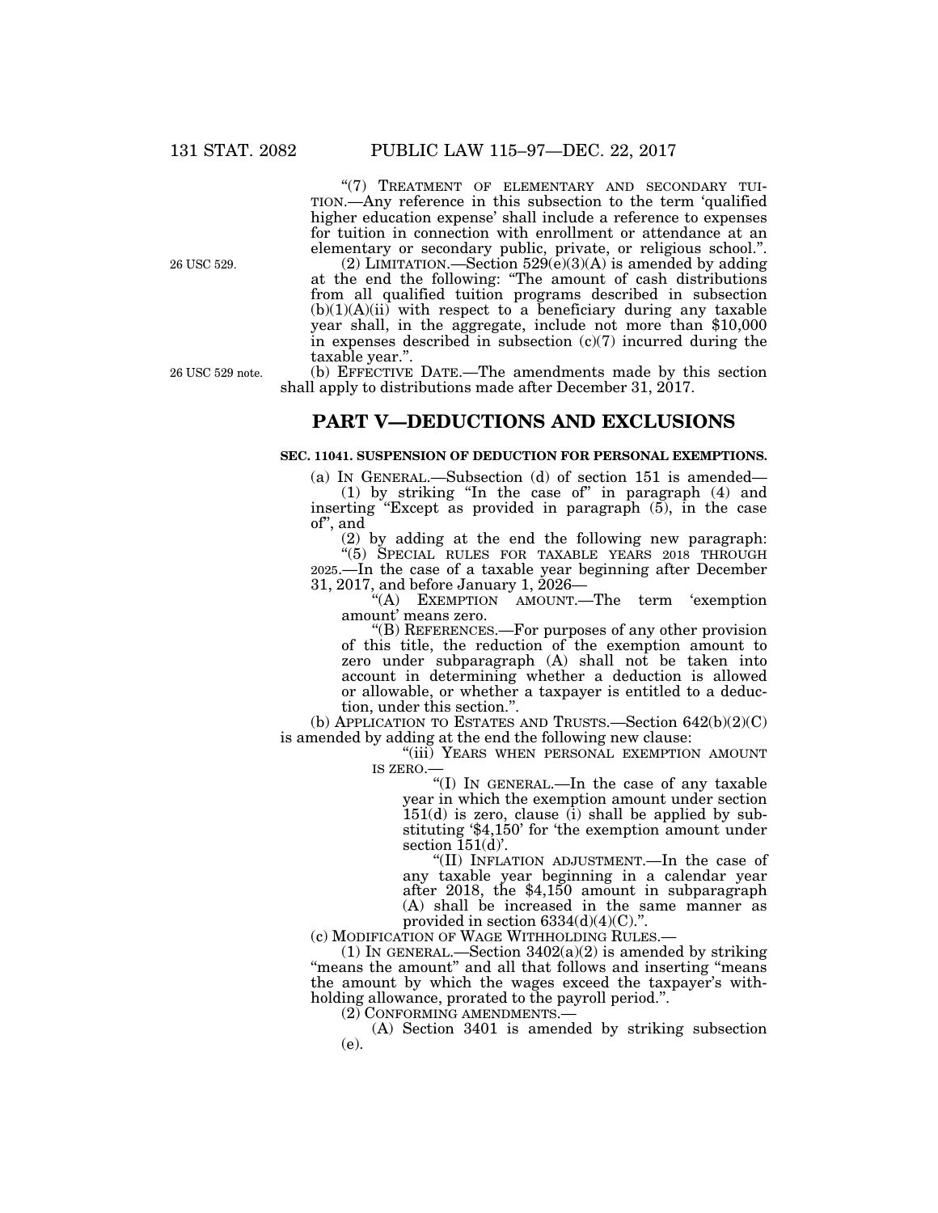"(7) TREATMENT OF ELEMENTARY AND SECONDARY TUITION.—Any reference in this subsection to the term 'qualified higher education expense' shall include a reference to expenses for tuition in connection with enrollment or attendance at an elementary or secondary public, private, or religious school.".

26 USC 529.

(2) LIMITATION.—Section 529(e)(3)(A) is amended by adding at the end the following: "The amount of cash distributions from all qualified tuition programs described in subsection (b)(1)(A)(ii) with respect to a beneficiary during any taxable year shall, in the aggregate, include not more than $10,000 in expenses described in subsection (c)(7) incurred during the taxable year.".

26 USC 529 note.

(b) EFFECTIVE DATE.—The amendments made by this section shall apply to distributions made after December 31, 2017.

## PART V—DEDUCTIONS AND EXCLUSIONS

### SEC. 11041. SUSPENSION OF DEDUCTION FOR PERSONAL EXEMPTIONS.

(a) IN GENERAL.—Subsection (d) of section 151 is amended—

(1) by striking "In the case of" in paragraph (4) and inserting "Except as provided in paragraph (5), in the case of", and

(2) by adding at the end the following new paragraph:

"(5) SPECIAL RULES FOR TAXABLE YEARS 2018 THROUGH 2025.—In the case of a taxable year beginning after December 31, 2017, and before January 1, 2026—

"(A) EXEMPTION AMOUNT.—The term 'exemption amount' means zero.

"(B) REFERENCES.—For purposes of any other provision of this title, the reduction of the exemption amount to zero under subparagraph (A) shall not be taken into account in determining whether a deduction is allowed or allowable, or whether a taxpayer is entitled to a deduction, under this section.".

(b) APPLICATION TO ESTATES AND TRUSTS.—Section 642(b)(2)(C) is amended by adding at the end the following new clause:

"(iii) YEARS WHEN PERSONAL EXEMPTION AMOUNT IS ZERO.—

"(I) IN GENERAL.—In the case of any taxable year in which the exemption amount under section 151(d) is zero, clause (i) shall be applied by substituting '$4,150' for 'the exemption amount under section 151(d)'.

"(II) INFLATION ADJUSTMENT.—In the case of any taxable year beginning in a calendar year after 2018, the $4,150 amount in subparagraph (A) shall be increased in the same manner as provided in section 6334(d)(4)(C).".

(c) MODIFICATION OF WAGE WITHHOLDING RULES.—

(1) IN GENERAL.—Section 3402(a)(2) is amended by striking "means the amount" and all that follows and inserting "means the amount by which the wages exceed the taxpayer's withholding allowance, prorated to the payroll period.".

(2) CONFORMING AMENDMENTS.—

(A) Section 3401 is amended by striking subsection (e).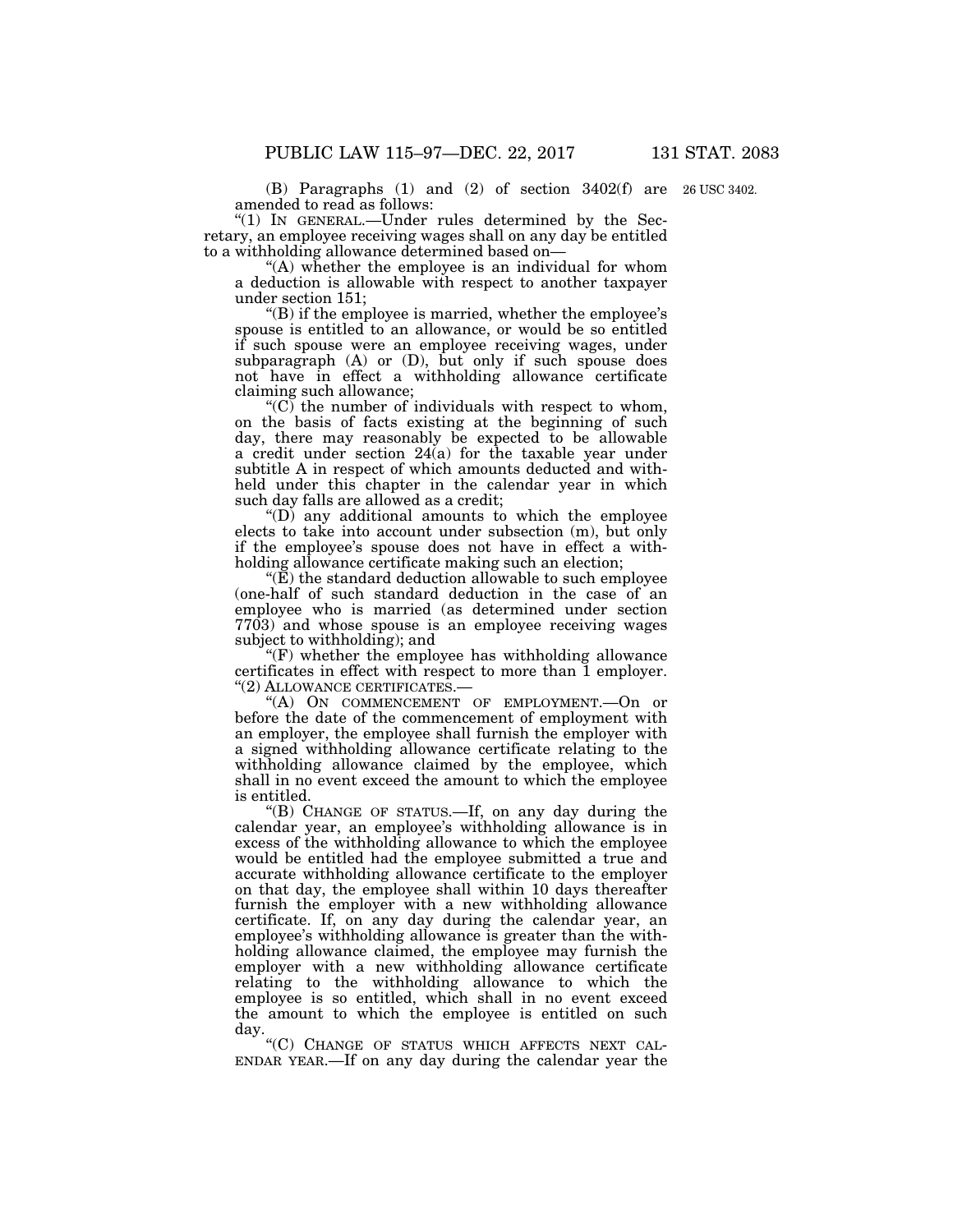(B) Paragraphs (1) and (2) of section 3402(f) are amended to read as follows:

26 USC 3402.

"(1) IN GENERAL.—Under rules determined by the Secretary, an employee receiving wages shall on any day be entitled to a withholding allowance determined based on—

"(A) whether the employee is an individual for whom a deduction is allowable with respect to another taxpayer under section 151;

"(B) if the employee is married, whether the employee's spouse is entitled to an allowance, or would be so entitled if such spouse were an employee receiving wages, under subparagraph (A) or (D), but only if such spouse does not have in effect a withholding allowance certificate claiming such allowance;

"(C) the number of individuals with respect to whom, on the basis of facts existing at the beginning of such day, there may reasonably be expected to be allowable a credit under section 24(a) for the taxable year under subtitle A in respect of which amounts deducted and withheld under this chapter in the calendar year in which such day falls are allowed as a credit;

"(D) any additional amounts to which the employee elects to take into account under subsection (m), but only if the employee's spouse does not have in effect a withholding allowance certificate making such an election;

"(E) the standard deduction allowable to such employee (one-half of such standard deduction in the case of an employee who is married (as determined under section 7703) and whose spouse is an employee receiving wages subject to withholding); and

"(F) whether the employee has withholding allowance certificates in effect with respect to more than 1 employer.

"(2) ALLOWANCE CERTIFICATES.—

"(A) ON COMMENCEMENT OF EMPLOYMENT.—On or before the date of the commencement of employment with an employer, the employee shall furnish the employer with a signed withholding allowance certificate relating to the withholding allowance claimed by the employee, which shall in no event exceed the amount to which the employee is entitled.

"(B) CHANGE OF STATUS.—If, on any day during the calendar year, an employee's withholding allowance is in excess of the withholding allowance to which the employee would be entitled had the employee submitted a true and accurate withholding allowance certificate to the employer on that day, the employee shall within 10 days thereafter furnish the employer with a new withholding allowance certificate. If, on any day during the calendar year, an employee's withholding allowance is greater than the withholding allowance claimed, the employee may furnish the employer with a new withholding allowance certificate relating to the withholding allowance to which the employee is so entitled, which shall in no event exceed the amount to which the employee is entitled on such day.

"(C) CHANGE OF STATUS WHICH AFFECTS NEXT CALENDAR YEAR.—If on any day during the calendar year the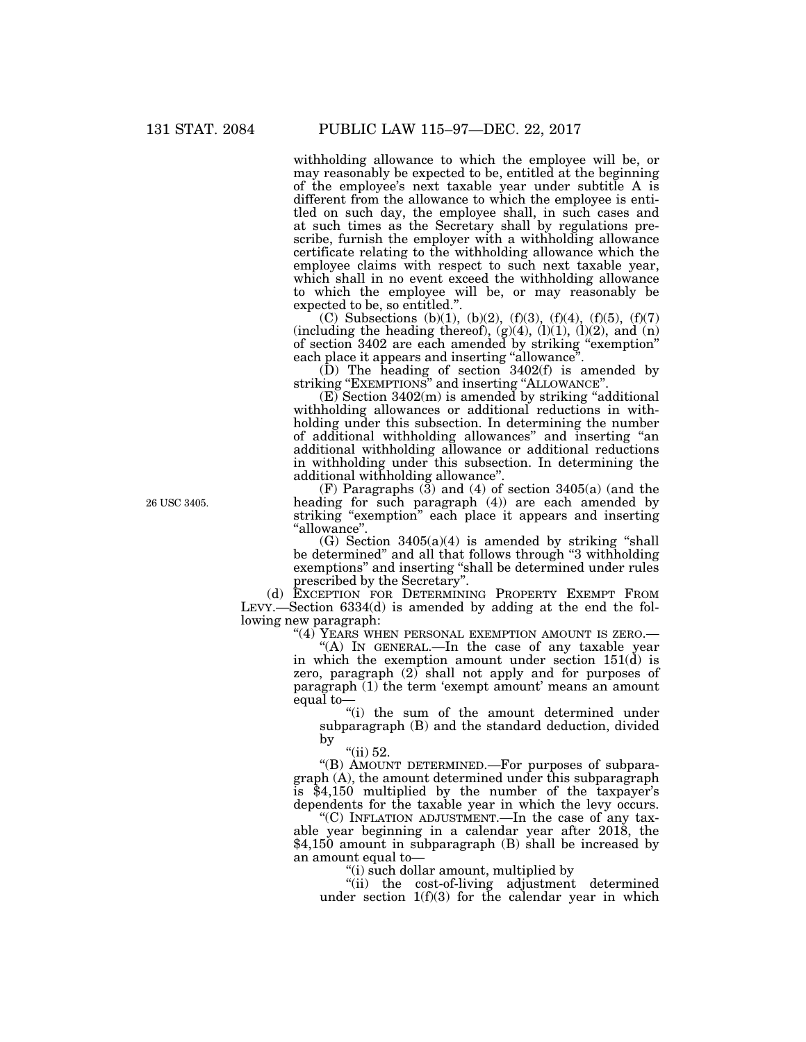withholding allowance to which the employee will be, or may reasonably be expected to be, entitled at the beginning of the employee's next taxable year under subtitle A is different from the allowance to which the employee is entitled on such day, the employee shall, in such cases and at such times as the Secretary shall by regulations prescribe, furnish the employer with a withholding allowance certificate relating to the withholding allowance which the employee claims with respect to such next taxable year, which shall in no event exceed the withholding allowance to which the employee will be, or may reasonably be expected to be, so entitled.".

(C) Subsections (b)(1), (b)(2), (f)(3), (f)(4), (f)(5), (f)(7) (including the heading thereof), (g)(4), (l)(1), (l)(2), and (n) of section 3402 are each amended by striking "exemption" each place it appears and inserting "allowance".

(D) The heading of section 3402(f) is amended by striking "EXEMPTIONS" and inserting "ALLOWANCE".

(E) Section 3402(m) is amended by striking "additional withholding allowances or additional reductions in withholding under this subsection. In determining the number of additional withholding allowances" and inserting "an additional withholding allowance or additional reductions in withholding under this subsection. In determining the additional withholding allowance".

26 USC 3405.

(F) Paragraphs (3) and (4) of section 3405(a) (and the heading for such paragraph (4)) are each amended by striking "exemption" each place it appears and inserting "allowance".

(G) Section 3405(a)(4) is amended by striking "shall be determined" and all that follows through "3 withholding exemptions" and inserting "shall be determined under rules prescribed by the Secretary".

(d) EXCEPTION FOR DETERMINING PROPERTY EXEMPT FROM LEVY.—Section 6334(d) is amended by adding at the end the following new paragraph:

"(4) YEARS WHEN PERSONAL EXEMPTION AMOUNT IS ZERO.—

"(A) IN GENERAL.—In the case of any taxable year in which the exemption amount under section 151(d) is zero, paragraph (2) shall not apply and for purposes of paragraph (1) the term 'exempt amount' means an amount equal to—

"(i) the sum of the amount determined under subparagraph (B) and the standard deduction, divided by

"(ii) 52.

"(B) AMOUNT DETERMINED.—For purposes of subparagraph (A), the amount determined under this subparagraph is $4,150 multiplied by the number of the taxpayer's dependents for the taxable year in which the levy occurs.

"(C) INFLATION ADJUSTMENT.—In the case of any taxable year beginning in a calendar year after 2018, the $4,150 amount in subparagraph (B) shall be increased by an amount equal to—

"(i) such dollar amount, multiplied by

"(ii) the cost-of-living adjustment determined under section 1(f)(3) for the calendar year in which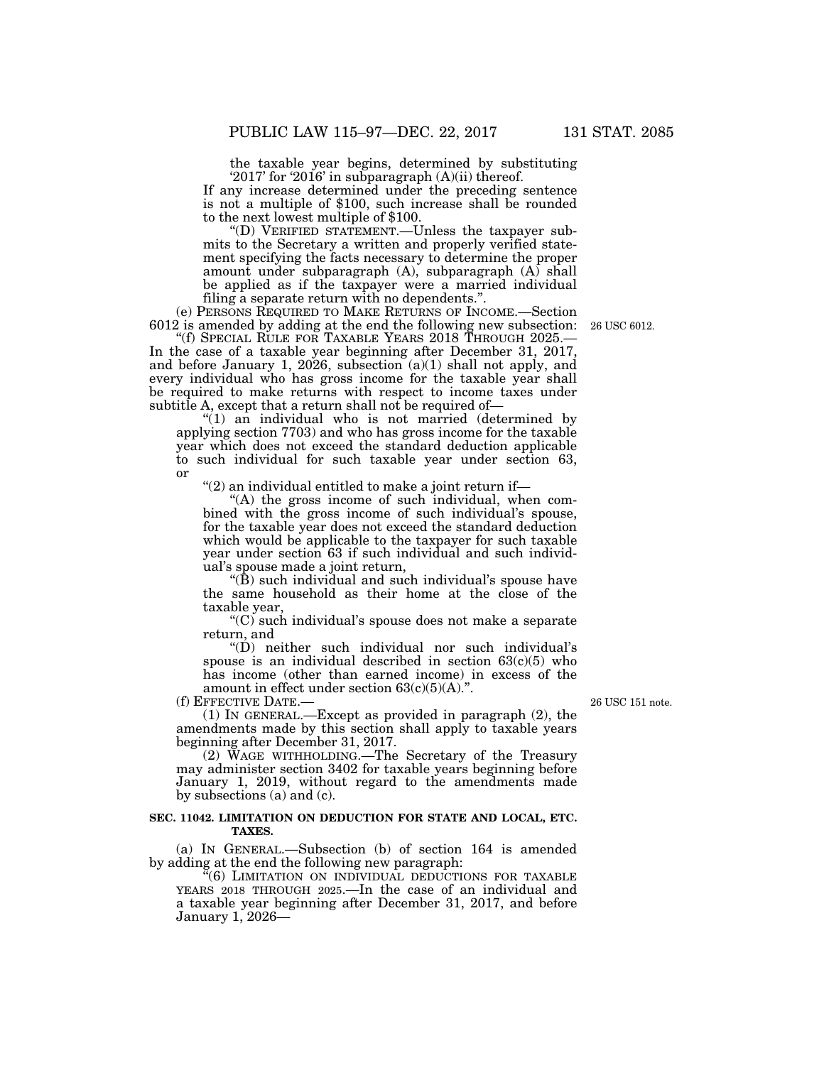the taxable year begins, determined by substituting '2017' for '2016' in subparagraph (A)(ii) thereof.

If any increase determined under the preceding sentence is not a multiple of $100, such increase shall be rounded to the next lowest multiple of $100.

"(D) VERIFIED STATEMENT.—Unless the taxpayer submits to the Secretary a written and properly verified statement specifying the facts necessary to determine the proper amount under subparagraph (A), subparagraph (A) shall be applied as if the taxpayer were a married individual filing a separate return with no dependents.".

(e) PERSONS REQUIRED TO MAKE RETURNS OF INCOME.—Section 6012 is amended by adding at the end the following new subsection:

26 USC 6012.

"(f) SPECIAL RULE FOR TAXABLE YEARS 2018 THROUGH 2025.—In the case of a taxable year beginning after December 31, 2017, and before January 1, 2026, subsection (a)(1) shall not apply, and every individual who has gross income for the taxable year shall be required to make returns with respect to income taxes under subtitle A, except that a return shall not be required of—

"(1) an individual who is not married (determined by applying section 7703) and who has gross income for the taxable year which does not exceed the standard deduction applicable to such individual for such taxable year under section 63, or

"(2) an individual entitled to make a joint return if—

"(A) the gross income of such individual, when combined with the gross income of such individual's spouse, for the taxable year does not exceed the standard deduction which would be applicable to the taxpayer for such taxable year under section 63 if such individual and such individual's spouse made a joint return,

"(B) such individual and such individual's spouse have the same household as their home at the close of the taxable year,

"(C) such individual's spouse does not make a separate return, and

"(D) neither such individual nor such individual's spouse is an individual described in section 63(c)(5) who has income (other than earned income) in excess of the amount in effect under section 63(c)(5)(A).".

(f) EFFECTIVE DATE.—

26 USC 151 note.

(1) IN GENERAL.—Except as provided in paragraph (2), the amendments made by this section shall apply to taxable years beginning after December 31, 2017.

(2) WAGE WITHHOLDING.—The Secretary of the Treasury may administer section 3402 for taxable years beginning before January 1, 2019, without regard to the amendments made by subsections (a) and (c).

**SEC. 11042. LIMITATION ON DEDUCTION FOR STATE AND LOCAL, ETC. TAXES.**

(a) IN GENERAL.—Subsection (b) of section 164 is amended by adding at the end the following new paragraph:

"(6) LIMITATION ON INDIVIDUAL DEDUCTIONS FOR TAXABLE YEARS 2018 THROUGH 2025.—In the case of an individual and a taxable year beginning after December 31, 2017, and before January 1, 2026—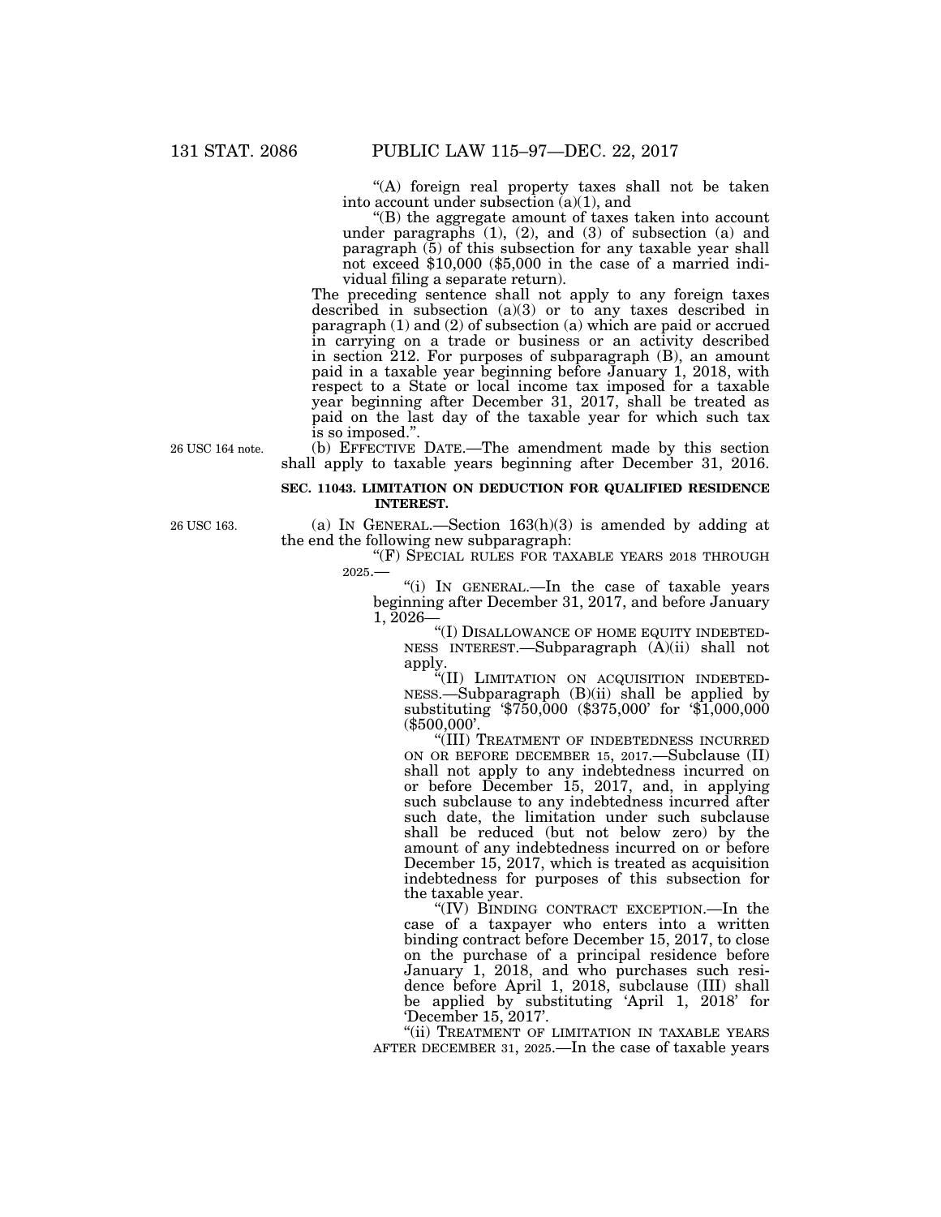"(A) foreign real property taxes shall not be taken into account under subsection (a)(1), and

"(B) the aggregate amount of taxes taken into account under paragraphs (1), (2), and (3) of subsection (a) and paragraph (5) of this subsection for any taxable year shall not exceed $10,000 ($5,000 in the case of a married individual filing a separate return).

The preceding sentence shall not apply to any foreign taxes described in subsection (a)(3) or to any taxes described in paragraph (1) and (2) of subsection (a) which are paid or accrued in carrying on a trade or business or an activity described in section 212. For purposes of subparagraph (B), an amount paid in a taxable year beginning before January 1, 2018, with respect to a State or local income tax imposed for a taxable year beginning after December 31, 2017, shall be treated as paid on the last day of the taxable year for which such tax is so imposed.".

26 USC 164 note.

(b) EFFECTIVE DATE.—The amendment made by this section shall apply to taxable years beginning after December 31, 2016.

**SEC. 11043. LIMITATION ON DEDUCTION FOR QUALIFIED RESIDENCE INTEREST.**

26 USC 163.

(a) IN GENERAL.—Section 163(h)(3) is amended by adding at the end the following new subparagraph:

"(F) SPECIAL RULES FOR TAXABLE YEARS 2018 THROUGH 2025.—

"(i) IN GENERAL.—In the case of taxable years beginning after December 31, 2017, and before January 1, 2026—

"(I) DISALLOWANCE OF HOME EQUITY INDEBTEDNESS INTEREST.—Subparagraph (A)(ii) shall not apply.

"(II) LIMITATION ON ACQUISITION INDEBTEDNESS.—Subparagraph (B)(ii) shall be applied by substituting '$750,000 ($375,000' for '$1,000,000 ($500,000'.

"(III) TREATMENT OF INDEBTEDNESS INCURRED ON OR BEFORE DECEMBER 15, 2017.—Subclause (II) shall not apply to any indebtedness incurred on or before December 15, 2017, and, in applying such subclause to any indebtedness incurred after such date, the limitation under such subclause shall be reduced (but not below zero) by the amount of any indebtedness incurred on or before December 15, 2017, which is treated as acquisition indebtedness for purposes of this subsection for the taxable year.

"(IV) BINDING CONTRACT EXCEPTION.—In the case of a taxpayer who enters into a written binding contract before December 15, 2017, to close on the purchase of a principal residence before January 1, 2018, and who purchases such residence before April 1, 2018, subclause (III) shall be applied by substituting 'April 1, 2018' for 'December 15, 2017'.

"(ii) TREATMENT OF LIMITATION IN TAXABLE YEARS AFTER DECEMBER 31, 2025.—In the case of taxable years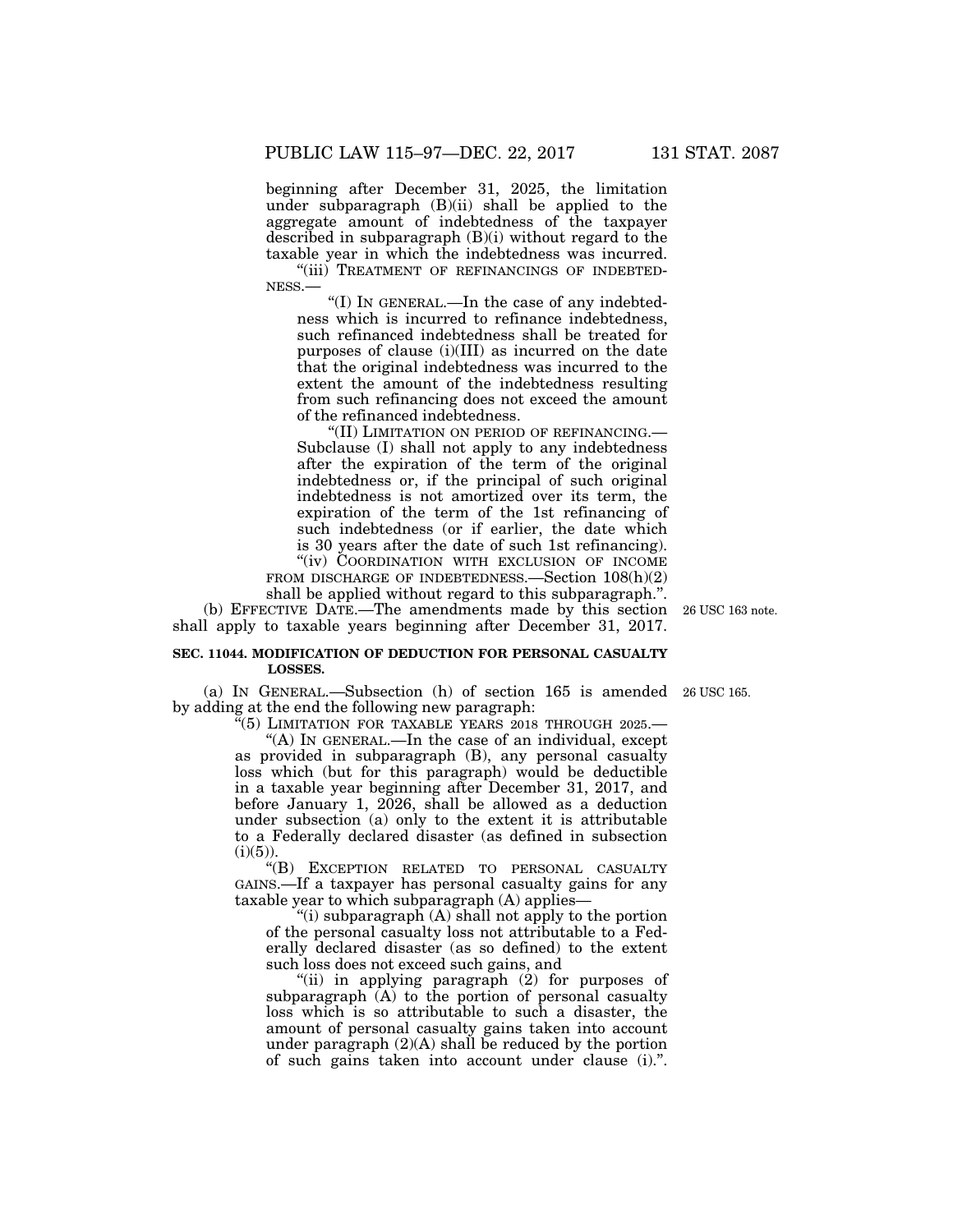beginning after December 31, 2025, the limitation under subparagraph (B)(ii) shall be applied to the aggregate amount of indebtedness of the taxpayer described in subparagraph (B)(i) without regard to the taxable year in which the indebtedness was incurred.

"(iii) TREATMENT OF REFINANCINGS OF INDEBTEDNESS.—

"(I) IN GENERAL.—In the case of any indebtedness which is incurred to refinance indebtedness, such refinanced indebtedness shall be treated for purposes of clause (i)(III) as incurred on the date that the original indebtedness was incurred to the extent the amount of the indebtedness resulting from such refinancing does not exceed the amount of the refinanced indebtedness.

"(II) LIMITATION ON PERIOD OF REFINANCING.—Subclause (I) shall not apply to any indebtedness after the expiration of the term of the original indebtedness or, if the principal of such original indebtedness is not amortized over its term, the expiration of the term of the 1st refinancing of such indebtedness (or if earlier, the date which is 30 years after the date of such 1st refinancing).

"(iv) COORDINATION WITH EXCLUSION OF INCOME FROM DISCHARGE OF INDEBTEDNESS.—Section 108(h)(2) shall be applied without regard to this subparagraph.".

(b) EFFECTIVE DATE.—The amendments made by this section shall apply to taxable years beginning after December 31, 2017.

26 USC 163 note.

**SEC. 11044. MODIFICATION OF DEDUCTION FOR PERSONAL CASUALTY LOSSES.**

(a) IN GENERAL.—Subsection (h) of section 165 is amended by adding at the end the following new paragraph:

26 USC 165.

"(5) LIMITATION FOR TAXABLE YEARS 2018 THROUGH 2025.—

"(A) IN GENERAL.—In the case of an individual, except as provided in subparagraph (B), any personal casualty loss which (but for this paragraph) would be deductible in a taxable year beginning after December 31, 2017, and before January 1, 2026, shall be allowed as a deduction under subsection (a) only to the extent it is attributable to a Federally declared disaster (as defined in subsection (i)(5)).

"(B) EXCEPTION RELATED TO PERSONAL CASUALTY GAINS.—If a taxpayer has personal casualty gains for any taxable year to which subparagraph (A) applies—

"(i) subparagraph (A) shall not apply to the portion of the personal casualty loss not attributable to a Federally declared disaster (as so defined) to the extent such loss does not exceed such gains, and

"(ii) in applying paragraph (2) for purposes of subparagraph (A) to the portion of personal casualty loss which is so attributable to such a disaster, the amount of personal casualty gains taken into account under paragraph (2)(A) shall be reduced by the portion of such gains taken into account under clause (i).".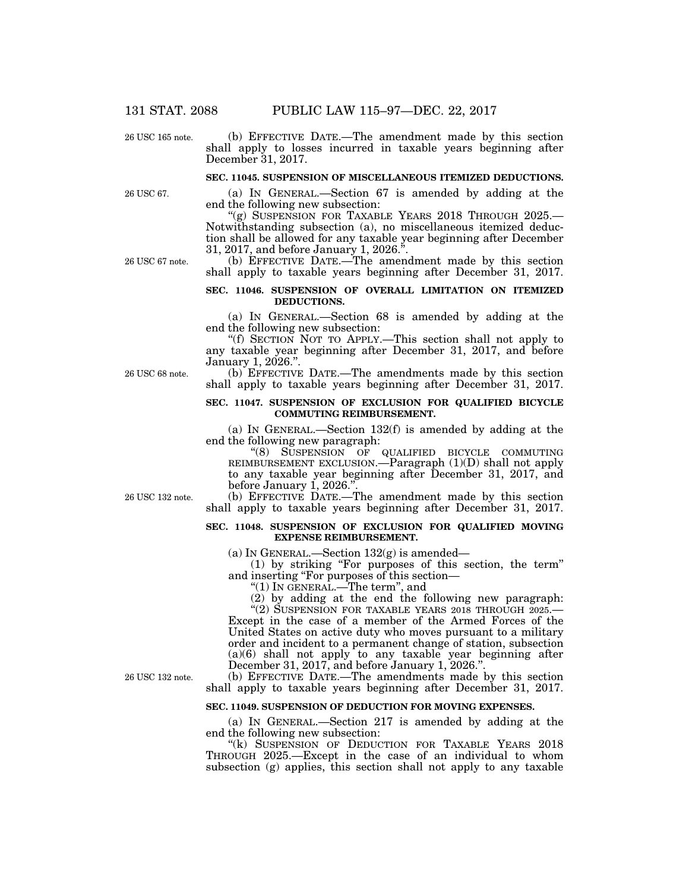26 USC 165 note.

(b) EFFECTIVE DATE.—The amendment made by this section shall apply to losses incurred in taxable years beginning after December 31, 2017.

**SEC. 11045. SUSPENSION OF MISCELLANEOUS ITEMIZED DEDUCTIONS.**

26 USC 67.

(a) IN GENERAL.—Section 67 is amended by adding at the end the following new subsection:

"(g) SUSPENSION FOR TAXABLE YEARS 2018 THROUGH 2025.—Notwithstanding subsection (a), no miscellaneous itemized deduction shall be allowed for any taxable year beginning after December 31, 2017, and before January 1, 2026.".

26 USC 67 note.

(b) EFFECTIVE DATE.—The amendment made by this section shall apply to taxable years beginning after December 31, 2017.

**SEC. 11046. SUSPENSION OF OVERALL LIMITATION ON ITEMIZED DEDUCTIONS.**

(a) IN GENERAL.—Section 68 is amended by adding at the end the following new subsection:

"(f) SECTION NOT TO APPLY.—This section shall not apply to any taxable year beginning after December 31, 2017, and before January 1, 2026.".

26 USC 68 note.

(b) EFFECTIVE DATE.—The amendments made by this section shall apply to taxable years beginning after December 31, 2017.

**SEC. 11047. SUSPENSION OF EXCLUSION FOR QUALIFIED BICYCLE COMMUTING REIMBURSEMENT.**

(a) IN GENERAL.—Section 132(f) is amended by adding at the end the following new paragraph:

"(8) SUSPENSION OF QUALIFIED BICYCLE COMMUTING REIMBURSEMENT EXCLUSION.—Paragraph (1)(D) shall not apply to any taxable year beginning after December 31, 2017, and before January 1, 2026.".

26 USC 132 note.

(b) EFFECTIVE DATE.—The amendment made by this section shall apply to taxable years beginning after December 31, 2017.

**SEC. 11048. SUSPENSION OF EXCLUSION FOR QUALIFIED MOVING EXPENSE REIMBURSEMENT.**

(a) IN GENERAL.—Section 132(g) is amended—

(1) by striking "For purposes of this section, the term" and inserting "For purposes of this section—

"(1) IN GENERAL.—The term", and

(2) by adding at the end the following new paragraph:

"(2) SUSPENSION FOR TAXABLE YEARS 2018 THROUGH 2025.—Except in the case of a member of the Armed Forces of the United States on active duty who moves pursuant to a military order and incident to a permanent change of station, subsection (a)(6) shall not apply to any taxable year beginning after December 31, 2017, and before January 1, 2026.".

26 USC 132 note.

(b) EFFECTIVE DATE.—The amendments made by this section shall apply to taxable years beginning after December 31, 2017.

**SEC. 11049. SUSPENSION OF DEDUCTION FOR MOVING EXPENSES.**

(a) IN GENERAL.—Section 217 is amended by adding at the end the following new subsection:

"(k) SUSPENSION OF DEDUCTION FOR TAXABLE YEARS 2018 THROUGH 2025.—Except in the case of an individual to whom subsection (g) applies, this section shall not apply to any taxable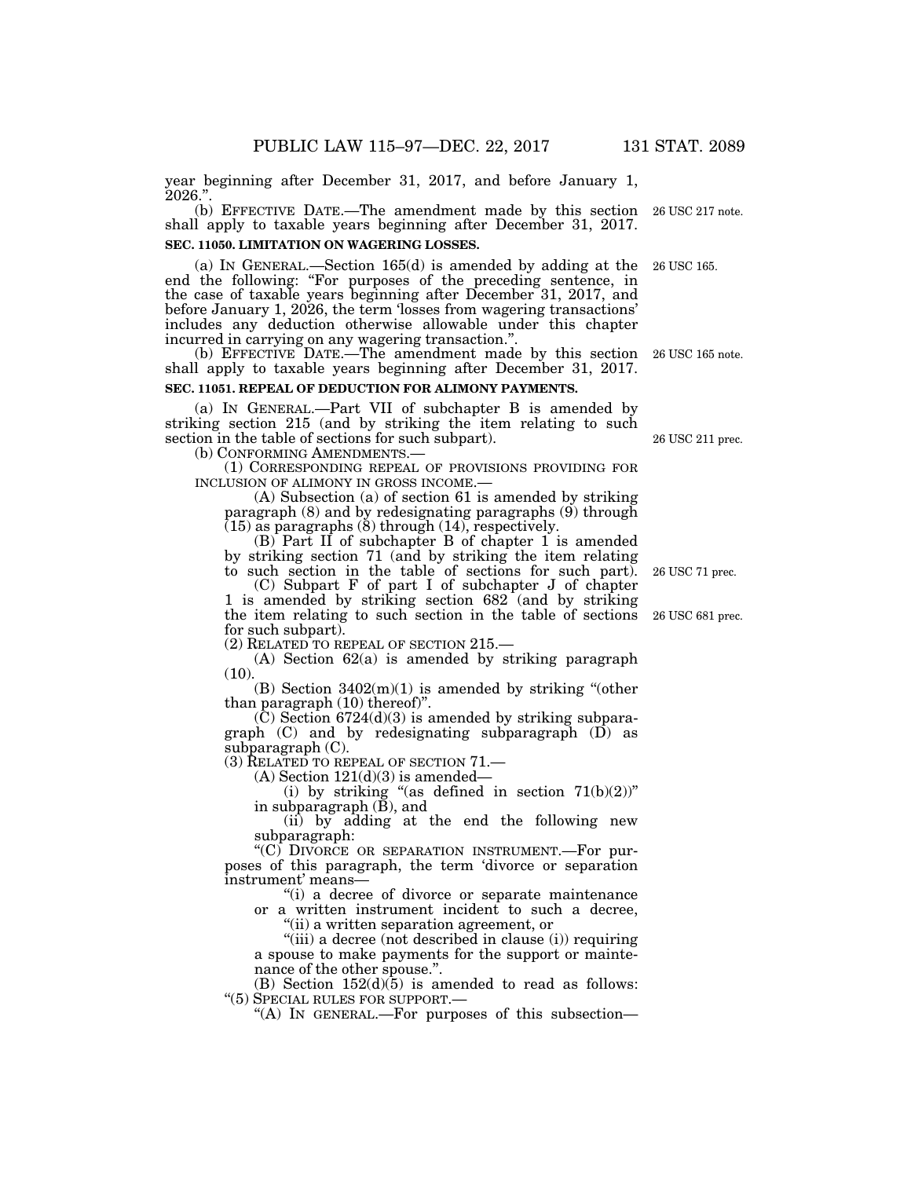year beginning after December 31, 2017, and before January 1, 2026.".

(b) EFFECTIVE DATE.—The amendment made by this section shall apply to taxable years beginning after December 31, 2017. 26 USC 217 note.

**SEC. 11050. LIMITATION ON WAGERING LOSSES.**

(a) IN GENERAL.—Section 165(d) is amended by adding at the end the following: "For purposes of the preceding sentence, in the case of taxable years beginning after December 31, 2017, and before January 1, 2026, the term 'losses from wagering transactions' includes any deduction otherwise allowable under this chapter incurred in carrying on any wagering transaction.". 26 USC 165.

(b) EFFECTIVE DATE.—The amendment made by this section shall apply to taxable years beginning after December 31, 2017. 26 USC 165 note.

**SEC. 11051. REPEAL OF DEDUCTION FOR ALIMONY PAYMENTS.**

(a) IN GENERAL.—Part VII of subchapter B is amended by striking section 215 (and by striking the item relating to such section in the table of sections for such subpart). 26 USC 211 prec.

(b) CONFORMING AMENDMENTS.—

(1) CORRESPONDING REPEAL OF PROVISIONS PROVIDING FOR INCLUSION OF ALIMONY IN GROSS INCOME.—

(A) Subsection (a) of section 61 is amended by striking paragraph (8) and by redesignating paragraphs (9) through (15) as paragraphs (8) through (14), respectively.

(B) Part II of subchapter B of chapter 1 is amended by striking section 71 (and by striking the item relating to such section in the table of sections for such part). 26 USC 71 prec.

(C) Subpart F of part I of subchapter J of chapter 1 is amended by striking section 682 (and by striking the item relating to such section in the table of sections for such subpart). 26 USC 681 prec.

(2) RELATED TO REPEAL OF SECTION 215.—

(A) Section 62(a) is amended by striking paragraph (10).

(B) Section 3402(m)(1) is amended by striking "(other than paragraph (10) thereof)".

(C) Section 6724(d)(3) is amended by striking subparagraph (C) and by redesignating subparagraph (D) as subparagraph (C).

(3) RELATED TO REPEAL OF SECTION 71.—

(A) Section 121(d)(3) is amended—

(i) by striking "(as defined in section 71(b)(2))" in subparagraph (B), and

(ii) by adding at the end the following new subparagraph:

"(C) DIVORCE OR SEPARATION INSTRUMENT.—For purposes of this paragraph, the term 'divorce or separation instrument' means—

"(i) a decree of divorce or separate maintenance or a written instrument incident to such a decree,

"(ii) a written separation agreement, or

"(iii) a decree (not described in clause (i)) requiring a spouse to make payments for the support or maintenance of the other spouse.".

(B) Section 152(d)(5) is amended to read as follows:

"(5) SPECIAL RULES FOR SUPPORT.—

"(A) IN GENERAL.—For purposes of this subsection—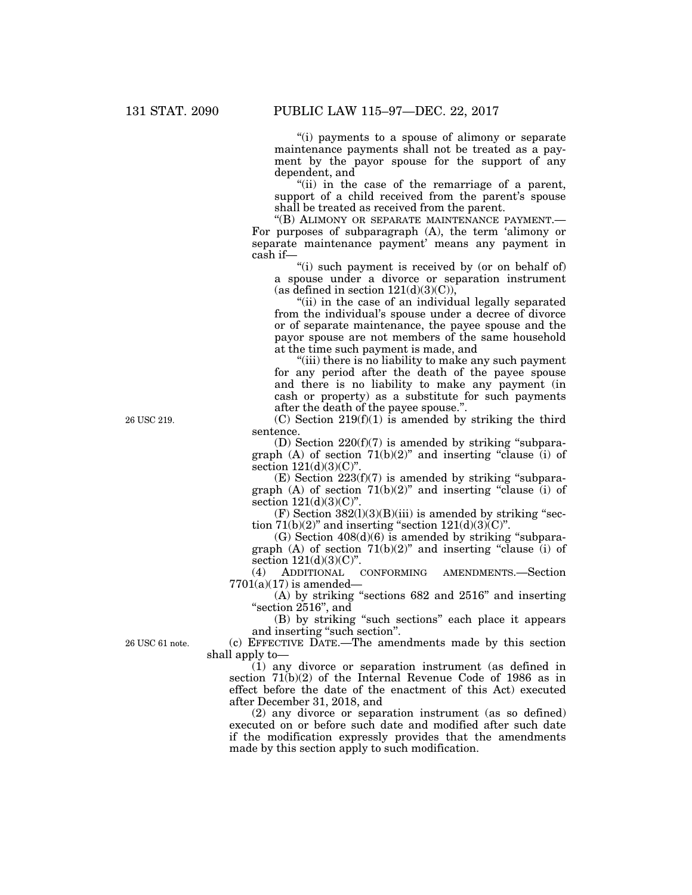"(i) payments to a spouse of alimony or separate maintenance payments shall not be treated as a payment by the payor spouse for the support of any dependent, and

"(ii) in the case of the remarriage of a parent, support of a child received from the parent's spouse shall be treated as received from the parent.

"(B) ALIMONY OR SEPARATE MAINTENANCE PAYMENT.—For purposes of subparagraph (A), the term 'alimony or separate maintenance payment' means any payment in cash if—

"(i) such payment is received by (or on behalf of) a spouse under a divorce or separation instrument (as defined in section 121(d)(3)(C)),

"(ii) in the case of an individual legally separated from the individual's spouse under a decree of divorce or of separate maintenance, the payee spouse and the payor spouse are not members of the same household at the time such payment is made, and

"(iii) there is no liability to make any such payment for any period after the death of the payee spouse and there is no liability to make any payment (in cash or property) as a substitute for such payments after the death of the payee spouse.".

26 USC 219.

(C) Section 219(f)(1) is amended by striking the third sentence.

(D) Section 220(f)(7) is amended by striking "subparagraph (A) of section 71(b)(2)" and inserting "clause (i) of section 121(d)(3)(C)".

(E) Section 223(f)(7) is amended by striking "subparagraph (A) of section 71(b)(2)" and inserting "clause (i) of section 121(d)(3)(C)".

(F) Section 382(l)(3)(B)(iii) is amended by striking "section 71(b)(2)" and inserting "section 121(d)(3)(C)".

(G) Section 408(d)(6) is amended by striking "subparagraph (A) of section 71(b)(2)" and inserting "clause (i) of section 121(d)(3)(C)".

(4) ADDITIONAL CONFORMING AMENDMENTS.—Section 7701(a)(17) is amended—

(A) by striking "sections 682 and 2516" and inserting "section 2516", and

(B) by striking "such sections" each place it appears and inserting "such section".

26 USC 61 note.

(c) EFFECTIVE DATE.—The amendments made by this section shall apply to—

(1) any divorce or separation instrument (as defined in section 71(b)(2) of the Internal Revenue Code of 1986 as in effect before the date of the enactment of this Act) executed after December 31, 2018, and

(2) any divorce or separation instrument (as so defined) executed on or before such date and modified after such date if the modification expressly provides that the amendments made by this section apply to such modification.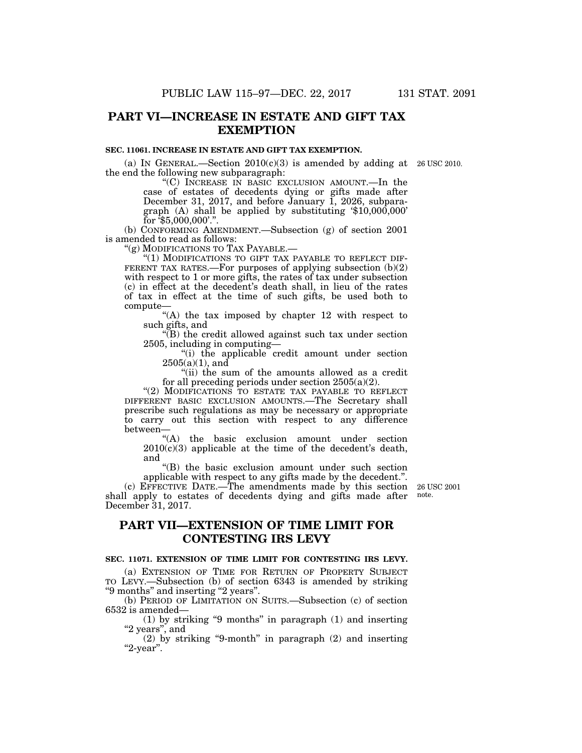## PART VI—INCREASE IN ESTATE AND GIFT TAX EXEMPTION

### SEC. 11061. INCREASE IN ESTATE AND GIFT TAX EXEMPTION.

(a) IN GENERAL.—Section 2010(c)(3) is amended by adding at the end the following new subparagraph:

26 USC 2010.

"(C) INCREASE IN BASIC EXCLUSION AMOUNT.—In the case of estates of decedents dying or gifts made after December 31, 2017, and before January 1, 2026, subparagraph (A) shall be applied by substituting '$10,000,000' for '$5,000,000'.".

(b) CONFORMING AMENDMENT.—Subsection (g) of section 2001 is amended to read as follows:

"(g) MODIFICATIONS TO TAX PAYABLE.—

"(1) MODIFICATIONS TO GIFT TAX PAYABLE TO REFLECT DIFFERENT TAX RATES.—For purposes of applying subsection (b)(2) with respect to 1 or more gifts, the rates of tax under subsection (c) in effect at the decedent's death shall, in lieu of the rates of tax in effect at the time of such gifts, be used both to compute—

"(A) the tax imposed by chapter 12 with respect to such gifts, and

"(B) the credit allowed against such tax under section 2505, including in computing—

"(i) the applicable credit amount under section 2505(a)(1), and

"(ii) the sum of the amounts allowed as a credit for all preceding periods under section 2505(a)(2).

"(2) MODIFICATIONS TO ESTATE TAX PAYABLE TO REFLECT DIFFERENT BASIC EXCLUSION AMOUNTS.—The Secretary shall prescribe such regulations as may be necessary or appropriate to carry out this section with respect to any difference between—

"(A) the basic exclusion amount under section 2010(c)(3) applicable at the time of the decedent's death, and

"(B) the basic exclusion amount under such section applicable with respect to any gifts made by the decedent.".

(c) EFFECTIVE DATE.—The amendments made by this section shall apply to estates of decedents dying and gifts made after December 31, 2017.

26 USC 2001 note.

## PART VII—EXTENSION OF TIME LIMIT FOR CONTESTING IRS LEVY

### SEC. 11071. EXTENSION OF TIME LIMIT FOR CONTESTING IRS LEVY.

(a) EXTENSION OF TIME FOR RETURN OF PROPERTY SUBJECT TO LEVY.—Subsection (b) of section 6343 is amended by striking "9 months" and inserting "2 years".

(b) PERIOD OF LIMITATION ON SUITS.—Subsection (c) of section 6532 is amended—

(1) by striking "9 months" in paragraph (1) and inserting "2 years", and

(2) by striking "9-month" in paragraph (2) and inserting "2-year".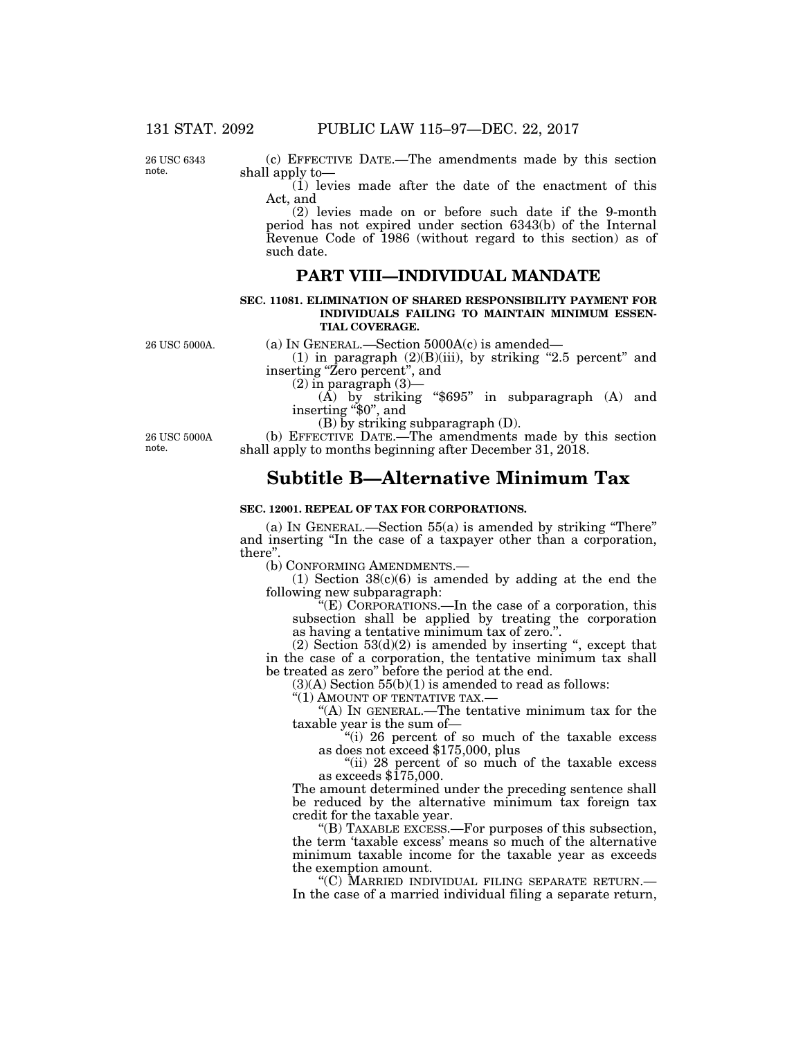26 USC 6343 note.

(c) EFFECTIVE DATE.—The amendments made by this section shall apply to—

(1) levies made after the date of the enactment of this Act, and

(2) levies made on or before such date if the 9-month period has not expired under section 6343(b) of the Internal Revenue Code of 1986 (without regard to this section) as of such date.

## PART VIII—INDIVIDUAL MANDATE

**SEC. 11081. ELIMINATION OF SHARED RESPONSIBILITY PAYMENT FOR INDIVIDUALS FAILING TO MAINTAIN MINIMUM ESSENTIAL COVERAGE.**

26 USC 5000A.

(a) IN GENERAL.—Section 5000A(c) is amended—

(1) in paragraph (2)(B)(iii), by striking "2.5 percent" and inserting "Zero percent", and

(2) in paragraph (3)—

(A) by striking "$695" in subparagraph (A) and inserting "$0", and

(B) by striking subparagraph (D).

26 USC 5000A note.

(b) EFFECTIVE DATE.—The amendments made by this section shall apply to months beginning after December 31, 2018.

# Subtitle B—Alternative Minimum Tax

**SEC. 12001. REPEAL OF TAX FOR CORPORATIONS.**

(a) IN GENERAL.—Section 55(a) is amended by striking "There" and inserting "In the case of a taxpayer other than a corporation, there".

(b) CONFORMING AMENDMENTS.—

(1) Section 38(c)(6) is amended by adding at the end the following new subparagraph:

"(E) CORPORATIONS.—In the case of a corporation, this subsection shall be applied by treating the corporation as having a tentative minimum tax of zero.".

(2) Section 53(d)(2) is amended by inserting ", except that in the case of a corporation, the tentative minimum tax shall be treated as zero" before the period at the end.

(3)(A) Section 55(b)(1) is amended to read as follows:

"(1) AMOUNT OF TENTATIVE TAX.—

"(A) IN GENERAL.—The tentative minimum tax for the taxable year is the sum of—

"(i) 26 percent of so much of the taxable excess as does not exceed $175,000, plus

"(ii) 28 percent of so much of the taxable excess as exceeds $175,000.

The amount determined under the preceding sentence shall be reduced by the alternative minimum tax foreign tax credit for the taxable year.

"(B) TAXABLE EXCESS.—For purposes of this subsection, the term 'taxable excess' means so much of the alternative minimum taxable income for the taxable year as exceeds the exemption amount.

"(C) MARRIED INDIVIDUAL FILING SEPARATE RETURN.—In the case of a married individual filing a separate return,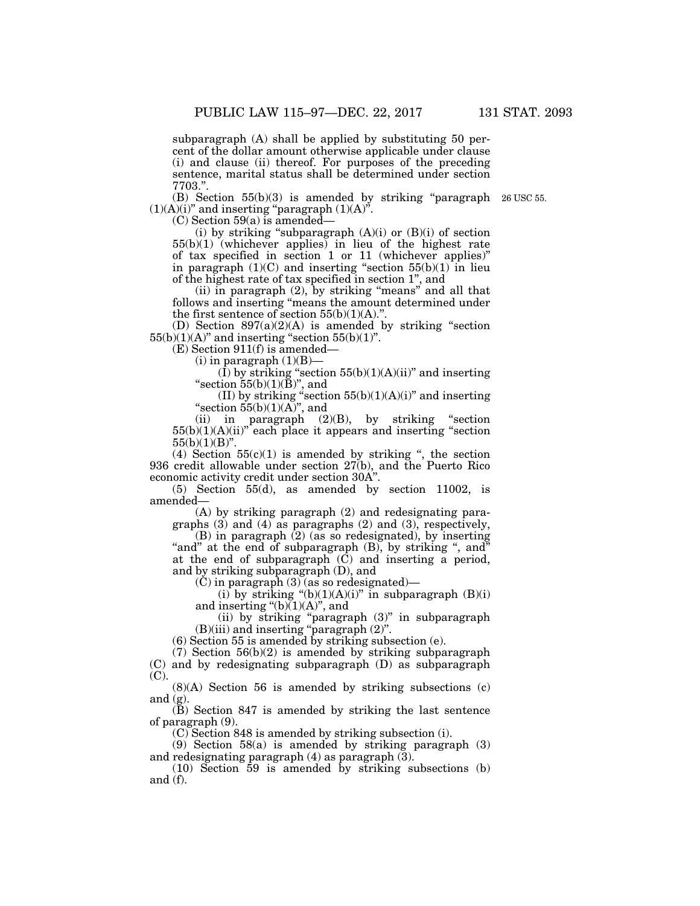subparagraph (A) shall be applied by substituting 50 percent of the dollar amount otherwise applicable under clause (i) and clause (ii) thereof. For purposes of the preceding sentence, marital status shall be determined under section 7703.".

(B) Section 55(b)(3) is amended by striking "paragraph (1)(A)(i)" and inserting "paragraph (1)(A)".

26 USC 55.

(C) Section 59(a) is amended—

(i) by striking "subparagraph (A)(i) or (B)(i) of section 55(b)(1) (whichever applies) in lieu of the highest rate of tax specified in section 1 or 11 (whichever applies)" in paragraph (1)(C) and inserting "section 55(b)(1) in lieu of the highest rate of tax specified in section 1", and

(ii) in paragraph (2), by striking "means" and all that follows and inserting "means the amount determined under the first sentence of section 55(b)(1)(A).".

(D) Section 897(a)(2)(A) is amended by striking "section 55(b)(1)(A)" and inserting "section 55(b)(1)".

(E) Section 911(f) is amended—

(i) in paragraph (1)(B)—

(I) by striking "section 55(b)(1)(A)(ii)" and inserting "section 55(b)(1)(B)", and

(II) by striking "section 55(b)(1)(A)(i)" and inserting "section 55(b)(1)(A)", and

(ii) in paragraph (2)(B), by striking "section 55(b)(1)(A)(ii)" each place it appears and inserting "section 55(b)(1)(B)".

(4) Section 55(c)(1) is amended by striking ", the section 936 credit allowable under section 27(b), and the Puerto Rico economic activity credit under section 30A".

(5) Section 55(d), as amended by section 11002, is amended—

(A) by striking paragraph (2) and redesignating paragraphs (3) and (4) as paragraphs (2) and (3), respectively,

(B) in paragraph (2) (as so redesignated), by inserting "and" at the end of subparagraph (B), by striking ", and" at the end of subparagraph (C) and inserting a period, and by striking subparagraph (D), and

(C) in paragraph (3) (as so redesignated)—

(i) by striking "(b)(1)(A)(i)" in subparagraph (B)(i) and inserting "(b)(1)(A)", and

(ii) by striking "paragraph (3)" in subparagraph (B)(iii) and inserting "paragraph (2)".

(6) Section 55 is amended by striking subsection (e).

(7) Section 56(b)(2) is amended by striking subparagraph (C) and by redesignating subparagraph (D) as subparagraph (C).

(8)(A) Section 56 is amended by striking subsections (c) and (g).

(B) Section 847 is amended by striking the last sentence of paragraph (9).

(C) Section 848 is amended by striking subsection (i).

(9) Section 58(a) is amended by striking paragraph (3) and redesignating paragraph (4) as paragraph (3).

(10) Section 59 is amended by striking subsections (b) and (f).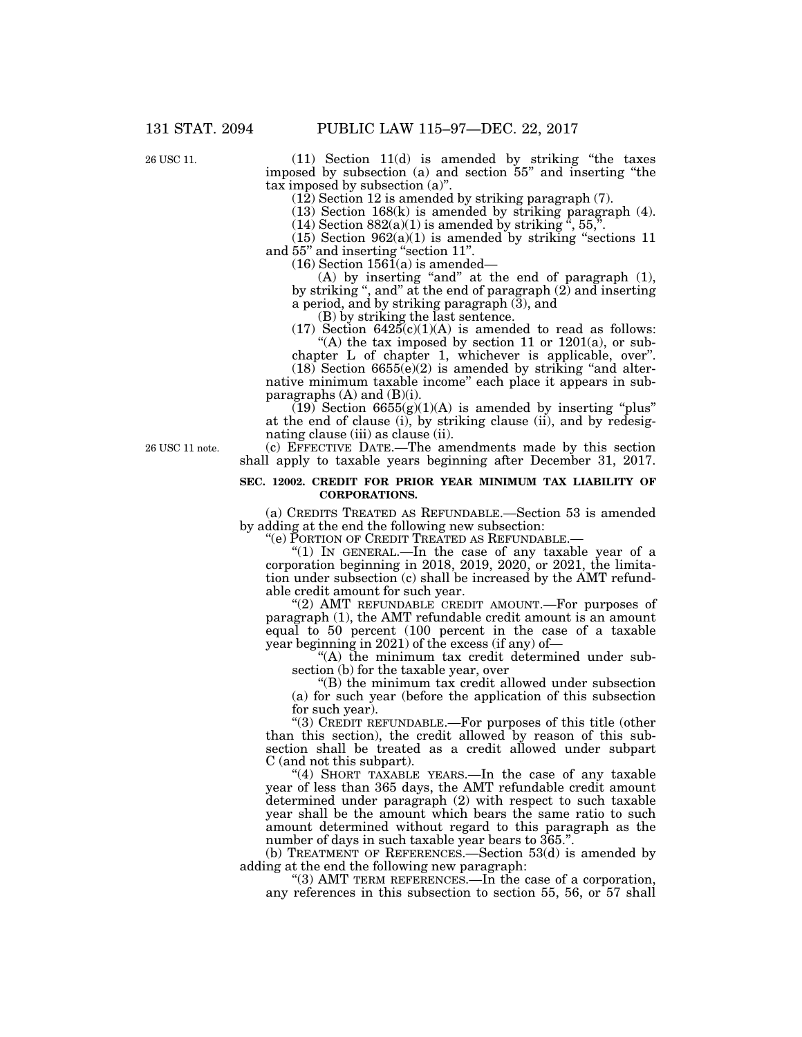(11) Section 11(d) is amended by striking "the taxes imposed by subsection (a) and section 55" and inserting "the tax imposed by subsection (a)".

(12) Section 12 is amended by striking paragraph (7).

(13) Section 168(k) is amended by striking paragraph (4).

(14) Section 882(a)(1) is amended by striking ", 55,".

(15) Section 962(a)(1) is amended by striking "sections 11 and 55" and inserting "section 11".

(16) Section 1561(a) is amended—

(A) by inserting "and" at the end of paragraph (1), by striking ", and" at the end of paragraph (2) and inserting a period, and by striking paragraph (3), and

(B) by striking the last sentence.

(17) Section 6425(c)(1)(A) is amended to read as follows:

"(A) the tax imposed by section 11 or 1201(a), or subchapter L of chapter 1, whichever is applicable, over".

(18) Section 6655(e)(2) is amended by striking "and alternative minimum taxable income" each place it appears in subparagraphs (A) and (B)(i).

(19) Section 6655(g)(1)(A) is amended by inserting "plus" at the end of clause (i), by striking clause (ii), and by redesignating clause (iii) as clause (ii).

(c) EFFECTIVE DATE.—The amendments made by this section shall apply to taxable years beginning after December 31, 2017.

**SEC. 12002. CREDIT FOR PRIOR YEAR MINIMUM TAX LIABILITY OF CORPORATIONS.**

(a) CREDITS TREATED AS REFUNDABLE.—Section 53 is amended by adding at the end the following new subsection:

"(e) PORTION OF CREDIT TREATED AS REFUNDABLE.—

"(1) IN GENERAL.—In the case of any taxable year of a corporation beginning in 2018, 2019, 2020, or 2021, the limitation under subsection (c) shall be increased by the AMT refundable credit amount for such year.

"(2) AMT REFUNDABLE CREDIT AMOUNT.—For purposes of paragraph (1), the AMT refundable credit amount is an amount equal to 50 percent (100 percent in the case of a taxable year beginning in 2021) of the excess (if any) of—

"(A) the minimum tax credit determined under subsection (b) for the taxable year, over

"(B) the minimum tax credit allowed under subsection (a) for such year (before the application of this subsection for such year).

"(3) CREDIT REFUNDABLE.—For purposes of this title (other than this section), the credit allowed by reason of this subsection shall be treated as a credit allowed under subpart C (and not this subpart).

"(4) SHORT TAXABLE YEARS.—In the case of any taxable year of less than 365 days, the AMT refundable credit amount determined under paragraph (2) with respect to such taxable year shall be the amount which bears the same ratio to such amount determined without regard to this paragraph as the number of days in such taxable year bears to 365.".

(b) TREATMENT OF REFERENCES.—Section 53(d) is amended by adding at the end the following new paragraph:

"(3) AMT TERM REFERENCES.—In the case of a corporation, any references in this subsection to section 55, 56, or 57 shall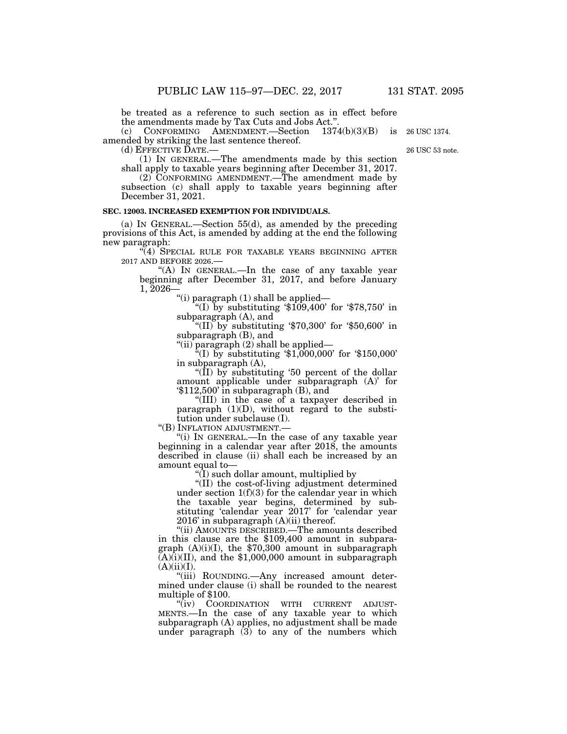be treated as a reference to such section as in effect before the amendments made by Tax Cuts and Jobs Act.".

(c) CONFORMING AMENDMENT.—Section 1374(b)(3)(B) is amended by striking the last sentence thereof.

26 USC 1374.

(d) EFFECTIVE DATE.—

26 USC 53 note.

(1) IN GENERAL.—The amendments made by this section shall apply to taxable years beginning after December 31, 2017.

(2) CONFORMING AMENDMENT.—The amendment made by subsection (c) shall apply to taxable years beginning after December 31, 2021.

**SEC. 12003. INCREASED EXEMPTION FOR INDIVIDUALS.**

(a) IN GENERAL.—Section 55(d), as amended by the preceding provisions of this Act, is amended by adding at the end the following new paragraph:

"(4) SPECIAL RULE FOR TAXABLE YEARS BEGINNING AFTER 2017 AND BEFORE 2026.—

"(A) IN GENERAL.—In the case of any taxable year beginning after December 31, 2017, and before January 1, 2026—

"(i) paragraph (1) shall be applied—

"(I) by substituting '$109,400' for '$78,750' in subparagraph (A), and

"(II) by substituting '$70,300' for '$50,600' in subparagraph (B), and

"(ii) paragraph (2) shall be applied—

"(I) by substituting '$1,000,000' for '$150,000' in subparagraph (A),

"(II) by substituting '50 percent of the dollar amount applicable under subparagraph (A)' for '$112,500' in subparagraph (B), and

"(III) in the case of a taxpayer described in paragraph (1)(D), without regard to the substitution under subclause (I).

"(B) INFLATION ADJUSTMENT.—

"(i) IN GENERAL.—In the case of any taxable year beginning in a calendar year after 2018, the amounts described in clause (ii) shall each be increased by an amount equal to—

"(I) such dollar amount, multiplied by

"(II) the cost-of-living adjustment determined under section 1(f)(3) for the calendar year in which the taxable year begins, determined by substituting 'calendar year 2017' for 'calendar year 2016' in subparagraph (A)(ii) thereof.

"(ii) AMOUNTS DESCRIBED.—The amounts described in this clause are the $109,400 amount in subparagraph (A)(i)(I), the $70,300 amount in subparagraph (A)(i)(II), and the $1,000,000 amount in subparagraph (A)(ii)(I).

"(iii) ROUNDING.—Any increased amount determined under clause (i) shall be rounded to the nearest multiple of $100.

"(iv) COORDINATION WITH CURRENT ADJUSTMENTS.—In the case of any taxable year to which subparagraph (A) applies, no adjustment shall be made under paragraph (3) to any of the numbers which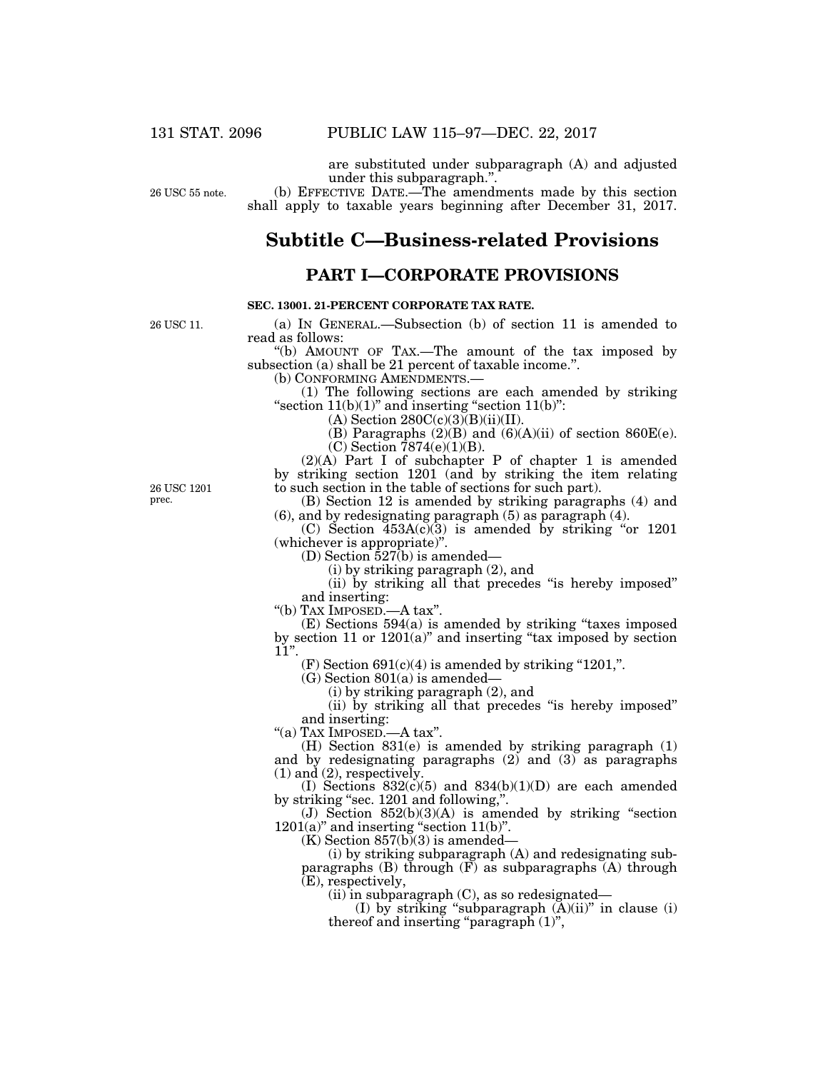are substituted under subparagraph (A) and adjusted under this subparagraph.".

26 USC 55 note.

(b) EFFECTIVE DATE.—The amendments made by this section shall apply to taxable years beginning after December 31, 2017.

# Subtitle C—Business-related Provisions

## PART I—CORPORATE PROVISIONS

### SEC. 13001. 21-PERCENT CORPORATE TAX RATE.

26 USC 11.

(a) IN GENERAL.—Subsection (b) of section 11 is amended to read as follows:

"(b) AMOUNT OF TAX.—The amount of the tax imposed by subsection (a) shall be 21 percent of taxable income.".

(b) CONFORMING AMENDMENTS.—

(1) The following sections are each amended by striking "section 11(b)(1)" and inserting "section 11(b)":

(A) Section 280C(c)(3)(B)(ii)(II).

(B) Paragraphs (2)(B) and (6)(A)(ii) of section 860E(e).

(C) Section 7874(e)(1)(B).

(2)(A) Part I of subchapter P of chapter 1 is amended by striking section 1201 (and by striking the item relating to such section in the table of sections for such part).

26 USC 1201 prec.

(B) Section 12 is amended by striking paragraphs (4) and (6), and by redesignating paragraph (5) as paragraph (4).

(C) Section 453A(c)(3) is amended by striking "or 1201 (whichever is appropriate)".

(D) Section 527(b) is amended—

(i) by striking paragraph (2), and

(ii) by striking all that precedes "is hereby imposed" and inserting:

"(b) TAX IMPOSED.—A tax".

(E) Sections 594(a) is amended by striking "taxes imposed by section 11 or 1201(a)" and inserting "tax imposed by section 11".

(F) Section 691(c)(4) is amended by striking "1201,".

(G) Section 801(a) is amended—

(i) by striking paragraph (2), and

(ii) by striking all that precedes "is hereby imposed" and inserting:

"(a) TAX IMPOSED.—A tax".

(H) Section 831(e) is amended by striking paragraph (1) and by redesignating paragraphs (2) and (3) as paragraphs (1) and (2), respectively.

(I) Sections 832(c)(5) and 834(b)(1)(D) are each amended by striking "sec. 1201 and following,".

(J) Section 852(b)(3)(A) is amended by striking "section 1201(a)" and inserting "section 11(b)".

(K) Section 857(b)(3) is amended—

(i) by striking subparagraph (A) and redesignating subparagraphs (B) through (F) as subparagraphs (A) through (E), respectively,

(ii) in subparagraph (C), as so redesignated—

(I) by striking "subparagraph (A)(ii)" in clause (i) thereof and inserting "paragraph (1)",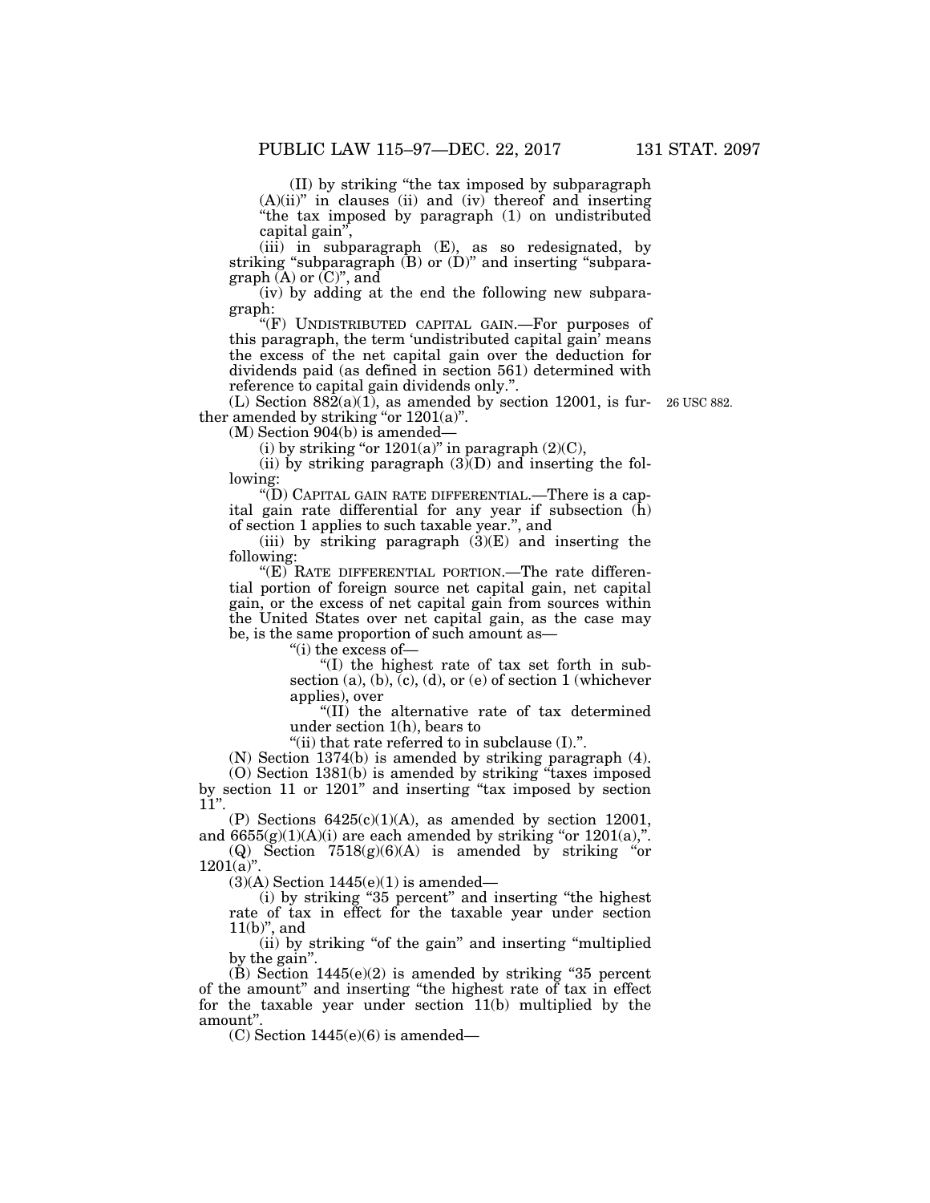(II) by striking "the tax imposed by subparagraph (A)(ii)" in clauses (ii) and (iv) thereof and inserting "the tax imposed by paragraph (1) on undistributed capital gain",

(iii) in subparagraph (E), as so redesignated, by striking "subparagraph (B) or (D)" and inserting "subparagraph (A) or (C)", and

(iv) by adding at the end the following new subparagraph:

"(F) UNDISTRIBUTED CAPITAL GAIN.—For purposes of this paragraph, the term 'undistributed capital gain' means the excess of the net capital gain over the deduction for dividends paid (as defined in section 561) determined with reference to capital gain dividends only.".

(L) Section 882(a)(1), as amended by section 12001, is further amended by striking "or 1201(a)".

26 USC 882.

(M) Section 904(b) is amended—

(i) by striking "or 1201(a)" in paragraph (2)(C),

(ii) by striking paragraph (3)(D) and inserting the following:

"(D) CAPITAL GAIN RATE DIFFERENTIAL.—There is a capital gain rate differential for any year if subsection (h) of section 1 applies to such taxable year.", and

(iii) by striking paragraph (3)(E) and inserting the following:

"(E) RATE DIFFERENTIAL PORTION.—The rate differential portion of foreign source net capital gain, net capital gain, or the excess of net capital gain from sources within the United States over net capital gain, as the case may be, is the same proportion of such amount as—

"(i) the excess of—

"(I) the highest rate of tax set forth in subsection (a), (b), (c), (d), or (e) of section 1 (whichever applies), over

"(II) the alternative rate of tax determined under section 1(h), bears to

"(ii) that rate referred to in subclause (I).".

(N) Section 1374(b) is amended by striking paragraph (4).

(O) Section 1381(b) is amended by striking "taxes imposed by section 11 or 1201" and inserting "tax imposed by section 11".

(P) Sections 6425(c)(1)(A), as amended by section 12001, and 6655(g)(1)(A)(i) are each amended by striking "or 1201(a),".

(Q) Section 7518(g)(6)(A) is amended by striking "or 1201(a)".

(3)(A) Section 1445(e)(1) is amended—

(i) by striking "35 percent" and inserting "the highest rate of tax in effect for the taxable year under section 11(b)", and

(ii) by striking "of the gain" and inserting "multiplied by the gain".

(B) Section 1445(e)(2) is amended by striking "35 percent of the amount" and inserting "the highest rate of tax in effect for the taxable year under section 11(b) multiplied by the amount".

(C) Section 1445(e)(6) is amended—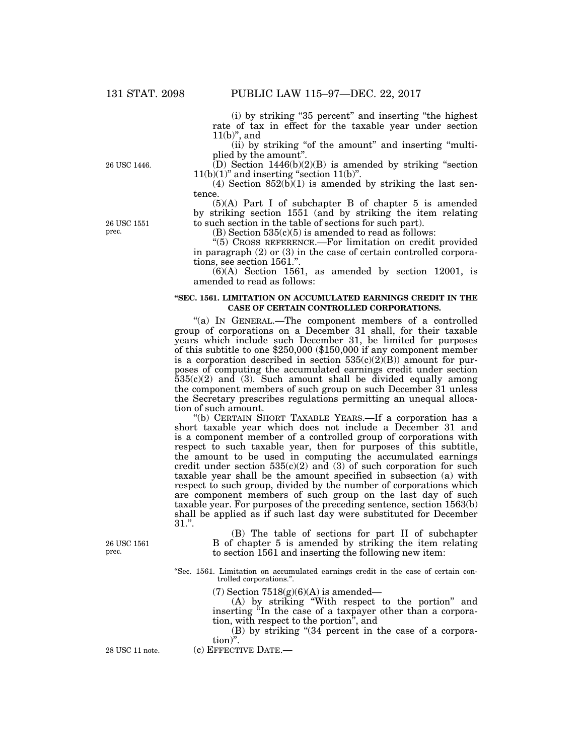(i) by striking "35 percent" and inserting "the highest rate of tax in effect for the taxable year under section 11(b)", and

(ii) by striking "of the amount" and inserting "multiplied by the amount".

26 USC 1446.

(D) Section 1446(b)(2)(B) is amended by striking "section 11(b)(1)" and inserting "section 11(b)".

(4) Section 852(b)(1) is amended by striking the last sentence.

(5)(A) Part I of subchapter B of chapter 5 is amended by striking section 1551 (and by striking the item relating to such section in the table of sections for such part).

26 USC 1551 prec.

(B) Section 535(c)(5) is amended to read as follows:

"(5) CROSS REFERENCE.—For limitation on credit provided in paragraph (2) or (3) in the case of certain controlled corporations, see section 1561.".

(6)(A) Section 1561, as amended by section 12001, is amended to read as follows:

**"SEC. 1561. LIMITATION ON ACCUMULATED EARNINGS CREDIT IN THE CASE OF CERTAIN CONTROLLED CORPORATIONS.**

"(a) IN GENERAL.—The component members of a controlled group of corporations on a December 31 shall, for their taxable years which include such December 31, be limited for purposes of this subtitle to one $250,000 ($150,000 if any component member is a corporation described in section 535(c)(2)(B)) amount for purposes of computing the accumulated earnings credit under section 535(c)(2) and (3). Such amount shall be divided equally among the component members of such group on such December 31 unless the Secretary prescribes regulations permitting an unequal allocation of such amount.

"(b) CERTAIN SHORT TAXABLE YEARS.—If a corporation has a short taxable year which does not include a December 31 and is a component member of a controlled group of corporations with respect to such taxable year, then for purposes of this subtitle, the amount to be used in computing the accumulated earnings credit under section 535(c)(2) and (3) of such corporation for such taxable year shall be the amount specified in subsection (a) with respect to such group, divided by the number of corporations which are component members of such group on the last day of such taxable year. For purposes of the preceding sentence, section 1563(b) shall be applied as if such last day were substituted for December 31.".

26 USC 1561 prec.

(B) The table of sections for part II of subchapter B of chapter 5 is amended by striking the item relating to section 1561 and inserting the following new item:

"Sec. 1561. Limitation on accumulated earnings credit in the case of certain controlled corporations.".

(7) Section 7518(g)(6)(A) is amended—

(A) by striking "With respect to the portion" and inserting "In the case of a taxpayer other than a corporation, with respect to the portion", and

(B) by striking "(34 percent in the case of a corporation)".

28 USC 11 note.

(c) EFFECTIVE DATE.—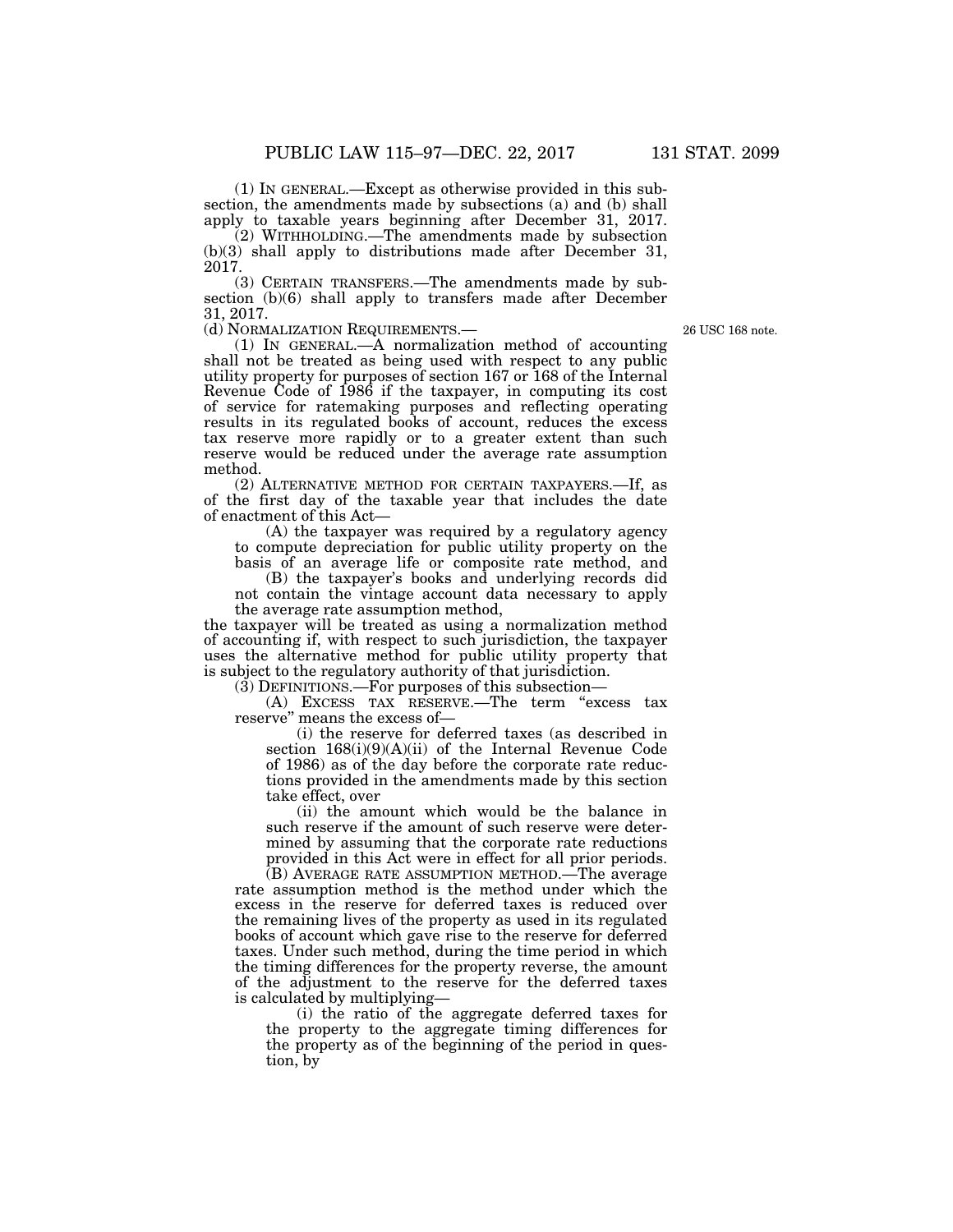(1) IN GENERAL.—Except as otherwise provided in this subsection, the amendments made by subsections (a) and (b) shall apply to taxable years beginning after December 31, 2017.

(2) WITHHOLDING.—The amendments made by subsection (b)(3) shall apply to distributions made after December 31, 2017.

(3) CERTAIN TRANSFERS.—The amendments made by subsection (b)(6) shall apply to transfers made after December 31, 2017.

(d) NORMALIZATION REQUIREMENTS.—

26 USC 168 note.

(1) IN GENERAL.—A normalization method of accounting shall not be treated as being used with respect to any public utility property for purposes of section 167 or 168 of the Internal Revenue Code of 1986 if the taxpayer, in computing its cost of service for ratemaking purposes and reflecting operating results in its regulated books of account, reduces the excess tax reserve more rapidly or to a greater extent than such reserve would be reduced under the average rate assumption method.

(2) ALTERNATIVE METHOD FOR CERTAIN TAXPAYERS.—If, as of the first day of the taxable year that includes the date of enactment of this Act—

(A) the taxpayer was required by a regulatory agency to compute depreciation for public utility property on the basis of an average life or composite rate method, and

(B) the taxpayer's books and underlying records did not contain the vintage account data necessary to apply the average rate assumption method,

the taxpayer will be treated as using a normalization method of accounting if, with respect to such jurisdiction, the taxpayer uses the alternative method for public utility property that is subject to the regulatory authority of that jurisdiction.

(3) DEFINITIONS.—For purposes of this subsection—

(A) EXCESS TAX RESERVE.—The term "excess tax reserve" means the excess of—

(i) the reserve for deferred taxes (as described in section 168(i)(9)(A)(ii) of the Internal Revenue Code of 1986) as of the day before the corporate rate reductions provided in the amendments made by this section take effect, over

(ii) the amount which would be the balance in such reserve if the amount of such reserve were determined by assuming that the corporate rate reductions provided in this Act were in effect for all prior periods.

(B) AVERAGE RATE ASSUMPTION METHOD.—The average rate assumption method is the method under which the excess in the reserve for deferred taxes is reduced over the remaining lives of the property as used in its regulated books of account which gave rise to the reserve for deferred taxes. Under such method, during the time period in which the timing differences for the property reverse, the amount of the adjustment to the reserve for the deferred taxes is calculated by multiplying—

(i) the ratio of the aggregate deferred taxes for the property to the aggregate timing differences for the property as of the beginning of the period in question, by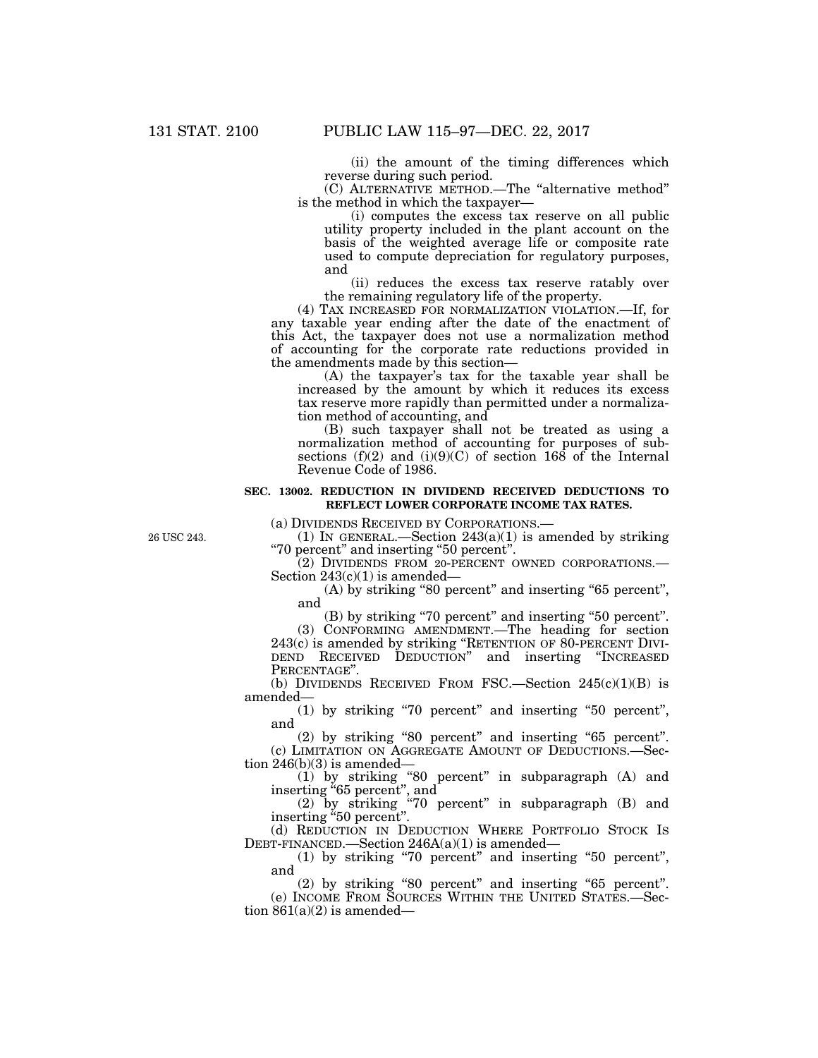(ii) the amount of the timing differences which reverse during such period.

(C) ALTERNATIVE METHOD.—The "alternative method" is the method in which the taxpayer—

(i) computes the excess tax reserve on all public utility property included in the plant account on the basis of the weighted average life or composite rate used to compute depreciation for regulatory purposes, and

(ii) reduces the excess tax reserve ratably over the remaining regulatory life of the property.

(4) TAX INCREASED FOR NORMALIZATION VIOLATION.—If, for any taxable year ending after the date of the enactment of this Act, the taxpayer does not use a normalization method of accounting for the corporate rate reductions provided in the amendments made by this section—

(A) the taxpayer's tax for the taxable year shall be increased by the amount by which it reduces its excess tax reserve more rapidly than permitted under a normalization method of accounting, and

(B) such taxpayer shall not be treated as using a normalization method of accounting for purposes of subsections (f)(2) and (i)(9)(C) of section 168 of the Internal Revenue Code of 1986.

**SEC. 13002. REDUCTION IN DIVIDEND RECEIVED DEDUCTIONS TO REFLECT LOWER CORPORATE INCOME TAX RATES.**

(a) DIVIDENDS RECEIVED BY CORPORATIONS.—

26 USC 243.

(1) IN GENERAL.—Section 243(a)(1) is amended by striking "70 percent" and inserting "50 percent".

(2) DIVIDENDS FROM 20-PERCENT OWNED CORPORATIONS.—Section 243(c)(1) is amended—

(A) by striking "80 percent" and inserting "65 percent", and

(B) by striking "70 percent" and inserting "50 percent".

(3) CONFORMING AMENDMENT.—The heading for section 243(c) is amended by striking "RETENTION OF 80-PERCENT DIVIDEND RECEIVED DEDUCTION" and inserting "INCREASED PERCENTAGE".

(b) DIVIDENDS RECEIVED FROM FSC.—Section 245(c)(1)(B) is amended—

(1) by striking "70 percent" and inserting "50 percent", and

(2) by striking "80 percent" and inserting "65 percent".

(c) LIMITATION ON AGGREGATE AMOUNT OF DEDUCTIONS.—Section 246(b)(3) is amended—

(1) by striking "80 percent" in subparagraph (A) and inserting "65 percent", and

(2) by striking "70 percent" in subparagraph (B) and inserting "50 percent".

(d) REDUCTION IN DEDUCTION WHERE PORTFOLIO STOCK IS DEBT-FINANCED.—Section 246A(a)(1) is amended—

(1) by striking "70 percent" and inserting "50 percent", and

(2) by striking "80 percent" and inserting "65 percent".

(e) INCOME FROM SOURCES WITHIN THE UNITED STATES.—Section 861(a)(2) is amended—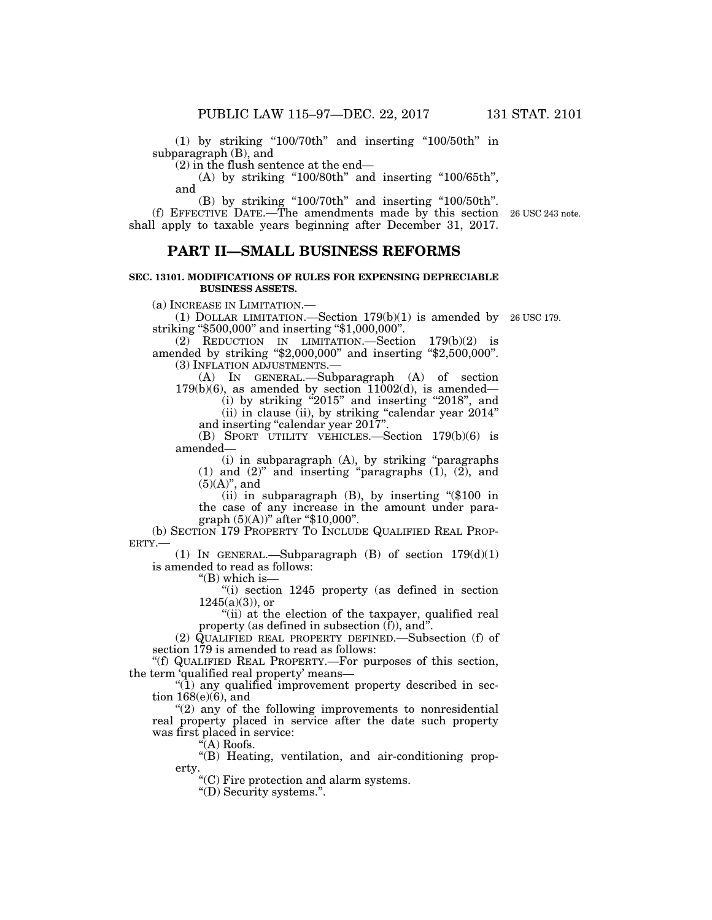(1) by striking "100/70th" and inserting "100/50th" in subparagraph (B), and

(2) in the flush sentence at the end—

(A) by striking "100/80th" and inserting "100/65th", and

(B) by striking "100/70th" and inserting "100/50th".

(f) EFFECTIVE DATE.—The amendments made by this section shall apply to taxable years beginning after December 31, 2017.

26 USC 243 note.

## PART II—SMALL BUSINESS REFORMS

### SEC. 13101. MODIFICATIONS OF RULES FOR EXPENSING DEPRECIABLE BUSINESS ASSETS.

(a) INCREASE IN LIMITATION.—

(1) DOLLAR LIMITATION.—Section 179(b)(1) is amended by striking "$500,000" and inserting "$1,000,000".

26 USC 179.

(2) REDUCTION IN LIMITATION.—Section 179(b)(2) is amended by striking "$2,000,000" and inserting "$2,500,000".

(3) INFLATION ADJUSTMENTS.—

(A) IN GENERAL.—Subparagraph (A) of section 179(b)(6), as amended by section 11002(d), is amended—

(i) by striking "2015" and inserting "2018", and

(ii) in clause (ii), by striking "calendar year 2014" and inserting "calendar year 2017".

(B) SPORT UTILITY VEHICLES.—Section 179(b)(6) is amended—

(i) in subparagraph (A), by striking "paragraphs (1) and (2)" and inserting "paragraphs (1), (2), and (5)(A)", and

(ii) in subparagraph (B), by inserting "($100 in the case of any increase in the amount under paragraph (5)(A))" after "$10,000".

(b) SECTION 179 PROPERTY TO INCLUDE QUALIFIED REAL PROPERTY.—

(1) IN GENERAL.—Subparagraph (B) of section 179(d)(1) is amended to read as follows:

"(B) which is—

"(i) section 1245 property (as defined in section 1245(a)(3)), or

"(ii) at the election of the taxpayer, qualified real property (as defined in subsection (f)), and".

(2) QUALIFIED REAL PROPERTY DEFINED.—Subsection (f) of section 179 is amended to read as follows:

"(f) QUALIFIED REAL PROPERTY.—For purposes of this section, the term 'qualified real property' means—

"(1) any qualified improvement property described in section 168(e)(6), and

"(2) any of the following improvements to nonresidential real property placed in service after the date such property was first placed in service:

"(A) Roofs.

"(B) Heating, ventilation, and air-conditioning property.

"(C) Fire protection and alarm systems.

"(D) Security systems.".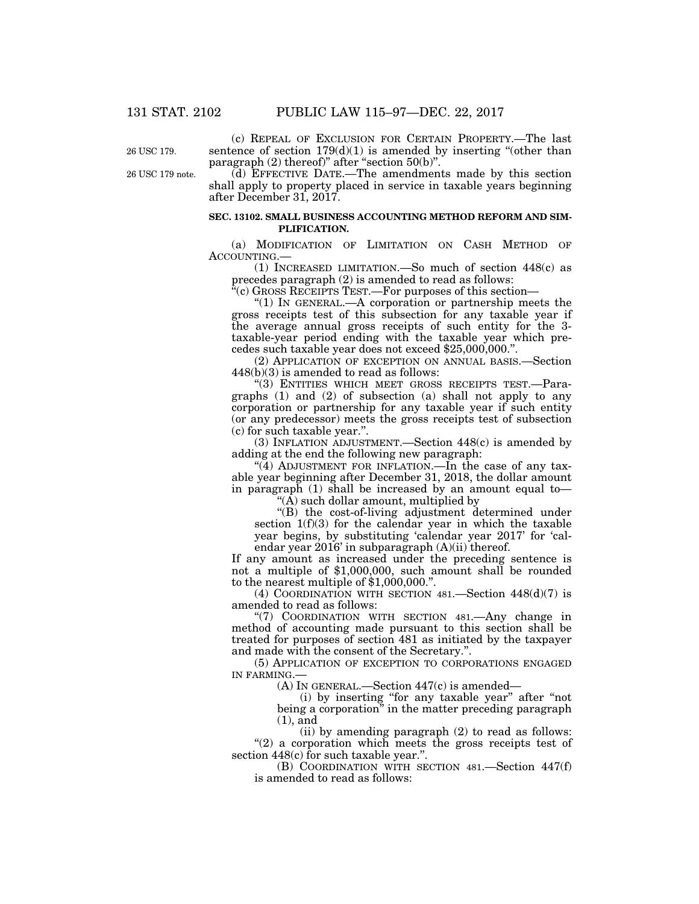26 USC 179.

(c) REPEAL OF EXCLUSION FOR CERTAIN PROPERTY.—The last sentence of section 179(d)(1) is amended by inserting "(other than paragraph (2) thereof)" after "section 50(b)".

26 USC 179 note.

(d) EFFECTIVE DATE.—The amendments made by this section shall apply to property placed in service in taxable years beginning after December 31, 2017.

**SEC. 13102. SMALL BUSINESS ACCOUNTING METHOD REFORM AND SIMPLIFICATION.**

(a) MODIFICATION OF LIMITATION ON CASH METHOD OF ACCOUNTING.—

(1) INCREASED LIMITATION.—So much of section 448(c) as precedes paragraph (2) is amended to read as follows:

"(c) GROSS RECEIPTS TEST.—For purposes of this section—

"(1) IN GENERAL.—A corporation or partnership meets the gross receipts test of this subsection for any taxable year if the average annual gross receipts of such entity for the 3-taxable-year period ending with the taxable year which precedes such taxable year does not exceed $25,000,000.".

(2) APPLICATION OF EXCEPTION ON ANNUAL BASIS.—Section 448(b)(3) is amended to read as follows:

"(3) ENTITIES WHICH MEET GROSS RECEIPTS TEST.—Paragraphs (1) and (2) of subsection (a) shall not apply to any corporation or partnership for any taxable year if such entity (or any predecessor) meets the gross receipts test of subsection (c) for such taxable year.".

(3) INFLATION ADJUSTMENT.—Section 448(c) is amended by adding at the end the following new paragraph:

"(4) ADJUSTMENT FOR INFLATION.—In the case of any taxable year beginning after December 31, 2018, the dollar amount in paragraph (1) shall be increased by an amount equal to—

"(A) such dollar amount, multiplied by

"(B) the cost-of-living adjustment determined under section 1(f)(3) for the calendar year in which the taxable year begins, by substituting 'calendar year 2017' for 'calendar year 2016' in subparagraph (A)(ii) thereof.

If any amount as increased under the preceding sentence is not a multiple of $1,000,000, such amount shall be rounded to the nearest multiple of $1,000,000.".

(4) COORDINATION WITH SECTION 481.—Section 448(d)(7) is amended to read as follows:

"(7) COORDINATION WITH SECTION 481.—Any change in method of accounting made pursuant to this section shall be treated for purposes of section 481 as initiated by the taxpayer and made with the consent of the Secretary.".

(5) APPLICATION OF EXCEPTION TO CORPORATIONS ENGAGED IN FARMING.—

(A) IN GENERAL.—Section 447(c) is amended—

(i) by inserting "for any taxable year" after "not being a corporation" in the matter preceding paragraph (1), and

(ii) by amending paragraph (2) to read as follows:

"(2) a corporation which meets the gross receipts test of section 448(c) for such taxable year.".

(B) COORDINATION WITH SECTION 481.—Section 447(f) is amended to read as follows: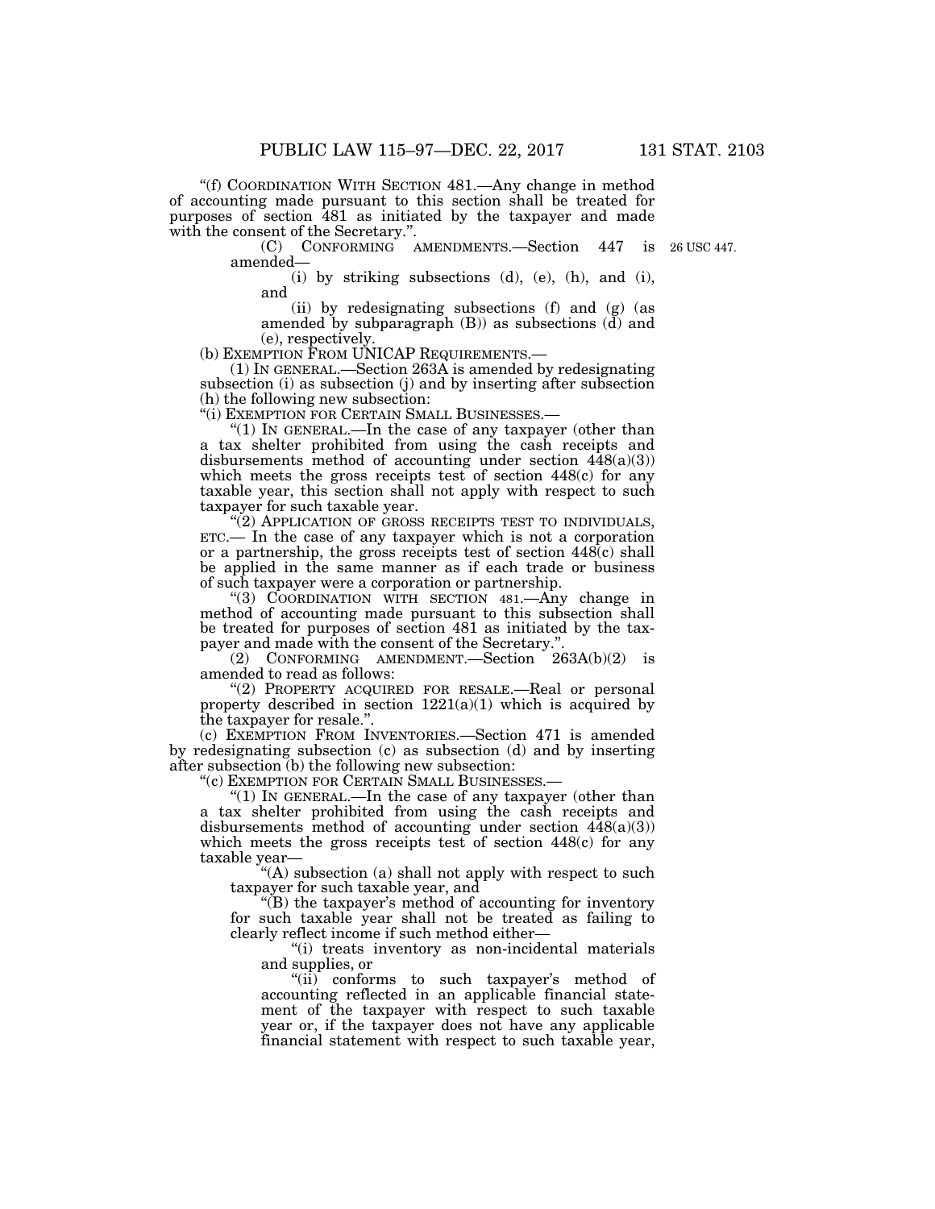"(f) COORDINATION WITH SECTION 481.—Any change in method of accounting made pursuant to this section shall be treated for purposes of section 481 as initiated by the taxpayer and made with the consent of the Secretary.".

(C) CONFORMING AMENDMENTS.—Section 447 is amended—

26 USC 447.

(i) by striking subsections (d), (e), (h), and (i), and

(ii) by redesignating subsections (f) and (g) (as amended by subparagraph (B)) as subsections (d) and (e), respectively.

(b) EXEMPTION FROM UNICAP REQUIREMENTS.—

(1) IN GENERAL.—Section 263A is amended by redesignating subsection (i) as subsection (j) and by inserting after subsection (h) the following new subsection:

"(i) EXEMPTION FOR CERTAIN SMALL BUSINESSES.—

"(1) IN GENERAL.—In the case of any taxpayer (other than a tax shelter prohibited from using the cash receipts and disbursements method of accounting under section 448(a)(3)) which meets the gross receipts test of section 448(c) for any taxable year, this section shall not apply with respect to such taxpayer for such taxable year.

"(2) APPLICATION OF GROSS RECEIPTS TEST TO INDIVIDUALS, ETC.— In the case of any taxpayer which is not a corporation or a partnership, the gross receipts test of section 448(c) shall be applied in the same manner as if each trade or business of such taxpayer were a corporation or partnership.

"(3) COORDINATION WITH SECTION 481.—Any change in method of accounting made pursuant to this subsection shall be treated for purposes of section 481 as initiated by the taxpayer and made with the consent of the Secretary.".

(2) CONFORMING AMENDMENT.—Section 263A(b)(2) is amended to read as follows:

"(2) PROPERTY ACQUIRED FOR RESALE.—Real or personal property described in section 1221(a)(1) which is acquired by the taxpayer for resale.".

(c) EXEMPTION FROM INVENTORIES.—Section 471 is amended by redesignating subsection (c) as subsection (d) and by inserting after subsection (b) the following new subsection:

"(c) EXEMPTION FOR CERTAIN SMALL BUSINESSES.—

"(1) IN GENERAL.—In the case of any taxpayer (other than a tax shelter prohibited from using the cash receipts and disbursements method of accounting under section 448(a)(3)) which meets the gross receipts test of section 448(c) for any taxable year—

"(A) subsection (a) shall not apply with respect to such taxpayer for such taxable year, and

"(B) the taxpayer's method of accounting for inventory for such taxable year shall not be treated as failing to clearly reflect income if such method either—

"(i) treats inventory as non-incidental materials and supplies, or

"(ii) conforms to such taxpayer's method of accounting reflected in an applicable financial statement of the taxpayer with respect to such taxable year or, if the taxpayer does not have any applicable financial statement with respect to such taxable year,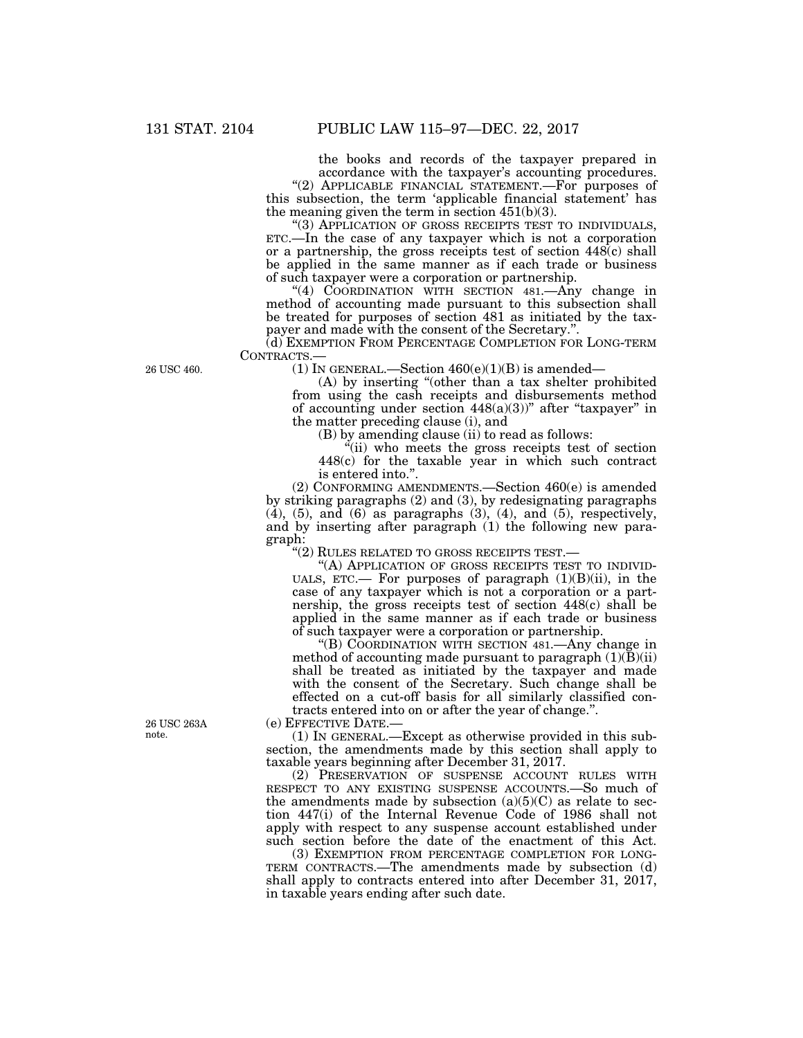the books and records of the taxpayer prepared in accordance with the taxpayer's accounting procedures.

"(2) APPLICABLE FINANCIAL STATEMENT.—For purposes of this subsection, the term 'applicable financial statement' has the meaning given the term in section 451(b)(3).

"(3) APPLICATION OF GROSS RECEIPTS TEST TO INDIVIDUALS, ETC.—In the case of any taxpayer which is not a corporation or a partnership, the gross receipts test of section 448(c) shall be applied in the same manner as if each trade or business of such taxpayer were a corporation or partnership.

"(4) COORDINATION WITH SECTION 481.—Any change in method of accounting made pursuant to this subsection shall be treated for purposes of section 481 as initiated by the taxpayer and made with the consent of the Secretary.".

(d) EXEMPTION FROM PERCENTAGE COMPLETION FOR LONG-TERM CONTRACTS.—

26 USC 460.

(1) IN GENERAL.—Section 460(e)(1)(B) is amended—

(A) by inserting "(other than a tax shelter prohibited from using the cash receipts and disbursements method of accounting under section 448(a)(3))" after "taxpayer" in the matter preceding clause (i), and

(B) by amending clause (ii) to read as follows:

"(ii) who meets the gross receipts test of section 448(c) for the taxable year in which such contract is entered into.".

(2) CONFORMING AMENDMENTS.—Section 460(e) is amended by striking paragraphs (2) and (3), by redesignating paragraphs (4), (5), and (6) as paragraphs (3), (4), and (5), respectively, and by inserting after paragraph (1) the following new paragraph:

"(2) RULES RELATED TO GROSS RECEIPTS TEST.—

"(A) APPLICATION OF GROSS RECEIPTS TEST TO INDIVIDUALS, ETC.— For purposes of paragraph (1)(B)(ii), in the case of any taxpayer which is not a corporation or a partnership, the gross receipts test of section 448(c) shall be applied in the same manner as if each trade or business of such taxpayer were a corporation or partnership.

"(B) COORDINATION WITH SECTION 481.—Any change in method of accounting made pursuant to paragraph (1)(B)(ii) shall be treated as initiated by the taxpayer and made with the consent of the Secretary. Such change shall be effected on a cut-off basis for all similarly classified contracts entered into on or after the year of change.".

26 USC 263A note.

(e) EFFECTIVE DATE.—

(1) IN GENERAL.—Except as otherwise provided in this subsection, the amendments made by this section shall apply to taxable years beginning after December 31, 2017.

(2) PRESERVATION OF SUSPENSE ACCOUNT RULES WITH RESPECT TO ANY EXISTING SUSPENSE ACCOUNTS.—So much of the amendments made by subsection (a)(5)(C) as relate to section 447(i) of the Internal Revenue Code of 1986 shall not apply with respect to any suspense account established under such section before the date of the enactment of this Act.

(3) EXEMPTION FROM PERCENTAGE COMPLETION FOR LONG-TERM CONTRACTS.—The amendments made by subsection (d) shall apply to contracts entered into after December 31, 2017, in taxable years ending after such date.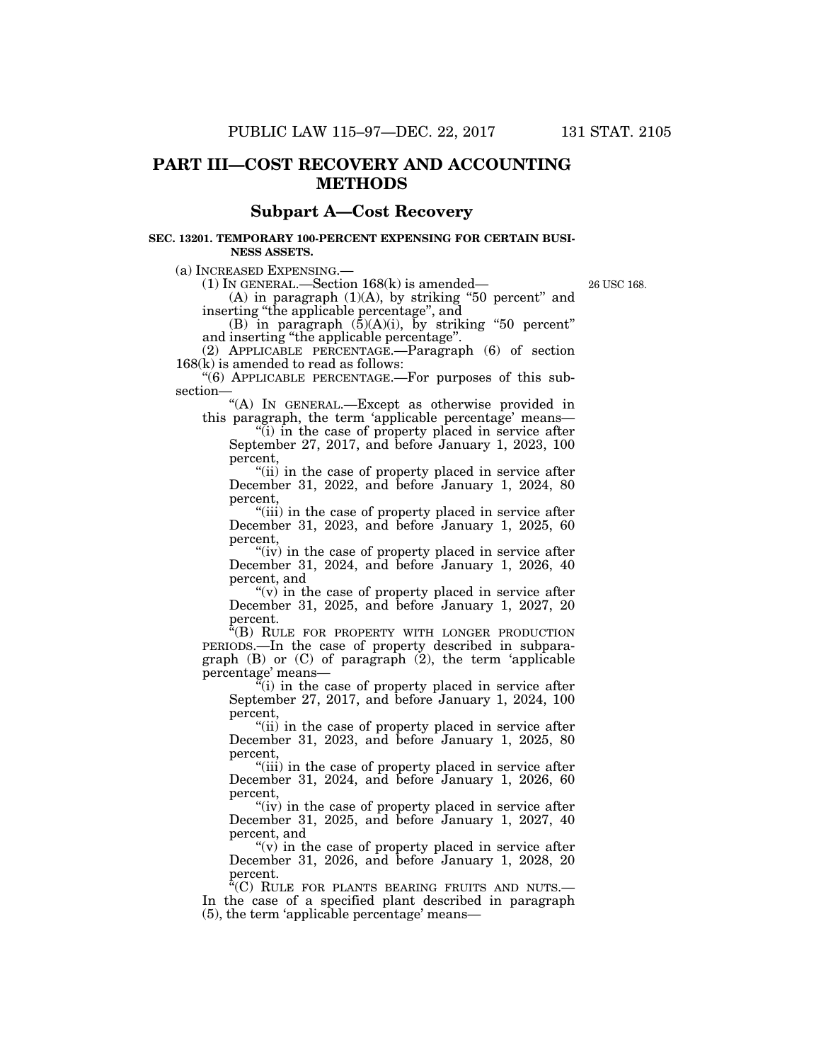# PART III—COST RECOVERY AND ACCOUNTING METHODS

## Subpart A—Cost Recovery

### SEC. 13201. TEMPORARY 100-PERCENT EXPENSING FOR CERTAIN BUSINESS ASSETS.

(a) INCREASED EXPENSING.—

(1) IN GENERAL.—Section 168(k) is amended—

26 USC 168.

(A) in paragraph (1)(A), by striking "50 percent" and inserting "the applicable percentage", and

(B) in paragraph (5)(A)(i), by striking "50 percent" and inserting "the applicable percentage".

(2) APPLICABLE PERCENTAGE.—Paragraph (6) of section 168(k) is amended to read as follows:

"(6) APPLICABLE PERCENTAGE.—For purposes of this subsection—

"(A) IN GENERAL.—Except as otherwise provided in this paragraph, the term 'applicable percentage' means—

"(i) in the case of property placed in service after September 27, 2017, and before January 1, 2023, 100 percent,

"(ii) in the case of property placed in service after December 31, 2022, and before January 1, 2024, 80 percent,

"(iii) in the case of property placed in service after December 31, 2023, and before January 1, 2025, 60 percent,

"(iv) in the case of property placed in service after December 31, 2024, and before January 1, 2026, 40 percent, and

"(v) in the case of property placed in service after December 31, 2025, and before January 1, 2027, 20 percent.

"(B) RULE FOR PROPERTY WITH LONGER PRODUCTION PERIODS.—In the case of property described in subparagraph (B) or (C) of paragraph (2), the term 'applicable percentage' means—

"(i) in the case of property placed in service after September 27, 2017, and before January 1, 2024, 100 percent,

"(ii) in the case of property placed in service after December 31, 2023, and before January 1, 2025, 80 percent,

"(iii) in the case of property placed in service after December 31, 2024, and before January 1, 2026, 60 percent,

"(iv) in the case of property placed in service after December 31, 2025, and before January 1, 2027, 40 percent, and

"(v) in the case of property placed in service after December 31, 2026, and before January 1, 2028, 20 percent.

"(C) RULE FOR PLANTS BEARING FRUITS AND NUTS.—In the case of a specified plant described in paragraph (5), the term 'applicable percentage' means—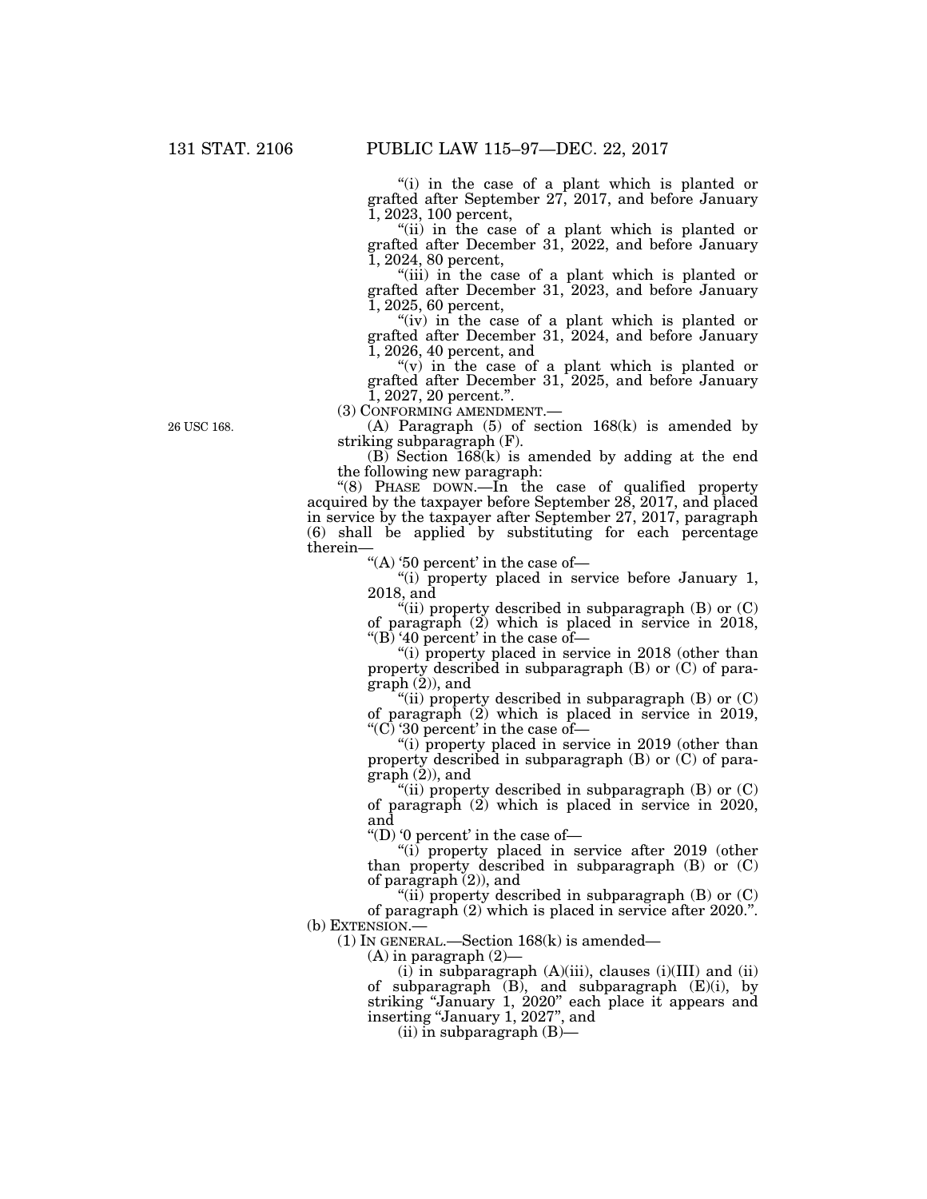"(i) in the case of a plant which is planted or grafted after September 27, 2017, and before January 1, 2023, 100 percent,

"(ii) in the case of a plant which is planted or grafted after December 31, 2022, and before January 1, 2024, 80 percent,

"(iii) in the case of a plant which is planted or grafted after December 31, 2023, and before January 1, 2025, 60 percent,

"(iv) in the case of a plant which is planted or grafted after December 31, 2024, and before January 1, 2026, 40 percent, and

"(v) in the case of a plant which is planted or grafted after December 31, 2025, and before January 1, 2027, 20 percent.".

(3) CONFORMING AMENDMENT.—

26 USC 168.

(A) Paragraph (5) of section 168(k) is amended by striking subparagraph (F).

(B) Section 168(k) is amended by adding at the end the following new paragraph:

"(8) PHASE DOWN.—In the case of qualified property acquired by the taxpayer before September 28, 2017, and placed in service by the taxpayer after September 27, 2017, paragraph (6) shall be applied by substituting for each percentage therein—

"(A) '50 percent' in the case of—

"(i) property placed in service before January 1, 2018, and

"(ii) property described in subparagraph (B) or (C) of paragraph (2) which is placed in service in 2018,

"(B) '40 percent' in the case of—

"(i) property placed in service in 2018 (other than property described in subparagraph (B) or (C) of paragraph (2)), and

"(ii) property described in subparagraph (B) or (C) of paragraph (2) which is placed in service in 2019,

"(C) '30 percent' in the case of—

"(i) property placed in service in 2019 (other than property described in subparagraph (B) or (C) of paragraph (2)), and

"(ii) property described in subparagraph (B) or (C) of paragraph (2) which is placed in service in 2020, and

"(D) '0 percent' in the case of—

"(i) property placed in service after 2019 (other than property described in subparagraph (B) or (C) of paragraph (2)), and

"(ii) property described in subparagraph (B) or (C) of paragraph (2) which is placed in service after 2020.".

(b) EXTENSION.—

(1) IN GENERAL.—Section 168(k) is amended—

(A) in paragraph (2)—

(i) in subparagraph (A)(iii), clauses (i)(III) and (ii) of subparagraph (B), and subparagraph (E)(i), by striking "January 1, 2020" each place it appears and inserting "January 1, 2027", and

(ii) in subparagraph (B)—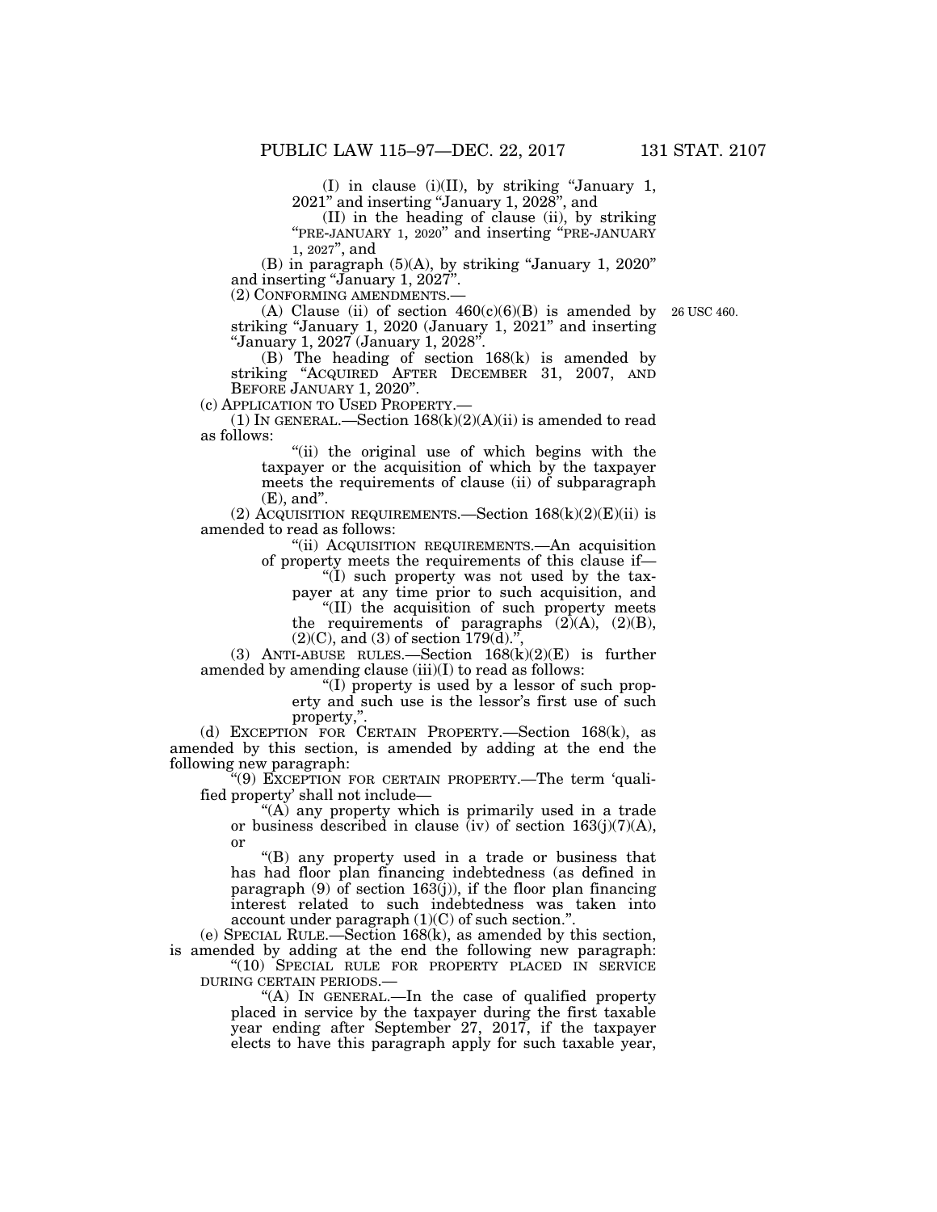(I) in clause (i)(II), by striking "January 1, 2021" and inserting "January 1, 2028", and

(II) in the heading of clause (ii), by striking "PRE-JANUARY 1, 2020" and inserting "PRE-JANUARY 1, 2027", and

(B) in paragraph (5)(A), by striking "January 1, 2020" and inserting "January 1, 2027".

(2) CONFORMING AMENDMENTS.—

(A) Clause (ii) of section 460(c)(6)(B) is amended by striking "January 1, 2020 (January 1, 2021" and inserting "January 1, 2027 (January 1, 2028". 26 USC 460.

(B) The heading of section 168(k) is amended by striking "ACQUIRED AFTER DECEMBER 31, 2007, AND BEFORE JANUARY 1, 2020".

(c) APPLICATION TO USED PROPERTY.—

(1) IN GENERAL.—Section 168(k)(2)(A)(ii) is amended to read as follows:

"(ii) the original use of which begins with the taxpayer or the acquisition of which by the taxpayer meets the requirements of clause (ii) of subparagraph (E), and".

(2) ACQUISITION REQUIREMENTS.—Section 168(k)(2)(E)(ii) is amended to read as follows:

"(ii) ACQUISITION REQUIREMENTS.—An acquisition of property meets the requirements of this clause if—

"(I) such property was not used by the taxpayer at any time prior to such acquisition, and

"(II) the acquisition of such property meets the requirements of paragraphs (2)(A), (2)(B), (2)(C), and (3) of section 179(d).",

(3) ANTI-ABUSE RULES.—Section 168(k)(2)(E) is further amended by amending clause (iii)(I) to read as follows:

"(I) property is used by a lessor of such property and such use is the lessor's first use of such property,".

(d) EXCEPTION FOR CERTAIN PROPERTY.—Section 168(k), as amended by this section, is amended by adding at the end the following new paragraph:

"(9) EXCEPTION FOR CERTAIN PROPERTY.—The term 'qualified property' shall not include—

"(A) any property which is primarily used in a trade or business described in clause (iv) of section 163(j)(7)(A), or

"(B) any property used in a trade or business that has had floor plan financing indebtedness (as defined in paragraph (9) of section 163(j)), if the floor plan financing interest related to such indebtedness was taken into account under paragraph (1)(C) of such section.".

(e) SPECIAL RULE.—Section 168(k), as amended by this section, is amended by adding at the end the following new paragraph:

"(10) SPECIAL RULE FOR PROPERTY PLACED IN SERVICE DURING CERTAIN PERIODS.—

"(A) IN GENERAL.—In the case of qualified property placed in service by the taxpayer during the first taxable year ending after September 27, 2017, if the taxpayer elects to have this paragraph apply for such taxable year,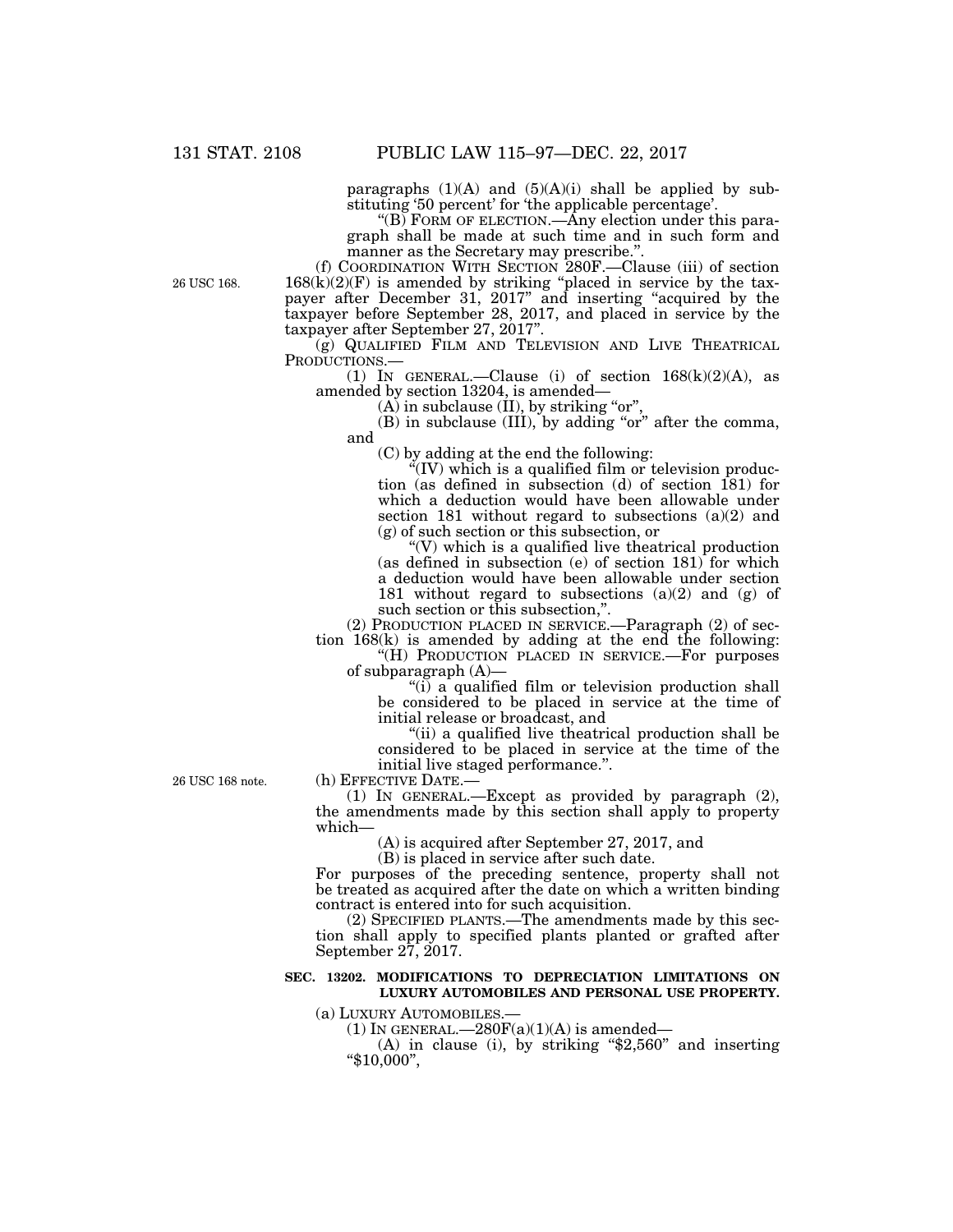paragraphs (1)(A) and (5)(A)(i) shall be applied by substituting '50 percent' for 'the applicable percentage'.

"(B) FORM OF ELECTION.—Any election under this paragraph shall be made at such time and in such form and manner as the Secretary may prescribe.".

26 USC 168.

(f) COORDINATION WITH SECTION 280F.—Clause (iii) of section 168(k)(2)(F) is amended by striking "placed in service by the taxpayer after December 31, 2017" and inserting "acquired by the taxpayer before September 28, 2017, and placed in service by the taxpayer after September 27, 2017".

(g) QUALIFIED FILM AND TELEVISION AND LIVE THEATRICAL PRODUCTIONS.—

(1) IN GENERAL.—Clause (i) of section 168(k)(2)(A), as amended by section 13204, is amended—

(A) in subclause (II), by striking "or",

(B) in subclause (III), by adding "or" after the comma, and

(C) by adding at the end the following:

"(IV) which is a qualified film or television production (as defined in subsection (d) of section 181) for which a deduction would have been allowable under section 181 without regard to subsections (a)(2) and (g) of such section or this subsection, or

"(V) which is a qualified live theatrical production (as defined in subsection (e) of section 181) for which a deduction would have been allowable under section 181 without regard to subsections (a)(2) and (g) of such section or this subsection,".

(2) PRODUCTION PLACED IN SERVICE.—Paragraph (2) of section 168(k) is amended by adding at the end the following:

"(H) PRODUCTION PLACED IN SERVICE.—For purposes of subparagraph (A)—

"(i) a qualified film or television production shall be considered to be placed in service at the time of initial release or broadcast, and

"(ii) a qualified live theatrical production shall be considered to be placed in service at the time of the initial live staged performance.".

26 USC 168 note.

(h) EFFECTIVE DATE.—

(1) IN GENERAL.—Except as provided by paragraph (2), the amendments made by this section shall apply to property which—

(A) is acquired after September 27, 2017, and

(B) is placed in service after such date.

For purposes of the preceding sentence, property shall not be treated as acquired after the date on which a written binding contract is entered into for such acquisition.

(2) SPECIFIED PLANTS.—The amendments made by this section shall apply to specified plants planted or grafted after September 27, 2017.

**SEC. 13202. MODIFICATIONS TO DEPRECIATION LIMITATIONS ON LUXURY AUTOMOBILES AND PERSONAL USE PROPERTY.**

(a) LUXURY AUTOMOBILES.—

(1) IN GENERAL.—280F(a)(1)(A) is amended—

(A) in clause (i), by striking "$2,560" and inserting "$10,000",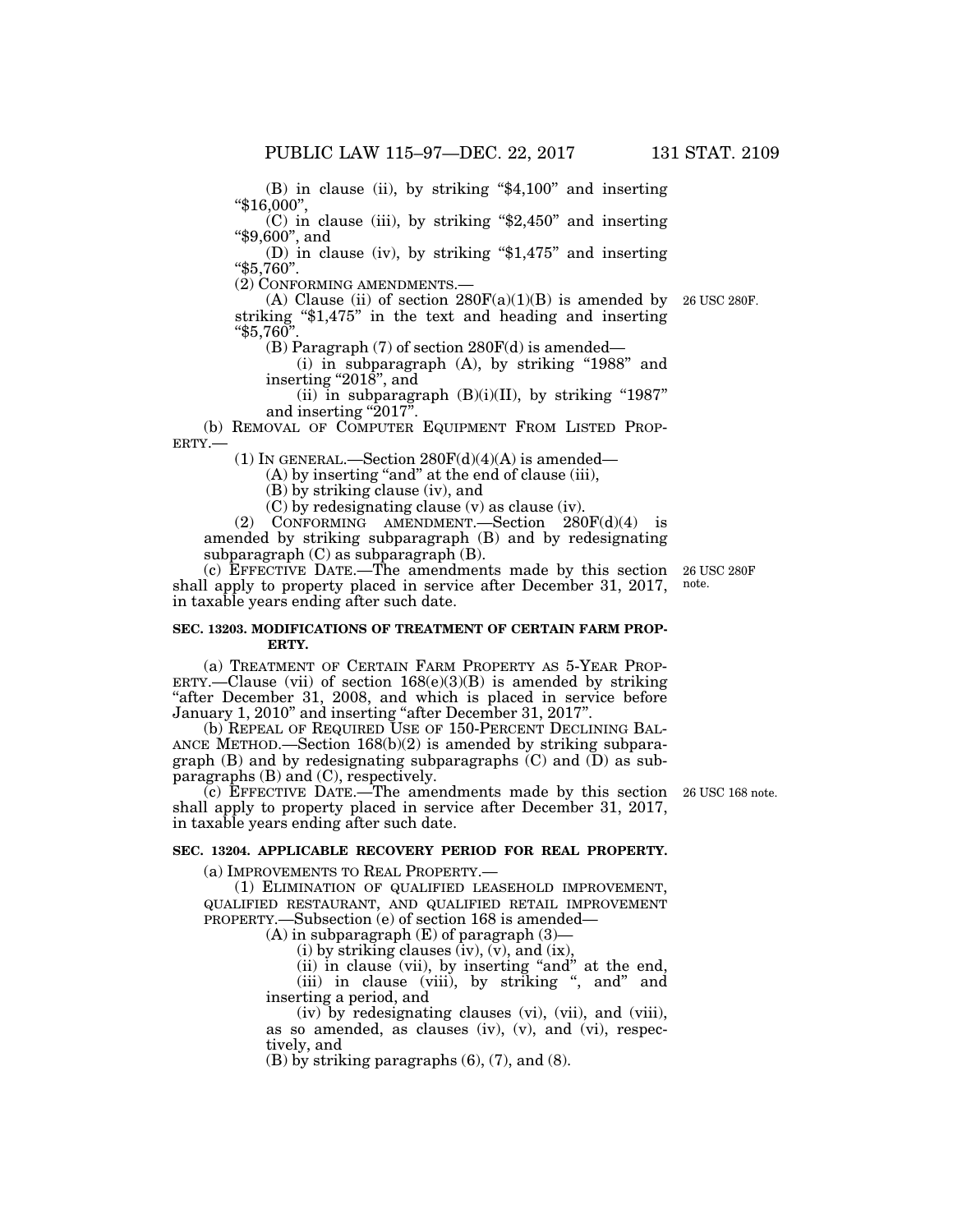(B) in clause (ii), by striking "$4,100" and inserting "$16,000",

(C) in clause (iii), by striking "$2,450" and inserting "$9,600", and

(D) in clause (iv), by striking "$1,475" and inserting "$5,760".

(2) CONFORMING AMENDMENTS.—

(A) Clause (ii) of section 280F(a)(1)(B) is amended by striking "$1,475" in the text and heading and inserting "$5,760". 26 USC 280F.

(B) Paragraph (7) of section 280F(d) is amended—

(i) in subparagraph (A), by striking "1988" and inserting "2018", and

(ii) in subparagraph (B)(i)(II), by striking "1987" and inserting "2017".

(b) REMOVAL OF COMPUTER EQUIPMENT FROM LISTED PROPERTY.—

(1) IN GENERAL.—Section 280F(d)(4)(A) is amended—

(A) by inserting "and" at the end of clause (iii),

(B) by striking clause (iv), and

(C) by redesignating clause (v) as clause (iv).

(2) CONFORMING AMENDMENT.—Section 280F(d)(4) is amended by striking subparagraph (B) and by redesignating subparagraph (C) as subparagraph (B).

(c) EFFECTIVE DATE.—The amendments made by this section shall apply to property placed in service after December 31, 2017, in taxable years ending after such date. 26 USC 280F note.

**SEC. 13203. MODIFICATIONS OF TREATMENT OF CERTAIN FARM PROPERTY.**

(a) TREATMENT OF CERTAIN FARM PROPERTY AS 5-YEAR PROPERTY.—Clause (vii) of section 168(e)(3)(B) is amended by striking "after December 31, 2008, and which is placed in service before January 1, 2010" and inserting "after December 31, 2017".

(b) REPEAL OF REQUIRED USE OF 150-PERCENT DECLINING BALANCE METHOD.—Section 168(b)(2) is amended by striking subparagraph (B) and by redesignating subparagraphs (C) and (D) as subparagraphs (B) and (C), respectively.

(c) EFFECTIVE DATE.—The amendments made by this section shall apply to property placed in service after December 31, 2017, in taxable years ending after such date. 26 USC 168 note.

**SEC. 13204. APPLICABLE RECOVERY PERIOD FOR REAL PROPERTY.**

(a) IMPROVEMENTS TO REAL PROPERTY.—

(1) ELIMINATION OF QUALIFIED LEASEHOLD IMPROVEMENT, QUALIFIED RESTAURANT, AND QUALIFIED RETAIL IMPROVEMENT PROPERTY.—Subsection (e) of section 168 is amended—

(A) in subparagraph (E) of paragraph (3)—

(i) by striking clauses (iv), (v), and (ix),

(ii) in clause (vii), by inserting "and" at the end,

(iii) in clause (viii), by striking ", and" and inserting a period, and

(iv) by redesignating clauses (vi), (vii), and (viii), as so amended, as clauses (iv), (v), and (vi), respectively, and

(B) by striking paragraphs (6), (7), and (8).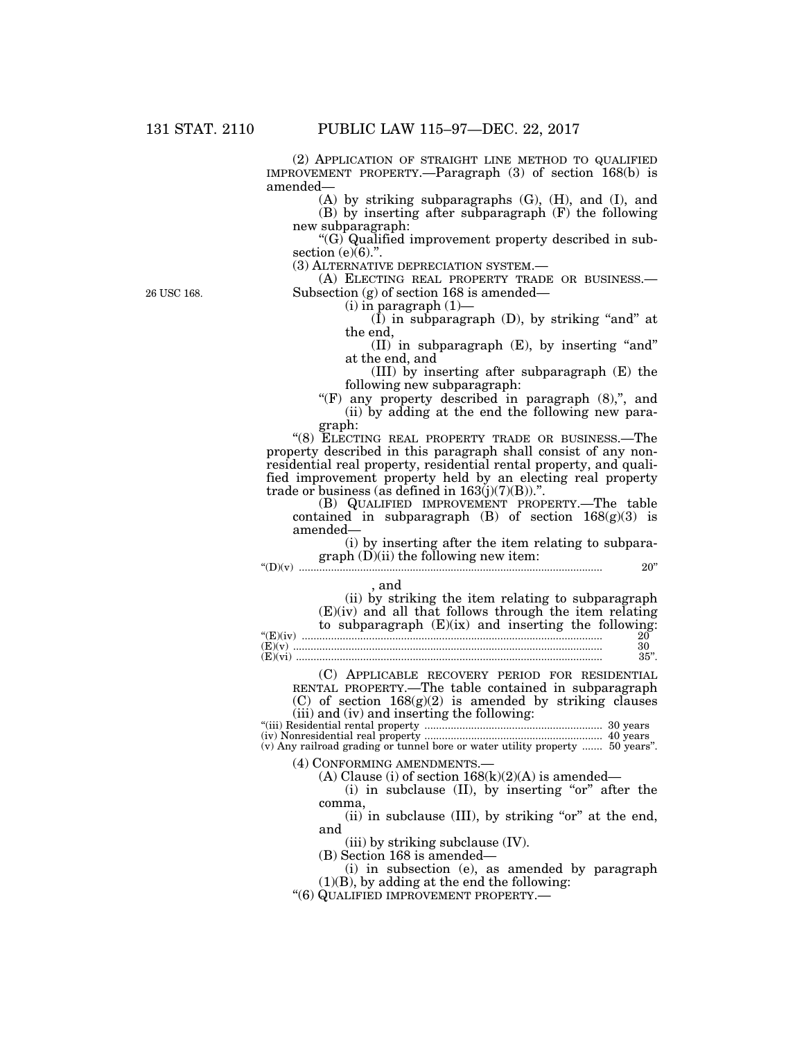(2) APPLICATION OF STRAIGHT LINE METHOD TO QUALIFIED IMPROVEMENT PROPERTY.—Paragraph (3) of section 168(b) is amended—

(A) by striking subparagraphs (G), (H), and (I), and

(B) by inserting after subparagraph (F) the following new subparagraph:

"(G) Qualified improvement property described in subsection (e)(6).".

(3) ALTERNATIVE DEPRECIATION SYSTEM.—

26 USC 168.

(A) ELECTING REAL PROPERTY TRADE OR BUSINESS.—Subsection (g) of section 168 is amended—

(i) in paragraph (1)—

(I) in subparagraph (D), by striking "and" at the end,

(II) in subparagraph (E), by inserting "and" at the end, and

(III) by inserting after subparagraph (E) the following new subparagraph:

"(F) any property described in paragraph (8),", and

(ii) by adding at the end the following new paragraph:

"(8) ELECTING REAL PROPERTY TRADE OR BUSINESS.—The property described in this paragraph shall consist of any nonresidential real property, residential rental property, and qualified improvement property held by an electing real property trade or business (as defined in 163(j)(7)(B)).".

(B) QUALIFIED IMPROVEMENT PROPERTY.—The table contained in subparagraph (B) of section 168(g)(3) is amended—

(i) by inserting after the item relating to subparagraph (D)(ii) the following new item:

"(D)(v) ........................................................................................................ 20"

, and

(ii) by striking the item relating to subparagraph (E)(iv) and all that follows through the item relating to subparagraph (E)(ix) and inserting the following:

"(E)(iv) ........................................................................................................ 20
(E)(v) ........................................................................................................ 30
(E)(vi) ........................................................................................................ 35".

(C) APPLICABLE RECOVERY PERIOD FOR RESIDENTIAL RENTAL PROPERTY.—The table contained in subparagraph (C) of section 168(g)(2) is amended by striking clauses (iii) and (iv) and inserting the following:

"(iii) Residential rental property ............................................................ 30 years
(iv) Nonresidential real property ............................................................ 40 years
(v) Any railroad grading or tunnel bore or water utility property ....... 50 years".

(4) CONFORMING AMENDMENTS.—

(A) Clause (i) of section 168(k)(2)(A) is amended—

(i) in subclause (II), by inserting "or" after the comma,

(ii) in subclause (III), by striking "or" at the end, and

(iii) by striking subclause (IV).

(B) Section 168 is amended—

(i) in subsection (e), as amended by paragraph (1)(B), by adding at the end the following:

"(6) QUALIFIED IMPROVEMENT PROPERTY.—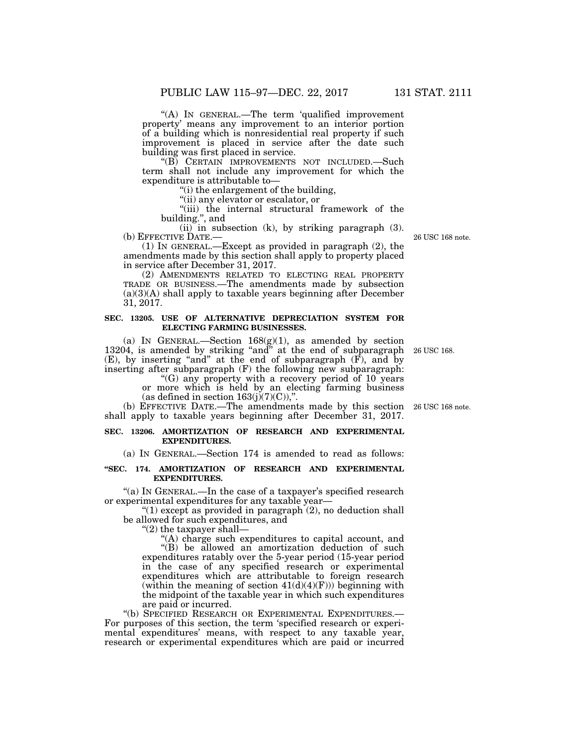"(A) IN GENERAL.—The term 'qualified improvement property' means any improvement to an interior portion of a building which is nonresidential real property if such improvement is placed in service after the date such building was first placed in service.

"(B) CERTAIN IMPROVEMENTS NOT INCLUDED.—Such term shall not include any improvement for which the expenditure is attributable to—

"(i) the enlargement of the building,

"(ii) any elevator or escalator, or

"(iii) the internal structural framework of the building.", and

(ii) in subsection (k), by striking paragraph (3).

(b) EFFECTIVE DATE.—

26 USC 168 note.

(1) IN GENERAL.—Except as provided in paragraph (2), the amendments made by this section shall apply to property placed in service after December 31, 2017.

(2) AMENDMENTS RELATED TO ELECTING REAL PROPERTY TRADE OR BUSINESS.—The amendments made by subsection (a)(3)(A) shall apply to taxable years beginning after December 31, 2017.

**SEC. 13205. USE OF ALTERNATIVE DEPRECIATION SYSTEM FOR ELECTING FARMING BUSINESSES.**

(a) IN GENERAL.—Section 168(g)(1), as amended by section 13204, is amended by striking "and" at the end of subparagraph (E), by inserting "and" at the end of subparagraph (F), and by inserting after subparagraph (F) the following new subparagraph:

26 USC 168.

"(G) any property with a recovery period of 10 years or more which is held by an electing farming business (as defined in section 163(j)(7)(C)),".

(b) EFFECTIVE DATE.—The amendments made by this section shall apply to taxable years beginning after December 31, 2017.

26 USC 168 note.

**SEC. 13206. AMORTIZATION OF RESEARCH AND EXPERIMENTAL EXPENDITURES.**

(a) IN GENERAL.—Section 174 is amended to read as follows:

**"SEC. 174. AMORTIZATION OF RESEARCH AND EXPERIMENTAL EXPENDITURES.**

"(a) IN GENERAL.—In the case of a taxpayer's specified research or experimental expenditures for any taxable year—

"(1) except as provided in paragraph (2), no deduction shall be allowed for such expenditures, and

"(2) the taxpayer shall—

"(A) charge such expenditures to capital account, and

"(B) be allowed an amortization deduction of such expenditures ratably over the 5-year period (15-year period in the case of any specified research or experimental expenditures which are attributable to foreign research (within the meaning of section 41(d)(4)(F))) beginning with the midpoint of the taxable year in which such expenditures are paid or incurred.

"(b) SPECIFIED RESEARCH OR EXPERIMENTAL EXPENDITURES.—For purposes of this section, the term 'specified research or experimental expenditures' means, with respect to any taxable year, research or experimental expenditures which are paid or incurred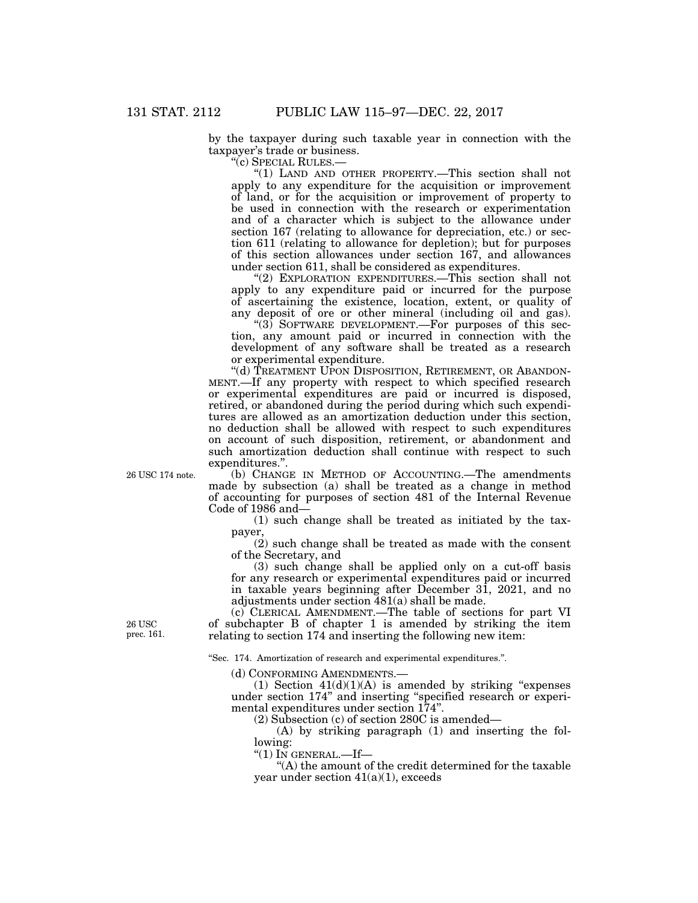by the taxpayer during such taxable year in connection with the taxpayer's trade or business.

"(c) SPECIAL RULES.—

"(1) LAND AND OTHER PROPERTY.—This section shall not apply to any expenditure for the acquisition or improvement of land, or for the acquisition or improvement of property to be used in connection with the research or experimentation and of a character which is subject to the allowance under section 167 (relating to allowance for depreciation, etc.) or section 611 (relating to allowance for depletion); but for purposes of this section allowances under section 167, and allowances under section 611, shall be considered as expenditures.

"(2) EXPLORATION EXPENDITURES.—This section shall not apply to any expenditure paid or incurred for the purpose of ascertaining the existence, location, extent, or quality of any deposit of ore or other mineral (including oil and gas).

"(3) SOFTWARE DEVELOPMENT.—For purposes of this section, any amount paid or incurred in connection with the development of any software shall be treated as a research or experimental expenditure.

"(d) TREATMENT UPON DISPOSITION, RETIREMENT, OR ABANDONMENT.—If any property with respect to which specified research or experimental expenditures are paid or incurred is disposed, retired, or abandoned during the period during which such expenditures are allowed as an amortization deduction under this section, no deduction shall be allowed with respect to such expenditures on account of such disposition, retirement, or abandonment and such amortization deduction shall continue with respect to such expenditures.".

26 USC 174 note.

(b) CHANGE IN METHOD OF ACCOUNTING.—The amendments made by subsection (a) shall be treated as a change in method of accounting for purposes of section 481 of the Internal Revenue Code of 1986 and—

(1) such change shall be treated as initiated by the taxpayer,

(2) such change shall be treated as made with the consent of the Secretary, and

(3) such change shall be applied only on a cut-off basis for any research or experimental expenditures paid or incurred in taxable years beginning after December 31, 2021, and no adjustments under section 481(a) shall be made.

26 USC prec. 161.

(c) CLERICAL AMENDMENT.—The table of sections for part VI of subchapter B of chapter 1 is amended by striking the item relating to section 174 and inserting the following new item:

"Sec. 174. Amortization of research and experimental expenditures.".

(d) CONFORMING AMENDMENTS.—

(1) Section 41(d)(1)(A) is amended by striking "expenses under section 174" and inserting "specified research or experimental expenditures under section 174".

(2) Subsection (c) of section 280C is amended—

(A) by striking paragraph (1) and inserting the following:

"(1) IN GENERAL.—If—

"(A) the amount of the credit determined for the taxable year under section 41(a)(1), exceeds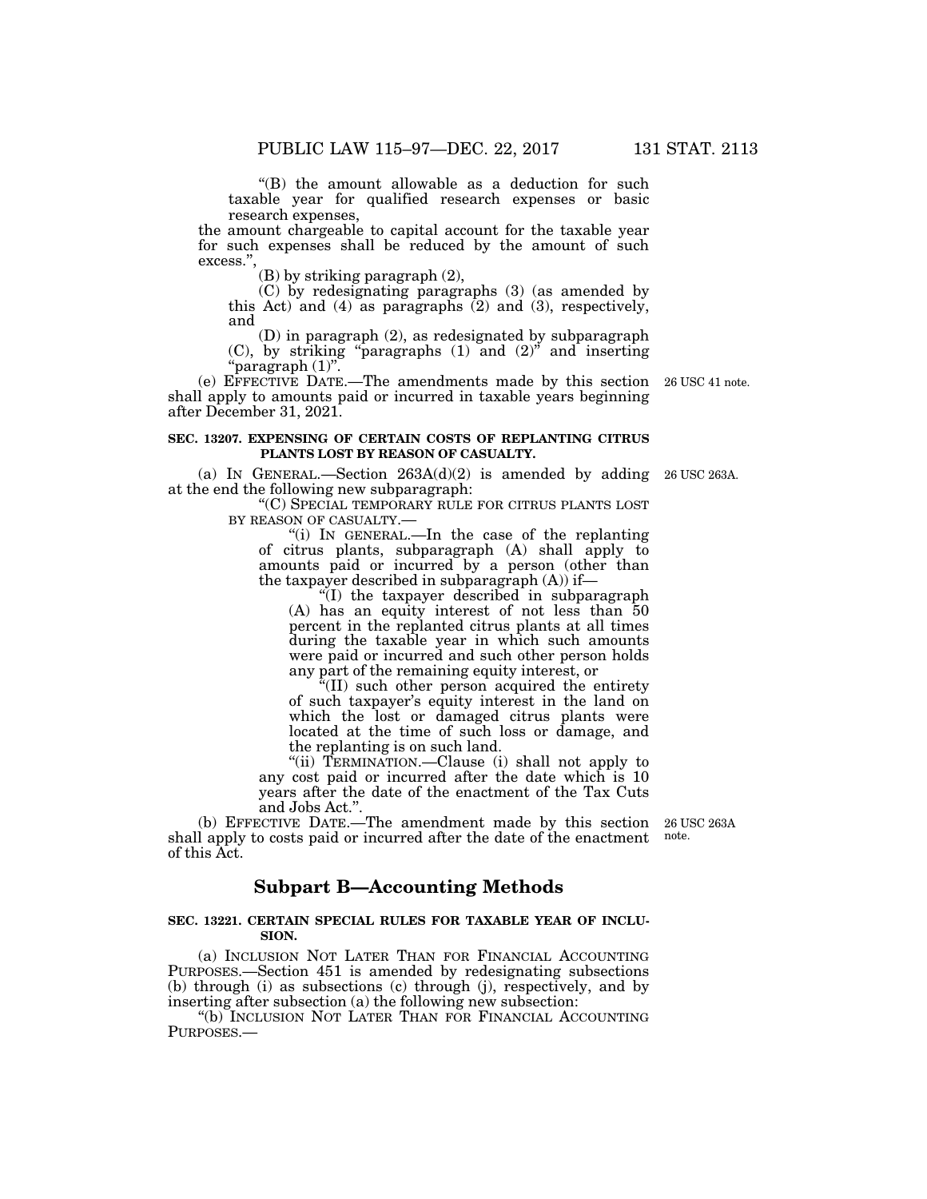"(B) the amount allowable as a deduction for such taxable year for qualified research expenses or basic research expenses,

the amount chargeable to capital account for the taxable year for such expenses shall be reduced by the amount of such excess.",

(B) by striking paragraph (2),

(C) by redesignating paragraphs (3) (as amended by this Act) and (4) as paragraphs (2) and (3), respectively, and

(D) in paragraph (2), as redesignated by subparagraph (C), by striking "paragraphs (1) and (2)" and inserting "paragraph (1)".

(e) EFFECTIVE DATE.—The amendments made by this section shall apply to amounts paid or incurred in taxable years beginning after December 31, 2021.

26 USC 41 note.

**SEC. 13207. EXPENSING OF CERTAIN COSTS OF REPLANTING CITRUS PLANTS LOST BY REASON OF CASUALTY.**

(a) IN GENERAL.—Section 263A(d)(2) is amended by adding at the end the following new subparagraph:

26 USC 263A.

"(C) SPECIAL TEMPORARY RULE FOR CITRUS PLANTS LOST BY REASON OF CASUALTY.—

"(i) IN GENERAL.—In the case of the replanting of citrus plants, subparagraph (A) shall apply to amounts paid or incurred by a person (other than the taxpayer described in subparagraph (A)) if—

"(I) the taxpayer described in subparagraph (A) has an equity interest of not less than 50 percent in the replanted citrus plants at all times during the taxable year in which such amounts were paid or incurred and such other person holds any part of the remaining equity interest, or

"(II) such other person acquired the entirety of such taxpayer's equity interest in the land on which the lost or damaged citrus plants were located at the time of such loss or damage, and the replanting is on such land.

"(ii) TERMINATION.—Clause (i) shall not apply to any cost paid or incurred after the date which is 10 years after the date of the enactment of the Tax Cuts and Jobs Act.".

(b) EFFECTIVE DATE.—The amendment made by this section shall apply to costs paid or incurred after the date of the enactment of this Act.

26 USC 263A note.

## Subpart B—Accounting Methods

**SEC. 13221. CERTAIN SPECIAL RULES FOR TAXABLE YEAR OF INCLUSION.**

(a) INCLUSION NOT LATER THAN FOR FINANCIAL ACCOUNTING PURPOSES.—Section 451 is amended by redesignating subsections (b) through (i) as subsections (c) through (j), respectively, and by inserting after subsection (a) the following new subsection:

"(b) INCLUSION NOT LATER THAN FOR FINANCIAL ACCOUNTING PURPOSES.—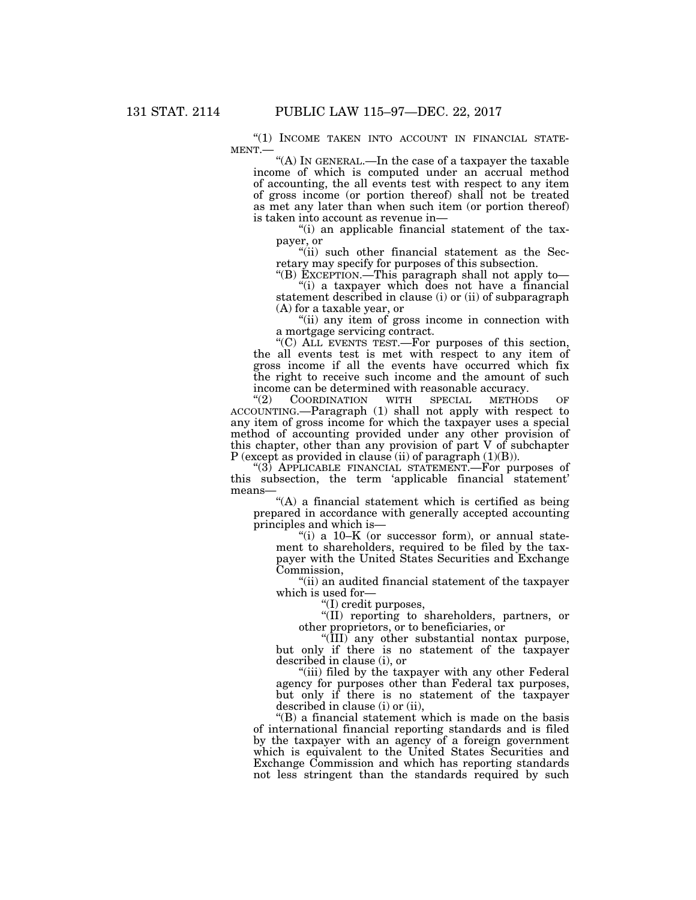"(1) INCOME TAKEN INTO ACCOUNT IN FINANCIAL STATEMENT.—

"(A) IN GENERAL.—In the case of a taxpayer the taxable income of which is computed under an accrual method of accounting, the all events test with respect to any item of gross income (or portion thereof) shall not be treated as met any later than when such item (or portion thereof) is taken into account as revenue in—

"(i) an applicable financial statement of the taxpayer, or

"(ii) such other financial statement as the Secretary may specify for purposes of this subsection.

"(B) EXCEPTION.—This paragraph shall not apply to—

"(i) a taxpayer which does not have a financial statement described in clause (i) or (ii) of subparagraph (A) for a taxable year, or

"(ii) any item of gross income in connection with a mortgage servicing contract.

"(C) ALL EVENTS TEST.—For purposes of this section, the all events test is met with respect to any item of gross income if all the events have occurred which fix the right to receive such income and the amount of such income can be determined with reasonable accuracy.

"(2) COORDINATION WITH SPECIAL METHODS OF ACCOUNTING.—Paragraph (1) shall not apply with respect to any item of gross income for which the taxpayer uses a special method of accounting provided under any other provision of this chapter, other than any provision of part V of subchapter P (except as provided in clause (ii) of paragraph (1)(B)).

"(3) APPLICABLE FINANCIAL STATEMENT.—For purposes of this subsection, the term 'applicable financial statement' means—

"(A) a financial statement which is certified as being prepared in accordance with generally accepted accounting principles and which is—

"(i) a 10–K (or successor form), or annual statement to shareholders, required to be filed by the taxpayer with the United States Securities and Exchange Commission,

"(ii) an audited financial statement of the taxpayer which is used for—

"(I) credit purposes,

"(II) reporting to shareholders, partners, or other proprietors, or to beneficiaries, or

"(III) any other substantial nontax purpose,

but only if there is no statement of the taxpayer described in clause (i), or

"(iii) filed by the taxpayer with any other Federal agency for purposes other than Federal tax purposes, but only if there is no statement of the taxpayer described in clause (i) or (ii),

"(B) a financial statement which is made on the basis of international financial reporting standards and is filed by the taxpayer with an agency of a foreign government which is equivalent to the United States Securities and Exchange Commission and which has reporting standards not less stringent than the standards required by such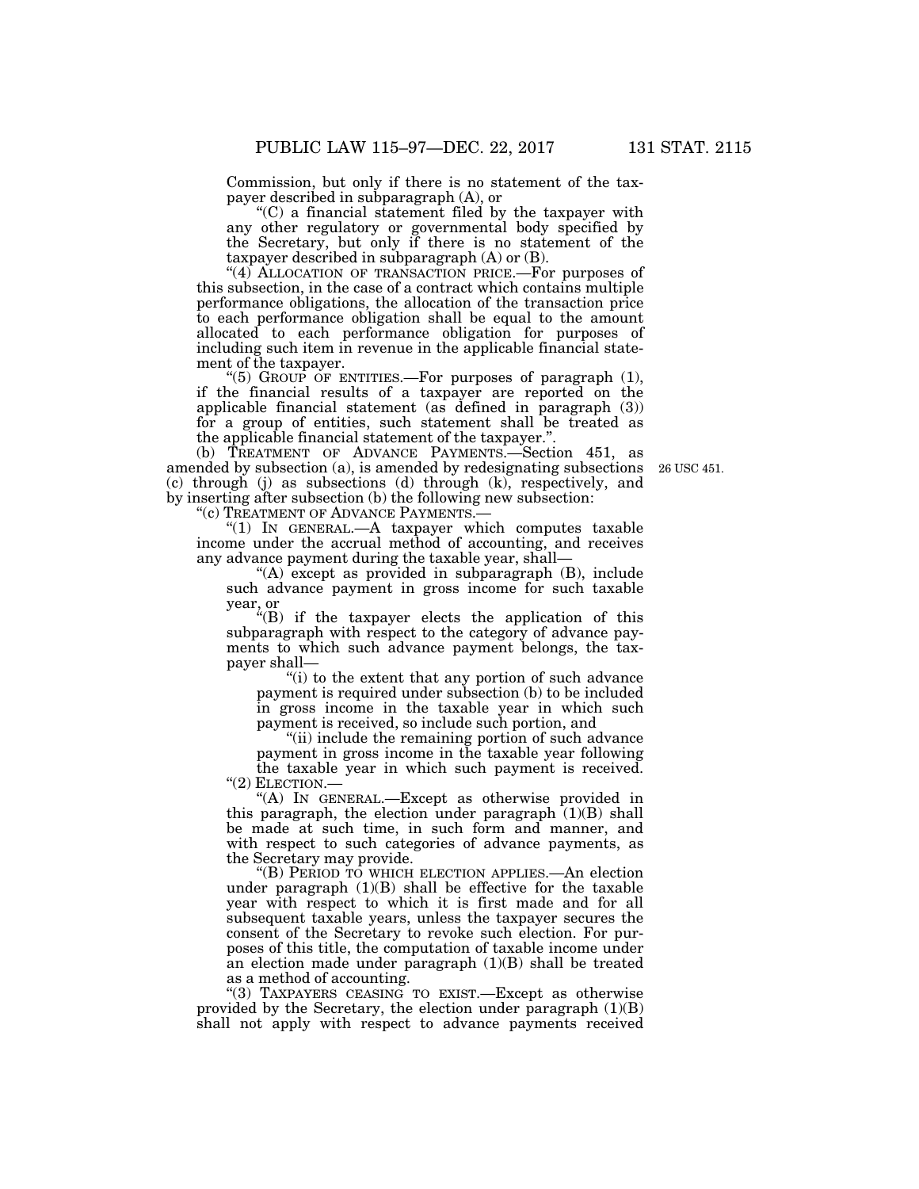Commission, but only if there is no statement of the taxpayer described in subparagraph (A), or

"(C) a financial statement filed by the taxpayer with any other regulatory or governmental body specified by the Secretary, but only if there is no statement of the taxpayer described in subparagraph (A) or (B).

"(4) ALLOCATION OF TRANSACTION PRICE.—For purposes of this subsection, in the case of a contract which contains multiple performance obligations, the allocation of the transaction price to each performance obligation shall be equal to the amount allocated to each performance obligation for purposes of including such item in revenue in the applicable financial statement of the taxpayer.

"(5) GROUP OF ENTITIES.—For purposes of paragraph (1), if the financial results of a taxpayer are reported on the applicable financial statement (as defined in paragraph (3)) for a group of entities, such statement shall be treated as the applicable financial statement of the taxpayer.".

(b) TREATMENT OF ADVANCE PAYMENTS.—Section 451, as amended by subsection (a), is amended by redesignating subsections (c) through (j) as subsections (d) through (k), respectively, and by inserting after subsection (b) the following new subsection:

26 USC 451.

"(c) TREATMENT OF ADVANCE PAYMENTS.—

"(1) IN GENERAL.—A taxpayer which computes taxable income under the accrual method of accounting, and receives any advance payment during the taxable year, shall—

"(A) except as provided in subparagraph (B), include such advance payment in gross income for such taxable year, or

"(B) if the taxpayer elects the application of this subparagraph with respect to the category of advance payments to which such advance payment belongs, the taxpayer shall—

"(i) to the extent that any portion of such advance payment is required under subsection (b) to be included in gross income in the taxable year in which such payment is received, so include such portion, and

"(ii) include the remaining portion of such advance payment in gross income in the taxable year following the taxable year in which such payment is received.

"(2) ELECTION.—

"(A) IN GENERAL.—Except as otherwise provided in this paragraph, the election under paragraph (1)(B) shall be made at such time, in such form and manner, and with respect to such categories of advance payments, as the Secretary may provide.

"(B) PERIOD TO WHICH ELECTION APPLIES.—An election under paragraph (1)(B) shall be effective for the taxable year with respect to which it is first made and for all subsequent taxable years, unless the taxpayer secures the consent of the Secretary to revoke such election. For purposes of this title, the computation of taxable income under an election made under paragraph (1)(B) shall be treated as a method of accounting.

"(3) TAXPAYERS CEASING TO EXIST.—Except as otherwise provided by the Secretary, the election under paragraph (1)(B) shall not apply with respect to advance payments received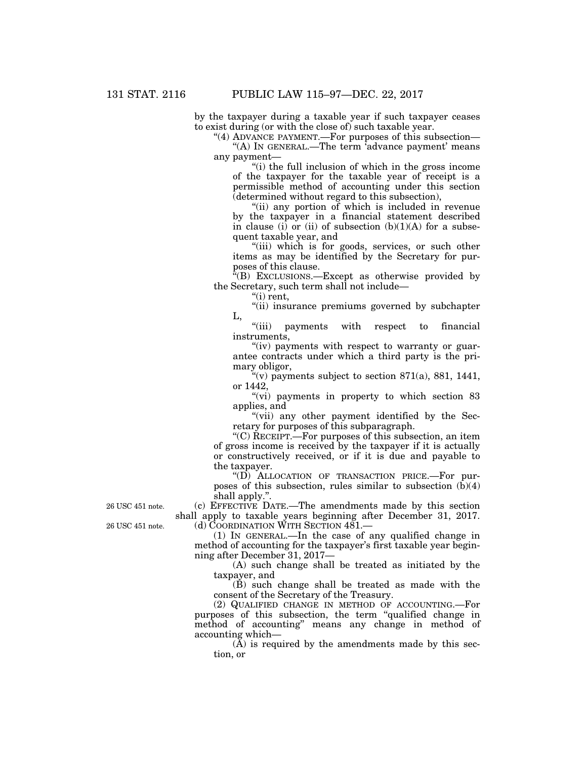by the taxpayer during a taxable year if such taxpayer ceases to exist during (or with the close of) such taxable year.

"(4) ADVANCE PAYMENT.—For purposes of this subsection—

"(A) IN GENERAL.—The term 'advance payment' means any payment—

"(i) the full inclusion of which in the gross income of the taxpayer for the taxable year of receipt is a permissible method of accounting under this section (determined without regard to this subsection),

"(ii) any portion of which is included in revenue by the taxpayer in a financial statement described in clause (i) or (ii) of subsection (b)(1)(A) for a subsequent taxable year, and

"(iii) which is for goods, services, or such other items as may be identified by the Secretary for purposes of this clause.

"(B) EXCLUSIONS.—Except as otherwise provided by the Secretary, such term shall not include—

"(i) rent,

"(ii) insurance premiums governed by subchapter L,

"(iii) payments with respect to financial instruments,

"(iv) payments with respect to warranty or guarantee contracts under which a third party is the primary obligor,

"(v) payments subject to section 871(a), 881, 1441, or 1442,

"(vi) payments in property to which section 83 applies, and

"(vii) any other payment identified by the Secretary for purposes of this subparagraph.

"(C) RECEIPT.—For purposes of this subsection, an item of gross income is received by the taxpayer if it is actually or constructively received, or if it is due and payable to the taxpayer.

"(D) ALLOCATION OF TRANSACTION PRICE.—For purposes of this subsection, rules similar to subsection (b)(4) shall apply.".

26 USC 451 note.

(c) EFFECTIVE DATE.—The amendments made by this section shall apply to taxable years beginning after December 31, 2017.

26 USC 451 note.

(d) COORDINATION WITH SECTION 481.—

(1) IN GENERAL.—In the case of any qualified change in method of accounting for the taxpayer's first taxable year beginning after December 31, 2017—

(A) such change shall be treated as initiated by the taxpayer, and

(B) such change shall be treated as made with the consent of the Secretary of the Treasury.

(2) QUALIFIED CHANGE IN METHOD OF ACCOUNTING.—For purposes of this subsection, the term "qualified change in method of accounting" means any change in method of accounting which—

(A) is required by the amendments made by this section, or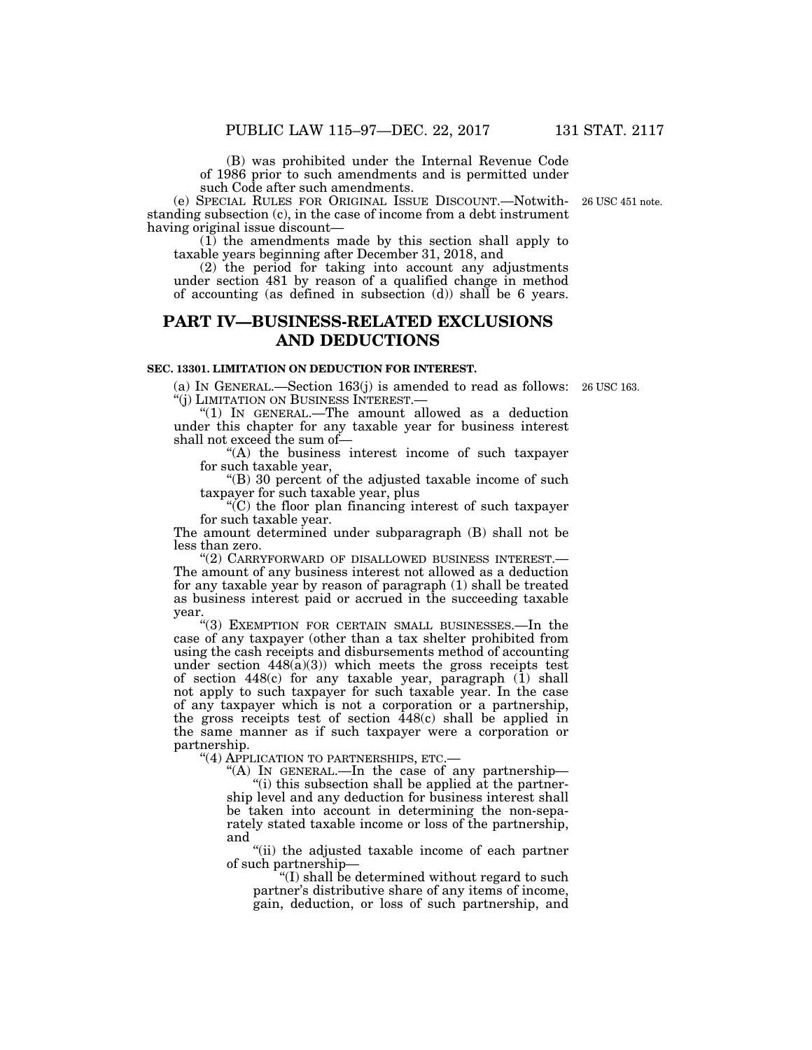(B) was prohibited under the Internal Revenue Code of 1986 prior to such amendments and is permitted under such Code after such amendments.

(e) SPECIAL RULES FOR ORIGINAL ISSUE DISCOUNT.—Notwithstanding subsection (c), in the case of income from a debt instrument having original issue discount—

26 USC 451 note.

(1) the amendments made by this section shall apply to taxable years beginning after December 31, 2018, and

(2) the period for taking into account any adjustments under section 481 by reason of a qualified change in method of accounting (as defined in subsection (d)) shall be 6 years.

## PART IV—BUSINESS-RELATED EXCLUSIONS AND DEDUCTIONS

### SEC. 13301. LIMITATION ON DEDUCTION FOR INTEREST.

(a) IN GENERAL.—Section 163(j) is amended to read as follows:

26 USC 163.

"(j) LIMITATION ON BUSINESS INTEREST.—

"(1) IN GENERAL.—The amount allowed as a deduction under this chapter for any taxable year for business interest shall not exceed the sum of—

"(A) the business interest income of such taxpayer for such taxable year,

"(B) 30 percent of the adjusted taxable income of such taxpayer for such taxable year, plus

"(C) the floor plan financing interest of such taxpayer for such taxable year.

The amount determined under subparagraph (B) shall not be less than zero.

"(2) CARRYFORWARD OF DISALLOWED BUSINESS INTEREST.—The amount of any business interest not allowed as a deduction for any taxable year by reason of paragraph (1) shall be treated as business interest paid or accrued in the succeeding taxable year.

"(3) EXEMPTION FOR CERTAIN SMALL BUSINESSES.—In the case of any taxpayer (other than a tax shelter prohibited from using the cash receipts and disbursements method of accounting under section 448(a)(3)) which meets the gross receipts test of section 448(c) for any taxable year, paragraph (1) shall not apply to such taxpayer for such taxable year. In the case of any taxpayer which is not a corporation or a partnership, the gross receipts test of section 448(c) shall be applied in the same manner as if such taxpayer were a corporation or partnership.

"(4) APPLICATION TO PARTNERSHIPS, ETC.—

"(A) IN GENERAL.—In the case of any partnership—

"(i) this subsection shall be applied at the partnership level and any deduction for business interest shall be taken into account in determining the non-separately stated taxable income or loss of the partnership, and

"(ii) the adjusted taxable income of each partner of such partnership—

"(I) shall be determined without regard to such partner's distributive share of any items of income, gain, deduction, or loss of such partnership, and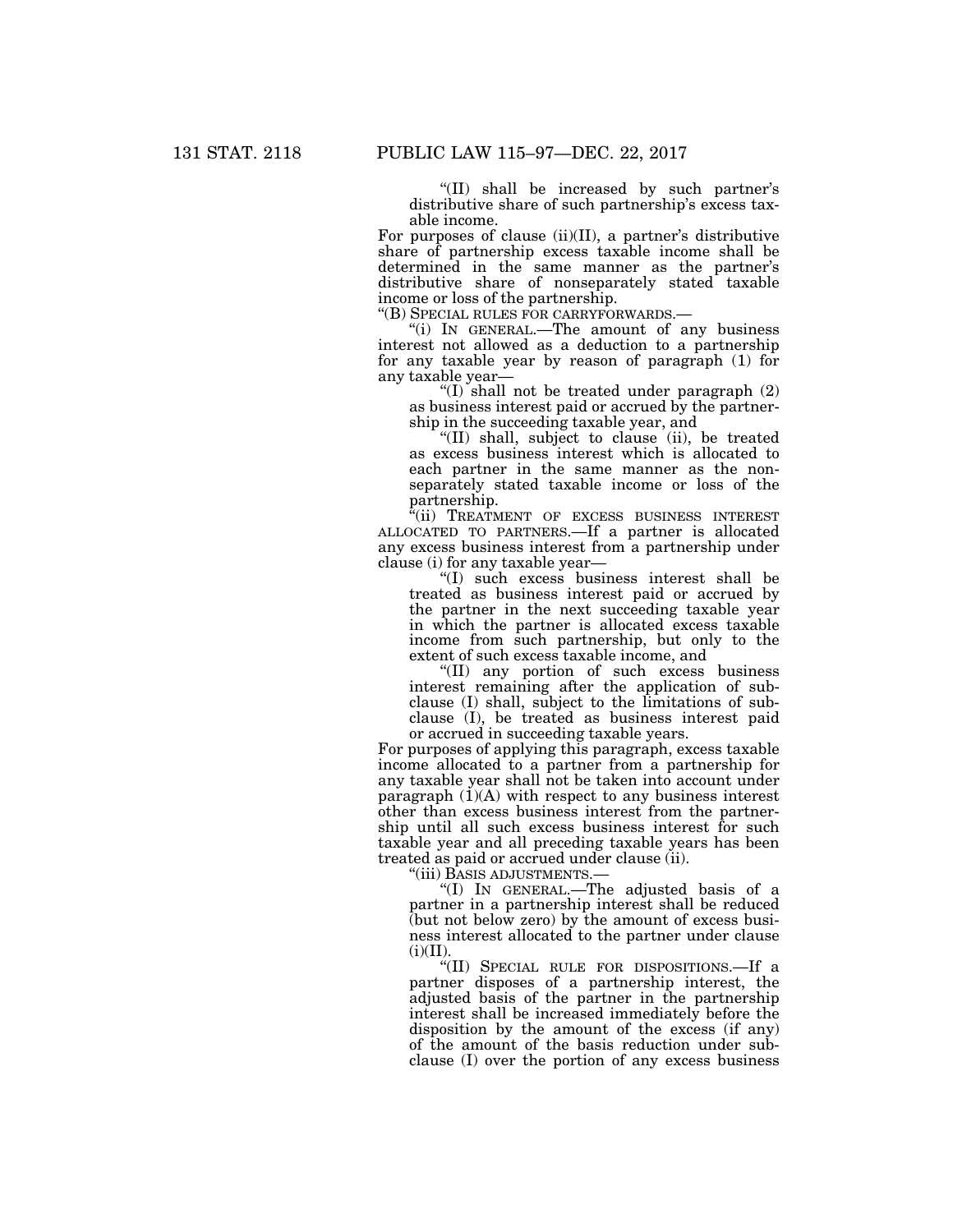"(II) shall be increased by such partner's distributive share of such partnership's excess taxable income.

For purposes of clause (ii)(II), a partner's distributive share of partnership excess taxable income shall be determined in the same manner as the partner's distributive share of nonseparately stated taxable income or loss of the partnership.

"(B) SPECIAL RULES FOR CARRYFORWARDS.—

"(i) IN GENERAL.—The amount of any business interest not allowed as a deduction to a partnership for any taxable year by reason of paragraph (1) for any taxable year—

"(I) shall not be treated under paragraph (2) as business interest paid or accrued by the partnership in the succeeding taxable year, and

"(II) shall, subject to clause (ii), be treated as excess business interest which is allocated to each partner in the same manner as the nonseparately stated taxable income or loss of the partnership.

"(ii) TREATMENT OF EXCESS BUSINESS INTEREST ALLOCATED TO PARTNERS.—If a partner is allocated any excess business interest from a partnership under clause (i) for any taxable year—

"(I) such excess business interest shall be treated as business interest paid or accrued by the partner in the next succeeding taxable year in which the partner is allocated excess taxable income from such partnership, but only to the extent of such excess taxable income, and

"(II) any portion of such excess business interest remaining after the application of subclause (I) shall, subject to the limitations of subclause (I), be treated as business interest paid or accrued in succeeding taxable years.

For purposes of applying this paragraph, excess taxable income allocated to a partner from a partnership for any taxable year shall not be taken into account under paragraph (1)(A) with respect to any business interest other than excess business interest from the partnership until all such excess business interest for such taxable year and all preceding taxable years has been treated as paid or accrued under clause (ii).

"(iii) BASIS ADJUSTMENTS.—

"(I) IN GENERAL.—The adjusted basis of a partner in a partnership interest shall be reduced (but not below zero) by the amount of excess business interest allocated to the partner under clause (i)(II).

"(II) SPECIAL RULE FOR DISPOSITIONS.—If a partner disposes of a partnership interest, the adjusted basis of the partner in the partnership interest shall be increased immediately before the disposition by the amount of the excess (if any) of the amount of the basis reduction under subclause (I) over the portion of any excess business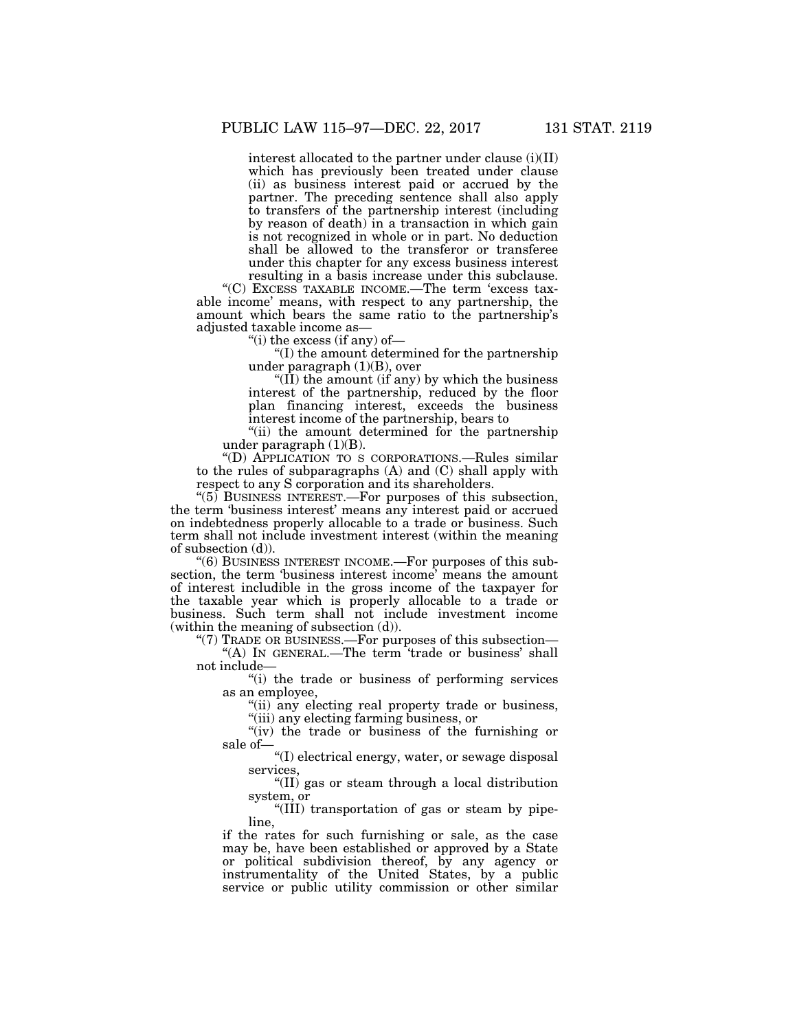interest allocated to the partner under clause (i)(II) which has previously been treated under clause (ii) as business interest paid or accrued by the partner. The preceding sentence shall also apply to transfers of the partnership interest (including by reason of death) in a transaction in which gain is not recognized in whole or in part. No deduction shall be allowed to the transferor or transferee under this chapter for any excess business interest resulting in a basis increase under this subclause.

"(C) EXCESS TAXABLE INCOME.—The term 'excess taxable income' means, with respect to any partnership, the amount which bears the same ratio to the partnership's adjusted taxable income as—

"(i) the excess (if any) of—

"(I) the amount determined for the partnership under paragraph (1)(B), over

"(II) the amount (if any) by which the business interest of the partnership, reduced by the floor plan financing interest, exceeds the business interest income of the partnership, bears to

"(ii) the amount determined for the partnership under paragraph (1)(B).

"(D) APPLICATION TO S CORPORATIONS.—Rules similar to the rules of subparagraphs (A) and (C) shall apply with respect to any S corporation and its shareholders.

"(5) BUSINESS INTEREST.—For purposes of this subsection, the term 'business interest' means any interest paid or accrued on indebtedness properly allocable to a trade or business. Such term shall not include investment interest (within the meaning of subsection (d)).

"(6) BUSINESS INTEREST INCOME.—For purposes of this subsection, the term 'business interest income' means the amount of interest includible in the gross income of the taxpayer for the taxable year which is properly allocable to a trade or business. Such term shall not include investment income (within the meaning of subsection (d)).

"(7) TRADE OR BUSINESS.—For purposes of this subsection—

"(A) IN GENERAL.—The term 'trade or business' shall not include—

"(i) the trade or business of performing services as an employee,

"(ii) any electing real property trade or business,

"(iii) any electing farming business, or

"(iv) the trade or business of the furnishing or sale of—

"(I) electrical energy, water, or sewage disposal services,

"(II) gas or steam through a local distribution system, or

"(III) transportation of gas or steam by pipeline,

if the rates for such furnishing or sale, as the case may be, have been established or approved by a State or political subdivision thereof, by any agency or instrumentality of the United States, by a public service or public utility commission or other similar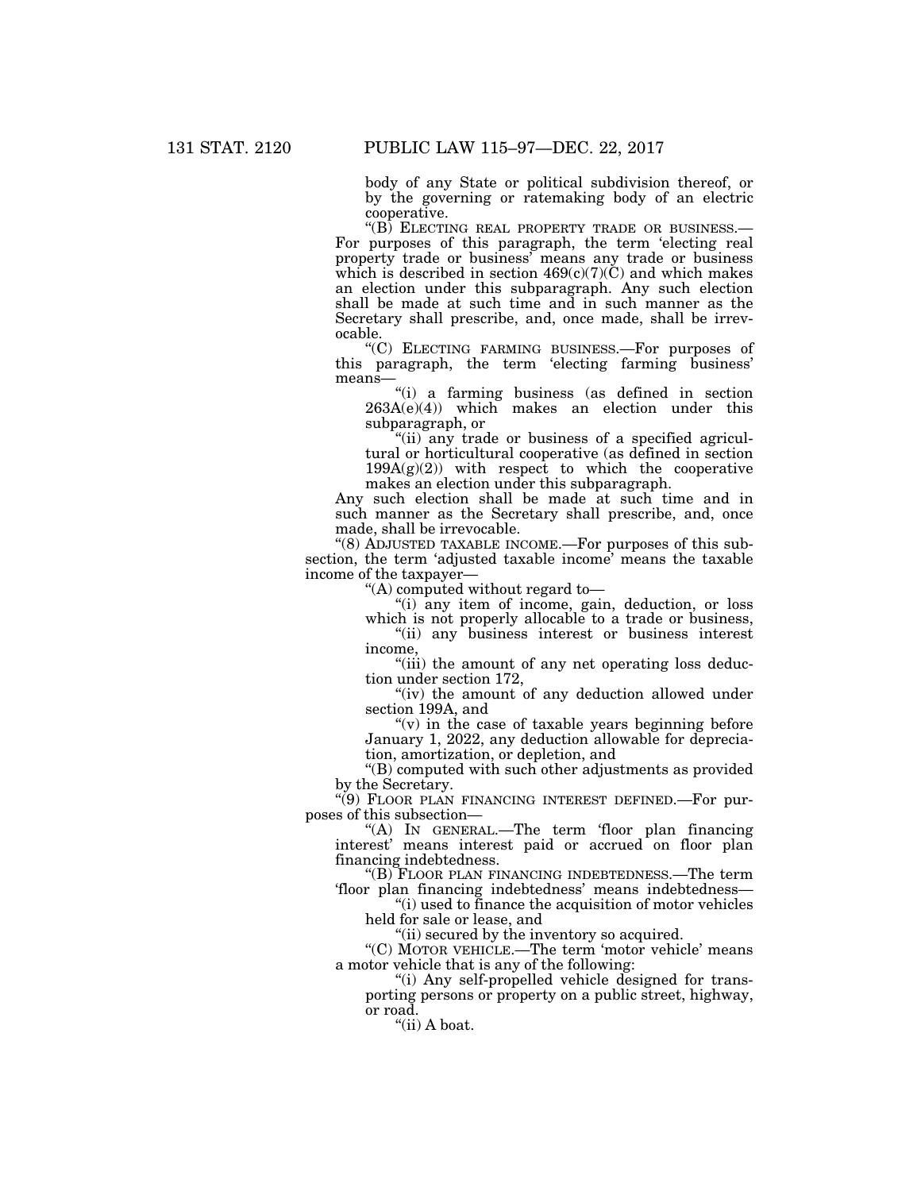body of any State or political subdivision thereof, or by the governing or ratemaking body of an electric cooperative.

"(B) ELECTING REAL PROPERTY TRADE OR BUSINESS.—For purposes of this paragraph, the term 'electing real property trade or business' means any trade or business which is described in section 469(c)(7)(C) and which makes an election under this subparagraph. Any such election shall be made at such time and in such manner as the Secretary shall prescribe, and, once made, shall be irrevocable.

"(C) ELECTING FARMING BUSINESS.—For purposes of this paragraph, the term 'electing farming business' means—

"(i) a farming business (as defined in section 263A(e)(4)) which makes an election under this subparagraph, or

"(ii) any trade or business of a specified agricultural or horticultural cooperative (as defined in section 199A(g)(2)) with respect to which the cooperative makes an election under this subparagraph.

Any such election shall be made at such time and in such manner as the Secretary shall prescribe, and, once made, shall be irrevocable.

"(8) ADJUSTED TAXABLE INCOME.—For purposes of this subsection, the term 'adjusted taxable income' means the taxable income of the taxpayer—

"(A) computed without regard to—

"(i) any item of income, gain, deduction, or loss which is not properly allocable to a trade or business,

"(ii) any business interest or business interest income,

"(iii) the amount of any net operating loss deduction under section 172,

"(iv) the amount of any deduction allowed under section 199A, and

"(v) in the case of taxable years beginning before January 1, 2022, any deduction allowable for depreciation, amortization, or depletion, and

"(B) computed with such other adjustments as provided by the Secretary.

"(9) FLOOR PLAN FINANCING INTEREST DEFINED.—For purposes of this subsection—

"(A) IN GENERAL.—The term 'floor plan financing interest' means interest paid or accrued on floor plan financing indebtedness.

"(B) FLOOR PLAN FINANCING INDEBTEDNESS.—The term 'floor plan financing indebtedness' means indebtedness—

"(i) used to finance the acquisition of motor vehicles held for sale or lease, and

"(ii) secured by the inventory so acquired.

"(C) MOTOR VEHICLE.—The term 'motor vehicle' means a motor vehicle that is any of the following:

"(i) Any self-propelled vehicle designed for transporting persons or property on a public street, highway, or road.

"(ii) A boat.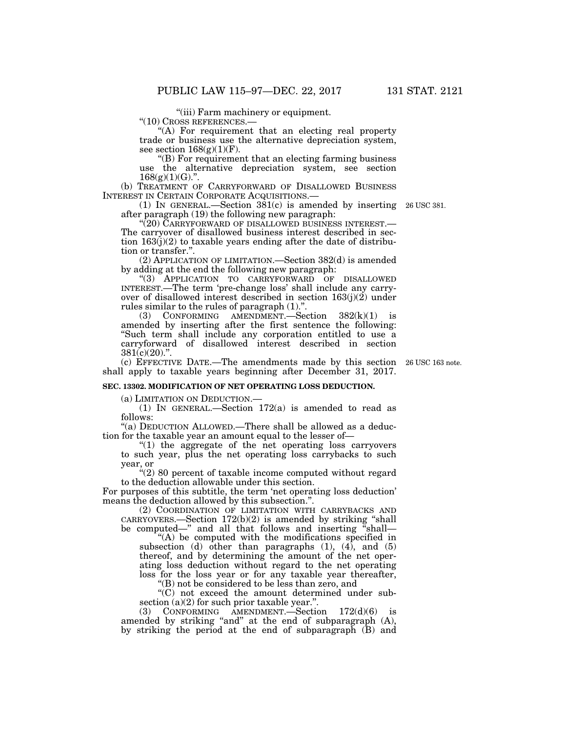"(iii) Farm machinery or equipment.

"(10) CROSS REFERENCES.—

"(A) For requirement that an electing real property trade or business use the alternative depreciation system, see section 168(g)(1)(F).

"(B) For requirement that an electing farming business use the alternative depreciation system, see section 168(g)(1)(G).".

(b) TREATMENT OF CARRYFORWARD OF DISALLOWED BUSINESS INTEREST IN CERTAIN CORPORATE ACQUISITIONS.—

(1) IN GENERAL.—Section 381(c) is amended by inserting after paragraph (19) the following new paragraph: 26 USC 381.

"(20) CARRYFORWARD OF DISALLOWED BUSINESS INTEREST.—The carryover of disallowed business interest described in section 163(j)(2) to taxable years ending after the date of distribution or transfer.".

(2) APPLICATION OF LIMITATION.—Section 382(d) is amended by adding at the end the following new paragraph:

"(3) APPLICATION TO CARRYFORWARD OF DISALLOWED INTEREST.—The term 'pre-change loss' shall include any carryover of disallowed interest described in section 163(j)(2) under rules similar to the rules of paragraph (1).".

(3) CONFORMING AMENDMENT.—Section 382(k)(1) is amended by inserting after the first sentence the following: "Such term shall include any corporation entitled to use a carryforward of disallowed interest described in section 381(c)(20).".

(c) EFFECTIVE DATE.—The amendments made by this section shall apply to taxable years beginning after December 31, 2017. 26 USC 163 note.

**SEC. 13302. MODIFICATION OF NET OPERATING LOSS DEDUCTION.**

(a) LIMITATION ON DEDUCTION.—

(1) IN GENERAL.—Section 172(a) is amended to read as follows:

"(a) DEDUCTION ALLOWED.—There shall be allowed as a deduction for the taxable year an amount equal to the lesser of—

"(1) the aggregate of the net operating loss carryovers to such year, plus the net operating loss carrybacks to such year, or

"(2) 80 percent of taxable income computed without regard to the deduction allowable under this section.

For purposes of this subtitle, the term 'net operating loss deduction' means the deduction allowed by this subsection.".

(2) COORDINATION OF LIMITATION WITH CARRYBACKS AND CARRYOVERS.—Section 172(b)(2) is amended by striking "shall be computed—" and all that follows and inserting "shall—

"(A) be computed with the modifications specified in subsection (d) other than paragraphs (1), (4), and (5) thereof, and by determining the amount of the net operating loss deduction without regard to the net operating loss for the loss year or for any taxable year thereafter,

"(B) not be considered to be less than zero, and

"(C) not exceed the amount determined under subsection (a)(2) for such prior taxable year.".

(3) CONFORMING AMENDMENT.—Section 172(d)(6) is amended by striking "and" at the end of subparagraph (A), by striking the period at the end of subparagraph (B) and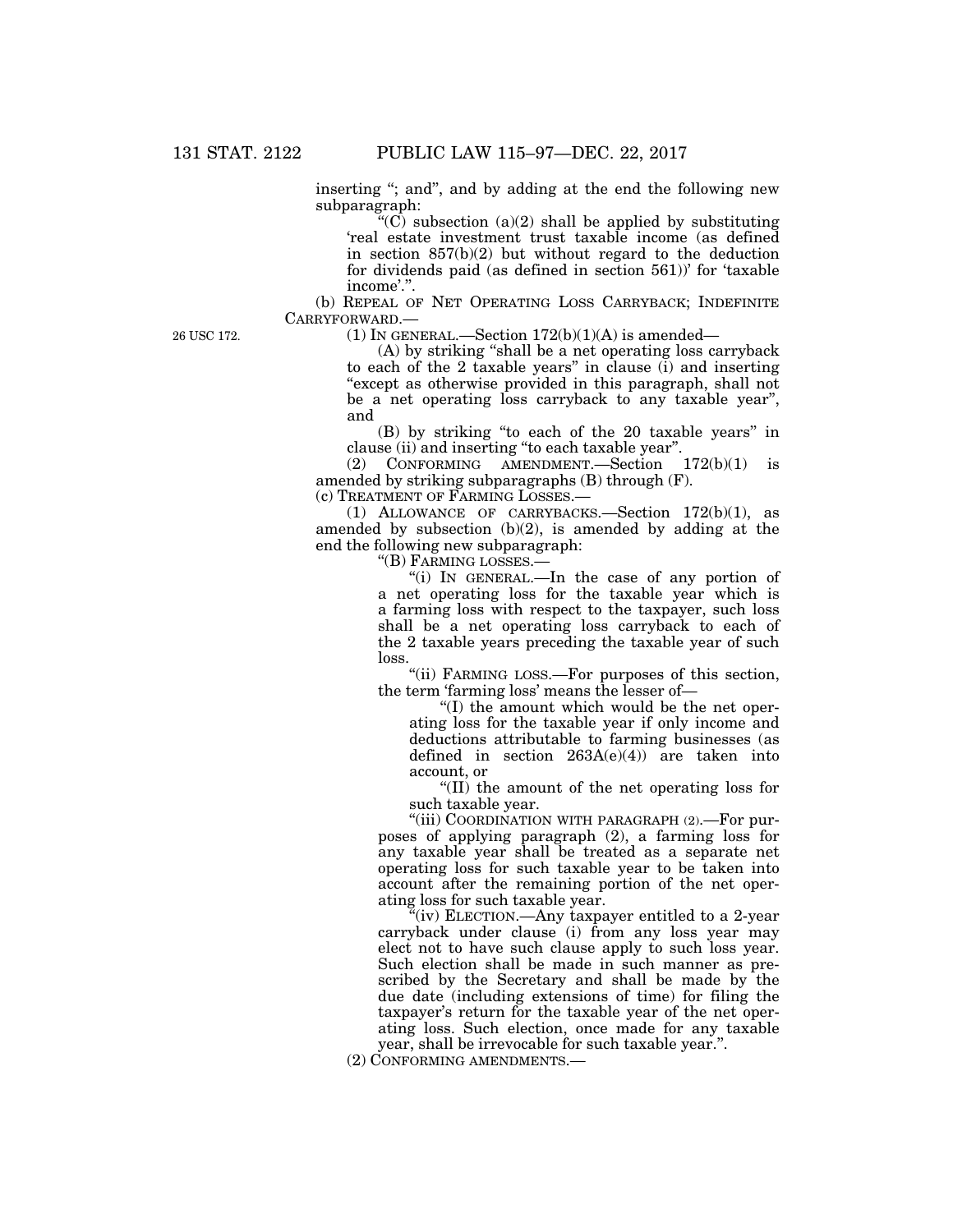inserting "; and", and by adding at the end the following new subparagraph:

"(C) subsection (a)(2) shall be applied by substituting 'real estate investment trust taxable income (as defined in section 857(b)(2) but without regard to the deduction for dividends paid (as defined in section 561))' for 'taxable income'.".

(b) REPEAL OF NET OPERATING LOSS CARRYBACK; INDEFINITE CARRYFORWARD.—

26 USC 172.

(1) IN GENERAL.—Section 172(b)(1)(A) is amended—

(A) by striking "shall be a net operating loss carryback to each of the 2 taxable years" in clause (i) and inserting "except as otherwise provided in this paragraph, shall not be a net operating loss carryback to any taxable year", and

(B) by striking "to each of the 20 taxable years" in clause (ii) and inserting "to each taxable year".

(2) CONFORMING AMENDMENT.—Section 172(b)(1) is amended by striking subparagraphs (B) through (F).

(c) TREATMENT OF FARMING LOSSES.—

(1) ALLOWANCE OF CARRYBACKS.—Section 172(b)(1), as amended by subsection (b)(2), is amended by adding at the end the following new subparagraph:

"(B) FARMING LOSSES.—

"(i) IN GENERAL.—In the case of any portion of a net operating loss for the taxable year which is a farming loss with respect to the taxpayer, such loss shall be a net operating loss carryback to each of the 2 taxable years preceding the taxable year of such loss.

"(ii) FARMING LOSS.—For purposes of this section, the term 'farming loss' means the lesser of—

"(I) the amount which would be the net operating loss for the taxable year if only income and deductions attributable to farming businesses (as defined in section 263A(e)(4)) are taken into account, or

"(II) the amount of the net operating loss for such taxable year.

"(iii) COORDINATION WITH PARAGRAPH (2).—For purposes of applying paragraph (2), a farming loss for any taxable year shall be treated as a separate net operating loss for such taxable year to be taken into account after the remaining portion of the net operating loss for such taxable year.

"(iv) ELECTION.—Any taxpayer entitled to a 2-year carryback under clause (i) from any loss year may elect not to have such clause apply to such loss year. Such election shall be made in such manner as prescribed by the Secretary and shall be made by the due date (including extensions of time) for filing the taxpayer's return for the taxable year of the net operating loss. Such election, once made for any taxable year, shall be irrevocable for such taxable year.".

(2) CONFORMING AMENDMENTS.—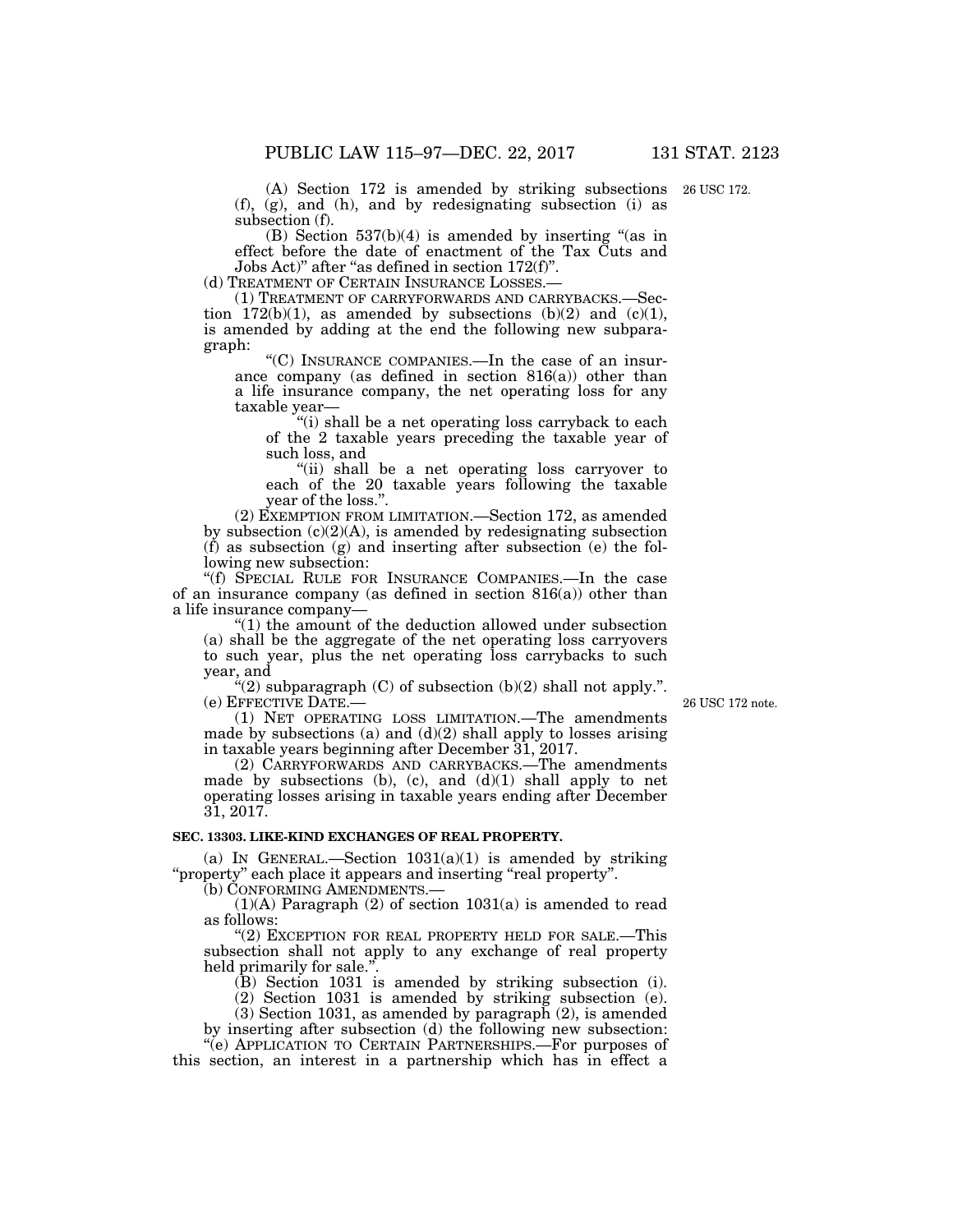(A) Section 172 is amended by striking subsections (f), (g), and (h), and by redesignating subsection (i) as subsection (f).

26 USC 172.

(B) Section 537(b)(4) is amended by inserting "(as in effect before the date of enactment of the Tax Cuts and Jobs Act)" after "as defined in section 172(f)".

(d) TREATMENT OF CERTAIN INSURANCE LOSSES.—

(1) TREATMENT OF CARRYFORWARDS AND CARRYBACKS.—Section 172(b)(1), as amended by subsections (b)(2) and (c)(1), is amended by adding at the end the following new subparagraph:

"(C) INSURANCE COMPANIES.—In the case of an insurance company (as defined in section 816(a)) other than a life insurance company, the net operating loss for any taxable year—

"(i) shall be a net operating loss carryback to each of the 2 taxable years preceding the taxable year of such loss, and

"(ii) shall be a net operating loss carryover to each of the 20 taxable years following the taxable year of the loss.".

(2) EXEMPTION FROM LIMITATION.—Section 172, as amended by subsection (c)(2)(A), is amended by redesignating subsection (f) as subsection (g) and inserting after subsection (e) the following new subsection:

"(f) SPECIAL RULE FOR INSURANCE COMPANIES.—In the case of an insurance company (as defined in section 816(a)) other than a life insurance company—

"(1) the amount of the deduction allowed under subsection (a) shall be the aggregate of the net operating loss carryovers to such year, plus the net operating loss carrybacks to such year, and

"(2) subparagraph (C) of subsection (b)(2) shall not apply.".

(e) EFFECTIVE DATE.—

26 USC 172 note.

(1) NET OPERATING LOSS LIMITATION.—The amendments made by subsections (a) and (d)(2) shall apply to losses arising in taxable years beginning after December 31, 2017.

(2) CARRYFORWARDS AND CARRYBACKS.—The amendments made by subsections (b), (c), and (d)(1) shall apply to net operating losses arising in taxable years ending after December 31, 2017.

**SEC. 13303. LIKE-KIND EXCHANGES OF REAL PROPERTY.**

(a) IN GENERAL.—Section 1031(a)(1) is amended by striking "property" each place it appears and inserting "real property".

(b) CONFORMING AMENDMENTS.—

(1)(A) Paragraph (2) of section 1031(a) is amended to read as follows:

"(2) EXCEPTION FOR REAL PROPERTY HELD FOR SALE.—This subsection shall not apply to any exchange of real property held primarily for sale.".

(B) Section 1031 is amended by striking subsection (i).

(2) Section 1031 is amended by striking subsection (e).

(3) Section 1031, as amended by paragraph (2), is amended by inserting after subsection (d) the following new subsection:

"(e) APPLICATION TO CERTAIN PARTNERSHIPS.—For purposes of this section, an interest in a partnership which has in effect a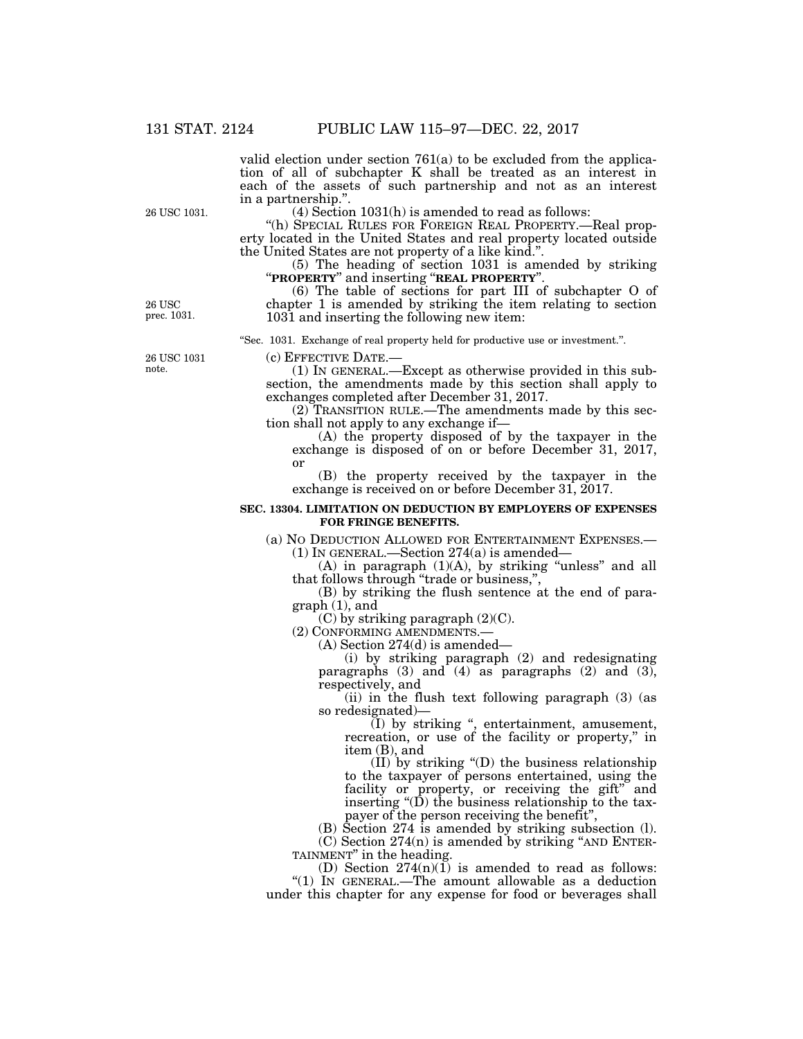valid election under section 761(a) to be excluded from the application of all of subchapter K shall be treated as an interest in each of the assets of such partnership and not as an interest in a partnership.''.

26 USC 1031.

(4) Section 1031(h) is amended to read as follows:

''(h) SPECIAL RULES FOR FOREIGN REAL PROPERTY.—Real property located in the United States and real property located outside the United States are not property of a like kind.''.

(5) The heading of section 1031 is amended by striking ''**PROPERTY**'' and inserting ''**REAL PROPERTY**''.

26 USC prec. 1031.

(6) The table of sections for part III of subchapter O of chapter 1 is amended by striking the item relating to section 1031 and inserting the following new item:

''Sec. 1031. Exchange of real property held for productive use or investment.''.

26 USC 1031 note.

(c) EFFECTIVE DATE.—

(1) IN GENERAL.—Except as otherwise provided in this subsection, the amendments made by this section shall apply to exchanges completed after December 31, 2017.

(2) TRANSITION RULE.—The amendments made by this section shall not apply to any exchange if—

(A) the property disposed of by the taxpayer in the exchange is disposed of on or before December 31, 2017, or

(B) the property received by the taxpayer in the exchange is received on or before December 31, 2017.

**SEC. 13304. LIMITATION ON DEDUCTION BY EMPLOYERS OF EXPENSES FOR FRINGE BENEFITS.**

(a) NO DEDUCTION ALLOWED FOR ENTERTAINMENT EXPENSES.—

(1) IN GENERAL.—Section 274(a) is amended—

(A) in paragraph (1)(A), by striking ''unless'' and all that follows through ''trade or business,'',

(B) by striking the flush sentence at the end of paragraph (1), and

(C) by striking paragraph (2)(C).

(2) CONFORMING AMENDMENTS.—

(A) Section 274(d) is amended—

(i) by striking paragraph (2) and redesignating paragraphs (3) and (4) as paragraphs (2) and (3), respectively, and

(ii) in the flush text following paragraph (3) (as so redesignated)—

(I) by striking '', entertainment, amusement, recreation, or use of the facility or property,'' in item (B), and

(II) by striking ''(D) the business relationship to the taxpayer of persons entertained, using the facility or property, or receiving the gift'' and inserting ''(D) the business relationship to the taxpayer of the person receiving the benefit'',

(B) Section 274 is amended by striking subsection (l).

(C) Section 274(n) is amended by striking ''AND ENTERTAINMENT'' in the heading.

(D) Section 274(n)(1) is amended to read as follows:

''(1) IN GENERAL.—The amount allowable as a deduction under this chapter for any expense for food or beverages shall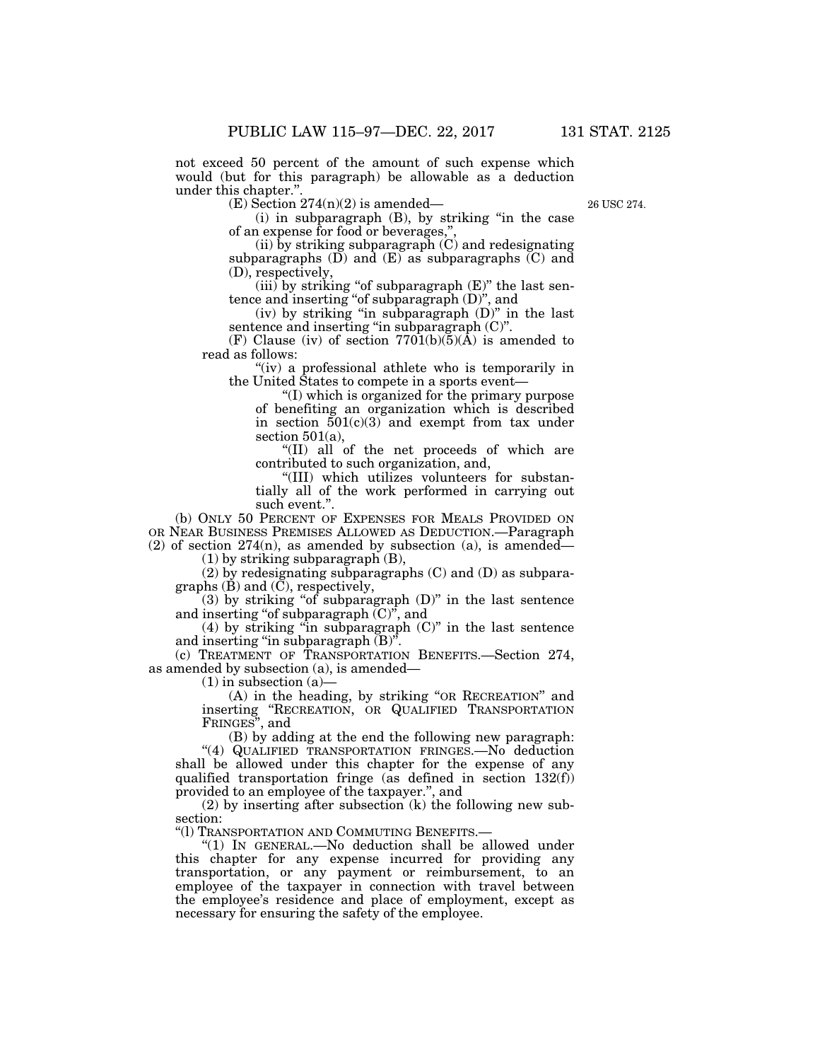not exceed 50 percent of the amount of such expense which would (but for this paragraph) be allowable as a deduction under this chapter.".

(E) Section 274(n)(2) is amended—

26 USC 274.

(i) in subparagraph (B), by striking "in the case of an expense for food or beverages,",

(ii) by striking subparagraph (C) and redesignating subparagraphs (D) and (E) as subparagraphs (C) and (D), respectively,

(iii) by striking "of subparagraph (E)" the last sentence and inserting "of subparagraph (D)", and

(iv) by striking "in subparagraph (D)" in the last sentence and inserting "in subparagraph (C)".

(F) Clause (iv) of section 7701(b)(5)(A) is amended to read as follows:

"(iv) a professional athlete who is temporarily in the United States to compete in a sports event—

"(I) which is organized for the primary purpose of benefiting an organization which is described in section 501(c)(3) and exempt from tax under section 501(a),

"(II) all of the net proceeds of which are contributed to such organization, and,

"(III) which utilizes volunteers for substantially all of the work performed in carrying out such event.".

(b) ONLY 50 PERCENT OF EXPENSES FOR MEALS PROVIDED ON OR NEAR BUSINESS PREMISES ALLOWED AS DEDUCTION.—Paragraph (2) of section 274(n), as amended by subsection (a), is amended—

(1) by striking subparagraph (B),

(2) by redesignating subparagraphs (C) and (D) as subparagraphs (B) and (C), respectively,

(3) by striking "of subparagraph (D)" in the last sentence and inserting "of subparagraph (C)", and

(4) by striking "in subparagraph (C)" in the last sentence and inserting "in subparagraph (B)".

(c) TREATMENT OF TRANSPORTATION BENEFITS.—Section 274, as amended by subsection (a), is amended—

(1) in subsection (a)—

(A) in the heading, by striking "OR RECREATION" and inserting "RECREATION, OR QUALIFIED TRANSPORTATION FRINGES", and

(B) by adding at the end the following new paragraph:

"(4) QUALIFIED TRANSPORTATION FRINGES.—No deduction shall be allowed under this chapter for the expense of any qualified transportation fringe (as defined in section 132(f)) provided to an employee of the taxpayer.", and

(2) by inserting after subsection (k) the following new subsection:

"(l) TRANSPORTATION AND COMMUTING BENEFITS.—

"(1) IN GENERAL.—No deduction shall be allowed under this chapter for any expense incurred for providing any transportation, or any payment or reimbursement, to an employee of the taxpayer in connection with travel between the employee's residence and place of employment, except as necessary for ensuring the safety of the employee.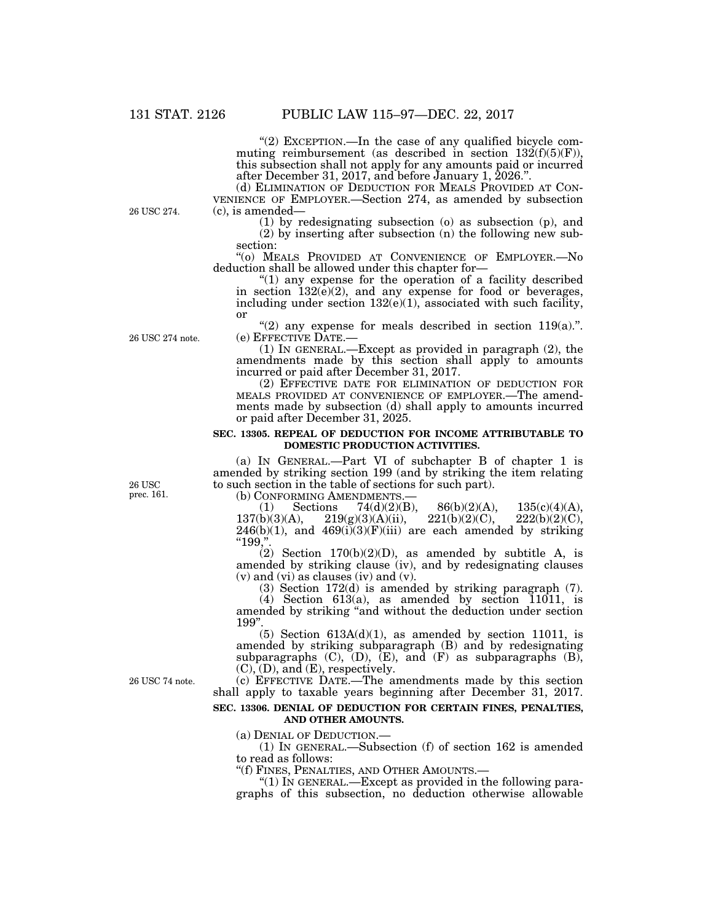"(2) EXCEPTION.—In the case of any qualified bicycle commuting reimbursement (as described in section 132(f)(5)(F)), this subsection shall not apply for any amounts paid or incurred after December 31, 2017, and before January 1, 2026.".

(d) ELIMINATION OF DEDUCTION FOR MEALS PROVIDED AT CONVENIENCE OF EMPLOYER.—Section 274, as amended by subsection (c), is amended—

26 USC 274.

(1) by redesignating subsection (o) as subsection (p), and

(2) by inserting after subsection (n) the following new subsection:

"(o) MEALS PROVIDED AT CONVENIENCE OF EMPLOYER.—No deduction shall be allowed under this chapter for—

"(1) any expense for the operation of a facility described in section 132(e)(2), and any expense for food or beverages, including under section 132(e)(1), associated with such facility, or

"(2) any expense for meals described in section 119(a).".

26 USC 274 note.

(e) EFFECTIVE DATE.—

(1) IN GENERAL.—Except as provided in paragraph (2), the amendments made by this section shall apply to amounts incurred or paid after December 31, 2017.

(2) EFFECTIVE DATE FOR ELIMINATION OF DEDUCTION FOR MEALS PROVIDED AT CONVENIENCE OF EMPLOYER.—The amendments made by subsection (d) shall apply to amounts incurred or paid after December 31, 2025.

**SEC. 13305. REPEAL OF DEDUCTION FOR INCOME ATTRIBUTABLE TO DOMESTIC PRODUCTION ACTIVITIES.**

(a) IN GENERAL.—Part VI of subchapter B of chapter 1 is amended by striking section 199 (and by striking the item relating to such section in the table of sections for such part).

26 USC prec. 161.

(b) CONFORMING AMENDMENTS.—

(1) Sections 74(d)(2)(B), 86(b)(2)(A), 135(c)(4)(A), 137(b)(3)(A), 219(g)(3)(A)(ii), 221(b)(2)(C), 222(b)(2)(C), 246(b)(1), and 469(i)(3)(F)(iii) are each amended by striking "199,".

(2) Section 170(b)(2)(D), as amended by subtitle A, is amended by striking clause (iv), and by redesignating clauses (v) and (vi) as clauses (iv) and (v).

(3) Section 172(d) is amended by striking paragraph (7).

(4) Section 613(a), as amended by section 11011, is amended by striking "and without the deduction under section 199".

(5) Section 613A(d)(1), as amended by section 11011, is amended by striking subparagraph (B) and by redesignating subparagraphs (C), (D), (E), and (F) as subparagraphs (B), (C), (D), and (E), respectively.

26 USC 74 note.

(c) EFFECTIVE DATE.—The amendments made by this section shall apply to taxable years beginning after December 31, 2017.

**SEC. 13306. DENIAL OF DEDUCTION FOR CERTAIN FINES, PENALTIES, AND OTHER AMOUNTS.**

(a) DENIAL OF DEDUCTION.—

(1) IN GENERAL.—Subsection (f) of section 162 is amended to read as follows:

"(f) FINES, PENALTIES, AND OTHER AMOUNTS.—

"(1) IN GENERAL.—Except as provided in the following paragraphs of this subsection, no deduction otherwise allowable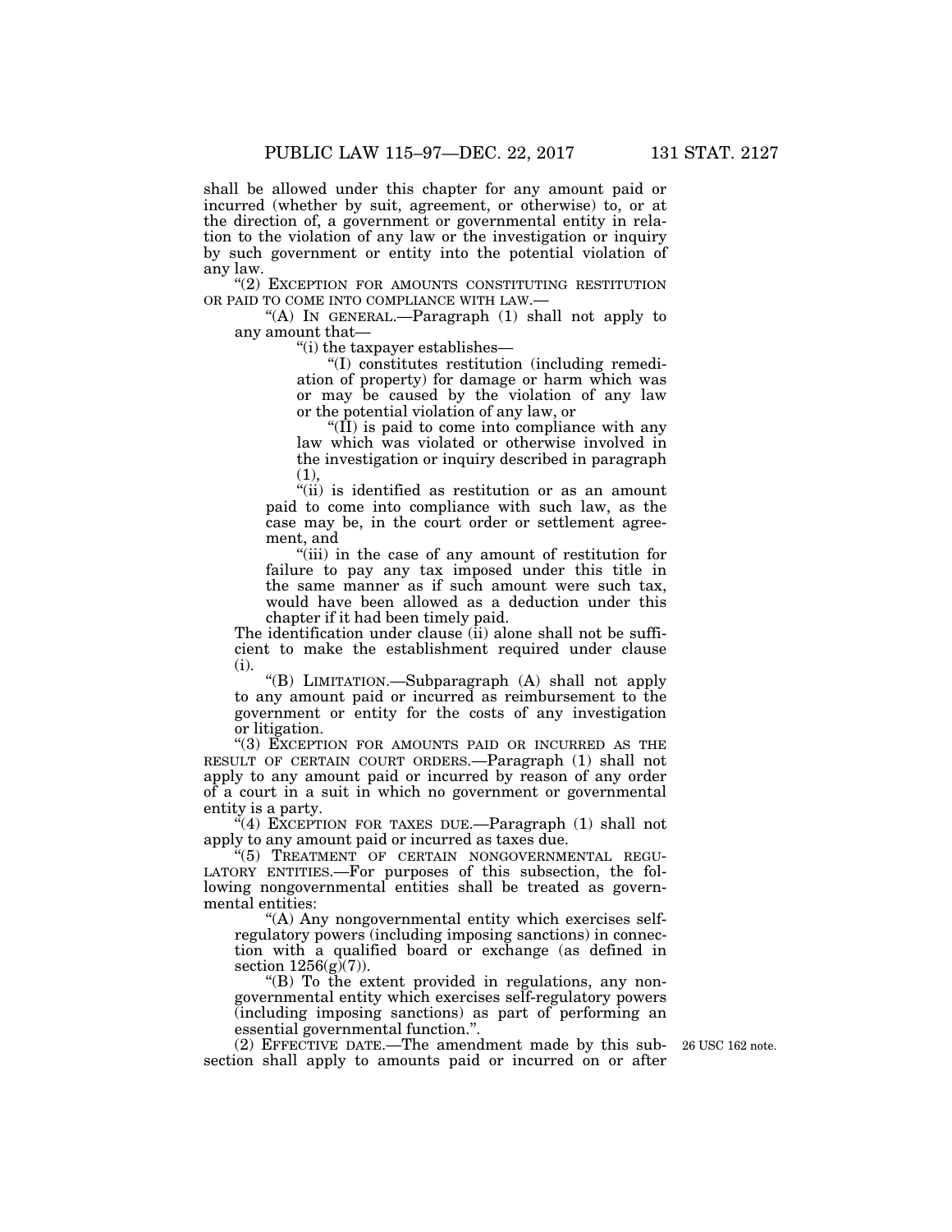shall be allowed under this chapter for any amount paid or incurred (whether by suit, agreement, or otherwise) to, or at the direction of, a government or governmental entity in relation to the violation of any law or the investigation or inquiry by such government or entity into the potential violation of any law.

"(2) EXCEPTION FOR AMOUNTS CONSTITUTING RESTITUTION OR PAID TO COME INTO COMPLIANCE WITH LAW.—

"(A) IN GENERAL.—Paragraph (1) shall not apply to any amount that—

"(i) the taxpayer establishes—

"(I) constitutes restitution (including remediation of property) for damage or harm which was or may be caused by the violation of any law or the potential violation of any law, or

"(II) is paid to come into compliance with any law which was violated or otherwise involved in the investigation or inquiry described in paragraph (1),

"(ii) is identified as restitution or as an amount paid to come into compliance with such law, as the case may be, in the court order or settlement agreement, and

"(iii) in the case of any amount of restitution for failure to pay any tax imposed under this title in the same manner as if such amount were such tax, would have been allowed as a deduction under this chapter if it had been timely paid.

The identification under clause (ii) alone shall not be sufficient to make the establishment required under clause (i).

"(B) LIMITATION.—Subparagraph (A) shall not apply to any amount paid or incurred as reimbursement to the government or entity for the costs of any investigation or litigation.

"(3) EXCEPTION FOR AMOUNTS PAID OR INCURRED AS THE RESULT OF CERTAIN COURT ORDERS.—Paragraph (1) shall not apply to any amount paid or incurred by reason of any order of a court in a suit in which no government or governmental entity is a party.

"(4) EXCEPTION FOR TAXES DUE.—Paragraph (1) shall not apply to any amount paid or incurred as taxes due.

"(5) TREATMENT OF CERTAIN NONGOVERNMENTAL REGULATORY ENTITIES.—For purposes of this subsection, the following nongovernmental entities shall be treated as governmental entities:

"(A) Any nongovernmental entity which exercises self-regulatory powers (including imposing sanctions) in connection with a qualified board or exchange (as defined in section 1256(g)(7)).

"(B) To the extent provided in regulations, any nongovernmental entity which exercises self-regulatory powers (including imposing sanctions) as part of performing an essential governmental function.".

(2) EFFECTIVE DATE.—The amendment made by this subsection shall apply to amounts paid or incurred on or after

26 USC 162 note.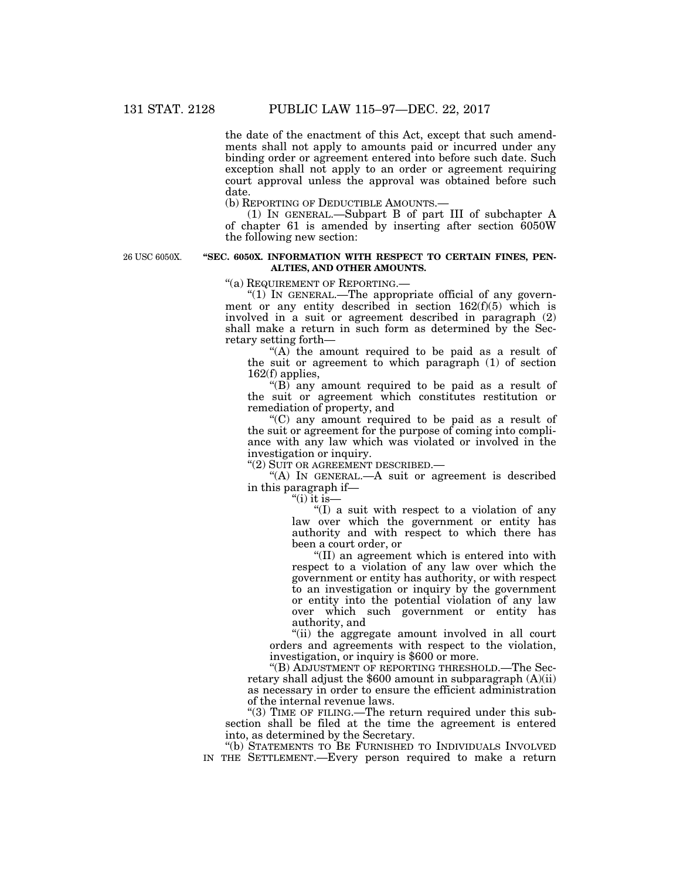the date of the enactment of this Act, except that such amendments shall not apply to amounts paid or incurred under any binding order or agreement entered into before such date. Such exception shall not apply to an order or agreement requiring court approval unless the approval was obtained before such date.

(b) REPORTING OF DEDUCTIBLE AMOUNTS.—

(1) IN GENERAL.—Subpart B of part III of subchapter A of chapter 61 is amended by inserting after section 6050W the following new section:

26 USC 6050X.

**"SEC. 6050X. INFORMATION WITH RESPECT TO CERTAIN FINES, PENALTIES, AND OTHER AMOUNTS.**

"(a) REQUIREMENT OF REPORTING.—

"(1) IN GENERAL.—The appropriate official of any government or any entity described in section 162(f)(5) which is involved in a suit or agreement described in paragraph (2) shall make a return in such form as determined by the Secretary setting forth—

"(A) the amount required to be paid as a result of the suit or agreement to which paragraph (1) of section 162(f) applies,

"(B) any amount required to be paid as a result of the suit or agreement which constitutes restitution or remediation of property, and

"(C) any amount required to be paid as a result of the suit or agreement for the purpose of coming into compliance with any law which was violated or involved in the investigation or inquiry.

"(2) SUIT OR AGREEMENT DESCRIBED.—

"(A) IN GENERAL.—A suit or agreement is described in this paragraph if—

"(i) it is—

"(I) a suit with respect to a violation of any law over which the government or entity has authority and with respect to which there has been a court order, or

"(II) an agreement which is entered into with respect to a violation of any law over which the government or entity has authority, or with respect to an investigation or inquiry by the government or entity into the potential violation of any law over which such government or entity has authority, and

"(ii) the aggregate amount involved in all court orders and agreements with respect to the violation, investigation, or inquiry is $600 or more.

"(B) ADJUSTMENT OF REPORTING THRESHOLD.—The Secretary shall adjust the $600 amount in subparagraph (A)(ii) as necessary in order to ensure the efficient administration of the internal revenue laws.

"(3) TIME OF FILING.—The return required under this subsection shall be filed at the time the agreement is entered into, as determined by the Secretary.

"(b) STATEMENTS TO BE FURNISHED TO INDIVIDUALS INVOLVED IN THE SETTLEMENT.—Every person required to make a return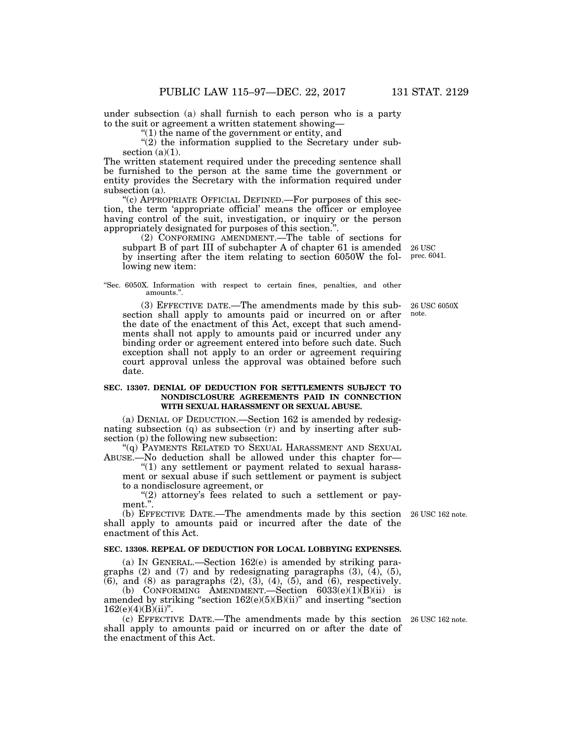under subsection (a) shall furnish to each person who is a party to the suit or agreement a written statement showing—

"(1) the name of the government or entity, and

"(2) the information supplied to the Secretary under subsection (a)(1).

The written statement required under the preceding sentence shall be furnished to the person at the same time the government or entity provides the Secretary with the information required under subsection (a).

"(c) APPROPRIATE OFFICIAL DEFINED.—For purposes of this section, the term 'appropriate official' means the officer or employee having control of the suit, investigation, or inquiry or the person appropriately designated for purposes of this section.".

(2) CONFORMING AMENDMENT.—The table of sections for subpart B of part III of subchapter A of chapter 61 is amended by inserting after the item relating to section 6050W the following new item:

26 USC prec. 6041.

"Sec. 6050X. Information with respect to certain fines, penalties, and other amounts.".

(3) EFFECTIVE DATE.—The amendments made by this subsection shall apply to amounts paid or incurred on or after the date of the enactment of this Act, except that such amendments shall not apply to amounts paid or incurred under any binding order or agreement entered into before such date. Such exception shall not apply to an order or agreement requiring court approval unless the approval was obtained before such date.

26 USC 6050X note.

### SEC. 13307. DENIAL OF DEDUCTION FOR SETTLEMENTS SUBJECT TO NONDISCLOSURE AGREEMENTS PAID IN CONNECTION WITH SEXUAL HARASSMENT OR SEXUAL ABUSE.

(a) DENIAL OF DEDUCTION.—Section 162 is amended by redesignating subsection (q) as subsection (r) and by inserting after subsection (p) the following new subsection:

"(q) PAYMENTS RELATED TO SEXUAL HARASSMENT AND SEXUAL ABUSE.—No deduction shall be allowed under this chapter for—

"(1) any settlement or payment related to sexual harassment or sexual abuse if such settlement or payment is subject to a nondisclosure agreement, or

"(2) attorney's fees related to such a settlement or payment.".

(b) EFFECTIVE DATE.—The amendments made by this section shall apply to amounts paid or incurred after the date of the enactment of this Act.

26 USC 162 note.

### SEC. 13308. REPEAL OF DEDUCTION FOR LOCAL LOBBYING EXPENSES.

(a) IN GENERAL.—Section 162(e) is amended by striking paragraphs (2) and (7) and by redesignating paragraphs (3), (4), (5), (6), and (8) as paragraphs (2), (3), (4), (5), and (6), respectively.

(b) CONFORMING AMENDMENT.—Section 6033(e)(1)(B)(ii) is amended by striking "section 162(e)(5)(B)(ii)" and inserting "section 162(e)(4)(B)(ii)".

(c) EFFECTIVE DATE.—The amendments made by this section shall apply to amounts paid or incurred on or after the date of the enactment of this Act.

26 USC 162 note.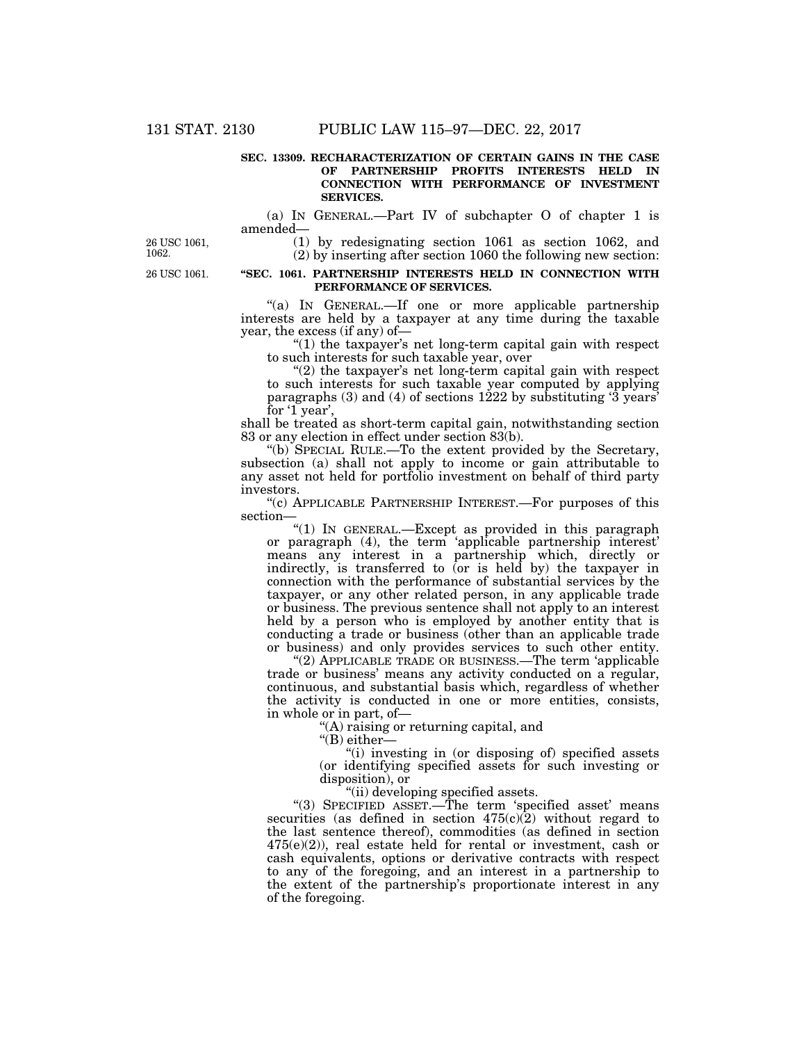**SEC. 13309. RECHARACTERIZATION OF CERTAIN GAINS IN THE CASE OF PARTNERSHIP PROFITS INTERESTS HELD IN CONNECTION WITH PERFORMANCE OF INVESTMENT SERVICES.**

(a) IN GENERAL.—Part IV of subchapter O of chapter 1 is amended—

26 USC 1061, 1062.

(1) by redesignating section 1061 as section 1062, and

(2) by inserting after section 1060 the following new section:

26 USC 1061.

**"SEC. 1061. PARTNERSHIP INTERESTS HELD IN CONNECTION WITH PERFORMANCE OF SERVICES.**

"(a) IN GENERAL.—If one or more applicable partnership interests are held by a taxpayer at any time during the taxable year, the excess (if any) of—

"(1) the taxpayer's net long-term capital gain with respect to such interests for such taxable year, over

"(2) the taxpayer's net long-term capital gain with respect to such interests for such taxable year computed by applying paragraphs (3) and (4) of sections 1222 by substituting '3 years' for '1 year',

shall be treated as short-term capital gain, notwithstanding section 83 or any election in effect under section 83(b).

"(b) SPECIAL RULE.—To the extent provided by the Secretary, subsection (a) shall not apply to income or gain attributable to any asset not held for portfolio investment on behalf of third party investors.

"(c) APPLICABLE PARTNERSHIP INTEREST.—For purposes of this section—

"(1) IN GENERAL.—Except as provided in this paragraph or paragraph (4), the term 'applicable partnership interest' means any interest in a partnership which, directly or indirectly, is transferred to (or is held by) the taxpayer in connection with the performance of substantial services by the taxpayer, or any other related person, in any applicable trade or business. The previous sentence shall not apply to an interest held by a person who is employed by another entity that is conducting a trade or business (other than an applicable trade or business) and only provides services to such other entity.

"(2) APPLICABLE TRADE OR BUSINESS.—The term 'applicable trade or business' means any activity conducted on a regular, continuous, and substantial basis which, regardless of whether the activity is conducted in one or more entities, consists, in whole or in part, of—

"(A) raising or returning capital, and

"(B) either—

"(i) investing in (or disposing of) specified assets (or identifying specified assets for such investing or disposition), or

"(ii) developing specified assets.

"(3) SPECIFIED ASSET.—The term 'specified asset' means securities (as defined in section 475(c)(2) without regard to the last sentence thereof), commodities (as defined in section 475(e)(2)), real estate held for rental or investment, cash or cash equivalents, options or derivative contracts with respect to any of the foregoing, and an interest in a partnership to the extent of the partnership's proportionate interest in any of the foregoing.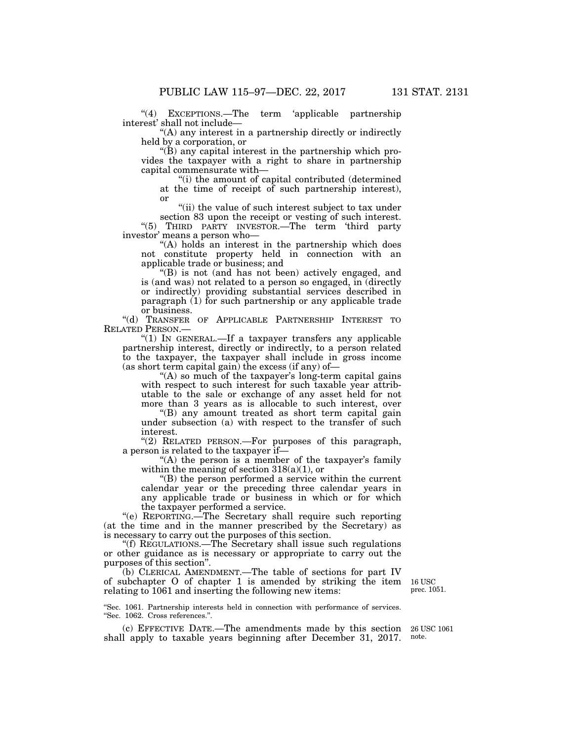"(4) EXCEPTIONS.—The term 'applicable partnership interest' shall not include—

"(A) any interest in a partnership directly or indirectly held by a corporation, or

"(B) any capital interest in the partnership which provides the taxpayer with a right to share in partnership capital commensurate with—

"(i) the amount of capital contributed (determined at the time of receipt of such partnership interest), or

"(ii) the value of such interest subject to tax under section 83 upon the receipt or vesting of such interest.

"(5) THIRD PARTY INVESTOR.—The term 'third party investor' means a person who—

"(A) holds an interest in the partnership which does not constitute property held in connection with an applicable trade or business; and

"(B) is not (and has not been) actively engaged, and is (and was) not related to a person so engaged, in (directly or indirectly) providing substantial services described in paragraph (1) for such partnership or any applicable trade or business.

"(d) TRANSFER OF APPLICABLE PARTNERSHIP INTEREST TO RELATED PERSON.—

"(1) IN GENERAL.—If a taxpayer transfers any applicable partnership interest, directly or indirectly, to a person related to the taxpayer, the taxpayer shall include in gross income (as short term capital gain) the excess (if any) of—

"(A) so much of the taxpayer's long-term capital gains with respect to such interest for such taxable year attributable to the sale or exchange of any asset held for not more than 3 years as is allocable to such interest, over

"(B) any amount treated as short term capital gain under subsection (a) with respect to the transfer of such interest.

"(2) RELATED PERSON.—For purposes of this paragraph, a person is related to the taxpayer if—

"(A) the person is a member of the taxpayer's family within the meaning of section 318(a)(1), or

"(B) the person performed a service within the current calendar year or the preceding three calendar years in any applicable trade or business in which or for which the taxpayer performed a service.

"(e) REPORTING.—The Secretary shall require such reporting (at the time and in the manner prescribed by the Secretary) as is necessary to carry out the purposes of this section.

"(f) REGULATIONS.—The Secretary shall issue such regulations or other guidance as is necessary or appropriate to carry out the purposes of this section".

(b) CLERICAL AMENDMENT.—The table of sections for part IV of subchapter O of chapter 1 is amended by striking the item relating to 1061 and inserting the following new items:

16 USC prec. 1051.

"Sec. 1061. Partnership interests held in connection with performance of services.
"Sec. 1062. Cross references.".

(c) EFFECTIVE DATE.—The amendments made by this section shall apply to taxable years beginning after December 31, 2017.

26 USC 1061 note.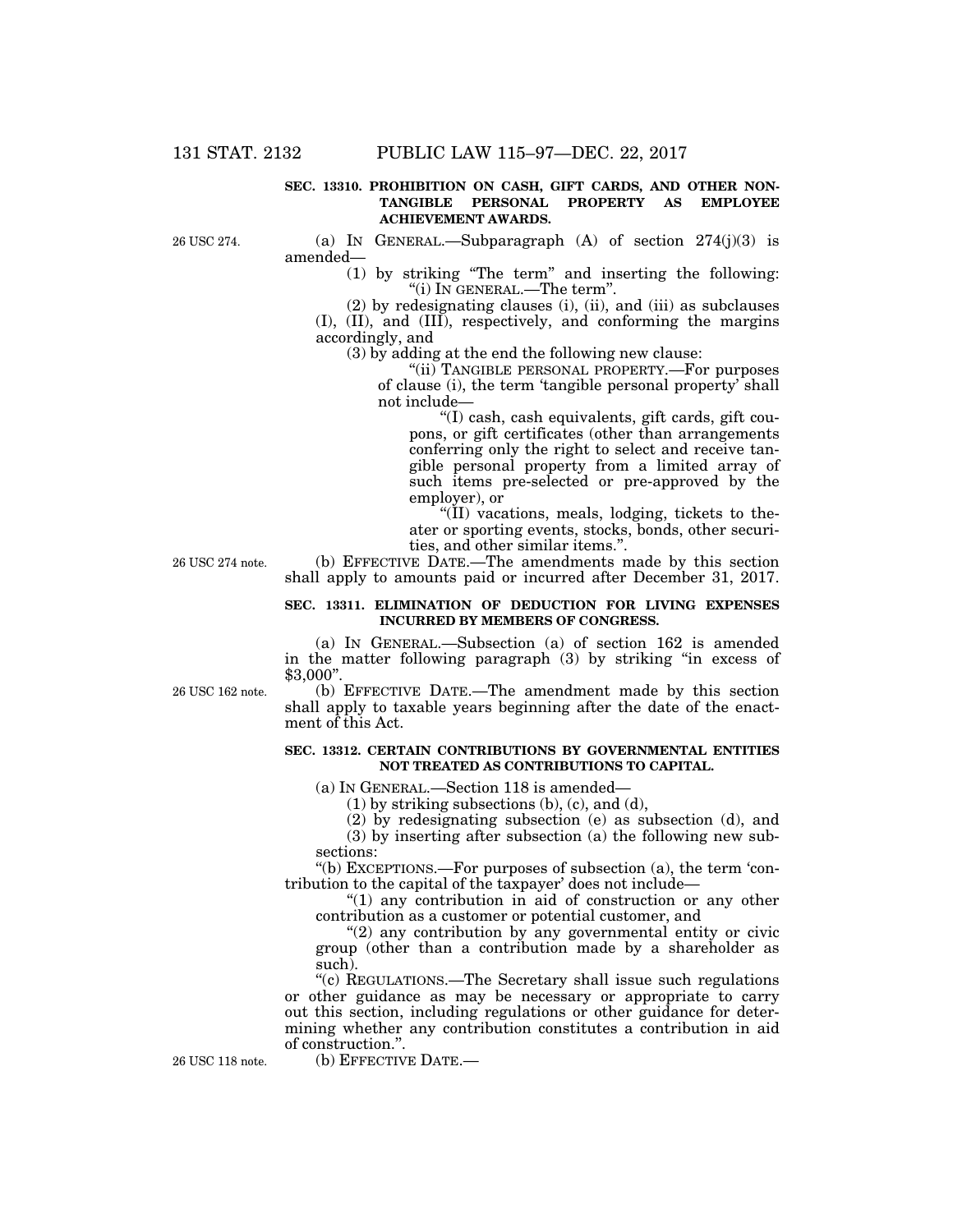**SEC. 13310. PROHIBITION ON CASH, GIFT CARDS, AND OTHER NON-TANGIBLE PERSONAL PROPERTY AS EMPLOYEE ACHIEVEMENT AWARDS.**

26 USC 274.

(a) IN GENERAL.—Subparagraph (A) of section 274(j)(3) is amended—

(1) by striking "The term" and inserting the following: "(i) IN GENERAL.—The term".

(2) by redesignating clauses (i), (ii), and (iii) as subclauses (I), (II), and (III), respectively, and conforming the margins accordingly, and

(3) by adding at the end the following new clause:

"(ii) TANGIBLE PERSONAL PROPERTY.—For purposes of clause (i), the term 'tangible personal property' shall not include—

"(I) cash, cash equivalents, gift cards, gift coupons, or gift certificates (other than arrangements conferring only the right to select and receive tangible personal property from a limited array of such items pre-selected or pre-approved by the employer), or

"(II) vacations, meals, lodging, tickets to theater or sporting events, stocks, bonds, other securities, and other similar items.".

26 USC 274 note.

(b) EFFECTIVE DATE.—The amendments made by this section shall apply to amounts paid or incurred after December 31, 2017.

**SEC. 13311. ELIMINATION OF DEDUCTION FOR LIVING EXPENSES INCURRED BY MEMBERS OF CONGRESS.**

(a) IN GENERAL.—Subsection (a) of section 162 is amended in the matter following paragraph (3) by striking "in excess of $3,000".

26 USC 162 note.

(b) EFFECTIVE DATE.—The amendment made by this section shall apply to taxable years beginning after the date of the enactment of this Act.

**SEC. 13312. CERTAIN CONTRIBUTIONS BY GOVERNMENTAL ENTITIES NOT TREATED AS CONTRIBUTIONS TO CAPITAL.**

(a) IN GENERAL.—Section 118 is amended—

(1) by striking subsections (b), (c), and (d),

(2) by redesignating subsection (e) as subsection (d), and

(3) by inserting after subsection (a) the following new subsections:

"(b) EXCEPTIONS.—For purposes of subsection (a), the term 'contribution to the capital of the taxpayer' does not include—

"(1) any contribution in aid of construction or any other contribution as a customer or potential customer, and

"(2) any contribution by any governmental entity or civic group (other than a contribution made by a shareholder as such).

"(c) REGULATIONS.—The Secretary shall issue such regulations or other guidance as may be necessary or appropriate to carry out this section, including regulations or other guidance for determining whether any contribution constitutes a contribution in aid of construction.".

26 USC 118 note.

(b) EFFECTIVE DATE.—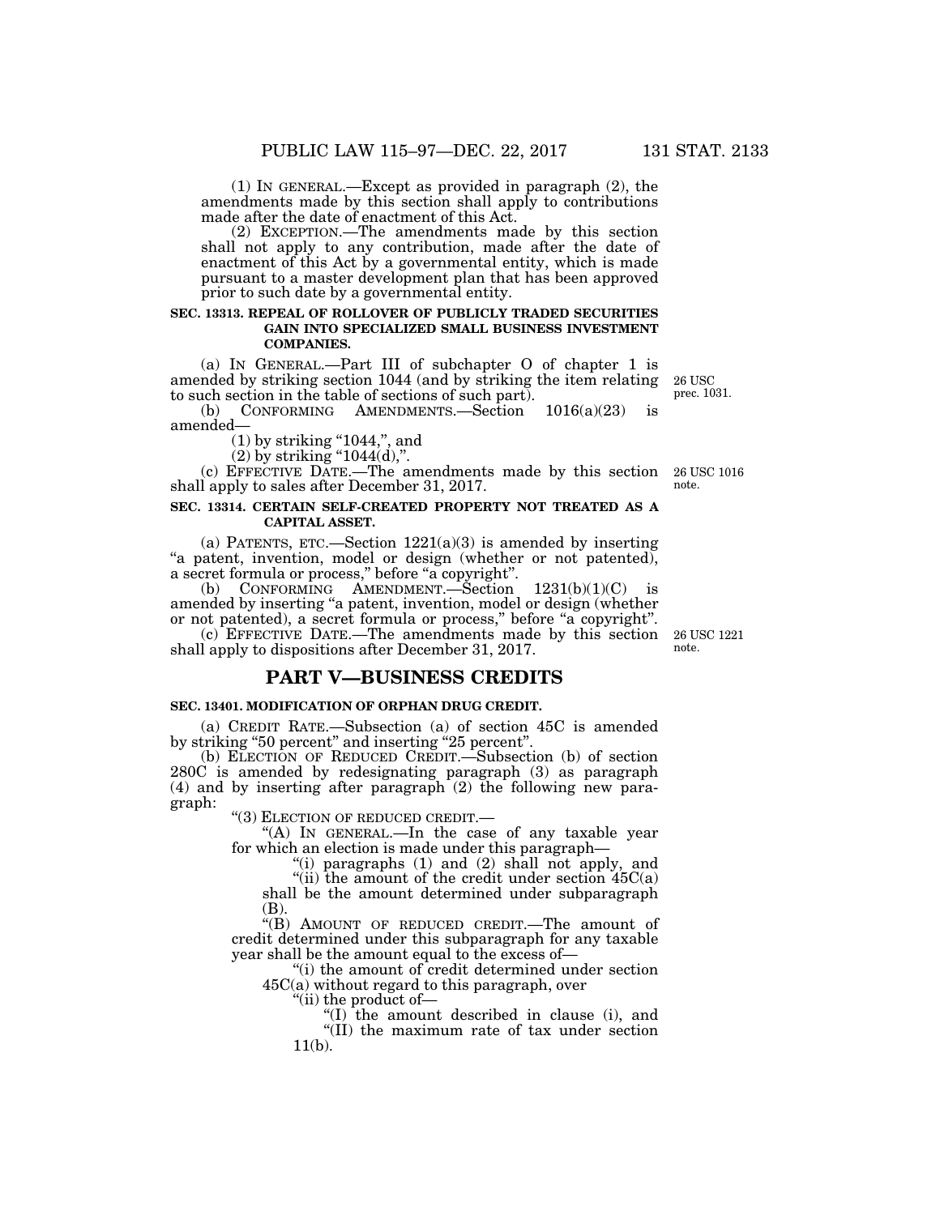(1) IN GENERAL.—Except as provided in paragraph (2), the amendments made by this section shall apply to contributions made after the date of enactment of this Act.

(2) EXCEPTION.—The amendments made by this section shall not apply to any contribution, made after the date of enactment of this Act by a governmental entity, which is made pursuant to a master development plan that has been approved prior to such date by a governmental entity.

**SEC. 13313. REPEAL OF ROLLOVER OF PUBLICLY TRADED SECURITIES GAIN INTO SPECIALIZED SMALL BUSINESS INVESTMENT COMPANIES.**

(a) IN GENERAL.—Part III of subchapter O of chapter 1 is amended by striking section 1044 (and by striking the item relating to such section in the table of sections of such part).

26 USC prec. 1031.

(b) CONFORMING AMENDMENTS.—Section 1016(a)(23) is amended—

(1) by striking "1044,", and

(2) by striking "1044(d),".

(c) EFFECTIVE DATE.—The amendments made by this section shall apply to sales after December 31, 2017.

26 USC 1016 note.

**SEC. 13314. CERTAIN SELF-CREATED PROPERTY NOT TREATED AS A CAPITAL ASSET.**

(a) PATENTS, ETC.—Section 1221(a)(3) is amended by inserting "a patent, invention, model or design (whether or not patented), a secret formula or process," before "a copyright".

(b) CONFORMING AMENDMENT.—Section 1231(b)(1)(C) is amended by inserting "a patent, invention, model or design (whether or not patented), a secret formula or process," before "a copyright".

(c) EFFECTIVE DATE.—The amendments made by this section shall apply to dispositions after December 31, 2017.

26 USC 1221 note.

## PART V—BUSINESS CREDITS

**SEC. 13401. MODIFICATION OF ORPHAN DRUG CREDIT.**

(a) CREDIT RATE.—Subsection (a) of section 45C is amended by striking "50 percent" and inserting "25 percent".

(b) ELECTION OF REDUCED CREDIT.—Subsection (b) of section 280C is amended by redesignating paragraph (3) as paragraph (4) and by inserting after paragraph (2) the following new paragraph:

"(3) ELECTION OF REDUCED CREDIT.—

"(A) IN GENERAL.—In the case of any taxable year for which an election is made under this paragraph—

"(i) paragraphs (1) and (2) shall not apply, and

"(ii) the amount of the credit under section 45C(a) shall be the amount determined under subparagraph (B).

"(B) AMOUNT OF REDUCED CREDIT.—The amount of credit determined under this subparagraph for any taxable year shall be the amount equal to the excess of—

"(i) the amount of credit determined under section 45C(a) without regard to this paragraph, over

"(ii) the product of—

"(I) the amount described in clause (i), and

"(II) the maximum rate of tax under section 11(b).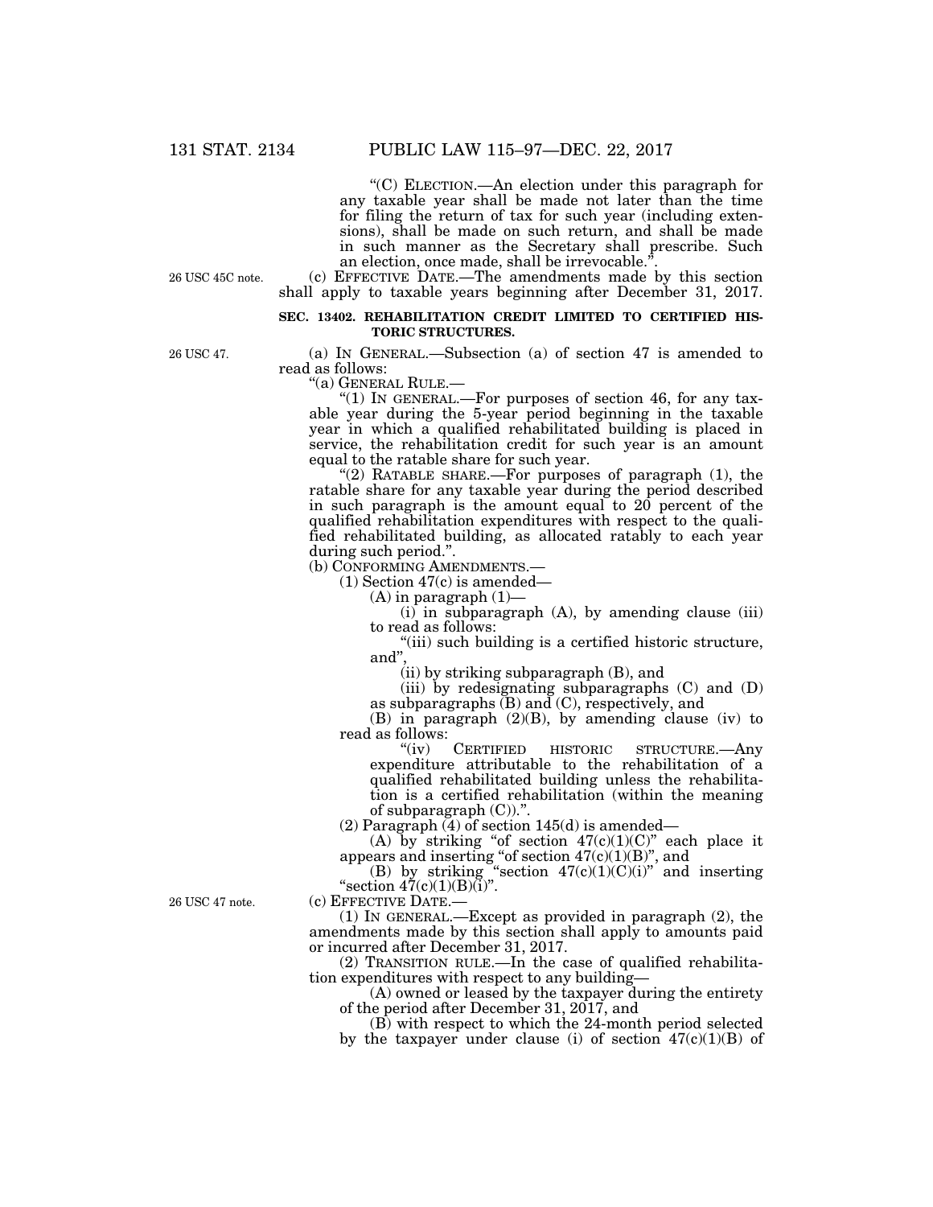"(C) ELECTION.—An election under this paragraph for any taxable year shall be made not later than the time for filing the return of tax for such year (including extensions), shall be made on such return, and shall be made in such manner as the Secretary shall prescribe. Such an election, once made, shall be irrevocable.".

26 USC 45C note.

(c) EFFECTIVE DATE.—The amendments made by this section shall apply to taxable years beginning after December 31, 2017.

**SEC. 13402. REHABILITATION CREDIT LIMITED TO CERTIFIED HISTORIC STRUCTURES.**

26 USC 47.

(a) IN GENERAL.—Subsection (a) of section 47 is amended to read as follows:

"(a) GENERAL RULE.—

"(1) IN GENERAL.—For purposes of section 46, for any taxable year during the 5-year period beginning in the taxable year in which a qualified rehabilitated building is placed in service, the rehabilitation credit for such year is an amount equal to the ratable share for such year.

"(2) RATABLE SHARE.—For purposes of paragraph (1), the ratable share for any taxable year during the period described in such paragraph is the amount equal to 20 percent of the qualified rehabilitation expenditures with respect to the qualified rehabilitated building, as allocated ratably to each year during such period.".

(b) CONFORMING AMENDMENTS.—

(1) Section 47(c) is amended—

(A) in paragraph (1)—

(i) in subparagraph (A), by amending clause (iii) to read as follows:

"(iii) such building is a certified historic structure, and",

(ii) by striking subparagraph (B), and

(iii) by redesignating subparagraphs (C) and (D) as subparagraphs (B) and (C), respectively, and

(B) in paragraph (2)(B), by amending clause (iv) to read as follows:

"(iv) CERTIFIED HISTORIC STRUCTURE.—Any expenditure attributable to the rehabilitation of a qualified rehabilitated building unless the rehabilitation is a certified rehabilitation (within the meaning of subparagraph (C)).".

(2) Paragraph (4) of section 145(d) is amended—

(A) by striking "of section 47(c)(1)(C)" each place it appears and inserting "of section 47(c)(1)(B)", and

(B) by striking "section 47(c)(1)(C)(i)" and inserting "section 47(c)(1)(B)(i)".

26 USC 47 note.

(c) EFFECTIVE DATE.—

(1) IN GENERAL.—Except as provided in paragraph (2), the amendments made by this section shall apply to amounts paid or incurred after December 31, 2017.

(2) TRANSITION RULE.—In the case of qualified rehabilitation expenditures with respect to any building—

(A) owned or leased by the taxpayer during the entirety of the period after December 31, 2017, and

(B) with respect to which the 24-month period selected by the taxpayer under clause (i) of section 47(c)(1)(B) of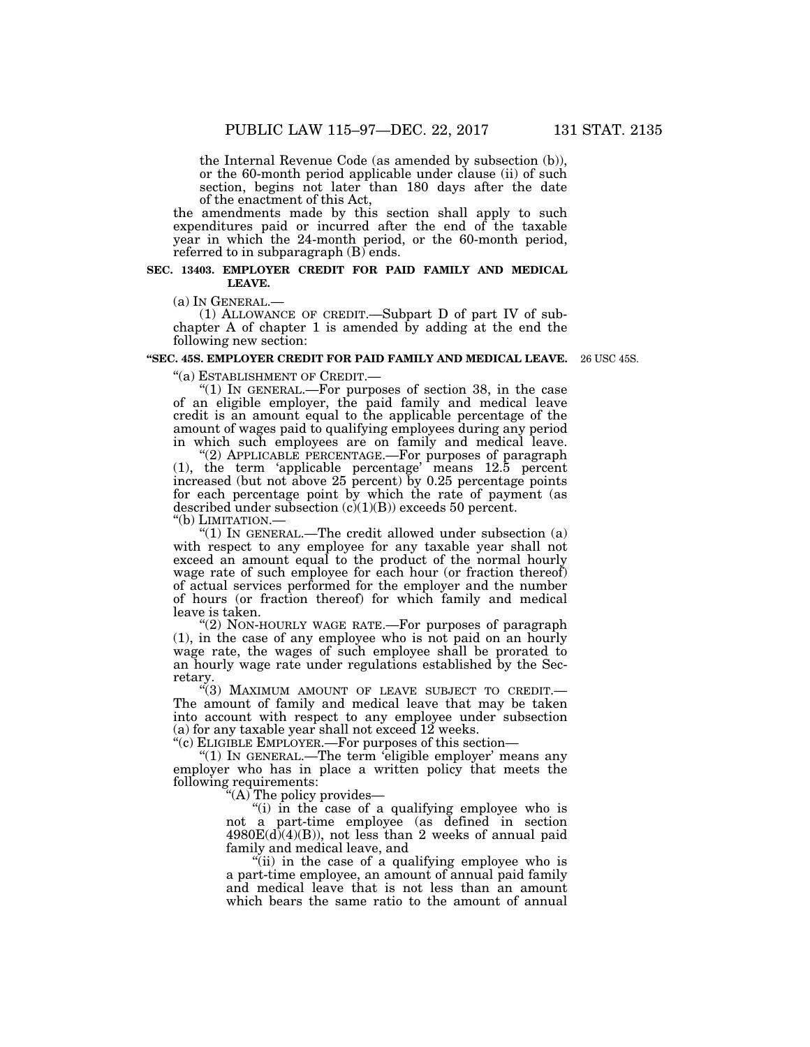the Internal Revenue Code (as amended by subsection (b)), or the 60-month period applicable under clause (ii) of such section, begins not later than 180 days after the date of the enactment of this Act,

the amendments made by this section shall apply to such expenditures paid or incurred after the end of the taxable year in which the 24-month period, or the 60-month period, referred to in subparagraph (B) ends.

**SEC. 13403. EMPLOYER CREDIT FOR PAID FAMILY AND MEDICAL LEAVE.**

(a) IN GENERAL.—

(1) ALLOWANCE OF CREDIT.—Subpart D of part IV of subchapter A of chapter 1 is amended by adding at the end the following new section:

**"SEC. 45S. EMPLOYER CREDIT FOR PAID FAMILY AND MEDICAL LEAVE.**

26 USC 45S.

"(a) ESTABLISHMENT OF CREDIT.—

"(1) IN GENERAL.—For purposes of section 38, in the case of an eligible employer, the paid family and medical leave credit is an amount equal to the applicable percentage of the amount of wages paid to qualifying employees during any period in which such employees are on family and medical leave.

"(2) APPLICABLE PERCENTAGE.—For purposes of paragraph (1), the term 'applicable percentage' means 12.5 percent increased (but not above 25 percent) by 0.25 percentage points for each percentage point by which the rate of payment (as described under subsection (c)(1)(B)) exceeds 50 percent.

"(b) LIMITATION.—

"(1) IN GENERAL.—The credit allowed under subsection (a) with respect to any employee for any taxable year shall not exceed an amount equal to the product of the normal hourly wage rate of such employee for each hour (or fraction thereof) of actual services performed for the employer and the number of hours (or fraction thereof) for which family and medical leave is taken.

"(2) NON-HOURLY WAGE RATE.—For purposes of paragraph (1), in the case of any employee who is not paid on an hourly wage rate, the wages of such employee shall be prorated to an hourly wage rate under regulations established by the Secretary.

"(3) MAXIMUM AMOUNT OF LEAVE SUBJECT TO CREDIT.—The amount of family and medical leave that may be taken into account with respect to any employee under subsection (a) for any taxable year shall not exceed 12 weeks.

"(c) ELIGIBLE EMPLOYER.—For purposes of this section—

"(1) IN GENERAL.—The term 'eligible employer' means any employer who has in place a written policy that meets the following requirements:

"(A) The policy provides—

"(i) in the case of a qualifying employee who is not a part-time employee (as defined in section 4980E(d)(4)(B)), not less than 2 weeks of annual paid family and medical leave, and

"(ii) in the case of a qualifying employee who is a part-time employee, an amount of annual paid family and medical leave that is not less than an amount which bears the same ratio to the amount of annual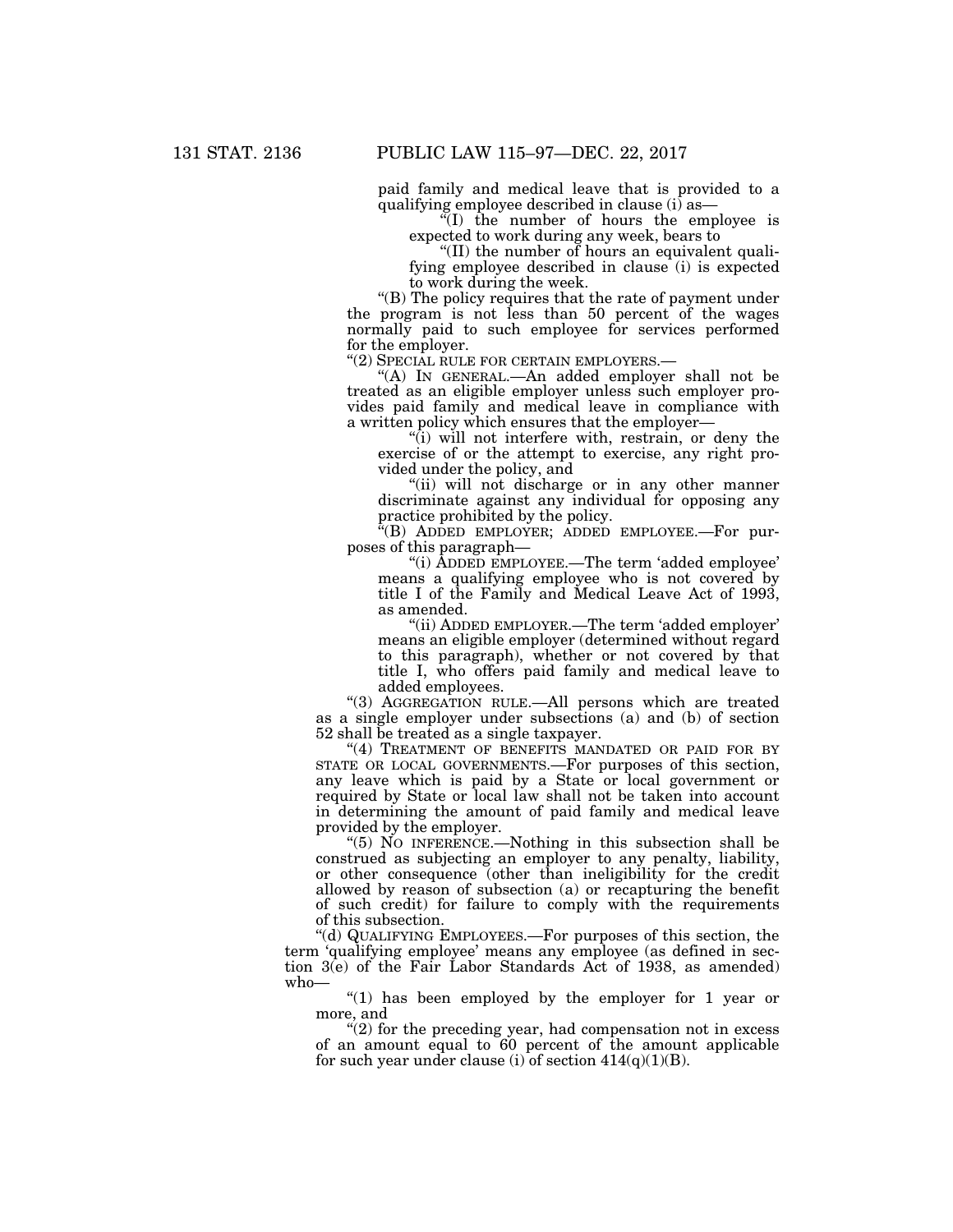paid family and medical leave that is provided to a qualifying employee described in clause (i) as—

"(I) the number of hours the employee is expected to work during any week, bears to

"(II) the number of hours an equivalent qualifying employee described in clause (i) is expected to work during the week.

"(B) The policy requires that the rate of payment under the program is not less than 50 percent of the wages normally paid to such employee for services performed for the employer.

"(2) SPECIAL RULE FOR CERTAIN EMPLOYERS.—

"(A) IN GENERAL.—An added employer shall not be treated as an eligible employer unless such employer provides paid family and medical leave in compliance with a written policy which ensures that the employer—

"(i) will not interfere with, restrain, or deny the exercise of or the attempt to exercise, any right provided under the policy, and

"(ii) will not discharge or in any other manner discriminate against any individual for opposing any practice prohibited by the policy.

"(B) ADDED EMPLOYER; ADDED EMPLOYEE.—For purposes of this paragraph—

"(i) ADDED EMPLOYEE.—The term 'added employee' means a qualifying employee who is not covered by title I of the Family and Medical Leave Act of 1993, as amended.

"(ii) ADDED EMPLOYER.—The term 'added employer' means an eligible employer (determined without regard to this paragraph), whether or not covered by that title I, who offers paid family and medical leave to added employees.

"(3) AGGREGATION RULE.—All persons which are treated as a single employer under subsections (a) and (b) of section 52 shall be treated as a single taxpayer.

"(4) TREATMENT OF BENEFITS MANDATED OR PAID FOR BY STATE OR LOCAL GOVERNMENTS.—For purposes of this section, any leave which is paid by a State or local government or required by State or local law shall not be taken into account in determining the amount of paid family and medical leave provided by the employer.

"(5) NO INFERENCE.—Nothing in this subsection shall be construed as subjecting an employer to any penalty, liability, or other consequence (other than ineligibility for the credit allowed by reason of subsection (a) or recapturing the benefit of such credit) for failure to comply with the requirements of this subsection.

"(d) QUALIFYING EMPLOYEES.—For purposes of this section, the term 'qualifying employee' means any employee (as defined in section 3(e) of the Fair Labor Standards Act of 1938, as amended) who—

"(1) has been employed by the employer for 1 year or more, and

"(2) for the preceding year, had compensation not in excess of an amount equal to 60 percent of the amount applicable for such year under clause (i) of section 414(q)(1)(B).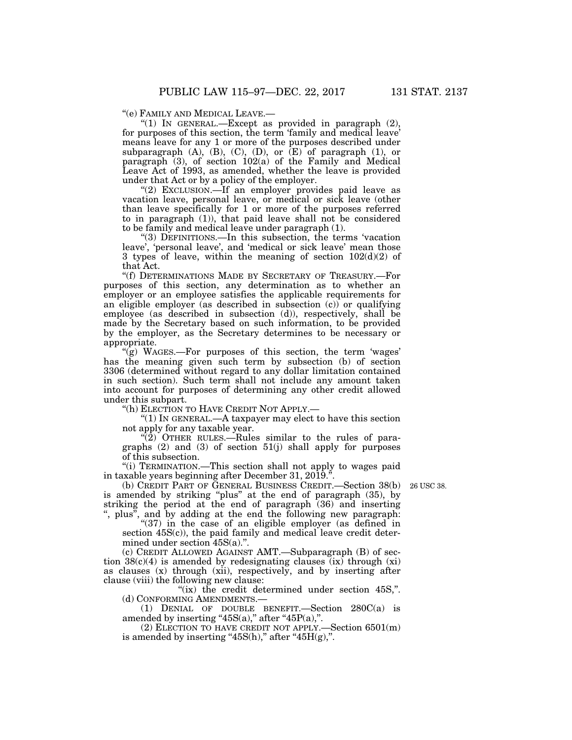"(e) FAMILY AND MEDICAL LEAVE.—

"(1) IN GENERAL.—Except as provided in paragraph (2), for purposes of this section, the term 'family and medical leave' means leave for any 1 or more of the purposes described under subparagraph (A), (B), (C), (D), or (E) of paragraph (1), or paragraph (3), of section 102(a) of the Family and Medical Leave Act of 1993, as amended, whether the leave is provided under that Act or by a policy of the employer.

"(2) EXCLUSION.—If an employer provides paid leave as vacation leave, personal leave, or medical or sick leave (other than leave specifically for 1 or more of the purposes referred to in paragraph (1)), that paid leave shall not be considered to be family and medical leave under paragraph (1).

"(3) DEFINITIONS.—In this subsection, the terms 'vacation leave', 'personal leave', and 'medical or sick leave' mean those 3 types of leave, within the meaning of section 102(d)(2) of that Act.

"(f) DETERMINATIONS MADE BY SECRETARY OF TREASURY.—For purposes of this section, any determination as to whether an employer or an employee satisfies the applicable requirements for an eligible employer (as described in subsection (c)) or qualifying employee (as described in subsection (d)), respectively, shall be made by the Secretary based on such information, to be provided by the employer, as the Secretary determines to be necessary or appropriate.

"(g) WAGES.—For purposes of this section, the term 'wages' has the meaning given such term by subsection (b) of section 3306 (determined without regard to any dollar limitation contained in such section). Such term shall not include any amount taken into account for purposes of determining any other credit allowed under this subpart.

"(h) ELECTION TO HAVE CREDIT NOT APPLY.—

"(1) IN GENERAL.—A taxpayer may elect to have this section not apply for any taxable year.

"(2) OTHER RULES.—Rules similar to the rules of paragraphs (2) and (3) of section 51(j) shall apply for purposes of this subsection.

"(i) TERMINATION.—This section shall not apply to wages paid in taxable years beginning after December 31, 2019.".

(b) CREDIT PART OF GENERAL BUSINESS CREDIT.—Section 38(b) is amended by striking "plus" at the end of paragraph (35), by striking the period at the end of paragraph (36) and inserting ", plus", and by adding at the end the following new paragraph:

26 USC 38.

"(37) in the case of an eligible employer (as defined in section 45S(c)), the paid family and medical leave credit determined under section 45S(a).".

(c) CREDIT ALLOWED AGAINST AMT.—Subparagraph (B) of section 38(c)(4) is amended by redesignating clauses (ix) through (xi) as clauses (x) through (xii), respectively, and by inserting after clause (viii) the following new clause:

"(ix) the credit determined under section 45S,".

(d) CONFORMING AMENDMENTS.—

(1) DENIAL OF DOUBLE BENEFIT.—Section 280C(a) is amended by inserting "45S(a)," after "45P(a),".

(2) ELECTION TO HAVE CREDIT NOT APPLY.—Section 6501(m) is amended by inserting "45S(h)," after "45H(g),".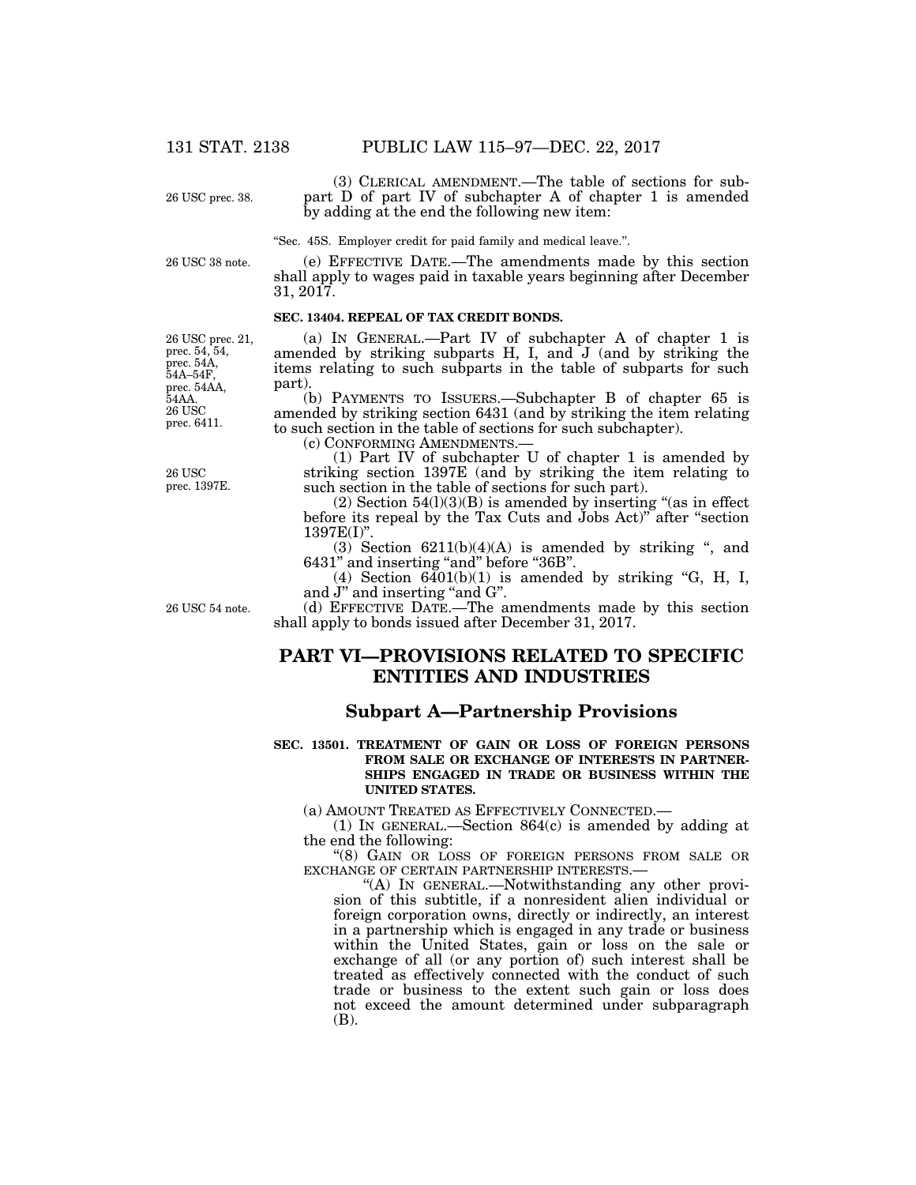(3) CLERICAL AMENDMENT.—The table of sections for subpart D of part IV of subchapter A of chapter 1 is amended by adding at the end the following new item:

"Sec. 45S. Employer credit for paid family and medical leave.".

(e) EFFECTIVE DATE.—The amendments made by this section shall apply to wages paid in taxable years beginning after December 31, 2017.

**SEC. 13404. REPEAL OF TAX CREDIT BONDS.**

(a) IN GENERAL.—Part IV of subchapter A of chapter 1 is amended by striking subparts H, I, and J (and by striking the items relating to such subparts in the table of subparts for such part).

(b) PAYMENTS TO ISSUERS.—Subchapter B of chapter 65 is amended by striking section 6431 (and by striking the item relating to such section in the table of sections for such subchapter).

(c) CONFORMING AMENDMENTS.—

(1) Part IV of subchapter U of chapter 1 is amended by striking section 1397E (and by striking the item relating to such section in the table of sections for such part).

(2) Section 54(l)(3)(B) is amended by inserting "(as in effect before its repeal by the Tax Cuts and Jobs Act)" after "section 1397E(I)".

(3) Section 6211(b)(4)(A) is amended by striking ", and 6431" and inserting "and" before "36B".

(4) Section 6401(b)(1) is amended by striking "G, H, I, and J" and inserting "and G".

(d) EFFECTIVE DATE.—The amendments made by this section shall apply to bonds issued after December 31, 2017.

# PART VI—PROVISIONS RELATED TO SPECIFIC ENTITIES AND INDUSTRIES

## Subpart A—Partnership Provisions

**SEC. 13501. TREATMENT OF GAIN OR LOSS OF FOREIGN PERSONS FROM SALE OR EXCHANGE OF INTERESTS IN PARTNERSHIPS ENGAGED IN TRADE OR BUSINESS WITHIN THE UNITED STATES.**

(a) AMOUNT TREATED AS EFFECTIVELY CONNECTED.—

(1) IN GENERAL.—Section 864(c) is amended by adding at the end the following:

"(8) GAIN OR LOSS OF FOREIGN PERSONS FROM SALE OR EXCHANGE OF CERTAIN PARTNERSHIP INTERESTS.—

"(A) IN GENERAL.—Notwithstanding any other provision of this subtitle, if a nonresident alien individual or foreign corporation owns, directly or indirectly, an interest in a partnership which is engaged in any trade or business within the United States, gain or loss on the sale or exchange of all (or any portion of) such interest shall be treated as effectively connected with the conduct of such trade or business to the extent such gain or loss does not exceed the amount determined under subparagraph (B).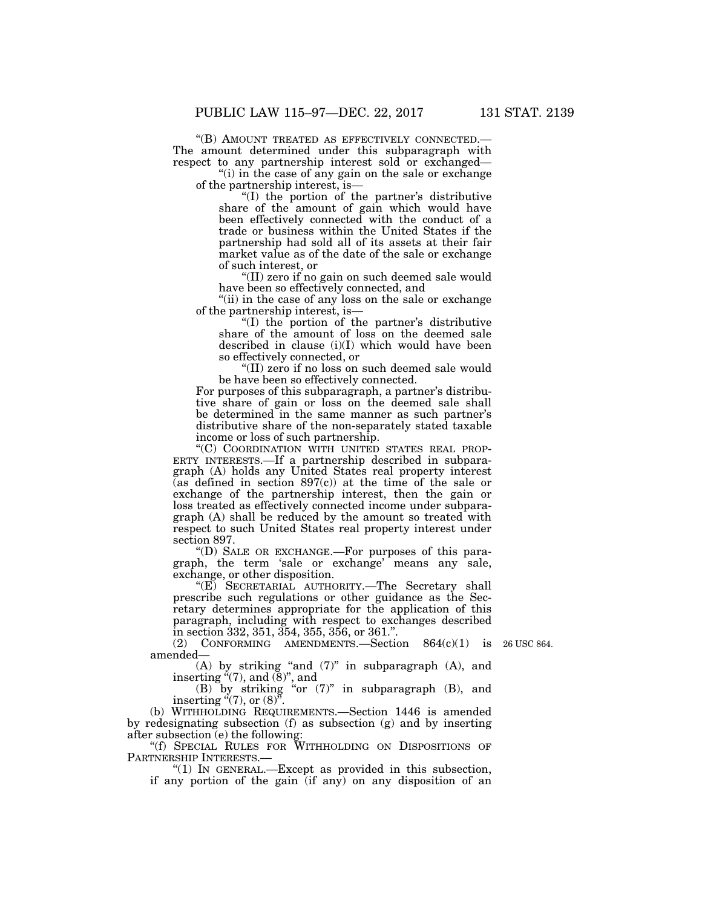"(B) AMOUNT TREATED AS EFFECTIVELY CONNECTED.—The amount determined under this subparagraph with respect to any partnership interest sold or exchanged—

"(i) in the case of any gain on the sale or exchange of the partnership interest, is—

"(I) the portion of the partner's distributive share of the amount of gain which would have been effectively connected with the conduct of a trade or business within the United States if the partnership had sold all of its assets at their fair market value as of the date of the sale or exchange of such interest, or

"(II) zero if no gain on such deemed sale would have been so effectively connected, and

"(ii) in the case of any loss on the sale or exchange of the partnership interest, is—

"(I) the portion of the partner's distributive share of the amount of loss on the deemed sale described in clause (i)(I) which would have been so effectively connected, or

"(II) zero if no loss on such deemed sale would be have been so effectively connected.

For purposes of this subparagraph, a partner's distributive share of gain or loss on the deemed sale shall be determined in the same manner as such partner's distributive share of the non-separately stated taxable income or loss of such partnership.

"(C) COORDINATION WITH UNITED STATES REAL PROPERTY INTERESTS.—If a partnership described in subparagraph (A) holds any United States real property interest (as defined in section 897(c)) at the time of the sale or exchange of the partnership interest, then the gain or loss treated as effectively connected income under subparagraph (A) shall be reduced by the amount so treated with respect to such United States real property interest under section 897.

"(D) SALE OR EXCHANGE.—For purposes of this paragraph, the term 'sale or exchange' means any sale, exchange, or other disposition.

"(E) SECRETARIAL AUTHORITY.—The Secretary shall prescribe such regulations or other guidance as the Secretary determines appropriate for the application of this paragraph, including with respect to exchanges described in section 332, 351, 354, 355, 356, or 361.".

(2) CONFORMING AMENDMENTS.—Section 864(c)(1) is amended—

26 USC 864.

(A) by striking "and (7)" in subparagraph (A), and inserting "(7), and (8)", and

(B) by striking "or (7)" in subparagraph (B), and inserting "(7), or (8)".

(b) WITHHOLDING REQUIREMENTS.—Section 1446 is amended by redesignating subsection (f) as subsection (g) and by inserting after subsection (e) the following:

"(f) SPECIAL RULES FOR WITHHOLDING ON DISPOSITIONS OF PARTNERSHIP INTERESTS.—

"(1) IN GENERAL.—Except as provided in this subsection, if any portion of the gain (if any) on any disposition of an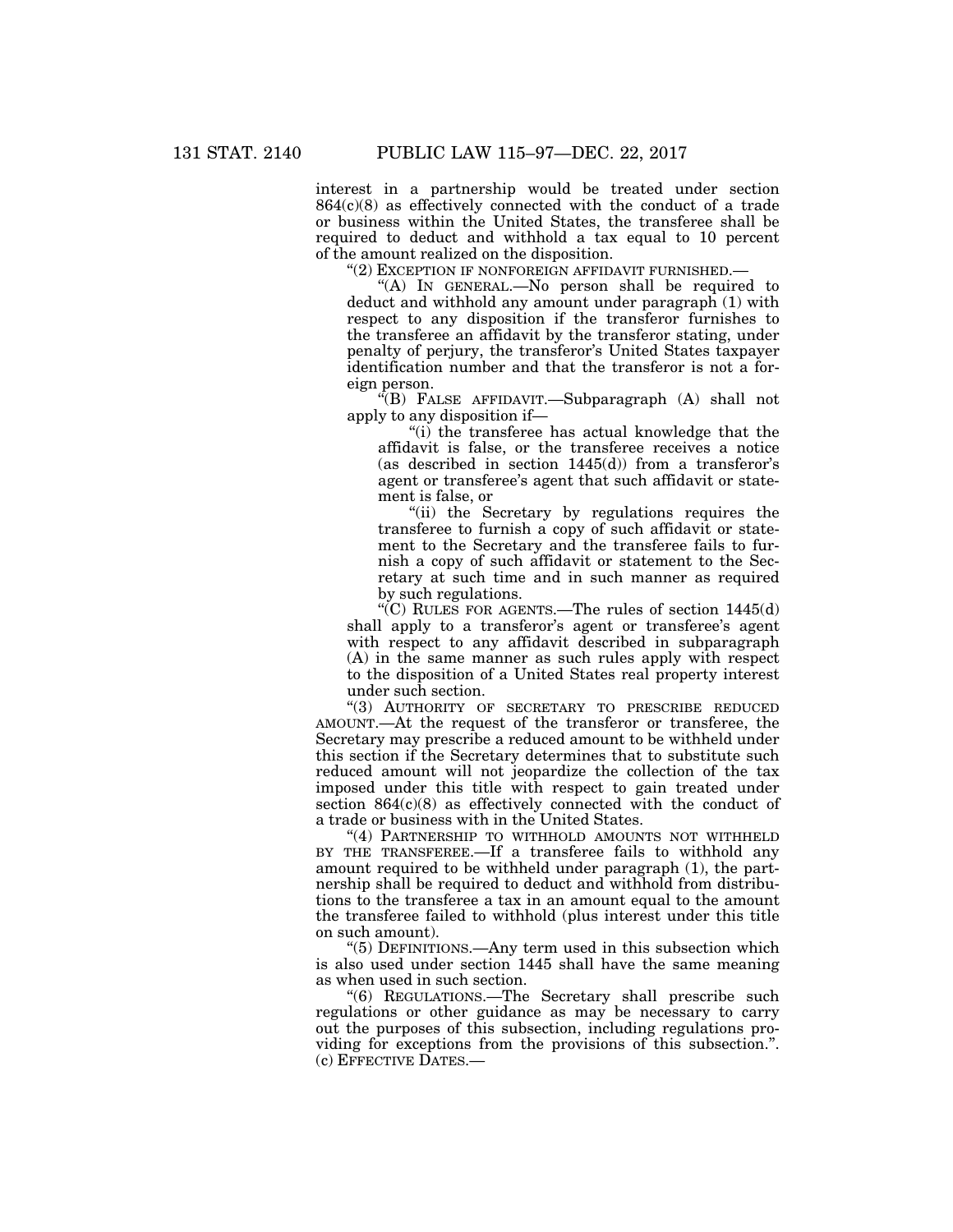interest in a partnership would be treated under section 864(c)(8) as effectively connected with the conduct of a trade or business within the United States, the transferee shall be required to deduct and withhold a tax equal to 10 percent of the amount realized on the disposition.

"(2) EXCEPTION IF NONFOREIGN AFFIDAVIT FURNISHED.—

"(A) IN GENERAL.—No person shall be required to deduct and withhold any amount under paragraph (1) with respect to any disposition if the transferor furnishes to the transferee an affidavit by the transferor stating, under penalty of perjury, the transferor's United States taxpayer identification number and that the transferor is not a foreign person.

"(B) FALSE AFFIDAVIT.—Subparagraph (A) shall not apply to any disposition if—

"(i) the transferee has actual knowledge that the affidavit is false, or the transferee receives a notice (as described in section 1445(d)) from a transferor's agent or transferee's agent that such affidavit or statement is false, or

"(ii) the Secretary by regulations requires the transferee to furnish a copy of such affidavit or statement to the Secretary and the transferee fails to furnish a copy of such affidavit or statement to the Secretary at such time and in such manner as required by such regulations.

"(C) RULES FOR AGENTS.—The rules of section 1445(d) shall apply to a transferor's agent or transferee's agent with respect to any affidavit described in subparagraph (A) in the same manner as such rules apply with respect to the disposition of a United States real property interest under such section.

"(3) AUTHORITY OF SECRETARY TO PRESCRIBE REDUCED AMOUNT.—At the request of the transferor or transferee, the Secretary may prescribe a reduced amount to be withheld under this section if the Secretary determines that to substitute such reduced amount will not jeopardize the collection of the tax imposed under this title with respect to gain treated under section 864(c)(8) as effectively connected with the conduct of a trade or business with in the United States.

"(4) PARTNERSHIP TO WITHHOLD AMOUNTS NOT WITHHELD BY THE TRANSFEREE.—If a transferee fails to withhold any amount required to be withheld under paragraph (1), the partnership shall be required to deduct and withhold from distributions to the transferee a tax in an amount equal to the amount the transferee failed to withhold (plus interest under this title on such amount).

"(5) DEFINITIONS.—Any term used in this subsection which is also used under section 1445 shall have the same meaning as when used in such section.

"(6) REGULATIONS.—The Secretary shall prescribe such regulations or other guidance as may be necessary to carry out the purposes of this subsection, including regulations providing for exceptions from the provisions of this subsection.".

(c) EFFECTIVE DATES.—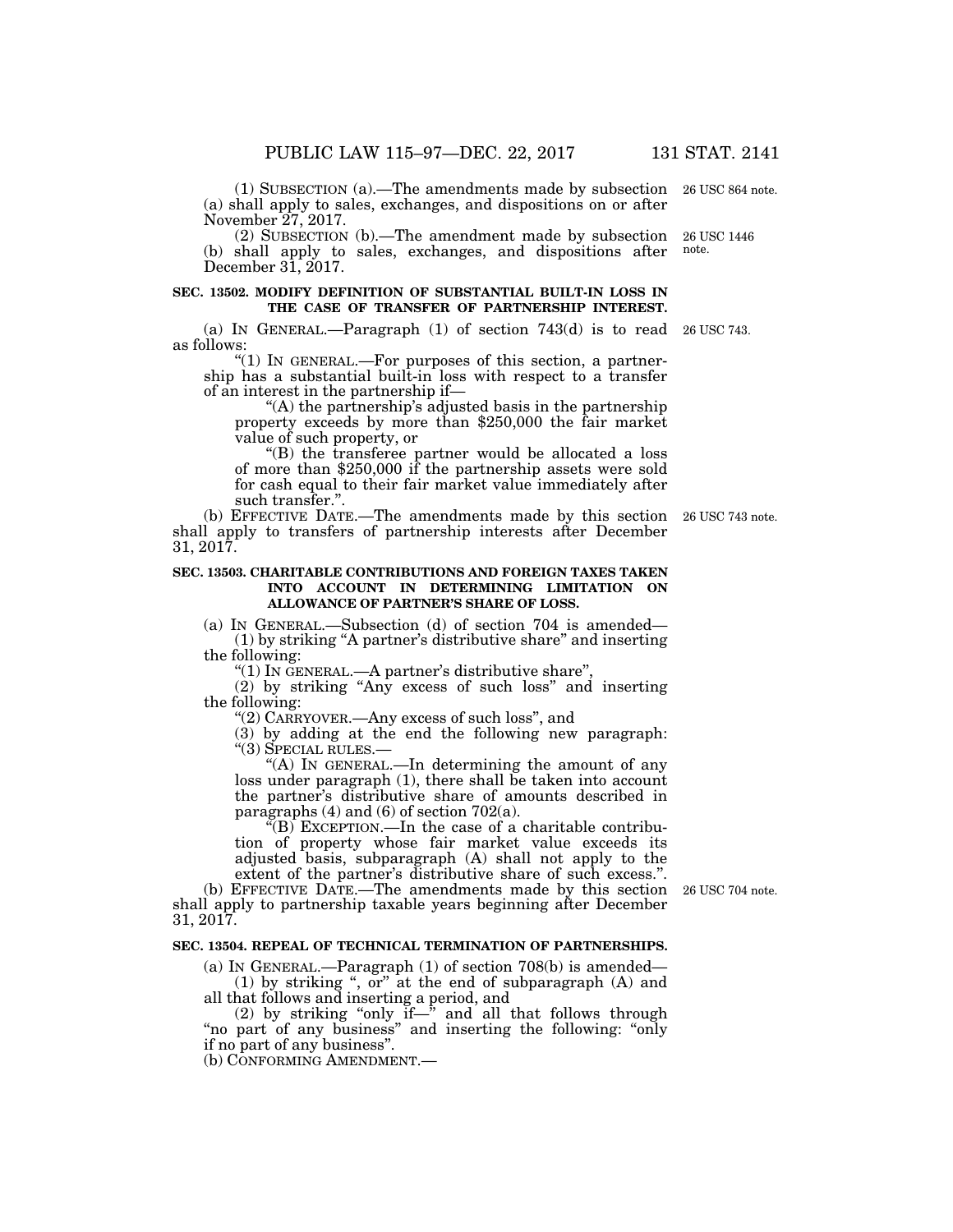(1) SUBSECTION (a).—The amendments made by subsection (a) shall apply to sales, exchanges, and dispositions on or after November 27, 2017.

26 USC 864 note.

(2) SUBSECTION (b).—The amendment made by subsection (b) shall apply to sales, exchanges, and dispositions after December 31, 2017.

26 USC 1446 note.

**SEC. 13502. MODIFY DEFINITION OF SUBSTANTIAL BUILT-IN LOSS IN THE CASE OF TRANSFER OF PARTNERSHIP INTEREST.**

(a) IN GENERAL.—Paragraph (1) of section 743(d) is to read as follows:

26 USC 743.

"(1) IN GENERAL.—For purposes of this section, a partnership has a substantial built-in loss with respect to a transfer of an interest in the partnership if—

"(A) the partnership's adjusted basis in the partnership property exceeds by more than $250,000 the fair market value of such property, or

"(B) the transferee partner would be allocated a loss of more than $250,000 if the partnership assets were sold for cash equal to their fair market value immediately after such transfer.".

(b) EFFECTIVE DATE.—The amendments made by this section shall apply to transfers of partnership interests after December 31, 2017.

26 USC 743 note.

**SEC. 13503. CHARITABLE CONTRIBUTIONS AND FOREIGN TAXES TAKEN INTO ACCOUNT IN DETERMINING LIMITATION ON ALLOWANCE OF PARTNER'S SHARE OF LOSS.**

(a) IN GENERAL.—Subsection (d) of section 704 is amended—

(1) by striking "A partner's distributive share" and inserting the following:

"(1) IN GENERAL.—A partner's distributive share",

(2) by striking "Any excess of such loss" and inserting the following:

"(2) CARRYOVER.—Any excess of such loss", and

(3) by adding at the end the following new paragraph:

"(3) SPECIAL RULES.—

"(A) IN GENERAL.—In determining the amount of any loss under paragraph (1), there shall be taken into account the partner's distributive share of amounts described in paragraphs (4) and (6) of section 702(a).

"(B) EXCEPTION.—In the case of a charitable contribution of property whose fair market value exceeds its adjusted basis, subparagraph (A) shall not apply to the extent of the partner's distributive share of such excess.".

(b) EFFECTIVE DATE.—The amendments made by this section shall apply to partnership taxable years beginning after December 31, 2017.

26 USC 704 note.

**SEC. 13504. REPEAL OF TECHNICAL TERMINATION OF PARTNERSHIPS.**

(a) IN GENERAL.—Paragraph (1) of section 708(b) is amended—

(1) by striking ", or" at the end of subparagraph (A) and all that follows and inserting a period, and

(2) by striking "only if—" and all that follows through "no part of any business" and inserting the following: "only if no part of any business".

(b) CONFORMING AMENDMENT.—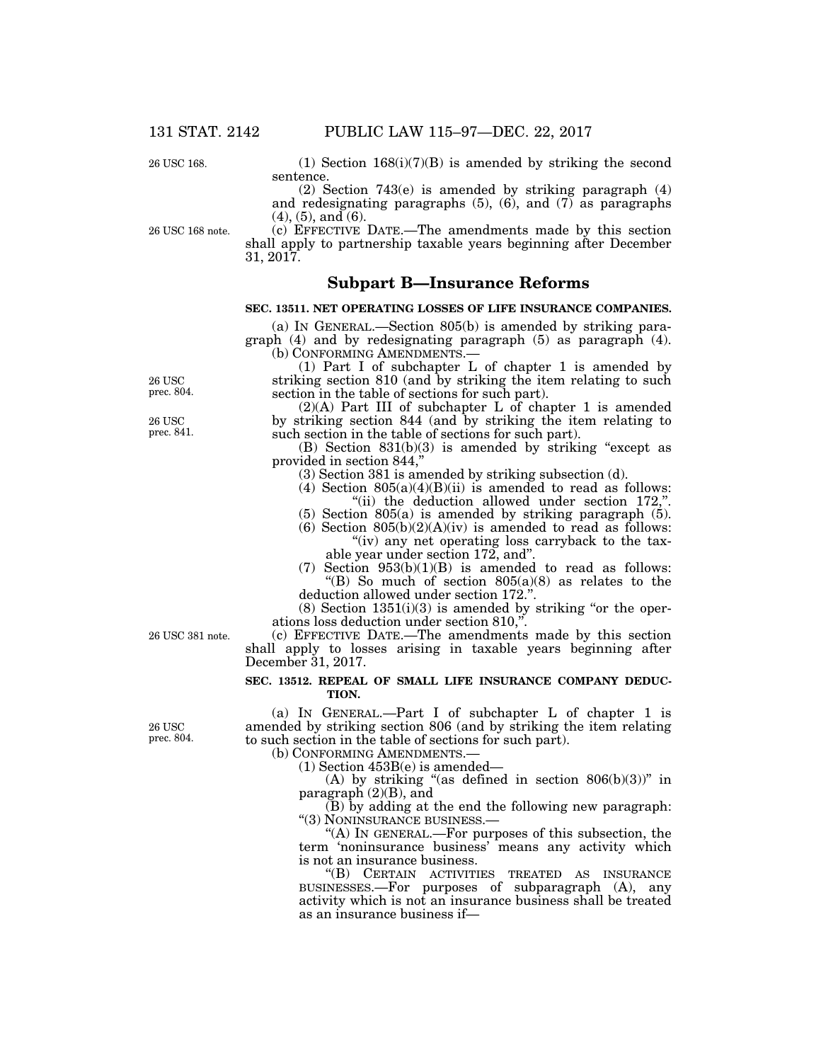26 USC 168.

(1) Section 168(i)(7)(B) is amended by striking the second sentence.

(2) Section 743(e) is amended by striking paragraph (4) and redesignating paragraphs (5), (6), and (7) as paragraphs (4), (5), and (6).

26 USC 168 note.

(c) EFFECTIVE DATE.—The amendments made by this section shall apply to partnership taxable years beginning after December 31, 2017.

## Subpart B—Insurance Reforms

### SEC. 13511. NET OPERATING LOSSES OF LIFE INSURANCE COMPANIES.

(a) IN GENERAL.—Section 805(b) is amended by striking paragraph (4) and by redesignating paragraph (5) as paragraph (4).

(b) CONFORMING AMENDMENTS.—

26 USC prec. 804.

(1) Part I of subchapter L of chapter 1 is amended by striking section 810 (and by striking the item relating to such section in the table of sections for such part).

26 USC prec. 841.

(2)(A) Part III of subchapter L of chapter 1 is amended by striking section 844 (and by striking the item relating to such section in the table of sections for such part).

(B) Section 831(b)(3) is amended by striking "except as provided in section 844,"

(3) Section 381 is amended by striking subsection (d).

(4) Section 805(a)(4)(B)(ii) is amended to read as follows:

"(ii) the deduction allowed under section 172,".

(5) Section 805(a) is amended by striking paragraph (5).

(6) Section 805(b)(2)(A)(iv) is amended to read as follows:

"(iv) any net operating loss carryback to the taxable year under section 172, and".

(7) Section 953(b)(1)(B) is amended to read as follows:

"(B) So much of section 805(a)(8) as relates to the deduction allowed under section 172.".

(8) Section 1351(i)(3) is amended by striking "or the operations loss deduction under section 810,".

26 USC 381 note.

(c) EFFECTIVE DATE.—The amendments made by this section shall apply to losses arising in taxable years beginning after December 31, 2017.

### SEC. 13512. REPEAL OF SMALL LIFE INSURANCE COMPANY DEDUCTION.

26 USC prec. 804.

(a) IN GENERAL.—Part I of subchapter L of chapter 1 is amended by striking section 806 (and by striking the item relating to such section in the table of sections for such part).

(b) CONFORMING AMENDMENTS.—

(1) Section 453B(e) is amended—

(A) by striking "(as defined in section 806(b)(3))" in paragraph (2)(B), and

(B) by adding at the end the following new paragraph:

"(3) NONINSURANCE BUSINESS.—

"(A) IN GENERAL.—For purposes of this subsection, the term 'noninsurance business' means any activity which is not an insurance business.

"(B) CERTAIN ACTIVITIES TREATED AS INSURANCE BUSINESSES.—For purposes of subparagraph (A), any activity which is not an insurance business shall be treated as an insurance business if—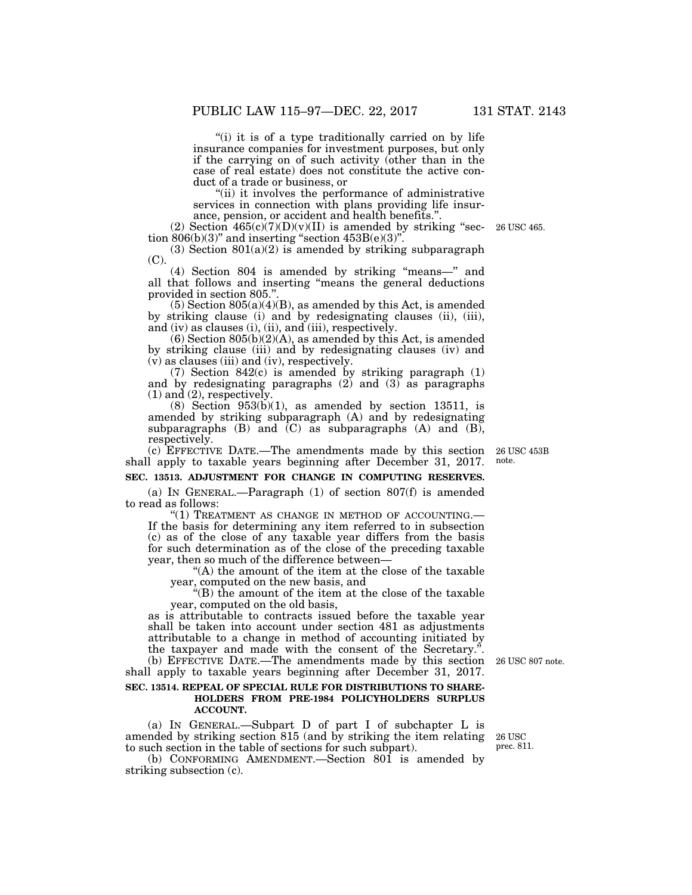"(i) it is of a type traditionally carried on by life insurance companies for investment purposes, but only if the carrying on of such activity (other than in the case of real estate) does not constitute the active conduct of a trade or business, or

"(ii) it involves the performance of administrative services in connection with plans providing life insurance, pension, or accident and health benefits.".

(2) Section 465(c)(7)(D)(v)(II) is amended by striking "section 806(b)(3)" and inserting "section 453B(e)(3)". 26 USC 465.

(3) Section 801(a)(2) is amended by striking subparagraph (C).

(4) Section 804 is amended by striking "means—" and all that follows and inserting "means the general deductions provided in section 805.".

(5) Section 805(a)(4)(B), as amended by this Act, is amended by striking clause (i) and by redesignating clauses (ii), (iii), and (iv) as clauses (i), (ii), and (iii), respectively.

(6) Section 805(b)(2)(A), as amended by this Act, is amended by striking clause (iii) and by redesignating clauses (iv) and (v) as clauses (iii) and (iv), respectively.

(7) Section 842(c) is amended by striking paragraph (1) and by redesignating paragraphs (2) and (3) as paragraphs (1) and (2), respectively.

(8) Section 953(b)(1), as amended by section 13511, is amended by striking subparagraph (A) and by redesignating subparagraphs (B) and (C) as subparagraphs (A) and (B), respectively.

(c) EFFECTIVE DATE.—The amendments made by this section shall apply to taxable years beginning after December 31, 2017. 26 USC 453B note.

**SEC. 13513. ADJUSTMENT FOR CHANGE IN COMPUTING RESERVES.**

(a) IN GENERAL.—Paragraph (1) of section 807(f) is amended to read as follows:

"(1) TREATMENT AS CHANGE IN METHOD OF ACCOUNTING.— If the basis for determining any item referred to in subsection (c) as of the close of any taxable year differs from the basis for such determination as of the close of the preceding taxable year, then so much of the difference between—

"(A) the amount of the item at the close of the taxable year, computed on the new basis, and

"(B) the amount of the item at the close of the taxable year, computed on the old basis,

as is attributable to contracts issued before the taxable year shall be taken into account under section 481 as adjustments attributable to a change in method of accounting initiated by the taxpayer and made with the consent of the Secretary.".

(b) EFFECTIVE DATE.—The amendments made by this section shall apply to taxable years beginning after December 31, 2017. 26 USC 807 note.

**SEC. 13514. REPEAL OF SPECIAL RULE FOR DISTRIBUTIONS TO SHAREHOLDERS FROM PRE-1984 POLICYHOLDERS SURPLUS ACCOUNT.**

(a) IN GENERAL.—Subpart D of part I of subchapter L is amended by striking section 815 (and by striking the item relating to such section in the table of sections for such subpart). 26 USC prec. 811.

(b) CONFORMING AMENDMENT.—Section 801 is amended by striking subsection (c).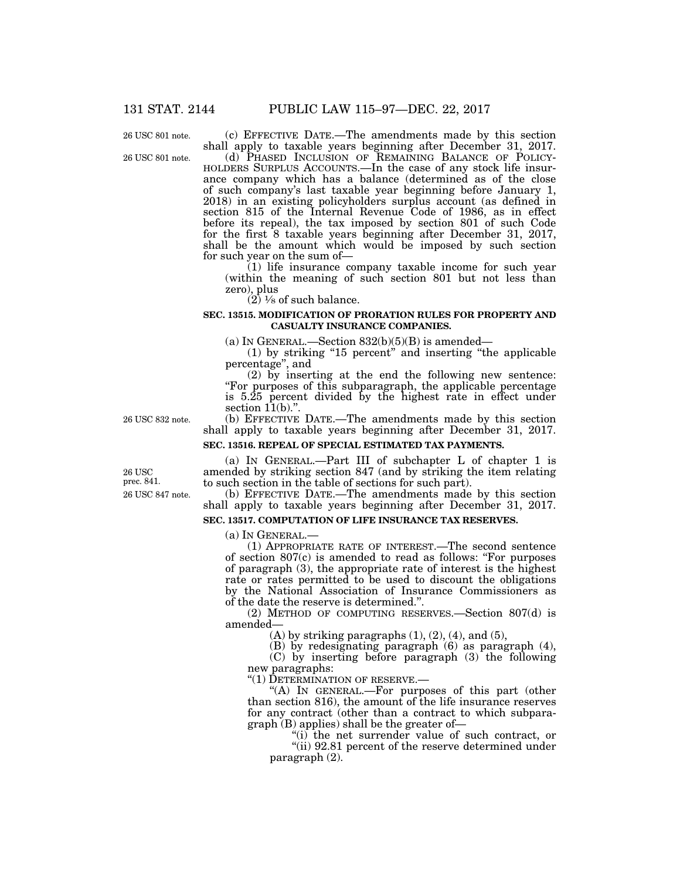(c) EFFECTIVE DATE.—The amendments made by this section shall apply to taxable years beginning after December 31, 2017.

(d) PHASED INCLUSION OF REMAINING BALANCE OF POLICYHOLDERS SURPLUS ACCOUNTS.—In the case of any stock life insurance company which has a balance (determined as of the close of such company's last taxable year beginning before January 1, 2018) in an existing policyholders surplus account (as defined in section 815 of the Internal Revenue Code of 1986, as in effect before its repeal), the tax imposed by section 801 of such Code for the first 8 taxable years beginning after December 31, 2017, shall be the amount which would be imposed by such section for such year on the sum of—

(1) life insurance company taxable income for such year (within the meaning of such section 801 but not less than zero), plus

(2) 1⁄8 of such balance.

### SEC. 13515. MODIFICATION OF PRORATION RULES FOR PROPERTY AND CASUALTY INSURANCE COMPANIES.

(a) IN GENERAL.—Section 832(b)(5)(B) is amended—

(1) by striking "15 percent" and inserting "the applicable percentage", and

(2) by inserting at the end the following new sentence: "For purposes of this subparagraph, the applicable percentage is 5.25 percent divided by the highest rate in effect under section 11(b).".

(b) EFFECTIVE DATE.—The amendments made by this section shall apply to taxable years beginning after December 31, 2017.

### SEC. 13516. REPEAL OF SPECIAL ESTIMATED TAX PAYMENTS.

(a) IN GENERAL.—Part III of subchapter L of chapter 1 is amended by striking section 847 (and by striking the item relating to such section in the table of sections for such part).

(b) EFFECTIVE DATE.—The amendments made by this section shall apply to taxable years beginning after December 31, 2017.

### SEC. 13517. COMPUTATION OF LIFE INSURANCE TAX RESERVES.

(a) IN GENERAL.—

(1) APPROPRIATE RATE OF INTEREST.—The second sentence of section 807(c) is amended to read as follows: "For purposes of paragraph (3), the appropriate rate of interest is the highest rate or rates permitted to be used to discount the obligations by the National Association of Insurance Commissioners as of the date the reserve is determined.".

(2) METHOD OF COMPUTING RESERVES.—Section 807(d) is amended—

(A) by striking paragraphs (1), (2), (4), and (5),

(B) by redesignating paragraph (6) as paragraph (4),

(C) by inserting before paragraph (3) the following new paragraphs:

"(1) DETERMINATION OF RESERVE.—

"(A) IN GENERAL.—For purposes of this part (other than section 816), the amount of the life insurance reserves for any contract (other than a contract to which subparagraph (B) applies) shall be the greater of—

"(i) the net surrender value of such contract, or

"(ii) 92.81 percent of the reserve determined under paragraph (2).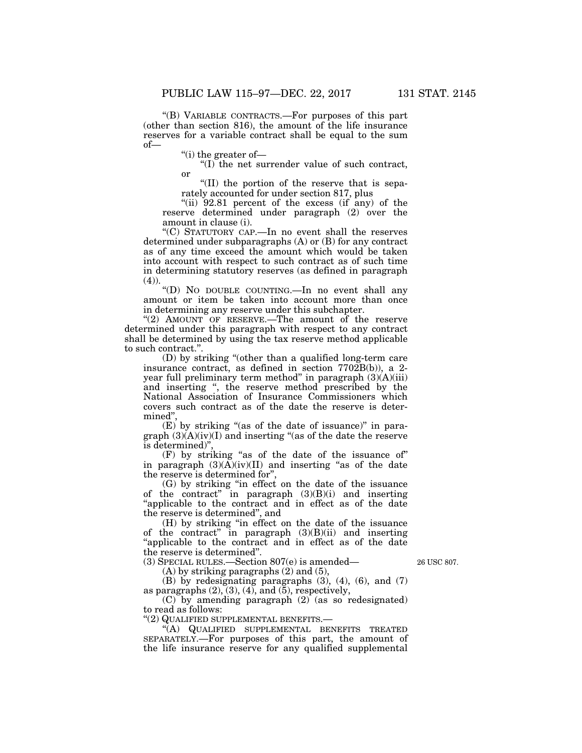"(B) VARIABLE CONTRACTS.—For purposes of this part (other than section 816), the amount of the life insurance reserves for a variable contract shall be equal to the sum of—

"(i) the greater of—

"(I) the net surrender value of such contract, or

"(II) the portion of the reserve that is separately accounted for under section 817, plus

"(ii) 92.81 percent of the excess (if any) of the reserve determined under paragraph (2) over the amount in clause (i).

"(C) STATUTORY CAP.—In no event shall the reserves determined under subparagraphs (A) or (B) for any contract as of any time exceed the amount which would be taken into account with respect to such contract as of such time in determining statutory reserves (as defined in paragraph (4)).

"(D) NO DOUBLE COUNTING.—In no event shall any amount or item be taken into account more than once in determining any reserve under this subchapter.

"(2) AMOUNT OF RESERVE.—The amount of the reserve determined under this paragraph with respect to any contract shall be determined by using the tax reserve method applicable to such contract.".

(D) by striking "(other than a qualified long-term care insurance contract, as defined in section 7702B(b)), a 2-year full preliminary term method" in paragraph (3)(A)(iii) and inserting ", the reserve method prescribed by the National Association of Insurance Commissioners which covers such contract as of the date the reserve is determined",

(E) by striking "(as of the date of issuance)" in paragraph (3)(A)(iv)(I) and inserting "(as of the date the reserve is determined)",

(F) by striking "as of the date of the issuance of" in paragraph (3)(A)(iv)(II) and inserting "as of the date the reserve is determined for",

(G) by striking "in effect on the date of the issuance of the contract" in paragraph (3)(B)(i) and inserting "applicable to the contract and in effect as of the date the reserve is determined", and

(H) by striking "in effect on the date of the issuance of the contract" in paragraph (3)(B)(ii) and inserting "applicable to the contract and in effect as of the date the reserve is determined".

(3) SPECIAL RULES.—Section 807(e) is amended—

26 USC 807.

(A) by striking paragraphs (2) and (5),

(B) by redesignating paragraphs (3), (4), (6), and (7) as paragraphs (2), (3), (4), and (5), respectively,

(C) by amending paragraph (2) (as so redesignated) to read as follows:

"(2) QUALIFIED SUPPLEMENTAL BENEFITS.—

"(A) QUALIFIED SUPPLEMENTAL BENEFITS TREATED SEPARATELY.—For purposes of this part, the amount of the life insurance reserve for any qualified supplemental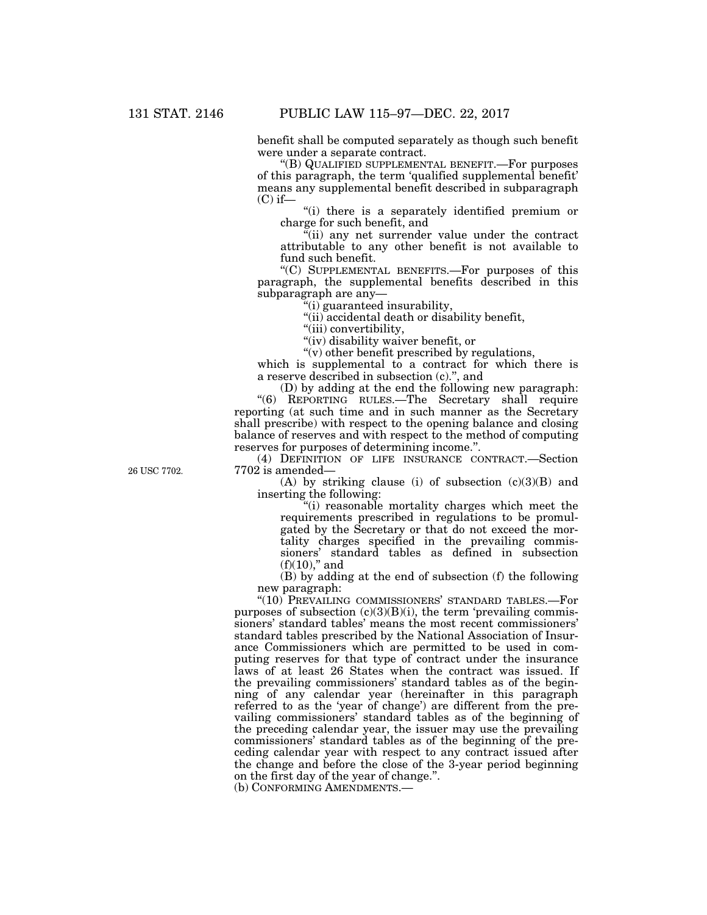benefit shall be computed separately as though such benefit were under a separate contract.

"(B) QUALIFIED SUPPLEMENTAL BENEFIT.—For purposes of this paragraph, the term 'qualified supplemental benefit' means any supplemental benefit described in subparagraph (C) if—

"(i) there is a separately identified premium or charge for such benefit, and

"(ii) any net surrender value under the contract attributable to any other benefit is not available to fund such benefit.

"(C) SUPPLEMENTAL BENEFITS.—For purposes of this paragraph, the supplemental benefits described in this subparagraph are any—

"(i) guaranteed insurability,

"(ii) accidental death or disability benefit,

"(iii) convertibility,

"(iv) disability waiver benefit, or

"(v) other benefit prescribed by regulations,

which is supplemental to a contract for which there is a reserve described in subsection (c).", and

(D) by adding at the end the following new paragraph:

"(6) REPORTING RULES.—The Secretary shall require reporting (at such time and in such manner as the Secretary shall prescribe) with respect to the opening balance and closing balance of reserves and with respect to the method of computing reserves for purposes of determining income.".

(4) DEFINITION OF LIFE INSURANCE CONTRACT.—Section 7702 is amended—

26 USC 7702.

(A) by striking clause (i) of subsection (c)(3)(B) and inserting the following:

"(i) reasonable mortality charges which meet the requirements prescribed in regulations to be promulgated by the Secretary or that do not exceed the mortality charges specified in the prevailing commissioners' standard tables as defined in subsection (f)(10)," and

(B) by adding at the end of subsection (f) the following new paragraph:

"(10) PREVAILING COMMISSIONERS' STANDARD TABLES.—For purposes of subsection (c)(3)(B)(i), the term 'prevailing commissioners' standard tables' means the most recent commissioners' standard tables prescribed by the National Association of Insurance Commissioners which are permitted to be used in computing reserves for that type of contract under the insurance laws of at least 26 States when the contract was issued. If the prevailing commissioners' standard tables as of the beginning of any calendar year (hereinafter in this paragraph referred to as the 'year of change') are different from the prevailing commissioners' standard tables as of the beginning of the preceding calendar year, the issuer may use the prevailing commissioners' standard tables as of the beginning of the preceding calendar year with respect to any contract issued after the change and before the close of the 3-year period beginning on the first day of the year of change.".

(b) CONFORMING AMENDMENTS.—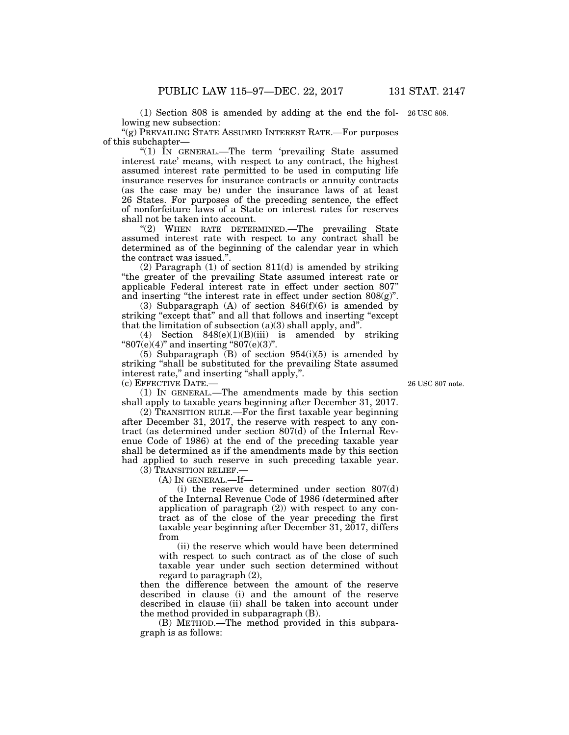(1) Section 808 is amended by adding at the end the following new subsection:

26 USC 808.

"(g) PREVAILING STATE ASSUMED INTEREST RATE.—For purposes of this subchapter—

"(1) IN GENERAL.—The term 'prevailing State assumed interest rate' means, with respect to any contract, the highest assumed interest rate permitted to be used in computing life insurance reserves for insurance contracts or annuity contracts (as the case may be) under the insurance laws of at least 26 States. For purposes of the preceding sentence, the effect of nonforfeiture laws of a State on interest rates for reserves shall not be taken into account.

"(2) WHEN RATE DETERMINED.—The prevailing State assumed interest rate with respect to any contract shall be determined as of the beginning of the calendar year in which the contract was issued.".

(2) Paragraph (1) of section 811(d) is amended by striking "the greater of the prevailing State assumed interest rate or applicable Federal interest rate in effect under section 807" and inserting "the interest rate in effect under section 808(g)".

(3) Subparagraph (A) of section 846(f)(6) is amended by striking "except that" and all that follows and inserting "except that the limitation of subsection (a)(3) shall apply, and".

(4) Section 848(e)(1)(B)(iii) is amended by striking "807(e)(4)" and inserting "807(e)(3)".

(5) Subparagraph (B) of section 954(i)(5) is amended by striking "shall be substituted for the prevailing State assumed interest rate," and inserting "shall apply,".

(c) EFFECTIVE DATE.—

26 USC 807 note.

(1) IN GENERAL.—The amendments made by this section shall apply to taxable years beginning after December 31, 2017.

(2) TRANSITION RULE.—For the first taxable year beginning after December 31, 2017, the reserve with respect to any contract (as determined under section 807(d) of the Internal Revenue Code of 1986) at the end of the preceding taxable year shall be determined as if the amendments made by this section had applied to such reserve in such preceding taxable year.

(3) TRANSITION RELIEF.—

(A) IN GENERAL.—If—

(i) the reserve determined under section 807(d) of the Internal Revenue Code of 1986 (determined after application of paragraph (2)) with respect to any contract as of the close of the year preceding the first taxable year beginning after December 31, 2017, differs from

(ii) the reserve which would have been determined with respect to such contract as of the close of such taxable year under such section determined without regard to paragraph (2),

then the difference between the amount of the reserve described in clause (i) and the amount of the reserve described in clause (ii) shall be taken into account under the method provided in subparagraph (B).

(B) METHOD.—The method provided in this subparagraph is as follows: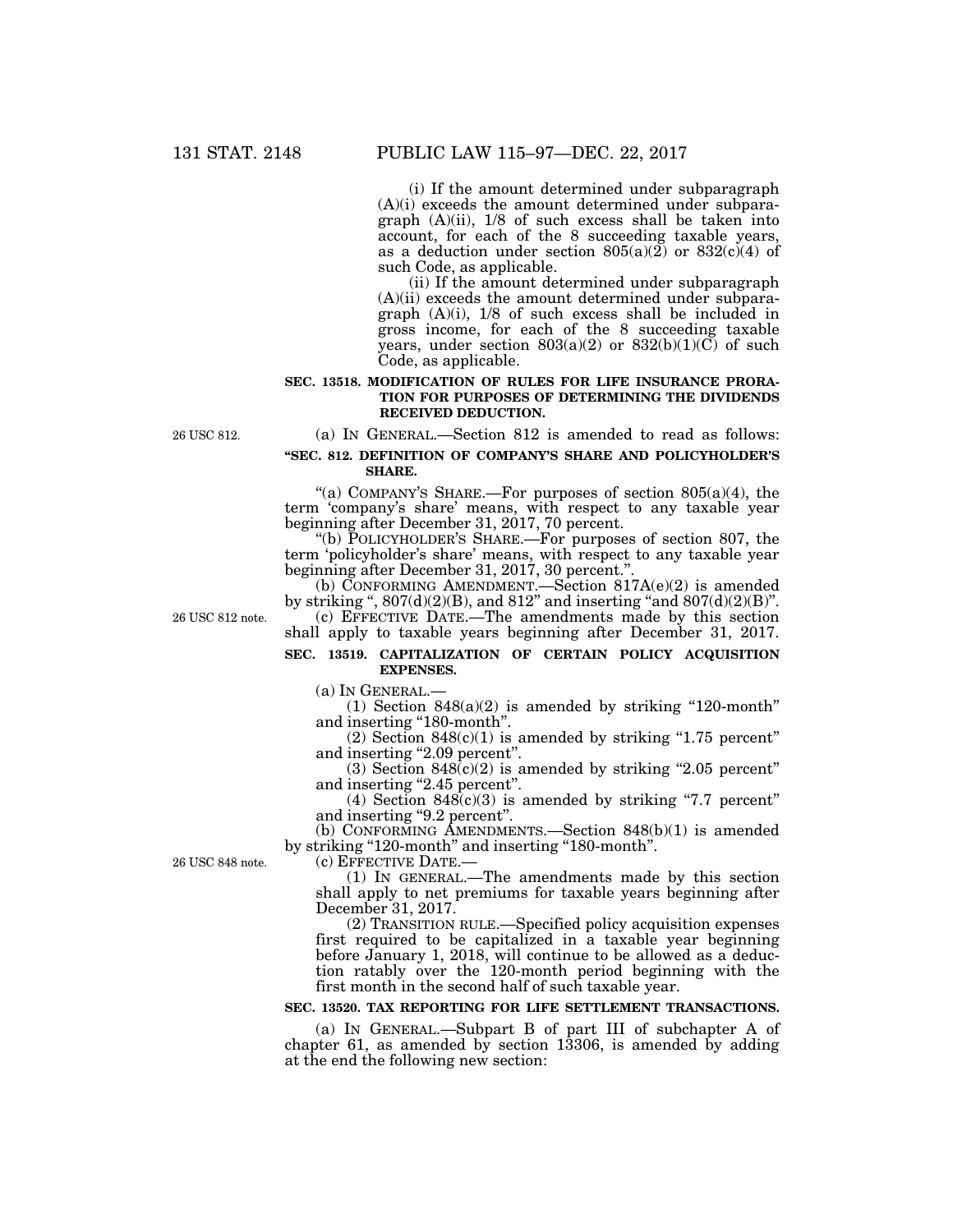(i) If the amount determined under subparagraph (A)(i) exceeds the amount determined under subparagraph (A)(ii), 1/8 of such excess shall be taken into account, for each of the 8 succeeding taxable years, as a deduction under section 805(a)(2) or 832(c)(4) of such Code, as applicable.

(ii) If the amount determined under subparagraph (A)(ii) exceeds the amount determined under subparagraph (A)(i), 1/8 of such excess shall be included in gross income, for each of the 8 succeeding taxable years, under section 803(a)(2) or 832(b)(1)(C) of such Code, as applicable.

**SEC. 13518. MODIFICATION OF RULES FOR LIFE INSURANCE PRORATION FOR PURPOSES OF DETERMINING THE DIVIDENDS RECEIVED DEDUCTION.**

26 USC 812.

(a) IN GENERAL.—Section 812 is amended to read as follows:

**"SEC. 812. DEFINITION OF COMPANY'S SHARE AND POLICYHOLDER'S SHARE.**

"(a) COMPANY'S SHARE.—For purposes of section 805(a)(4), the term 'company's share' means, with respect to any taxable year beginning after December 31, 2017, 70 percent.

"(b) POLICYHOLDER'S SHARE.—For purposes of section 807, the term 'policyholder's share' means, with respect to any taxable year beginning after December 31, 2017, 30 percent.".

(b) CONFORMING AMENDMENT.—Section 817A(e)(2) is amended by striking ", 807(d)(2)(B), and 812" and inserting "and 807(d)(2)(B)".

26 USC 812 note.

(c) EFFECTIVE DATE.—The amendments made by this section shall apply to taxable years beginning after December 31, 2017.

**SEC. 13519. CAPITALIZATION OF CERTAIN POLICY ACQUISITION EXPENSES.**

(a) IN GENERAL.—

(1) Section 848(a)(2) is amended by striking "120-month" and inserting "180-month".

(2) Section 848(c)(1) is amended by striking "1.75 percent" and inserting "2.09 percent".

(3) Section 848(c)(2) is amended by striking "2.05 percent" and inserting "2.45 percent".

(4) Section 848(c)(3) is amended by striking "7.7 percent" and inserting "9.2 percent".

(b) CONFORMING AMENDMENTS.—Section 848(b)(1) is amended by striking "120-month" and inserting "180-month".

26 USC 848 note.

(c) EFFECTIVE DATE.—

(1) IN GENERAL.—The amendments made by this section shall apply to net premiums for taxable years beginning after December 31, 2017.

(2) TRANSITION RULE.—Specified policy acquisition expenses first required to be capitalized in a taxable year beginning before January 1, 2018, will continue to be allowed as a deduction ratably over the 120-month period beginning with the first month in the second half of such taxable year.

**SEC. 13520. TAX REPORTING FOR LIFE SETTLEMENT TRANSACTIONS.**

(a) IN GENERAL.—Subpart B of part III of subchapter A of chapter 61, as amended by section 13306, is amended by adding at the end the following new section: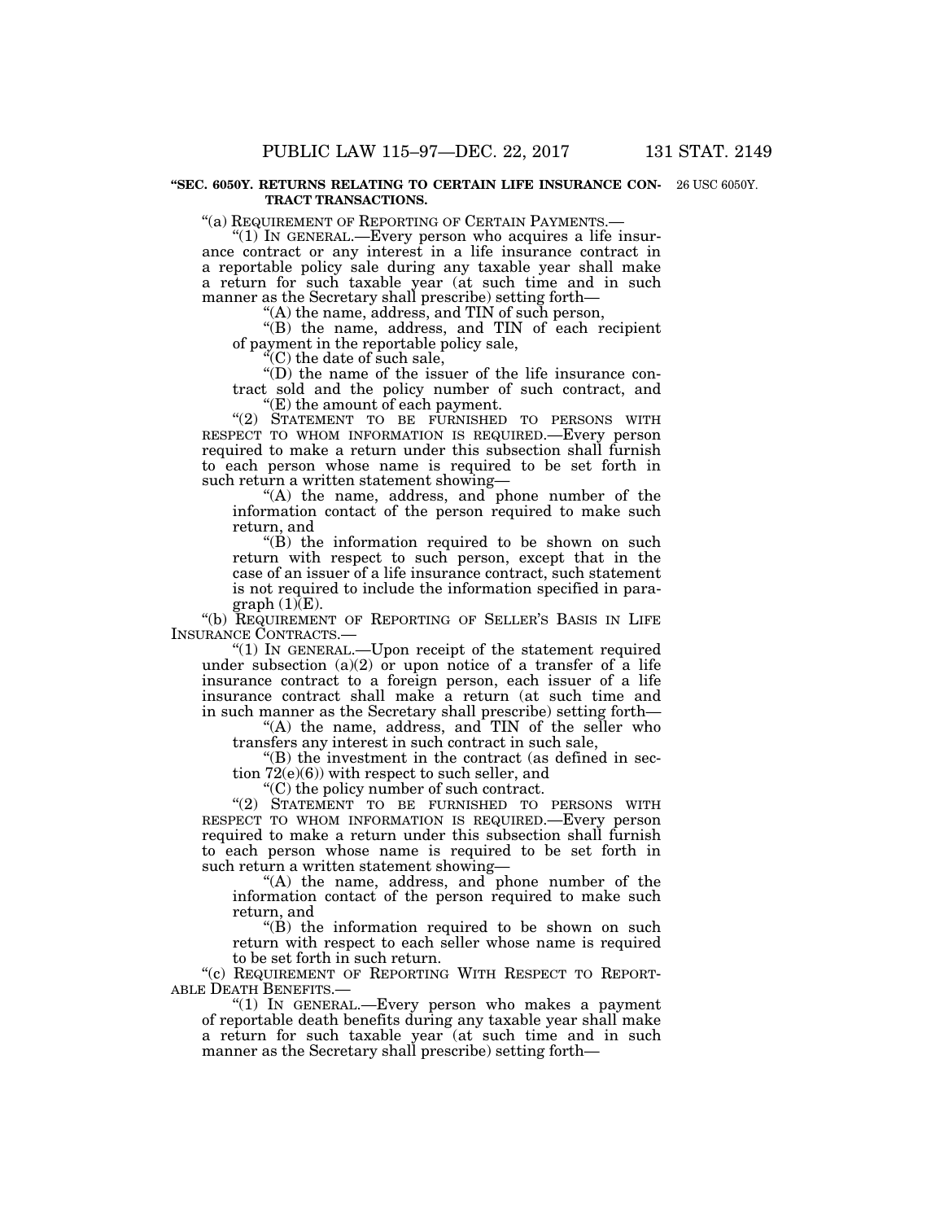**"SEC. 6050Y. RETURNS RELATING TO CERTAIN LIFE INSURANCE CONTRACT TRANSACTIONS.**

26 USC 6050Y.

"(a) REQUIREMENT OF REPORTING OF CERTAIN PAYMENTS.—

"(1) IN GENERAL.—Every person who acquires a life insurance contract or any interest in a life insurance contract in a reportable policy sale during any taxable year shall make a return for such taxable year (at such time and in such manner as the Secretary shall prescribe) setting forth—

"(A) the name, address, and TIN of such person,

"(B) the name, address, and TIN of each recipient of payment in the reportable policy sale,

"(C) the date of such sale,

"(D) the name of the issuer of the life insurance contract sold and the policy number of such contract, and

"(E) the amount of each payment.

"(2) STATEMENT TO BE FURNISHED TO PERSONS WITH RESPECT TO WHOM INFORMATION IS REQUIRED.—Every person required to make a return under this subsection shall furnish to each person whose name is required to be set forth in such return a written statement showing—

"(A) the name, address, and phone number of the information contact of the person required to make such return, and

"(B) the information required to be shown on such return with respect to such person, except that in the case of an issuer of a life insurance contract, such statement is not required to include the information specified in paragraph (1)(E).

"(b) REQUIREMENT OF REPORTING OF SELLER'S BASIS IN LIFE INSURANCE CONTRACTS.—

"(1) IN GENERAL.—Upon receipt of the statement required under subsection (a)(2) or upon notice of a transfer of a life insurance contract to a foreign person, each issuer of a life insurance contract shall make a return (at such time and in such manner as the Secretary shall prescribe) setting forth—

"(A) the name, address, and TIN of the seller who transfers any interest in such contract in such sale,

"(B) the investment in the contract (as defined in section 72(e)(6)) with respect to such seller, and

"(C) the policy number of such contract.

"(2) STATEMENT TO BE FURNISHED TO PERSONS WITH RESPECT TO WHOM INFORMATION IS REQUIRED.—Every person required to make a return under this subsection shall furnish to each person whose name is required to be set forth in such return a written statement showing—

"(A) the name, address, and phone number of the information contact of the person required to make such return, and

"(B) the information required to be shown on such return with respect to each seller whose name is required to be set forth in such return.

"(c) REQUIREMENT OF REPORTING WITH RESPECT TO REPORTABLE DEATH BENEFITS.—

"(1) IN GENERAL.—Every person who makes a payment of reportable death benefits during any taxable year shall make a return for such taxable year (at such time and in such manner as the Secretary shall prescribe) setting forth—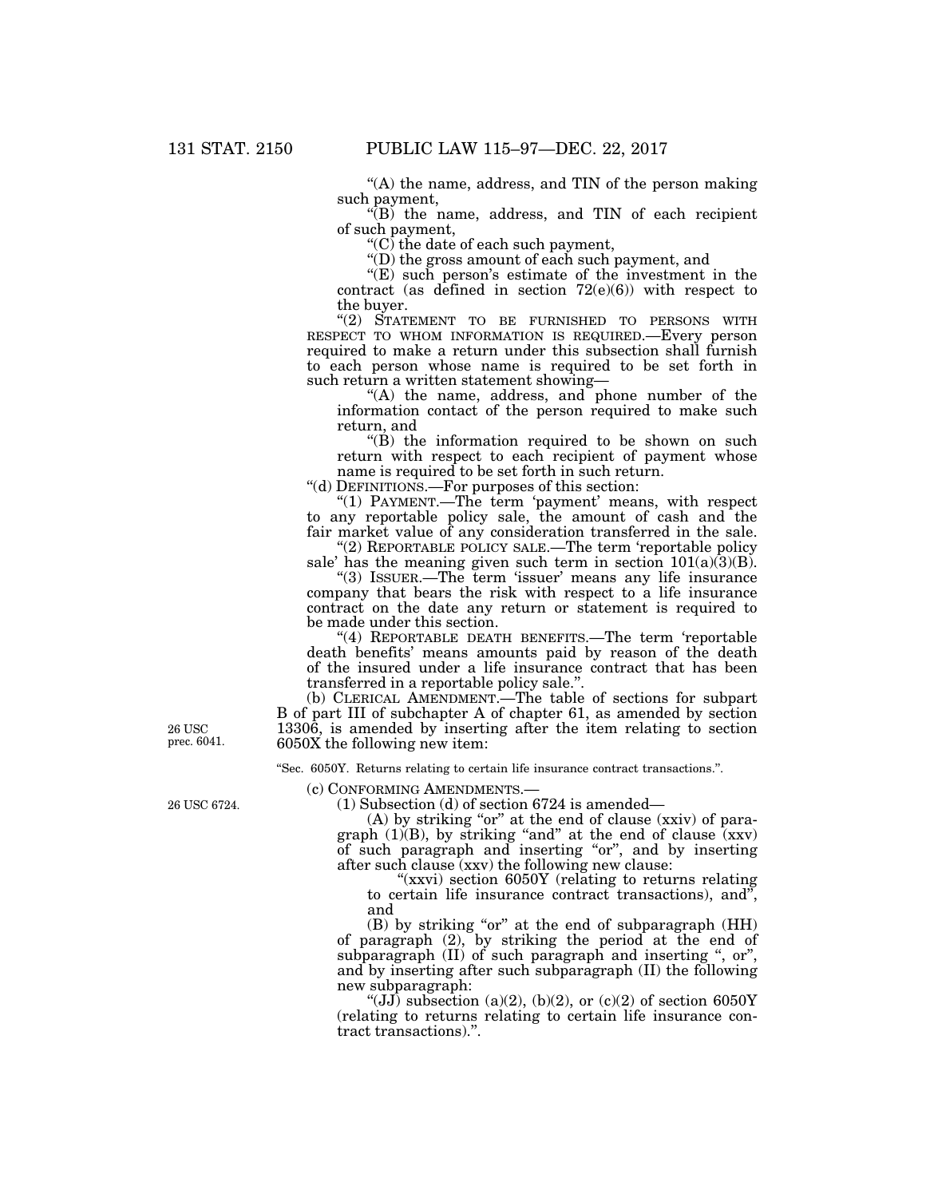"(A) the name, address, and TIN of the person making such payment,

"(B) the name, address, and TIN of each recipient of such payment,

"(C) the date of each such payment,

"(D) the gross amount of each such payment, and

"(E) such person's estimate of the investment in the contract (as defined in section 72(e)(6)) with respect to the buyer.

"(2) STATEMENT TO BE FURNISHED TO PERSONS WITH RESPECT TO WHOM INFORMATION IS REQUIRED.—Every person required to make a return under this subsection shall furnish to each person whose name is required to be set forth in such return a written statement showing—

"(A) the name, address, and phone number of the information contact of the person required to make such return, and

"(B) the information required to be shown on such return with respect to each recipient of payment whose name is required to be set forth in such return.

"(d) DEFINITIONS.—For purposes of this section:

"(1) PAYMENT.—The term 'payment' means, with respect to any reportable policy sale, the amount of cash and the fair market value of any consideration transferred in the sale.

"(2) REPORTABLE POLICY SALE.—The term 'reportable policy sale' has the meaning given such term in section 101(a)(3)(B).

"(3) ISSUER.—The term 'issuer' means any life insurance company that bears the risk with respect to a life insurance contract on the date any return or statement is required to be made under this section.

"(4) REPORTABLE DEATH BENEFITS.—The term 'reportable death benefits' means amounts paid by reason of the death of the insured under a life insurance contract that has been transferred in a reportable policy sale.".

(b) CLERICAL AMENDMENT.—The table of sections for subpart B of part III of subchapter A of chapter 61, as amended by section 13306, is amended by inserting after the item relating to section 6050X the following new item:

26 USC prec. 6041.

"Sec. 6050Y. Returns relating to certain life insurance contract transactions.".

(c) CONFORMING AMENDMENTS.—

26 USC 6724.

(1) Subsection (d) of section 6724 is amended—

(A) by striking "or" at the end of clause (xxiv) of paragraph (1)(B), by striking "and" at the end of clause (xxv) of such paragraph and inserting "or", and by inserting after such clause (xxv) the following new clause:

"(xxvi) section 6050Y (relating to returns relating to certain life insurance contract transactions), and", and

(B) by striking "or" at the end of subparagraph (HH) of paragraph (2), by striking the period at the end of subparagraph (II) of such paragraph and inserting ", or", and by inserting after such subparagraph (II) the following new subparagraph:

"(JJ) subsection (a)(2), (b)(2), or (c)(2) of section 6050Y (relating to returns relating to certain life insurance contract transactions).".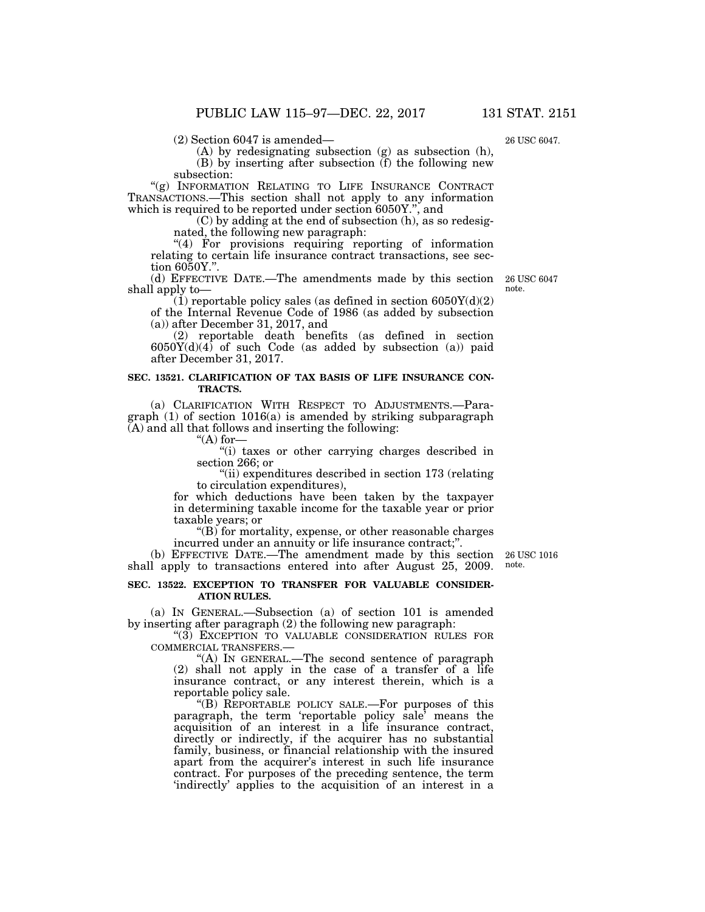(2) Section 6047 is amended—

(A) by redesignating subsection (g) as subsection (h),

(B) by inserting after subsection (f) the following new subsection:

"(g) INFORMATION RELATING TO LIFE INSURANCE CONTRACT TRANSACTIONS.—This section shall not apply to any information which is required to be reported under section 6050Y.", and

(C) by adding at the end of subsection (h), as so redesignated, the following new paragraph:

"(4) For provisions requiring reporting of information relating to certain life insurance contract transactions, see section 6050Y.".

26 USC 6047.

(d) EFFECTIVE DATE.—The amendments made by this section shall apply to—

26 USC 6047 note.

(1) reportable policy sales (as defined in section 6050Y(d)(2) of the Internal Revenue Code of 1986 (as added by subsection (a)) after December 31, 2017, and

(2) reportable death benefits (as defined in section 6050Y(d)(4) of such Code (as added by subsection (a)) paid after December 31, 2017.

**SEC. 13521. CLARIFICATION OF TAX BASIS OF LIFE INSURANCE CONTRACTS.**

(a) CLARIFICATION WITH RESPECT TO ADJUSTMENTS.—Paragraph (1) of section 1016(a) is amended by striking subparagraph (A) and all that follows and inserting the following:

"(A) for—

"(i) taxes or other carrying charges described in section 266; or

"(ii) expenditures described in section 173 (relating to circulation expenditures),

for which deductions have been taken by the taxpayer in determining taxable income for the taxable year or prior taxable years; or

"(B) for mortality, expense, or other reasonable charges incurred under an annuity or life insurance contract;".

(b) EFFECTIVE DATE.—The amendment made by this section shall apply to transactions entered into after August 25, 2009.

26 USC 1016 note.

**SEC. 13522. EXCEPTION TO TRANSFER FOR VALUABLE CONSIDERATION RULES.**

(a) IN GENERAL.—Subsection (a) of section 101 is amended by inserting after paragraph (2) the following new paragraph:

"(3) EXCEPTION TO VALUABLE CONSIDERATION RULES FOR COMMERCIAL TRANSFERS.—

"(A) IN GENERAL.—The second sentence of paragraph (2) shall not apply in the case of a transfer of a life insurance contract, or any interest therein, which is a reportable policy sale.

"(B) REPORTABLE POLICY SALE.—For purposes of this paragraph, the term 'reportable policy sale' means the acquisition of an interest in a life insurance contract, directly or indirectly, if the acquirer has no substantial family, business, or financial relationship with the insured apart from the acquirer's interest in such life insurance contract. For purposes of the preceding sentence, the term 'indirectly' applies to the acquisition of an interest in a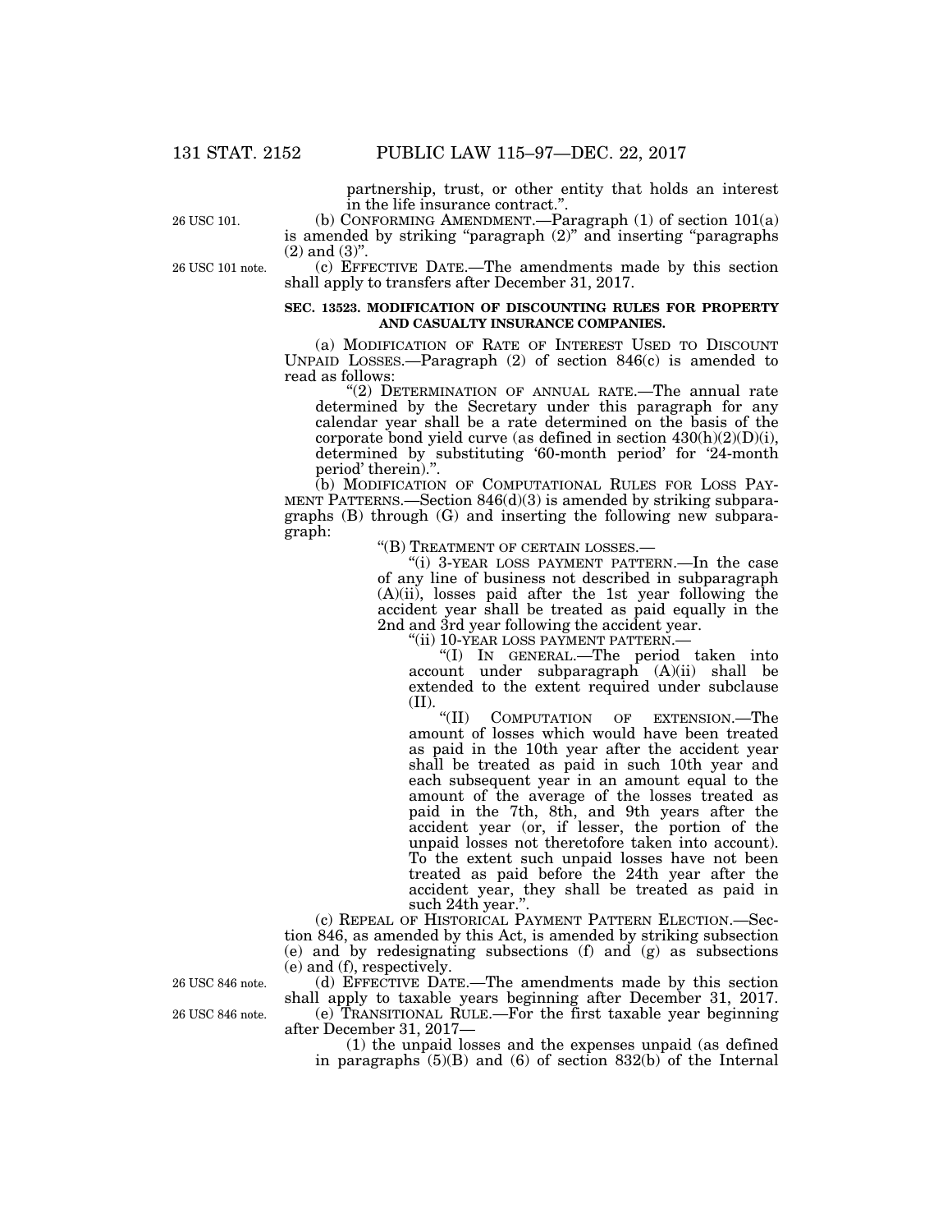partnership, trust, or other entity that holds an interest in the life insurance contract.".

26 USC 101.

(b) CONFORMING AMENDMENT.—Paragraph (1) of section 101(a) is amended by striking "paragraph (2)" and inserting "paragraphs (2) and (3)".

26 USC 101 note.

(c) EFFECTIVE DATE.—The amendments made by this section shall apply to transfers after December 31, 2017.

**SEC. 13523. MODIFICATION OF DISCOUNTING RULES FOR PROPERTY AND CASUALTY INSURANCE COMPANIES.**

(a) MODIFICATION OF RATE OF INTEREST USED TO DISCOUNT UNPAID LOSSES.—Paragraph (2) of section 846(c) is amended to read as follows:

"(2) DETERMINATION OF ANNUAL RATE.—The annual rate determined by the Secretary under this paragraph for any calendar year shall be a rate determined on the basis of the corporate bond yield curve (as defined in section 430(h)(2)(D)(i), determined by substituting '60-month period' for '24-month period' therein).".

(b) MODIFICATION OF COMPUTATIONAL RULES FOR LOSS PAYMENT PATTERNS.—Section 846(d)(3) is amended by striking subparagraphs (B) through (G) and inserting the following new subparagraph:

"(B) TREATMENT OF CERTAIN LOSSES.—

"(i) 3-YEAR LOSS PAYMENT PATTERN.—In the case of any line of business not described in subparagraph (A)(ii), losses paid after the 1st year following the accident year shall be treated as paid equally in the 2nd and 3rd year following the accident year.

"(ii) 10-YEAR LOSS PAYMENT PATTERN.—

"(I) IN GENERAL.—The period taken into account under subparagraph (A)(ii) shall be extended to the extent required under subclause (II).

"(II) COMPUTATION OF EXTENSION.—The amount of losses which would have been treated as paid in the 10th year after the accident year shall be treated as paid in such 10th year and each subsequent year in an amount equal to the amount of the average of the losses treated as paid in the 7th, 8th, and 9th years after the accident year (or, if lesser, the portion of the unpaid losses not theretofore taken into account). To the extent such unpaid losses have not been treated as paid before the 24th year after the accident year, they shall be treated as paid in such 24th year.".

(c) REPEAL OF HISTORICAL PAYMENT PATTERN ELECTION.—Section 846, as amended by this Act, is amended by striking subsection (e) and by redesignating subsections (f) and (g) as subsections (e) and (f), respectively.

26 USC 846 note.

(d) EFFECTIVE DATE.—The amendments made by this section shall apply to taxable years beginning after December 31, 2017.

26 USC 846 note.

(e) TRANSITIONAL RULE.—For the first taxable year beginning after December 31, 2017—

(1) the unpaid losses and the expenses unpaid (as defined in paragraphs (5)(B) and (6) of section 832(b) of the Internal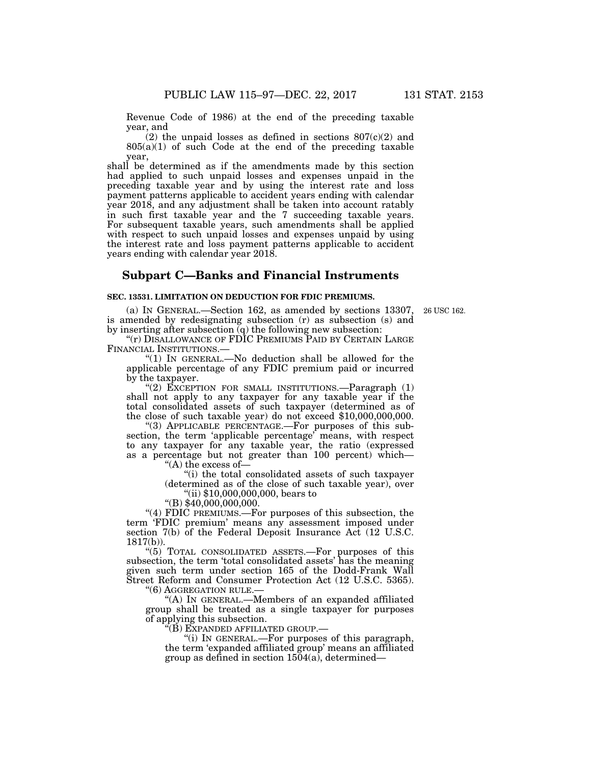Revenue Code of 1986) at the end of the preceding taxable year, and

(2) the unpaid losses as defined in sections 807(c)(2) and 805(a)(1) of such Code at the end of the preceding taxable year,

shall be determined as if the amendments made by this section had applied to such unpaid losses and expenses unpaid in the preceding taxable year and by using the interest rate and loss payment patterns applicable to accident years ending with calendar year 2018, and any adjustment shall be taken into account ratably in such first taxable year and the 7 succeeding taxable years. For subsequent taxable years, such amendments shall be applied with respect to such unpaid losses and expenses unpaid by using the interest rate and loss payment patterns applicable to accident years ending with calendar year 2018.

## Subpart C—Banks and Financial Instruments

### SEC. 13531. LIMITATION ON DEDUCTION FOR FDIC PREMIUMS.

(a) IN GENERAL.—Section 162, as amended by sections 13307, is amended by redesignating subsection (r) as subsection (s) and by inserting after subsection (q) the following new subsection:

26 USC 162.

"(r) DISALLOWANCE OF FDIC PREMIUMS PAID BY CERTAIN LARGE FINANCIAL INSTITUTIONS.—

"(1) IN GENERAL.—No deduction shall be allowed for the applicable percentage of any FDIC premium paid or incurred by the taxpayer.

"(2) EXCEPTION FOR SMALL INSTITUTIONS.—Paragraph (1) shall not apply to any taxpayer for any taxable year if the total consolidated assets of such taxpayer (determined as of the close of such taxable year) do not exceed $10,000,000,000.

"(3) APPLICABLE PERCENTAGE.—For purposes of this subsection, the term 'applicable percentage' means, with respect to any taxpayer for any taxable year, the ratio (expressed as a percentage but not greater than 100 percent) which—

"(A) the excess of—

"(i) the total consolidated assets of such taxpayer (determined as of the close of such taxable year), over

"(ii) $10,000,000,000, bears to

"(B) $40,000,000,000.

"(4) FDIC PREMIUMS.—For purposes of this subsection, the term 'FDIC premium' means any assessment imposed under section 7(b) of the Federal Deposit Insurance Act (12 U.S.C. 1817(b)).

"(5) TOTAL CONSOLIDATED ASSETS.—For purposes of this subsection, the term 'total consolidated assets' has the meaning given such term under section 165 of the Dodd-Frank Wall Street Reform and Consumer Protection Act (12 U.S.C. 5365).

"(6) AGGREGATION RULE.—

"(A) IN GENERAL.—Members of an expanded affiliated group shall be treated as a single taxpayer for purposes of applying this subsection.

"(B) EXPANDED AFFILIATED GROUP.—

"(i) IN GENERAL.—For purposes of this paragraph, the term 'expanded affiliated group' means an affiliated group as defined in section 1504(a), determined—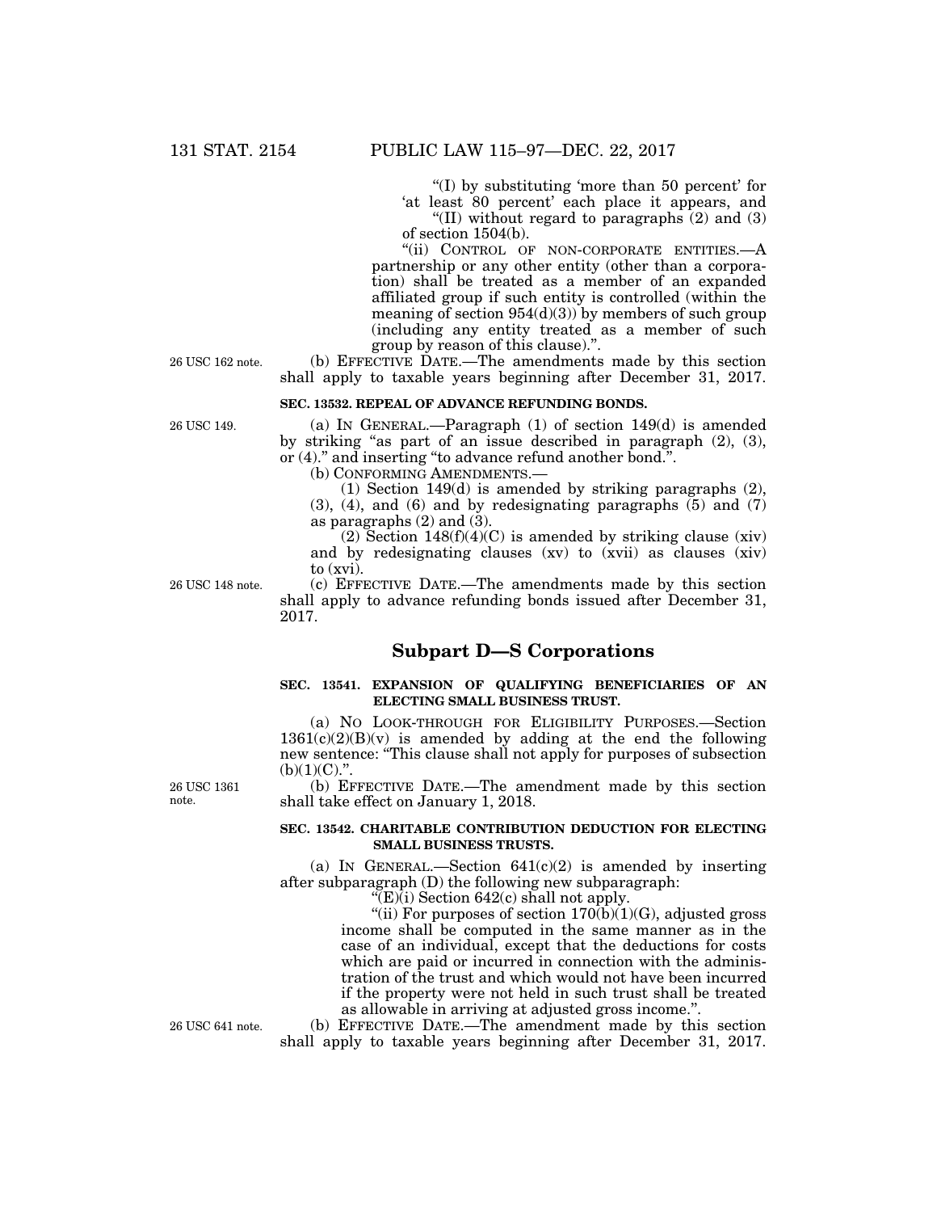"(I) by substituting 'more than 50 percent' for 'at least 80 percent' each place it appears, and

"(II) without regard to paragraphs (2) and (3) of section 1504(b).

"(ii) CONTROL OF NON-CORPORATE ENTITIES.—A partnership or any other entity (other than a corporation) shall be treated as a member of an expanded affiliated group if such entity is controlled (within the meaning of section 954(d)(3)) by members of such group (including any entity treated as a member of such group by reason of this clause).".

26 USC 162 note.

(b) EFFECTIVE DATE.—The amendments made by this section shall apply to taxable years beginning after December 31, 2017.

**SEC. 13532. REPEAL OF ADVANCE REFUNDING BONDS.**

26 USC 149.

(a) IN GENERAL.—Paragraph (1) of section 149(d) is amended by striking "as part of an issue described in paragraph (2), (3), or (4)." and inserting "to advance refund another bond.".

(b) CONFORMING AMENDMENTS.—

(1) Section 149(d) is amended by striking paragraphs (2), (3), (4), and (6) and by redesignating paragraphs (5) and (7) as paragraphs (2) and (3).

(2) Section 148(f)(4)(C) is amended by striking clause (xiv) and by redesignating clauses (xv) to (xvii) as clauses (xiv) to (xvi).

26 USC 148 note.

(c) EFFECTIVE DATE.—The amendments made by this section shall apply to advance refunding bonds issued after December 31, 2017.

## Subpart D—S Corporations

**SEC. 13541. EXPANSION OF QUALIFYING BENEFICIARIES OF AN ELECTING SMALL BUSINESS TRUST.**

(a) NO LOOK-THROUGH FOR ELIGIBILITY PURPOSES.—Section 1361(c)(2)(B)(v) is amended by adding at the end the following new sentence: "This clause shall not apply for purposes of subsection (b)(1)(C).".

26 USC 1361 note.

(b) EFFECTIVE DATE.—The amendment made by this section shall take effect on January 1, 2018.

**SEC. 13542. CHARITABLE CONTRIBUTION DEDUCTION FOR ELECTING SMALL BUSINESS TRUSTS.**

(a) IN GENERAL.—Section 641(c)(2) is amended by inserting after subparagraph (D) the following new subparagraph:

"(E)(i) Section 642(c) shall not apply.

"(ii) For purposes of section 170(b)(1)(G), adjusted gross income shall be computed in the same manner as in the case of an individual, except that the deductions for costs which are paid or incurred in connection with the administration of the trust and which would not have been incurred if the property were not held in such trust shall be treated as allowable in arriving at adjusted gross income.".

26 USC 641 note.

(b) EFFECTIVE DATE.—The amendment made by this section shall apply to taxable years beginning after December 31, 2017.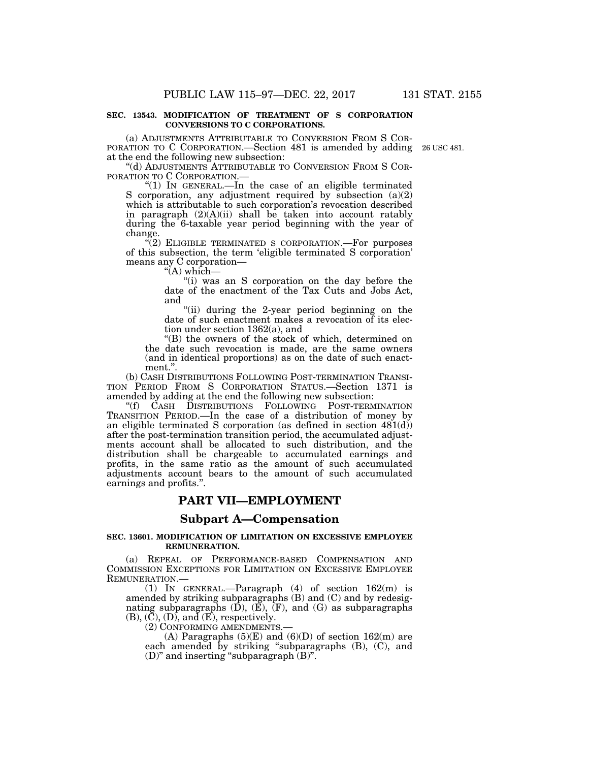**SEC. 13543. MODIFICATION OF TREATMENT OF S CORPORATION CONVERSIONS TO C CORPORATIONS.**

(a) ADJUSTMENTS ATTRIBUTABLE TO CONVERSION FROM S CORPORATION TO C CORPORATION.—Section 481 is amended by adding at the end the following new subsection:

26 USC 481.

"(d) ADJUSTMENTS ATTRIBUTABLE TO CONVERSION FROM S CORPORATION TO C CORPORATION.—

"(1) IN GENERAL.—In the case of an eligible terminated S corporation, any adjustment required by subsection (a)(2) which is attributable to such corporation's revocation described in paragraph (2)(A)(ii) shall be taken into account ratably during the 6-taxable year period beginning with the year of change.

"(2) ELIGIBLE TERMINATED S CORPORATION.—For purposes of this subsection, the term 'eligible terminated S corporation' means any C corporation—

"(A) which—

"(i) was an S corporation on the day before the date of the enactment of the Tax Cuts and Jobs Act, and

"(ii) during the 2-year period beginning on the date of such enactment makes a revocation of its election under section 1362(a), and

"(B) the owners of the stock of which, determined on the date such revocation is made, are the same owners (and in identical proportions) as on the date of such enactment.".

(b) CASH DISTRIBUTIONS FOLLOWING POST-TERMINATION TRANSITION PERIOD FROM S CORPORATION STATUS.—Section 1371 is amended by adding at the end the following new subsection:

"(f) CASH DISTRIBUTIONS FOLLOWING POST-TERMINATION TRANSITION PERIOD.—In the case of a distribution of money by an eligible terminated S corporation (as defined in section 481(d)) after the post-termination transition period, the accumulated adjustments account shall be allocated to such distribution, and the distribution shall be chargeable to accumulated earnings and profits, in the same ratio as the amount of such accumulated adjustments account bears to the amount of such accumulated earnings and profits.".

## PART VII—EMPLOYMENT

### Subpart A—Compensation

**SEC. 13601. MODIFICATION OF LIMITATION ON EXCESSIVE EMPLOYEE REMUNERATION.**

(a) REPEAL OF PERFORMANCE-BASED COMPENSATION AND COMMISSION EXCEPTIONS FOR LIMITATION ON EXCESSIVE EMPLOYEE REMUNERATION.—

(1) IN GENERAL.—Paragraph (4) of section 162(m) is amended by striking subparagraphs (B) and (C) and by redesignating subparagraphs (D), (E), (F), and (G) as subparagraphs (B), (C), (D), and (E), respectively.

(2) CONFORMING AMENDMENTS.—

(A) Paragraphs (5)(E) and (6)(D) of section 162(m) are each amended by striking "subparagraphs (B), (C), and (D)" and inserting "subparagraph (B)".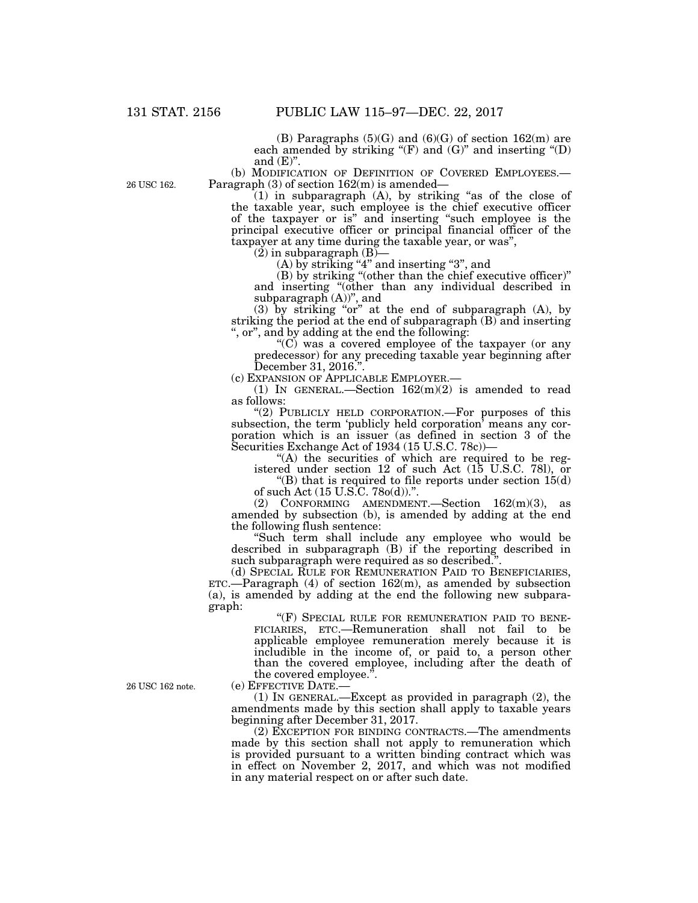(B) Paragraphs (5)(G) and (6)(G) of section 162(m) are each amended by striking "(F) and (G)" and inserting "(D) and (E)".

(b) MODIFICATION OF DEFINITION OF COVERED EMPLOYEES.—Paragraph (3) of section 162(m) is amended—

26 USC 162.

(1) in subparagraph (A), by striking "as of the close of the taxable year, such employee is the chief executive officer of the taxpayer or is" and inserting "such employee is the principal executive officer or principal financial officer of the taxpayer at any time during the taxable year, or was",

(2) in subparagraph (B)—

(A) by striking "4" and inserting "3", and

(B) by striking "(other than the chief executive officer)" and inserting "(other than any individual described in subparagraph (A))", and

(3) by striking "or" at the end of subparagraph (A), by striking the period at the end of subparagraph (B) and inserting ", or", and by adding at the end the following:

"(C) was a covered employee of the taxpayer (or any predecessor) for any preceding taxable year beginning after December 31, 2016.".

(c) EXPANSION OF APPLICABLE EMPLOYER.—

(1) IN GENERAL.—Section 162(m)(2) is amended to read as follows:

"(2) PUBLICLY HELD CORPORATION.—For purposes of this subsection, the term 'publicly held corporation' means any corporation which is an issuer (as defined in section 3 of the Securities Exchange Act of 1934 (15 U.S.C. 78c))—

"(A) the securities of which are required to be registered under section 12 of such Act (15 U.S.C. 78l), or

"(B) that is required to file reports under section 15(d) of such Act (15 U.S.C. 78o(d)).".

(2) CONFORMING AMENDMENT.—Section 162(m)(3), as amended by subsection (b), is amended by adding at the end the following flush sentence:

"Such term shall include any employee who would be described in subparagraph (B) if the reporting described in such subparagraph were required as so described.".

(d) SPECIAL RULE FOR REMUNERATION PAID TO BENEFICIARIES, ETC.—Paragraph (4) of section 162(m), as amended by subsection (a), is amended by adding at the end the following new subparagraph:

"(F) SPECIAL RULE FOR REMUNERATION PAID TO BENEFICIARIES, ETC.—Remuneration shall not fail to be applicable employee remuneration merely because it is includible in the income of, or paid to, a person other than the covered employee, including after the death of the covered employee.".

26 USC 162 note.

(e) EFFECTIVE DATE.—

(1) IN GENERAL.—Except as provided in paragraph (2), the amendments made by this section shall apply to taxable years beginning after December 31, 2017.

(2) EXCEPTION FOR BINDING CONTRACTS.—The amendments made by this section shall not apply to remuneration which is provided pursuant to a written binding contract which was in effect on November 2, 2017, and which was not modified in any material respect on or after such date.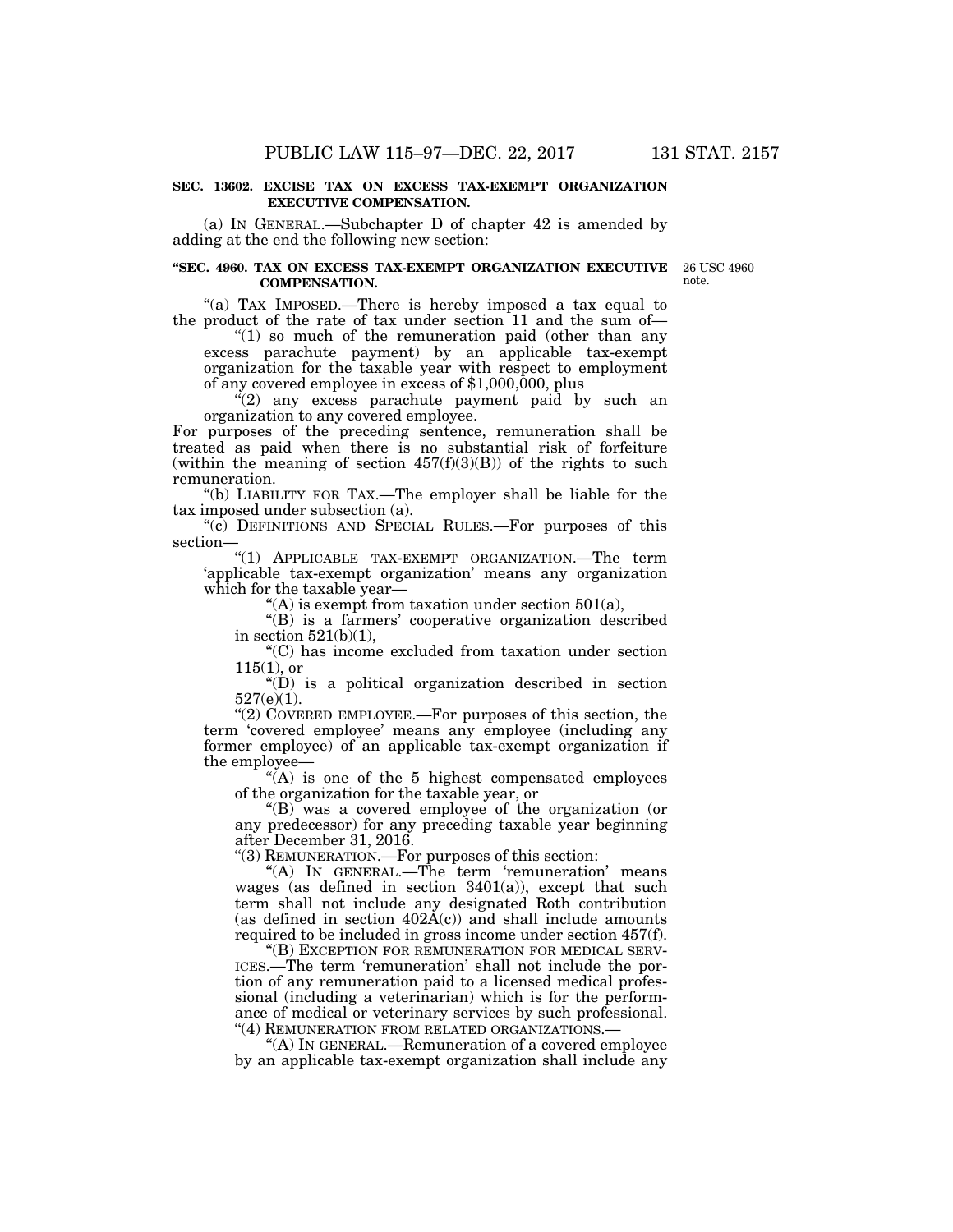**SEC. 13602. EXCISE TAX ON EXCESS TAX-EXEMPT ORGANIZATION EXECUTIVE COMPENSATION.**

(a) IN GENERAL.—Subchapter D of chapter 42 is amended by adding at the end the following new section:

**"SEC. 4960. TAX ON EXCESS TAX-EXEMPT ORGANIZATION EXECUTIVE COMPENSATION.**

26 USC 4960 note.

"(a) TAX IMPOSED.—There is hereby imposed a tax equal to the product of the rate of tax under section 11 and the sum of—

"(1) so much of the remuneration paid (other than any excess parachute payment) by an applicable tax-exempt organization for the taxable year with respect to employment of any covered employee in excess of $1,000,000, plus

"(2) any excess parachute payment paid by such an organization to any covered employee.

For purposes of the preceding sentence, remuneration shall be treated as paid when there is no substantial risk of forfeiture (within the meaning of section 457(f)(3)(B)) of the rights to such remuneration.

"(b) LIABILITY FOR TAX.—The employer shall be liable for the tax imposed under subsection (a).

"(c) DEFINITIONS AND SPECIAL RULES.—For purposes of this section—

"(1) APPLICABLE TAX-EXEMPT ORGANIZATION.—The term 'applicable tax-exempt organization' means any organization which for the taxable year—

"(A) is exempt from taxation under section 501(a),

"(B) is a farmers' cooperative organization described in section 521(b)(1),

"(C) has income excluded from taxation under section 115(1), or

"(D) is a political organization described in section 527(e)(1).

"(2) COVERED EMPLOYEE.—For purposes of this section, the term 'covered employee' means any employee (including any former employee) of an applicable tax-exempt organization if the employee—

"(A) is one of the 5 highest compensated employees of the organization for the taxable year, or

"(B) was a covered employee of the organization (or any predecessor) for any preceding taxable year beginning after December 31, 2016.

"(3) REMUNERATION.—For purposes of this section:

"(A) IN GENERAL.—The term 'remuneration' means wages (as defined in section 3401(a)), except that such term shall not include any designated Roth contribution (as defined in section 402A(c)) and shall include amounts required to be included in gross income under section 457(f).

"(B) EXCEPTION FOR REMUNERATION FOR MEDICAL SERVICES.—The term 'remuneration' shall not include the portion of any remuneration paid to a licensed medical professional (including a veterinarian) which is for the performance of medical or veterinary services by such professional.

"(4) REMUNERATION FROM RELATED ORGANIZATIONS.—

"(A) IN GENERAL.—Remuneration of a covered employee by an applicable tax-exempt organization shall include any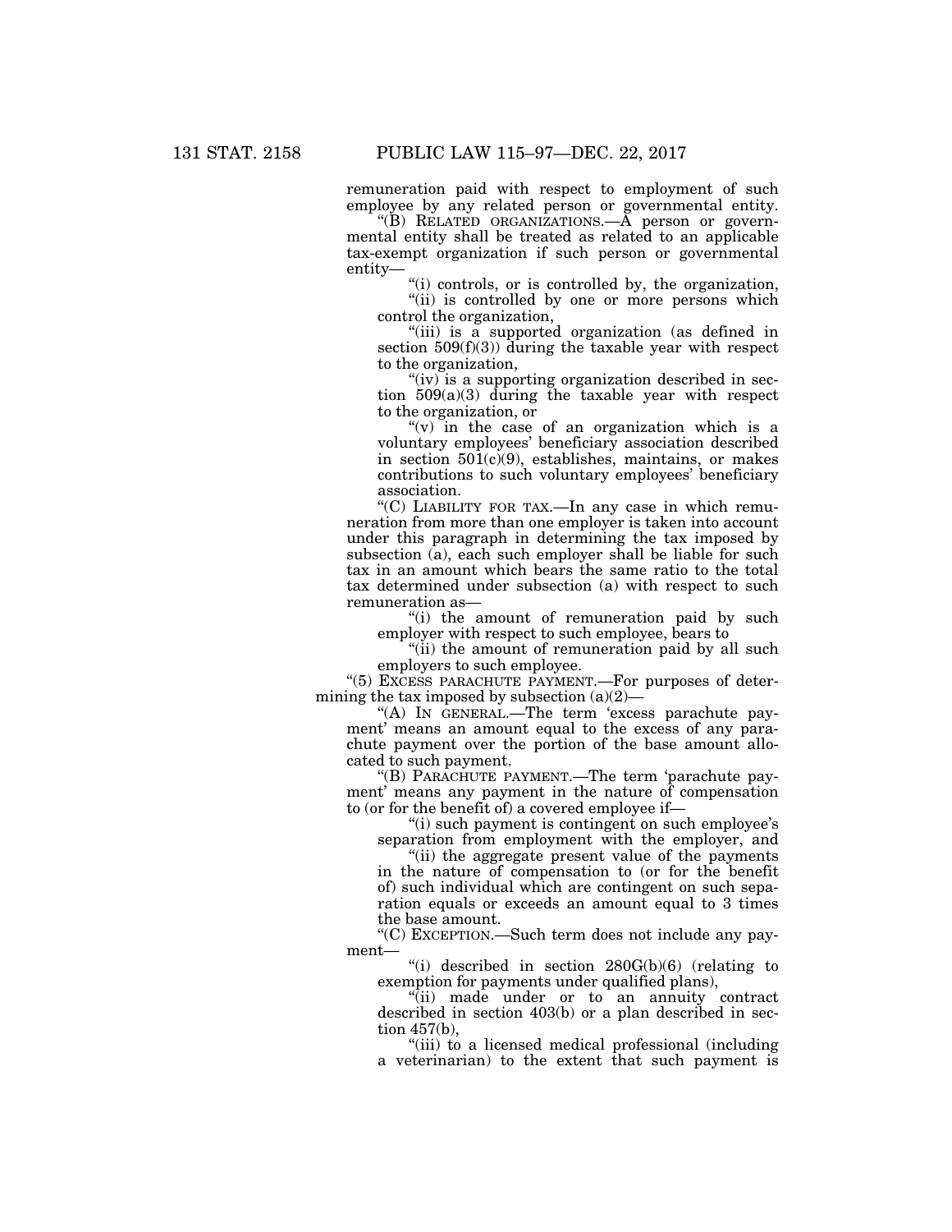remuneration paid with respect to employment of such employee by any related person or governmental entity.

"(B) RELATED ORGANIZATIONS.—A person or governmental entity shall be treated as related to an applicable tax-exempt organization if such person or governmental entity—

"(i) controls, or is controlled by, the organization,

"(ii) is controlled by one or more persons which control the organization,

"(iii) is a supported organization (as defined in section 509(f)(3)) during the taxable year with respect to the organization,

"(iv) is a supporting organization described in section 509(a)(3) during the taxable year with respect to the organization, or

"(v) in the case of an organization which is a voluntary employees' beneficiary association described in section 501(c)(9), establishes, maintains, or makes contributions to such voluntary employees' beneficiary association.

"(C) LIABILITY FOR TAX.—In any case in which remuneration from more than one employer is taken into account under this paragraph in determining the tax imposed by subsection (a), each such employer shall be liable for such tax in an amount which bears the same ratio to the total tax determined under subsection (a) with respect to such remuneration as—

"(i) the amount of remuneration paid by such employer with respect to such employee, bears to

"(ii) the amount of remuneration paid by all such employers to such employee.

"(5) EXCESS PARACHUTE PAYMENT.—For purposes of determining the tax imposed by subsection (a)(2)—

"(A) IN GENERAL.—The term 'excess parachute payment' means an amount equal to the excess of any parachute payment over the portion of the base amount allocated to such payment.

"(B) PARACHUTE PAYMENT.—The term 'parachute payment' means any payment in the nature of compensation to (or for the benefit of) a covered employee if—

"(i) such payment is contingent on such employee's separation from employment with the employer, and

"(ii) the aggregate present value of the payments in the nature of compensation to (or for the benefit of) such individual which are contingent on such separation equals or exceeds an amount equal to 3 times the base amount.

"(C) EXCEPTION.—Such term does not include any payment—

"(i) described in section 280G(b)(6) (relating to exemption for payments under qualified plans),

"(ii) made under or to an annuity contract described in section 403(b) or a plan described in section 457(b),

"(iii) to a licensed medical professional (including a veterinarian) to the extent that such payment is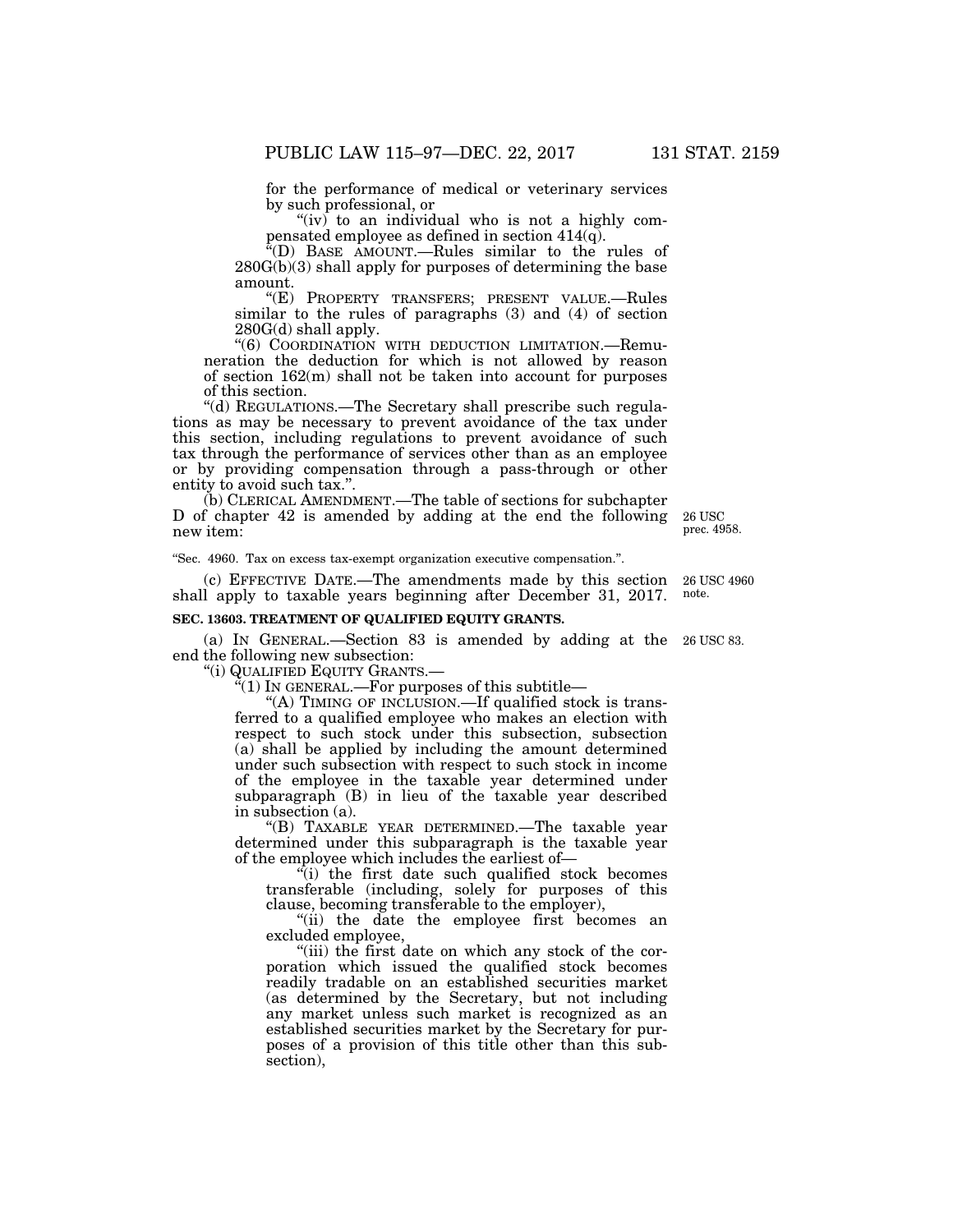for the performance of medical or veterinary services by such professional, or

"(iv) to an individual who is not a highly compensated employee as defined in section 414(q).

"(D) BASE AMOUNT.—Rules similar to the rules of 280G(b)(3) shall apply for purposes of determining the base amount.

"(E) PROPERTY TRANSFERS; PRESENT VALUE.—Rules similar to the rules of paragraphs (3) and (4) of section 280G(d) shall apply.

"(6) COORDINATION WITH DEDUCTION LIMITATION.—Remuneration the deduction for which is not allowed by reason of section 162(m) shall not be taken into account for purposes of this section.

"(d) REGULATIONS.—The Secretary shall prescribe such regulations as may be necessary to prevent avoidance of the tax under this section, including regulations to prevent avoidance of such tax through the performance of services other than as an employee or by providing compensation through a pass-through or other entity to avoid such tax.".

(b) CLERICAL AMENDMENT.—The table of sections for subchapter D of chapter 42 is amended by adding at the end the following new item:

26 USC prec. 4958.

"Sec. 4960. Tax on excess tax-exempt organization executive compensation.".

(c) EFFECTIVE DATE.—The amendments made by this section shall apply to taxable years beginning after December 31, 2017.

26 USC 4960 note.

**SEC. 13603. TREATMENT OF QUALIFIED EQUITY GRANTS.**

(a) IN GENERAL.—Section 83 is amended by adding at the end the following new subsection:

26 USC 83.

"(i) QUALIFIED EQUITY GRANTS.—

"(1) IN GENERAL.—For purposes of this subtitle—

"(A) TIMING OF INCLUSION.—If qualified stock is transferred to a qualified employee who makes an election with respect to such stock under this subsection, subsection (a) shall be applied by including the amount determined under such subsection with respect to such stock in income of the employee in the taxable year determined under subparagraph (B) in lieu of the taxable year described in subsection (a).

"(B) TAXABLE YEAR DETERMINED.—The taxable year determined under this subparagraph is the taxable year of the employee which includes the earliest of—

"(i) the first date such qualified stock becomes transferable (including, solely for purposes of this clause, becoming transferable to the employer),

"(ii) the date the employee first becomes an excluded employee,

"(iii) the first date on which any stock of the corporation which issued the qualified stock becomes readily tradable on an established securities market (as determined by the Secretary, but not including any market unless such market is recognized as an established securities market by the Secretary for purposes of a provision of this title other than this subsection),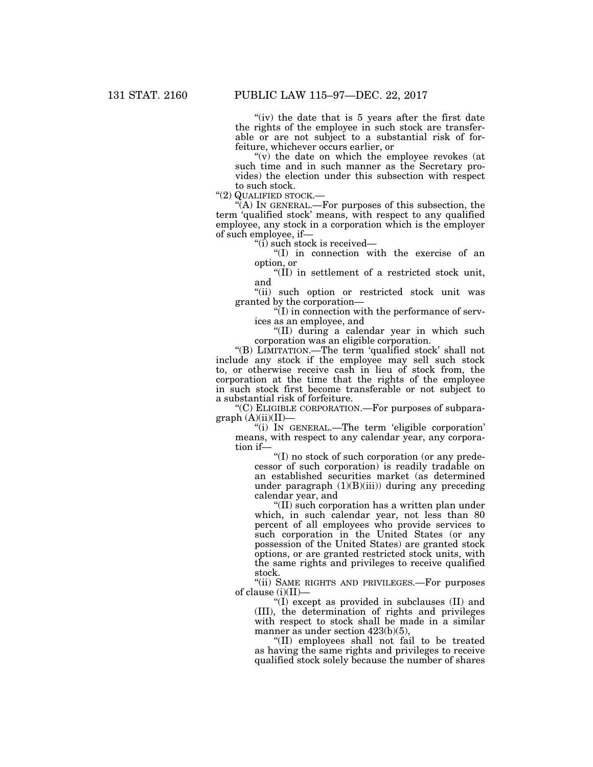"(iv) the date that is 5 years after the first date the rights of the employee in such stock are transferable or are not subject to a substantial risk of forfeiture, whichever occurs earlier, or

"(v) the date on which the employee revokes (at such time and in such manner as the Secretary provides) the election under this subsection with respect to such stock.

"(2) QUALIFIED STOCK.—

"(A) IN GENERAL.—For purposes of this subsection, the term 'qualified stock' means, with respect to any qualified employee, any stock in a corporation which is the employer of such employee, if—

"(i) such stock is received—

"(I) in connection with the exercise of an option, or

"(II) in settlement of a restricted stock unit, and

"(ii) such option or restricted stock unit was granted by the corporation—

"(I) in connection with the performance of services as an employee, and

"(II) during a calendar year in which such corporation was an eligible corporation.

"(B) LIMITATION.—The term 'qualified stock' shall not include any stock if the employee may sell such stock to, or otherwise receive cash in lieu of stock from, the corporation at the time that the rights of the employee in such stock first become transferable or not subject to a substantial risk of forfeiture.

"(C) ELIGIBLE CORPORATION.—For purposes of subparagraph (A)(ii)(II)—

"(i) IN GENERAL.—The term 'eligible corporation' means, with respect to any calendar year, any corporation if—

"(I) no stock of such corporation (or any predecessor of such corporation) is readily tradable on an established securities market (as determined under paragraph (1)(B)(iii)) during any preceding calendar year, and

"(II) such corporation has a written plan under which, in such calendar year, not less than 80 percent of all employees who provide services to such corporation in the United States (or any possession of the United States) are granted stock options, or are granted restricted stock units, with the same rights and privileges to receive qualified stock.

"(ii) SAME RIGHTS AND PRIVILEGES.—For purposes of clause (i)(II)—

"(I) except as provided in subclauses (II) and (III), the determination of rights and privileges with respect to stock shall be made in a similar manner as under section 423(b)(5),

"(II) employees shall not fail to be treated as having the same rights and privileges to receive qualified stock solely because the number of shares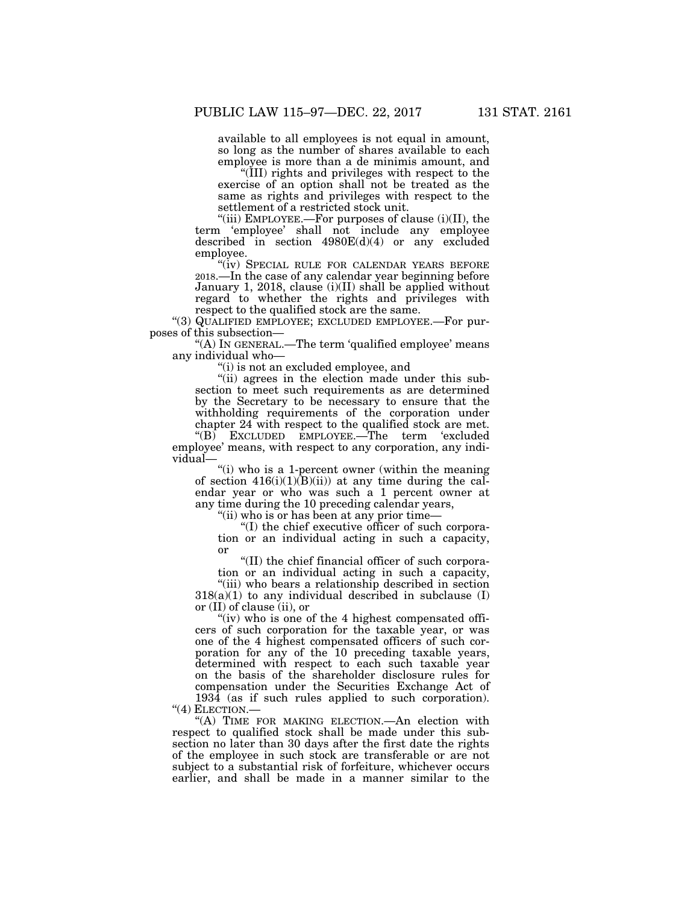available to all employees is not equal in amount, so long as the number of shares available to each employee is more than a de minimis amount, and

"(III) rights and privileges with respect to the exercise of an option shall not be treated as the same as rights and privileges with respect to the settlement of a restricted stock unit.

"(iii) EMPLOYEE.—For purposes of clause (i)(II), the term 'employee' shall not include any employee described in section 4980E(d)(4) or any excluded employee.

"(iv) SPECIAL RULE FOR CALENDAR YEARS BEFORE 2018.—In the case of any calendar year beginning before January 1, 2018, clause (i)(II) shall be applied without regard to whether the rights and privileges with respect to the qualified stock are the same.

"(3) QUALIFIED EMPLOYEE; EXCLUDED EMPLOYEE.—For purposes of this subsection—

"(A) IN GENERAL.—The term 'qualified employee' means any individual who—

"(i) is not an excluded employee, and

"(ii) agrees in the election made under this subsection to meet such requirements as are determined by the Secretary to be necessary to ensure that the withholding requirements of the corporation under chapter 24 with respect to the qualified stock are met.

"(B) EXCLUDED EMPLOYEE.—The term 'excluded employee' means, with respect to any corporation, any individual—

"(i) who is a 1-percent owner (within the meaning of section 416(i)(1)(B)(ii)) at any time during the calendar year or who was such a 1 percent owner at any time during the 10 preceding calendar years,

"(ii) who is or has been at any prior time—

"(I) the chief executive officer of such corporation or an individual acting in such a capacity, or

"(II) the chief financial officer of such corporation or an individual acting in such a capacity,

"(iii) who bears a relationship described in section 318(a)(1) to any individual described in subclause (I) or (II) of clause (ii), or

"(iv) who is one of the 4 highest compensated officers of such corporation for the taxable year, or was one of the 4 highest compensated officers of such corporation for any of the 10 preceding taxable years, determined with respect to each such taxable year on the basis of the shareholder disclosure rules for compensation under the Securities Exchange Act of 1934 (as if such rules applied to such corporation).

"(4) ELECTION.—

"(A) TIME FOR MAKING ELECTION.—An election with respect to qualified stock shall be made under this subsection no later than 30 days after the first date the rights of the employee in such stock are transferable or are not subject to a substantial risk of forfeiture, whichever occurs earlier, and shall be made in a manner similar to the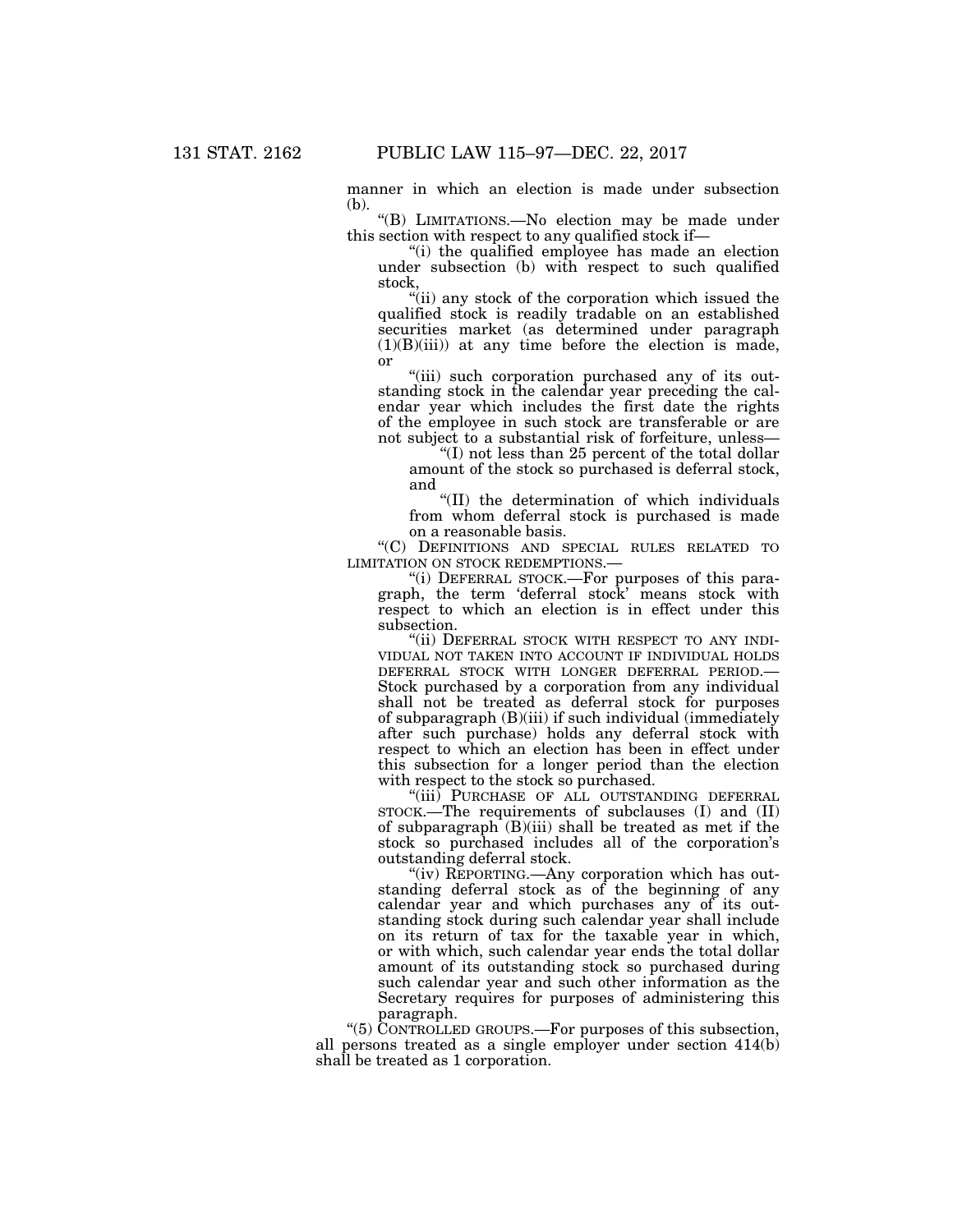manner in which an election is made under subsection (b).

"(B) LIMITATIONS.—No election may be made under this section with respect to any qualified stock if—

"(i) the qualified employee has made an election under subsection (b) with respect to such qualified stock,

"(ii) any stock of the corporation which issued the qualified stock is readily tradable on an established securities market (as determined under paragraph (1)(B)(iii)) at any time before the election is made, or

"(iii) such corporation purchased any of its outstanding stock in the calendar year preceding the calendar year which includes the first date the rights of the employee in such stock are transferable or are not subject to a substantial risk of forfeiture, unless—

"(I) not less than 25 percent of the total dollar amount of the stock so purchased is deferral stock, and

"(II) the determination of which individuals from whom deferral stock is purchased is made on a reasonable basis.

"(C) DEFINITIONS AND SPECIAL RULES RELATED TO LIMITATION ON STOCK REDEMPTIONS.—

"(i) DEFERRAL STOCK.—For purposes of this paragraph, the term 'deferral stock' means stock with respect to which an election is in effect under this subsection.

"(ii) DEFERRAL STOCK WITH RESPECT TO ANY INDIVIDUAL NOT TAKEN INTO ACCOUNT IF INDIVIDUAL HOLDS DEFERRAL STOCK WITH LONGER DEFERRAL PERIOD.—Stock purchased by a corporation from any individual shall not be treated as deferral stock for purposes of subparagraph (B)(iii) if such individual (immediately after such purchase) holds any deferral stock with respect to which an election has been in effect under this subsection for a longer period than the election with respect to the stock so purchased.

"(iii) PURCHASE OF ALL OUTSTANDING DEFERRAL STOCK.—The requirements of subclauses (I) and (II) of subparagraph (B)(iii) shall be treated as met if the stock so purchased includes all of the corporation's outstanding deferral stock.

"(iv) REPORTING.—Any corporation which has outstanding deferral stock as of the beginning of any calendar year and which purchases any of its outstanding stock during such calendar year shall include on its return of tax for the taxable year in which, or with which, such calendar year ends the total dollar amount of its outstanding stock so purchased during such calendar year and such other information as the Secretary requires for purposes of administering this paragraph.

"(5) CONTROLLED GROUPS.—For purposes of this subsection, all persons treated as a single employer under section 414(b) shall be treated as 1 corporation.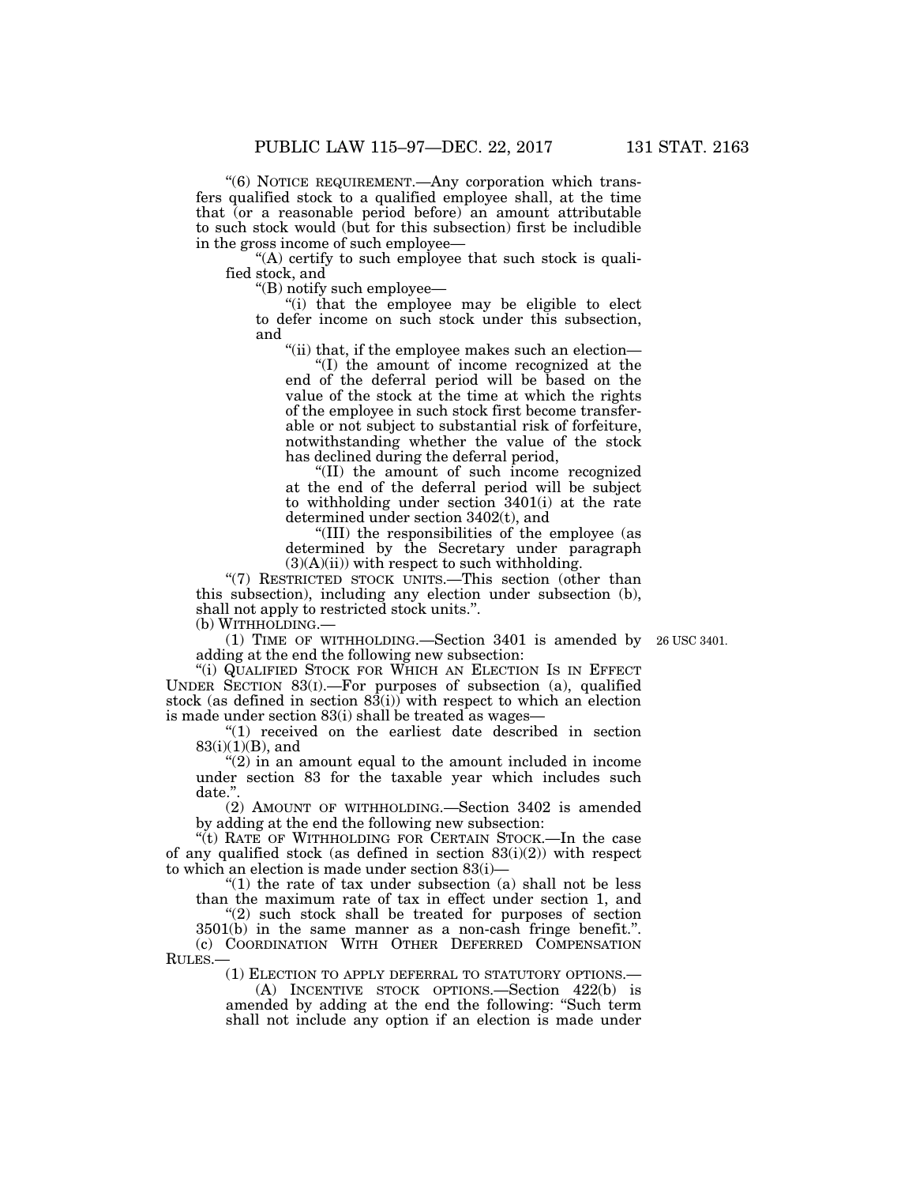"(6) NOTICE REQUIREMENT.—Any corporation which transfers qualified stock to a qualified employee shall, at the time that (or a reasonable period before) an amount attributable to such stock would (but for this subsection) first be includible in the gross income of such employee—

"(A) certify to such employee that such stock is qualified stock, and

"(B) notify such employee—

"(i) that the employee may be eligible to elect to defer income on such stock under this subsection, and

"(ii) that, if the employee makes such an election—

"(I) the amount of income recognized at the end of the deferral period will be based on the value of the stock at the time at which the rights of the employee in such stock first become transferable or not subject to substantial risk of forfeiture, notwithstanding whether the value of the stock has declined during the deferral period,

"(II) the amount of such income recognized at the end of the deferral period will be subject to withholding under section 3401(i) at the rate determined under section 3402(t), and

"(III) the responsibilities of the employee (as determined by the Secretary under paragraph (3)(A)(ii)) with respect to such withholding.

"(7) RESTRICTED STOCK UNITS.—This section (other than this subsection), including any election under subsection (b), shall not apply to restricted stock units.".

(b) WITHHOLDING.—

(1) TIME OF WITHHOLDING.—Section 3401 is amended by adding at the end the following new subsection:

26 USC 3401.

"(i) QUALIFIED STOCK FOR WHICH AN ELECTION IS IN EFFECT UNDER SECTION 83(I).—For purposes of subsection (a), qualified stock (as defined in section 83(i)) with respect to which an election is made under section 83(i) shall be treated as wages—

"(1) received on the earliest date described in section 83(i)(1)(B), and

"(2) in an amount equal to the amount included in income under section 83 for the taxable year which includes such date.".

(2) AMOUNT OF WITHHOLDING.—Section 3402 is amended by adding at the end the following new subsection:

"(t) RATE OF WITHHOLDING FOR CERTAIN STOCK.—In the case of any qualified stock (as defined in section 83(i)(2)) with respect to which an election is made under section 83(i)—

"(1) the rate of tax under subsection (a) shall not be less than the maximum rate of tax in effect under section 1, and

"(2) such stock shall be treated for purposes of section 3501(b) in the same manner as a non-cash fringe benefit.".

(c) COORDINATION WITH OTHER DEFERRED COMPENSATION RULES.—

(1) ELECTION TO APPLY DEFERRAL TO STATUTORY OPTIONS.—

(A) INCENTIVE STOCK OPTIONS.—Section 422(b) is amended by adding at the end the following: "Such term shall not include any option if an election is made under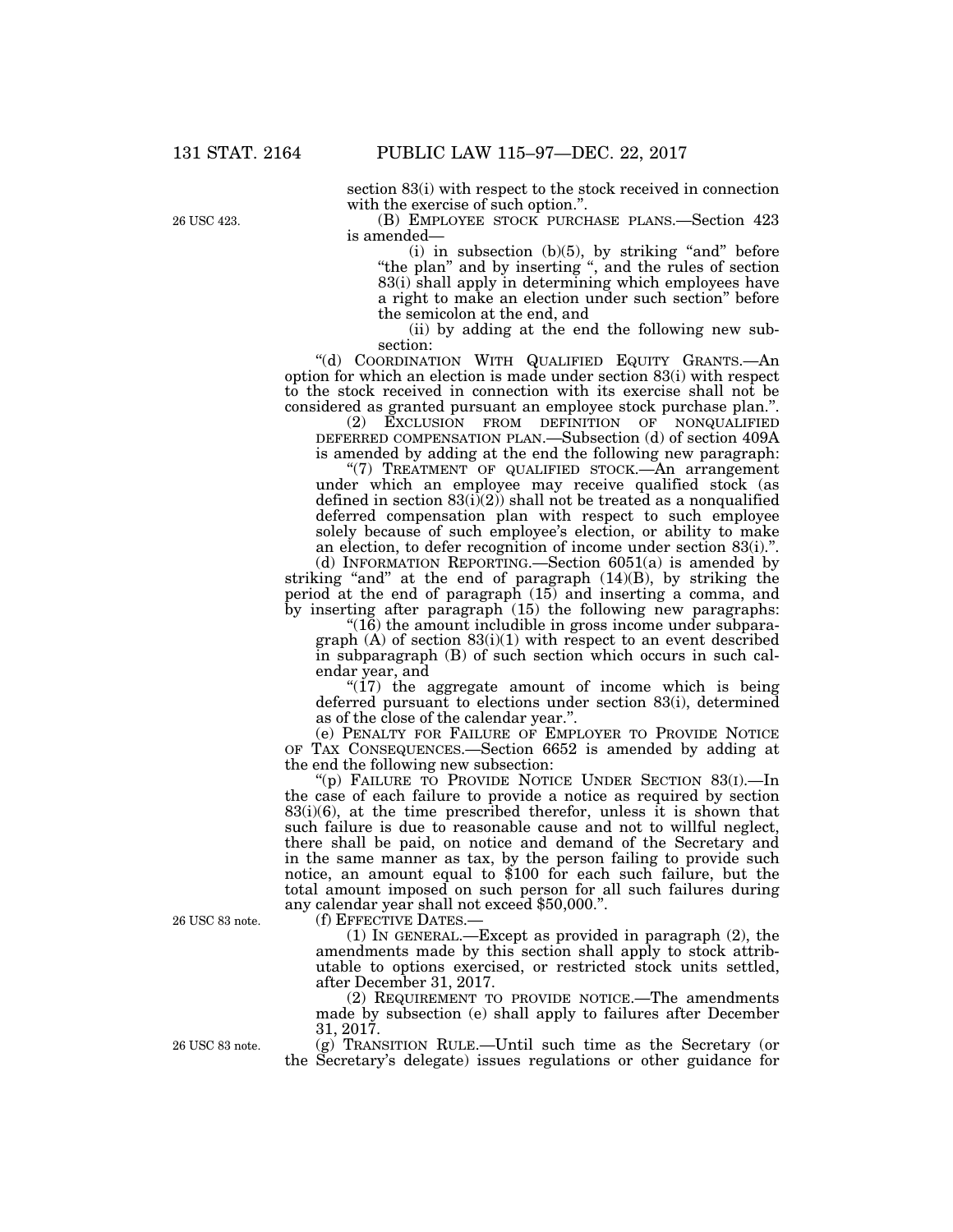section 83(i) with respect to the stock received in connection with the exercise of such option.".

26 USC 423.

(B) EMPLOYEE STOCK PURCHASE PLANS.—Section 423 is amended—

(i) in subsection (b)(5), by striking "and" before "the plan" and by inserting ", and the rules of section 83(i) shall apply in determining which employees have a right to make an election under such section" before the semicolon at the end, and

(ii) by adding at the end the following new subsection:

"(d) COORDINATION WITH QUALIFIED EQUITY GRANTS.—An option for which an election is made under section 83(i) with respect to the stock received in connection with its exercise shall not be considered as granted pursuant an employee stock purchase plan.".

(2) EXCLUSION FROM DEFINITION OF NONQUALIFIED DEFERRED COMPENSATION PLAN.—Subsection (d) of section 409A is amended by adding at the end the following new paragraph:

"(7) TREATMENT OF QUALIFIED STOCK.—An arrangement under which an employee may receive qualified stock (as defined in section 83(i)(2)) shall not be treated as a nonqualified deferred compensation plan with respect to such employee solely because of such employee's election, or ability to make an election, to defer recognition of income under section 83(i).".

(d) INFORMATION REPORTING.—Section 6051(a) is amended by striking "and" at the end of paragraph (14)(B), by striking the period at the end of paragraph (15) and inserting a comma, and by inserting after paragraph (15) the following new paragraphs:

"(16) the amount includible in gross income under subparagraph (A) of section 83(i)(1) with respect to an event described in subparagraph (B) of such section which occurs in such calendar year, and

"(17) the aggregate amount of income which is being deferred pursuant to elections under section 83(i), determined as of the close of the calendar year.".

(e) PENALTY FOR FAILURE OF EMPLOYER TO PROVIDE NOTICE OF TAX CONSEQUENCES.—Section 6652 is amended by adding at the end the following new subsection:

"(p) FAILURE TO PROVIDE NOTICE UNDER SECTION 83(I).—In the case of each failure to provide a notice as required by section 83(i)(6), at the time prescribed therefor, unless it is shown that such failure is due to reasonable cause and not to willful neglect, there shall be paid, on notice and demand of the Secretary and in the same manner as tax, by the person failing to provide such notice, an amount equal to $100 for each such failure, but the total amount imposed on such person for all such failures during any calendar year shall not exceed $50,000.".

26 USC 83 note.

(f) EFFECTIVE DATES.—

(1) IN GENERAL.—Except as provided in paragraph (2), the amendments made by this section shall apply to stock attributable to options exercised, or restricted stock units settled, after December 31, 2017.

(2) REQUIREMENT TO PROVIDE NOTICE.—The amendments made by subsection (e) shall apply to failures after December 31, 2017.

26 USC 83 note.

(g) TRANSITION RULE.—Until such time as the Secretary (or the Secretary's delegate) issues regulations or other guidance for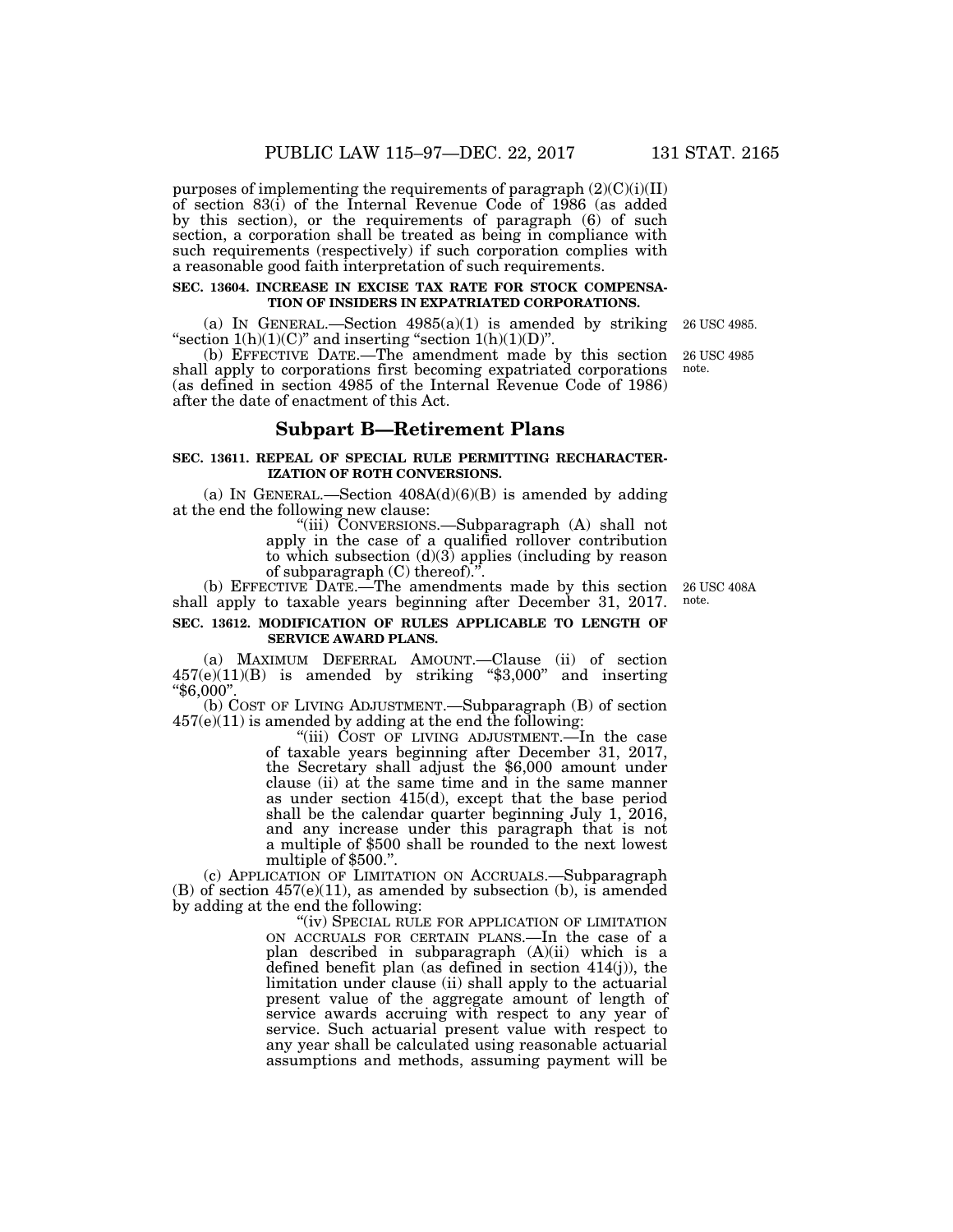purposes of implementing the requirements of paragraph (2)(C)(i)(II) of section 83(i) of the Internal Revenue Code of 1986 (as added by this section), or the requirements of paragraph (6) of such section, a corporation shall be treated as being in compliance with such requirements (respectively) if such corporation complies with a reasonable good faith interpretation of such requirements.

**SEC. 13604. INCREASE IN EXCISE TAX RATE FOR STOCK COMPENSATION OF INSIDERS IN EXPATRIATED CORPORATIONS.**

(a) IN GENERAL.—Section 4985(a)(1) is amended by striking "section 1(h)(1)(C)" and inserting "section 1(h)(1)(D)".

26 USC 4985.

(b) EFFECTIVE DATE.—The amendment made by this section shall apply to corporations first becoming expatriated corporations (as defined in section 4985 of the Internal Revenue Code of 1986) after the date of enactment of this Act.

26 USC 4985 note.

## Subpart B—Retirement Plans

**SEC. 13611. REPEAL OF SPECIAL RULE PERMITTING RECHARACTERIZATION OF ROTH CONVERSIONS.**

(a) IN GENERAL.—Section 408A(d)(6)(B) is amended by adding at the end the following new clause:

"(iii) CONVERSIONS.—Subparagraph (A) shall not apply in the case of a qualified rollover contribution to which subsection (d)(3) applies (including by reason of subparagraph (C) thereof).".

(b) EFFECTIVE DATE.—The amendments made by this section shall apply to taxable years beginning after December 31, 2017.

26 USC 408A note.

**SEC. 13612. MODIFICATION OF RULES APPLICABLE TO LENGTH OF SERVICE AWARD PLANS.**

(a) MAXIMUM DEFERRAL AMOUNT.—Clause (ii) of section 457(e)(11)(B) is amended by striking "$3,000" and inserting "$6,000".

(b) COST OF LIVING ADJUSTMENT.—Subparagraph (B) of section 457(e)(11) is amended by adding at the end the following:

"(iii) COST OF LIVING ADJUSTMENT.—In the case of taxable years beginning after December 31, 2017, the Secretary shall adjust the $6,000 amount under clause (ii) at the same time and in the same manner as under section 415(d), except that the base period shall be the calendar quarter beginning July 1, 2016, and any increase under this paragraph that is not a multiple of $500 shall be rounded to the next lowest multiple of $500.".

(c) APPLICATION OF LIMITATION ON ACCRUALS.—Subparagraph (B) of section 457(e)(11), as amended by subsection (b), is amended by adding at the end the following:

"(iv) SPECIAL RULE FOR APPLICATION OF LIMITATION ON ACCRUALS FOR CERTAIN PLANS.—In the case of a plan described in subparagraph (A)(ii) which is a defined benefit plan (as defined in section 414(j)), the limitation under clause (ii) shall apply to the actuarial present value of the aggregate amount of length of service awards accruing with respect to any year of service. Such actuarial present value with respect to any year shall be calculated using reasonable actuarial assumptions and methods, assuming payment will be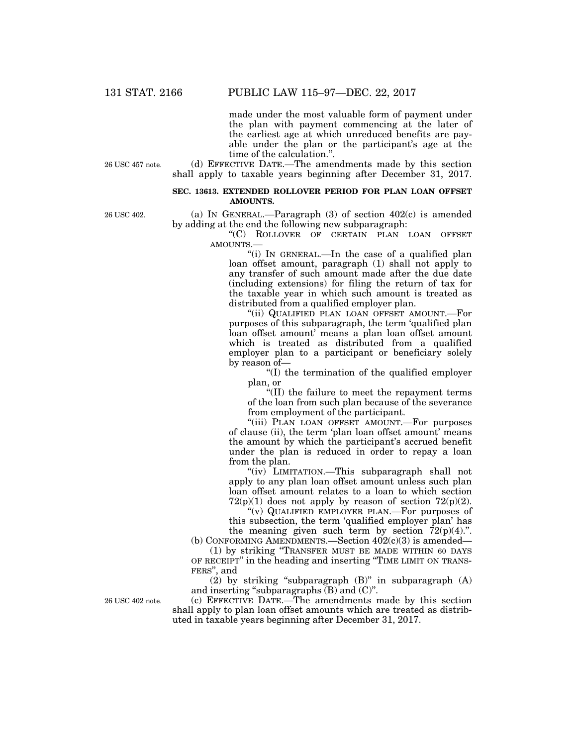made under the most valuable form of payment under the plan with payment commencing at the later of the earliest age at which unreduced benefits are payable under the plan or the participant's age at the time of the calculation.".

26 USC 457 note.

(d) EFFECTIVE DATE.—The amendments made by this section shall apply to taxable years beginning after December 31, 2017.

**SEC. 13613. EXTENDED ROLLOVER PERIOD FOR PLAN LOAN OFFSET AMOUNTS.**

26 USC 402.

(a) IN GENERAL.—Paragraph (3) of section 402(c) is amended by adding at the end the following new subparagraph:

"(C) ROLLOVER OF CERTAIN PLAN LOAN OFFSET AMOUNTS.—

"(i) IN GENERAL.—In the case of a qualified plan loan offset amount, paragraph (1) shall not apply to any transfer of such amount made after the due date (including extensions) for filing the return of tax for the taxable year in which such amount is treated as distributed from a qualified employer plan.

"(ii) QUALIFIED PLAN LOAN OFFSET AMOUNT.—For purposes of this subparagraph, the term 'qualified plan loan offset amount' means a plan loan offset amount which is treated as distributed from a qualified employer plan to a participant or beneficiary solely by reason of—

"(I) the termination of the qualified employer plan, or

"(II) the failure to meet the repayment terms of the loan from such plan because of the severance from employment of the participant.

"(iii) PLAN LOAN OFFSET AMOUNT.—For purposes of clause (ii), the term 'plan loan offset amount' means the amount by which the participant's accrued benefit under the plan is reduced in order to repay a loan from the plan.

"(iv) LIMITATION.—This subparagraph shall not apply to any plan loan offset amount unless such plan loan offset amount relates to a loan to which section 72(p)(1) does not apply by reason of section 72(p)(2).

"(v) QUALIFIED EMPLOYER PLAN.—For purposes of this subsection, the term 'qualified employer plan' has the meaning given such term by section 72(p)(4).".

(b) CONFORMING AMENDMENTS.—Section 402(c)(3) is amended—

(1) by striking "TRANSFER MUST BE MADE WITHIN 60 DAYS OF RECEIPT" in the heading and inserting "TIME LIMIT ON TRANSFERS", and

(2) by striking "subparagraph (B)" in subparagraph (A) and inserting "subparagraphs (B) and (C)".

26 USC 402 note.

(c) EFFECTIVE DATE.—The amendments made by this section shall apply to plan loan offset amounts which are treated as distributed in taxable years beginning after December 31, 2017.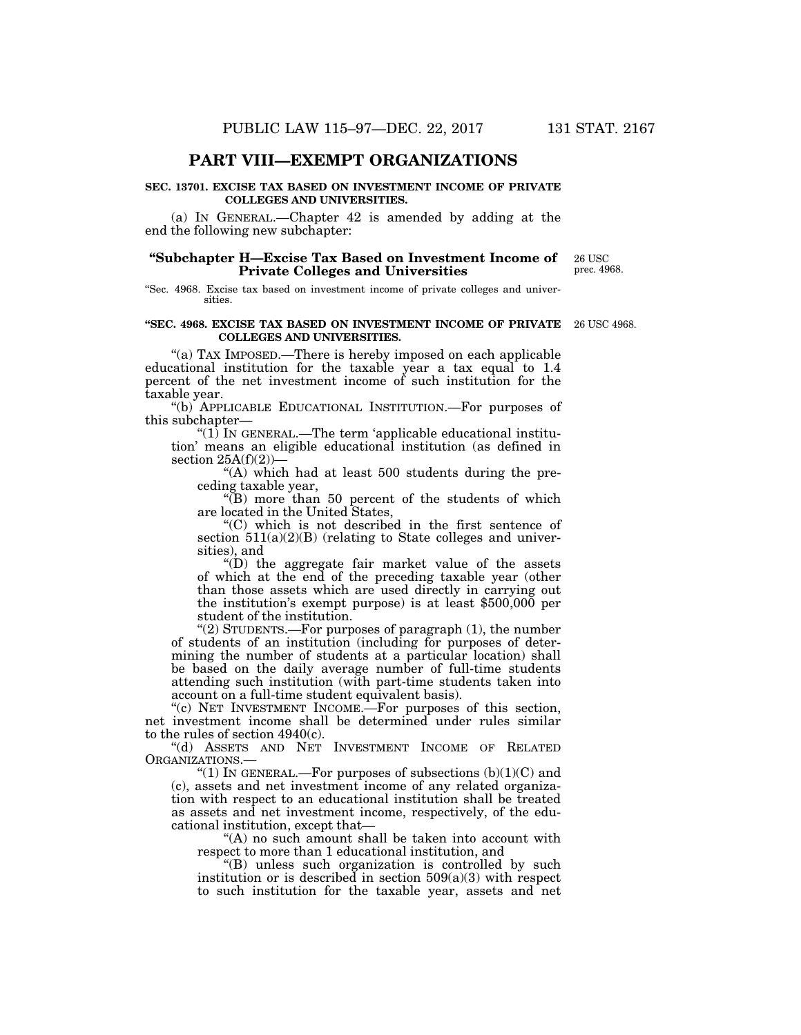## PART VIII—EXEMPT ORGANIZATIONS

**SEC. 13701. EXCISE TAX BASED ON INVESTMENT INCOME OF PRIVATE COLLEGES AND UNIVERSITIES.**

(a) IN GENERAL.—Chapter 42 is amended by adding at the end the following new subchapter:

### "Subchapter H—Excise Tax Based on Investment Income of Private Colleges and Universities

26 USC prec. 4968.

"Sec. 4968. Excise tax based on investment income of private colleges and universities.

**"SEC. 4968. EXCISE TAX BASED ON INVESTMENT INCOME OF PRIVATE COLLEGES AND UNIVERSITIES.**

26 USC 4968.

"(a) TAX IMPOSED.—There is hereby imposed on each applicable educational institution for the taxable year a tax equal to 1.4 percent of the net investment income of such institution for the taxable year.

"(b) APPLICABLE EDUCATIONAL INSTITUTION.—For purposes of this subchapter—

"(1) IN GENERAL.—The term 'applicable educational institution' means an eligible educational institution (as defined in section 25A(f)(2))—

"(A) which had at least 500 students during the preceding taxable year,

"(B) more than 50 percent of the students of which are located in the United States,

"(C) which is not described in the first sentence of section 511(a)(2)(B) (relating to State colleges and universities), and

"(D) the aggregate fair market value of the assets of which at the end of the preceding taxable year (other than those assets which are used directly in carrying out the institution's exempt purpose) is at least $500,000 per student of the institution.

"(2) STUDENTS.—For purposes of paragraph (1), the number of students of an institution (including for purposes of determining the number of students at a particular location) shall be based on the daily average number of full-time students attending such institution (with part-time students taken into account on a full-time student equivalent basis).

"(c) NET INVESTMENT INCOME.—For purposes of this section, net investment income shall be determined under rules similar to the rules of section 4940(c).

"(d) ASSETS AND NET INVESTMENT INCOME OF RELATED ORGANIZATIONS.—

"(1) IN GENERAL.—For purposes of subsections (b)(1)(C) and (c), assets and net investment income of any related organization with respect to an educational institution shall be treated as assets and net investment income, respectively, of the educational institution, except that—

"(A) no such amount shall be taken into account with respect to more than 1 educational institution, and

"(B) unless such organization is controlled by such institution or is described in section 509(a)(3) with respect to such institution for the taxable year, assets and net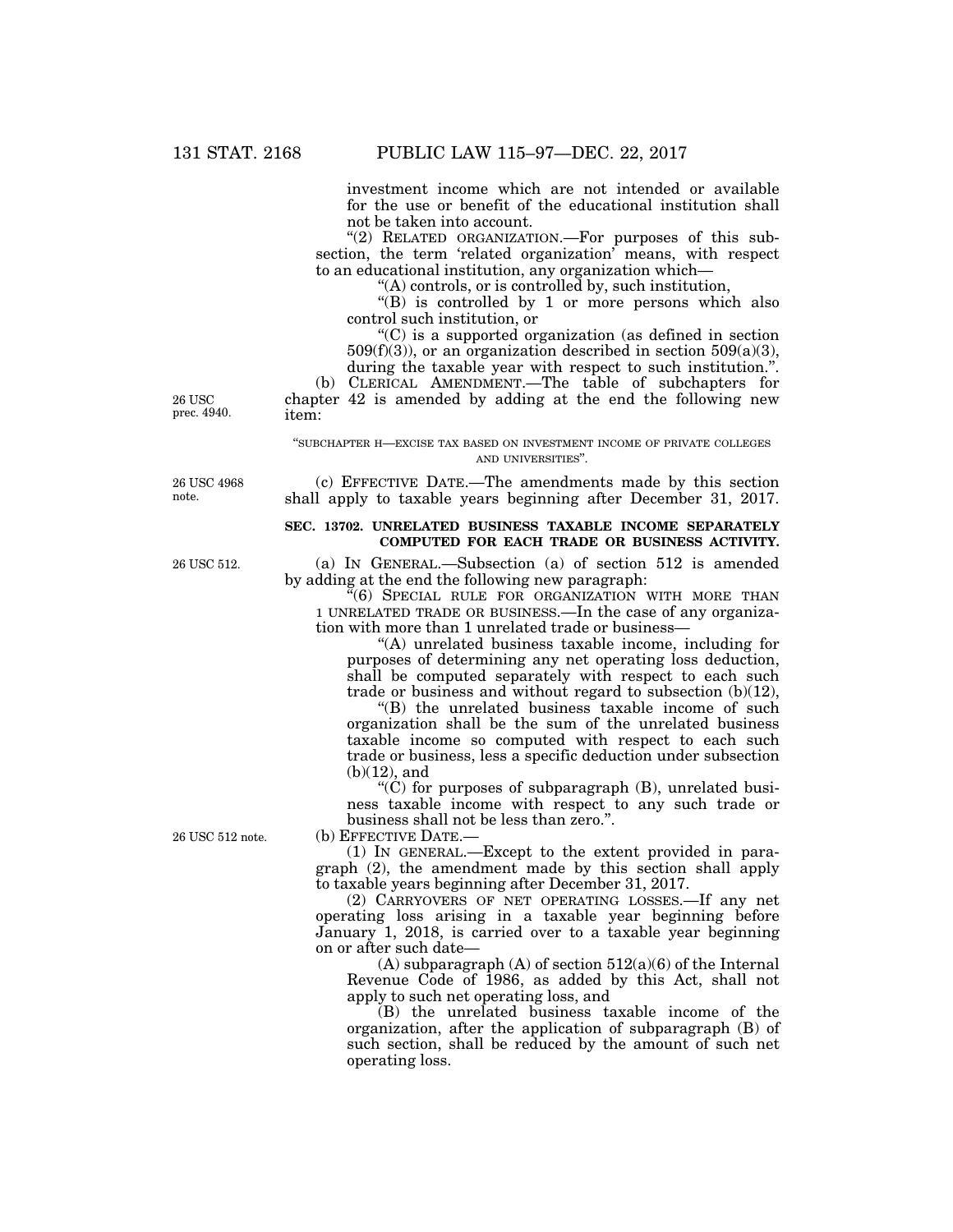investment income which are not intended or available for the use or benefit of the educational institution shall not be taken into account.

"(2) RELATED ORGANIZATION.—For purposes of this subsection, the term 'related organization' means, with respect to an educational institution, any organization which—

"(A) controls, or is controlled by, such institution,

"(B) is controlled by 1 or more persons which also control such institution, or

"(C) is a supported organization (as defined in section 509(f)(3)), or an organization described in section 509(a)(3), during the taxable year with respect to such institution.".

26 USC prec. 4940.

(b) CLERICAL AMENDMENT.—The table of subchapters for chapter 42 is amended by adding at the end the following new item:

"SUBCHAPTER H—EXCISE TAX BASED ON INVESTMENT INCOME OF PRIVATE COLLEGES AND UNIVERSITIES".

26 USC 4968 note.

(c) EFFECTIVE DATE.—The amendments made by this section shall apply to taxable years beginning after December 31, 2017.

**SEC. 13702. UNRELATED BUSINESS TAXABLE INCOME SEPARATELY COMPUTED FOR EACH TRADE OR BUSINESS ACTIVITY.**

26 USC 512.

(a) IN GENERAL.—Subsection (a) of section 512 is amended by adding at the end the following new paragraph:

"(6) SPECIAL RULE FOR ORGANIZATION WITH MORE THAN 1 UNRELATED TRADE OR BUSINESS.—In the case of any organization with more than 1 unrelated trade or business—

"(A) unrelated business taxable income, including for purposes of determining any net operating loss deduction, shall be computed separately with respect to each such trade or business and without regard to subsection (b)(12),

"(B) the unrelated business taxable income of such organization shall be the sum of the unrelated business taxable income so computed with respect to each such trade or business, less a specific deduction under subsection (b)(12), and

"(C) for purposes of subparagraph (B), unrelated business taxable income with respect to any such trade or business shall not be less than zero.".

26 USC 512 note.

(b) EFFECTIVE DATE.—

(1) IN GENERAL.—Except to the extent provided in paragraph (2), the amendment made by this section shall apply to taxable years beginning after December 31, 2017.

(2) CARRYOVERS OF NET OPERATING LOSSES.—If any net operating loss arising in a taxable year beginning before January 1, 2018, is carried over to a taxable year beginning on or after such date—

(A) subparagraph (A) of section 512(a)(6) of the Internal Revenue Code of 1986, as added by this Act, shall not apply to such net operating loss, and

(B) the unrelated business taxable income of the organization, after the application of subparagraph (B) of such section, shall be reduced by the amount of such net operating loss.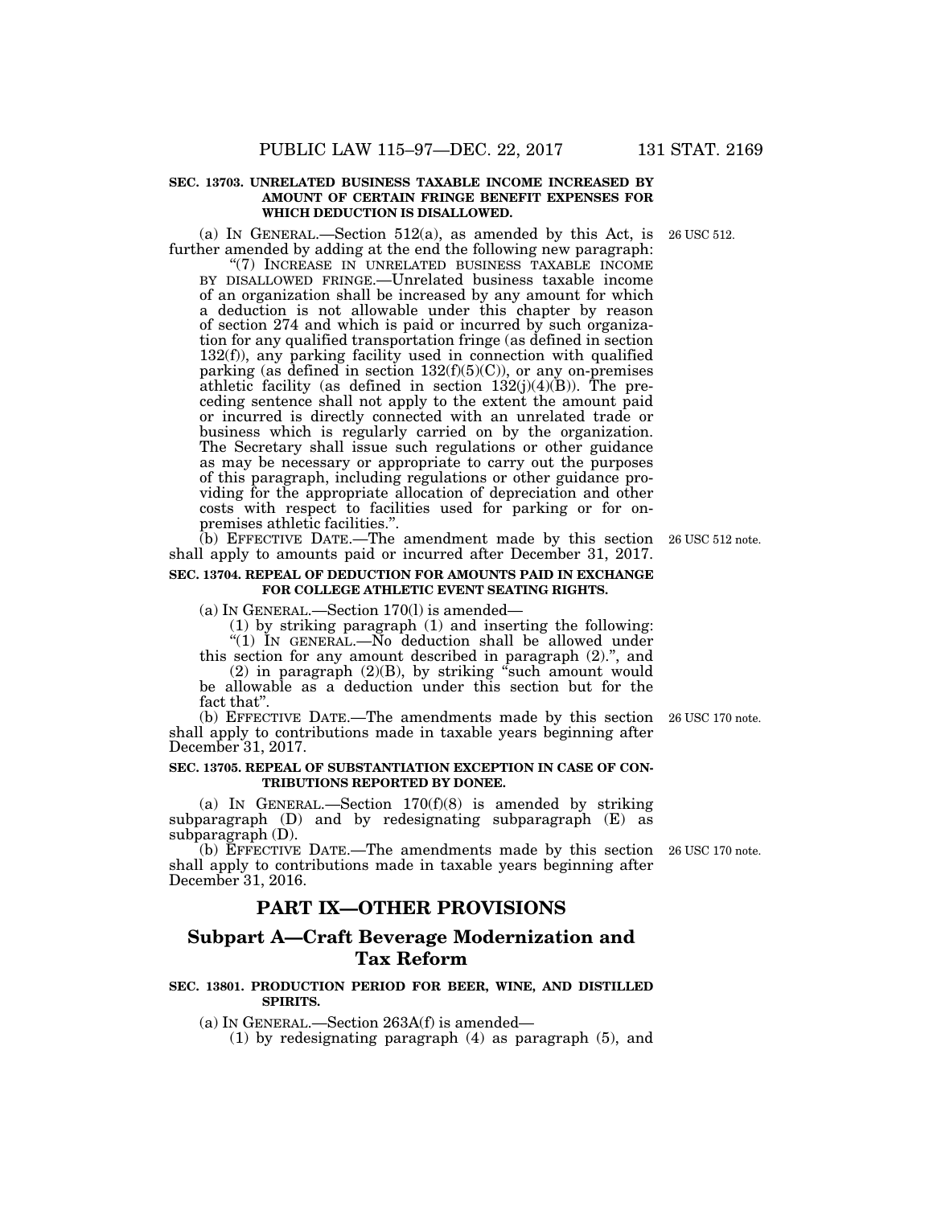**SEC. 13703. UNRELATED BUSINESS TAXABLE INCOME INCREASED BY AMOUNT OF CERTAIN FRINGE BENEFIT EXPENSES FOR WHICH DEDUCTION IS DISALLOWED.**

(a) IN GENERAL.—Section 512(a), as amended by this Act, is further amended by adding at the end the following new paragraph:

"(7) INCREASE IN UNRELATED BUSINESS TAXABLE INCOME BY DISALLOWED FRINGE.—Unrelated business taxable income of an organization shall be increased by any amount for which a deduction is not allowable under this chapter by reason of section 274 and which is paid or incurred by such organization for any qualified transportation fringe (as defined in section 132(f)), any parking facility used in connection with qualified parking (as defined in section 132(f)(5)(C)), or any on-premises athletic facility (as defined in section 132(j)(4)(B)). The preceding sentence shall not apply to the extent the amount paid or incurred is directly connected with an unrelated trade or business which is regularly carried on by the organization. The Secretary shall issue such regulations or other guidance as may be necessary or appropriate to carry out the purposes of this paragraph, including regulations or other guidance providing for the appropriate allocation of depreciation and other costs with respect to facilities used for parking or for on-premises athletic facilities.".

(b) EFFECTIVE DATE.—The amendment made by this section shall apply to amounts paid or incurred after December 31, 2017.

**SEC. 13704. REPEAL OF DEDUCTION FOR AMOUNTS PAID IN EXCHANGE FOR COLLEGE ATHLETIC EVENT SEATING RIGHTS.**

(a) IN GENERAL.—Section 170(l) is amended—

(1) by striking paragraph (1) and inserting the following:

"(1) IN GENERAL.—No deduction shall be allowed under this section for any amount described in paragraph (2).", and

(2) in paragraph (2)(B), by striking "such amount would be allowable as a deduction under this section but for the fact that".

(b) EFFECTIVE DATE.—The amendments made by this section shall apply to contributions made in taxable years beginning after December 31, 2017.

**SEC. 13705. REPEAL OF SUBSTANTIATION EXCEPTION IN CASE OF CONTRIBUTIONS REPORTED BY DONEE.**

(a) IN GENERAL.—Section 170(f)(8) is amended by striking subparagraph (D) and by redesignating subparagraph (E) as subparagraph (D).

(b) EFFECTIVE DATE.—The amendments made by this section shall apply to contributions made in taxable years beginning after December 31, 2016.

## PART IX—OTHER PROVISIONS

### Subpart A—Craft Beverage Modernization and Tax Reform

**SEC. 13801. PRODUCTION PERIOD FOR BEER, WINE, AND DISTILLED SPIRITS.**

(a) IN GENERAL.—Section 263A(f) is amended—

(1) by redesignating paragraph (4) as paragraph (5), and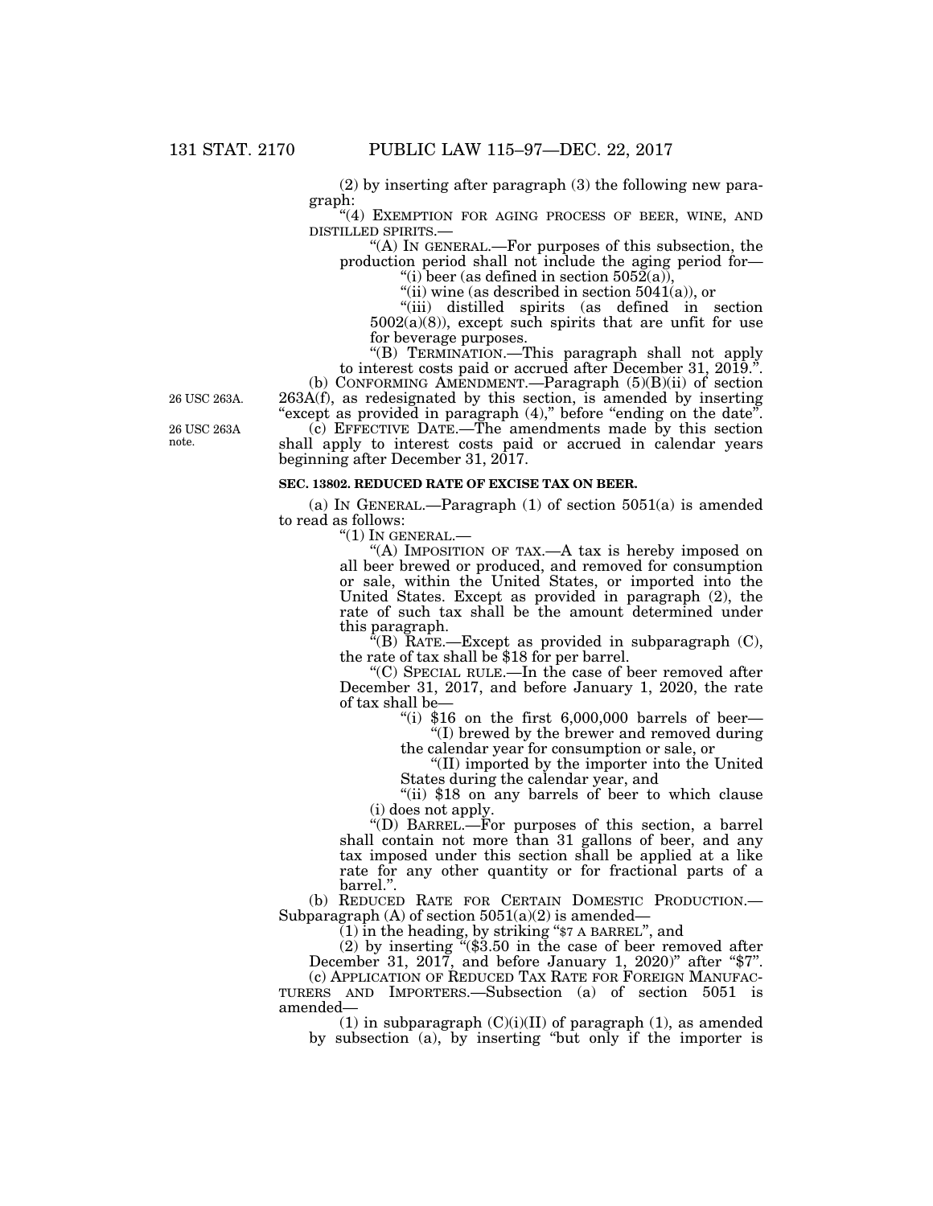(2) by inserting after paragraph (3) the following new paragraph:

"(4) EXEMPTION FOR AGING PROCESS OF BEER, WINE, AND DISTILLED SPIRITS.—

"(A) IN GENERAL.—For purposes of this subsection, the production period shall not include the aging period for—

"(i) beer (as defined in section 5052(a)),

"(ii) wine (as described in section 5041(a)), or

"(iii) distilled spirits (as defined in section 5002(a)(8)), except such spirits that are unfit for use for beverage purposes.

"(B) TERMINATION.—This paragraph shall not apply to interest costs paid or accrued after December 31, 2019.".

26 USC 263A.

(b) CONFORMING AMENDMENT.—Paragraph (5)(B)(ii) of section 263A(f), as redesignated by this section, is amended by inserting "except as provided in paragraph (4)," before "ending on the date".

26 USC 263A note.

(c) EFFECTIVE DATE.—The amendments made by this section shall apply to interest costs paid or accrued in calendar years beginning after December 31, 2017.

**SEC. 13802. REDUCED RATE OF EXCISE TAX ON BEER.**

(a) IN GENERAL.—Paragraph (1) of section 5051(a) is amended to read as follows:

"(1) IN GENERAL.—

"(A) IMPOSITION OF TAX.—A tax is hereby imposed on all beer brewed or produced, and removed for consumption or sale, within the United States, or imported into the United States. Except as provided in paragraph (2), the rate of such tax shall be the amount determined under this paragraph.

"(B) RATE.—Except as provided in subparagraph (C), the rate of tax shall be $18 for per barrel.

"(C) SPECIAL RULE.—In the case of beer removed after December 31, 2017, and before January 1, 2020, the rate of tax shall be—

"(i) $16 on the first 6,000,000 barrels of beer—

"(I) brewed by the brewer and removed during the calendar year for consumption or sale, or

"(II) imported by the importer into the United States during the calendar year, and

"(ii) $18 on any barrels of beer to which clause (i) does not apply.

"(D) BARREL.—For purposes of this section, a barrel shall contain not more than 31 gallons of beer, and any tax imposed under this section shall be applied at a like rate for any other quantity or for fractional parts of a barrel.".

(b) REDUCED RATE FOR CERTAIN DOMESTIC PRODUCTION.—Subparagraph (A) of section 5051(a)(2) is amended—

(1) in the heading, by striking "$7 A BARREL", and

(2) by inserting "($3.50 in the case of beer removed after December 31, 2017, and before January 1, 2020)" after "$7".

(c) APPLICATION OF REDUCED TAX RATE FOR FOREIGN MANUFACTURERS AND IMPORTERS.—Subsection (a) of section 5051 is amended—

(1) in subparagraph (C)(i)(II) of paragraph (1), as amended by subsection (a), by inserting "but only if the importer is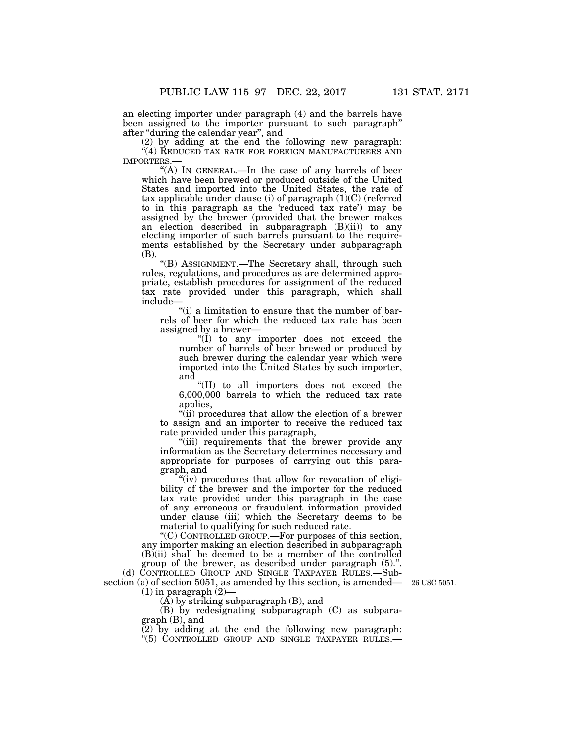an electing importer under paragraph (4) and the barrels have been assigned to the importer pursuant to such paragraph" after "during the calendar year", and

(2) by adding at the end the following new paragraph:

"(4) REDUCED TAX RATE FOR FOREIGN MANUFACTURERS AND IMPORTERS.—

"(A) IN GENERAL.—In the case of any barrels of beer which have been brewed or produced outside of the United States and imported into the United States, the rate of tax applicable under clause (i) of paragraph (1)(C) (referred to in this paragraph as the 'reduced tax rate') may be assigned by the brewer (provided that the brewer makes an election described in subparagraph (B)(ii)) to any electing importer of such barrels pursuant to the requirements established by the Secretary under subparagraph (B).

"(B) ASSIGNMENT.—The Secretary shall, through such rules, regulations, and procedures as are determined appropriate, establish procedures for assignment of the reduced tax rate provided under this paragraph, which shall include—

"(i) a limitation to ensure that the number of barrels of beer for which the reduced tax rate has been assigned by a brewer—

"(I) to any importer does not exceed the number of barrels of beer brewed or produced by such brewer during the calendar year which were imported into the United States by such importer, and

"(II) to all importers does not exceed the 6,000,000 barrels to which the reduced tax rate applies,

"(ii) procedures that allow the election of a brewer to assign and an importer to receive the reduced tax rate provided under this paragraph,

"(iii) requirements that the brewer provide any information as the Secretary determines necessary and appropriate for purposes of carrying out this paragraph, and

"(iv) procedures that allow for revocation of eligibility of the brewer and the importer for the reduced tax rate provided under this paragraph in the case of any erroneous or fraudulent information provided under clause (iii) which the Secretary deems to be material to qualifying for such reduced rate.

"(C) CONTROLLED GROUP.—For purposes of this section, any importer making an election described in subparagraph (B)(ii) shall be deemed to be a member of the controlled group of the brewer, as described under paragraph (5).".

(d) CONTROLLED GROUP AND SINGLE TAXPAYER RULES.—Subsection (a) of section 5051, as amended by this section, is amended—

26 USC 5051.

(1) in paragraph (2)—

(A) by striking subparagraph (B), and

(B) by redesignating subparagraph (C) as subparagraph (B), and

(2) by adding at the end the following new paragraph:

"(5) CONTROLLED GROUP AND SINGLE TAXPAYER RULES.—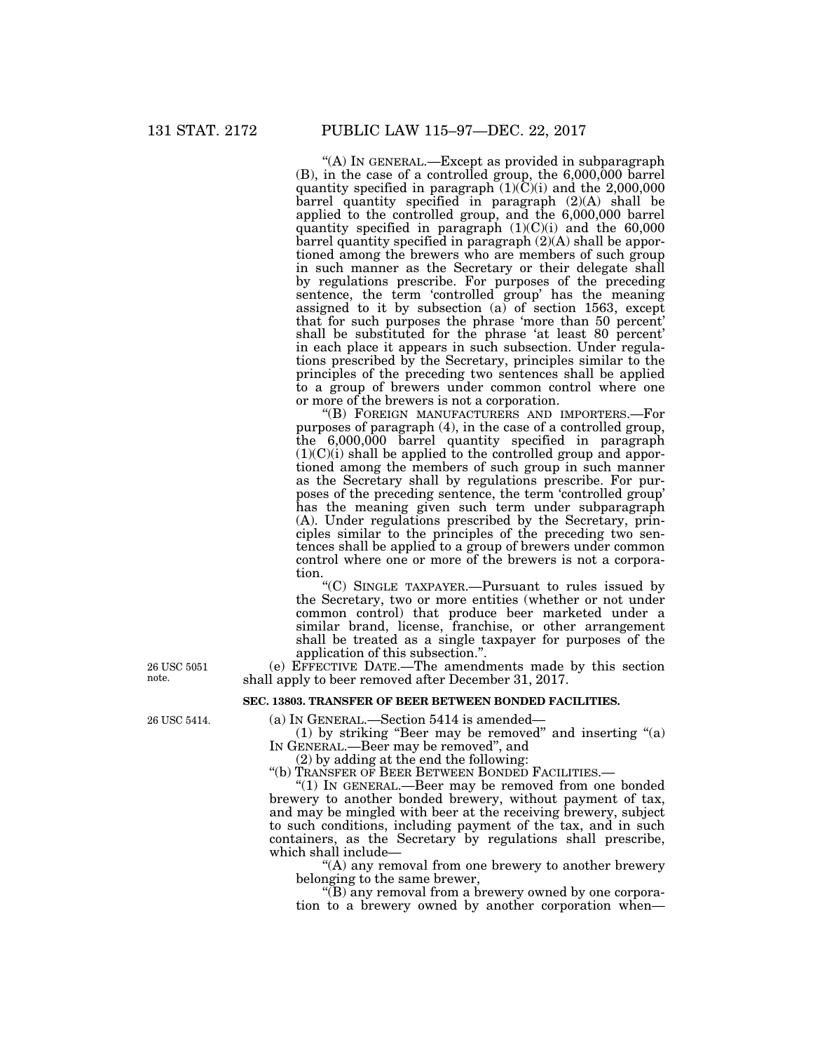"(A) IN GENERAL.—Except as provided in subparagraph (B), in the case of a controlled group, the 6,000,000 barrel quantity specified in paragraph (1)(C)(i) and the 2,000,000 barrel quantity specified in paragraph (2)(A) shall be applied to the controlled group, and the 6,000,000 barrel quantity specified in paragraph (1)(C)(i) and the 60,000 barrel quantity specified in paragraph (2)(A) shall be apportioned among the brewers who are members of such group in such manner as the Secretary or their delegate shall by regulations prescribe. For purposes of the preceding sentence, the term 'controlled group' has the meaning assigned to it by subsection (a) of section 1563, except that for such purposes the phrase 'more than 50 percent' shall be substituted for the phrase 'at least 80 percent' in each place it appears in such subsection. Under regulations prescribed by the Secretary, principles similar to the principles of the preceding two sentences shall be applied to a group of brewers under common control where one or more of the brewers is not a corporation.

"(B) FOREIGN MANUFACTURERS AND IMPORTERS.—For purposes of paragraph (4), in the case of a controlled group, the 6,000,000 barrel quantity specified in paragraph (1)(C)(i) shall be applied to the controlled group and apportioned among the members of such group in such manner as the Secretary shall by regulations prescribe. For purposes of the preceding sentence, the term 'controlled group' has the meaning given such term under subparagraph (A). Under regulations prescribed by the Secretary, principles similar to the principles of the preceding two sentences shall be applied to a group of brewers under common control where one or more of the brewers is not a corporation.

"(C) SINGLE TAXPAYER.—Pursuant to rules issued by the Secretary, two or more entities (whether or not under common control) that produce beer marketed under a similar brand, license, franchise, or other arrangement shall be treated as a single taxpayer for purposes of the application of this subsection.".

26 USC 5051 note.

(e) EFFECTIVE DATE.—The amendments made by this section shall apply to beer removed after December 31, 2017.

**SEC. 13803. TRANSFER OF BEER BETWEEN BONDED FACILITIES.**

26 USC 5414.

(a) IN GENERAL.—Section 5414 is amended—

(1) by striking "Beer may be removed" and inserting "(a) IN GENERAL.—Beer may be removed", and

(2) by adding at the end the following:

"(b) TRANSFER OF BEER BETWEEN BONDED FACILITIES.—

"(1) IN GENERAL.—Beer may be removed from one bonded brewery to another bonded brewery, without payment of tax, and may be mingled with beer at the receiving brewery, subject to such conditions, including payment of the tax, and in such containers, as the Secretary by regulations shall prescribe, which shall include—

"(A) any removal from one brewery to another brewery belonging to the same brewer,

"(B) any removal from a brewery owned by one corporation to a brewery owned by another corporation when—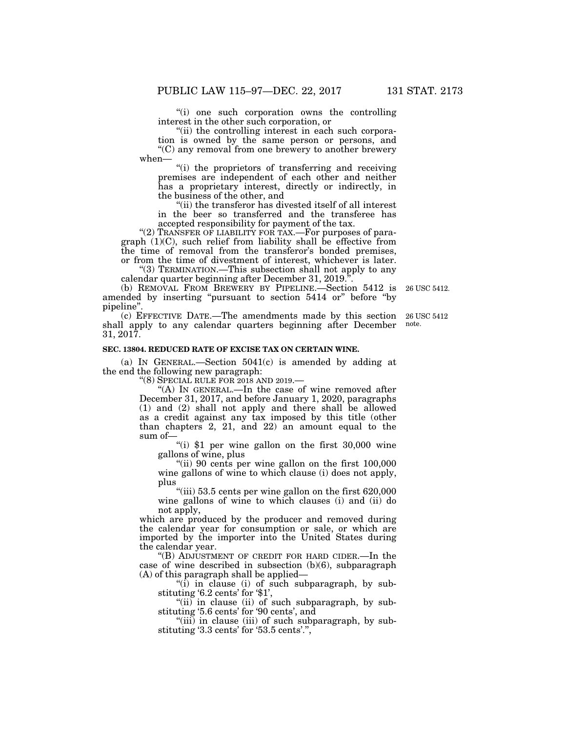"(i) one such corporation owns the controlling interest in the other such corporation, or

"(ii) the controlling interest in each such corporation is owned by the same person or persons, and

"(C) any removal from one brewery to another brewery when—

"(i) the proprietors of transferring and receiving premises are independent of each other and neither has a proprietary interest, directly or indirectly, in the business of the other, and

"(ii) the transferor has divested itself of all interest in the beer so transferred and the transferee has accepted responsibility for payment of the tax.

"(2) TRANSFER OF LIABILITY FOR TAX.—For purposes of paragraph (1)(C), such relief from liability shall be effective from the time of removal from the transferor's bonded premises, or from the time of divestment of interest, whichever is later.

"(3) TERMINATION.—This subsection shall not apply to any calendar quarter beginning after December 31, 2019.".

(b) REMOVAL FROM BREWERY BY PIPELINE.—Section 5412 is amended by inserting "pursuant to section 5414 or" before "by pipeline".

26 USC 5412.

(c) EFFECTIVE DATE.—The amendments made by this section shall apply to any calendar quarters beginning after December 31, 2017.

26 USC 5412 note.

**SEC. 13804. REDUCED RATE OF EXCISE TAX ON CERTAIN WINE.**

(a) IN GENERAL.—Section 5041(c) is amended by adding at the end the following new paragraph:

"(8) SPECIAL RULE FOR 2018 AND 2019.—

"(A) IN GENERAL.—In the case of wine removed after December 31, 2017, and before January 1, 2020, paragraphs (1) and (2) shall not apply and there shall be allowed as a credit against any tax imposed by this title (other than chapters 2, 21, and 22) an amount equal to the sum of—

"(i) $1 per wine gallon on the first 30,000 wine gallons of wine, plus

"(ii) 90 cents per wine gallon on the first 100,000 wine gallons of wine to which clause (i) does not apply, plus

"(iii) 53.5 cents per wine gallon on the first 620,000 wine gallons of wine to which clauses (i) and (ii) do not apply,

which are produced by the producer and removed during the calendar year for consumption or sale, or which are imported by the importer into the United States during the calendar year.

"(B) ADJUSTMENT OF CREDIT FOR HARD CIDER.—In the case of wine described in subsection (b)(6), subparagraph (A) of this paragraph shall be applied—

"(i) in clause (i) of such subparagraph, by substituting '6.2 cents' for '$1',

"(ii) in clause (ii) of such subparagraph, by substituting '5.6 cents' for '90 cents', and

"(iii) in clause (iii) of such subparagraph, by substituting '3.3 cents' for '53.5 cents'.",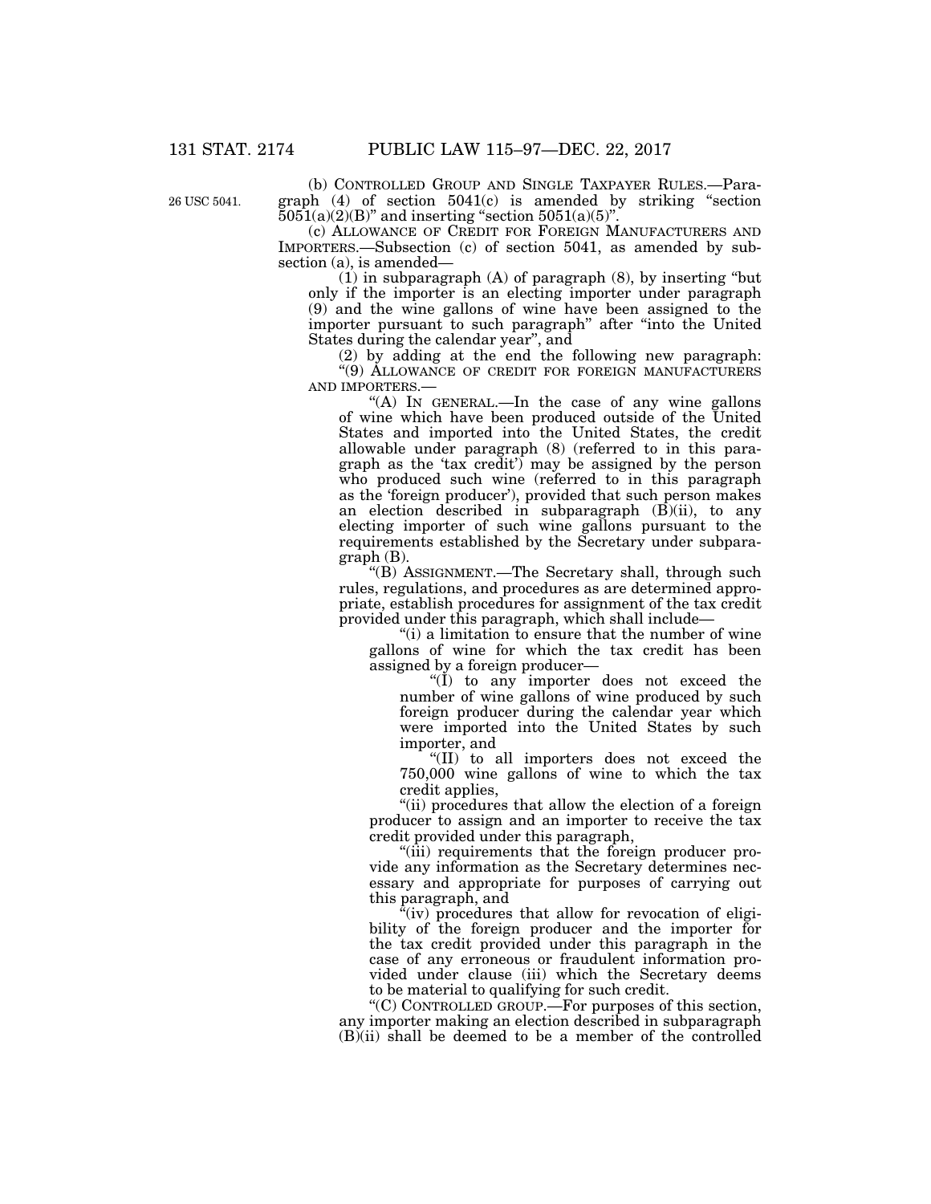(b) CONTROLLED GROUP AND SINGLE TAXPAYER RULES.—Paragraph (4) of section 5041(c) is amended by striking "section 5051(a)(2)(B)" and inserting "section 5051(a)(5)".

26 USC 5041.

(c) ALLOWANCE OF CREDIT FOR FOREIGN MANUFACTURERS AND IMPORTERS.—Subsection (c) of section 5041, as amended by subsection (a), is amended—

(1) in subparagraph (A) of paragraph (8), by inserting "but only if the importer is an electing importer under paragraph (9) and the wine gallons of wine have been assigned to the importer pursuant to such paragraph" after "into the United States during the calendar year", and

(2) by adding at the end the following new paragraph:

"(9) ALLOWANCE OF CREDIT FOR FOREIGN MANUFACTURERS AND IMPORTERS.—

"(A) IN GENERAL.—In the case of any wine gallons of wine which have been produced outside of the United States and imported into the United States, the credit allowable under paragraph (8) (referred to in this paragraph as the 'tax credit') may be assigned by the person who produced such wine (referred to in this paragraph as the 'foreign producer'), provided that such person makes an election described in subparagraph (B)(ii), to any electing importer of such wine gallons pursuant to the requirements established by the Secretary under subparagraph (B).

"(B) ASSIGNMENT.—The Secretary shall, through such rules, regulations, and procedures as are determined appropriate, establish procedures for assignment of the tax credit provided under this paragraph, which shall include—

"(i) a limitation to ensure that the number of wine gallons of wine for which the tax credit has been assigned by a foreign producer—

"(I) to any importer does not exceed the number of wine gallons of wine produced by such foreign producer during the calendar year which were imported into the United States by such importer, and

"(II) to all importers does not exceed the 750,000 wine gallons of wine to which the tax credit applies,

"(ii) procedures that allow the election of a foreign producer to assign and an importer to receive the tax credit provided under this paragraph,

"(iii) requirements that the foreign producer provide any information as the Secretary determines necessary and appropriate for purposes of carrying out this paragraph, and

"(iv) procedures that allow for revocation of eligibility of the foreign producer and the importer for the tax credit provided under this paragraph in the case of any erroneous or fraudulent information provided under clause (iii) which the Secretary deems to be material to qualifying for such credit.

"(C) CONTROLLED GROUP.—For purposes of this section, any importer making an election described in subparagraph (B)(ii) shall be deemed to be a member of the controlled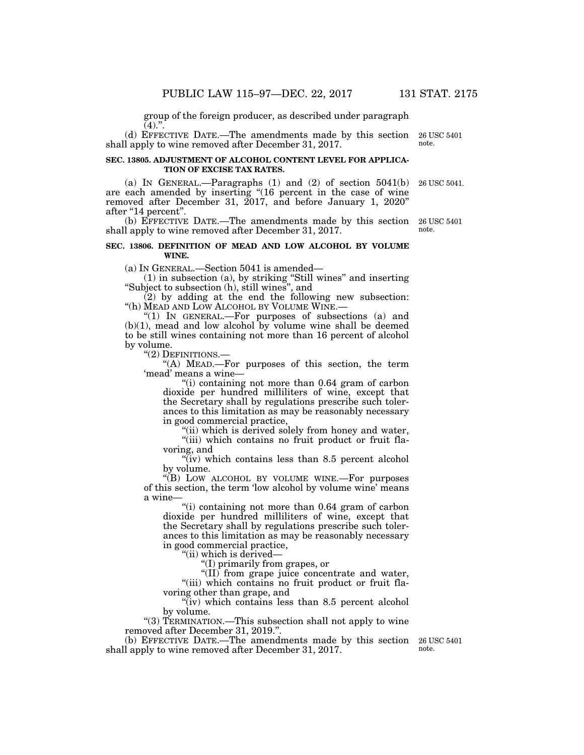group of the foreign producer, as described under paragraph (4).".

(d) EFFECTIVE DATE.—The amendments made by this section shall apply to wine removed after December 31, 2017.

26 USC 5401 note.

**SEC. 13805. ADJUSTMENT OF ALCOHOL CONTENT LEVEL FOR APPLICATION OF EXCISE TAX RATES.**

(a) IN GENERAL.—Paragraphs (1) and (2) of section 5041(b) are each amended by inserting "(16 percent in the case of wine removed after December 31, 2017, and before January 1, 2020" after "14 percent".

26 USC 5041.

(b) EFFECTIVE DATE.—The amendments made by this section shall apply to wine removed after December 31, 2017.

26 USC 5401 note.

**SEC. 13806. DEFINITION OF MEAD AND LOW ALCOHOL BY VOLUME WINE.**

(a) IN GENERAL.—Section 5041 is amended—

(1) in subsection (a), by striking "Still wines" and inserting "Subject to subsection (h), still wines", and

(2) by adding at the end the following new subsection:

"(h) MEAD AND LOW ALCOHOL BY VOLUME WINE.—

"(1) IN GENERAL.—For purposes of subsections (a) and (b)(1), mead and low alcohol by volume wine shall be deemed to be still wines containing not more than 16 percent of alcohol by volume.

"(2) DEFINITIONS.—

"(A) MEAD.—For purposes of this section, the term 'mead' means a wine—

"(i) containing not more than 0.64 gram of carbon dioxide per hundred milliliters of wine, except that the Secretary shall by regulations prescribe such tolerances to this limitation as may be reasonably necessary in good commercial practice,

"(ii) which is derived solely from honey and water,

"(iii) which contains no fruit product or fruit flavoring, and

"(iv) which contains less than 8.5 percent alcohol by volume.

"(B) LOW ALCOHOL BY VOLUME WINE.—For purposes of this section, the term 'low alcohol by volume wine' means a wine—

"(i) containing not more than 0.64 gram of carbon dioxide per hundred milliliters of wine, except that the Secretary shall by regulations prescribe such tolerances to this limitation as may be reasonably necessary in good commercial practice,

"(ii) which is derived—

"(I) primarily from grapes, or

"(II) from grape juice concentrate and water,

"(iii) which contains no fruit product or fruit flavoring other than grape, and

"(iv) which contains less than 8.5 percent alcohol by volume.

"(3) TERMINATION.—This subsection shall not apply to wine removed after December 31, 2019.".

(b) EFFECTIVE DATE.—The amendments made by this section shall apply to wine removed after December 31, 2017.

26 USC 5401 note.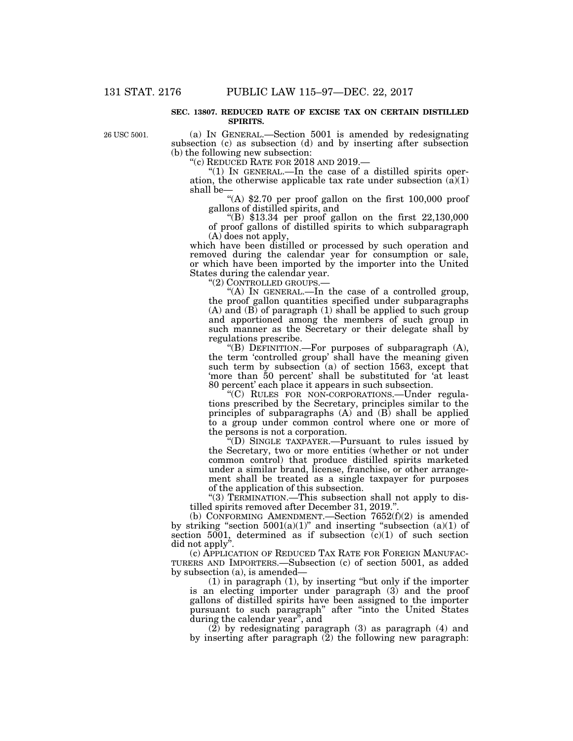**SEC. 13807. REDUCED RATE OF EXCISE TAX ON CERTAIN DISTILLED SPIRITS.**

26 USC 5001.

(a) IN GENERAL.—Section 5001 is amended by redesignating subsection (c) as subsection (d) and by inserting after subsection (b) the following new subsection:

"(c) REDUCED RATE FOR 2018 AND 2019.—

"(1) IN GENERAL.—In the case of a distilled spirits operation, the otherwise applicable tax rate under subsection (a)(1) shall be—

"(A) $2.70 per proof gallon on the first 100,000 proof gallons of distilled spirits, and

"(B) $13.34 per proof gallon on the first 22,130,000 of proof gallons of distilled spirits to which subparagraph (A) does not apply,

which have been distilled or processed by such operation and removed during the calendar year for consumption or sale, or which have been imported by the importer into the United States during the calendar year.

"(2) CONTROLLED GROUPS.—

"(A) IN GENERAL.—In the case of a controlled group, the proof gallon quantities specified under subparagraphs (A) and (B) of paragraph (1) shall be applied to such group and apportioned among the members of such group in such manner as the Secretary or their delegate shall by regulations prescribe.

"(B) DEFINITION.—For purposes of subparagraph (A), the term 'controlled group' shall have the meaning given such term by subsection (a) of section 1563, except that 'more than 50 percent' shall be substituted for 'at least 80 percent' each place it appears in such subsection.

"(C) RULES FOR NON-CORPORATIONS.—Under regulations prescribed by the Secretary, principles similar to the principles of subparagraphs (A) and (B) shall be applied to a group under common control where one or more of the persons is not a corporation.

"(D) SINGLE TAXPAYER.—Pursuant to rules issued by the Secretary, two or more entities (whether or not under common control) that produce distilled spirits marketed under a similar brand, license, franchise, or other arrangement shall be treated as a single taxpayer for purposes of the application of this subsection.

"(3) TERMINATION.—This subsection shall not apply to distilled spirits removed after December 31, 2019.".

(b) CONFORMING AMENDMENT.—Section 7652(f)(2) is amended by striking "section 5001(a)(1)" and inserting "subsection (a)(1) of section 5001, determined as if subsection (c)(1) of such section did not apply".

(c) APPLICATION OF REDUCED TAX RATE FOR FOREIGN MANUFACTURERS AND IMPORTERS.—Subsection (c) of section 5001, as added by subsection (a), is amended—

(1) in paragraph (1), by inserting "but only if the importer is an electing importer under paragraph (3) and the proof gallons of distilled spirits have been assigned to the importer pursuant to such paragraph" after "into the United States during the calendar year", and

(2) by redesignating paragraph (3) as paragraph (4) and by inserting after paragraph (2) the following new paragraph: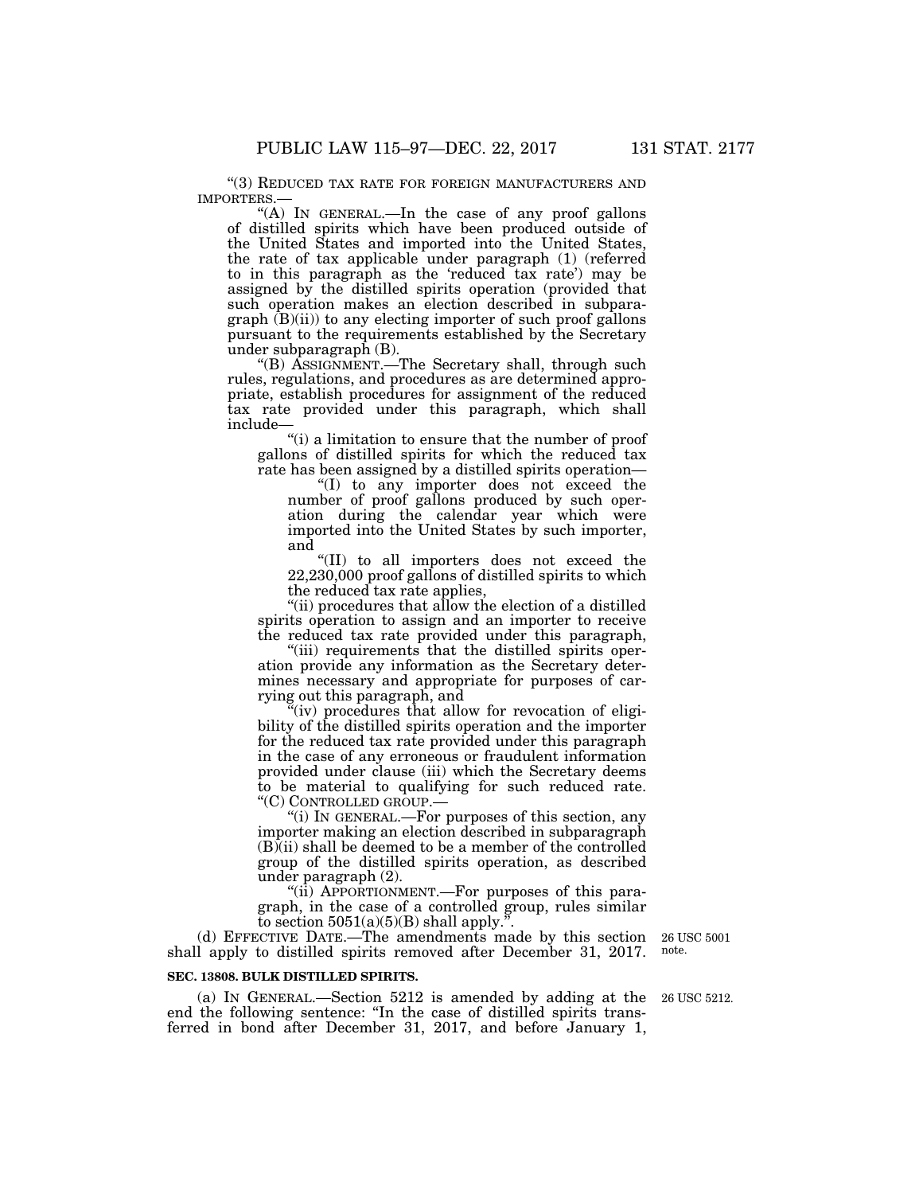"(3) REDUCED TAX RATE FOR FOREIGN MANUFACTURERS AND IMPORTERS.—

"(A) IN GENERAL.—In the case of any proof gallons of distilled spirits which have been produced outside of the United States and imported into the United States, the rate of tax applicable under paragraph (1) (referred to in this paragraph as the 'reduced tax rate') may be assigned by the distilled spirits operation (provided that such operation makes an election described in subparagraph (B)(ii)) to any electing importer of such proof gallons pursuant to the requirements established by the Secretary under subparagraph (B).

"(B) ASSIGNMENT.—The Secretary shall, through such rules, regulations, and procedures as are determined appropriate, establish procedures for assignment of the reduced tax rate provided under this paragraph, which shall include—

"(i) a limitation to ensure that the number of proof gallons of distilled spirits for which the reduced tax rate has been assigned by a distilled spirits operation—

"(I) to any importer does not exceed the number of proof gallons produced by such operation during the calendar year which were imported into the United States by such importer, and

"(II) to all importers does not exceed the 22,230,000 proof gallons of distilled spirits to which the reduced tax rate applies,

"(ii) procedures that allow the election of a distilled spirits operation to assign and an importer to receive the reduced tax rate provided under this paragraph,

"(iii) requirements that the distilled spirits operation provide any information as the Secretary determines necessary and appropriate for purposes of carrying out this paragraph, and

"(iv) procedures that allow for revocation of eligibility of the distilled spirits operation and the importer for the reduced tax rate provided under this paragraph in the case of any erroneous or fraudulent information provided under clause (iii) which the Secretary deems to be material to qualifying for such reduced rate.

"(C) CONTROLLED GROUP.—

"(i) IN GENERAL.—For purposes of this section, any importer making an election described in subparagraph (B)(ii) shall be deemed to be a member of the controlled group of the distilled spirits operation, as described under paragraph (2).

"(ii) APPORTIONMENT.—For purposes of this paragraph, in the case of a controlled group, rules similar to section 5051(a)(5)(B) shall apply.".

(d) EFFECTIVE DATE.—The amendments made by this section shall apply to distilled spirits removed after December 31, 2017. 26 USC 5001 note.

**SEC. 13808. BULK DISTILLED SPIRITS.**

(a) IN GENERAL.—Section 5212 is amended by adding at the end the following sentence: "In the case of distilled spirits transferred in bond after December 31, 2017, and before January 1, 26 USC 5212.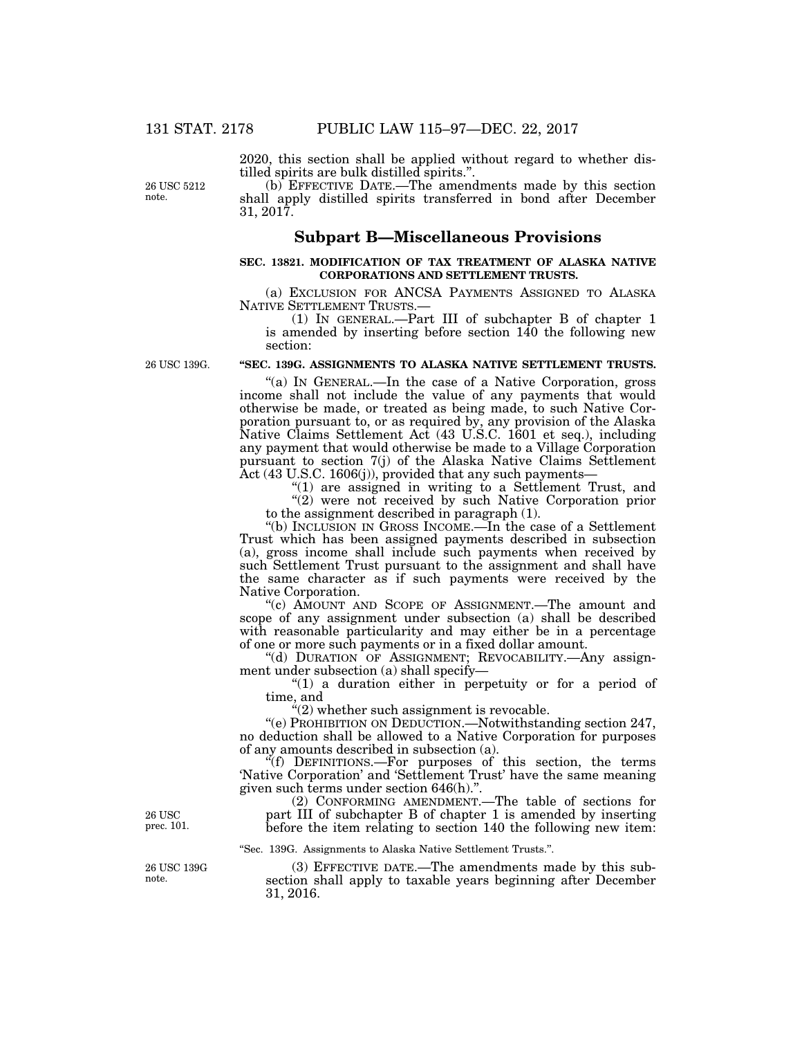2020, this section shall be applied without regard to whether distilled spirits are bulk distilled spirits.''.

26 USC 5212 note.

(b) EFFECTIVE DATE.—The amendments made by this section shall apply distilled spirits transferred in bond after December 31, 2017.

## Subpart B—Miscellaneous Provisions

**SEC. 13821. MODIFICATION OF TAX TREATMENT OF ALASKA NATIVE CORPORATIONS AND SETTLEMENT TRUSTS.**

(a) EXCLUSION FOR ANCSA PAYMENTS ASSIGNED TO ALASKA NATIVE SETTLEMENT TRUSTS.—

(1) IN GENERAL.—Part III of subchapter B of chapter 1 is amended by inserting before section 140 the following new section:

26 USC 139G.

**''SEC. 139G. ASSIGNMENTS TO ALASKA NATIVE SETTLEMENT TRUSTS.**

''(a) IN GENERAL.—In the case of a Native Corporation, gross income shall not include the value of any payments that would otherwise be made, or treated as being made, to such Native Corporation pursuant to, or as required by, any provision of the Alaska Native Claims Settlement Act (43 U.S.C. 1601 et seq.), including any payment that would otherwise be made to a Village Corporation pursuant to section 7(j) of the Alaska Native Claims Settlement Act (43 U.S.C. 1606(j)), provided that any such payments—

''(1) are assigned in writing to a Settlement Trust, and

''(2) were not received by such Native Corporation prior to the assignment described in paragraph (1).

''(b) INCLUSION IN GROSS INCOME.—In the case of a Settlement Trust which has been assigned payments described in subsection (a), gross income shall include such payments when received by such Settlement Trust pursuant to the assignment and shall have the same character as if such payments were received by the Native Corporation.

''(c) AMOUNT AND SCOPE OF ASSIGNMENT.—The amount and scope of any assignment under subsection (a) shall be described with reasonable particularity and may either be in a percentage of one or more such payments or in a fixed dollar amount.

''(d) DURATION OF ASSIGNMENT; REVOCABILITY.—Any assignment under subsection (a) shall specify—

''(1) a duration either in perpetuity or for a period of time, and

''(2) whether such assignment is revocable.

''(e) PROHIBITION ON DEDUCTION.—Notwithstanding section 247, no deduction shall be allowed to a Native Corporation for purposes of any amounts described in subsection (a).

''(f) DEFINITIONS.—For purposes of this section, the terms 'Native Corporation' and 'Settlement Trust' have the same meaning given such terms under section 646(h).''.

26 USC prec. 101.

(2) CONFORMING AMENDMENT.—The table of sections for part III of subchapter B of chapter 1 is amended by inserting before the item relating to section 140 the following new item:

''Sec. 139G. Assignments to Alaska Native Settlement Trusts.''.

26 USC 139G note.

(3) EFFECTIVE DATE.—The amendments made by this subsection shall apply to taxable years beginning after December 31, 2016.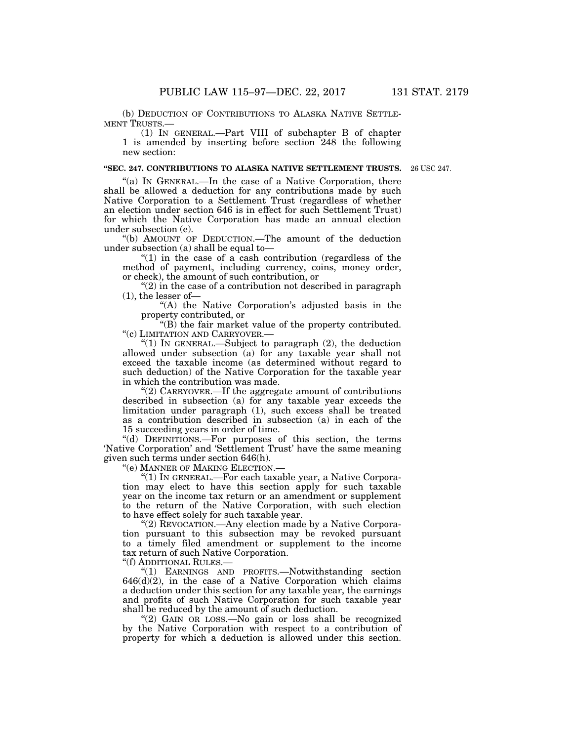(b) DEDUCTION OF CONTRIBUTIONS TO ALASKA NATIVE SETTLEMENT TRUSTS.—

(1) IN GENERAL.—Part VIII of subchapter B of chapter 1 is amended by inserting before section 248 the following new section:

**"SEC. 247. CONTRIBUTIONS TO ALASKA NATIVE SETTLEMENT TRUSTS.**

26 USC 247.

"(a) IN GENERAL.—In the case of a Native Corporation, there shall be allowed a deduction for any contributions made by such Native Corporation to a Settlement Trust (regardless of whether an election under section 646 is in effect for such Settlement Trust) for which the Native Corporation has made an annual election under subsection (e).

"(b) AMOUNT OF DEDUCTION.—The amount of the deduction under subsection (a) shall be equal to—

"(1) in the case of a cash contribution (regardless of the method of payment, including currency, coins, money order, or check), the amount of such contribution, or

"(2) in the case of a contribution not described in paragraph (1), the lesser of—

"(A) the Native Corporation's adjusted basis in the property contributed, or

"(B) the fair market value of the property contributed.

"(c) LIMITATION AND CARRYOVER.—

"(1) IN GENERAL.—Subject to paragraph (2), the deduction allowed under subsection (a) for any taxable year shall not exceed the taxable income (as determined without regard to such deduction) of the Native Corporation for the taxable year in which the contribution was made.

"(2) CARRYOVER.—If the aggregate amount of contributions described in subsection (a) for any taxable year exceeds the limitation under paragraph (1), such excess shall be treated as a contribution described in subsection (a) in each of the 15 succeeding years in order of time.

"(d) DEFINITIONS.—For purposes of this section, the terms 'Native Corporation' and 'Settlement Trust' have the same meaning given such terms under section 646(h).

"(e) MANNER OF MAKING ELECTION.—

"(1) IN GENERAL.—For each taxable year, a Native Corporation may elect to have this section apply for such taxable year on the income tax return or an amendment or supplement to the return of the Native Corporation, with such election to have effect solely for such taxable year.

"(2) REVOCATION.—Any election made by a Native Corporation pursuant to this subsection may be revoked pursuant to a timely filed amendment or supplement to the income tax return of such Native Corporation.

"(f) ADDITIONAL RULES.—

"(1) EARNINGS AND PROFITS.—Notwithstanding section 646(d)(2), in the case of a Native Corporation which claims a deduction under this section for any taxable year, the earnings and profits of such Native Corporation for such taxable year shall be reduced by the amount of such deduction.

"(2) GAIN OR LOSS.—No gain or loss shall be recognized by the Native Corporation with respect to a contribution of property for which a deduction is allowed under this section.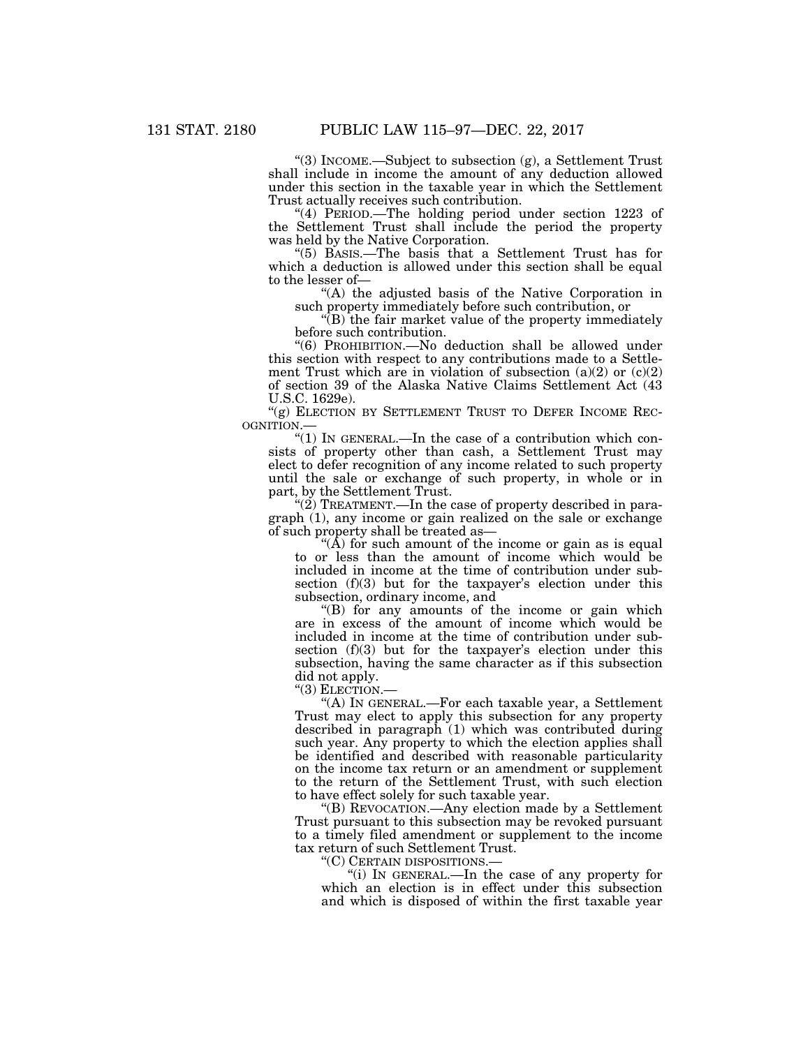"(3) INCOME.—Subject to subsection (g), a Settlement Trust shall include in income the amount of any deduction allowed under this section in the taxable year in which the Settlement Trust actually receives such contribution.

"(4) PERIOD.—The holding period under section 1223 of the Settlement Trust shall include the period the property was held by the Native Corporation.

"(5) BASIS.—The basis that a Settlement Trust has for which a deduction is allowed under this section shall be equal to the lesser of—

"(A) the adjusted basis of the Native Corporation in such property immediately before such contribution, or

"(B) the fair market value of the property immediately before such contribution.

"(6) PROHIBITION.—No deduction shall be allowed under this section with respect to any contributions made to a Settlement Trust which are in violation of subsection (a)(2) or (c)(2) of section 39 of the Alaska Native Claims Settlement Act (43 U.S.C. 1629e).

"(g) ELECTION BY SETTLEMENT TRUST TO DEFER INCOME RECOGNITION.—

"(1) IN GENERAL.—In the case of a contribution which consists of property other than cash, a Settlement Trust may elect to defer recognition of any income related to such property until the sale or exchange of such property, in whole or in part, by the Settlement Trust.

"(2) TREATMENT.—In the case of property described in paragraph (1), any income or gain realized on the sale or exchange of such property shall be treated as—

"(A) for such amount of the income or gain as is equal to or less than the amount of income which would be included in income at the time of contribution under subsection (f)(3) but for the taxpayer's election under this subsection, ordinary income, and

"(B) for any amounts of the income or gain which are in excess of the amount of income which would be included in income at the time of contribution under subsection (f)(3) but for the taxpayer's election under this subsection, having the same character as if this subsection did not apply.

"(3) ELECTION.—

"(A) IN GENERAL.—For each taxable year, a Settlement Trust may elect to apply this subsection for any property described in paragraph (1) which was contributed during such year. Any property to which the election applies shall be identified and described with reasonable particularity on the income tax return or an amendment or supplement to the return of the Settlement Trust, with such election to have effect solely for such taxable year.

"(B) REVOCATION.—Any election made by a Settlement Trust pursuant to this subsection may be revoked pursuant to a timely filed amendment or supplement to the income tax return of such Settlement Trust.

"(C) CERTAIN DISPOSITIONS.—

"(i) IN GENERAL.—In the case of any property for which an election is in effect under this subsection and which is disposed of within the first taxable year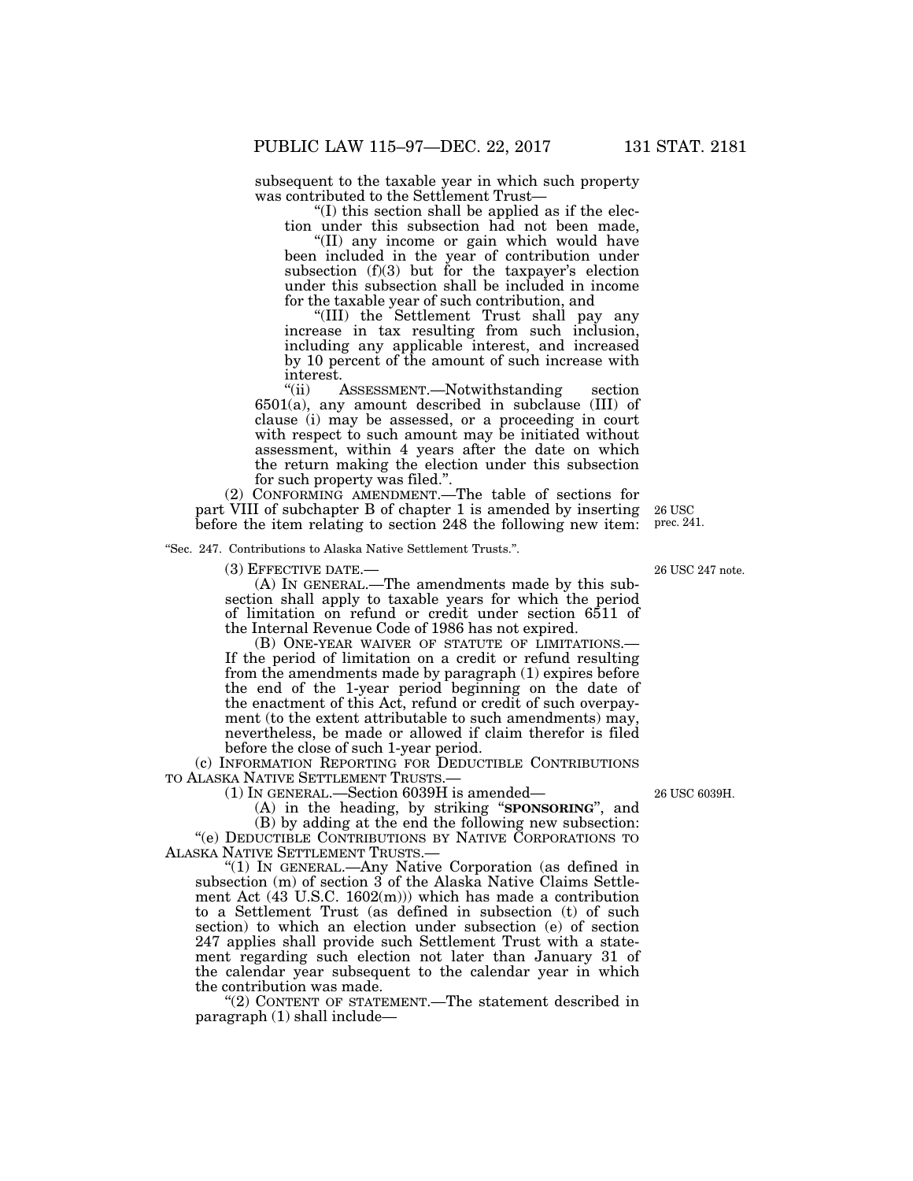subsequent to the taxable year in which such property was contributed to the Settlement Trust—

"(I) this section shall be applied as if the election under this subsection had not been made,

"(II) any income or gain which would have been included in the year of contribution under subsection (f)(3) but for the taxpayer's election under this subsection shall be included in income for the taxable year of such contribution, and

"(III) the Settlement Trust shall pay any increase in tax resulting from such inclusion, including any applicable interest, and increased by 10 percent of the amount of such increase with interest.

"(ii) ASSESSMENT.—Notwithstanding section 6501(a), any amount described in subclause (III) of clause (i) may be assessed, or a proceeding in court with respect to such amount may be initiated without assessment, within 4 years after the date on which the return making the election under this subsection for such property was filed.".

(2) CONFORMING AMENDMENT.—The table of sections for part VIII of subchapter B of chapter 1 is amended by inserting before the item relating to section 248 the following new item:

26 USC prec. 241.

"Sec. 247. Contributions to Alaska Native Settlement Trusts.".

(3) EFFECTIVE DATE.—

26 USC 247 note.

(A) IN GENERAL.—The amendments made by this subsection shall apply to taxable years for which the period of limitation on refund or credit under section 6511 of the Internal Revenue Code of 1986 has not expired.

(B) ONE-YEAR WAIVER OF STATUTE OF LIMITATIONS.—If the period of limitation on a credit or refund resulting from the amendments made by paragraph (1) expires before the end of the 1-year period beginning on the date of the enactment of this Act, refund or credit of such overpayment (to the extent attributable to such amendments) may, nevertheless, be made or allowed if claim therefor is filed before the close of such 1-year period.

(c) INFORMATION REPORTING FOR DEDUCTIBLE CONTRIBUTIONS TO ALASKA NATIVE SETTLEMENT TRUSTS.—

(1) IN GENERAL.—Section 6039H is amended—

26 USC 6039H.

(A) in the heading, by striking "**SPONSORING**", and

(B) by adding at the end the following new subsection:

"(e) DEDUCTIBLE CONTRIBUTIONS BY NATIVE CORPORATIONS TO ALASKA NATIVE SETTLEMENT TRUSTS.—

"(1) IN GENERAL.—Any Native Corporation (as defined in subsection (m) of section 3 of the Alaska Native Claims Settlement Act (43 U.S.C. 1602(m))) which has made a contribution to a Settlement Trust (as defined in subsection (t) of such section) to which an election under subsection (e) of section 247 applies shall provide such Settlement Trust with a statement regarding such election not later than January 31 of the calendar year subsequent to the calendar year in which the contribution was made.

"(2) CONTENT OF STATEMENT.—The statement described in paragraph (1) shall include—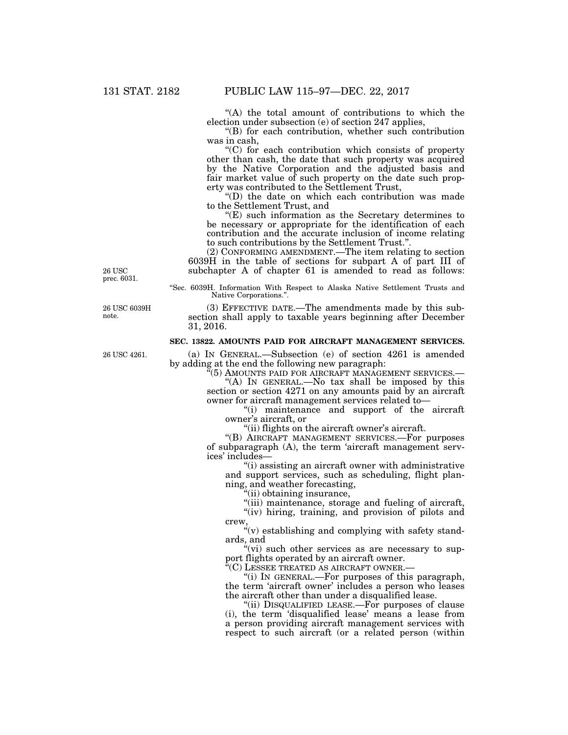"(A) the total amount of contributions to which the election under subsection (e) of section 247 applies,

"(B) for each contribution, whether such contribution was in cash,

"(C) for each contribution which consists of property other than cash, the date that such property was acquired by the Native Corporation and the adjusted basis and fair market value of such property on the date such property was contributed to the Settlement Trust,

"(D) the date on which each contribution was made to the Settlement Trust, and

"(E) such information as the Secretary determines to be necessary or appropriate for the identification of each contribution and the accurate inclusion of income relating to such contributions by the Settlement Trust.".

26 USC prec. 6031.

(2) CONFORMING AMENDMENT.—The item relating to section 6039H in the table of sections for subpart A of part III of subchapter A of chapter 61 is amended to read as follows:

"Sec. 6039H. Information With Respect to Alaska Native Settlement Trusts and Native Corporations.".

26 USC 6039H note.

(3) EFFECTIVE DATE.—The amendments made by this subsection shall apply to taxable years beginning after December 31, 2016.

## SEC. 13822. AMOUNTS PAID FOR AIRCRAFT MANAGEMENT SERVICES.

26 USC 4261.

(a) IN GENERAL.—Subsection (e) of section 4261 is amended by adding at the end the following new paragraph:

"(5) AMOUNTS PAID FOR AIRCRAFT MANAGEMENT SERVICES.—

"(A) IN GENERAL.—No tax shall be imposed by this section or section 4271 on any amounts paid by an aircraft owner for aircraft management services related to—

"(i) maintenance and support of the aircraft owner's aircraft, or

"(ii) flights on the aircraft owner's aircraft.

"(B) AIRCRAFT MANAGEMENT SERVICES.—For purposes of subparagraph (A), the term 'aircraft management services' includes—

"(i) assisting an aircraft owner with administrative and support services, such as scheduling, flight planning, and weather forecasting,

"(ii) obtaining insurance,

"(iii) maintenance, storage and fueling of aircraft,

"(iv) hiring, training, and provision of pilots and crew,

"(v) establishing and complying with safety standards, and

"(vi) such other services as are necessary to support flights operated by an aircraft owner.

"(C) LESSEE TREATED AS AIRCRAFT OWNER.—

"(i) IN GENERAL.—For purposes of this paragraph, the term 'aircraft owner' includes a person who leases the aircraft other than under a disqualified lease.

"(ii) DISQUALIFIED LEASE.—For purposes of clause (i), the term 'disqualified lease' means a lease from a person providing aircraft management services with respect to such aircraft (or a related person (within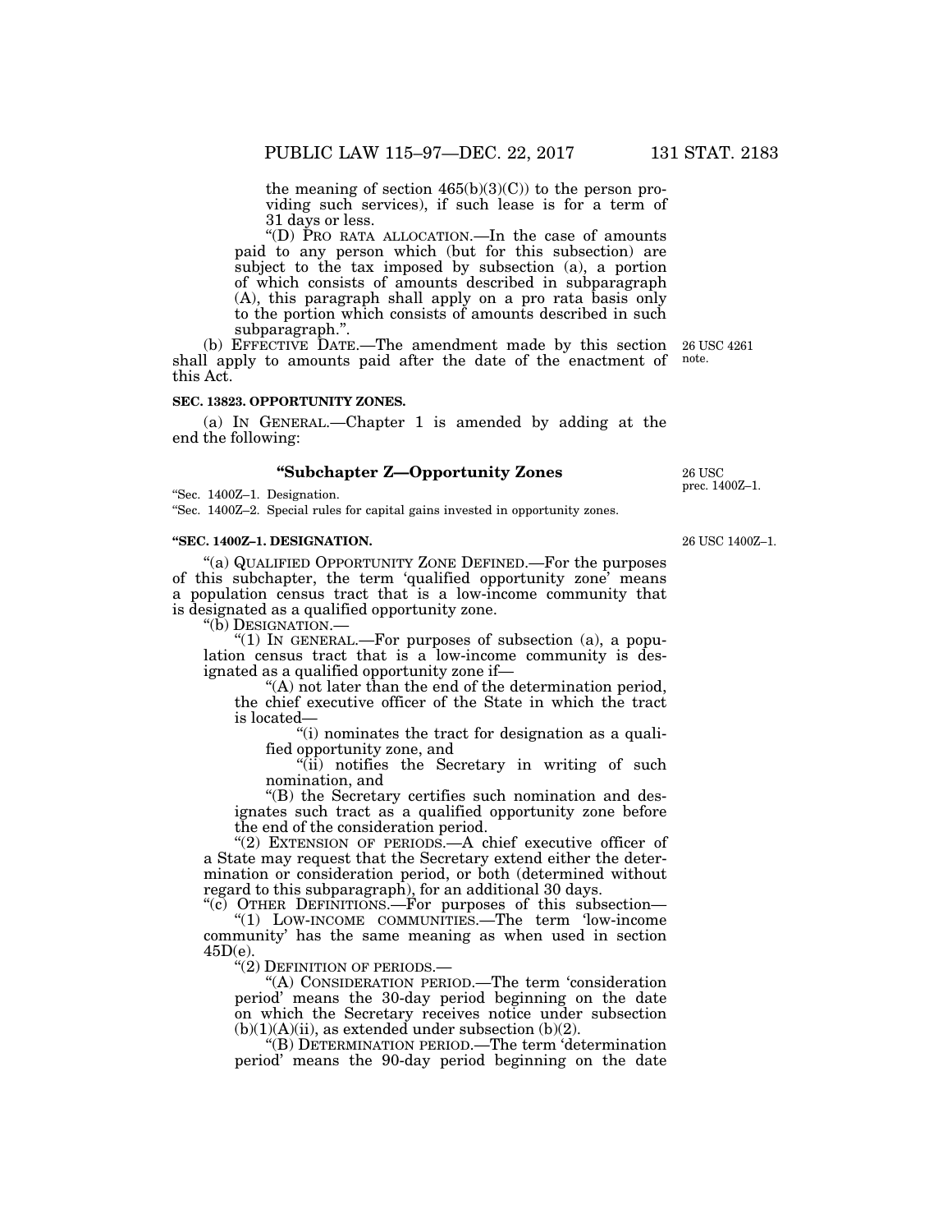the meaning of section 465(b)(3)(C)) to the person providing such services), if such lease is for a term of 31 days or less.

"(D) PRO RATA ALLOCATION.—In the case of amounts paid to any person which (but for this subsection) are subject to the tax imposed by subsection (a), a portion of which consists of amounts described in subparagraph (A), this paragraph shall apply on a pro rata basis only to the portion which consists of amounts described in such subparagraph.".

(b) EFFECTIVE DATE.—The amendment made by this section shall apply to amounts paid after the date of the enactment of this Act.

26 USC 4261 note.

**SEC. 13823. OPPORTUNITY ZONES.**

(a) IN GENERAL.—Chapter 1 is amended by adding at the end the following:

### "Subchapter Z—Opportunity Zones

26 USC prec. 1400Z–1.

"Sec. 1400Z–1. Designation.
"Sec. 1400Z–2. Special rules for capital gains invested in opportunity zones.

**"SEC. 1400Z–1. DESIGNATION.**

26 USC 1400Z–1.

"(a) QUALIFIED OPPORTUNITY ZONE DEFINED.—For the purposes of this subchapter, the term 'qualified opportunity zone' means a population census tract that is a low-income community that is designated as a qualified opportunity zone.

"(b) DESIGNATION.—

"(1) IN GENERAL.—For purposes of subsection (a), a population census tract that is a low-income community is designated as a qualified opportunity zone if—

"(A) not later than the end of the determination period, the chief executive officer of the State in which the tract is located—

"(i) nominates the tract for designation as a qualified opportunity zone, and

"(ii) notifies the Secretary in writing of such nomination, and

"(B) the Secretary certifies such nomination and designates such tract as a qualified opportunity zone before the end of the consideration period.

"(2) EXTENSION OF PERIODS.—A chief executive officer of a State may request that the Secretary extend either the determination or consideration period, or both (determined without regard to this subparagraph), for an additional 30 days.

"(c) OTHER DEFINITIONS.—For purposes of this subsection—

"(1) LOW-INCOME COMMUNITIES.—The term 'low-income community' has the same meaning as when used in section 45D(e).

"(2) DEFINITION OF PERIODS.—

"(A) CONSIDERATION PERIOD.—The term 'consideration period' means the 30-day period beginning on the date on which the Secretary receives notice under subsection (b)(1)(A)(ii), as extended under subsection (b)(2).

"(B) DETERMINATION PERIOD.—The term 'determination period' means the 90-day period beginning on the date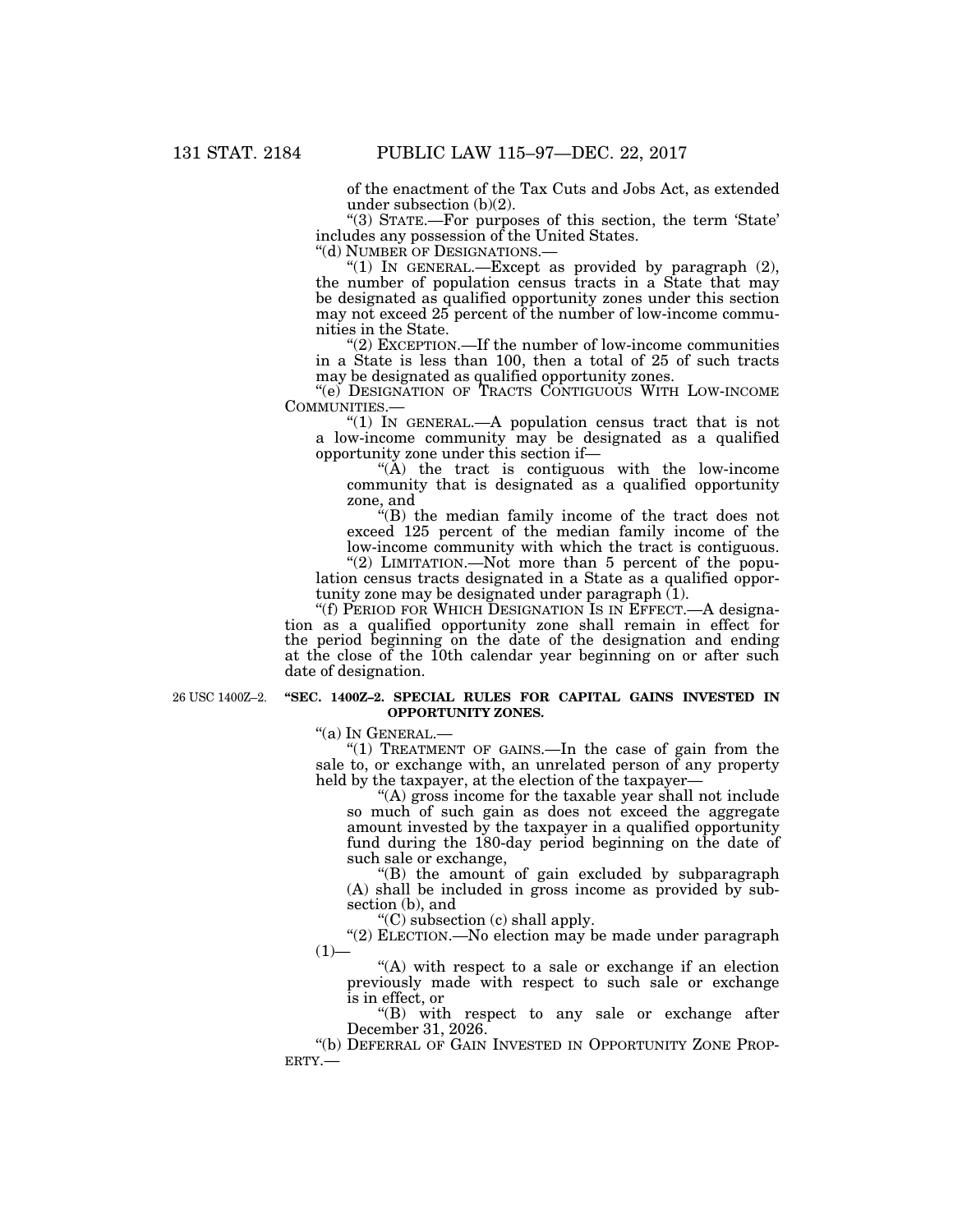of the enactment of the Tax Cuts and Jobs Act, as extended under subsection (b)(2).

"(3) STATE.—For purposes of this section, the term 'State' includes any possession of the United States.

"(d) NUMBER OF DESIGNATIONS.—

"(1) IN GENERAL.—Except as provided by paragraph (2), the number of population census tracts in a State that may be designated as qualified opportunity zones under this section may not exceed 25 percent of the number of low-income communities in the State.

"(2) EXCEPTION.—If the number of low-income communities in a State is less than 100, then a total of 25 of such tracts may be designated as qualified opportunity zones.

"(e) DESIGNATION OF TRACTS CONTIGUOUS WITH LOW-INCOME COMMUNITIES.—

"(1) IN GENERAL.—A population census tract that is not a low-income community may be designated as a qualified opportunity zone under this section if—

"(A) the tract is contiguous with the low-income community that is designated as a qualified opportunity zone, and

"(B) the median family income of the tract does not exceed 125 percent of the median family income of the low-income community with which the tract is contiguous.

"(2) LIMITATION.—Not more than 5 percent of the population census tracts designated in a State as a qualified opportunity zone may be designated under paragraph (1).

"(f) PERIOD FOR WHICH DESIGNATION IS IN EFFECT.—A designation as a qualified opportunity zone shall remain in effect for the period beginning on the date of the designation and ending at the close of the 10th calendar year beginning on or after such date of designation.

26 USC 1400Z–2.

**"SEC. 1400Z–2. SPECIAL RULES FOR CAPITAL GAINS INVESTED IN OPPORTUNITY ZONES.**

"(a) IN GENERAL.—

"(1) TREATMENT OF GAINS.—In the case of gain from the sale to, or exchange with, an unrelated person of any property held by the taxpayer, at the election of the taxpayer—

"(A) gross income for the taxable year shall not include so much of such gain as does not exceed the aggregate amount invested by the taxpayer in a qualified opportunity fund during the 180-day period beginning on the date of such sale or exchange,

"(B) the amount of gain excluded by subparagraph (A) shall be included in gross income as provided by subsection (b), and

"(C) subsection (c) shall apply.

"(2) ELECTION.—No election may be made under paragraph (1)—

"(A) with respect to a sale or exchange if an election previously made with respect to such sale or exchange is in effect, or

"(B) with respect to any sale or exchange after December 31, 2026.

"(b) DEFERRAL OF GAIN INVESTED IN OPPORTUNITY ZONE PROPERTY.—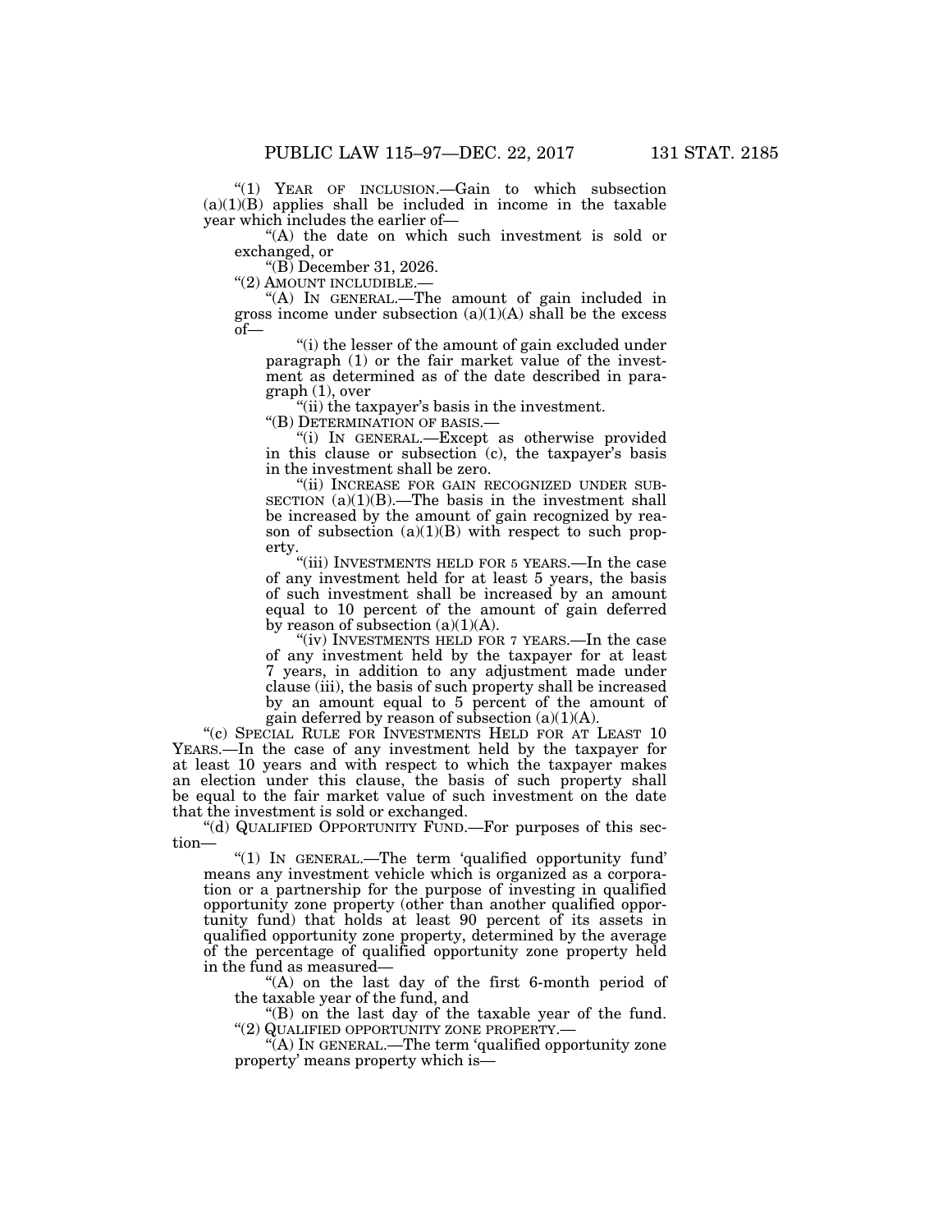"(1) YEAR OF INCLUSION.—Gain to which subsection (a)(1)(B) applies shall be included in income in the taxable year which includes the earlier of—

"(A) the date on which such investment is sold or exchanged, or

"(B) December 31, 2026.

"(2) AMOUNT INCLUDIBLE.—

"(A) IN GENERAL.—The amount of gain included in gross income under subsection (a)(1)(A) shall be the excess of—

"(i) the lesser of the amount of gain excluded under paragraph (1) or the fair market value of the investment as determined as of the date described in paragraph (1), over

"(ii) the taxpayer's basis in the investment.

"(B) DETERMINATION OF BASIS.—

"(i) IN GENERAL.—Except as otherwise provided in this clause or subsection (c), the taxpayer's basis in the investment shall be zero.

"(ii) INCREASE FOR GAIN RECOGNIZED UNDER SUBSECTION (a)(1)(B).—The basis in the investment shall be increased by the amount of gain recognized by reason of subsection (a)(1)(B) with respect to such property.

"(iii) INVESTMENTS HELD FOR 5 YEARS.—In the case of any investment held for at least 5 years, the basis of such investment shall be increased by an amount equal to 10 percent of the amount of gain deferred by reason of subsection (a)(1)(A).

"(iv) INVESTMENTS HELD FOR 7 YEARS.—In the case of any investment held by the taxpayer for at least 7 years, in addition to any adjustment made under clause (iii), the basis of such property shall be increased by an amount equal to 5 percent of the amount of gain deferred by reason of subsection (a)(1)(A).

"(c) SPECIAL RULE FOR INVESTMENTS HELD FOR AT LEAST 10 YEARS.—In the case of any investment held by the taxpayer for at least 10 years and with respect to which the taxpayer makes an election under this clause, the basis of such property shall be equal to the fair market value of such investment on the date that the investment is sold or exchanged.

"(d) QUALIFIED OPPORTUNITY FUND.—For purposes of this section—

"(1) IN GENERAL.—The term 'qualified opportunity fund' means any investment vehicle which is organized as a corporation or a partnership for the purpose of investing in qualified opportunity zone property (other than another qualified opportunity fund) that holds at least 90 percent of its assets in qualified opportunity zone property, determined by the average of the percentage of qualified opportunity zone property held in the fund as measured—

"(A) on the last day of the first 6-month period of the taxable year of the fund, and

"(B) on the last day of the taxable year of the fund.

"(2) QUALIFIED OPPORTUNITY ZONE PROPERTY.—

"(A) IN GENERAL.—The term 'qualified opportunity zone property' means property which is—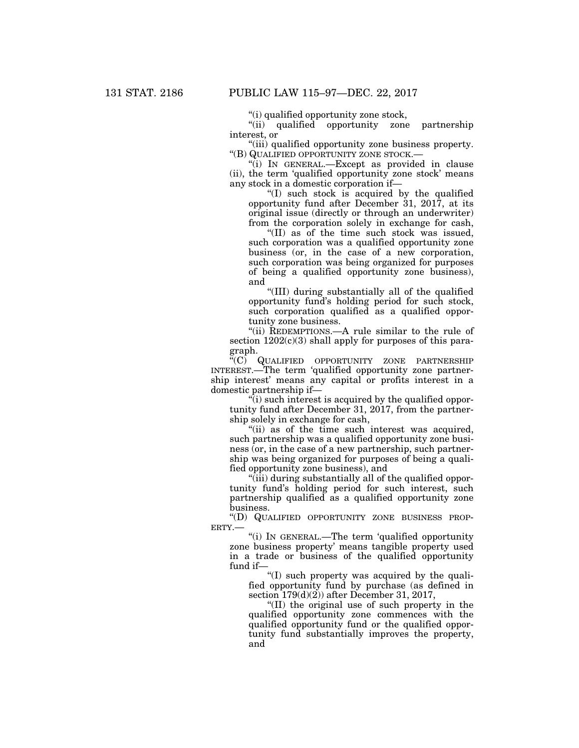"(i) qualified opportunity zone stock,

"(ii) qualified opportunity zone partnership interest, or

"(iii) qualified opportunity zone business property.

"(B) QUALIFIED OPPORTUNITY ZONE STOCK.—

"(i) IN GENERAL.—Except as provided in clause (ii), the term 'qualified opportunity zone stock' means any stock in a domestic corporation if—

"(I) such stock is acquired by the qualified opportunity fund after December 31, 2017, at its original issue (directly or through an underwriter) from the corporation solely in exchange for cash,

"(II) as of the time such stock was issued, such corporation was a qualified opportunity zone business (or, in the case of a new corporation, such corporation was being organized for purposes of being a qualified opportunity zone business), and

"(III) during substantially all of the qualified opportunity fund's holding period for such stock, such corporation qualified as a qualified opportunity zone business.

"(ii) REDEMPTIONS.—A rule similar to the rule of section 1202(c)(3) shall apply for purposes of this paragraph.

"(C) QUALIFIED OPPORTUNITY ZONE PARTNERSHIP INTEREST.—The term 'qualified opportunity zone partnership interest' means any capital or profits interest in a domestic partnership if—

"(i) such interest is acquired by the qualified opportunity fund after December 31, 2017, from the partnership solely in exchange for cash,

"(ii) as of the time such interest was acquired, such partnership was a qualified opportunity zone business (or, in the case of a new partnership, such partnership was being organized for purposes of being a qualified opportunity zone business), and

"(iii) during substantially all of the qualified opportunity fund's holding period for such interest, such partnership qualified as a qualified opportunity zone business.

"(D) QUALIFIED OPPORTUNITY ZONE BUSINESS PROPERTY.—

"(i) IN GENERAL.—The term 'qualified opportunity zone business property' means tangible property used in a trade or business of the qualified opportunity fund if—

"(I) such property was acquired by the qualified opportunity fund by purchase (as defined in section 179(d)(2)) after December 31, 2017,

"(II) the original use of such property in the qualified opportunity zone commences with the qualified opportunity fund or the qualified opportunity fund substantially improves the property, and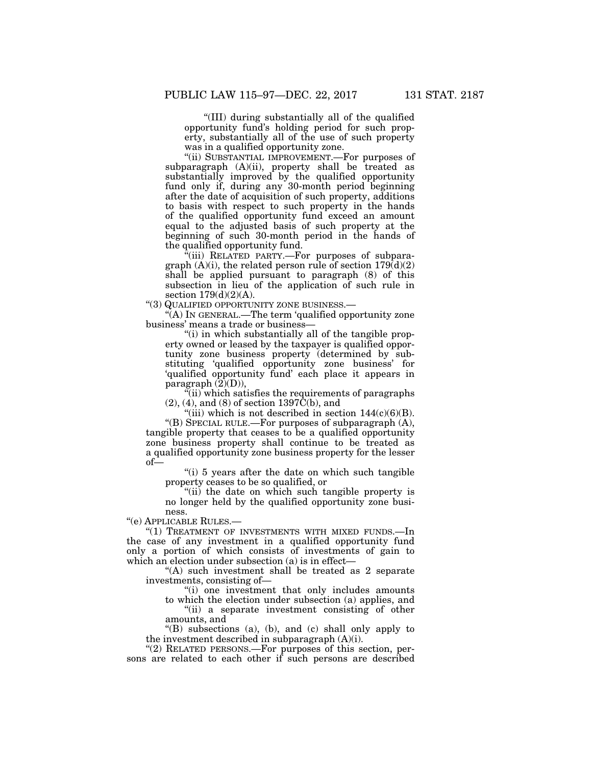"(III) during substantially all of the qualified opportunity fund's holding period for such property, substantially all of the use of such property was in a qualified opportunity zone.

"(ii) SUBSTANTIAL IMPROVEMENT.—For purposes of subparagraph (A)(ii), property shall be treated as substantially improved by the qualified opportunity fund only if, during any 30-month period beginning after the date of acquisition of such property, additions to basis with respect to such property in the hands of the qualified opportunity fund exceed an amount equal to the adjusted basis of such property at the beginning of such 30-month period in the hands of the qualified opportunity fund.

"(iii) RELATED PARTY.—For purposes of subparagraph (A)(i), the related person rule of section 179(d)(2) shall be applied pursuant to paragraph (8) of this subsection in lieu of the application of such rule in section 179(d)(2)(A).

"(3) QUALIFIED OPPORTUNITY ZONE BUSINESS.—

"(A) IN GENERAL.—The term 'qualified opportunity zone business' means a trade or business—

"(i) in which substantially all of the tangible property owned or leased by the taxpayer is qualified opportunity zone business property (determined by substituting 'qualified opportunity zone business' for 'qualified opportunity fund' each place it appears in paragraph (2)(D)),

"(ii) which satisfies the requirements of paragraphs (2), (4), and (8) of section 1397C(b), and

"(iii) which is not described in section 144(c)(6)(B).

"(B) SPECIAL RULE.—For purposes of subparagraph (A), tangible property that ceases to be a qualified opportunity zone business property shall continue to be treated as a qualified opportunity zone business property for the lesser of—

"(i) 5 years after the date on which such tangible property ceases to be so qualified, or

"(ii) the date on which such tangible property is no longer held by the qualified opportunity zone business.

"(e) APPLICABLE RULES.—

"(1) TREATMENT OF INVESTMENTS WITH MIXED FUNDS.—In the case of any investment in a qualified opportunity fund only a portion of which consists of investments of gain to which an election under subsection (a) is in effect—

"(A) such investment shall be treated as 2 separate investments, consisting of—

"(i) one investment that only includes amounts to which the election under subsection (a) applies, and

"(ii) a separate investment consisting of other amounts, and

"(B) subsections (a), (b), and (c) shall only apply to the investment described in subparagraph (A)(i).

"(2) RELATED PERSONS.—For purposes of this section, persons are related to each other if such persons are described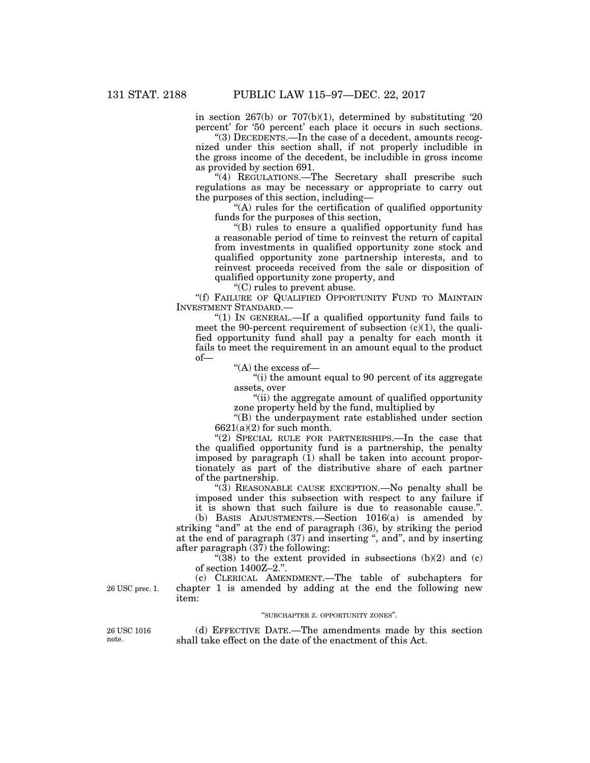in section 267(b) or 707(b)(1), determined by substituting '20 percent' for '50 percent' each place it occurs in such sections.

"(3) DECEDENTS.—In the case of a decedent, amounts recognized under this section shall, if not properly includible in the gross income of the decedent, be includible in gross income as provided by section 691.

"(4) REGULATIONS.—The Secretary shall prescribe such regulations as may be necessary or appropriate to carry out the purposes of this section, including—

"(A) rules for the certification of qualified opportunity funds for the purposes of this section,

"(B) rules to ensure a qualified opportunity fund has a reasonable period of time to reinvest the return of capital from investments in qualified opportunity zone stock and qualified opportunity zone partnership interests, and to reinvest proceeds received from the sale or disposition of qualified opportunity zone property, and

"(C) rules to prevent abuse.

"(f) FAILURE OF QUALIFIED OPPORTUNITY FUND TO MAINTAIN INVESTMENT STANDARD.—

"(1) IN GENERAL.—If a qualified opportunity fund fails to meet the 90-percent requirement of subsection (c)(1), the qualified opportunity fund shall pay a penalty for each month it fails to meet the requirement in an amount equal to the product of—

"(A) the excess of—

"(i) the amount equal to 90 percent of its aggregate assets, over

"(ii) the aggregate amount of qualified opportunity zone property held by the fund, multiplied by

"(B) the underpayment rate established under section 6621(a)(2) for such month.

"(2) SPECIAL RULE FOR PARTNERSHIPS.—In the case that the qualified opportunity fund is a partnership, the penalty imposed by paragraph (1) shall be taken into account proportionately as part of the distributive share of each partner of the partnership.

"(3) REASONABLE CAUSE EXCEPTION.—No penalty shall be imposed under this subsection with respect to any failure if it is shown that such failure is due to reasonable cause.".

(b) BASIS ADJUSTMENTS.—Section 1016(a) is amended by striking "and" at the end of paragraph (36), by striking the period at the end of paragraph (37) and inserting ", and", and by inserting after paragraph (37) the following:

"(38) to the extent provided in subsections (b)(2) and (c) of section 1400Z–2.".

26 USC prec. 1.

(c) CLERICAL AMENDMENT.—The table of subchapters for chapter 1 is amended by adding at the end the following new item:

"SUBCHAPTER Z. OPPORTUNITY ZONES".

26 USC 1016 note.

(d) EFFECTIVE DATE.—The amendments made by this section shall take effect on the date of the enactment of this Act.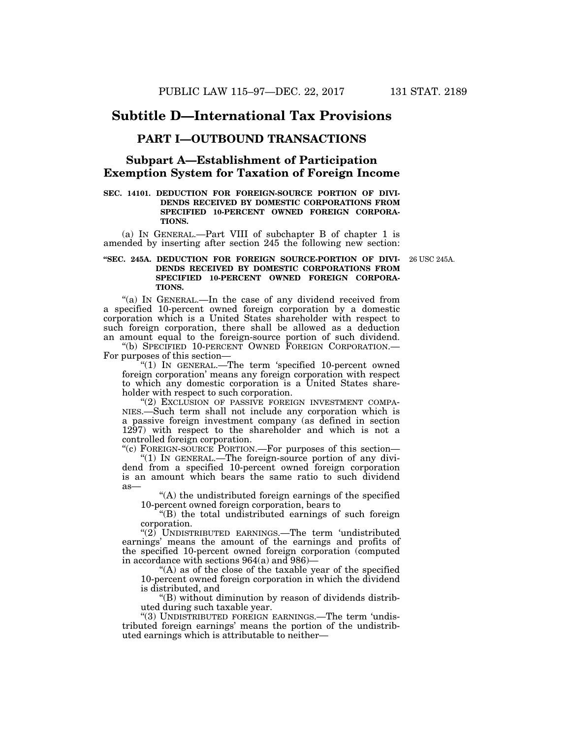## Subtitle D—International Tax Provisions

### PART I—OUTBOUND TRANSACTIONS

#### Subpart A—Establishment of Participation Exemption System for Taxation of Foreign Income

**SEC. 14101. DEDUCTION FOR FOREIGN-SOURCE PORTION OF DIVIDENDS RECEIVED BY DOMESTIC CORPORATIONS FROM SPECIFIED 10-PERCENT OWNED FOREIGN CORPORATIONS.**

(a) IN GENERAL.—Part VIII of subchapter B of chapter 1 is amended by inserting after section 245 the following new section:

**"SEC. 245A. DEDUCTION FOR FOREIGN SOURCE-PORTION OF DIVIDENDS RECEIVED BY DOMESTIC CORPORATIONS FROM SPECIFIED 10-PERCENT OWNED FOREIGN CORPORATIONS.**

26 USC 245A.

"(a) IN GENERAL.—In the case of any dividend received from a specified 10-percent owned foreign corporation by a domestic corporation which is a United States shareholder with respect to such foreign corporation, there shall be allowed as a deduction an amount equal to the foreign-source portion of such dividend.

"(b) SPECIFIED 10-PERCENT OWNED FOREIGN CORPORATION.—For purposes of this section—

"(1) IN GENERAL.—The term 'specified 10-percent owned foreign corporation' means any foreign corporation with respect to which any domestic corporation is a United States shareholder with respect to such corporation.

"(2) EXCLUSION OF PASSIVE FOREIGN INVESTMENT COMPANIES.—Such term shall not include any corporation which is a passive foreign investment company (as defined in section 1297) with respect to the shareholder and which is not a controlled foreign corporation.

"(c) FOREIGN-SOURCE PORTION.—For purposes of this section—

"(1) IN GENERAL.—The foreign-source portion of any dividend from a specified 10-percent owned foreign corporation is an amount which bears the same ratio to such dividend as—

"(A) the undistributed foreign earnings of the specified 10-percent owned foreign corporation, bears to

"(B) the total undistributed earnings of such foreign corporation.

"(2) UNDISTRIBUTED EARNINGS.—The term 'undistributed earnings' means the amount of the earnings and profits of the specified 10-percent owned foreign corporation (computed in accordance with sections 964(a) and 986)—

"(A) as of the close of the taxable year of the specified 10-percent owned foreign corporation in which the dividend is distributed, and

"(B) without diminution by reason of dividends distributed during such taxable year.

"(3) UNDISTRIBUTED FOREIGN EARNINGS.—The term 'undistributed foreign earnings' means the portion of the undistributed earnings which is attributable to neither—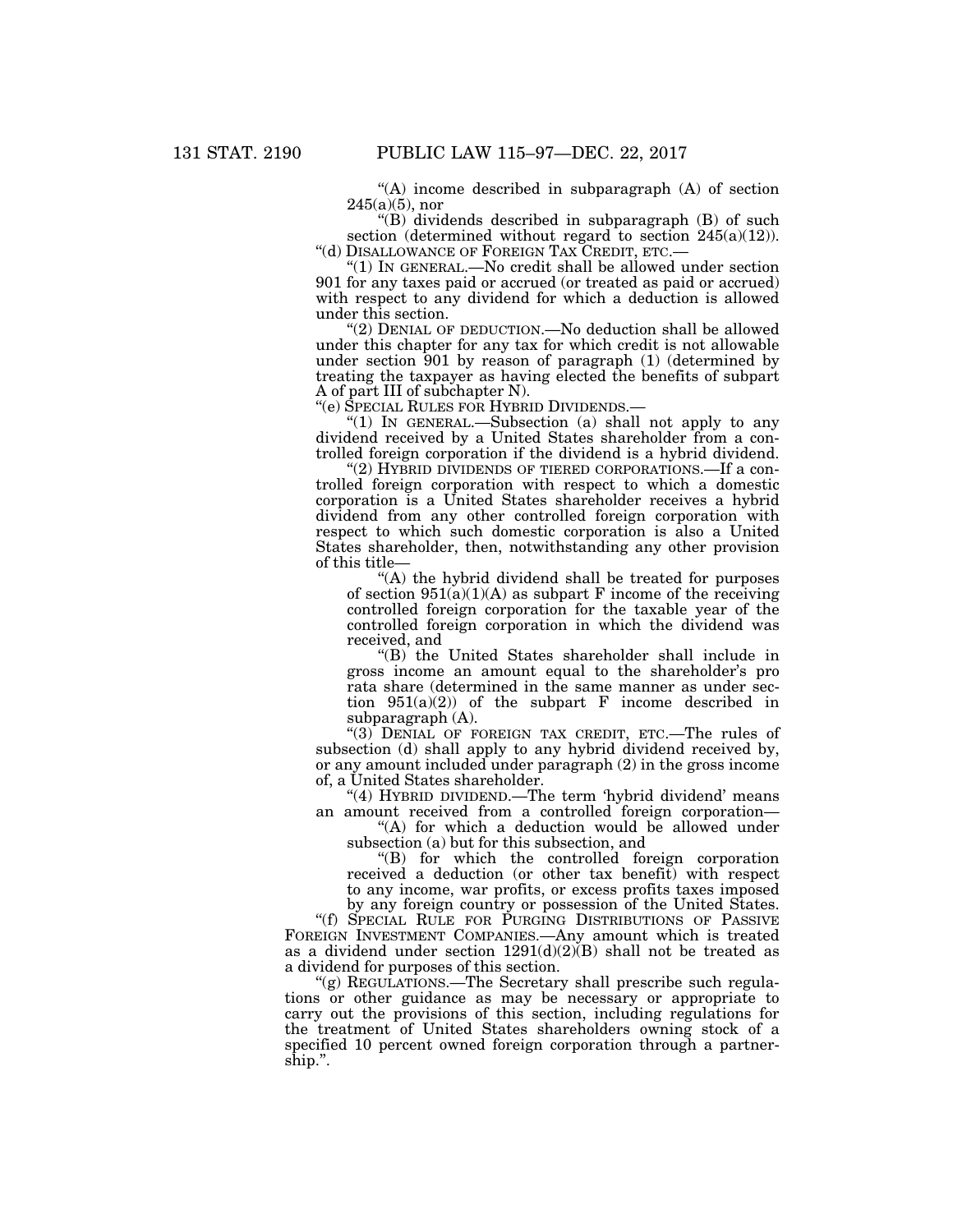"(A) income described in subparagraph (A) of section 245(a)(5), nor

"(B) dividends described in subparagraph (B) of such section (determined without regard to section 245(a)(12)).

"(d) DISALLOWANCE OF FOREIGN TAX CREDIT, ETC.—

"(1) IN GENERAL.—No credit shall be allowed under section 901 for any taxes paid or accrued (or treated as paid or accrued) with respect to any dividend for which a deduction is allowed under this section.

"(2) DENIAL OF DEDUCTION.—No deduction shall be allowed under this chapter for any tax for which credit is not allowable under section 901 by reason of paragraph (1) (determined by treating the taxpayer as having elected the benefits of subpart A of part III of subchapter N).

"(e) SPECIAL RULES FOR HYBRID DIVIDENDS.—

"(1) IN GENERAL.—Subsection (a) shall not apply to any dividend received by a United States shareholder from a controlled foreign corporation if the dividend is a hybrid dividend.

"(2) HYBRID DIVIDENDS OF TIERED CORPORATIONS.—If a controlled foreign corporation with respect to which a domestic corporation is a United States shareholder receives a hybrid dividend from any other controlled foreign corporation with respect to which such domestic corporation is also a United States shareholder, then, notwithstanding any other provision of this title—

"(A) the hybrid dividend shall be treated for purposes of section 951(a)(1)(A) as subpart F income of the receiving controlled foreign corporation for the taxable year of the controlled foreign corporation in which the dividend was received, and

"(B) the United States shareholder shall include in gross income an amount equal to the shareholder's pro rata share (determined in the same manner as under section 951(a)(2)) of the subpart F income described in subparagraph (A).

"(3) DENIAL OF FOREIGN TAX CREDIT, ETC.—The rules of subsection (d) shall apply to any hybrid dividend received by, or any amount included under paragraph (2) in the gross income of, a United States shareholder.

"(4) HYBRID DIVIDEND.—The term 'hybrid dividend' means an amount received from a controlled foreign corporation—

"(A) for which a deduction would be allowed under subsection (a) but for this subsection, and

"(B) for which the controlled foreign corporation received a deduction (or other tax benefit) with respect to any income, war profits, or excess profits taxes imposed by any foreign country or possession of the United States.

"(f) SPECIAL RULE FOR PURGING DISTRIBUTIONS OF PASSIVE FOREIGN INVESTMENT COMPANIES.—Any amount which is treated as a dividend under section 1291(d)(2)(B) shall not be treated as a dividend for purposes of this section.

"(g) REGULATIONS.—The Secretary shall prescribe such regulations or other guidance as may be necessary or appropriate to carry out the provisions of this section, including regulations for the treatment of United States shareholders owning stock of a specified 10 percent owned foreign corporation through a partnership.".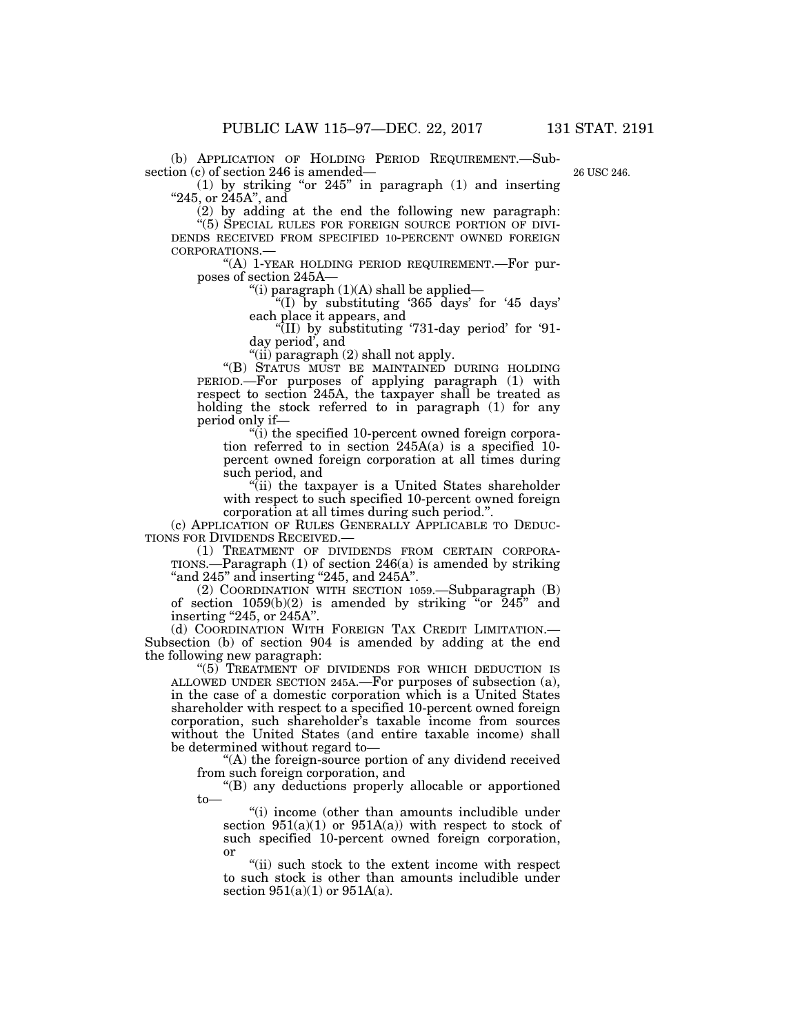(b) APPLICATION OF HOLDING PERIOD REQUIREMENT.—Subsection (c) of section 246 is amended—

26 USC 246.

(1) by striking "or 245" in paragraph (1) and inserting "245, or 245A", and

(2) by adding at the end the following new paragraph:

"(5) SPECIAL RULES FOR FOREIGN SOURCE PORTION OF DIVIDENDS RECEIVED FROM SPECIFIED 10-PERCENT OWNED FOREIGN CORPORATIONS.—

"(A) 1-YEAR HOLDING PERIOD REQUIREMENT.—For purposes of section 245A—

"(i) paragraph (1)(A) shall be applied—

"(I) by substituting '365 days' for '45 days' each place it appears, and

"(II) by substituting '731-day period' for '91-day period', and

"(ii) paragraph (2) shall not apply.

"(B) STATUS MUST BE MAINTAINED DURING HOLDING PERIOD.—For purposes of applying paragraph (1) with respect to section 245A, the taxpayer shall be treated as holding the stock referred to in paragraph (1) for any period only if—

"(i) the specified 10-percent owned foreign corporation referred to in section 245A(a) is a specified 10-percent owned foreign corporation at all times during such period, and

"(ii) the taxpayer is a United States shareholder with respect to such specified 10-percent owned foreign corporation at all times during such period.".

(c) APPLICATION OF RULES GENERALLY APPLICABLE TO DEDUCTIONS FOR DIVIDENDS RECEIVED.—

(1) TREATMENT OF DIVIDENDS FROM CERTAIN CORPORATIONS.—Paragraph (1) of section 246(a) is amended by striking "and 245" and inserting "245, and 245A".

(2) COORDINATION WITH SECTION 1059.—Subparagraph (B) of section 1059(b)(2) is amended by striking "or 245" and inserting "245, or 245A".

(d) COORDINATION WITH FOREIGN TAX CREDIT LIMITATION.—Subsection (b) of section 904 is amended by adding at the end the following new paragraph:

"(5) TREATMENT OF DIVIDENDS FOR WHICH DEDUCTION IS ALLOWED UNDER SECTION 245A.—For purposes of subsection (a), in the case of a domestic corporation which is a United States shareholder with respect to a specified 10-percent owned foreign corporation, such shareholder's taxable income from sources without the United States (and entire taxable income) shall be determined without regard to—

"(A) the foreign-source portion of any dividend received from such foreign corporation, and

"(B) any deductions properly allocable or apportioned to—

"(i) income (other than amounts includible under section 951(a)(1) or 951A(a)) with respect to stock of such specified 10-percent owned foreign corporation, or

"(ii) such stock to the extent income with respect to such stock is other than amounts includible under section 951(a)(1) or 951A(a).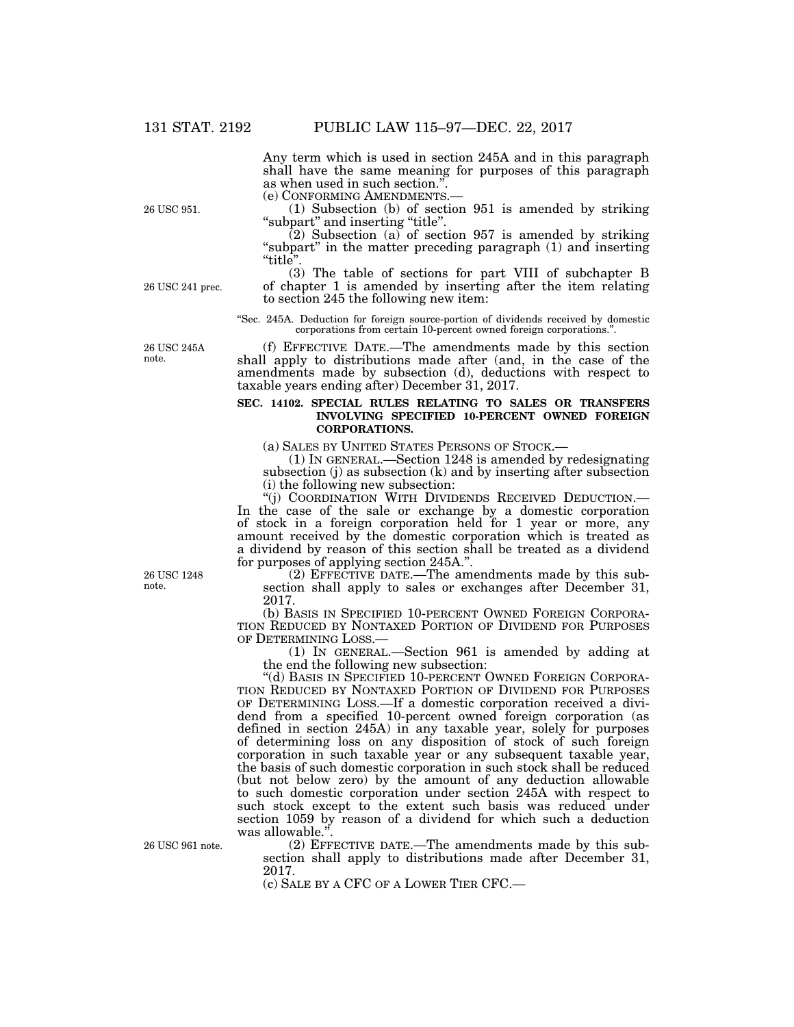Any term which is used in section 245A and in this paragraph shall have the same meaning for purposes of this paragraph as when used in such section.".

(e) CONFORMING AMENDMENTS.—

26 USC 951.

(1) Subsection (b) of section 951 is amended by striking "subpart" and inserting "title".

(2) Subsection (a) of section 957 is amended by striking "subpart" in the matter preceding paragraph (1) and inserting "title".

26 USC 241 prec.

(3) The table of sections for part VIII of subchapter B of chapter 1 is amended by inserting after the item relating to section 245 the following new item:

"Sec. 245A. Deduction for foreign source-portion of dividends received by domestic corporations from certain 10-percent owned foreign corporations.".

26 USC 245A note.

(f) EFFECTIVE DATE.—The amendments made by this section shall apply to distributions made after (and, in the case of the amendments made by subsection (d), deductions with respect to taxable years ending after) December 31, 2017.

**SEC. 14102. SPECIAL RULES RELATING TO SALES OR TRANSFERS INVOLVING SPECIFIED 10-PERCENT OWNED FOREIGN CORPORATIONS.**

(a) SALES BY UNITED STATES PERSONS OF STOCK.—

(1) IN GENERAL.—Section 1248 is amended by redesignating subsection (j) as subsection (k) and by inserting after subsection (i) the following new subsection:

"(j) COORDINATION WITH DIVIDENDS RECEIVED DEDUCTION.—In the case of the sale or exchange by a domestic corporation of stock in a foreign corporation held for 1 year or more, any amount received by the domestic corporation which is treated as a dividend by reason of this section shall be treated as a dividend for purposes of applying section 245A.".

26 USC 1248 note.

(2) EFFECTIVE DATE.—The amendments made by this subsection shall apply to sales or exchanges after December 31, 2017.

(b) BASIS IN SPECIFIED 10-PERCENT OWNED FOREIGN CORPORATION REDUCED BY NONTAXED PORTION OF DIVIDEND FOR PURPOSES OF DETERMINING LOSS.—

(1) IN GENERAL.—Section 961 is amended by adding at the end the following new subsection:

"(d) BASIS IN SPECIFIED 10-PERCENT OWNED FOREIGN CORPORATION REDUCED BY NONTAXED PORTION OF DIVIDEND FOR PURPOSES OF DETERMINING LOSS.—If a domestic corporation received a dividend from a specified 10-percent owned foreign corporation (as defined in section 245A) in any taxable year, solely for purposes of determining loss on any disposition of stock of such foreign corporation in such taxable year or any subsequent taxable year, the basis of such domestic corporation in such stock shall be reduced (but not below zero) by the amount of any deduction allowable to such domestic corporation under section 245A with respect to such stock except to the extent such basis was reduced under section 1059 by reason of a dividend for which such a deduction was allowable.".

26 USC 961 note.

(2) EFFECTIVE DATE.—The amendments made by this subsection shall apply to distributions made after December 31, 2017.

(c) SALE BY A CFC OF A LOWER TIER CFC.—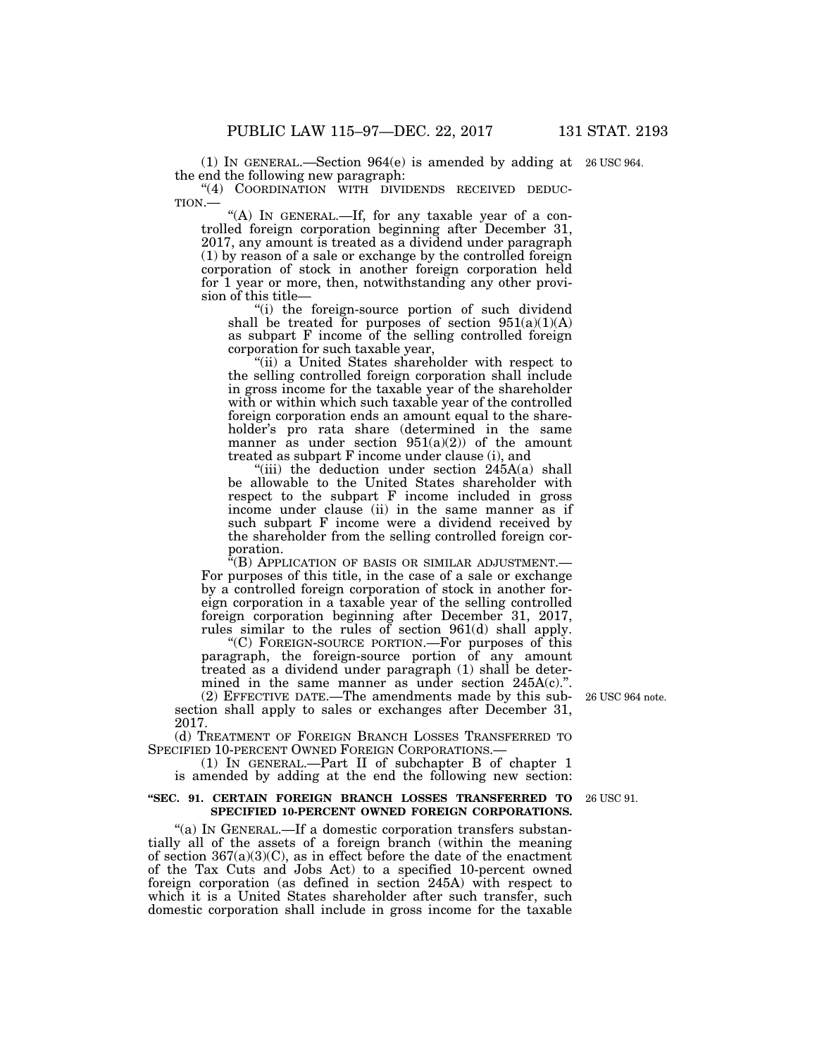(1) IN GENERAL.—Section 964(e) is amended by adding at the end the following new paragraph: 26 USC 964.

"(4) COORDINATION WITH DIVIDENDS RECEIVED DEDUCTION.—

"(A) IN GENERAL.—If, for any taxable year of a controlled foreign corporation beginning after December 31, 2017, any amount is treated as a dividend under paragraph (1) by reason of a sale or exchange by the controlled foreign corporation of stock in another foreign corporation held for 1 year or more, then, notwithstanding any other provision of this title—

"(i) the foreign-source portion of such dividend shall be treated for purposes of section 951(a)(1)(A) as subpart F income of the selling controlled foreign corporation for such taxable year,

"(ii) a United States shareholder with respect to the selling controlled foreign corporation shall include in gross income for the taxable year of the shareholder with or within which such taxable year of the controlled foreign corporation ends an amount equal to the shareholder's pro rata share (determined in the same manner as under section 951(a)(2)) of the amount treated as subpart F income under clause (i), and

"(iii) the deduction under section 245A(a) shall be allowable to the United States shareholder with respect to the subpart F income included in gross income under clause (ii) in the same manner as if such subpart F income were a dividend received by the shareholder from the selling controlled foreign corporation.

"(B) APPLICATION OF BASIS OR SIMILAR ADJUSTMENT.—For purposes of this title, in the case of a sale or exchange by a controlled foreign corporation of stock in another foreign corporation in a taxable year of the selling controlled foreign corporation beginning after December 31, 2017, rules similar to the rules of section 961(d) shall apply.

"(C) FOREIGN-SOURCE PORTION.—For purposes of this paragraph, the foreign-source portion of any amount treated as a dividend under paragraph (1) shall be determined in the same manner as under section 245A(c).".

(2) EFFECTIVE DATE.—The amendments made by this subsection shall apply to sales or exchanges after December 31, 2017. 26 USC 964 note.

(d) TREATMENT OF FOREIGN BRANCH LOSSES TRANSFERRED TO SPECIFIED 10-PERCENT OWNED FOREIGN CORPORATIONS.—

(1) IN GENERAL.—Part II of subchapter B of chapter 1 is amended by adding at the end the following new section:

**"SEC. 91. CERTAIN FOREIGN BRANCH LOSSES TRANSFERRED TO SPECIFIED 10-PERCENT OWNED FOREIGN CORPORATIONS.** 26 USC 91.

"(a) IN GENERAL.—If a domestic corporation transfers substantially all of the assets of a foreign branch (within the meaning of section 367(a)(3)(C), as in effect before the date of the enactment of the Tax Cuts and Jobs Act) to a specified 10-percent owned foreign corporation (as defined in section 245A) with respect to which it is a United States shareholder after such transfer, such domestic corporation shall include in gross income for the taxable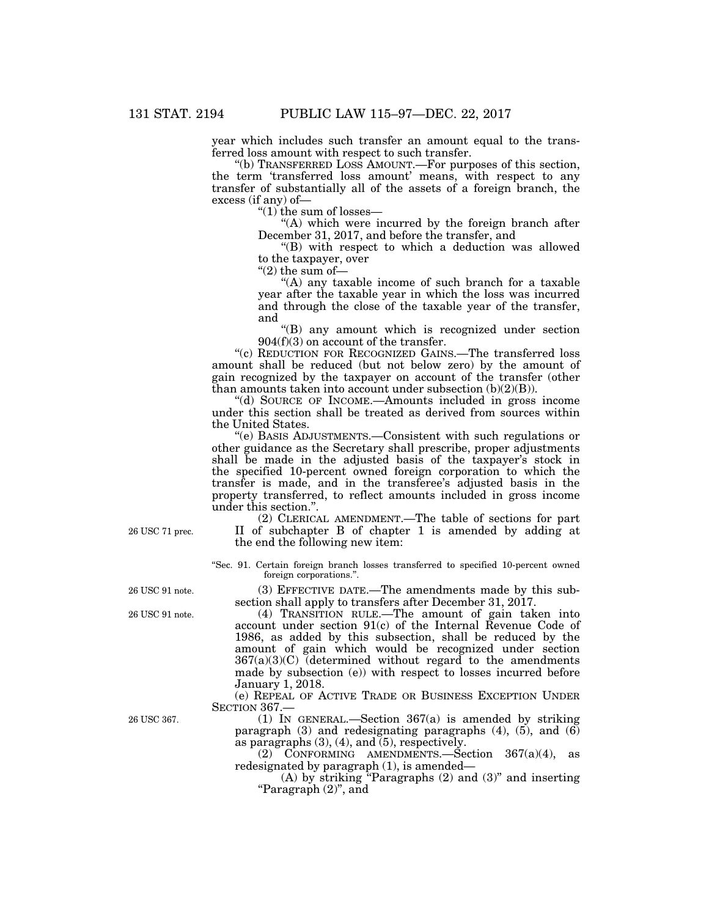year which includes such transfer an amount equal to the transferred loss amount with respect to such transfer.

"(b) TRANSFERRED LOSS AMOUNT.—For purposes of this section, the term 'transferred loss amount' means, with respect to any transfer of substantially all of the assets of a foreign branch, the excess (if any) of—

"(1) the sum of losses—

"(A) which were incurred by the foreign branch after December 31, 2017, and before the transfer, and

"(B) with respect to which a deduction was allowed to the taxpayer, over

"(2) the sum of—

"(A) any taxable income of such branch for a taxable year after the taxable year in which the loss was incurred and through the close of the taxable year of the transfer, and

"(B) any amount which is recognized under section 904(f)(3) on account of the transfer.

"(c) REDUCTION FOR RECOGNIZED GAINS.—The transferred loss amount shall be reduced (but not below zero) by the amount of gain recognized by the taxpayer on account of the transfer (other than amounts taken into account under subsection (b)(2)(B)).

"(d) SOURCE OF INCOME.—Amounts included in gross income under this section shall be treated as derived from sources within the United States.

"(e) BASIS ADJUSTMENTS.—Consistent with such regulations or other guidance as the Secretary shall prescribe, proper adjustments shall be made in the adjusted basis of the taxpayer's stock in the specified 10-percent owned foreign corporation to which the transfer is made, and in the transferee's adjusted basis in the property transferred, to reflect amounts included in gross income under this section.".

26 USC 71 prec.

(2) CLERICAL AMENDMENT.—The table of sections for part II of subchapter B of chapter 1 is amended by adding at the end the following new item:

"Sec. 91. Certain foreign branch losses transferred to specified 10-percent owned foreign corporations.".

26 USC 91 note.

(3) EFFECTIVE DATE.—The amendments made by this subsection shall apply to transfers after December 31, 2017.

26 USC 91 note.

(4) TRANSITION RULE.—The amount of gain taken into account under section 91(c) of the Internal Revenue Code of 1986, as added by this subsection, shall be reduced by the amount of gain which would be recognized under section 367(a)(3)(C) (determined without regard to the amendments made by subsection (e)) with respect to losses incurred before January 1, 2018.

(e) REPEAL OF ACTIVE TRADE OR BUSINESS EXCEPTION UNDER SECTION 367.—

26 USC 367.

(1) IN GENERAL.—Section 367(a) is amended by striking paragraph (3) and redesignating paragraphs (4), (5), and (6) as paragraphs (3), (4), and (5), respectively.

(2) CONFORMING AMENDMENTS.—Section 367(a)(4), as redesignated by paragraph (1), is amended—

(A) by striking "Paragraphs (2) and (3)" and inserting "Paragraph (2)", and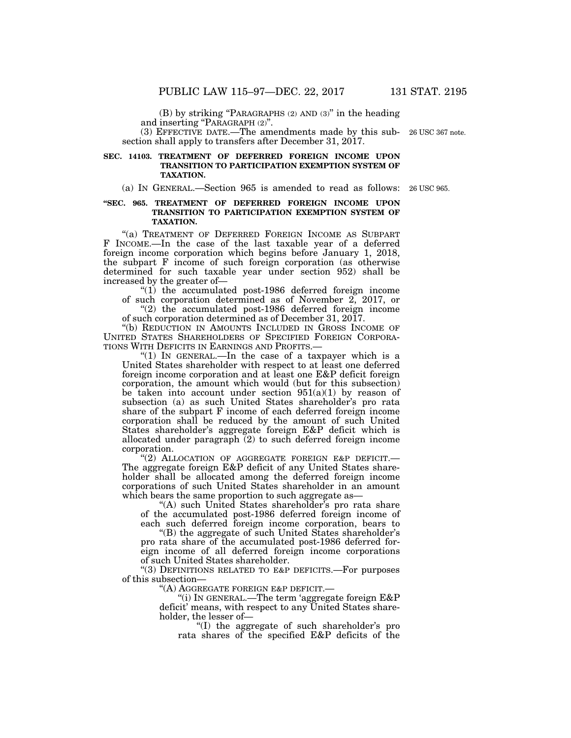(B) by striking “PARAGRAPHS (2) AND (3)” in the heading and inserting “PARAGRAPH (2)”.

(3) EFFECTIVE DATE.—The amendments made by this subsection shall apply to transfers after December 31, 2017.

26 USC 367 note.

**SEC. 14103. TREATMENT OF DEFERRED FOREIGN INCOME UPON TRANSITION TO PARTICIPATION EXEMPTION SYSTEM OF TAXATION.**

(a) IN GENERAL.—Section 965 is amended to read as follows:

26 USC 965.

**“SEC. 965. TREATMENT OF DEFERRED FOREIGN INCOME UPON TRANSITION TO PARTICIPATION EXEMPTION SYSTEM OF TAXATION.**

“(a) TREATMENT OF DEFERRED FOREIGN INCOME AS SUBPART F INCOME.—In the case of the last taxable year of a deferred foreign income corporation which begins before January 1, 2018, the subpart F income of such foreign corporation (as otherwise determined for such taxable year under section 952) shall be increased by the greater of—

“(1) the accumulated post-1986 deferred foreign income of such corporation determined as of November 2, 2017, or

“(2) the accumulated post-1986 deferred foreign income of such corporation determined as of December 31, 2017.

“(b) REDUCTION IN AMOUNTS INCLUDED IN GROSS INCOME OF UNITED STATES SHAREHOLDERS OF SPECIFIED FOREIGN CORPORATIONS WITH DEFICITS IN EARNINGS AND PROFITS.—

“(1) IN GENERAL.—In the case of a taxpayer which is a United States shareholder with respect to at least one deferred foreign income corporation and at least one E&P deficit foreign corporation, the amount which would (but for this subsection) be taken into account under section 951(a)(1) by reason of subsection (a) as such United States shareholder’s pro rata share of the subpart F income of each deferred foreign income corporation shall be reduced by the amount of such United States shareholder’s aggregate foreign E&P deficit which is allocated under paragraph (2) to such deferred foreign income corporation.

“(2) ALLOCATION OF AGGREGATE FOREIGN E&P DEFICIT.—The aggregate foreign E&P deficit of any United States shareholder shall be allocated among the deferred foreign income corporations of such United States shareholder in an amount which bears the same proportion to such aggregate as—

“(A) such United States shareholder’s pro rata share of the accumulated post-1986 deferred foreign income of each such deferred foreign income corporation, bears to

“(B) the aggregate of such United States shareholder’s pro rata share of the accumulated post-1986 deferred foreign income of all deferred foreign income corporations of such United States shareholder.

“(3) DEFINITIONS RELATED TO E&P DEFICITS.—For purposes of this subsection—

“(A) AGGREGATE FOREIGN E&P DEFICIT.—

“(i) IN GENERAL.—The term ‘aggregate foreign E&P deficit’ means, with respect to any United States shareholder, the lesser of—

“(I) the aggregate of such shareholder’s pro rata shares of the specified E&P deficits of the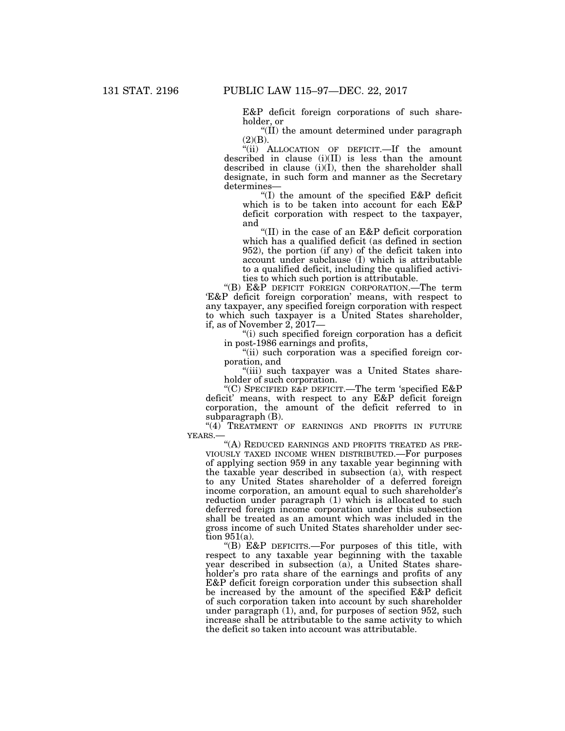E&P deficit foreign corporations of such shareholder, or

"(II) the amount determined under paragraph (2)(B).

"(ii) ALLOCATION OF DEFICIT.—If the amount described in clause (i)(II) is less than the amount described in clause (i)(I), then the shareholder shall designate, in such form and manner as the Secretary determines—

"(I) the amount of the specified E&P deficit which is to be taken into account for each E&P deficit corporation with respect to the taxpayer, and

"(II) in the case of an E&P deficit corporation which has a qualified deficit (as defined in section 952), the portion (if any) of the deficit taken into account under subclause (I) which is attributable to a qualified deficit, including the qualified activities to which such portion is attributable.

"(B) E&P DEFICIT FOREIGN CORPORATION.—The term 'E&P deficit foreign corporation' means, with respect to any taxpayer, any specified foreign corporation with respect to which such taxpayer is a United States shareholder, if, as of November 2, 2017—

"(i) such specified foreign corporation has a deficit in post-1986 earnings and profits,

"(ii) such corporation was a specified foreign corporation, and

"(iii) such taxpayer was a United States shareholder of such corporation.

"(C) SPECIFIED E&P DEFICIT.—The term 'specified E&P deficit' means, with respect to any E&P deficit foreign corporation, the amount of the deficit referred to in subparagraph (B).

"(4) TREATMENT OF EARNINGS AND PROFITS IN FUTURE YEARS.—

"(A) REDUCED EARNINGS AND PROFITS TREATED AS PREVIOUSLY TAXED INCOME WHEN DISTRIBUTED.—For purposes of applying section 959 in any taxable year beginning with the taxable year described in subsection (a), with respect to any United States shareholder of a deferred foreign income corporation, an amount equal to such shareholder's reduction under paragraph (1) which is allocated to such deferred foreign income corporation under this subsection shall be treated as an amount which was included in the gross income of such United States shareholder under section 951(a).

"(B) E&P DEFICITS.—For purposes of this title, with respect to any taxable year beginning with the taxable year described in subsection (a), a United States shareholder's pro rata share of the earnings and profits of any E&P deficit foreign corporation under this subsection shall be increased by the amount of the specified E&P deficit of such corporation taken into account by such shareholder under paragraph (1), and, for purposes of section 952, such increase shall be attributable to the same activity to which the deficit so taken into account was attributable.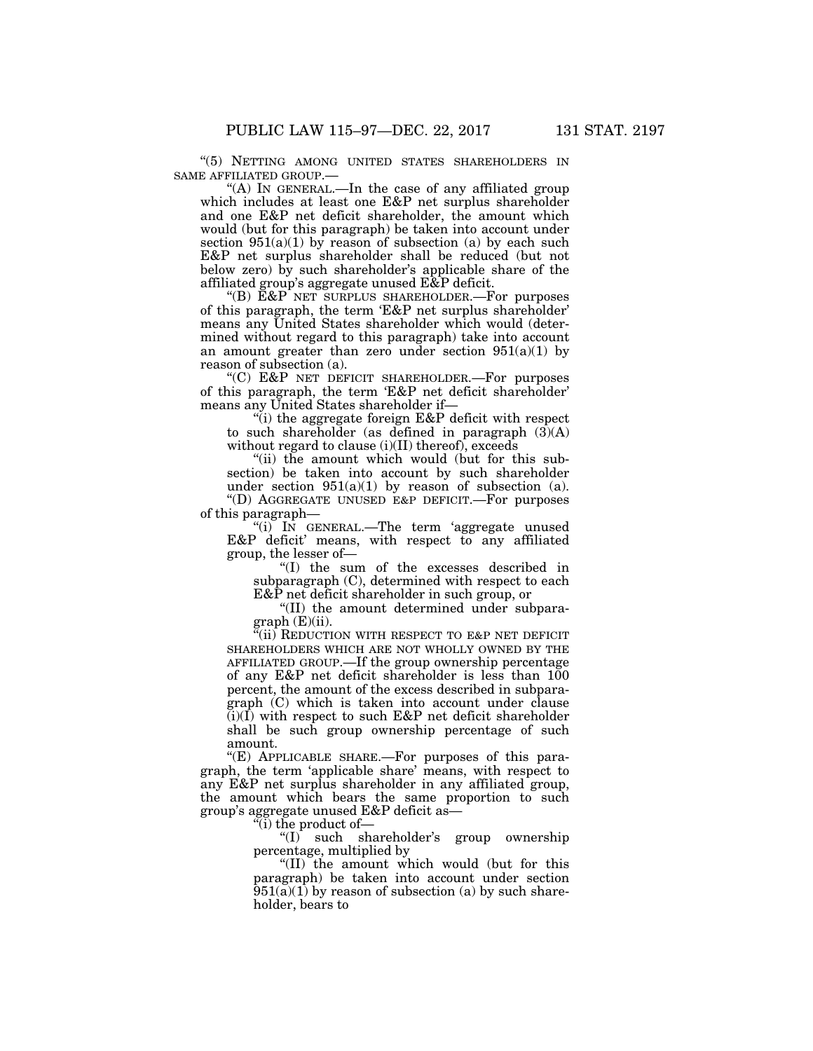"(5) NETTING AMONG UNITED STATES SHAREHOLDERS IN SAME AFFILIATED GROUP.—

"(A) IN GENERAL.—In the case of any affiliated group which includes at least one E&P net surplus shareholder and one E&P net deficit shareholder, the amount which would (but for this paragraph) be taken into account under section 951(a)(1) by reason of subsection (a) by each such E&P net surplus shareholder shall be reduced (but not below zero) by such shareholder's applicable share of the affiliated group's aggregate unused E&P deficit.

"(B) E&P NET SURPLUS SHAREHOLDER.—For purposes of this paragraph, the term 'E&P net surplus shareholder' means any United States shareholder which would (determined without regard to this paragraph) take into account an amount greater than zero under section 951(a)(1) by reason of subsection (a).

"(C) E&P NET DEFICIT SHAREHOLDER.—For purposes of this paragraph, the term 'E&P net deficit shareholder' means any United States shareholder if—

"(i) the aggregate foreign E&P deficit with respect to such shareholder (as defined in paragraph (3)(A) without regard to clause (i)(II) thereof), exceeds

"(ii) the amount which would (but for this subsection) be taken into account by such shareholder under section 951(a)(1) by reason of subsection (a).

"(D) AGGREGATE UNUSED E&P DEFICIT.—For purposes of this paragraph—

"(i) IN GENERAL.—The term 'aggregate unused E&P deficit' means, with respect to any affiliated group, the lesser of—

"(I) the sum of the excesses described in subparagraph (C), determined with respect to each E&P net deficit shareholder in such group, or

"(II) the amount determined under subparagraph (E)(ii).

"(ii) REDUCTION WITH RESPECT TO E&P NET DEFICIT SHAREHOLDERS WHICH ARE NOT WHOLLY OWNED BY THE AFFILIATED GROUP.—If the group ownership percentage of any E&P net deficit shareholder is less than 100 percent, the amount of the excess described in subparagraph (C) which is taken into account under clause (i)(I) with respect to such E&P net deficit shareholder shall be such group ownership percentage of such amount.

"(E) APPLICABLE SHARE.—For purposes of this paragraph, the term 'applicable share' means, with respect to any E&P net surplus shareholder in any affiliated group, the amount which bears the same proportion to such group's aggregate unused E&P deficit as—

"(i) the product of—

"(I) such shareholder's group ownership percentage, multiplied by

"(II) the amount which would (but for this paragraph) be taken into account under section 951(a)(1) by reason of subsection (a) by such shareholder, bears to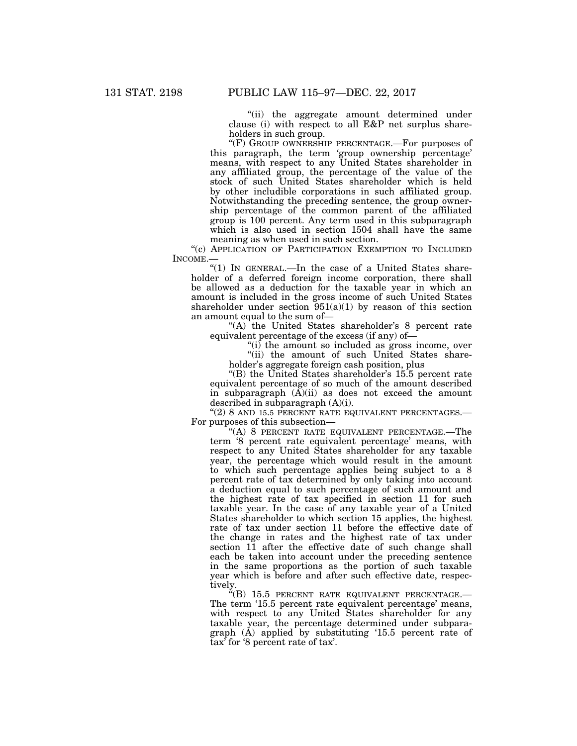"(ii) the aggregate amount determined under clause (i) with respect to all E&P net surplus shareholders in such group.

"(F) GROUP OWNERSHIP PERCENTAGE.—For purposes of this paragraph, the term 'group ownership percentage' means, with respect to any United States shareholder in any affiliated group, the percentage of the value of the stock of such United States shareholder which is held by other includible corporations in such affiliated group. Notwithstanding the preceding sentence, the group ownership percentage of the common parent of the affiliated group is 100 percent. Any term used in this subparagraph which is also used in section 1504 shall have the same meaning as when used in such section.

"(c) APPLICATION OF PARTICIPATION EXEMPTION TO INCLUDED INCOME.—

"(1) IN GENERAL.—In the case of a United States shareholder of a deferred foreign income corporation, there shall be allowed as a deduction for the taxable year in which an amount is included in the gross income of such United States shareholder under section 951(a)(1) by reason of this section an amount equal to the sum of—

"(A) the United States shareholder's 8 percent rate equivalent percentage of the excess (if any) of—

"(i) the amount so included as gross income, over

"(ii) the amount of such United States shareholder's aggregate foreign cash position, plus

"(B) the United States shareholder's 15.5 percent rate equivalent percentage of so much of the amount described in subparagraph (A)(ii) as does not exceed the amount described in subparagraph (A)(i).

"(2) 8 AND 15.5 PERCENT RATE EQUIVALENT PERCENTAGES.—For purposes of this subsection—

"(A) 8 PERCENT RATE EQUIVALENT PERCENTAGE.—The term '8 percent rate equivalent percentage' means, with respect to any United States shareholder for any taxable year, the percentage which would result in the amount to which such percentage applies being subject to a 8 percent rate of tax determined by only taking into account a deduction equal to such percentage of such amount and the highest rate of tax specified in section 11 for such taxable year. In the case of any taxable year of a United States shareholder to which section 15 applies, the highest rate of tax under section 11 before the effective date of the change in rates and the highest rate of tax under section 11 after the effective date of such change shall each be taken into account under the preceding sentence in the same proportions as the portion of such taxable year which is before and after such effective date, respectively.

"(B) 15.5 PERCENT RATE EQUIVALENT PERCENTAGE.—The term '15.5 percent rate equivalent percentage' means, with respect to any United States shareholder for any taxable year, the percentage determined under subparagraph (A) applied by substituting '15.5 percent rate of tax' for '8 percent rate of tax'.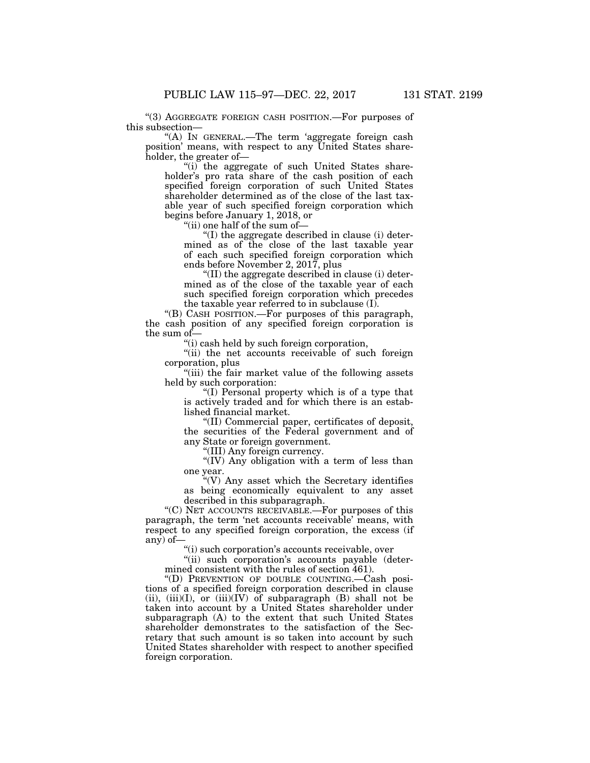"(3) AGGREGATE FOREIGN CASH POSITION.—For purposes of this subsection—

"(A) IN GENERAL.—The term 'aggregate foreign cash position' means, with respect to any United States shareholder, the greater of—

"(i) the aggregate of such United States shareholder's pro rata share of the cash position of each specified foreign corporation of such United States shareholder determined as of the close of the last taxable year of such specified foreign corporation which begins before January 1, 2018, or

"(ii) one half of the sum of—

"(I) the aggregate described in clause (i) determined as of the close of the last taxable year of each such specified foreign corporation which ends before November 2, 2017, plus

"(II) the aggregate described in clause (i) determined as of the close of the taxable year of each such specified foreign corporation which precedes the taxable year referred to in subclause (I).

"(B) CASH POSITION.—For purposes of this paragraph, the cash position of any specified foreign corporation is the sum of—

"(i) cash held by such foreign corporation,

"(ii) the net accounts receivable of such foreign corporation, plus

"(iii) the fair market value of the following assets held by such corporation:

"(I) Personal property which is of a type that is actively traded and for which there is an established financial market.

"(II) Commercial paper, certificates of deposit, the securities of the Federal government and of any State or foreign government.

"(III) Any foreign currency.

"(IV) Any obligation with a term of less than one year.

"(V) Any asset which the Secretary identifies as being economically equivalent to any asset described in this subparagraph.

"(C) NET ACCOUNTS RECEIVABLE.—For purposes of this paragraph, the term 'net accounts receivable' means, with respect to any specified foreign corporation, the excess (if any) of—

"(i) such corporation's accounts receivable, over

"(ii) such corporation's accounts payable (determined consistent with the rules of section 461).

"(D) PREVENTION OF DOUBLE COUNTING.—Cash positions of a specified foreign corporation described in clause (ii), (iii)(I), or (iii)(IV) of subparagraph (B) shall not be taken into account by a United States shareholder under subparagraph (A) to the extent that such United States shareholder demonstrates to the satisfaction of the Secretary that such amount is so taken into account by such United States shareholder with respect to another specified foreign corporation.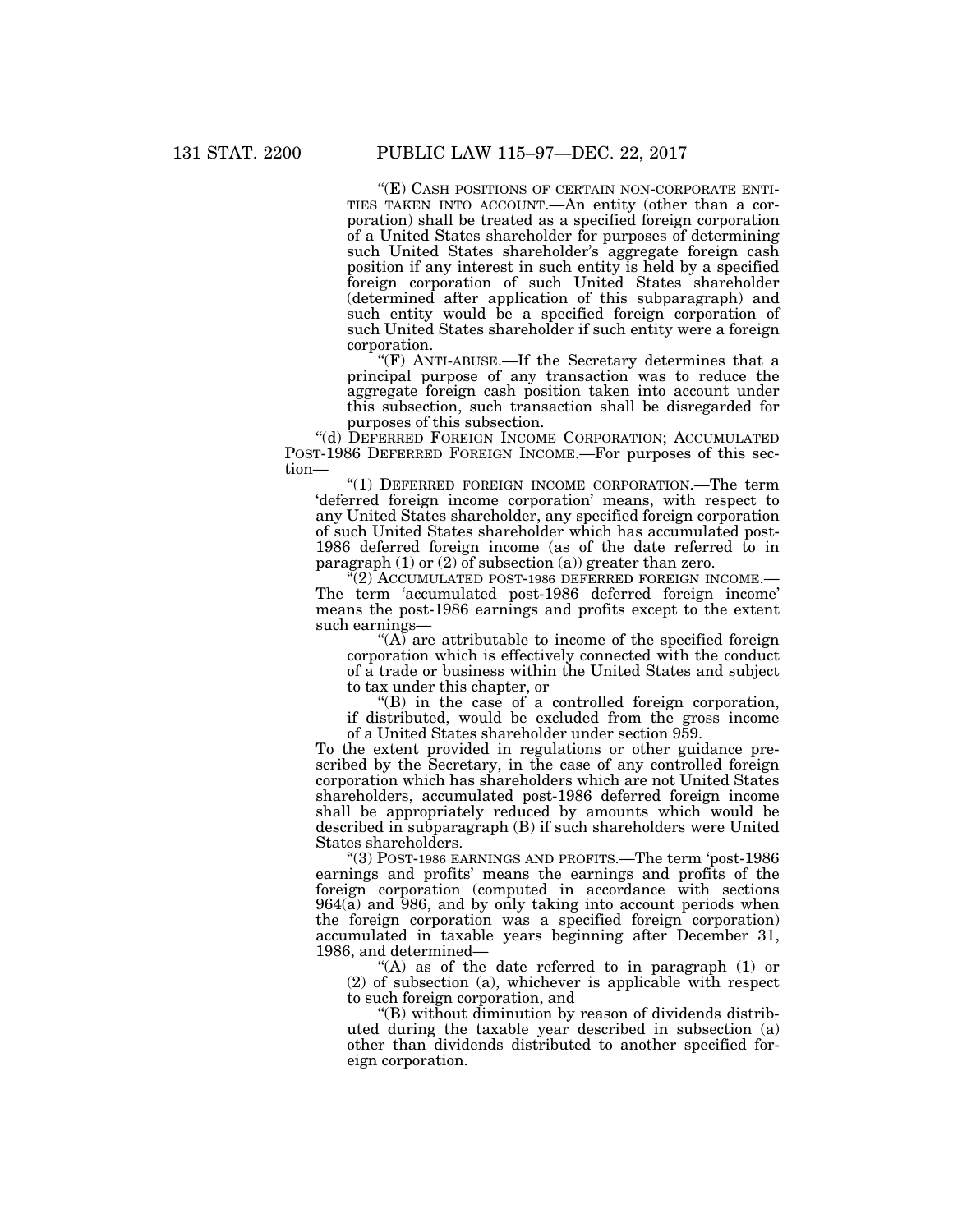"(E) Cash positions of certain non-corporate entities taken into account.—An entity (other than a corporation) shall be treated as a specified foreign corporation of a United States shareholder for purposes of determining such United States shareholder's aggregate foreign cash position if any interest in such entity is held by a specified foreign corporation of such United States shareholder (determined after application of this subparagraph) and such entity would be a specified foreign corporation of such United States shareholder if such entity were a foreign corporation.

"(F) Anti-abuse.—If the Secretary determines that a principal purpose of any transaction was to reduce the aggregate foreign cash position taken into account under this subsection, such transaction shall be disregarded for purposes of this subsection.

"(d) Deferred Foreign Income Corporation; Accumulated Post-1986 Deferred Foreign Income.—For purposes of this section—

"(1) Deferred foreign income corporation.—The term 'deferred foreign income corporation' means, with respect to any United States shareholder, any specified foreign corporation of such United States shareholder which has accumulated post-1986 deferred foreign income (as of the date referred to in paragraph (1) or (2) of subsection (a)) greater than zero.

"(2) Accumulated post-1986 deferred foreign income.—The term 'accumulated post-1986 deferred foreign income' means the post-1986 earnings and profits except to the extent such earnings—

"(A) are attributable to income of the specified foreign corporation which is effectively connected with the conduct of a trade or business within the United States and subject to tax under this chapter, or

"(B) in the case of a controlled foreign corporation, if distributed, would be excluded from the gross income of a United States shareholder under section 959.

To the extent provided in regulations or other guidance prescribed by the Secretary, in the case of any controlled foreign corporation which has shareholders which are not United States shareholders, accumulated post-1986 deferred foreign income shall be appropriately reduced by amounts which would be described in subparagraph (B) if such shareholders were United States shareholders.

"(3) Post-1986 earnings and profits.—The term 'post-1986 earnings and profits' means the earnings and profits of the foreign corporation (computed in accordance with sections 964(a) and 986, and by only taking into account periods when the foreign corporation was a specified foreign corporation) accumulated in taxable years beginning after December 31, 1986, and determined—

"(A) as of the date referred to in paragraph (1) or (2) of subsection (a), whichever is applicable with respect to such foreign corporation, and

"(B) without diminution by reason of dividends distributed during the taxable year described in subsection (a) other than dividends distributed to another specified foreign corporation.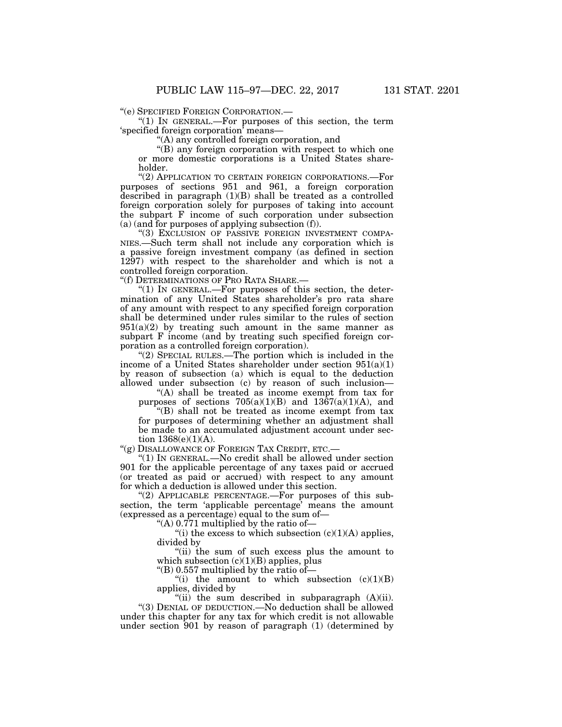"(e) SPECIFIED FOREIGN CORPORATION.—

"(1) IN GENERAL.—For purposes of this section, the term 'specified foreign corporation' means—

"(A) any controlled foreign corporation, and

"(B) any foreign corporation with respect to which one or more domestic corporations is a United States shareholder.

"(2) APPLICATION TO CERTAIN FOREIGN CORPORATIONS.—For purposes of sections 951 and 961, a foreign corporation described in paragraph (1)(B) shall be treated as a controlled foreign corporation solely for purposes of taking into account the subpart F income of such corporation under subsection (a) (and for purposes of applying subsection (f)).

"(3) EXCLUSION OF PASSIVE FOREIGN INVESTMENT COMPANIES.—Such term shall not include any corporation which is a passive foreign investment company (as defined in section 1297) with respect to the shareholder and which is not a controlled foreign corporation.

"(f) DETERMINATIONS OF PRO RATA SHARE.—

"(1) IN GENERAL.—For purposes of this section, the determination of any United States shareholder's pro rata share of any amount with respect to any specified foreign corporation shall be determined under rules similar to the rules of section 951(a)(2) by treating such amount in the same manner as subpart F income (and by treating such specified foreign corporation as a controlled foreign corporation).

"(2) SPECIAL RULES.—The portion which is included in the income of a United States shareholder under section 951(a)(1) by reason of subsection (a) which is equal to the deduction allowed under subsection (c) by reason of such inclusion—

"(A) shall be treated as income exempt from tax for purposes of sections 705(a)(1)(B) and 1367(a)(1)(A), and

"(B) shall not be treated as income exempt from tax for purposes of determining whether an adjustment shall be made to an accumulated adjustment account under section 1368(e)(1)(A).

"(g) DISALLOWANCE OF FOREIGN TAX CREDIT, ETC.—

"(1) IN GENERAL.—No credit shall be allowed under section 901 for the applicable percentage of any taxes paid or accrued (or treated as paid or accrued) with respect to any amount for which a deduction is allowed under this section.

"(2) APPLICABLE PERCENTAGE.—For purposes of this subsection, the term 'applicable percentage' means the amount (expressed as a percentage) equal to the sum of—

"(A) 0.771 multiplied by the ratio of—

"(i) the excess to which subsection (c)(1)(A) applies, divided by

"(ii) the sum of such excess plus the amount to which subsection (c)(1)(B) applies, plus

"(B) 0.557 multiplied by the ratio of—

"(i) the amount to which subsection (c)(1)(B) applies, divided by

"(ii) the sum described in subparagraph (A)(ii).

"(3) DENIAL OF DEDUCTION.—No deduction shall be allowed under this chapter for any tax for which credit is not allowable under section 901 by reason of paragraph (1) (determined by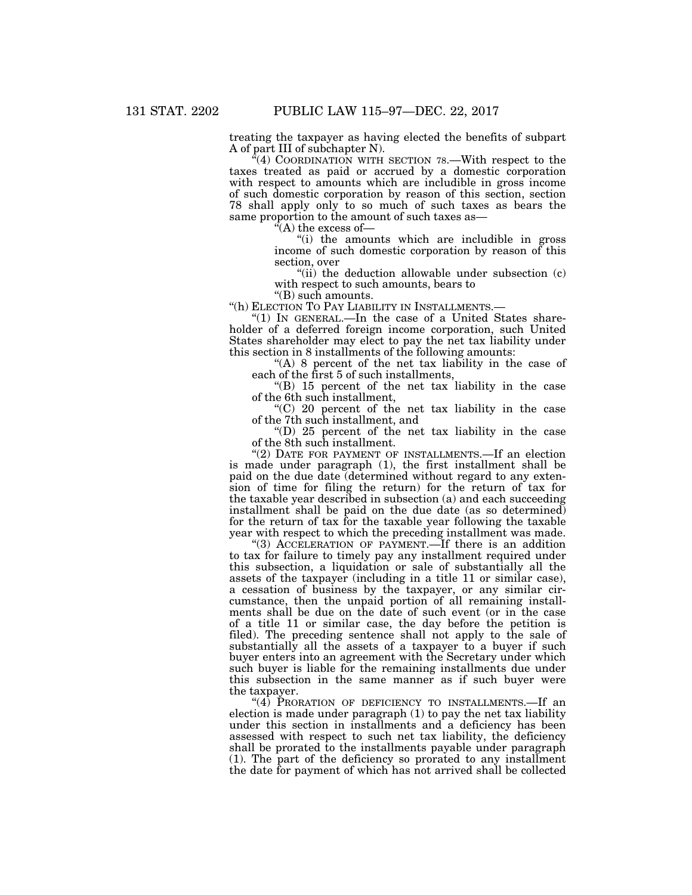treating the taxpayer as having elected the benefits of subpart A of part III of subchapter N).

"(4) COORDINATION WITH SECTION 78.—With respect to the taxes treated as paid or accrued by a domestic corporation with respect to amounts which are includible in gross income of such domestic corporation by reason of this section, section 78 shall apply only to so much of such taxes as bears the same proportion to the amount of such taxes as—

"(A) the excess of—

"(i) the amounts which are includible in gross income of such domestic corporation by reason of this section, over

"(ii) the deduction allowable under subsection (c) with respect to such amounts, bears to

"(B) such amounts.

"(h) ELECTION TO PAY LIABILITY IN INSTALLMENTS.—

"(1) IN GENERAL.—In the case of a United States shareholder of a deferred foreign income corporation, such United States shareholder may elect to pay the net tax liability under this section in 8 installments of the following amounts:

"(A) 8 percent of the net tax liability in the case of each of the first 5 of such installments,

"(B) 15 percent of the net tax liability in the case of the 6th such installment,

"(C) 20 percent of the net tax liability in the case of the 7th such installment, and

"(D) 25 percent of the net tax liability in the case of the 8th such installment.

"(2) DATE FOR PAYMENT OF INSTALLMENTS.—If an election is made under paragraph (1), the first installment shall be paid on the due date (determined without regard to any extension of time for filing the return) for the return of tax for the taxable year described in subsection (a) and each succeeding installment shall be paid on the due date (as so determined) for the return of tax for the taxable year following the taxable year with respect to which the preceding installment was made.

"(3) ACCELERATION OF PAYMENT.—If there is an addition to tax for failure to timely pay any installment required under this subsection, a liquidation or sale of substantially all the assets of the taxpayer (including in a title 11 or similar case), a cessation of business by the taxpayer, or any similar circumstance, then the unpaid portion of all remaining installments shall be due on the date of such event (or in the case of a title 11 or similar case, the day before the petition is filed). The preceding sentence shall not apply to the sale of substantially all the assets of a taxpayer to a buyer if such buyer enters into an agreement with the Secretary under which such buyer is liable for the remaining installments due under this subsection in the same manner as if such buyer were the taxpayer.

"(4) PRORATION OF DEFICIENCY TO INSTALLMENTS.—If an election is made under paragraph (1) to pay the net tax liability under this section in installments and a deficiency has been assessed with respect to such net tax liability, the deficiency shall be prorated to the installments payable under paragraph (1). The part of the deficiency so prorated to any installment the date for payment of which has not arrived shall be collected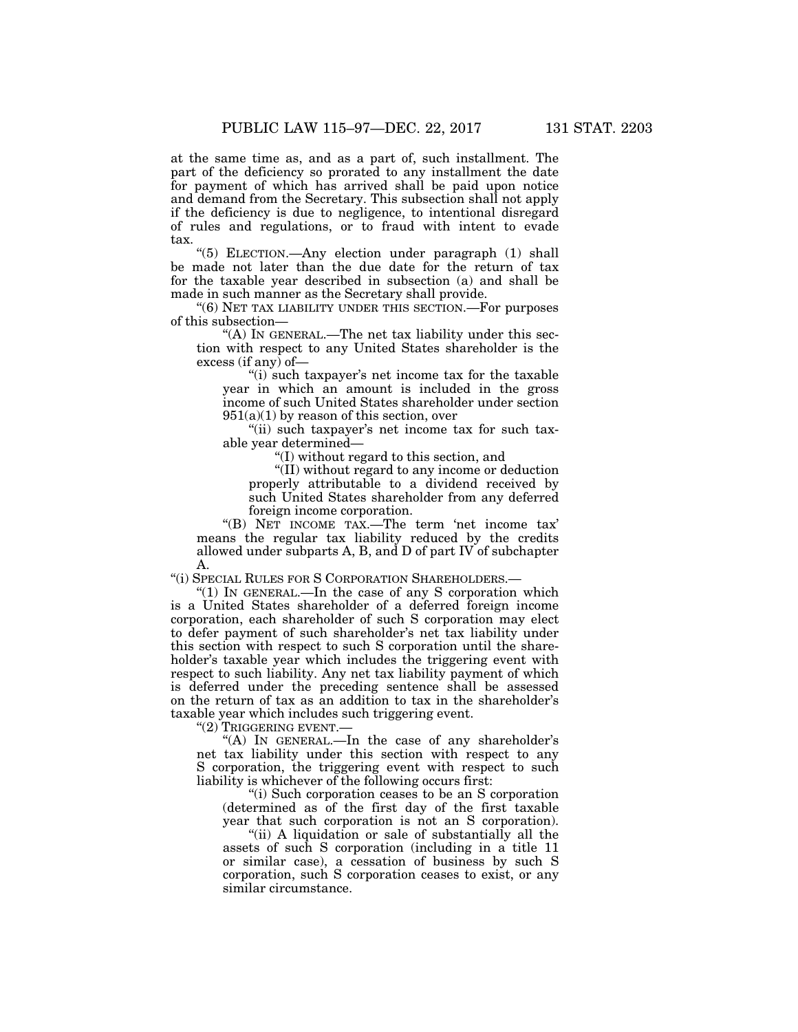at the same time as, and as a part of, such installment. The part of the deficiency so prorated to any installment the date for payment of which has arrived shall be paid upon notice and demand from the Secretary. This subsection shall not apply if the deficiency is due to negligence, to intentional disregard of rules and regulations, or to fraud with intent to evade tax.

"(5) ELECTION.—Any election under paragraph (1) shall be made not later than the due date for the return of tax for the taxable year described in subsection (a) and shall be made in such manner as the Secretary shall provide.

"(6) NET TAX LIABILITY UNDER THIS SECTION.—For purposes of this subsection—

"(A) IN GENERAL.—The net tax liability under this section with respect to any United States shareholder is the excess (if any) of—

"(i) such taxpayer's net income tax for the taxable year in which an amount is included in the gross income of such United States shareholder under section 951(a)(1) by reason of this section, over

"(ii) such taxpayer's net income tax for such taxable year determined—

"(I) without regard to this section, and

"(II) without regard to any income or deduction properly attributable to a dividend received by such United States shareholder from any deferred foreign income corporation.

"(B) NET INCOME TAX.—The term 'net income tax' means the regular tax liability reduced by the credits allowed under subparts A, B, and D of part IV of subchapter A.

"(i) SPECIAL RULES FOR S CORPORATION SHAREHOLDERS.—

"(1) IN GENERAL.—In the case of any S corporation which is a United States shareholder of a deferred foreign income corporation, each shareholder of such S corporation may elect to defer payment of such shareholder's net tax liability under this section with respect to such S corporation until the shareholder's taxable year which includes the triggering event with respect to such liability. Any net tax liability payment of which is deferred under the preceding sentence shall be assessed on the return of tax as an addition to tax in the shareholder's taxable year which includes such triggering event.

"(2) TRIGGERING EVENT.—

"(A) IN GENERAL.—In the case of any shareholder's net tax liability under this section with respect to any S corporation, the triggering event with respect to such liability is whichever of the following occurs first:

"(i) Such corporation ceases to be an S corporation (determined as of the first day of the first taxable year that such corporation is not an S corporation).

"(ii) A liquidation or sale of substantially all the assets of such S corporation (including in a title 11 or similar case), a cessation of business by such S corporation, such S corporation ceases to exist, or any similar circumstance.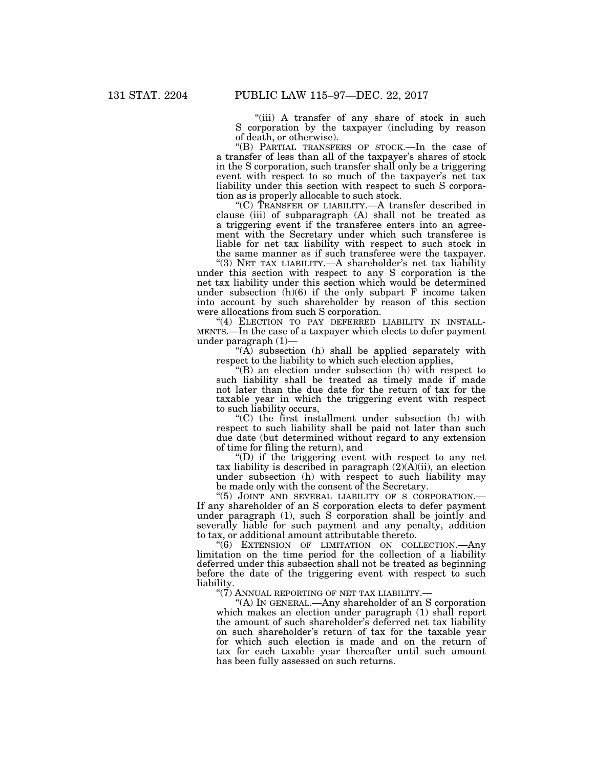"(iii) A transfer of any share of stock in such S corporation by the taxpayer (including by reason of death, or otherwise).

"(B) PARTIAL TRANSFERS OF STOCK.—In the case of a transfer of less than all of the taxpayer's shares of stock in the S corporation, such transfer shall only be a triggering event with respect to so much of the taxpayer's net tax liability under this section with respect to such S corporation as is properly allocable to such stock.

"(C) TRANSFER OF LIABILITY.—A transfer described in clause (iii) of subparagraph (A) shall not be treated as a triggering event if the transferee enters into an agreement with the Secretary under which such transferee is liable for net tax liability with respect to such stock in the same manner as if such transferee were the taxpayer.

"(3) NET TAX LIABILITY.—A shareholder's net tax liability under this section with respect to any S corporation is the net tax liability under this section which would be determined under subsection (h)(6) if the only subpart F income taken into account by such shareholder by reason of this section were allocations from such S corporation.

"(4) ELECTION TO PAY DEFERRED LIABILITY IN INSTALLMENTS.—In the case of a taxpayer which elects to defer payment under paragraph (1)—

"(A) subsection (h) shall be applied separately with respect to the liability to which such election applies,

"(B) an election under subsection (h) with respect to such liability shall be treated as timely made if made not later than the due date for the return of tax for the taxable year in which the triggering event with respect to such liability occurs,

"(C) the first installment under subsection (h) with respect to such liability shall be paid not later than such due date (but determined without regard to any extension of time for filing the return), and

"(D) if the triggering event with respect to any net tax liability is described in paragraph (2)(A)(ii), an election under subsection (h) with respect to such liability may be made only with the consent of the Secretary.

"(5) JOINT AND SEVERAL LIABILITY OF S CORPORATION.—If any shareholder of an S corporation elects to defer payment under paragraph (1), such S corporation shall be jointly and severally liable for such payment and any penalty, addition to tax, or additional amount attributable thereto.

"(6) EXTENSION OF LIMITATION ON COLLECTION.—Any limitation on the time period for the collection of a liability deferred under this subsection shall not be treated as beginning before the date of the triggering event with respect to such liability.

"(7) ANNUAL REPORTING OF NET TAX LIABILITY.—

"(A) IN GENERAL.—Any shareholder of an S corporation which makes an election under paragraph (1) shall report the amount of such shareholder's deferred net tax liability on such shareholder's return of tax for the taxable year for which such election is made and on the return of tax for each taxable year thereafter until such amount has been fully assessed on such returns.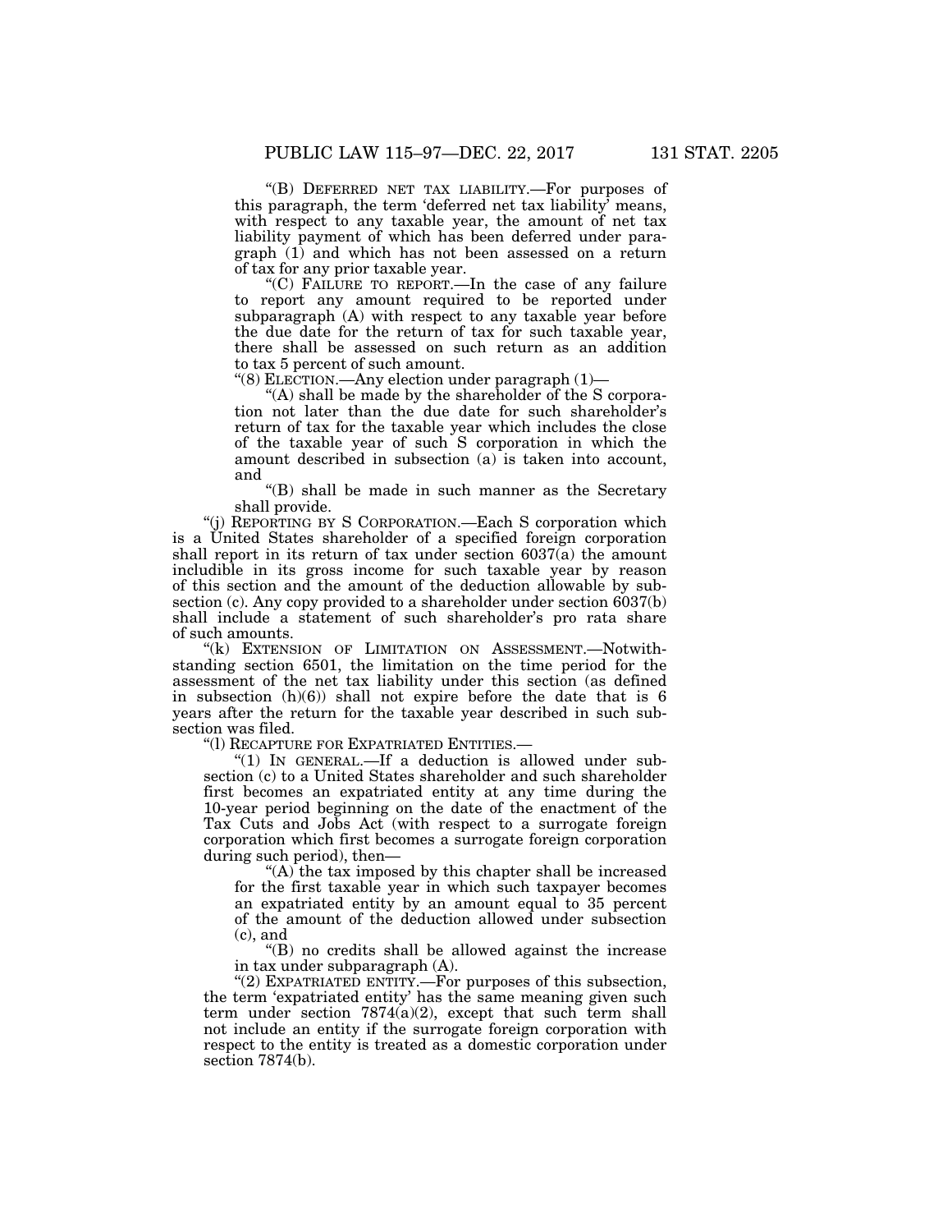"(B) DEFERRED NET TAX LIABILITY.—For purposes of this paragraph, the term 'deferred net tax liability' means, with respect to any taxable year, the amount of net tax liability payment of which has been deferred under paragraph (1) and which has not been assessed on a return of tax for any prior taxable year.

"(C) FAILURE TO REPORT.—In the case of any failure to report any amount required to be reported under subparagraph (A) with respect to any taxable year before the due date for the return of tax for such taxable year, there shall be assessed on such return as an addition to tax 5 percent of such amount.

"(8) ELECTION.—Any election under paragraph (1)—

"(A) shall be made by the shareholder of the S corporation not later than the due date for such shareholder's return of tax for the taxable year which includes the close of the taxable year of such S corporation in which the amount described in subsection (a) is taken into account, and

"(B) shall be made in such manner as the Secretary shall provide.

"(j) REPORTING BY S CORPORATION.—Each S corporation which is a United States shareholder of a specified foreign corporation shall report in its return of tax under section 6037(a) the amount includible in its gross income for such taxable year by reason of this section and the amount of the deduction allowable by subsection (c). Any copy provided to a shareholder under section 6037(b) shall include a statement of such shareholder's pro rata share of such amounts.

"(k) EXTENSION OF LIMITATION ON ASSESSMENT.—Notwithstanding section 6501, the limitation on the time period for the assessment of the net tax liability under this section (as defined in subsection (h)(6)) shall not expire before the date that is 6 years after the return for the taxable year described in such subsection was filed.

"(l) RECAPTURE FOR EXPATRIATED ENTITIES.—

"(1) IN GENERAL.—If a deduction is allowed under subsection (c) to a United States shareholder and such shareholder first becomes an expatriated entity at any time during the 10-year period beginning on the date of the enactment of the Tax Cuts and Jobs Act (with respect to a surrogate foreign corporation which first becomes a surrogate foreign corporation during such period), then—

"(A) the tax imposed by this chapter shall be increased for the first taxable year in which such taxpayer becomes an expatriated entity by an amount equal to 35 percent of the amount of the deduction allowed under subsection (c), and

"(B) no credits shall be allowed against the increase in tax under subparagraph (A).

"(2) EXPATRIATED ENTITY.—For purposes of this subsection, the term 'expatriated entity' has the same meaning given such term under section 7874(a)(2), except that such term shall not include an entity if the surrogate foreign corporation with respect to the entity is treated as a domestic corporation under section 7874(b).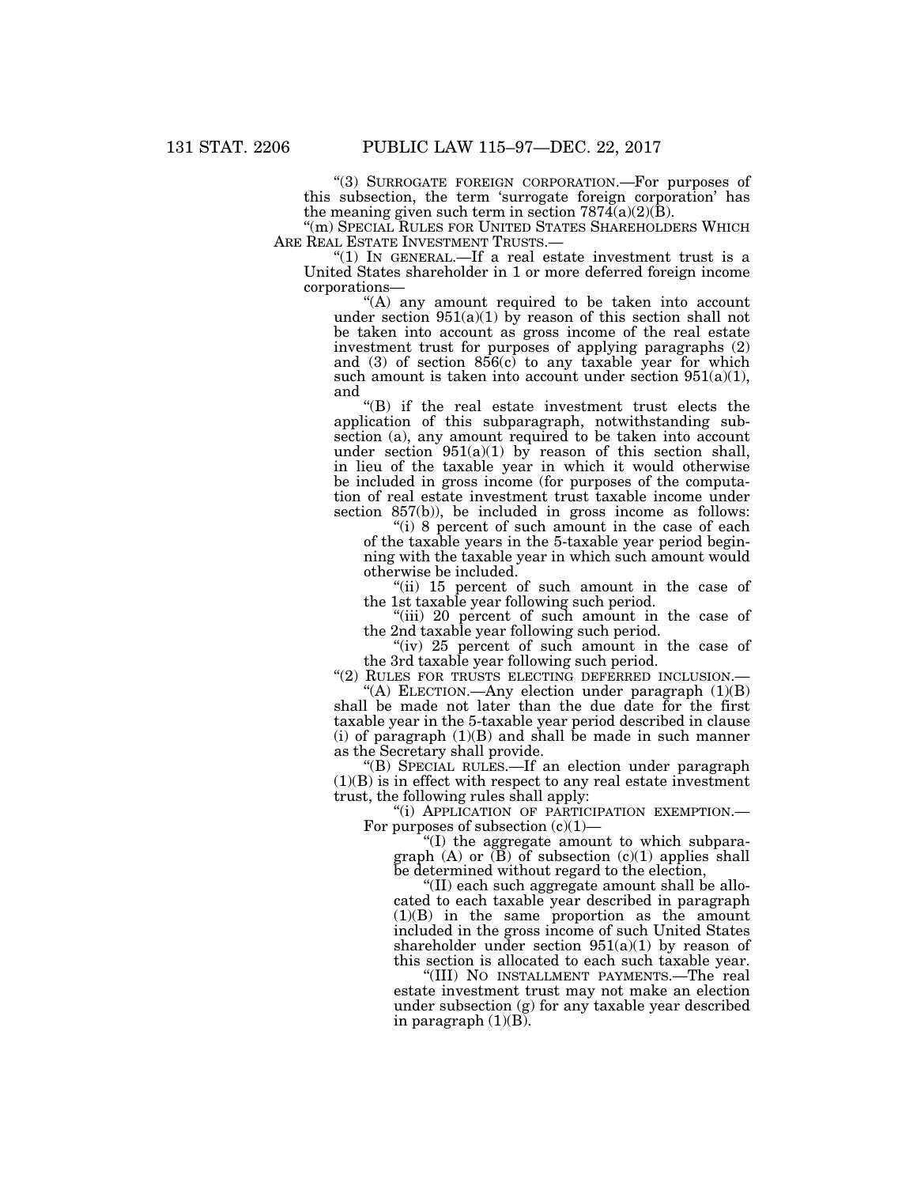"(3) SURROGATE FOREIGN CORPORATION.—For purposes of this subsection, the term 'surrogate foreign corporation' has the meaning given such term in section 7874(a)(2)(B).

"(m) SPECIAL RULES FOR UNITED STATES SHAREHOLDERS WHICH ARE REAL ESTATE INVESTMENT TRUSTS.—

"(1) IN GENERAL.—If a real estate investment trust is a United States shareholder in 1 or more deferred foreign income corporations—

"(A) any amount required to be taken into account under section 951(a)(1) by reason of this section shall not be taken into account as gross income of the real estate investment trust for purposes of applying paragraphs (2) and (3) of section 856(c) to any taxable year for which such amount is taken into account under section 951(a)(1), and

"(B) if the real estate investment trust elects the application of this subparagraph, notwithstanding subsection (a), any amount required to be taken into account under section 951(a)(1) by reason of this section shall, in lieu of the taxable year in which it would otherwise be included in gross income (for purposes of the computation of real estate investment trust taxable income under section 857(b)), be included in gross income as follows:

"(i) 8 percent of such amount in the case of each of the taxable years in the 5-taxable year period beginning with the taxable year in which such amount would otherwise be included.

"(ii) 15 percent of such amount in the case of the 1st taxable year following such period.

"(iii) 20 percent of such amount in the case of the 2nd taxable year following such period.

"(iv) 25 percent of such amount in the case of the 3rd taxable year following such period.

"(2) RULES FOR TRUSTS ELECTING DEFERRED INCLUSION.—

"(A) ELECTION.—Any election under paragraph (1)(B) shall be made not later than the due date for the first taxable year in the 5-taxable year period described in clause (i) of paragraph (1)(B) and shall be made in such manner as the Secretary shall provide.

"(B) SPECIAL RULES.—If an election under paragraph (1)(B) is in effect with respect to any real estate investment trust, the following rules shall apply:

"(i) APPLICATION OF PARTICIPATION EXEMPTION.—For purposes of subsection (c)(1)—

"(I) the aggregate amount to which subparagraph (A) or (B) of subsection (c)(1) applies shall be determined without regard to the election,

"(II) each such aggregate amount shall be allocated to each taxable year described in paragraph (1)(B) in the same proportion as the amount included in the gross income of such United States shareholder under section 951(a)(1) by reason of this section is allocated to each such taxable year.

"(III) NO INSTALLMENT PAYMENTS.—The real estate investment trust may not make an election under subsection (g) for any taxable year described in paragraph (1)(B).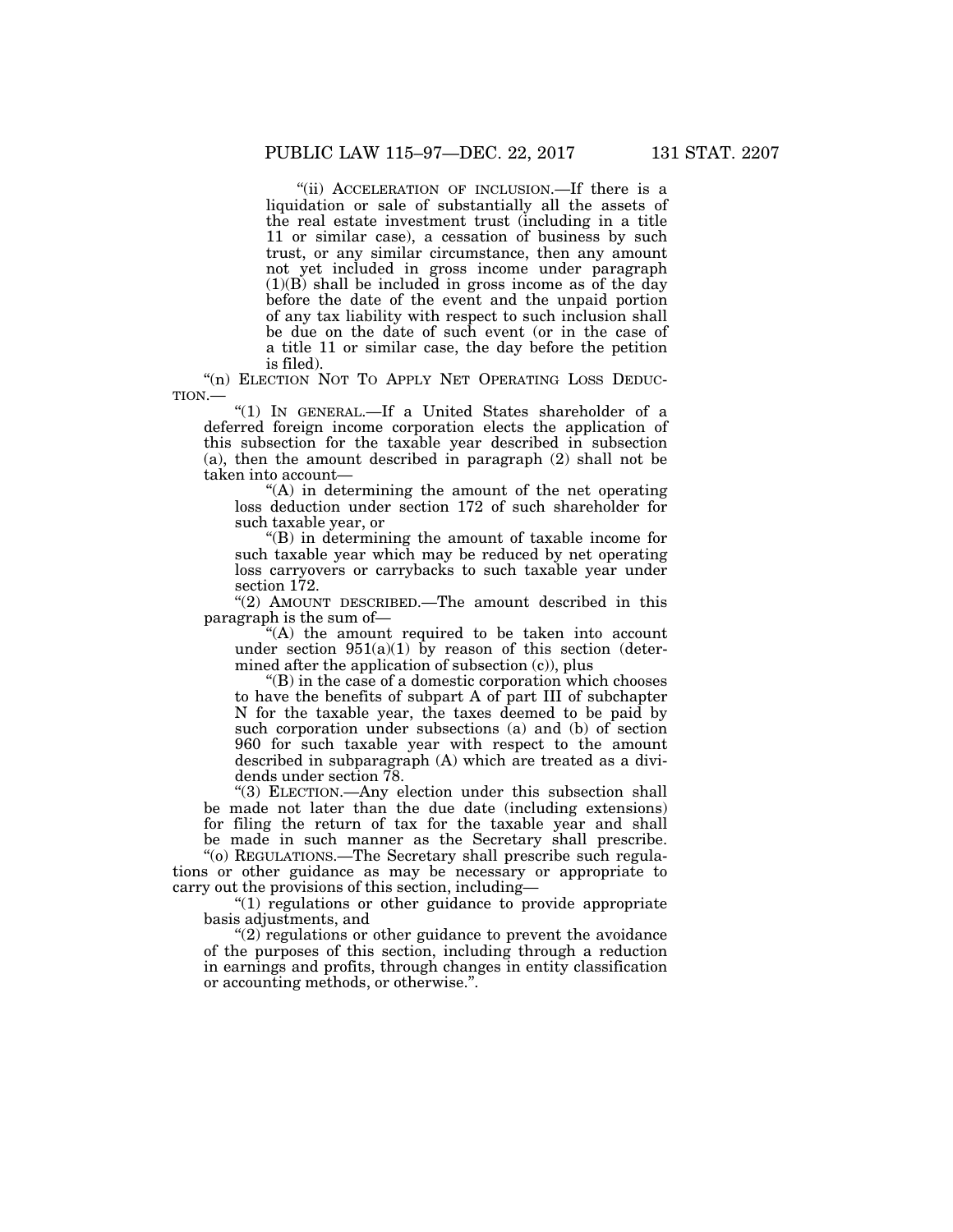"(ii) ACCELERATION OF INCLUSION.—If there is a liquidation or sale of substantially all the assets of the real estate investment trust (including in a title 11 or similar case), a cessation of business by such trust, or any similar circumstance, then any amount not yet included in gross income under paragraph (1)(B) shall be included in gross income as of the day before the date of the event and the unpaid portion of any tax liability with respect to such inclusion shall be due on the date of such event (or in the case of a title 11 or similar case, the day before the petition is filed).

"(n) ELECTION NOT TO APPLY NET OPERATING LOSS DEDUCTION.—

"(1) IN GENERAL.—If a United States shareholder of a deferred foreign income corporation elects the application of this subsection for the taxable year described in subsection (a), then the amount described in paragraph (2) shall not be taken into account—

"(A) in determining the amount of the net operating loss deduction under section 172 of such shareholder for such taxable year, or

"(B) in determining the amount of taxable income for such taxable year which may be reduced by net operating loss carryovers or carrybacks to such taxable year under section 172.

"(2) AMOUNT DESCRIBED.—The amount described in this paragraph is the sum of—

"(A) the amount required to be taken into account under section 951(a)(1) by reason of this section (determined after the application of subsection (c)), plus

"(B) in the case of a domestic corporation which chooses to have the benefits of subpart A of part III of subchapter N for the taxable year, the taxes deemed to be paid by such corporation under subsections (a) and (b) of section 960 for such taxable year with respect to the amount described in subparagraph (A) which are treated as a dividends under section 78.

"(3) ELECTION.—Any election under this subsection shall be made not later than the due date (including extensions) for filing the return of tax for the taxable year and shall be made in such manner as the Secretary shall prescribe.

"(o) REGULATIONS.—The Secretary shall prescribe such regulations or other guidance as may be necessary or appropriate to carry out the provisions of this section, including—

"(1) regulations or other guidance to provide appropriate basis adjustments, and

"(2) regulations or other guidance to prevent the avoidance of the purposes of this section, including through a reduction in earnings and profits, through changes in entity classification or accounting methods, or otherwise.".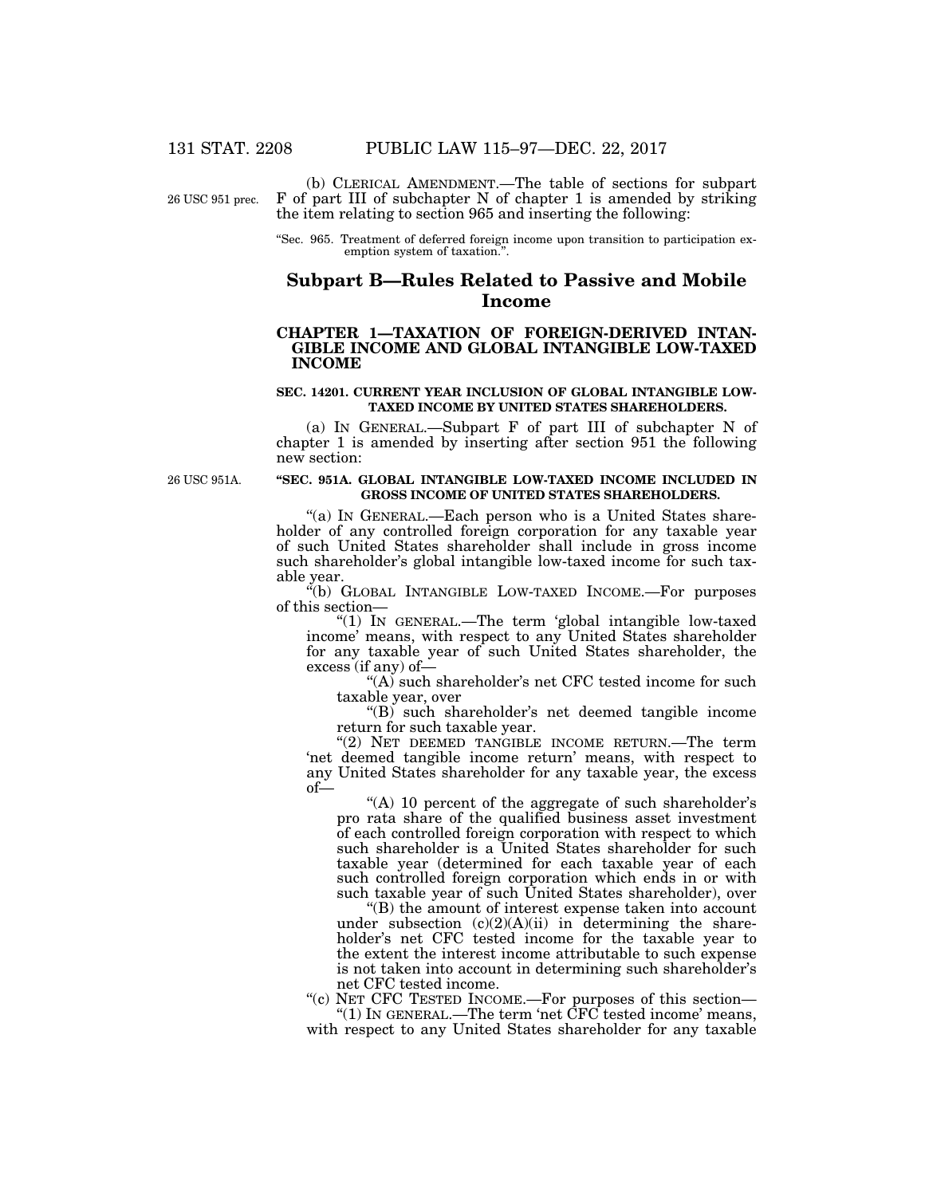(b) CLERICAL AMENDMENT.—The table of sections for subpart F of part III of subchapter N of chapter 1 is amended by striking the item relating to section 965 and inserting the following:

"Sec. 965. Treatment of deferred foreign income upon transition to participation exemption system of taxation.".

## Subpart B—Rules Related to Passive and Mobile Income

### CHAPTER 1—TAXATION OF FOREIGN-DERIVED INTANGIBLE INCOME AND GLOBAL INTANGIBLE LOW-TAXED INCOME

**SEC. 14201. CURRENT YEAR INCLUSION OF GLOBAL INTANGIBLE LOW-TAXED INCOME BY UNITED STATES SHAREHOLDERS.**

(a) IN GENERAL.—Subpart F of part III of subchapter N of chapter 1 is amended by inserting after section 951 the following new section:

**"SEC. 951A. GLOBAL INTANGIBLE LOW-TAXED INCOME INCLUDED IN GROSS INCOME OF UNITED STATES SHAREHOLDERS.**

"(a) IN GENERAL.—Each person who is a United States shareholder of any controlled foreign corporation for any taxable year of such United States shareholder shall include in gross income such shareholder's global intangible low-taxed income for such taxable year.

"(b) GLOBAL INTANGIBLE LOW-TAXED INCOME.—For purposes of this section—

"(1) IN GENERAL.—The term 'global intangible low-taxed income' means, with respect to any United States shareholder for any taxable year of such United States shareholder, the excess (if any) of—

"(A) such shareholder's net CFC tested income for such taxable year, over

"(B) such shareholder's net deemed tangible income return for such taxable year.

"(2) NET DEEMED TANGIBLE INCOME RETURN.—The term 'net deemed tangible income return' means, with respect to any United States shareholder for any taxable year, the excess of—

"(A) 10 percent of the aggregate of such shareholder's pro rata share of the qualified business asset investment of each controlled foreign corporation with respect to which such shareholder is a United States shareholder for such taxable year (determined for each taxable year of each such controlled foreign corporation which ends in or with such taxable year of such United States shareholder), over

"(B) the amount of interest expense taken into account under subsection (c)(2)(A)(ii) in determining the shareholder's net CFC tested income for the taxable year to the extent the interest income attributable to such expense is not taken into account in determining such shareholder's net CFC tested income.

"(c) NET CFC TESTED INCOME.—For purposes of this section—

"(1) IN GENERAL.—The term 'net CFC tested income' means, with respect to any United States shareholder for any taxable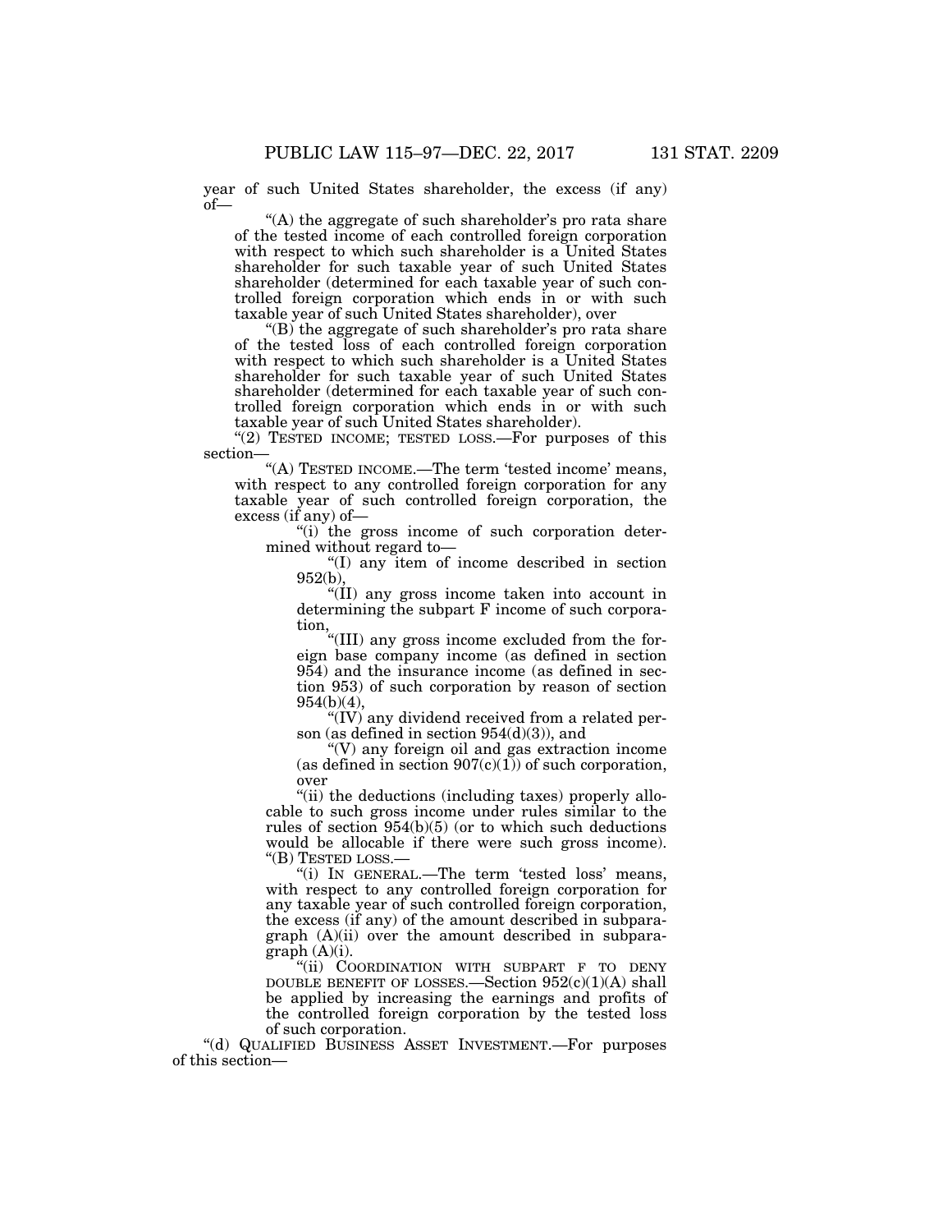year of such United States shareholder, the excess (if any) of—

"(A) the aggregate of such shareholder's pro rata share of the tested income of each controlled foreign corporation with respect to which such shareholder is a United States shareholder for such taxable year of such United States shareholder (determined for each taxable year of such controlled foreign corporation which ends in or with such taxable year of such United States shareholder), over

"(B) the aggregate of such shareholder's pro rata share of the tested loss of each controlled foreign corporation with respect to which such shareholder is a United States shareholder for such taxable year of such United States shareholder (determined for each taxable year of such controlled foreign corporation which ends in or with such taxable year of such United States shareholder).

"(2) TESTED INCOME; TESTED LOSS.—For purposes of this section—

"(A) TESTED INCOME.—The term 'tested income' means, with respect to any controlled foreign corporation for any taxable year of such controlled foreign corporation, the excess (if any) of—

"(i) the gross income of such corporation determined without regard to—

"(I) any item of income described in section 952(b),

"(II) any gross income taken into account in determining the subpart F income of such corporation,

"(III) any gross income excluded from the foreign base company income (as defined in section 954) and the insurance income (as defined in section 953) of such corporation by reason of section 954(b)(4),

"(IV) any dividend received from a related person (as defined in section 954(d)(3)), and

"(V) any foreign oil and gas extraction income (as defined in section 907(c)(1)) of such corporation, over

"(ii) the deductions (including taxes) properly allocable to such gross income under rules similar to the rules of section 954(b)(5) (or to which such deductions would be allocable if there were such gross income).

"(B) TESTED LOSS.—

"(i) IN GENERAL.—The term 'tested loss' means, with respect to any controlled foreign corporation for any taxable year of such controlled foreign corporation, the excess (if any) of the amount described in subparagraph (A)(ii) over the amount described in subparagraph (A)(i).

"(ii) COORDINATION WITH SUBPART F TO DENY DOUBLE BENEFIT OF LOSSES.—Section 952(c)(1)(A) shall be applied by increasing the earnings and profits of the controlled foreign corporation by the tested loss of such corporation.

"(d) QUALIFIED BUSINESS ASSET INVESTMENT.—For purposes of this section—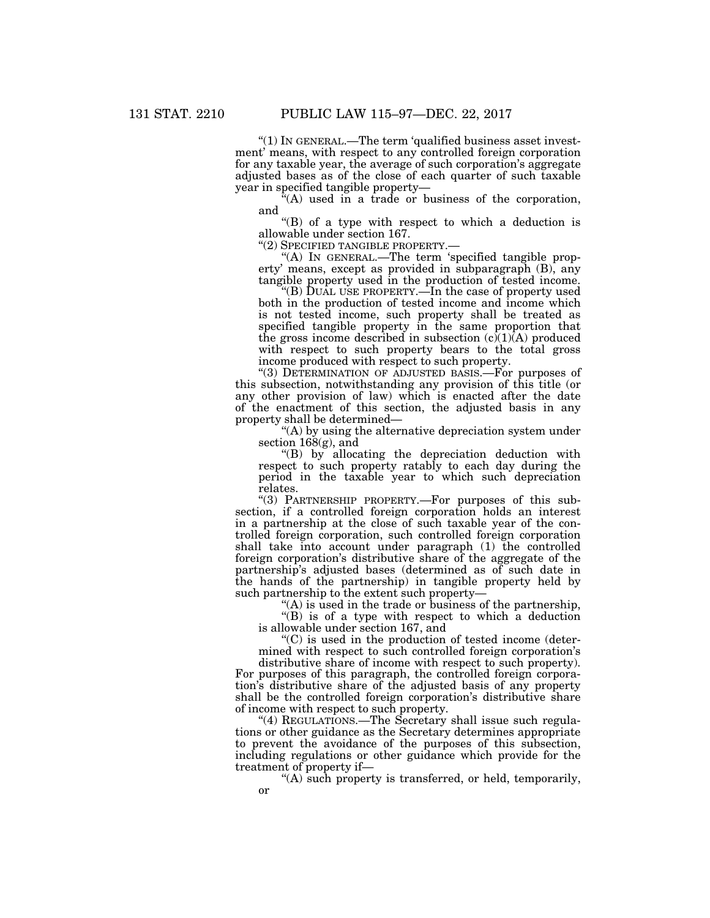"(1) IN GENERAL.—The term 'qualified business asset investment' means, with respect to any controlled foreign corporation for any taxable year, the average of such corporation's aggregate adjusted bases as of the close of each quarter of such taxable year in specified tangible property—

"(A) used in a trade or business of the corporation, and

"(B) of a type with respect to which a deduction is allowable under section 167.

"(2) SPECIFIED TANGIBLE PROPERTY.—

"(A) IN GENERAL.—The term 'specified tangible property' means, except as provided in subparagraph (B), any tangible property used in the production of tested income.

"(B) DUAL USE PROPERTY.—In the case of property used both in the production of tested income and income which is not tested income, such property shall be treated as specified tangible property in the same proportion that the gross income described in subsection (c)(1)(A) produced with respect to such property bears to the total gross income produced with respect to such property.

"(3) DETERMINATION OF ADJUSTED BASIS.—For purposes of this subsection, notwithstanding any provision of this title (or any other provision of law) which is enacted after the date of the enactment of this section, the adjusted basis in any property shall be determined—

"(A) by using the alternative depreciation system under section 168(g), and

"(B) by allocating the depreciation deduction with respect to such property ratably to each day during the period in the taxable year to which such depreciation relates.

"(3) PARTNERSHIP PROPERTY.—For purposes of this subsection, if a controlled foreign corporation holds an interest in a partnership at the close of such taxable year of the controlled foreign corporation, such controlled foreign corporation shall take into account under paragraph (1) the controlled foreign corporation's distributive share of the aggregate of the partnership's adjusted bases (determined as of such date in the hands of the partnership) in tangible property held by such partnership to the extent such property—

"(A) is used in the trade or business of the partnership,

"(B) is of a type with respect to which a deduction is allowable under section 167, and

"(C) is used in the production of tested income (determined with respect to such controlled foreign corporation's distributive share of income with respect to such property).

For purposes of this paragraph, the controlled foreign corporation's distributive share of the adjusted basis of any property shall be the controlled foreign corporation's distributive share of income with respect to such property.

"(4) REGULATIONS.—The Secretary shall issue such regulations or other guidance as the Secretary determines appropriate to prevent the avoidance of the purposes of this subsection, including regulations or other guidance which provide for the treatment of property if—

"(A) such property is transferred, or held, temporarily, or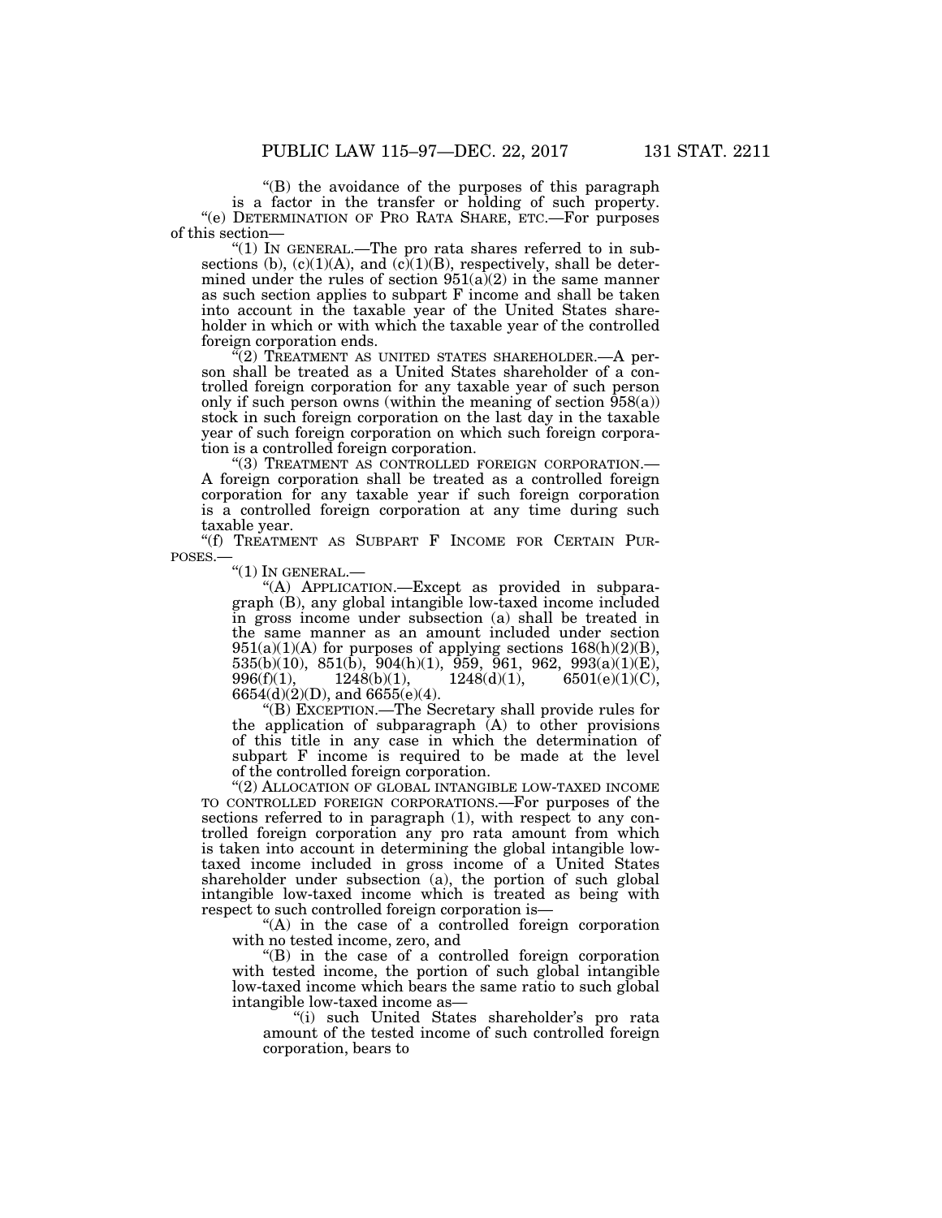“(B) the avoidance of the purposes of this paragraph is a factor in the transfer or holding of such property.

“(e) DETERMINATION OF PRO RATA SHARE, ETC.—For purposes of this section—

“(1) IN GENERAL.—The pro rata shares referred to in subsections (b), (c)(1)(A), and (c)(1)(B), respectively, shall be determined under the rules of section 951(a)(2) in the same manner as such section applies to subpart F income and shall be taken into account in the taxable year of the United States shareholder in which or with which the taxable year of the controlled foreign corporation ends.

“(2) TREATMENT AS UNITED STATES SHAREHOLDER.—A person shall be treated as a United States shareholder of a controlled foreign corporation for any taxable year of such person only if such person owns (within the meaning of section 958(a)) stock in such foreign corporation on the last day in the taxable year of such foreign corporation on which such foreign corporation is a controlled foreign corporation.

“(3) TREATMENT AS CONTROLLED FOREIGN CORPORATION.—A foreign corporation shall be treated as a controlled foreign corporation for any taxable year if such foreign corporation is a controlled foreign corporation at any time during such taxable year.

“(f) TREATMENT AS SUBPART F INCOME FOR CERTAIN PURPOSES.—

“(1) IN GENERAL.—

“(A) APPLICATION.—Except as provided in subparagraph (B), any global intangible low-taxed income included in gross income under subsection (a) shall be treated in the same manner as an amount included under section 951(a)(1)(A) for purposes of applying sections 168(h)(2)(B), 535(b)(10), 851(b), 904(h)(1), 959, 961, 962, 993(a)(1)(E), 996(f)(1), 1248(b)(1), 1248(d)(1), 6501(e)(1)(C), 6654(d)(2)(D), and 6655(e)(4).

“(B) EXCEPTION.—The Secretary shall provide rules for the application of subparagraph (A) to other provisions of this title in any case in which the determination of subpart F income is required to be made at the level of the controlled foreign corporation.

“(2) ALLOCATION OF GLOBAL INTANGIBLE LOW-TAXED INCOME TO CONTROLLED FOREIGN CORPORATIONS.—For purposes of the sections referred to in paragraph (1), with respect to any controlled foreign corporation any pro rata amount from which is taken into account in determining the global intangible low-taxed income included in gross income of a United States shareholder under subsection (a), the portion of such global intangible low-taxed income which is treated as being with respect to such controlled foreign corporation is—

“(A) in the case of a controlled foreign corporation with no tested income, zero, and

“(B) in the case of a controlled foreign corporation with tested income, the portion of such global intangible low-taxed income which bears the same ratio to such global intangible low-taxed income as—

“(i) such United States shareholder’s pro rata amount of the tested income of such controlled foreign corporation, bears to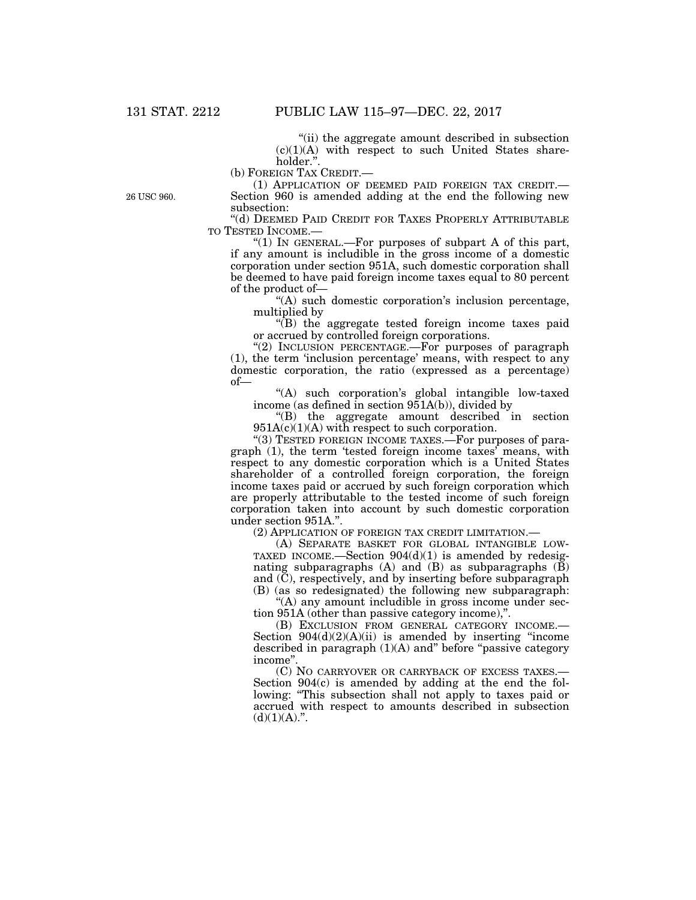"(ii) the aggregate amount described in subsection (c)(1)(A) with respect to such United States shareholder.".

(b) FOREIGN TAX CREDIT.—

(1) APPLICATION OF DEEMED PAID FOREIGN TAX CREDIT.—Section 960 is amended adding at the end the following new subsection:

26 USC 960.

"(d) DEEMED PAID CREDIT FOR TAXES PROPERLY ATTRIBUTABLE TO TESTED INCOME.—

"(1) IN GENERAL.—For purposes of subpart A of this part, if any amount is includible in the gross income of a domestic corporation under section 951A, such domestic corporation shall be deemed to have paid foreign income taxes equal to 80 percent of the product of—

"(A) such domestic corporation's inclusion percentage, multiplied by

"(B) the aggregate tested foreign income taxes paid or accrued by controlled foreign corporations.

"(2) INCLUSION PERCENTAGE.—For purposes of paragraph (1), the term 'inclusion percentage' means, with respect to any domestic corporation, the ratio (expressed as a percentage) of—

"(A) such corporation's global intangible low-taxed income (as defined in section 951A(b)), divided by

"(B) the aggregate amount described in section 951A(c)(1)(A) with respect to such corporation.

"(3) TESTED FOREIGN INCOME TAXES.—For purposes of paragraph (1), the term 'tested foreign income taxes' means, with respect to any domestic corporation which is a United States shareholder of a controlled foreign corporation, the foreign income taxes paid or accrued by such foreign corporation which are properly attributable to the tested income of such foreign corporation taken into account by such domestic corporation under section 951A.".

(2) APPLICATION OF FOREIGN TAX CREDIT LIMITATION.—

(A) SEPARATE BASKET FOR GLOBAL INTANGIBLE LOW-TAXED INCOME.—Section 904(d)(1) is amended by redesignating subparagraphs (A) and (B) as subparagraphs (B) and (C), respectively, and by inserting before subparagraph (B) (as so redesignated) the following new subparagraph:

"(A) any amount includible in gross income under section 951A (other than passive category income),".

(B) EXCLUSION FROM GENERAL CATEGORY INCOME.—Section 904(d)(2)(A)(ii) is amended by inserting "income described in paragraph (1)(A) and" before "passive category income".

(C) NO CARRYOVER OR CARRYBACK OF EXCESS TAXES.—Section 904(c) is amended by adding at the end the following: "This subsection shall not apply to taxes paid or accrued with respect to amounts described in subsection (d)(1)(A).".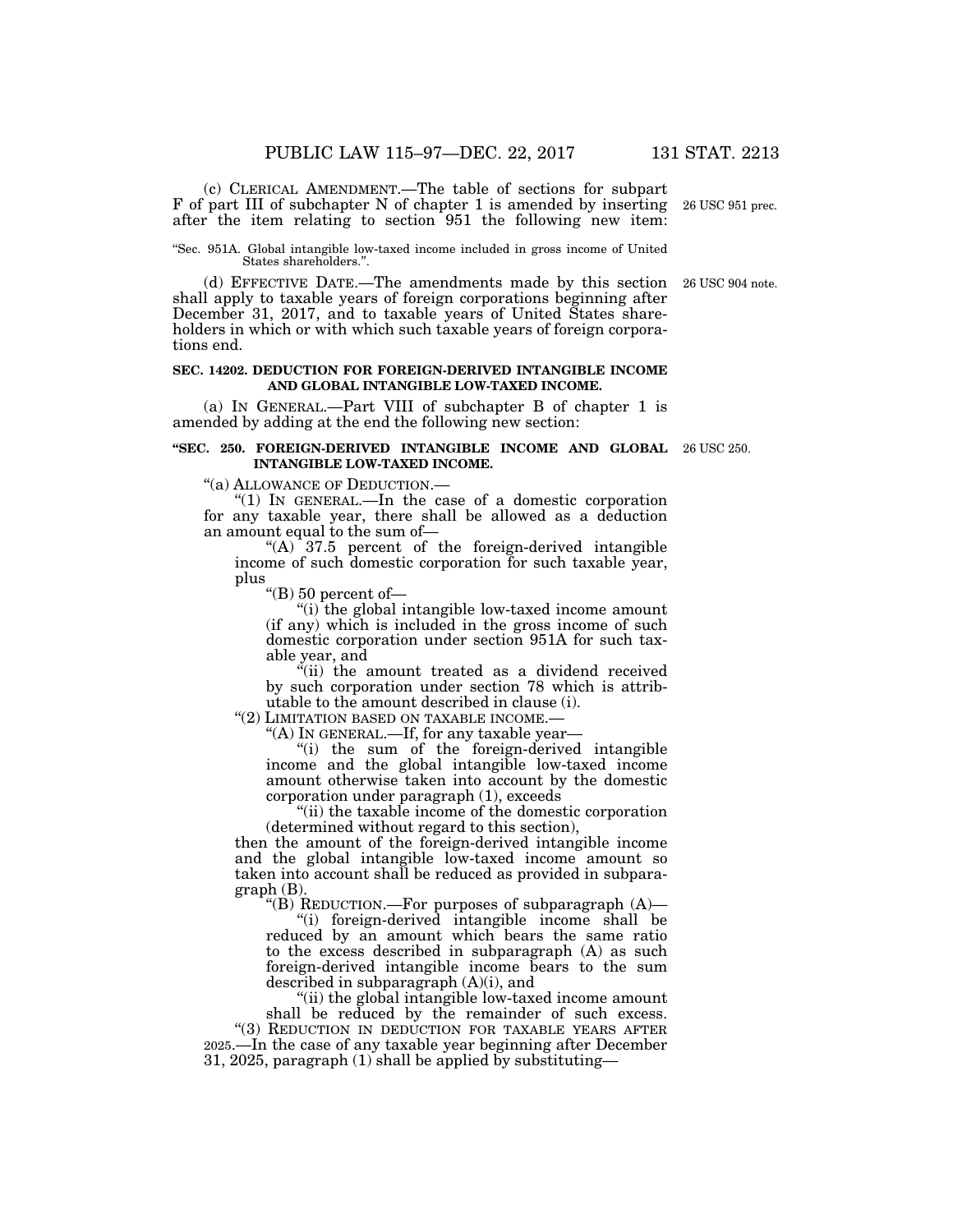(c) CLERICAL AMENDMENT.—The table of sections for subpart F of part III of subchapter N of chapter 1 is amended by inserting after the item relating to section 951 the following new item:

26 USC 951 prec.

"Sec. 951A. Global intangible low-taxed income included in gross income of United States shareholders.".

(d) EFFECTIVE DATE.—The amendments made by this section shall apply to taxable years of foreign corporations beginning after December 31, 2017, and to taxable years of United States shareholders in which or with which such taxable years of foreign corporations end.

26 USC 904 note.

**SEC. 14202. DEDUCTION FOR FOREIGN-DERIVED INTANGIBLE INCOME AND GLOBAL INTANGIBLE LOW-TAXED INCOME.**

(a) IN GENERAL.—Part VIII of subchapter B of chapter 1 is amended by adding at the end the following new section:

**"SEC. 250. FOREIGN-DERIVED INTANGIBLE INCOME AND GLOBAL INTANGIBLE LOW-TAXED INCOME.**

26 USC 250.

"(a) ALLOWANCE OF DEDUCTION.—

"(1) IN GENERAL.—In the case of a domestic corporation for any taxable year, there shall be allowed as a deduction an amount equal to the sum of—

"(A) 37.5 percent of the foreign-derived intangible income of such domestic corporation for such taxable year, plus

"(B) 50 percent of—

"(i) the global intangible low-taxed income amount (if any) which is included in the gross income of such domestic corporation under section 951A for such taxable year, and

"(ii) the amount treated as a dividend received by such corporation under section 78 which is attributable to the amount described in clause (i).

"(2) LIMITATION BASED ON TAXABLE INCOME.—

"(A) IN GENERAL.—If, for any taxable year—

"(i) the sum of the foreign-derived intangible income and the global intangible low-taxed income amount otherwise taken into account by the domestic corporation under paragraph (1), exceeds

"(ii) the taxable income of the domestic corporation (determined without regard to this section),

then the amount of the foreign-derived intangible income and the global intangible low-taxed income amount so taken into account shall be reduced as provided in subparagraph (B).

"(B) REDUCTION.—For purposes of subparagraph (A)—

"(i) foreign-derived intangible income shall be reduced by an amount which bears the same ratio to the excess described in subparagraph (A) as such foreign-derived intangible income bears to the sum described in subparagraph (A)(i), and

"(ii) the global intangible low-taxed income amount shall be reduced by the remainder of such excess.

"(3) REDUCTION IN DEDUCTION FOR TAXABLE YEARS AFTER 2025.—In the case of any taxable year beginning after December 31, 2025, paragraph (1) shall be applied by substituting—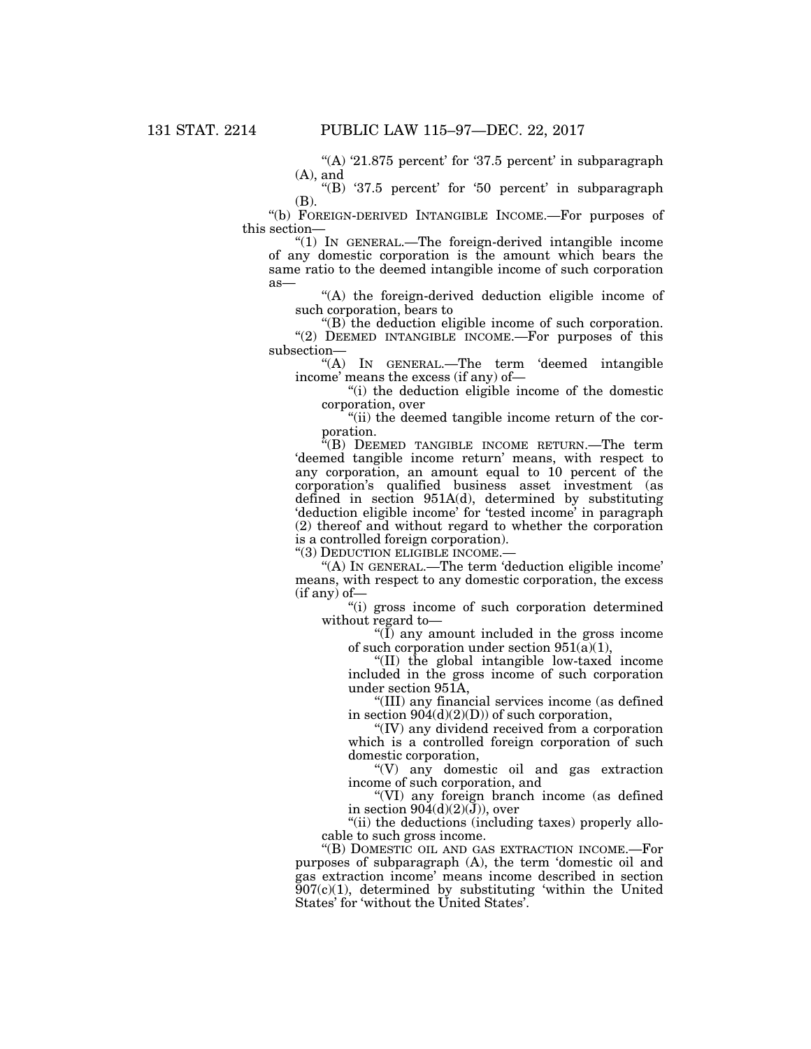"(A) '21.875 percent' for '37.5 percent' in subparagraph (A), and

"(B) '37.5 percent' for '50 percent' in subparagraph (B).

"(b) FOREIGN-DERIVED INTANGIBLE INCOME.—For purposes of this section—

"(1) IN GENERAL.—The foreign-derived intangible income of any domestic corporation is the amount which bears the same ratio to the deemed intangible income of such corporation as—

"(A) the foreign-derived deduction eligible income of such corporation, bears to

"(B) the deduction eligible income of such corporation.

"(2) DEEMED INTANGIBLE INCOME.—For purposes of this subsection—

"(A) IN GENERAL.—The term 'deemed intangible income' means the excess (if any) of—

"(i) the deduction eligible income of the domestic corporation, over

"(ii) the deemed tangible income return of the corporation.

"(B) DEEMED TANGIBLE INCOME RETURN.—The term 'deemed tangible income return' means, with respect to any corporation, an amount equal to 10 percent of the corporation's qualified business asset investment (as defined in section 951A(d), determined by substituting 'deduction eligible income' for 'tested income' in paragraph (2) thereof and without regard to whether the corporation is a controlled foreign corporation).

"(3) DEDUCTION ELIGIBLE INCOME.—

"(A) IN GENERAL.—The term 'deduction eligible income' means, with respect to any domestic corporation, the excess (if any) of—

"(i) gross income of such corporation determined without regard to—

"(I) any amount included in the gross income of such corporation under section 951(a)(1),

"(II) the global intangible low-taxed income included in the gross income of such corporation under section 951A,

"(III) any financial services income (as defined in section 904(d)(2)(D)) of such corporation,

"(IV) any dividend received from a corporation which is a controlled foreign corporation of such domestic corporation,

"(V) any domestic oil and gas extraction income of such corporation, and

"(VI) any foreign branch income (as defined in section 904(d)(2)(J)), over

"(ii) the deductions (including taxes) properly allocable to such gross income.

"(B) DOMESTIC OIL AND GAS EXTRACTION INCOME.—For purposes of subparagraph (A), the term 'domestic oil and gas extraction income' means income described in section 907(c)(1), determined by substituting 'within the United States' for 'without the United States'.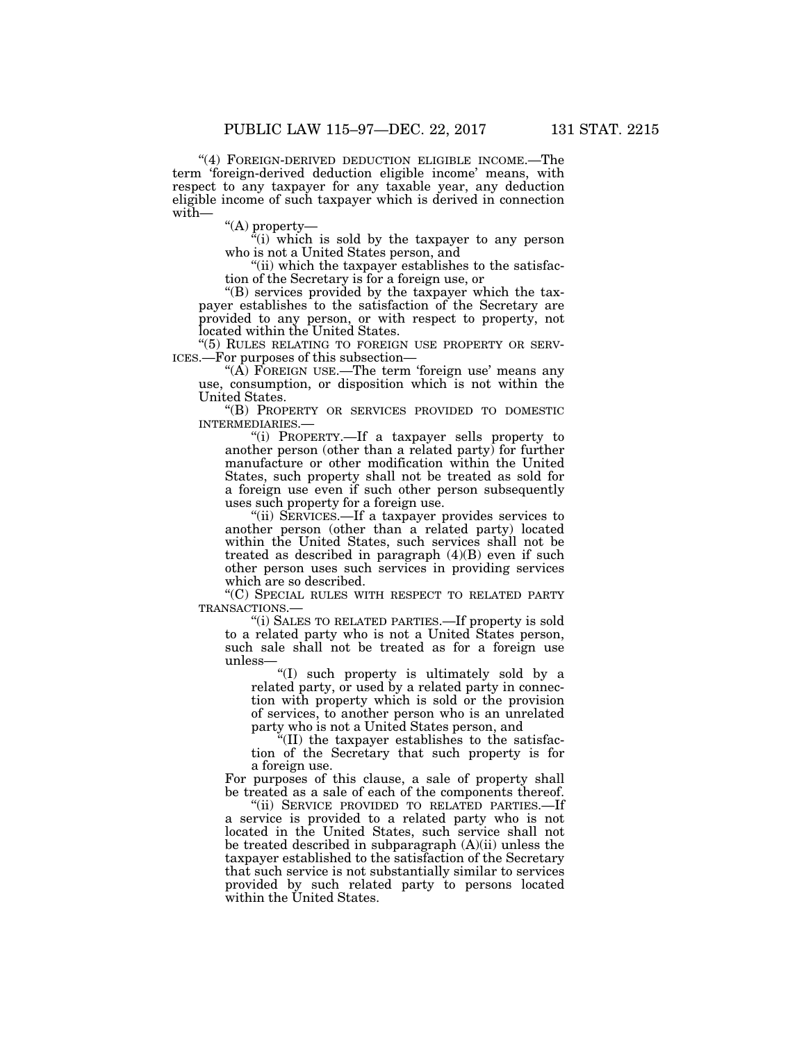"(4) FOREIGN-DERIVED DEDUCTION ELIGIBLE INCOME.—The term 'foreign-derived deduction eligible income' means, with respect to any taxpayer for any taxable year, any deduction eligible income of such taxpayer which is derived in connection with—

"(A) property—

"(i) which is sold by the taxpayer to any person who is not a United States person, and

"(ii) which the taxpayer establishes to the satisfaction of the Secretary is for a foreign use, or

"(B) services provided by the taxpayer which the taxpayer establishes to the satisfaction of the Secretary are provided to any person, or with respect to property, not located within the United States.

"(5) RULES RELATING TO FOREIGN USE PROPERTY OR SERVICES.—For purposes of this subsection—

"(A) FOREIGN USE.—The term 'foreign use' means any use, consumption, or disposition which is not within the United States.

"(B) PROPERTY OR SERVICES PROVIDED TO DOMESTIC INTERMEDIARIES.—

"(i) PROPERTY.—If a taxpayer sells property to another person (other than a related party) for further manufacture or other modification within the United States, such property shall not be treated as sold for a foreign use even if such other person subsequently uses such property for a foreign use.

"(ii) SERVICES.—If a taxpayer provides services to another person (other than a related party) located within the United States, such services shall not be treated as described in paragraph (4)(B) even if such other person uses such services in providing services which are so described.

"(C) SPECIAL RULES WITH RESPECT TO RELATED PARTY TRANSACTIONS.—

"(i) SALES TO RELATED PARTIES.—If property is sold to a related party who is not a United States person, such sale shall not be treated as for a foreign use unless—

"(I) such property is ultimately sold by a related party, or used by a related party in connection with property which is sold or the provision of services, to another person who is an unrelated party who is not a United States person, and

"(II) the taxpayer establishes to the satisfaction of the Secretary that such property is for a foreign use.

For purposes of this clause, a sale of property shall be treated as a sale of each of the components thereof.

"(ii) SERVICE PROVIDED TO RELATED PARTIES.—If a service is provided to a related party who is not located in the United States, such service shall not be treated described in subparagraph (A)(ii) unless the taxpayer established to the satisfaction of the Secretary that such service is not substantially similar to services provided by such related party to persons located within the United States.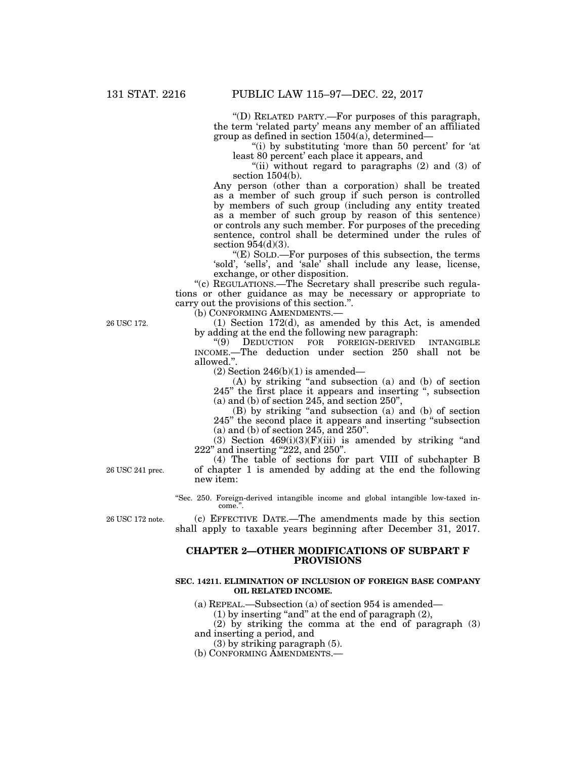"(D) RELATED PARTY.—For purposes of this paragraph, the term 'related party' means any member of an affiliated group as defined in section 1504(a), determined—

"(i) by substituting 'more than 50 percent' for 'at least 80 percent' each place it appears, and

"(ii) without regard to paragraphs (2) and (3) of section 1504(b).

Any person (other than a corporation) shall be treated as a member of such group if such person is controlled by members of such group (including any entity treated as a member of such group by reason of this sentence) or controls any such member. For purposes of the preceding sentence, control shall be determined under the rules of section 954(d)(3).

"(E) SOLD.—For purposes of this subsection, the terms 'sold', 'sells', and 'sale' shall include any lease, license, exchange, or other disposition.

"(c) REGULATIONS.—The Secretary shall prescribe such regulations or other guidance as may be necessary or appropriate to carry out the provisions of this section.".

(b) CONFORMING AMENDMENTS.—

26 USC 172.

(1) Section 172(d), as amended by this Act, is amended by adding at the end the following new paragraph:

"(9) DEDUCTION FOR FOREIGN-DERIVED INTANGIBLE INCOME.—The deduction under section 250 shall not be allowed.".

(2) Section 246(b)(1) is amended—

(A) by striking "and subsection (a) and (b) of section 245" the first place it appears and inserting ", subsection (a) and (b) of section 245, and section 250",

(B) by striking "and subsection (a) and (b) of section 245" the second place it appears and inserting "subsection (a) and (b) of section 245, and 250".

(3) Section 469(i)(3)(F)(iii) is amended by striking "and 222" and inserting "222, and 250".

26 USC 241 prec.

(4) The table of sections for part VIII of subchapter B of chapter 1 is amended by adding at the end the following new item:

"Sec. 250. Foreign-derived intangible income and global intangible low-taxed income.".

26 USC 172 note.

(c) EFFECTIVE DATE.—The amendments made by this section shall apply to taxable years beginning after December 31, 2017.

## CHAPTER 2—OTHER MODIFICATIONS OF SUBPART F PROVISIONS

### SEC. 14211. ELIMINATION OF INCLUSION OF FOREIGN BASE COMPANY OIL RELATED INCOME.

(a) REPEAL.—Subsection (a) of section 954 is amended—

(1) by inserting "and" at the end of paragraph (2),

(2) by striking the comma at the end of paragraph (3) and inserting a period, and

(3) by striking paragraph (5).

(b) CONFORMING AMENDMENTS.—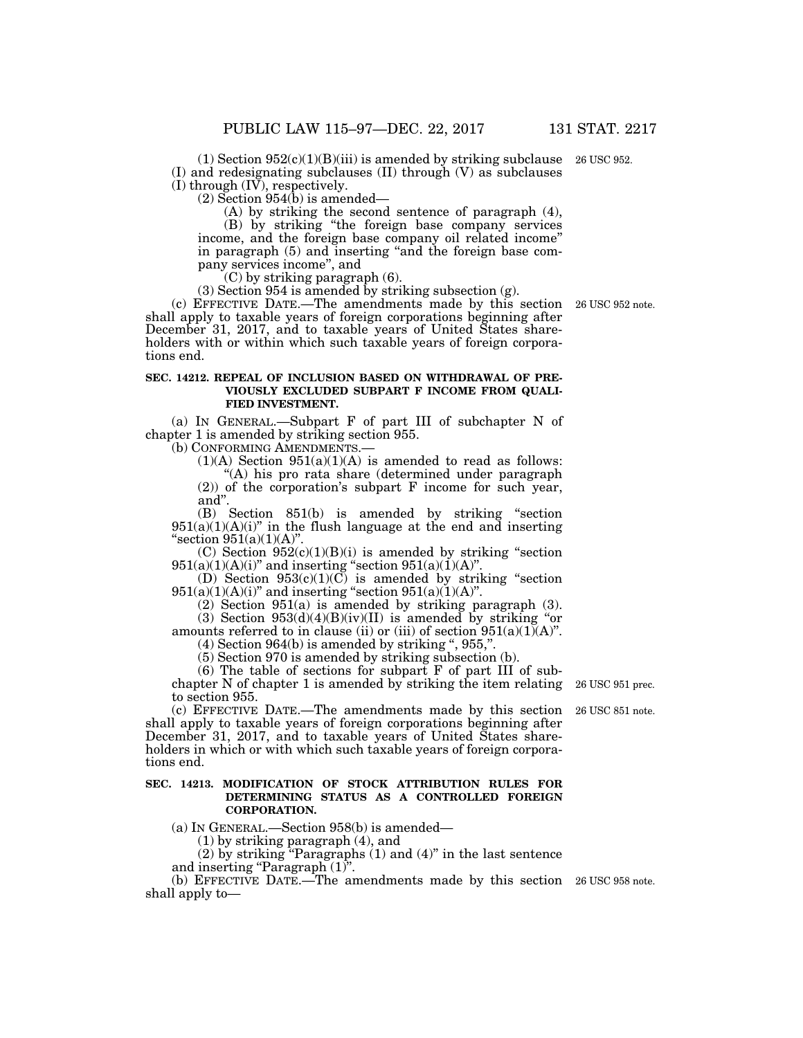(1) Section 952(c)(1)(B)(iii) is amended by striking subclause (I) and redesignating subclauses (II) through (V) as subclauses (I) through (IV), respectively.

26 USC 952.

(2) Section 954(b) is amended—

(A) by striking the second sentence of paragraph (4),

(B) by striking "the foreign base company services income, and the foreign base company oil related income" in paragraph (5) and inserting "and the foreign base company services income", and

(C) by striking paragraph (6).

(3) Section 954 is amended by striking subsection (g).

(c) EFFECTIVE DATE.—The amendments made by this section shall apply to taxable years of foreign corporations beginning after December 31, 2017, and to taxable years of United States shareholders with or within which such taxable years of foreign corporations end.

26 USC 952 note.

**SEC. 14212. REPEAL OF INCLUSION BASED ON WITHDRAWAL OF PREVIOUSLY EXCLUDED SUBPART F INCOME FROM QUALIFIED INVESTMENT.**

(a) IN GENERAL.—Subpart F of part III of subchapter N of chapter 1 is amended by striking section 955.

(b) CONFORMING AMENDMENTS.—

(1)(A) Section 951(a)(1)(A) is amended to read as follows:

"(A) his pro rata share (determined under paragraph (2)) of the corporation's subpart F income for such year, and".

(B) Section 851(b) is amended by striking "section 951(a)(1)(A)(i)" in the flush language at the end and inserting "section 951(a)(1)(A)".

(C) Section 952(c)(1)(B)(i) is amended by striking "section 951(a)(1)(A)(i)" and inserting "section 951(a)(1)(A)".

(D) Section 953(c)(1)(C) is amended by striking "section 951(a)(1)(A)(i)" and inserting "section 951(a)(1)(A)".

(2) Section 951(a) is amended by striking paragraph (3).

(3) Section 953(d)(4)(B)(iv)(II) is amended by striking "or amounts referred to in clause (ii) or (iii) of section 951(a)(1)(A)".

(4) Section 964(b) is amended by striking ", 955,".

(5) Section 970 is amended by striking subsection (b).

(6) The table of sections for subpart F of part III of subchapter N of chapter 1 is amended by striking the item relating to section 955.

26 USC 951 prec.

(c) EFFECTIVE DATE.—The amendments made by this section shall apply to taxable years of foreign corporations beginning after December 31, 2017, and to taxable years of United States shareholders in which or with which such taxable years of foreign corporations end.

26 USC 851 note.

**SEC. 14213. MODIFICATION OF STOCK ATTRIBUTION RULES FOR DETERMINING STATUS AS A CONTROLLED FOREIGN CORPORATION.**

(a) IN GENERAL.—Section 958(b) is amended—

(1) by striking paragraph (4), and

(2) by striking "Paragraphs (1) and (4)" in the last sentence and inserting "Paragraph (1)".

(b) EFFECTIVE DATE.—The amendments made by this section shall apply to—

26 USC 958 note.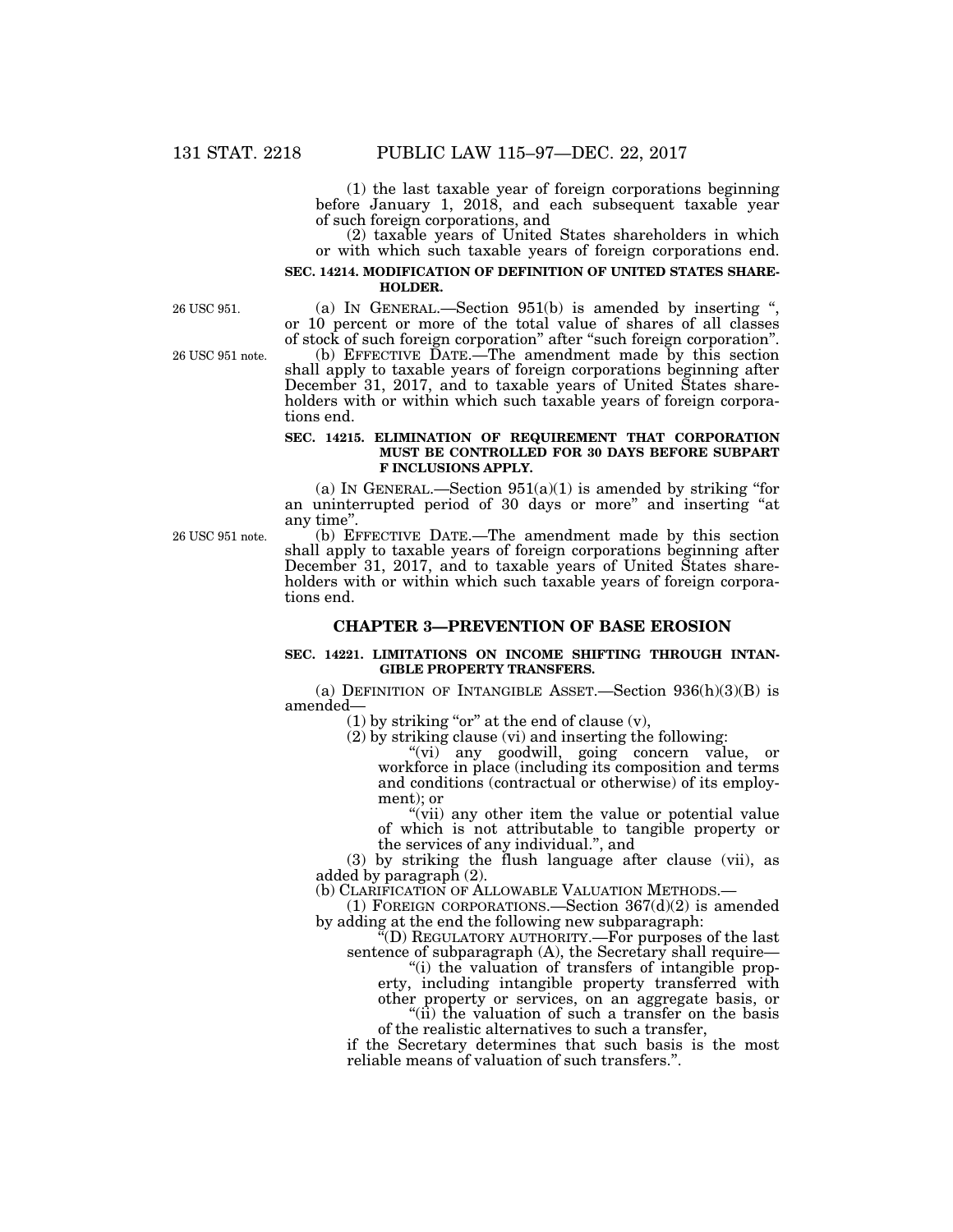(1) the last taxable year of foreign corporations beginning before January 1, 2018, and each subsequent taxable year of such foreign corporations, and

(2) taxable years of United States shareholders in which or with which such taxable years of foreign corporations end.

**SEC. 14214. MODIFICATION OF DEFINITION OF UNITED STATES SHAREHOLDER.**

26 USC 951.

(a) IN GENERAL.—Section 951(b) is amended by inserting ", or 10 percent or more of the total value of shares of all classes of stock of such foreign corporation" after "such foreign corporation".

26 USC 951 note.

(b) EFFECTIVE DATE.—The amendment made by this section shall apply to taxable years of foreign corporations beginning after December 31, 2017, and to taxable years of United States shareholders with or within which such taxable years of foreign corporations end.

**SEC. 14215. ELIMINATION OF REQUIREMENT THAT CORPORATION MUST BE CONTROLLED FOR 30 DAYS BEFORE SUBPART F INCLUSIONS APPLY.**

(a) IN GENERAL.—Section 951(a)(1) is amended by striking "for an uninterrupted period of 30 days or more" and inserting "at any time".

26 USC 951 note.

(b) EFFECTIVE DATE.—The amendment made by this section shall apply to taxable years of foreign corporations beginning after December 31, 2017, and to taxable years of United States shareholders with or within which such taxable years of foreign corporations end.

## CHAPTER 3—PREVENTION OF BASE EROSION

**SEC. 14221. LIMITATIONS ON INCOME SHIFTING THROUGH INTANGIBLE PROPERTY TRANSFERS.**

(a) DEFINITION OF INTANGIBLE ASSET.—Section 936(h)(3)(B) is amended—

(1) by striking "or" at the end of clause (v),

(2) by striking clause (vi) and inserting the following:

"(vi) any goodwill, going concern value, or workforce in place (including its composition and terms and conditions (contractual or otherwise) of its employment); or

"(vii) any other item the value or potential value of which is not attributable to tangible property or the services of any individual.", and

(3) by striking the flush language after clause (vii), as added by paragraph (2).

(b) CLARIFICATION OF ALLOWABLE VALUATION METHODS.—

(1) FOREIGN CORPORATIONS.—Section 367(d)(2) is amended by adding at the end the following new subparagraph:

"(D) REGULATORY AUTHORITY.—For purposes of the last sentence of subparagraph (A), the Secretary shall require—

"(i) the valuation of transfers of intangible property, including intangible property transferred with other property or services, on an aggregate basis, or

"(ii) the valuation of such a transfer on the basis of the realistic alternatives to such a transfer,

if the Secretary determines that such basis is the most reliable means of valuation of such transfers.".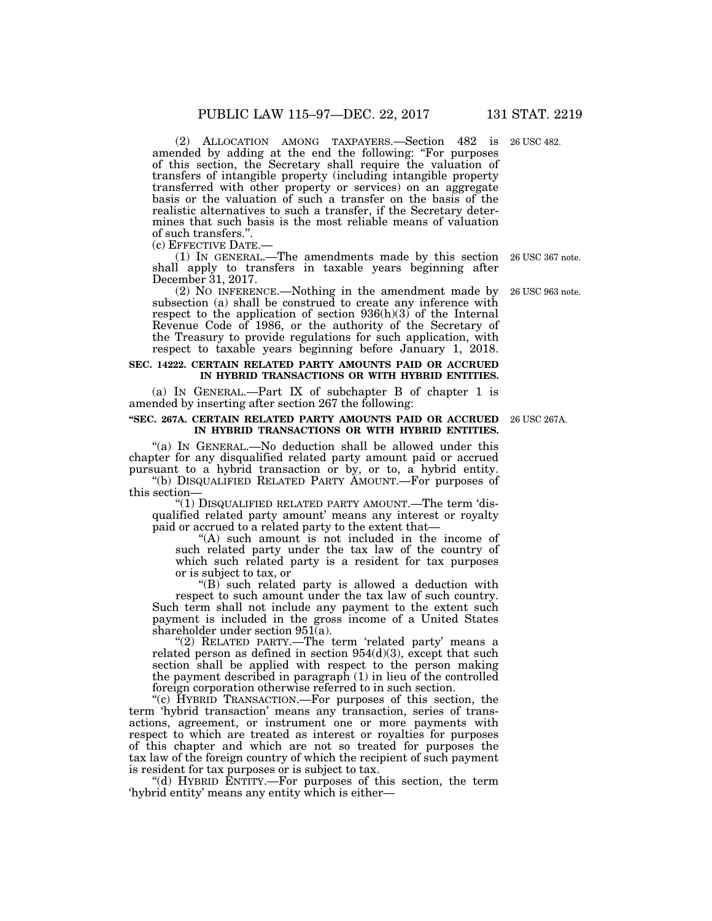(2) ALLOCATION AMONG TAXPAYERS.—Section 482 is amended by adding at the end the following: "For purposes of this section, the Secretary shall require the valuation of transfers of intangible property (including intangible property transferred with other property or services) on an aggregate basis or the valuation of such a transfer on the basis of the realistic alternatives to such a transfer, if the Secretary determines that such basis is the most reliable means of valuation of such transfers.".

26 USC 482.

(c) EFFECTIVE DATE.—

(1) IN GENERAL.—The amendments made by this section shall apply to transfers in taxable years beginning after December 31, 2017.

26 USC 367 note.

(2) NO INFERENCE.—Nothing in the amendment made by subsection (a) shall be construed to create any inference with respect to the application of section 936(h)(3) of the Internal Revenue Code of 1986, or the authority of the Secretary of the Treasury to provide regulations for such application, with respect to taxable years beginning before January 1, 2018.

26 USC 963 note.

**SEC. 14222. CERTAIN RELATED PARTY AMOUNTS PAID OR ACCRUED IN HYBRID TRANSACTIONS OR WITH HYBRID ENTITIES.**

(a) IN GENERAL.—Part IX of subchapter B of chapter 1 is amended by inserting after section 267 the following:

**"SEC. 267A. CERTAIN RELATED PARTY AMOUNTS PAID OR ACCRUED IN HYBRID TRANSACTIONS OR WITH HYBRID ENTITIES.**

26 USC 267A.

"(a) IN GENERAL.—No deduction shall be allowed under this chapter for any disqualified related party amount paid or accrued pursuant to a hybrid transaction or by, or to, a hybrid entity.

"(b) DISQUALIFIED RELATED PARTY AMOUNT.—For purposes of this section—

"(1) DISQUALIFIED RELATED PARTY AMOUNT.—The term 'disqualified related party amount' means any interest or royalty paid or accrued to a related party to the extent that—

"(A) such amount is not included in the income of such related party under the tax law of the country of which such related party is a resident for tax purposes or is subject to tax, or

"(B) such related party is allowed a deduction with respect to such amount under the tax law of such country.

Such term shall not include any payment to the extent such payment is included in the gross income of a United States shareholder under section 951(a).

"(2) RELATED PARTY.—The term 'related party' means a related person as defined in section 954(d)(3), except that such section shall be applied with respect to the person making the payment described in paragraph (1) in lieu of the controlled foreign corporation otherwise referred to in such section.

"(c) HYBRID TRANSACTION.—For purposes of this section, the term 'hybrid transaction' means any transaction, series of transactions, agreement, or instrument one or more payments with respect to which are treated as interest or royalties for purposes of this chapter and which are not so treated for purposes the tax law of the foreign country of which the recipient of such payment is resident for tax purposes or is subject to tax.

"(d) HYBRID ENTITY.—For purposes of this section, the term 'hybrid entity' means any entity which is either—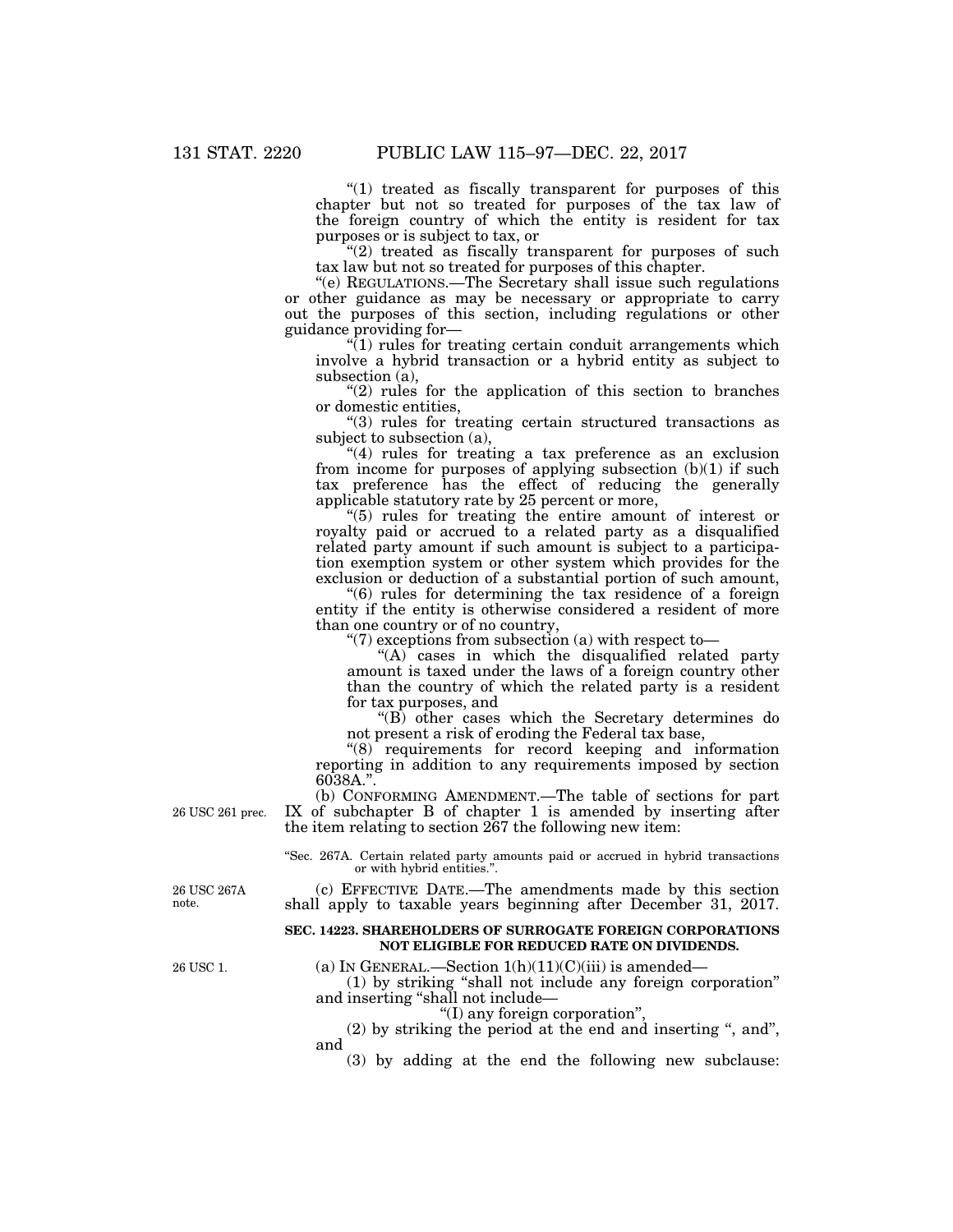"(1) treated as fiscally transparent for purposes of this chapter but not so treated for purposes of the tax law of the foreign country of which the entity is resident for tax purposes or is subject to tax, or

"(2) treated as fiscally transparent for purposes of such tax law but not so treated for purposes of this chapter.

"(e) REGULATIONS.—The Secretary shall issue such regulations or other guidance as may be necessary or appropriate to carry out the purposes of this section, including regulations or other guidance providing for—

"(1) rules for treating certain conduit arrangements which involve a hybrid transaction or a hybrid entity as subject to subsection (a),

"(2) rules for the application of this section to branches or domestic entities,

"(3) rules for treating certain structured transactions as subject to subsection (a),

"(4) rules for treating a tax preference as an exclusion from income for purposes of applying subsection (b)(1) if such tax preference has the effect of reducing the generally applicable statutory rate by 25 percent or more,

"(5) rules for treating the entire amount of interest or royalty paid or accrued to a related party as a disqualified related party amount if such amount is subject to a participation exemption system or other system which provides for the exclusion or deduction of a substantial portion of such amount,

"(6) rules for determining the tax residence of a foreign entity if the entity is otherwise considered a resident of more than one country or of no country,

"(7) exceptions from subsection (a) with respect to—

"(A) cases in which the disqualified related party amount is taxed under the laws of a foreign country other than the country of which the related party is a resident for tax purposes, and

"(B) other cases which the Secretary determines do not present a risk of eroding the Federal tax base,

"(8) requirements for record keeping and information reporting in addition to any requirements imposed by section 6038A.".

26 USC 261 prec.

(b) CONFORMING AMENDMENT.—The table of sections for part IX of subchapter B of chapter 1 is amended by inserting after the item relating to section 267 the following new item:

"Sec. 267A. Certain related party amounts paid or accrued in hybrid transactions or with hybrid entities.".

26 USC 267A note.

(c) EFFECTIVE DATE.—The amendments made by this section shall apply to taxable years beginning after December 31, 2017.

**SEC. 14223. SHAREHOLDERS OF SURROGATE FOREIGN CORPORATIONS NOT ELIGIBLE FOR REDUCED RATE ON DIVIDENDS.**

26 USC 1.

(a) IN GENERAL.—Section 1(h)(11)(C)(iii) is amended—

(1) by striking "shall not include any foreign corporation" and inserting "shall not include—

"(I) any foreign corporation",

(2) by striking the period at the end and inserting ", and", and

(3) by adding at the end the following new subclause: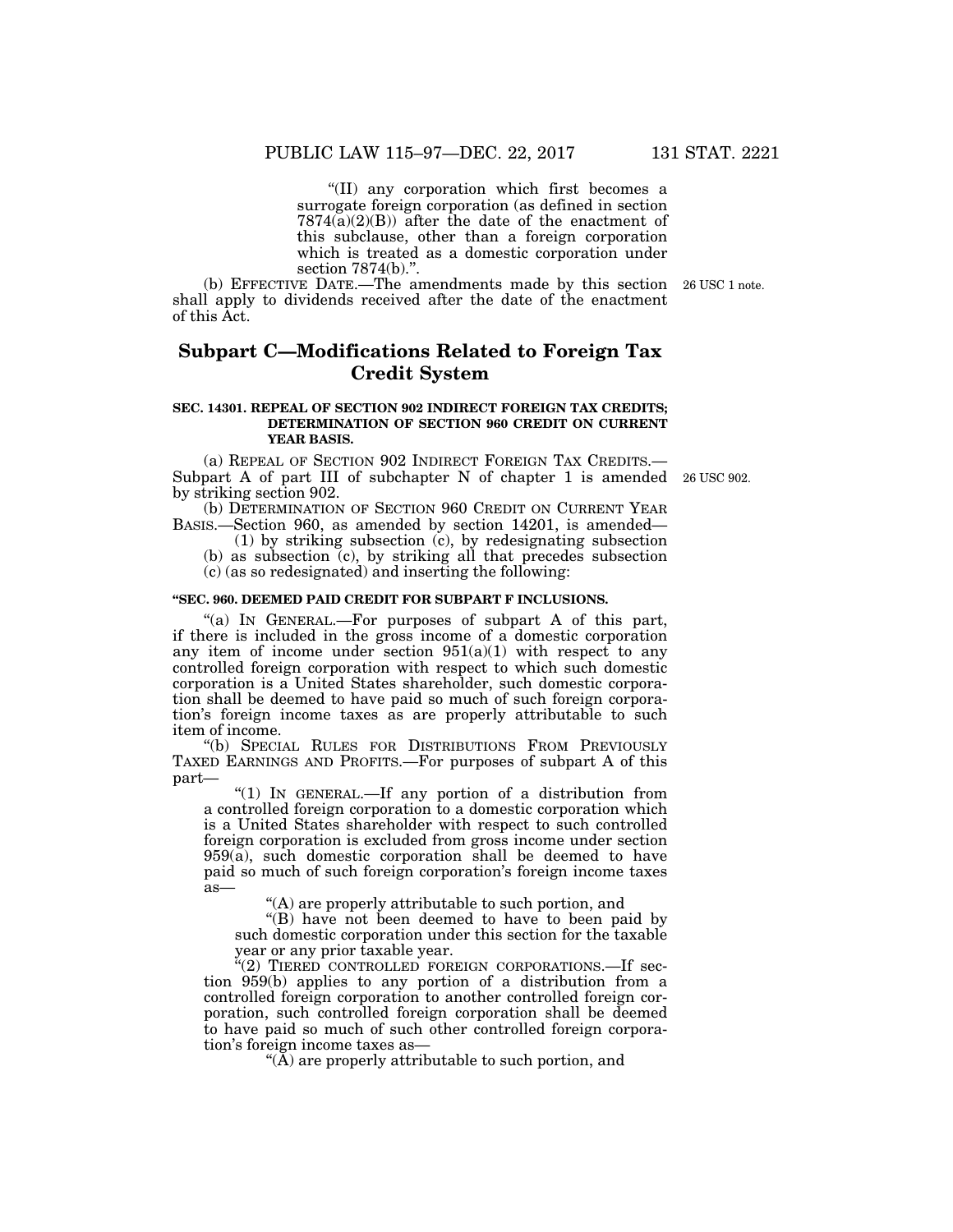"(II) any corporation which first becomes a surrogate foreign corporation (as defined in section 7874(a)(2)(B)) after the date of the enactment of this subclause, other than a foreign corporation which is treated as a domestic corporation under section 7874(b).".

(b) EFFECTIVE DATE.—The amendments made by this section shall apply to dividends received after the date of the enactment of this Act.

26 USC 1 note.

## Subpart C—Modifications Related to Foreign Tax Credit System

### SEC. 14301. REPEAL OF SECTION 902 INDIRECT FOREIGN TAX CREDITS; DETERMINATION OF SECTION 960 CREDIT ON CURRENT YEAR BASIS.

(a) REPEAL OF SECTION 902 INDIRECT FOREIGN TAX CREDITS.—Subpart A of part III of subchapter N of chapter 1 is amended by striking section 902.

26 USC 902.

(b) DETERMINATION OF SECTION 960 CREDIT ON CURRENT YEAR BASIS.—Section 960, as amended by section 14201, is amended—

(1) by striking subsection (c), by redesignating subsection (b) as subsection (c), by striking all that precedes subsection (c) (as so redesignated) and inserting the following:

**"SEC. 960. DEEMED PAID CREDIT FOR SUBPART F INCLUSIONS.**

"(a) IN GENERAL.—For purposes of subpart A of this part, if there is included in the gross income of a domestic corporation any item of income under section 951(a)(1) with respect to any controlled foreign corporation with respect to which such domestic corporation is a United States shareholder, such domestic corporation shall be deemed to have paid so much of such foreign corporation's foreign income taxes as are properly attributable to such item of income.

"(b) SPECIAL RULES FOR DISTRIBUTIONS FROM PREVIOUSLY TAXED EARNINGS AND PROFITS.—For purposes of subpart A of this part—

"(1) IN GENERAL.—If any portion of a distribution from a controlled foreign corporation to a domestic corporation which is a United States shareholder with respect to such controlled foreign corporation is excluded from gross income under section 959(a), such domestic corporation shall be deemed to have paid so much of such foreign corporation's foreign income taxes as—

"(A) are properly attributable to such portion, and

"(B) have not been deemed to have to been paid by such domestic corporation under this section for the taxable year or any prior taxable year.

"(2) TIERED CONTROLLED FOREIGN CORPORATIONS.—If section 959(b) applies to any portion of a distribution from a controlled foreign corporation to another controlled foreign corporation, such controlled foreign corporation shall be deemed to have paid so much of such other controlled foreign corporation's foreign income taxes as—

"(A) are properly attributable to such portion, and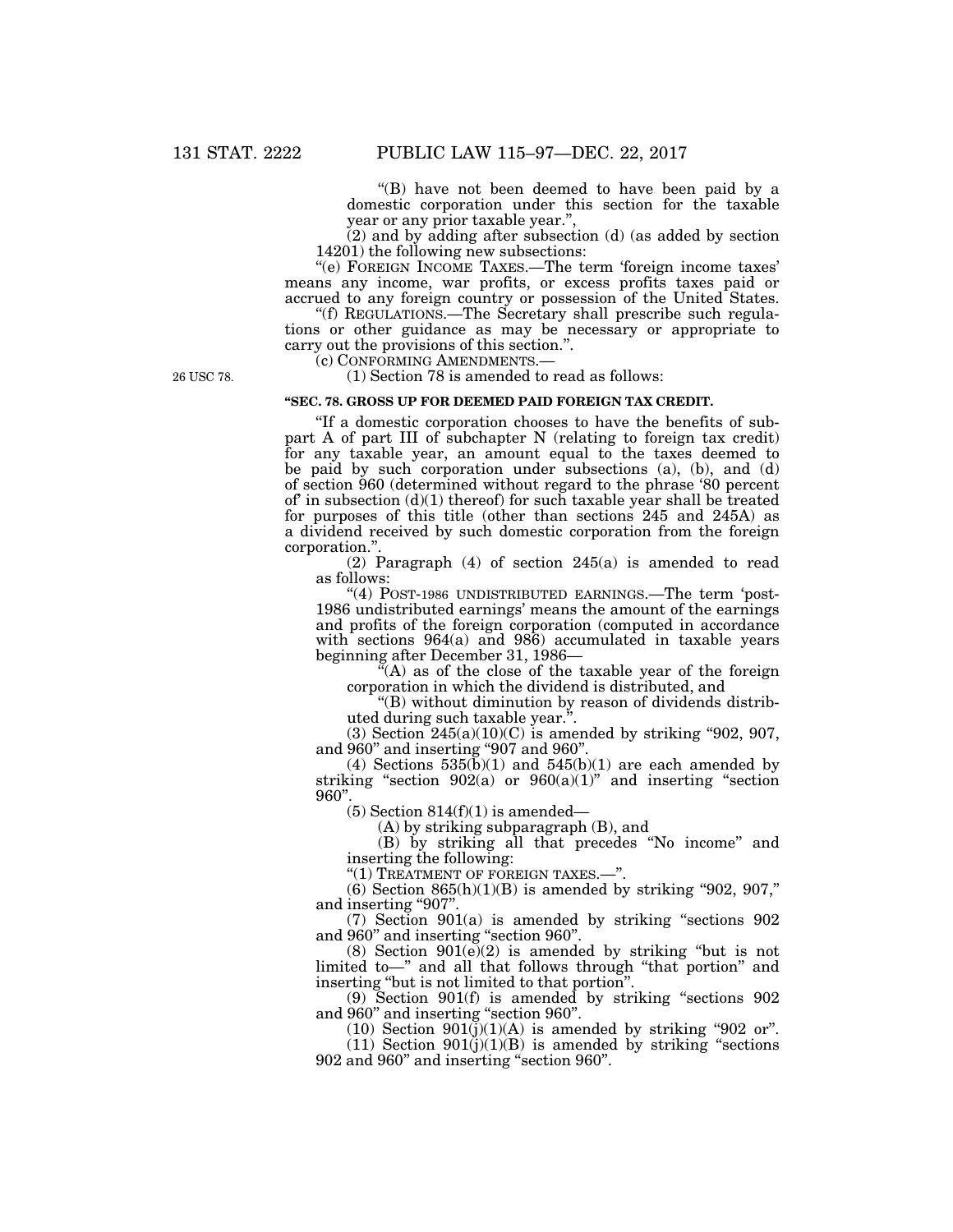"(B) have not been deemed to have been paid by a domestic corporation under this section for the taxable year or any prior taxable year.",

(2) and by adding after subsection (d) (as added by section 14201) the following new subsections:

"(e) FOREIGN INCOME TAXES.—The term 'foreign income taxes' means any income, war profits, or excess profits taxes paid or accrued to any foreign country or possession of the United States.

"(f) REGULATIONS.—The Secretary shall prescribe such regulations or other guidance as may be necessary or appropriate to carry out the provisions of this section.".

(c) CONFORMING AMENDMENTS.—

26 USC 78.

(1) Section 78 is amended to read as follows:

**"SEC. 78. GROSS UP FOR DEEMED PAID FOREIGN TAX CREDIT.**

"If a domestic corporation chooses to have the benefits of subpart A of part III of subchapter N (relating to foreign tax credit) for any taxable year, an amount equal to the taxes deemed to be paid by such corporation under subsections (a), (b), and (d) of section 960 (determined without regard to the phrase '80 percent of' in subsection (d)(1) thereof) for such taxable year shall be treated for purposes of this title (other than sections 245 and 245A) as a dividend received by such domestic corporation from the foreign corporation.".

(2) Paragraph (4) of section 245(a) is amended to read as follows:

"(4) POST-1986 UNDISTRIBUTED EARNINGS.—The term 'post-1986 undistributed earnings' means the amount of the earnings and profits of the foreign corporation (computed in accordance with sections 964(a) and 986) accumulated in taxable years beginning after December 31, 1986—

"(A) as of the close of the taxable year of the foreign corporation in which the dividend is distributed, and

"(B) without diminution by reason of dividends distributed during such taxable year.".

(3) Section 245(a)(10)(C) is amended by striking "902, 907, and 960" and inserting "907 and 960".

(4) Sections 535(b)(1) and 545(b)(1) are each amended by striking "section 902(a) or 960(a)(1)" and inserting "section 960".

(5) Section 814(f)(1) is amended—

(A) by striking subparagraph (B), and

(B) by striking all that precedes "No income" and inserting the following:

"(1) TREATMENT OF FOREIGN TAXES.—".

(6) Section 865(h)(1)(B) is amended by striking "902, 907," and inserting "907".

(7) Section 901(a) is amended by striking "sections 902 and 960" and inserting "section 960".

(8) Section 901(e)(2) is amended by striking "but is not limited to—" and all that follows through "that portion" and inserting "but is not limited to that portion".

(9) Section 901(f) is amended by striking "sections 902 and 960" and inserting "section 960".

(10) Section 901(j)(1)(A) is amended by striking "902 or".

(11) Section 901(j)(1)(B) is amended by striking "sections 902 and 960" and inserting "section 960".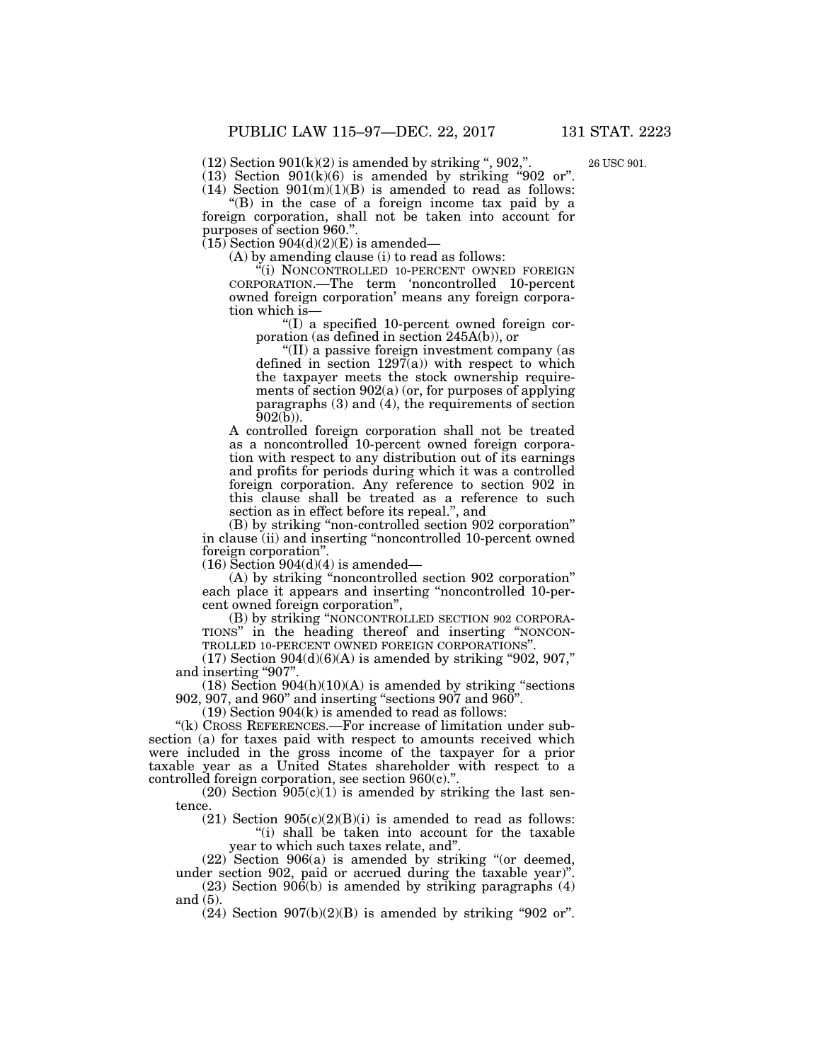(12) Section 901(k)(2) is amended by striking ", 902,".

26 USC 901.

(13) Section 901(k)(6) is amended by striking "902 or".

(14) Section 901(m)(1)(B) is amended to read as follows:

"(B) in the case of a foreign income tax paid by a foreign corporation, shall not be taken into account for purposes of section 960.".

(15) Section 904(d)(2)(E) is amended—

(A) by amending clause (i) to read as follows:

"(i) NONCONTROLLED 10-PERCENT OWNED FOREIGN CORPORATION.—The term 'noncontrolled 10-percent owned foreign corporation' means any foreign corporation which is—

"(I) a specified 10-percent owned foreign corporation (as defined in section 245A(b)), or

"(II) a passive foreign investment company (as defined in section 1297(a)) with respect to which the taxpayer meets the stock ownership requirements of section 902(a) (or, for purposes of applying paragraphs (3) and (4), the requirements of section 902(b)).

A controlled foreign corporation shall not be treated as a noncontrolled 10-percent owned foreign corporation with respect to any distribution out of its earnings and profits for periods during which it was a controlled foreign corporation. Any reference to section 902 in this clause shall be treated as a reference to such section as in effect before its repeal.", and

(B) by striking "non-controlled section 902 corporation" in clause (ii) and inserting "noncontrolled 10-percent owned foreign corporation".

(16) Section 904(d)(4) is amended—

(A) by striking "noncontrolled section 902 corporation" each place it appears and inserting "noncontrolled 10-percent owned foreign corporation",

(B) by striking "NONCONTROLLED SECTION 902 CORPORATIONS" in the heading thereof and inserting "NONCONTROLLED 10-PERCENT OWNED FOREIGN CORPORATIONS".

(17) Section 904(d)(6)(A) is amended by striking "902, 907," and inserting "907".

(18) Section 904(h)(10)(A) is amended by striking "sections 902, 907, and 960" and inserting "sections 907 and 960".

(19) Section 904(k) is amended to read as follows:

"(k) CROSS REFERENCES.—For increase of limitation under subsection (a) for taxes paid with respect to amounts received which were included in the gross income of the taxpayer for a prior taxable year as a United States shareholder with respect to a controlled foreign corporation, see section 960(c).".

(20) Section 905(c)(1) is amended by striking the last sentence.

(21) Section 905(c)(2)(B)(i) is amended to read as follows:

"(i) shall be taken into account for the taxable year to which such taxes relate, and".

(22) Section 906(a) is amended by striking "(or deemed, under section 902, paid or accrued during the taxable year)".

(23) Section 906(b) is amended by striking paragraphs (4) and (5).

(24) Section 907(b)(2)(B) is amended by striking "902 or".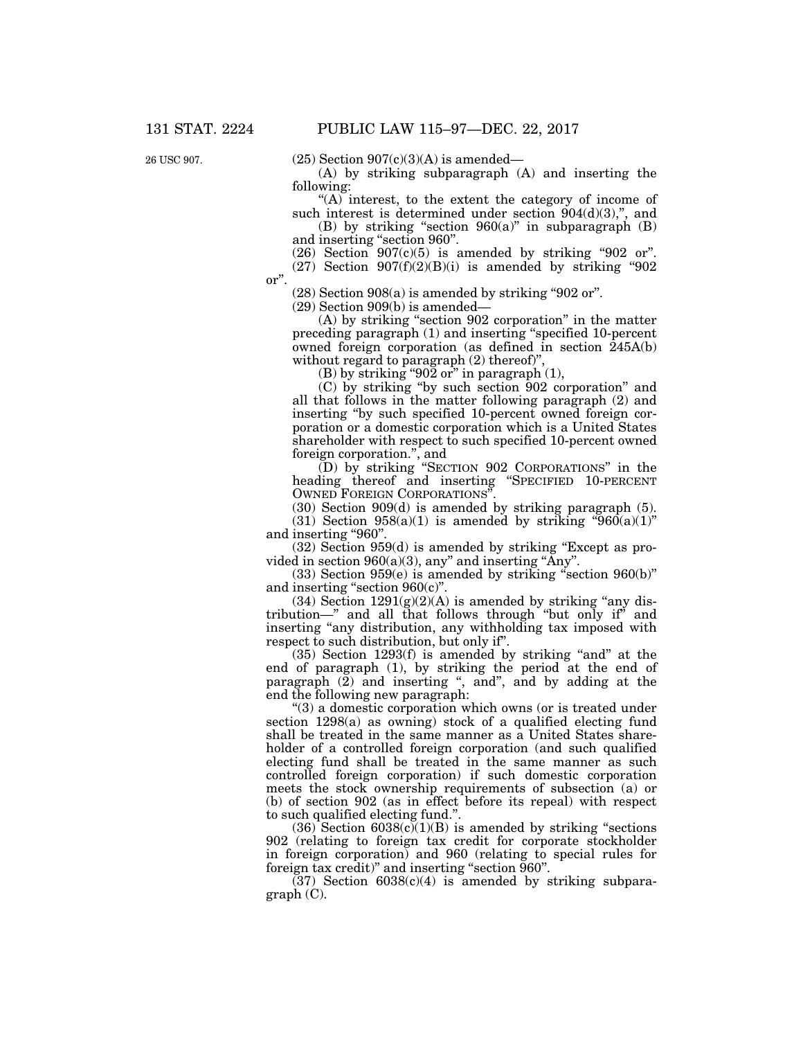26 USC 907.

(25) Section 907(c)(3)(A) is amended—

(A) by striking subparagraph (A) and inserting the following:

"(A) interest, to the extent the category of income of such interest is determined under section 904(d)(3),", and

(B) by striking "section 960(a)" in subparagraph (B) and inserting "section 960".

(26) Section 907(c)(5) is amended by striking "902 or".

(27) Section 907(f)(2)(B)(i) is amended by striking "902 or".

(28) Section 908(a) is amended by striking "902 or".

(29) Section 909(b) is amended—

(A) by striking "section 902 corporation" in the matter preceding paragraph (1) and inserting "specified 10-percent owned foreign corporation (as defined in section 245A(b) without regard to paragraph (2) thereof)",

(B) by striking "902 or" in paragraph (1),

(C) by striking "by such section 902 corporation" and all that follows in the matter following paragraph (2) and inserting "by such specified 10-percent owned foreign corporation or a domestic corporation which is a United States shareholder with respect to such specified 10-percent owned foreign corporation.", and

(D) by striking "SECTION 902 CORPORATIONS" in the heading thereof and inserting "SPECIFIED 10-PERCENT OWNED FOREIGN CORPORATIONS".

(30) Section 909(d) is amended by striking paragraph (5).

(31) Section 958(a)(1) is amended by striking "960(a)(1)" and inserting "960".

(32) Section 959(d) is amended by striking "Except as provided in section 960(a)(3), any" and inserting "Any".

(33) Section 959(e) is amended by striking "section 960(b)" and inserting "section 960(c)".

(34) Section 1291(g)(2)(A) is amended by striking "any distribution—" and all that follows through "but only if" and inserting "any distribution, any withholding tax imposed with respect to such distribution, but only if".

(35) Section 1293(f) is amended by striking "and" at the end of paragraph (1), by striking the period at the end of paragraph (2) and inserting ", and", and by adding at the end the following new paragraph:

"(3) a domestic corporation which owns (or is treated under section 1298(a) as owning) stock of a qualified electing fund shall be treated in the same manner as a United States shareholder of a controlled foreign corporation (and such qualified electing fund shall be treated in the same manner as such controlled foreign corporation) if such domestic corporation meets the stock ownership requirements of subsection (a) or (b) of section 902 (as in effect before its repeal) with respect to such qualified electing fund.".

(36) Section 6038(c)(1)(B) is amended by striking "sections 902 (relating to foreign tax credit for corporate stockholder in foreign corporation) and 960 (relating to special rules for foreign tax credit)" and inserting "section 960".

(37) Section 6038(c)(4) is amended by striking subparagraph (C).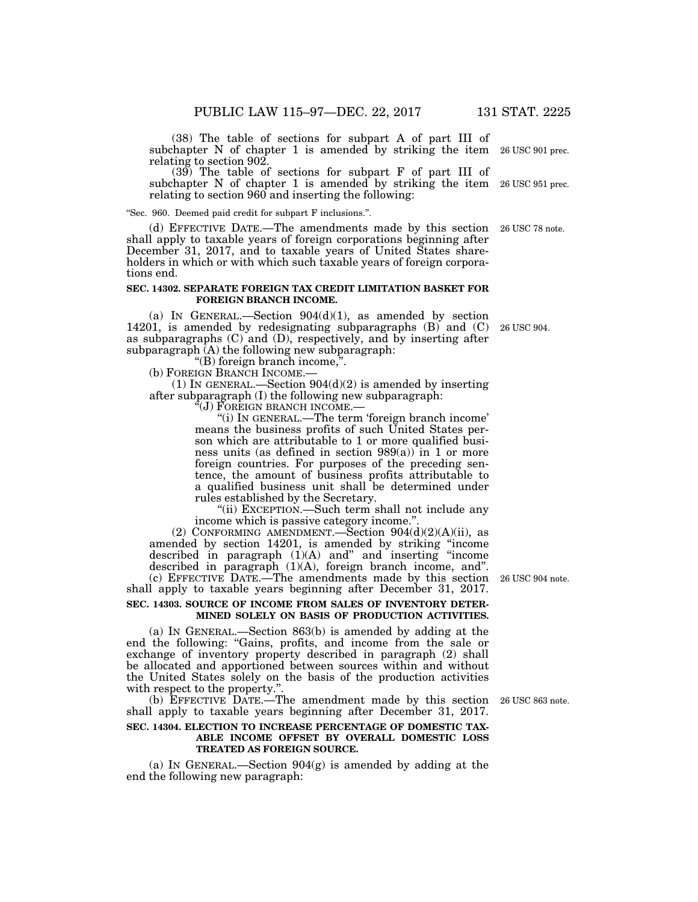(38) The table of sections for subpart A of part III of subchapter N of chapter 1 is amended by striking the item relating to section 902.

26 USC 901 prec.

(39) The table of sections for subpart F of part III of subchapter N of chapter 1 is amended by striking the item relating to section 960 and inserting the following:

26 USC 951 prec.

"Sec. 960. Deemed paid credit for subpart F inclusions.".

(d) EFFECTIVE DATE.—The amendments made by this section shall apply to taxable years of foreign corporations beginning after December 31, 2017, and to taxable years of United States shareholders in which or with which such taxable years of foreign corporations end.

26 USC 78 note.

**SEC. 14302. SEPARATE FOREIGN TAX CREDIT LIMITATION BASKET FOR FOREIGN BRANCH INCOME.**

(a) IN GENERAL.—Section 904(d)(1), as amended by section 14201, is amended by redesignating subparagraphs (B) and (C) as subparagraphs (C) and (D), respectively, and by inserting after subparagraph (A) the following new subparagraph:

26 USC 904.

"(B) foreign branch income,".

(b) FOREIGN BRANCH INCOME.—

(1) IN GENERAL.—Section 904(d)(2) is amended by inserting after subparagraph (I) the following new subparagraph:

"(J) FOREIGN BRANCH INCOME.—

"(i) IN GENERAL.—The term 'foreign branch income' means the business profits of such United States person which are attributable to 1 or more qualified business units (as defined in section 989(a)) in 1 or more foreign countries. For purposes of the preceding sentence, the amount of business profits attributable to a qualified business unit shall be determined under rules established by the Secretary.

"(ii) EXCEPTION.—Such term shall not include any income which is passive category income.".

(2) CONFORMING AMENDMENT.—Section 904(d)(2)(A)(ii), as amended by section 14201, is amended by striking "income described in paragraph (1)(A) and" and inserting "income described in paragraph (1)(A), foreign branch income, and".

(c) EFFECTIVE DATE.—The amendments made by this section shall apply to taxable years beginning after December 31, 2017.

26 USC 904 note.

**SEC. 14303. SOURCE OF INCOME FROM SALES OF INVENTORY DETERMINED SOLELY ON BASIS OF PRODUCTION ACTIVITIES.**

(a) IN GENERAL.—Section 863(b) is amended by adding at the end the following: "Gains, profits, and income from the sale or exchange of inventory property described in paragraph (2) shall be allocated and apportioned between sources within and without the United States solely on the basis of the production activities with respect to the property.".

(b) EFFECTIVE DATE.—The amendment made by this section shall apply to taxable years beginning after December 31, 2017.

26 USC 863 note.

**SEC. 14304. ELECTION TO INCREASE PERCENTAGE OF DOMESTIC TAXABLE INCOME OFFSET BY OVERALL DOMESTIC LOSS TREATED AS FOREIGN SOURCE.**

(a) IN GENERAL.—Section 904(g) is amended by adding at the end the following new paragraph: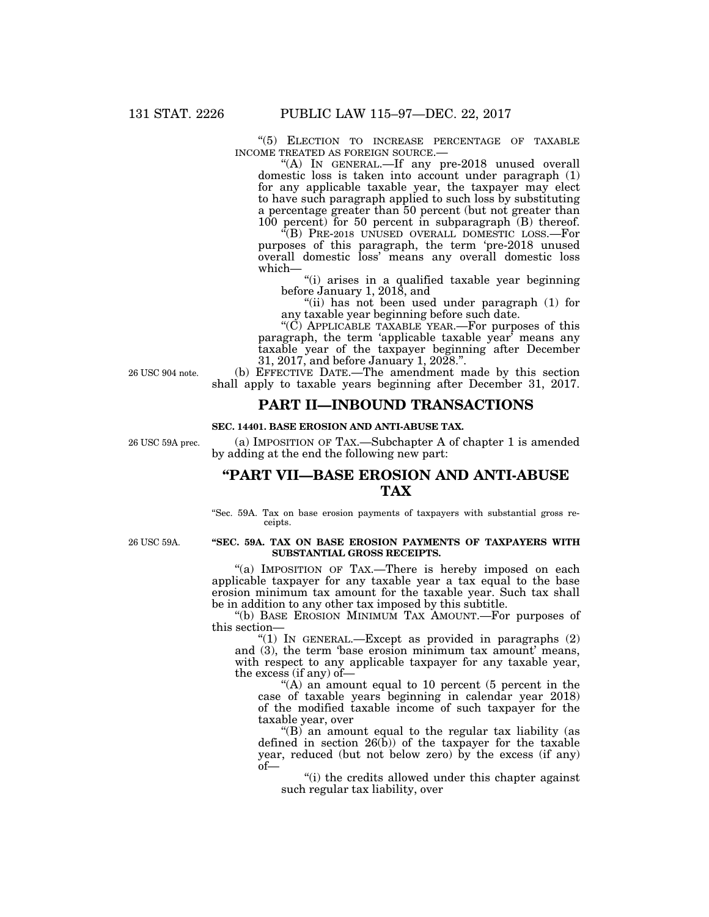"(5) ELECTION TO INCREASE PERCENTAGE OF TAXABLE INCOME TREATED AS FOREIGN SOURCE.—

"(A) IN GENERAL.—If any pre-2018 unused overall domestic loss is taken into account under paragraph (1) for any applicable taxable year, the taxpayer may elect to have such paragraph applied to such loss by substituting a percentage greater than 50 percent (but not greater than 100 percent) for 50 percent in subparagraph (B) thereof.

"(B) PRE-2018 UNUSED OVERALL DOMESTIC LOSS.—For purposes of this paragraph, the term 'pre-2018 unused overall domestic loss' means any overall domestic loss which—

"(i) arises in a qualified taxable year beginning before January 1, 2018, and

"(ii) has not been used under paragraph (1) for any taxable year beginning before such date.

"(C) APPLICABLE TAXABLE YEAR.—For purposes of this paragraph, the term 'applicable taxable year' means any taxable year of the taxpayer beginning after December 31, 2017, and before January 1, 2028.".

26 USC 904 note.

(b) EFFECTIVE DATE.—The amendment made by this section shall apply to taxable years beginning after December 31, 2017.

## PART II—INBOUND TRANSACTIONS

**SEC. 14401. BASE EROSION AND ANTI-ABUSE TAX.**

26 USC 59A prec.

(a) IMPOSITION OF TAX.—Subchapter A of chapter 1 is amended by adding at the end the following new part:

## "PART VII—BASE EROSION AND ANTI-ABUSE TAX

"Sec. 59A. Tax on base erosion payments of taxpayers with substantial gross receipts.

26 USC 59A.

**"SEC. 59A. TAX ON BASE EROSION PAYMENTS OF TAXPAYERS WITH SUBSTANTIAL GROSS RECEIPTS.**

"(a) IMPOSITION OF TAX.—There is hereby imposed on each applicable taxpayer for any taxable year a tax equal to the base erosion minimum tax amount for the taxable year. Such tax shall be in addition to any other tax imposed by this subtitle.

"(b) BASE EROSION MINIMUM TAX AMOUNT.—For purposes of this section—

"(1) IN GENERAL.—Except as provided in paragraphs (2) and (3), the term 'base erosion minimum tax amount' means, with respect to any applicable taxpayer for any taxable year, the excess (if any) of—

"(A) an amount equal to 10 percent (5 percent in the case of taxable years beginning in calendar year 2018) of the modified taxable income of such taxpayer for the taxable year, over

"(B) an amount equal to the regular tax liability (as defined in section 26(b)) of the taxpayer for the taxable year, reduced (but not below zero) by the excess (if any) of—

"(i) the credits allowed under this chapter against such regular tax liability, over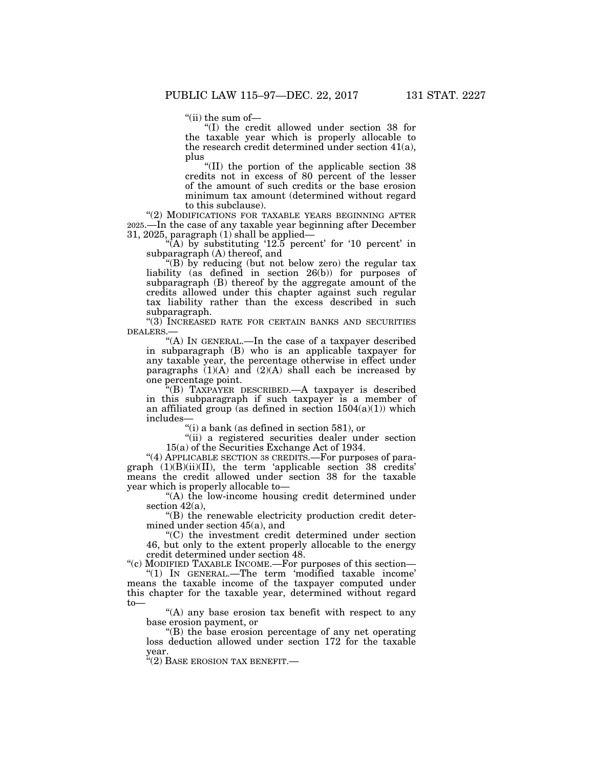"(ii) the sum of—

"(I) the credit allowed under section 38 for the taxable year which is properly allocable to the research credit determined under section 41(a), plus

"(II) the portion of the applicable section 38 credits not in excess of 80 percent of the lesser of the amount of such credits or the base erosion minimum tax amount (determined without regard to this subclause).

"(2) MODIFICATIONS FOR TAXABLE YEARS BEGINNING AFTER 2025.—In the case of any taxable year beginning after December 31, 2025, paragraph (1) shall be applied—

"(A) by substituting '12.5 percent' for '10 percent' in subparagraph (A) thereof, and

"(B) by reducing (but not below zero) the regular tax liability (as defined in section 26(b)) for purposes of subparagraph (B) thereof by the aggregate amount of the credits allowed under this chapter against such regular tax liability rather than the excess described in such subparagraph.

"(3) INCREASED RATE FOR CERTAIN BANKS AND SECURITIES DEALERS.—

"(A) IN GENERAL.—In the case of a taxpayer described in subparagraph (B) who is an applicable taxpayer for any taxable year, the percentage otherwise in effect under paragraphs (1)(A) and (2)(A) shall each be increased by one percentage point.

"(B) TAXPAYER DESCRIBED.—A taxpayer is described in this subparagraph if such taxpayer is a member of an affiliated group (as defined in section 1504(a)(1)) which includes—

"(i) a bank (as defined in section 581), or

"(ii) a registered securities dealer under section 15(a) of the Securities Exchange Act of 1934.

"(4) APPLICABLE SECTION 38 CREDITS.—For purposes of paragraph (1)(B)(ii)(II), the term 'applicable section 38 credits' means the credit allowed under section 38 for the taxable year which is properly allocable to—

"(A) the low-income housing credit determined under section 42(a),

"(B) the renewable electricity production credit determined under section 45(a), and

"(C) the investment credit determined under section 46, but only to the extent properly allocable to the energy credit determined under section 48.

"(c) MODIFIED TAXABLE INCOME.—For purposes of this section—

"(1) IN GENERAL.—The term 'modified taxable income' means the taxable income of the taxpayer computed under this chapter for the taxable year, determined without regard to—

"(A) any base erosion tax benefit with respect to any base erosion payment, or

"(B) the base erosion percentage of any net operating loss deduction allowed under section 172 for the taxable year.

"(2) BASE EROSION TAX BENEFIT.—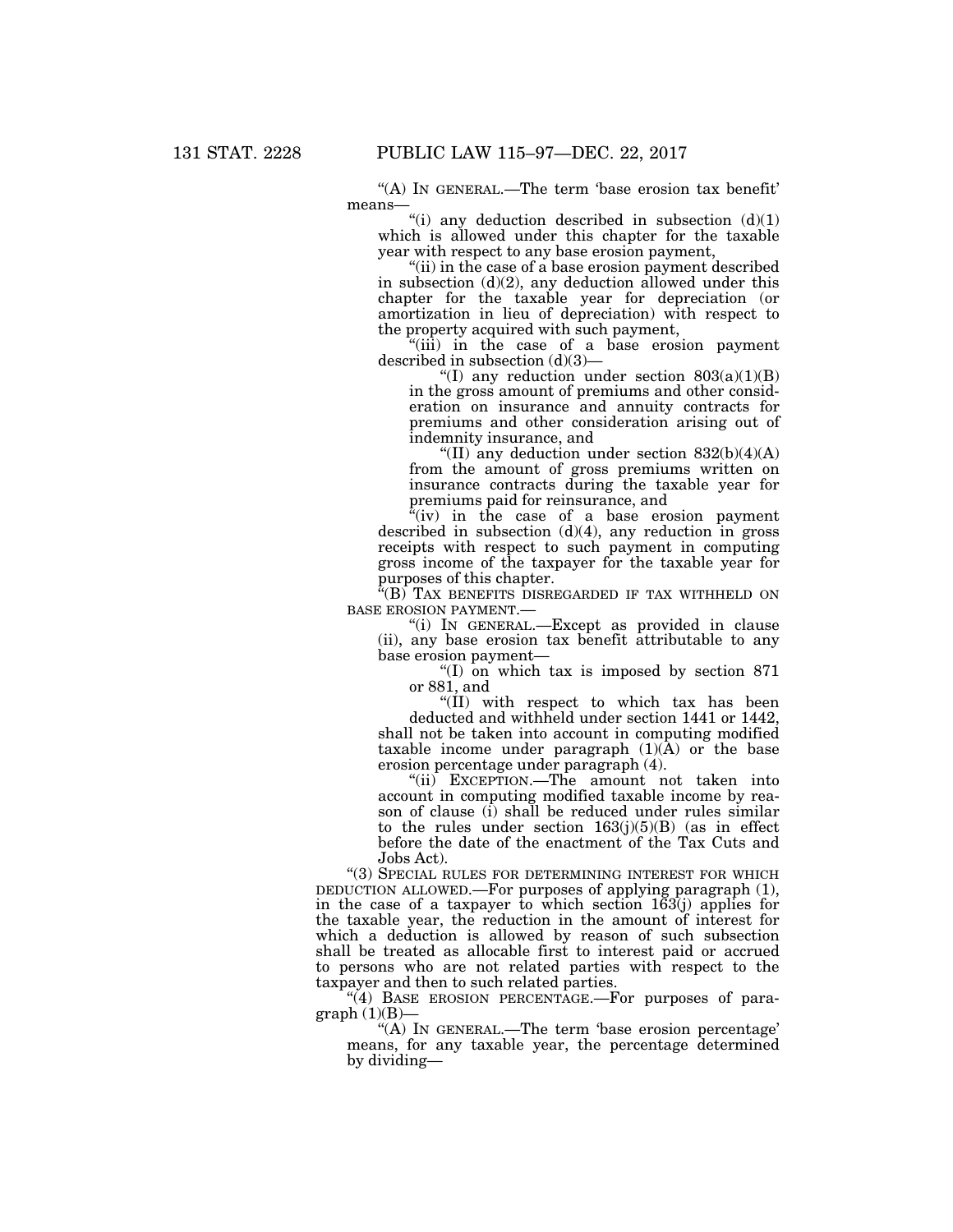"(A) IN GENERAL.—The term 'base erosion tax benefit' means—

"(i) any deduction described in subsection (d)(1) which is allowed under this chapter for the taxable year with respect to any base erosion payment,

"(ii) in the case of a base erosion payment described in subsection (d)(2), any deduction allowed under this chapter for the taxable year for depreciation (or amortization in lieu of depreciation) with respect to the property acquired with such payment,

"(iii) in the case of a base erosion payment described in subsection (d)(3)—

"(I) any reduction under section 803(a)(1)(B) in the gross amount of premiums and other consideration on insurance and annuity contracts for premiums and other consideration arising out of indemnity insurance, and

"(II) any deduction under section 832(b)(4)(A) from the amount of gross premiums written on insurance contracts during the taxable year for premiums paid for reinsurance, and

"(iv) in the case of a base erosion payment described in subsection (d)(4), any reduction in gross receipts with respect to such payment in computing gross income of the taxpayer for the taxable year for purposes of this chapter.

"(B) TAX BENEFITS DISREGARDED IF TAX WITHHELD ON BASE EROSION PAYMENT.—

"(i) IN GENERAL.—Except as provided in clause (ii), any base erosion tax benefit attributable to any base erosion payment—

"(I) on which tax is imposed by section 871 or 881, and

"(II) with respect to which tax has been deducted and withheld under section 1441 or 1442,

shall not be taken into account in computing modified taxable income under paragraph (1)(A) or the base erosion percentage under paragraph (4).

"(ii) EXCEPTION.—The amount not taken into account in computing modified taxable income by reason of clause (i) shall be reduced under rules similar to the rules under section 163(j)(5)(B) (as in effect before the date of the enactment of the Tax Cuts and Jobs Act).

"(3) SPECIAL RULES FOR DETERMINING INTEREST FOR WHICH DEDUCTION ALLOWED.—For purposes of applying paragraph (1), in the case of a taxpayer to which section 163(j) applies for the taxable year, the reduction in the amount of interest for which a deduction is allowed by reason of such subsection shall be treated as allocable first to interest paid or accrued to persons who are not related parties with respect to the taxpayer and then to such related parties.

"(4) BASE EROSION PERCENTAGE.—For purposes of paragraph (1)(B)—

"(A) IN GENERAL.—The term 'base erosion percentage' means, for any taxable year, the percentage determined by dividing—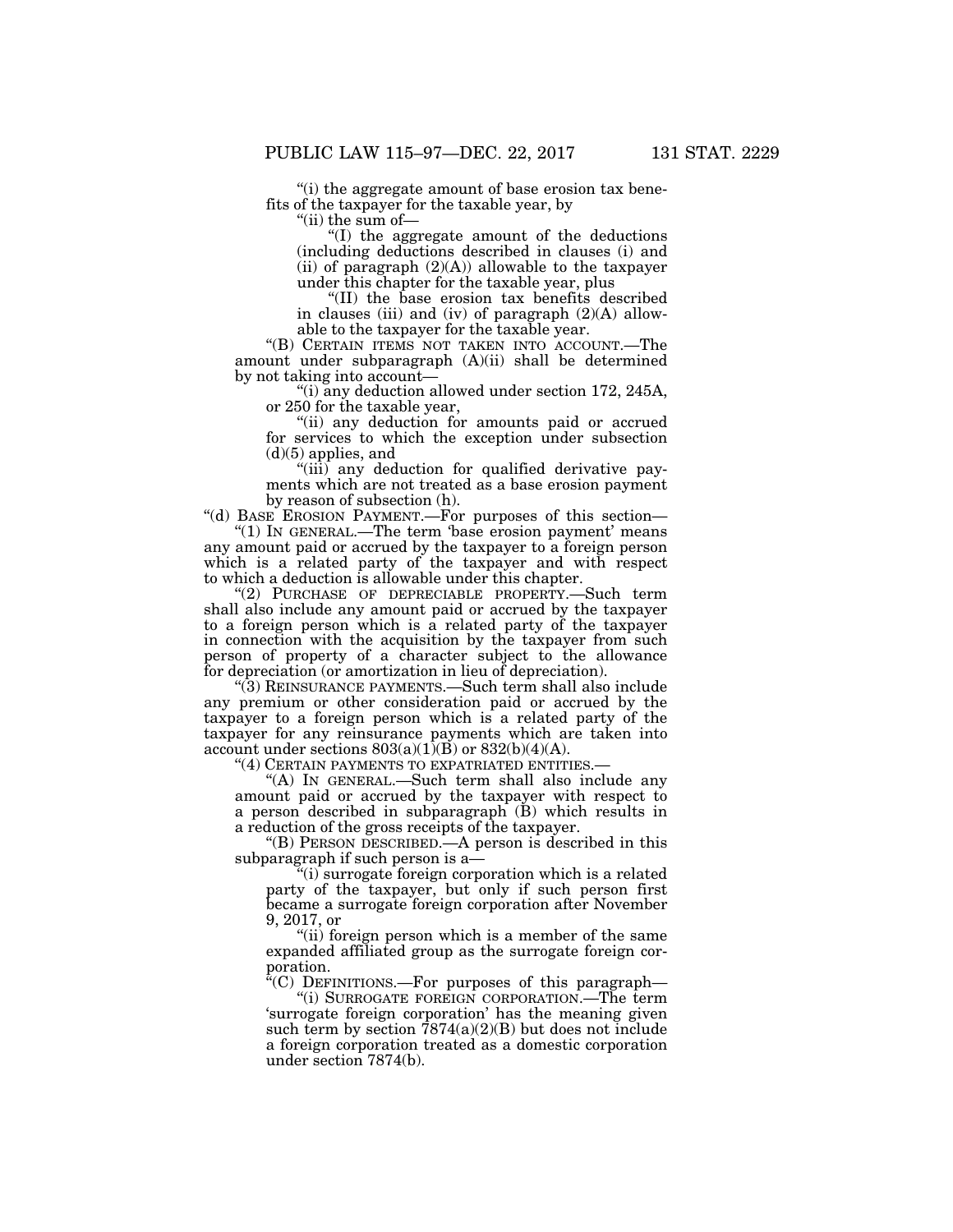"(i) the aggregate amount of base erosion tax benefits of the taxpayer for the taxable year, by

"(ii) the sum of—

"(I) the aggregate amount of the deductions (including deductions described in clauses (i) and (ii) of paragraph (2)(A)) allowable to the taxpayer under this chapter for the taxable year, plus

"(II) the base erosion tax benefits described in clauses (iii) and (iv) of paragraph (2)(A) allowable to the taxpayer for the taxable year.

"(B) CERTAIN ITEMS NOT TAKEN INTO ACCOUNT.—The amount under subparagraph (A)(ii) shall be determined by not taking into account—

"(i) any deduction allowed under section 172, 245A, or 250 for the taxable year,

"(ii) any deduction for amounts paid or accrued for services to which the exception under subsection (d)(5) applies, and

"(iii) any deduction for qualified derivative payments which are not treated as a base erosion payment by reason of subsection (h).

"(d) BASE EROSION PAYMENT.—For purposes of this section—

"(1) IN GENERAL.—The term 'base erosion payment' means any amount paid or accrued by the taxpayer to a foreign person which is a related party of the taxpayer and with respect to which a deduction is allowable under this chapter.

"(2) PURCHASE OF DEPRECIABLE PROPERTY.—Such term shall also include any amount paid or accrued by the taxpayer to a foreign person which is a related party of the taxpayer in connection with the acquisition by the taxpayer from such person of property of a character subject to the allowance for depreciation (or amortization in lieu of depreciation).

"(3) REINSURANCE PAYMENTS.—Such term shall also include any premium or other consideration paid or accrued by the taxpayer to a foreign person which is a related party of the taxpayer for any reinsurance payments which are taken into account under sections 803(a)(1)(B) or 832(b)(4)(A).

"(4) CERTAIN PAYMENTS TO EXPATRIATED ENTITIES.—

"(A) IN GENERAL.—Such term shall also include any amount paid or accrued by the taxpayer with respect to a person described in subparagraph (B) which results in a reduction of the gross receipts of the taxpayer.

"(B) PERSON DESCRIBED.—A person is described in this subparagraph if such person is a—

"(i) surrogate foreign corporation which is a related party of the taxpayer, but only if such person first became a surrogate foreign corporation after November 9, 2017, or

"(ii) foreign person which is a member of the same expanded affiliated group as the surrogate foreign corporation.

"(C) DEFINITIONS.—For purposes of this paragraph—

"(i) SURROGATE FOREIGN CORPORATION.—The term 'surrogate foreign corporation' has the meaning given such term by section 7874(a)(2)(B) but does not include a foreign corporation treated as a domestic corporation under section 7874(b).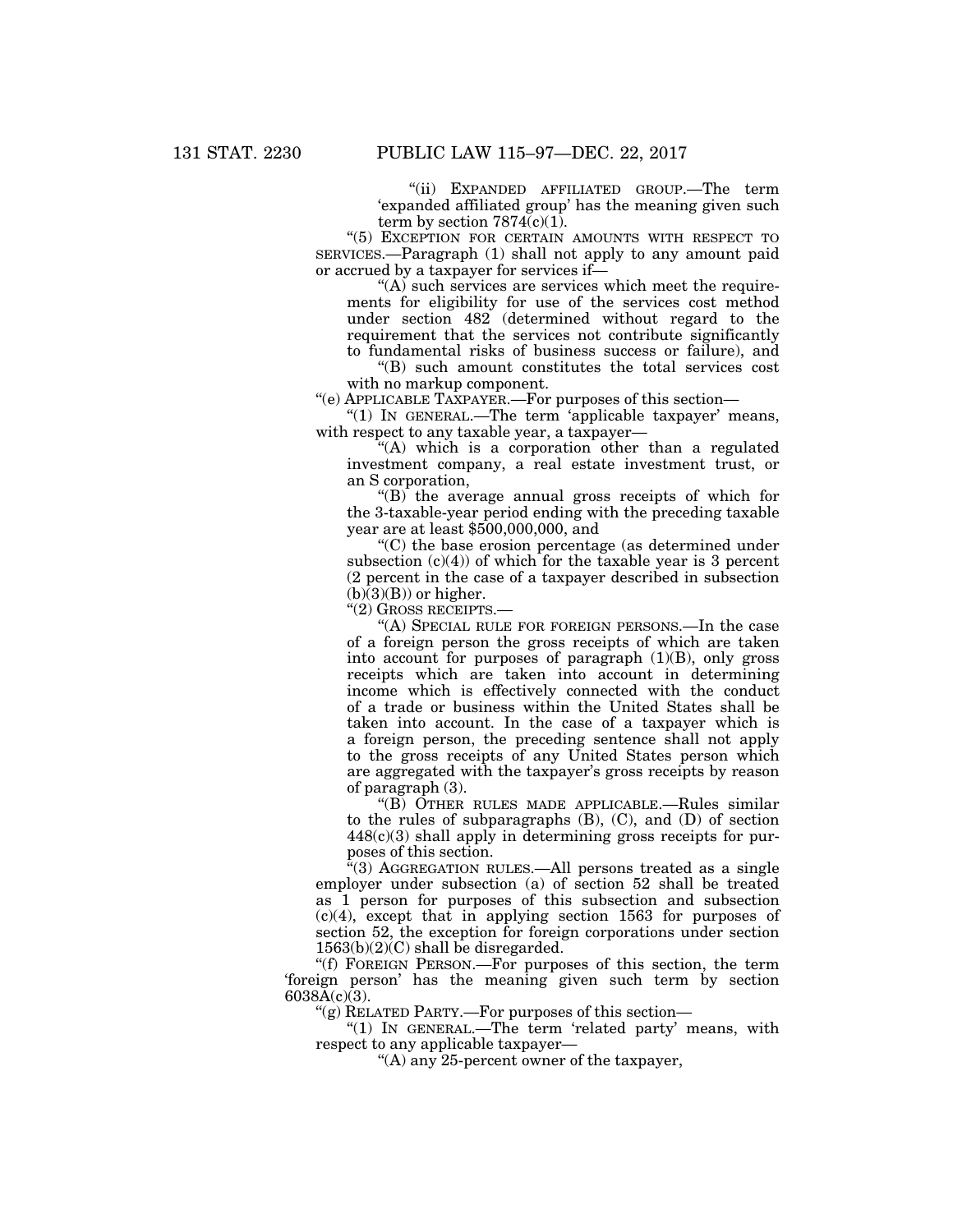"(ii) EXPANDED AFFILIATED GROUP.—The term 'expanded affiliated group' has the meaning given such term by section 7874(c)(1).

"(5) EXCEPTION FOR CERTAIN AMOUNTS WITH RESPECT TO SERVICES.—Paragraph (1) shall not apply to any amount paid or accrued by a taxpayer for services if—

"(A) such services are services which meet the requirements for eligibility for use of the services cost method under section 482 (determined without regard to the requirement that the services not contribute significantly to fundamental risks of business success or failure), and

"(B) such amount constitutes the total services cost with no markup component.

"(e) APPLICABLE TAXPAYER.—For purposes of this section—

"(1) IN GENERAL.—The term 'applicable taxpayer' means, with respect to any taxable year, a taxpayer—

"(A) which is a corporation other than a regulated investment company, a real estate investment trust, or an S corporation,

"(B) the average annual gross receipts of which for the 3-taxable-year period ending with the preceding taxable year are at least $500,000,000, and

"(C) the base erosion percentage (as determined under subsection (c)(4)) of which for the taxable year is 3 percent (2 percent in the case of a taxpayer described in subsection (b)(3)(B)) or higher.

"(2) GROSS RECEIPTS.—

"(A) SPECIAL RULE FOR FOREIGN PERSONS.—In the case of a foreign person the gross receipts of which are taken into account for purposes of paragraph (1)(B), only gross receipts which are taken into account in determining income which is effectively connected with the conduct of a trade or business within the United States shall be taken into account. In the case of a taxpayer which is a foreign person, the preceding sentence shall not apply to the gross receipts of any United States person which are aggregated with the taxpayer's gross receipts by reason of paragraph (3).

"(B) OTHER RULES MADE APPLICABLE.—Rules similar to the rules of subparagraphs (B), (C), and (D) of section 448(c)(3) shall apply in determining gross receipts for purposes of this section.

"(3) AGGREGATION RULES.—All persons treated as a single employer under subsection (a) of section 52 shall be treated as 1 person for purposes of this subsection and subsection (c)(4), except that in applying section 1563 for purposes of section 52, the exception for foreign corporations under section 1563(b)(2)(C) shall be disregarded.

"(f) FOREIGN PERSON.—For purposes of this section, the term 'foreign person' has the meaning given such term by section 6038A(c)(3).

"(g) RELATED PARTY.—For purposes of this section—

"(1) IN GENERAL.—The term 'related party' means, with respect to any applicable taxpayer—

"(A) any 25-percent owner of the taxpayer,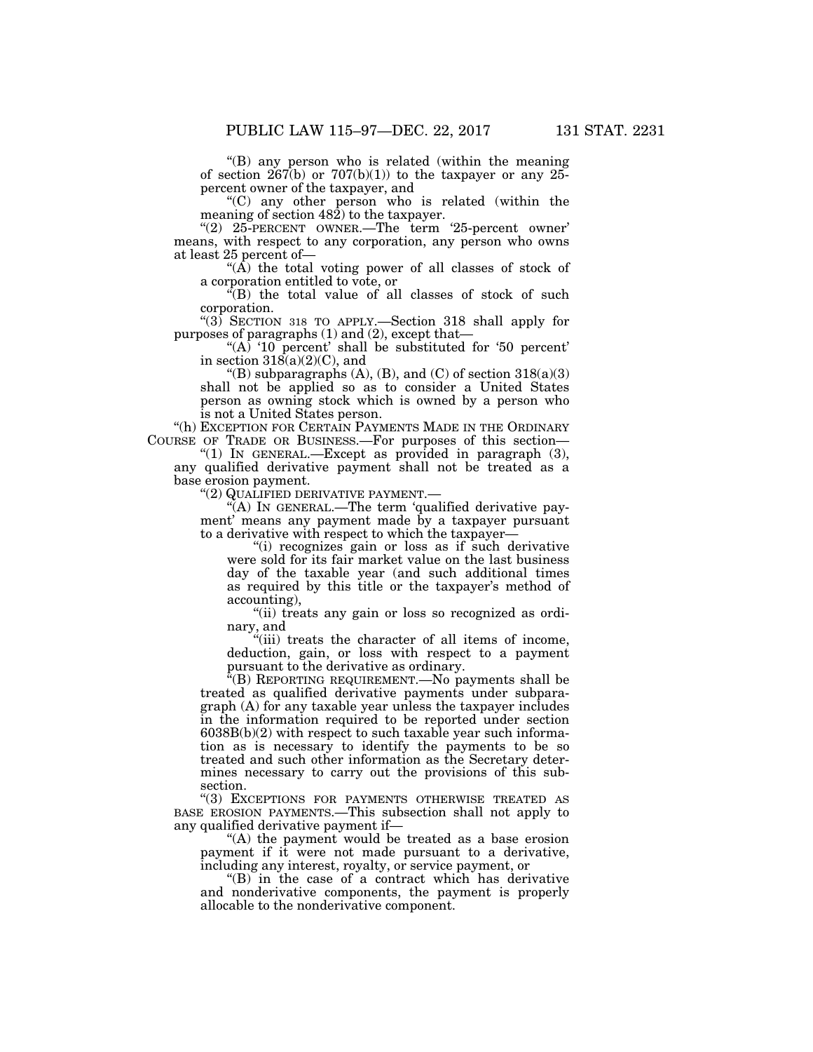"(B) any person who is related (within the meaning of section 267(b) or 707(b)(1)) to the taxpayer or any 25-percent owner of the taxpayer, and

"(C) any other person who is related (within the meaning of section 482) to the taxpayer.

"(2) 25-PERCENT OWNER.—The term '25-percent owner' means, with respect to any corporation, any person who owns at least 25 percent of—

"(A) the total voting power of all classes of stock of a corporation entitled to vote, or

"(B) the total value of all classes of stock of such corporation.

"(3) SECTION 318 TO APPLY.—Section 318 shall apply for purposes of paragraphs (1) and (2), except that—

"(A) '10 percent' shall be substituted for '50 percent' in section 318(a)(2)(C), and

"(B) subparagraphs (A), (B), and (C) of section 318(a)(3) shall not be applied so as to consider a United States person as owning stock which is owned by a person who is not a United States person.

"(h) EXCEPTION FOR CERTAIN PAYMENTS MADE IN THE ORDINARY COURSE OF TRADE OR BUSINESS.—For purposes of this section—

"(1) IN GENERAL.—Except as provided in paragraph (3), any qualified derivative payment shall not be treated as a base erosion payment.

"(2) QUALIFIED DERIVATIVE PAYMENT.—

"(A) IN GENERAL.—The term 'qualified derivative payment' means any payment made by a taxpayer pursuant to a derivative with respect to which the taxpayer—

"(i) recognizes gain or loss as if such derivative were sold for its fair market value on the last business day of the taxable year (and such additional times as required by this title or the taxpayer's method of accounting),

"(ii) treats any gain or loss so recognized as ordinary, and

"(iii) treats the character of all items of income, deduction, gain, or loss with respect to a payment pursuant to the derivative as ordinary.

"(B) REPORTING REQUIREMENT.—No payments shall be treated as qualified derivative payments under subparagraph (A) for any taxable year unless the taxpayer includes in the information required to be reported under section 6038B(b)(2) with respect to such taxable year such information as is necessary to identify the payments to be so treated and such other information as the Secretary determines necessary to carry out the provisions of this subsection.

"(3) EXCEPTIONS FOR PAYMENTS OTHERWISE TREATED AS BASE EROSION PAYMENTS.—This subsection shall not apply to any qualified derivative payment if—

"(A) the payment would be treated as a base erosion payment if it were not made pursuant to a derivative, including any interest, royalty, or service payment, or

"(B) in the case of a contract which has derivative and nonderivative components, the payment is properly allocable to the nonderivative component.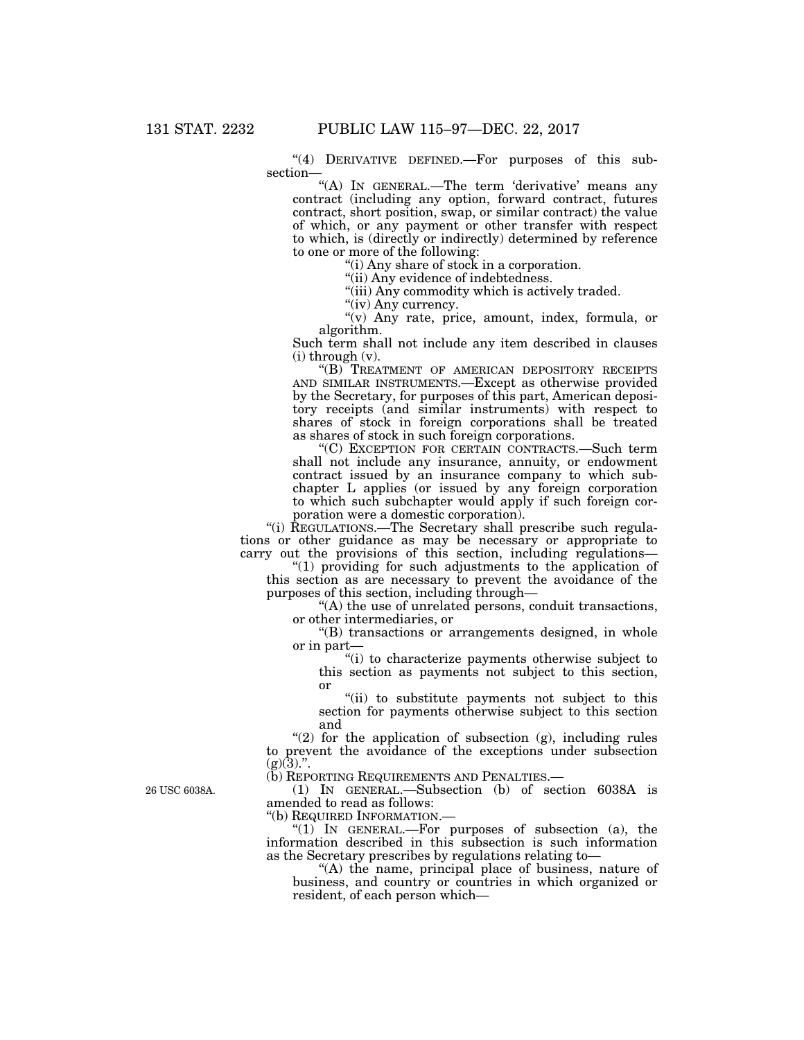"(4) DERIVATIVE DEFINED.—For purposes of this subsection—

"(A) IN GENERAL.—The term 'derivative' means any contract (including any option, forward contract, futures contract, short position, swap, or similar contract) the value of which, or any payment or other transfer with respect to which, is (directly or indirectly) determined by reference to one or more of the following:

"(i) Any share of stock in a corporation.

"(ii) Any evidence of indebtedness.

"(iii) Any commodity which is actively traded.

"(iv) Any currency.

"(v) Any rate, price, amount, index, formula, or algorithm.

Such term shall not include any item described in clauses (i) through (v).

"(B) TREATMENT OF AMERICAN DEPOSITORY RECEIPTS AND SIMILAR INSTRUMENTS.—Except as otherwise provided by the Secretary, for purposes of this part, American depository receipts (and similar instruments) with respect to shares of stock in foreign corporations shall be treated as shares of stock in such foreign corporations.

"(C) EXCEPTION FOR CERTAIN CONTRACTS.—Such term shall not include any insurance, annuity, or endowment contract issued by an insurance company to which subchapter L applies (or issued by any foreign corporation to which such subchapter would apply if such foreign corporation were a domestic corporation).

"(i) REGULATIONS.—The Secretary shall prescribe such regulations or other guidance as may be necessary or appropriate to carry out the provisions of this section, including regulations—

"(1) providing for such adjustments to the application of this section as are necessary to prevent the avoidance of the purposes of this section, including through—

"(A) the use of unrelated persons, conduit transactions, or other intermediaries, or

"(B) transactions or arrangements designed, in whole or in part—

"(i) to characterize payments otherwise subject to this section as payments not subject to this section, or

"(ii) to substitute payments not subject to this section for payments otherwise subject to this section and

"(2) for the application of subsection (g), including rules to prevent the avoidance of the exceptions under subsection (g)(3).".

(b) REPORTING REQUIREMENTS AND PENALTIES.—

26 USC 6038A.

(1) IN GENERAL.—Subsection (b) of section 6038A is amended to read as follows:

"(b) REQUIRED INFORMATION.—

"(1) IN GENERAL.—For purposes of subsection (a), the information described in this subsection is such information as the Secretary prescribes by regulations relating to—

"(A) the name, principal place of business, nature of business, and country or countries in which organized or resident, of each person which—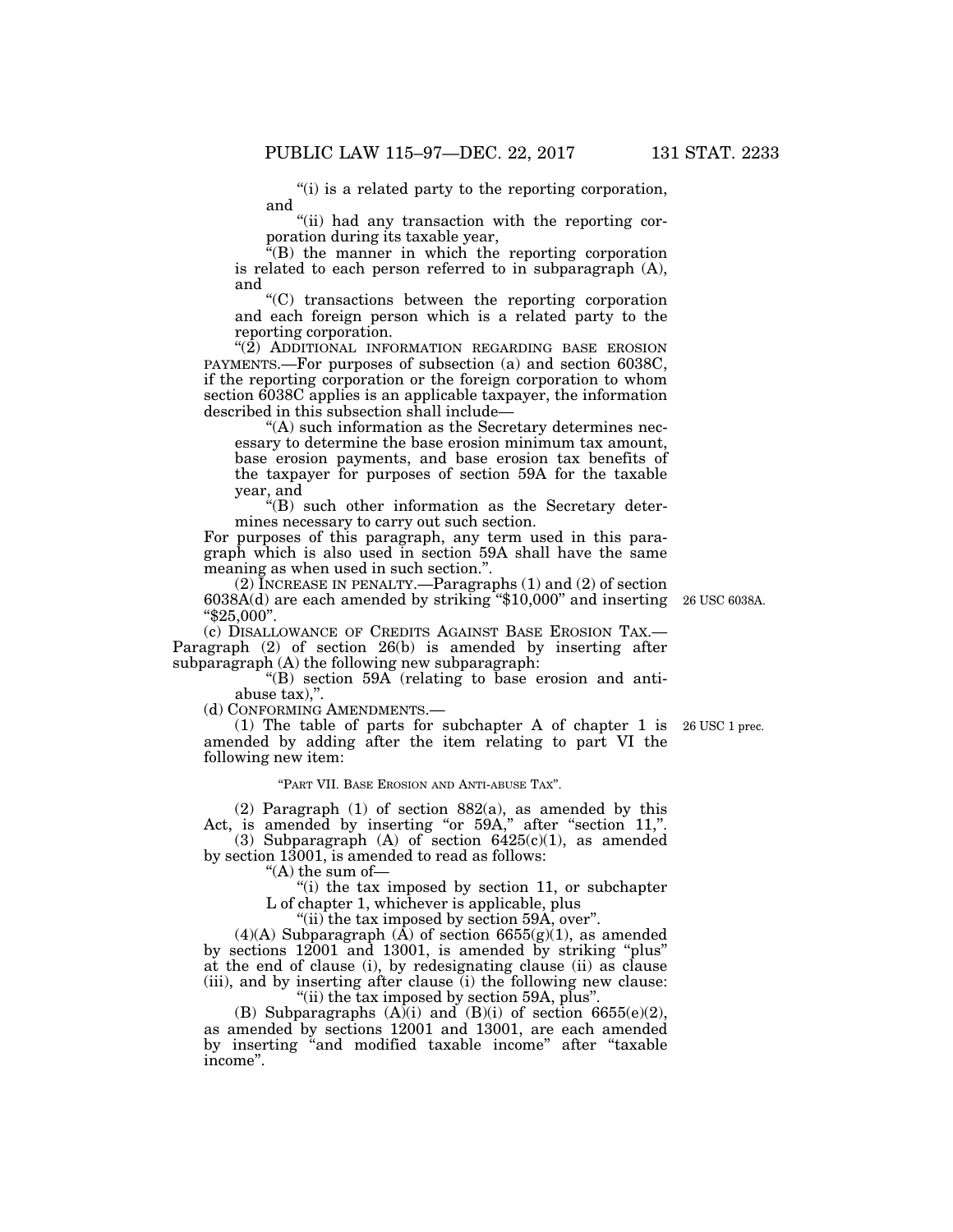"(i) is a related party to the reporting corporation, and

"(ii) had any transaction with the reporting corporation during its taxable year,

"(B) the manner in which the reporting corporation is related to each person referred to in subparagraph (A), and

"(C) transactions between the reporting corporation and each foreign person which is a related party to the reporting corporation.

"(2) ADDITIONAL INFORMATION REGARDING BASE EROSION PAYMENTS.—For purposes of subsection (a) and section 6038C, if the reporting corporation or the foreign corporation to whom section 6038C applies is an applicable taxpayer, the information described in this subsection shall include—

"(A) such information as the Secretary determines necessary to determine the base erosion minimum tax amount, base erosion payments, and base erosion tax benefits of the taxpayer for purposes of section 59A for the taxable year, and

"(B) such other information as the Secretary determines necessary to carry out such section.

For purposes of this paragraph, any term used in this paragraph which is also used in section 59A shall have the same meaning as when used in such section.".

(2) INCREASE IN PENALTY.—Paragraphs (1) and (2) of section 6038A(d) are each amended by striking "$10,000" and inserting "$25,000". 26 USC 6038A.

(c) DISALLOWANCE OF CREDITS AGAINST BASE EROSION TAX.—Paragraph (2) of section 26(b) is amended by inserting after subparagraph (A) the following new subparagraph:

"(B) section 59A (relating to base erosion and anti-abuse tax),".

(d) CONFORMING AMENDMENTS.—

(1) The table of parts for subchapter A of chapter 1 is amended by adding after the item relating to part VI the following new item: 26 USC 1 prec.

"PART VII. BASE EROSION AND ANTI-ABUSE TAX".

(2) Paragraph (1) of section 882(a), as amended by this Act, is amended by inserting "or 59A," after "section 11,".

(3) Subparagraph (A) of section 6425(c)(1), as amended by section 13001, is amended to read as follows:

"(A) the sum of—

"(i) the tax imposed by section 11, or subchapter L of chapter 1, whichever is applicable, plus

"(ii) the tax imposed by section 59A, over".

(4)(A) Subparagraph (A) of section 6655(g)(1), as amended by sections 12001 and 13001, is amended by striking "plus" at the end of clause (i), by redesignating clause (ii) as clause (iii), and by inserting after clause (i) the following new clause:

"(ii) the tax imposed by section 59A, plus".

(B) Subparagraphs (A)(i) and (B)(i) of section 6655(e)(2), as amended by sections 12001 and 13001, are each amended by inserting "and modified taxable income" after "taxable income".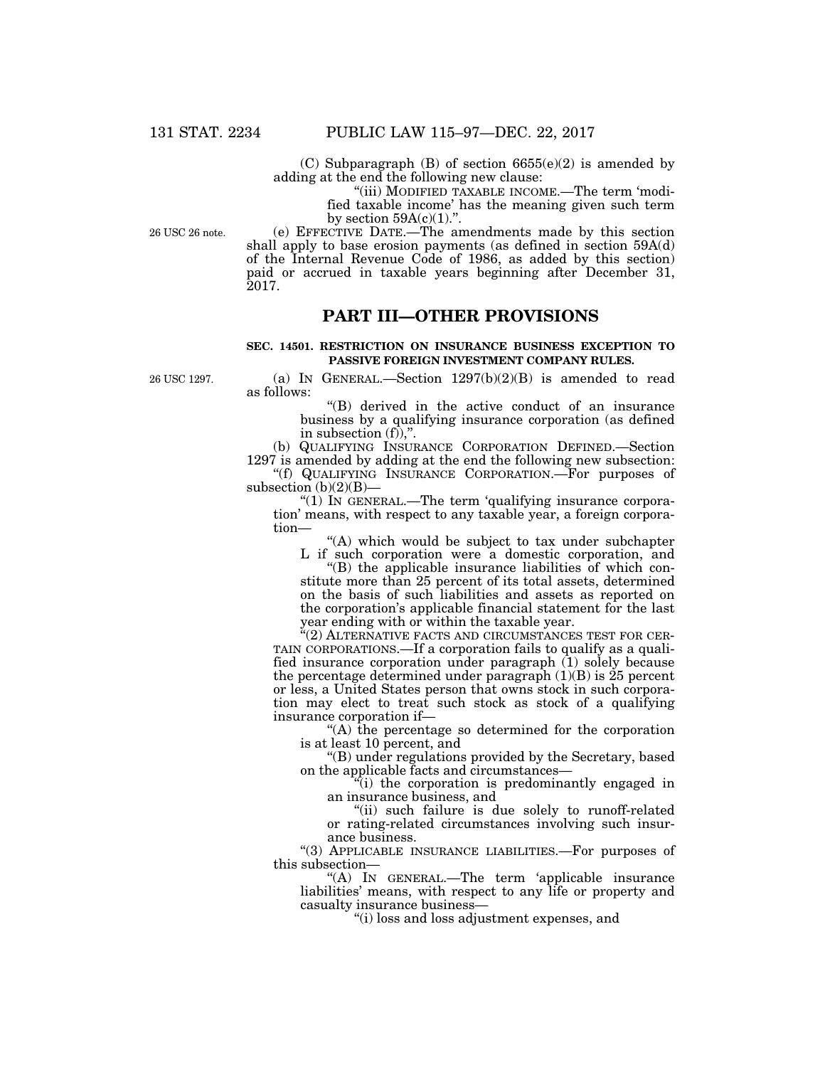(C) Subparagraph (B) of section 6655(e)(2) is amended by adding at the end the following new clause:

"(iii) MODIFIED TAXABLE INCOME.—The term 'modified taxable income' has the meaning given such term by section 59A(c)(1).".

26 USC 26 note.

(e) EFFECTIVE DATE.—The amendments made by this section shall apply to base erosion payments (as defined in section 59A(d) of the Internal Revenue Code of 1986, as added by this section) paid or accrued in taxable years beginning after December 31, 2017.

## PART III—OTHER PROVISIONS

### SEC. 14501. RESTRICTION ON INSURANCE BUSINESS EXCEPTION TO PASSIVE FOREIGN INVESTMENT COMPANY RULES.

26 USC 1297.

(a) IN GENERAL.—Section 1297(b)(2)(B) is amended to read as follows:

"(B) derived in the active conduct of an insurance business by a qualifying insurance corporation (as defined in subsection (f)),".

(b) QUALIFYING INSURANCE CORPORATION DEFINED.—Section 1297 is amended by adding at the end the following new subsection:

"(f) QUALIFYING INSURANCE CORPORATION.—For purposes of subsection (b)(2)(B)—

"(1) IN GENERAL.—The term 'qualifying insurance corporation' means, with respect to any taxable year, a foreign corporation—

"(A) which would be subject to tax under subchapter L if such corporation were a domestic corporation, and

"(B) the applicable insurance liabilities of which constitute more than 25 percent of its total assets, determined on the basis of such liabilities and assets as reported on the corporation's applicable financial statement for the last year ending with or within the taxable year.

"(2) ALTERNATIVE FACTS AND CIRCUMSTANCES TEST FOR CERTAIN CORPORATIONS.—If a corporation fails to qualify as a qualified insurance corporation under paragraph (1) solely because the percentage determined under paragraph (1)(B) is 25 percent or less, a United States person that owns stock in such corporation may elect to treat such stock as stock of a qualifying insurance corporation if—

"(A) the percentage so determined for the corporation is at least 10 percent, and

"(B) under regulations provided by the Secretary, based on the applicable facts and circumstances—

"(i) the corporation is predominantly engaged in an insurance business, and

"(ii) such failure is due solely to runoff-related or rating-related circumstances involving such insurance business.

"(3) APPLICABLE INSURANCE LIABILITIES.—For purposes of this subsection—

"(A) IN GENERAL.—The term 'applicable insurance liabilities' means, with respect to any life or property and casualty insurance business—

"(i) loss and loss adjustment expenses, and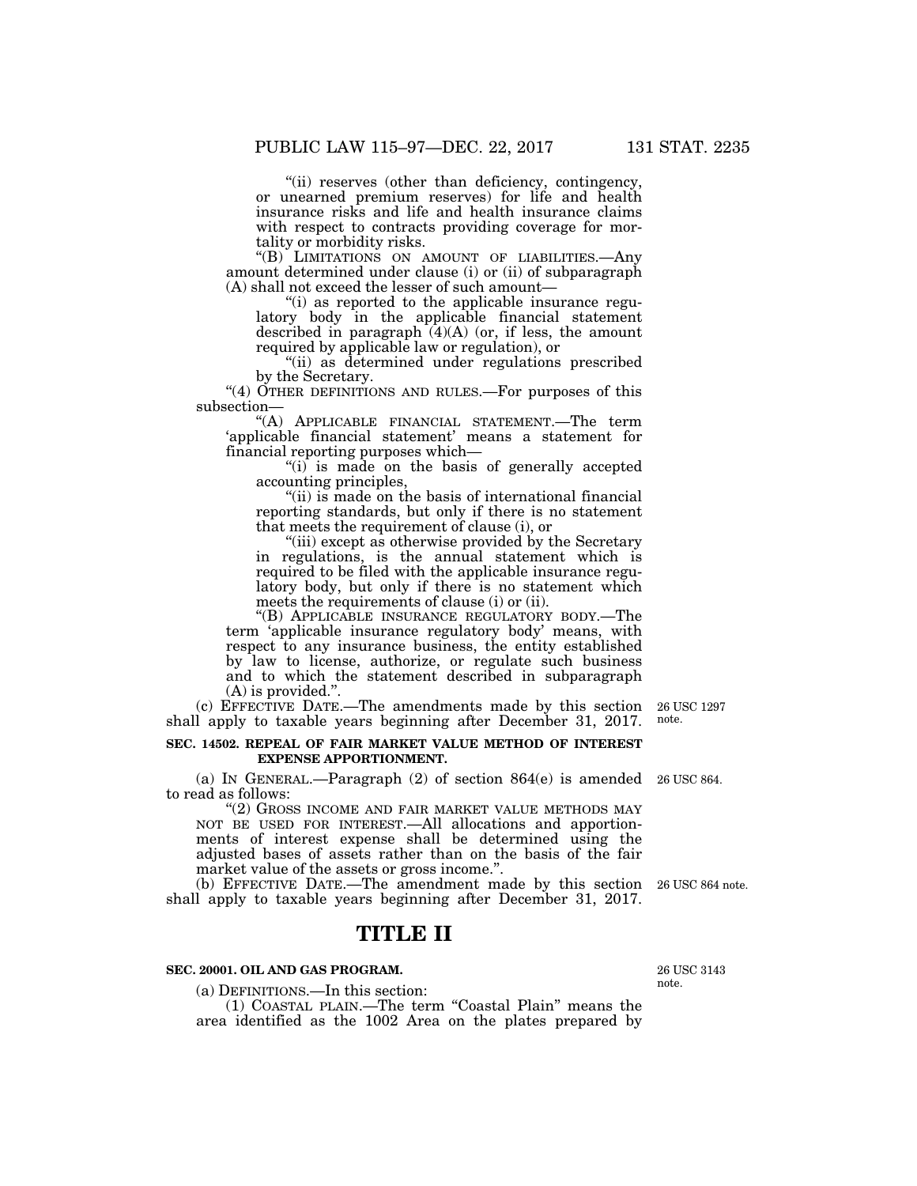"(ii) reserves (other than deficiency, contingency, or unearned premium reserves) for life and health insurance risks and life and health insurance claims with respect to contracts providing coverage for mortality or morbidity risks.

"(B) LIMITATIONS ON AMOUNT OF LIABILITIES.—Any amount determined under clause (i) or (ii) of subparagraph (A) shall not exceed the lesser of such amount—

"(i) as reported to the applicable insurance regulatory body in the applicable financial statement described in paragraph (4)(A) (or, if less, the amount required by applicable law or regulation), or

"(ii) as determined under regulations prescribed by the Secretary.

"(4) OTHER DEFINITIONS AND RULES.—For purposes of this subsection—

"(A) APPLICABLE FINANCIAL STATEMENT.—The term 'applicable financial statement' means a statement for financial reporting purposes which—

"(i) is made on the basis of generally accepted accounting principles,

"(ii) is made on the basis of international financial reporting standards, but only if there is no statement that meets the requirement of clause (i), or

"(iii) except as otherwise provided by the Secretary in regulations, is the annual statement which is required to be filed with the applicable insurance regulatory body, but only if there is no statement which meets the requirements of clause (i) or (ii).

"(B) APPLICABLE INSURANCE REGULATORY BODY.—The term 'applicable insurance regulatory body' means, with respect to any insurance business, the entity established by law to license, authorize, or regulate such business and to which the statement described in subparagraph (A) is provided.".

(c) EFFECTIVE DATE.—The amendments made by this section shall apply to taxable years beginning after December 31, 2017. 26 USC 1297 note.

**SEC. 14502. REPEAL OF FAIR MARKET VALUE METHOD OF INTEREST EXPENSE APPORTIONMENT.**

(a) IN GENERAL.—Paragraph (2) of section 864(e) is amended to read as follows: 26 USC 864.

"(2) GROSS INCOME AND FAIR MARKET VALUE METHODS MAY NOT BE USED FOR INTEREST.—All allocations and apportionments of interest expense shall be determined using the adjusted bases of assets rather than on the basis of the fair market value of the assets or gross income.".

(b) EFFECTIVE DATE.—The amendment made by this section shall apply to taxable years beginning after December 31, 2017. 26 USC 864 note.

# TITLE II

**SEC. 20001. OIL AND GAS PROGRAM.**

26 USC 3143 note.

(a) DEFINITIONS.—In this section:

(1) COASTAL PLAIN.—The term "Coastal Plain" means the area identified as the 1002 Area on the plates prepared by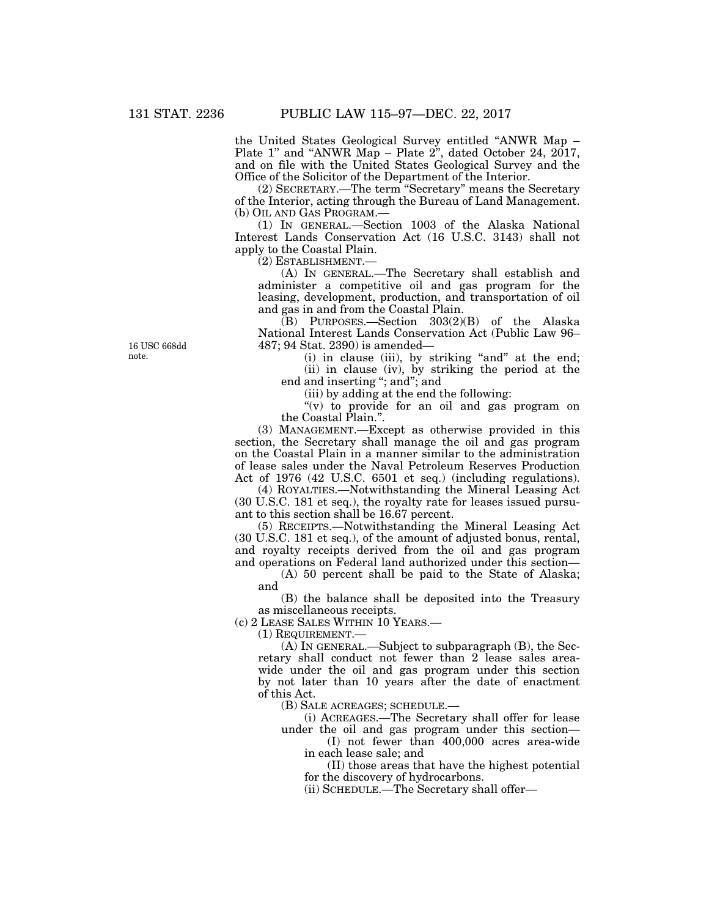the United States Geological Survey entitled "ANWR Map – Plate 1" and "ANWR Map – Plate 2", dated October 24, 2017, and on file with the United States Geological Survey and the Office of the Solicitor of the Department of the Interior.

(2) SECRETARY.—The term "Secretary" means the Secretary of the Interior, acting through the Bureau of Land Management.

(b) OIL AND GAS PROGRAM.—

(1) IN GENERAL.—Section 1003 of the Alaska National Interest Lands Conservation Act (16 U.S.C. 3143) shall not apply to the Coastal Plain.

(2) ESTABLISHMENT.—

(A) IN GENERAL.—The Secretary shall establish and administer a competitive oil and gas program for the leasing, development, production, and transportation of oil and gas in and from the Coastal Plain.

(B) PURPOSES.—Section 303(2)(B) of the Alaska National Interest Lands Conservation Act (Public Law 96–487; 94 Stat. 2390) is amended—

16 USC 668dd note.

(i) in clause (iii), by striking "and" at the end;

(ii) in clause (iv), by striking the period at the end and inserting "; and"; and

(iii) by adding at the end the following:

"(v) to provide for an oil and gas program on the Coastal Plain.".

(3) MANAGEMENT.—Except as otherwise provided in this section, the Secretary shall manage the oil and gas program on the Coastal Plain in a manner similar to the administration of lease sales under the Naval Petroleum Reserves Production Act of 1976 (42 U.S.C. 6501 et seq.) (including regulations).

(4) ROYALTIES.—Notwithstanding the Mineral Leasing Act (30 U.S.C. 181 et seq.), the royalty rate for leases issued pursuant to this section shall be 16.67 percent.

(5) RECEIPTS.—Notwithstanding the Mineral Leasing Act (30 U.S.C. 181 et seq.), of the amount of adjusted bonus, rental, and royalty receipts derived from the oil and gas program and operations on Federal land authorized under this section—

(A) 50 percent shall be paid to the State of Alaska; and

(B) the balance shall be deposited into the Treasury as miscellaneous receipts.

(c) 2 LEASE SALES WITHIN 10 YEARS.—

(1) REQUIREMENT.—

(A) IN GENERAL.—Subject to subparagraph (B), the Secretary shall conduct not fewer than 2 lease sales area-wide under the oil and gas program under this section by not later than 10 years after the date of enactment of this Act.

(B) SALE ACREAGES; SCHEDULE.—

(i) ACREAGES.—The Secretary shall offer for lease under the oil and gas program under this section—

(I) not fewer than 400,000 acres area-wide in each lease sale; and

(II) those areas that have the highest potential for the discovery of hydrocarbons.

(ii) SCHEDULE.—The Secretary shall offer—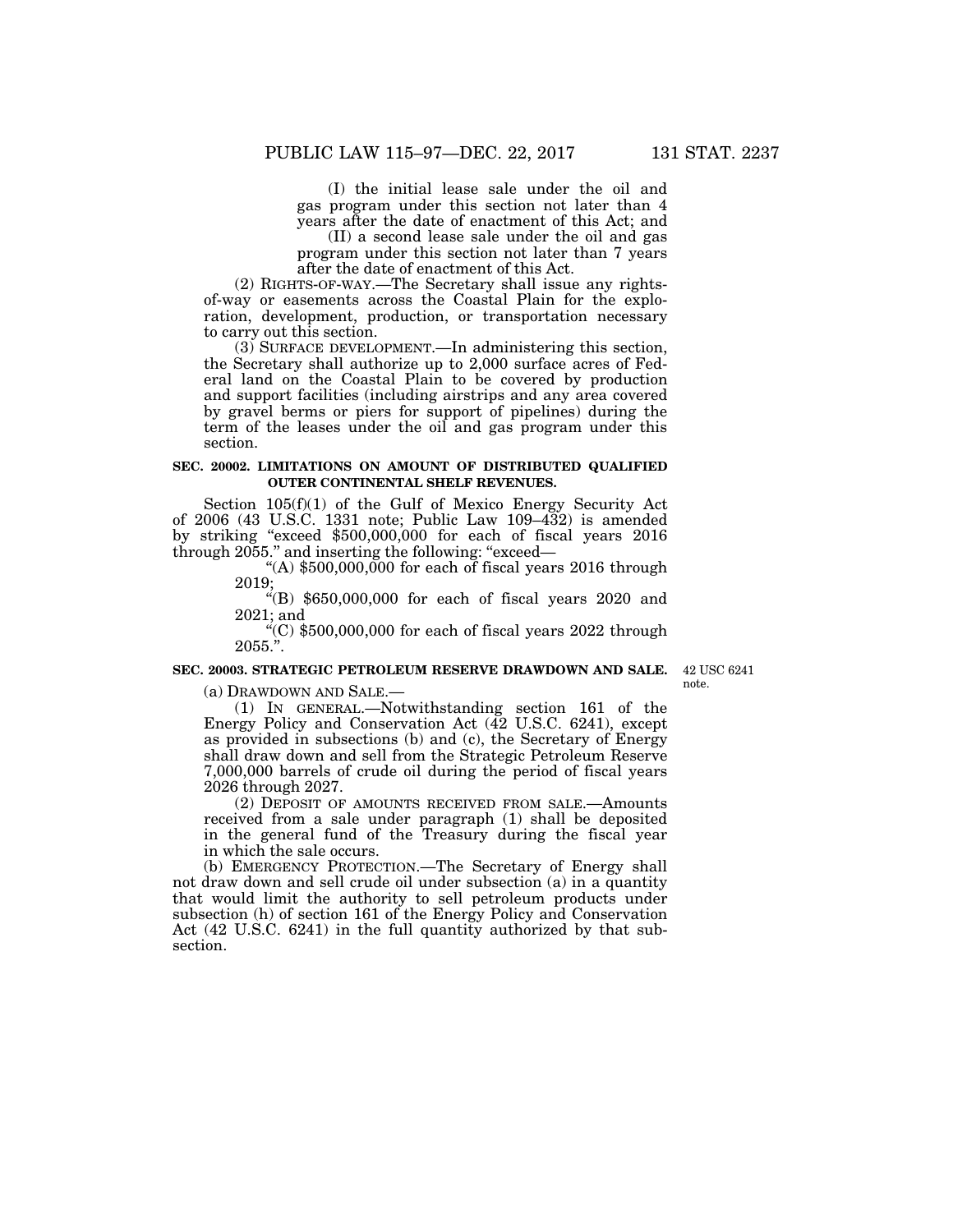(I) the initial lease sale under the oil and gas program under this section not later than 4 years after the date of enactment of this Act; and

(II) a second lease sale under the oil and gas program under this section not later than 7 years after the date of enactment of this Act.

(2) RIGHTS-OF-WAY.—The Secretary shall issue any rights-of-way or easements across the Coastal Plain for the exploration, development, production, or transportation necessary to carry out this section.

(3) SURFACE DEVELOPMENT.—In administering this section, the Secretary shall authorize up to 2,000 surface acres of Federal land on the Coastal Plain to be covered by production and support facilities (including airstrips and any area covered by gravel berms or piers for support of pipelines) during the term of the leases under the oil and gas program under this section.

**SEC. 20002. LIMITATIONS ON AMOUNT OF DISTRIBUTED QUALIFIED OUTER CONTINENTAL SHELF REVENUES.**

Section 105(f)(1) of the Gulf of Mexico Energy Security Act of 2006 (43 U.S.C. 1331 note; Public Law 109–432) is amended by striking "exceed $500,000,000 for each of fiscal years 2016 through 2055." and inserting the following: "exceed—

"(A) $500,000,000 for each of fiscal years 2016 through 2019;

"(B) $650,000,000 for each of fiscal years 2020 and 2021; and

"(C) $500,000,000 for each of fiscal years 2022 through 2055.".

**SEC. 20003. STRATEGIC PETROLEUM RESERVE DRAWDOWN AND SALE.**

42 USC 6241 note.

(a) DRAWDOWN AND SALE.—

(1) IN GENERAL.—Notwithstanding section 161 of the Energy Policy and Conservation Act (42 U.S.C. 6241), except as provided in subsections (b) and (c), the Secretary of Energy shall draw down and sell from the Strategic Petroleum Reserve 7,000,000 barrels of crude oil during the period of fiscal years 2026 through 2027.

(2) DEPOSIT OF AMOUNTS RECEIVED FROM SALE.—Amounts received from a sale under paragraph (1) shall be deposited in the general fund of the Treasury during the fiscal year in which the sale occurs.

(b) EMERGENCY PROTECTION.—The Secretary of Energy shall not draw down and sell crude oil under subsection (a) in a quantity that would limit the authority to sell petroleum products under subsection (h) of section 161 of the Energy Policy and Conservation Act (42 U.S.C. 6241) in the full quantity authorized by that subsection.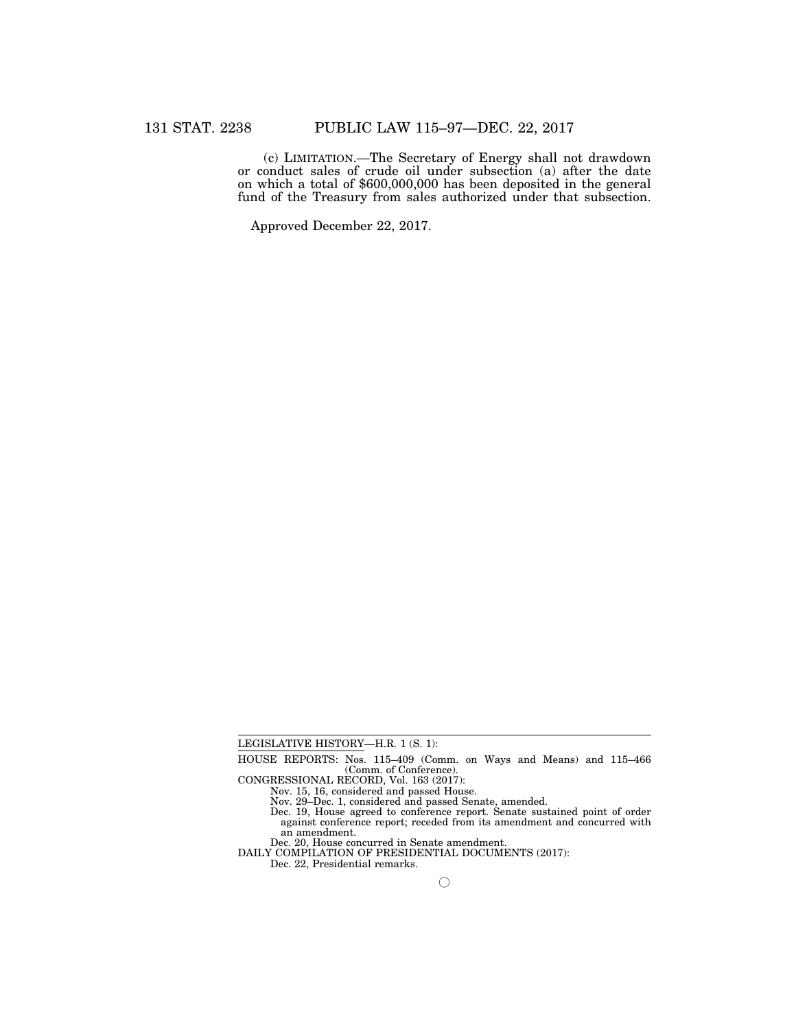(c) LIMITATION.—The Secretary of Energy shall not drawdown or conduct sales of crude oil under subsection (a) after the date on which a total of $600,000,000 has been deposited in the general fund of the Treasury from sales authorized under that subsection.

Approved December 22, 2017.

---

LEGISLATIVE HISTORY—H.R. 1 (S. 1):

HOUSE REPORTS: Nos. 115–409 (Comm. on Ways and Means) and 115–466 (Comm. of Conference).

CONGRESSIONAL RECORD, Vol. 163 (2017):

- Nov. 15, 16, considered and passed House.
- Nov. 29–Dec. 1, considered and passed Senate, amended.
- Dec. 19, House agreed to conference report. Senate sustained point of order against conference report; receded from its amendment and concurred with an amendment.
- Dec. 20, House concurred in Senate amendment.

DAILY COMPILATION OF PRESIDENTIAL DOCUMENTS (2017):

- Dec. 22, Presidential remarks.

○